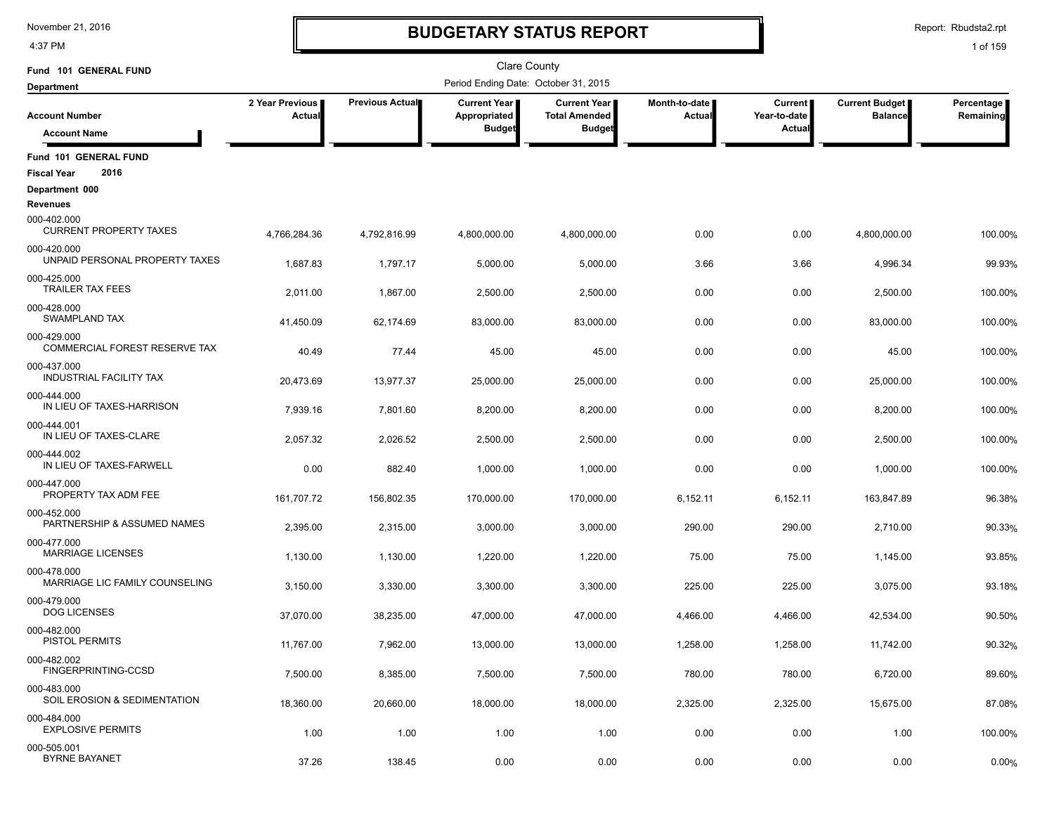# BUDGETARY STATUS REPORT

November 21, 2016
4:37 PM

Report: Rbudsta2.rpt

Clare County

Period Ending Date: October 31, 2015

**Fund 101 GENERAL FUND**
**Department**

| Account Number / Account Name | 2 Year Previous Actual | Previous Actual | Current Year Appropriated Budget | Current Year Total Amended Budget | Month-to-date Actual | Current Year-to-date Actual | Current Budget Balance | Percentage Remaining |
|---|---|---|---|---|---|---|---|---|
| **Fund 101 GENERAL FUND** | | | | | | | | |
| **Fiscal Year 2016** | | | | | | | | |
| **Department 000** | | | | | | | | |
| **Revenues** | | | | | | | | |
| 000-402.000 CURRENT PROPERTY TAXES | 4,766,284.36 | 4,792,816.99 | 4,800,000.00 | 4,800,000.00 | 0.00 | 0.00 | 4,800,000.00 | 100.00% |
| 000-420.000 UNPAID PERSONAL PROPERTY TAXES | 1,687.83 | 1,797.17 | 5,000.00 | 5,000.00 | 3.66 | 3.66 | 4,996.34 | 99.93% |
| 000-425.000 TRAILER TAX FEES | 2,011.00 | 1,867.00 | 2,500.00 | 2,500.00 | 0.00 | 0.00 | 2,500.00 | 100.00% |
| 000-428.000 SWAMPLAND TAX | 41,450.09 | 62,174.69 | 83,000.00 | 83,000.00 | 0.00 | 0.00 | 83,000.00 | 100.00% |
| 000-429.000 COMMERCIAL FOREST RESERVE TAX | 40.49 | 77.44 | 45.00 | 45.00 | 0.00 | 0.00 | 45.00 | 100.00% |
| 000-437.000 INDUSTRIAL FACILITY TAX | 20,473.69 | 13,977.37 | 25,000.00 | 25,000.00 | 0.00 | 0.00 | 25,000.00 | 100.00% |
| 000-444.000 IN LIEU OF TAXES-HARRISON | 7,939.16 | 7,801.60 | 8,200.00 | 8,200.00 | 0.00 | 0.00 | 8,200.00 | 100.00% |
| 000-444.001 IN LIEU OF TAXES-CLARE | 2,057.32 | 2,026.52 | 2,500.00 | 2,500.00 | 0.00 | 0.00 | 2,500.00 | 100.00% |
| 000-444.002 IN LIEU OF TAXES-FARWELL | 0.00 | 882.40 | 1,000.00 | 1,000.00 | 0.00 | 0.00 | 1,000.00 | 100.00% |
| 000-447.000 PROPERTY TAX ADM FEE | 161,707.72 | 156,802.35 | 170,000.00 | 170,000.00 | 6,152.11 | 6,152.11 | 163,847.89 | 96.38% |
| 000-452.000 PARTNERSHIP & ASSUMED NAMES | 2,395.00 | 2,315.00 | 3,000.00 | 3,000.00 | 290.00 | 290.00 | 2,710.00 | 90.33% |
| 000-477.000 MARRIAGE LICENSES | 1,130.00 | 1,130.00 | 1,220.00 | 1,220.00 | 75.00 | 75.00 | 1,145.00 | 93.85% |
| 000-478.000 MARRIAGE LIC FAMILY COUNSELING | 3,150.00 | 3,330.00 | 3,300.00 | 3,300.00 | 225.00 | 225.00 | 3,075.00 | 93.18% |
| 000-479.000 DOG LICENSES | 37,070.00 | 38,235.00 | 47,000.00 | 47,000.00 | 4,466.00 | 4,466.00 | 42,534.00 | 90.50% |
| 000-482.000 PISTOL PERMITS | 11,767.00 | 7,962.00 | 13,000.00 | 13,000.00 | 1,258.00 | 1,258.00 | 11,742.00 | 90.32% |
| 000-482.002 FINGERPRINTING-CCSD | 7,500.00 | 8,385.00 | 7,500.00 | 7,500.00 | 780.00 | 780.00 | 6,720.00 | 89.60% |
| 000-483.000 SOIL EROSION & SEDIMENTATION | 18,360.00 | 20,660.00 | 18,000.00 | 18,000.00 | 2,325.00 | 2,325.00 | 15,675.00 | 87.08% |
| 000-484.000 EXPLOSIVE PERMITS | 1.00 | 1.00 | 1.00 | 1.00 | 0.00 | 0.00 | 1.00 | 100.00% |
| 000-505.001 BYRNE BAYANET | 37.26 | 138.45 | 0.00 | 0.00 | 0.00 | 0.00 | 0.00 | 0.00% |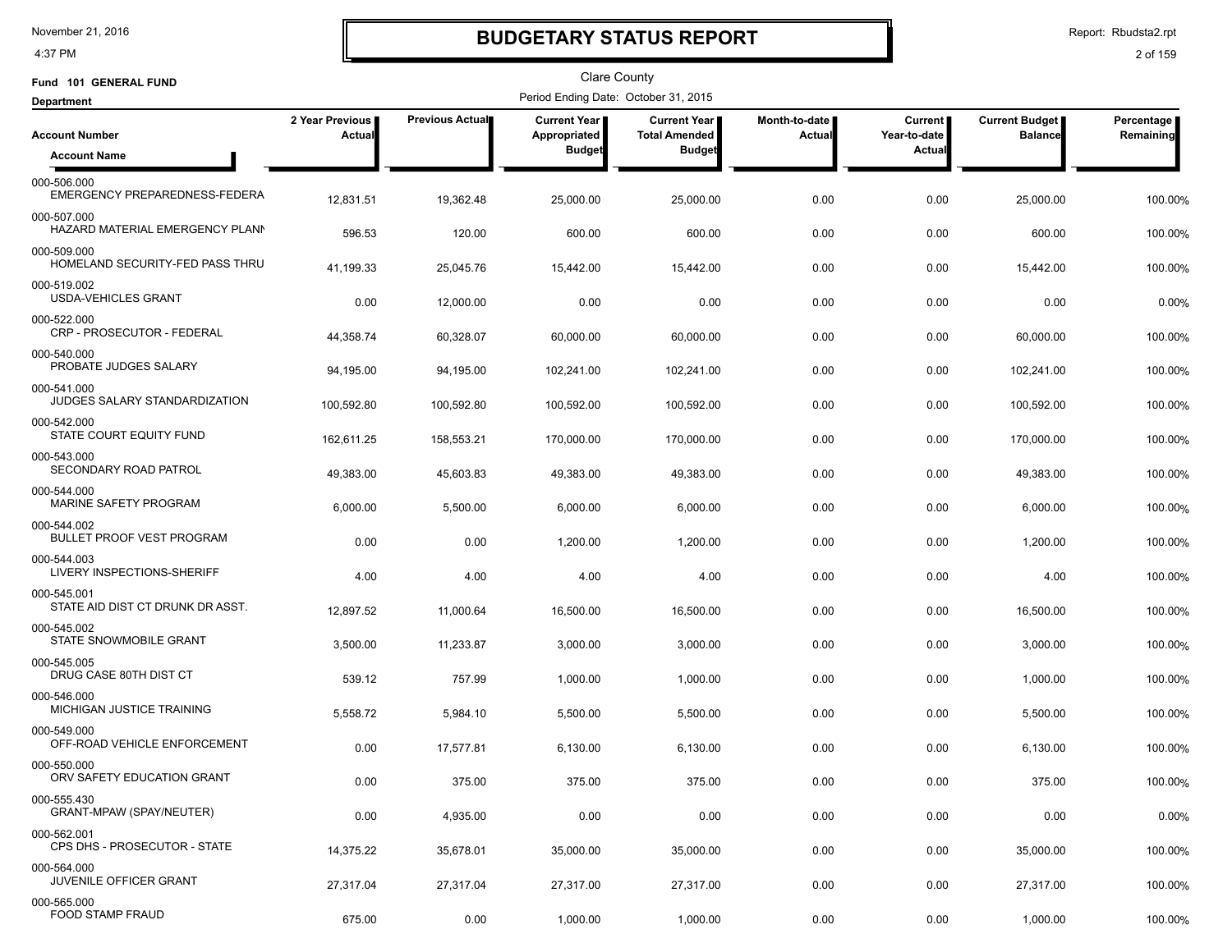# BUDGETARY STATUS REPORT

Clare County

Fund 101 GENERAL FUND

Period Ending Date: October 31, 2015

Department

| Account Number / Account Name | 2 Year Previous Actual | Previous Actual | Current Year Appropriated Budget | Current Year Total Amended Budget | Month-to-date Actual | Current Year-to-date Actual | Current Budget Balance | Percentage Remaining |
|---|---|---|---|---|---|---|---|---|
| 000-506.000 EMERGENCY PREPAREDNESS-FEDERA | 12,831.51 | 19,362.48 | 25,000.00 | 25,000.00 | 0.00 | 0.00 | 25,000.00 | 100.00% |
| 000-507.000 HAZARD MATERIAL EMERGENCY PLANN | 596.53 | 120.00 | 600.00 | 600.00 | 0.00 | 0.00 | 600.00 | 100.00% |
| 000-509.000 HOMELAND SECURITY-FED PASS THRU | 41,199.33 | 25,045.76 | 15,442.00 | 15,442.00 | 0.00 | 0.00 | 15,442.00 | 100.00% |
| 000-519.002 USDA-VEHICLES GRANT | 0.00 | 12,000.00 | 0.00 | 0.00 | 0.00 | 0.00 | 0.00 | 0.00% |
| 000-522.000 CRP - PROSECUTOR - FEDERAL | 44,358.74 | 60,328.07 | 60,000.00 | 60,000.00 | 0.00 | 0.00 | 60,000.00 | 100.00% |
| 000-540.000 PROBATE JUDGES SALARY | 94,195.00 | 94,195.00 | 102,241.00 | 102,241.00 | 0.00 | 0.00 | 102,241.00 | 100.00% |
| 000-541.000 JUDGES SALARY STANDARDIZATION | 100,592.80 | 100,592.80 | 100,592.00 | 100,592.00 | 0.00 | 0.00 | 100,592.00 | 100.00% |
| 000-542.000 STATE COURT EQUITY FUND | 162,611.25 | 158,553.21 | 170,000.00 | 170,000.00 | 0.00 | 0.00 | 170,000.00 | 100.00% |
| 000-543.000 SECONDARY ROAD PATROL | 49,383.00 | 45,603.83 | 49,383.00 | 49,383.00 | 0.00 | 0.00 | 49,383.00 | 100.00% |
| 000-544.000 MARINE SAFETY PROGRAM | 6,000.00 | 5,500.00 | 6,000.00 | 6,000.00 | 0.00 | 0.00 | 6,000.00 | 100.00% |
| 000-544.002 BULLET PROOF VEST PROGRAM | 0.00 | 0.00 | 1,200.00 | 1,200.00 | 0.00 | 0.00 | 1,200.00 | 100.00% |
| 000-544.003 LIVERY INSPECTIONS-SHERIFF | 4.00 | 4.00 | 4.00 | 4.00 | 0.00 | 0.00 | 4.00 | 100.00% |
| 000-545.001 STATE AID DIST CT DRUNK DR ASST. | 12,897.52 | 11,000.64 | 16,500.00 | 16,500.00 | 0.00 | 0.00 | 16,500.00 | 100.00% |
| 000-545.002 STATE SNOWMOBILE GRANT | 3,500.00 | 11,233.87 | 3,000.00 | 3,000.00 | 0.00 | 0.00 | 3,000.00 | 100.00% |
| 000-545.005 DRUG CASE 80TH DIST CT | 539.12 | 757.99 | 1,000.00 | 1,000.00 | 0.00 | 0.00 | 1,000.00 | 100.00% |
| 000-546.000 MICHIGAN JUSTICE TRAINING | 5,558.72 | 5,984.10 | 5,500.00 | 5,500.00 | 0.00 | 0.00 | 5,500.00 | 100.00% |
| 000-549.000 OFF-ROAD VEHICLE ENFORCEMENT | 0.00 | 17,577.81 | 6,130.00 | 6,130.00 | 0.00 | 0.00 | 6,130.00 | 100.00% |
| 000-550.000 ORV SAFETY EDUCATION GRANT | 0.00 | 375.00 | 375.00 | 375.00 | 0.00 | 0.00 | 375.00 | 100.00% |
| 000-555.430 GRANT-MPAW (SPAY/NEUTER) | 0.00 | 4,935.00 | 0.00 | 0.00 | 0.00 | 0.00 | 0.00 | 0.00% |
| 000-562.001 CPS DHS - PROSECUTOR - STATE | 14,375.22 | 35,678.01 | 35,000.00 | 35,000.00 | 0.00 | 0.00 | 35,000.00 | 100.00% |
| 000-564.000 JUVENILE OFFICER GRANT | 27,317.04 | 27,317.04 | 27,317.00 | 27,317.00 | 0.00 | 0.00 | 27,317.00 | 100.00% |
| 000-565.000 FOOD STAMP FRAUD | 675.00 | 0.00 | 1,000.00 | 1,000.00 | 0.00 | 0.00 | 1,000.00 | 100.00% |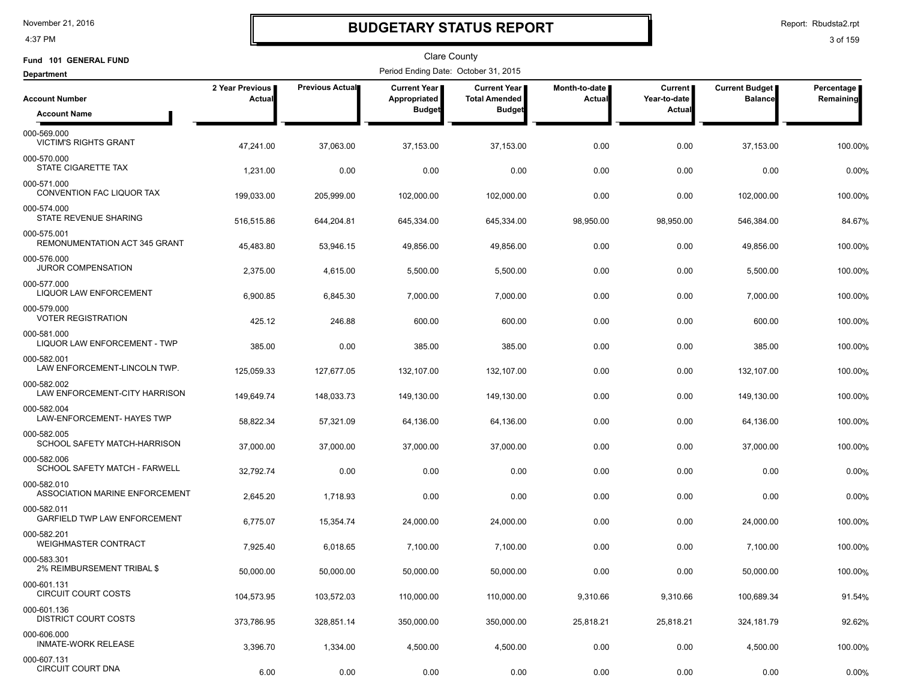# BUDGETARY STATUS REPORT

Clare County

Fund 101 GENERAL FUND

Department

Period Ending Date: October 31, 2015

| Account Number / Account Name | 2 Year Previous Actual | Previous Actual | Current Year Appropriated Budget | Current Year Total Amended Budget | Month-to-date Actual | Current Year-to-date Actual | Current Budget Balance | Percentage Remaining |
|---|---|---|---|---|---|---|---|---|
| 000-569.000 VICTIM'S RIGHTS GRANT | 47,241.00 | 37,063.00 | 37,153.00 | 37,153.00 | 0.00 | 0.00 | 37,153.00 | 100.00% |
| 000-570.000 STATE CIGARETTE TAX | 1,231.00 | 0.00 | 0.00 | 0.00 | 0.00 | 0.00 | 0.00 | 0.00% |
| 000-571.000 CONVENTION FAC LIQUOR TAX | 199,033.00 | 205,999.00 | 102,000.00 | 102,000.00 | 0.00 | 0.00 | 102,000.00 | 100.00% |
| 000-574.000 STATE REVENUE SHARING | 516,515.86 | 644,204.81 | 645,334.00 | 645,334.00 | 98,950.00 | 98,950.00 | 546,384.00 | 84.67% |
| 000-575.001 REMONUMENTATION ACT 345 GRANT | 45,483.80 | 53,946.15 | 49,856.00 | 49,856.00 | 0.00 | 0.00 | 49,856.00 | 100.00% |
| 000-576.000 JUROR COMPENSATION | 2,375.00 | 4,615.00 | 5,500.00 | 5,500.00 | 0.00 | 0.00 | 5,500.00 | 100.00% |
| 000-577.000 LIQUOR LAW ENFORCEMENT | 6,900.85 | 6,845.30 | 7,000.00 | 7,000.00 | 0.00 | 0.00 | 7,000.00 | 100.00% |
| 000-579.000 VOTER REGISTRATION | 425.12 | 246.88 | 600.00 | 600.00 | 0.00 | 0.00 | 600.00 | 100.00% |
| 000-581.000 LIQUOR LAW ENFORCEMENT - TWP | 385.00 | 0.00 | 385.00 | 385.00 | 0.00 | 0.00 | 385.00 | 100.00% |
| 000-582.001 LAW ENFORCEMENT-LINCOLN TWP. | 125,059.33 | 127,677.05 | 132,107.00 | 132,107.00 | 0.00 | 0.00 | 132,107.00 | 100.00% |
| 000-582.002 LAW ENFORCEMENT-CITY HARRISON | 149,649.74 | 148,033.73 | 149,130.00 | 149,130.00 | 0.00 | 0.00 | 149,130.00 | 100.00% |
| 000-582.004 LAW-ENFORCEMENT- HAYES TWP | 58,822.34 | 57,321.09 | 64,136.00 | 64,136.00 | 0.00 | 0.00 | 64,136.00 | 100.00% |
| 000-582.005 SCHOOL SAFETY MATCH-HARRISON | 37,000.00 | 37,000.00 | 37,000.00 | 37,000.00 | 0.00 | 0.00 | 37,000.00 | 100.00% |
| 000-582.006 SCHOOL SAFETY MATCH - FARWELL | 32,792.74 | 0.00 | 0.00 | 0.00 | 0.00 | 0.00 | 0.00 | 0.00% |
| 000-582.010 ASSOCIATION MARINE ENFORCEMENT | 2,645.20 | 1,718.93 | 0.00 | 0.00 | 0.00 | 0.00 | 0.00 | 0.00% |
| 000-582.011 GARFIELD TWP LAW ENFORCEMENT | 6,775.07 | 15,354.74 | 24,000.00 | 24,000.00 | 0.00 | 0.00 | 24,000.00 | 100.00% |
| 000-582.201 WEIGHMASTER CONTRACT | 7,925.40 | 6,018.65 | 7,100.00 | 7,100.00 | 0.00 | 0.00 | 7,100.00 | 100.00% |
| 000-583.301 2% REIMBURSEMENT TRIBAL $ | 50,000.00 | 50,000.00 | 50,000.00 | 50,000.00 | 0.00 | 0.00 | 50,000.00 | 100.00% |
| 000-601.131 CIRCUIT COURT COSTS | 104,573.95 | 103,572.03 | 110,000.00 | 110,000.00 | 9,310.66 | 9,310.66 | 100,689.34 | 91.54% |
| 000-601.136 DISTRICT COURT COSTS | 373,786.95 | 328,851.14 | 350,000.00 | 350,000.00 | 25,818.21 | 25,818.21 | 324,181.79 | 92.62% |
| 000-606.000 INMATE-WORK RELEASE | 3,396.70 | 1,334.00 | 4,500.00 | 4,500.00 | 0.00 | 0.00 | 4,500.00 | 100.00% |
| 000-607.131 CIRCUIT COURT DNA | 6.00 | 0.00 | 0.00 | 0.00 | 0.00 | 0.00 | 0.00 | 0.00% |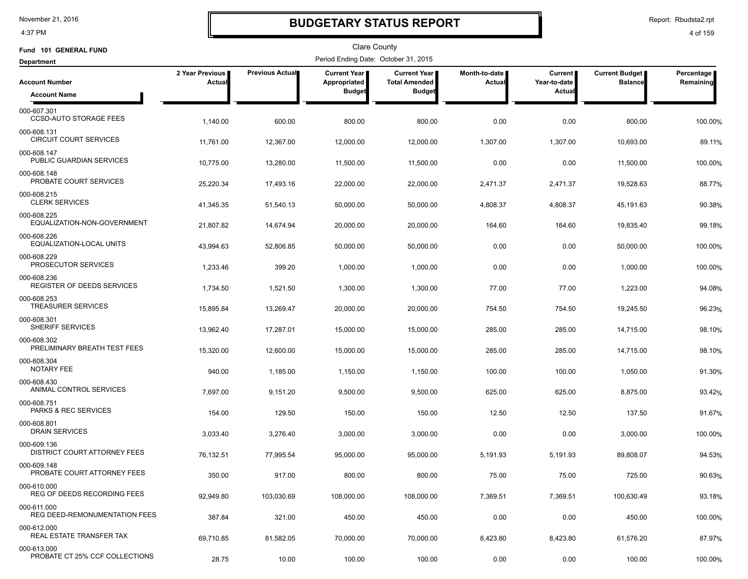# BUDGETARY STATUS REPORT

November 21, 2016
4:37 PM

Report: Rbudsta2.rpt

Clare County

Fund 101 GENERAL FUND

Department

Period Ending Date: October 31, 2015

| Account Number / Account Name | 2 Year Previous Actual | Previous Actual | Current Year Appropriated Budget | Current Year Total Amended Budget | Month-to-date Actual | Current Year-to-date Actual | Current Budget Balance | Percentage Remaining |
|---|---|---|---|---|---|---|---|---|
| 000-607.301 CCSD-AUTO STORAGE FEES | 1,140.00 | 600.00 | 800.00 | 800.00 | 0.00 | 0.00 | 800.00 | 100.00% |
| 000-608.131 CIRCUIT COURT SERVICES | 11,761.00 | 12,367.00 | 12,000.00 | 12,000.00 | 1,307.00 | 1,307.00 | 10,693.00 | 89.11% |
| 000-608.147 PUBLIC GUARDIAN SERVICES | 10,775.00 | 13,280.00 | 11,500.00 | 11,500.00 | 0.00 | 0.00 | 11,500.00 | 100.00% |
| 000-608.148 PROBATE COURT SERVICES | 25,220.34 | 17,493.16 | 22,000.00 | 22,000.00 | 2,471.37 | 2,471.37 | 19,528.63 | 88.77% |
| 000-608.215 CLERK SERVICES | 41,345.35 | 51,540.13 | 50,000.00 | 50,000.00 | 4,808.37 | 4,808.37 | 45,191.63 | 90.38% |
| 000-608.225 EQUALIZATION-NON-GOVERNMENT | 21,807.82 | 14,674.94 | 20,000.00 | 20,000.00 | 164.60 | 164.60 | 19,835.40 | 99.18% |
| 000-608.226 EQUALIZATION-LOCAL UNITS | 43,994.63 | 52,806.85 | 50,000.00 | 50,000.00 | 0.00 | 0.00 | 50,000.00 | 100.00% |
| 000-608.229 PROSECUTOR SERVICES | 1,233.46 | 399.20 | 1,000.00 | 1,000.00 | 0.00 | 0.00 | 1,000.00 | 100.00% |
| 000-608.236 REGISTER OF DEEDS SERVICES | 1,734.50 | 1,521.50 | 1,300.00 | 1,300.00 | 77.00 | 77.00 | 1,223.00 | 94.08% |
| 000-608.253 TREASURER SERVICES | 15,895.84 | 13,269.47 | 20,000.00 | 20,000.00 | 754.50 | 754.50 | 19,245.50 | 96.23% |
| 000-608.301 SHERIFF SERVICES | 13,962.40 | 17,287.01 | 15,000.00 | 15,000.00 | 285.00 | 285.00 | 14,715.00 | 98.10% |
| 000-608.302 PRELIMINARY BREATH TEST FEES | 15,320.00 | 12,600.00 | 15,000.00 | 15,000.00 | 285.00 | 285.00 | 14,715.00 | 98.10% |
| 000-608.304 NOTARY FEE | 940.00 | 1,185.00 | 1,150.00 | 1,150.00 | 100.00 | 100.00 | 1,050.00 | 91.30% |
| 000-608.430 ANIMAL CONTROL SERVICES | 7,697.00 | 9,151.20 | 9,500.00 | 9,500.00 | 625.00 | 625.00 | 8,875.00 | 93.42% |
| 000-608.751 PARKS & REC SERVICES | 154.00 | 129.50 | 150.00 | 150.00 | 12.50 | 12.50 | 137.50 | 91.67% |
| 000-608.801 DRAIN SERVICES | 3,033.40 | 3,276.40 | 3,000.00 | 3,000.00 | 0.00 | 0.00 | 3,000.00 | 100.00% |
| 000-609.136 DISTRICT COURT ATTORNEY FEES | 76,132.51 | 77,995.54 | 95,000.00 | 95,000.00 | 5,191.93 | 5,191.93 | 89,808.07 | 94.53% |
| 000-609.148 PROBATE COURT ATTORNEY FEES | 350.00 | 917.00 | 800.00 | 800.00 | 75.00 | 75.00 | 725.00 | 90.63% |
| 000-610.000 REG OF DEEDS RECORDING FEES | 92,949.80 | 103,030.69 | 108,000.00 | 108,000.00 | 7,369.51 | 7,369.51 | 100,630.49 | 93.18% |
| 000-611.000 REG DEED-REMONUMENTATION FEES | 387.84 | 321.00 | 450.00 | 450.00 | 0.00 | 0.00 | 450.00 | 100.00% |
| 000-612.000 REAL ESTATE TRANSFER TAX | 69,710.85 | 81,582.05 | 70,000.00 | 70,000.00 | 8,423.80 | 8,423.80 | 61,576.20 | 87.97% |
| 000-613.000 PROBATE CT 25% CCF COLLECTIONS | 28.75 | 10.00 | 100.00 | 100.00 | 0.00 | 0.00 | 100.00 | 100.00% |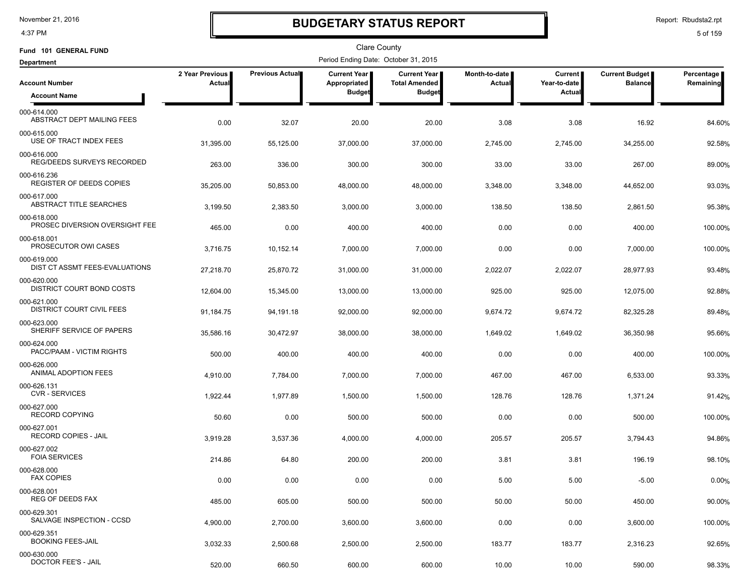# BUDGETARY STATUS REPORT

Clare County

Fund 101 GENERAL FUND

Department

Period Ending Date: October 31, 2015

| Account Number / Account Name | 2 Year Previous Actual | Previous Actual | Current Year Appropriated Budget | Current Year Total Amended Budget | Month-to-date Actual | Current Year-to-date Actual | Current Budget Balance | Percentage Remaining |
|---|---|---|---|---|---|---|---|---|
| 000-614.000 ABSTRACT DEPT MAILING FEES | 0.00 | 32.07 | 20.00 | 20.00 | 3.08 | 3.08 | 16.92 | 84.60% |
| 000-615.000 USE OF TRACT INDEX FEES | 31,395.00 | 55,125.00 | 37,000.00 | 37,000.00 | 2,745.00 | 2,745.00 | 34,255.00 | 92.58% |
| 000-616.000 REG/DEEDS SURVEYS RECORDED | 263.00 | 336.00 | 300.00 | 300.00 | 33.00 | 33.00 | 267.00 | 89.00% |
| 000-616.236 REGISTER OF DEEDS COPIES | 35,205.00 | 50,853.00 | 48,000.00 | 48,000.00 | 3,348.00 | 3,348.00 | 44,652.00 | 93.03% |
| 000-617.000 ABSTRACT TITLE SEARCHES | 3,199.50 | 2,383.50 | 3,000.00 | 3,000.00 | 138.50 | 138.50 | 2,861.50 | 95.38% |
| 000-618.000 PROSEC DIVERSION OVERSIGHT FEE | 465.00 | 0.00 | 400.00 | 400.00 | 0.00 | 0.00 | 400.00 | 100.00% |
| 000-618.001 PROSECUTOR OWI CASES | 3,716.75 | 10,152.14 | 7,000.00 | 7,000.00 | 0.00 | 0.00 | 7,000.00 | 100.00% |
| 000-619.000 DIST CT ASSMT FEES-EVALUATIONS | 27,218.70 | 25,870.72 | 31,000.00 | 31,000.00 | 2,022.07 | 2,022.07 | 28,977.93 | 93.48% |
| 000-620.000 DISTRICT COURT BOND COSTS | 12,604.00 | 15,345.00 | 13,000.00 | 13,000.00 | 925.00 | 925.00 | 12,075.00 | 92.88% |
| 000-621.000 DISTRICT COURT CIVIL FEES | 91,184.75 | 94,191.18 | 92,000.00 | 92,000.00 | 9,674.72 | 9,674.72 | 82,325.28 | 89.48% |
| 000-623.000 SHERIFF SERVICE OF PAPERS | 35,586.16 | 30,472.97 | 38,000.00 | 38,000.00 | 1,649.02 | 1,649.02 | 36,350.98 | 95.66% |
| 000-624.000 PACC/PAAM - VICTIM RIGHTS | 500.00 | 400.00 | 400.00 | 400.00 | 0.00 | 0.00 | 400.00 | 100.00% |
| 000-626.000 ANIMAL ADOPTION FEES | 4,910.00 | 7,784.00 | 7,000.00 | 7,000.00 | 467.00 | 467.00 | 6,533.00 | 93.33% |
| 000-626.131 CVR - SERVICES | 1,922.44 | 1,977.89 | 1,500.00 | 1,500.00 | 128.76 | 128.76 | 1,371.24 | 91.42% |
| 000-627.000 RECORD COPYING | 50.60 | 0.00 | 500.00 | 500.00 | 0.00 | 0.00 | 500.00 | 100.00% |
| 000-627.001 RECORD COPIES - JAIL | 3,919.28 | 3,537.36 | 4,000.00 | 4,000.00 | 205.57 | 205.57 | 3,794.43 | 94.86% |
| 000-627.002 FOIA SERVICES | 214.86 | 64.80 | 200.00 | 200.00 | 3.81 | 3.81 | 196.19 | 98.10% |
| 000-628.000 FAX COPIES | 0.00 | 0.00 | 0.00 | 0.00 | 5.00 | 5.00 | -5.00 | 0.00% |
| 000-628.001 REG OF DEEDS FAX | 485.00 | 605.00 | 500.00 | 500.00 | 50.00 | 50.00 | 450.00 | 90.00% |
| 000-629.301 SALVAGE INSPECTION - CCSD | 4,900.00 | 2,700.00 | 3,600.00 | 3,600.00 | 0.00 | 0.00 | 3,600.00 | 100.00% |
| 000-629.351 BOOKING FEES-JAIL | 3,032.33 | 2,500.68 | 2,500.00 | 2,500.00 | 183.77 | 183.77 | 2,316.23 | 92.65% |
| 000-630.000 DOCTOR FEE'S - JAIL | 520.00 | 660.50 | 600.00 | 600.00 | 10.00 | 10.00 | 590.00 | 98.33% |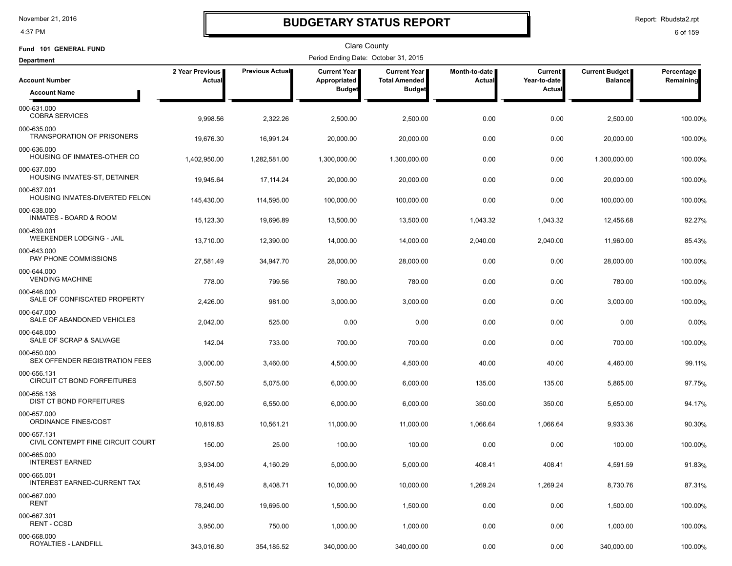# BUDGETARY STATUS REPORT

Clare County

Fund 101 GENERAL FUND

Period Ending Date: October 31, 2015

Department

| Account Number / Account Name | 2 Year Previous Actual | Previous Actual | Current Year Appropriated Budget | Current Year Total Amended Budget | Month-to-date Actual | Current Year-to-date Actual | Current Budget Balance | Percentage Remaining |
|---|---|---|---|---|---|---|---|---|
| 000-631.000 COBRA SERVICES | 9,998.56 | 2,322.26 | 2,500.00 | 2,500.00 | 0.00 | 0.00 | 2,500.00 | 100.00% |
| 000-635.000 TRANSPORATION OF PRISONERS | 19,676.30 | 16,991.24 | 20,000.00 | 20,000.00 | 0.00 | 0.00 | 20,000.00 | 100.00% |
| 000-636.000 HOUSING OF INMATES-OTHER CO | 1,402,950.00 | 1,282,581.00 | 1,300,000.00 | 1,300,000.00 | 0.00 | 0.00 | 1,300,000.00 | 100.00% |
| 000-637.000 HOUSING INMATES-ST, DETAINER | 19,945.64 | 17,114.24 | 20,000.00 | 20,000.00 | 0.00 | 0.00 | 20,000.00 | 100.00% |
| 000-637.001 HOUSING INMATES-DIVERTED FELON | 145,430.00 | 114,595.00 | 100,000.00 | 100,000.00 | 0.00 | 0.00 | 100,000.00 | 100.00% |
| 000-638.000 INMATES - BOARD & ROOM | 15,123.30 | 19,696.89 | 13,500.00 | 13,500.00 | 1,043.32 | 1,043.32 | 12,456.68 | 92.27% |
| 000-639.001 WEEKENDER LODGING - JAIL | 13,710.00 | 12,390.00 | 14,000.00 | 14,000.00 | 2,040.00 | 2,040.00 | 11,960.00 | 85.43% |
| 000-643.000 PAY PHONE COMMISSIONS | 27,581.49 | 34,947.70 | 28,000.00 | 28,000.00 | 0.00 | 0.00 | 28,000.00 | 100.00% |
| 000-644.000 VENDING MACHINE | 778.00 | 799.56 | 780.00 | 780.00 | 0.00 | 0.00 | 780.00 | 100.00% |
| 000-646.000 SALE OF CONFISCATED PROPERTY | 2,426.00 | 981.00 | 3,000.00 | 3,000.00 | 0.00 | 0.00 | 3,000.00 | 100.00% |
| 000-647.000 SALE OF ABANDONED VEHICLES | 2,042.00 | 525.00 | 0.00 | 0.00 | 0.00 | 0.00 | 0.00 | 0.00% |
| 000-648.000 SALE OF SCRAP & SALVAGE | 142.04 | 733.00 | 700.00 | 700.00 | 0.00 | 0.00 | 700.00 | 100.00% |
| 000-650.000 SEX OFFENDER REGISTRATION FEES | 3,000.00 | 3,460.00 | 4,500.00 | 4,500.00 | 40.00 | 40.00 | 4,460.00 | 99.11% |
| 000-656.131 CIRCUIT CT BOND FORFEITURES | 5,507.50 | 5,075.00 | 6,000.00 | 6,000.00 | 135.00 | 135.00 | 5,865.00 | 97.75% |
| 000-656.136 DIST CT BOND FORFEITURES | 6,920.00 | 6,550.00 | 6,000.00 | 6,000.00 | 350.00 | 350.00 | 5,650.00 | 94.17% |
| 000-657.000 ORDINANCE FINES/COST | 10,819.83 | 10,561.21 | 11,000.00 | 11,000.00 | 1,066.64 | 1,066.64 | 9,933.36 | 90.30% |
| 000-657.131 CIVIL CONTEMPT FINE CIRCUIT COURT | 150.00 | 25.00 | 100.00 | 100.00 | 0.00 | 0.00 | 100.00 | 100.00% |
| 000-665.000 INTEREST EARNED | 3,934.00 | 4,160.29 | 5,000.00 | 5,000.00 | 408.41 | 408.41 | 4,591.59 | 91.83% |
| 000-665.001 INTEREST EARNED-CURRENT TAX | 8,516.49 | 8,408.71 | 10,000.00 | 10,000.00 | 1,269.24 | 1,269.24 | 8,730.76 | 87.31% |
| 000-667.000 RENT | 78,240.00 | 19,695.00 | 1,500.00 | 1,500.00 | 0.00 | 0.00 | 1,500.00 | 100.00% |
| 000-667.301 RENT - CCSD | 3,950.00 | 750.00 | 1,000.00 | 1,000.00 | 0.00 | 0.00 | 1,000.00 | 100.00% |
| 000-668.000 ROYALTIES - LANDFILL | 343,016.80 | 354,185.52 | 340,000.00 | 340,000.00 | 0.00 | 0.00 | 340,000.00 | 100.00% |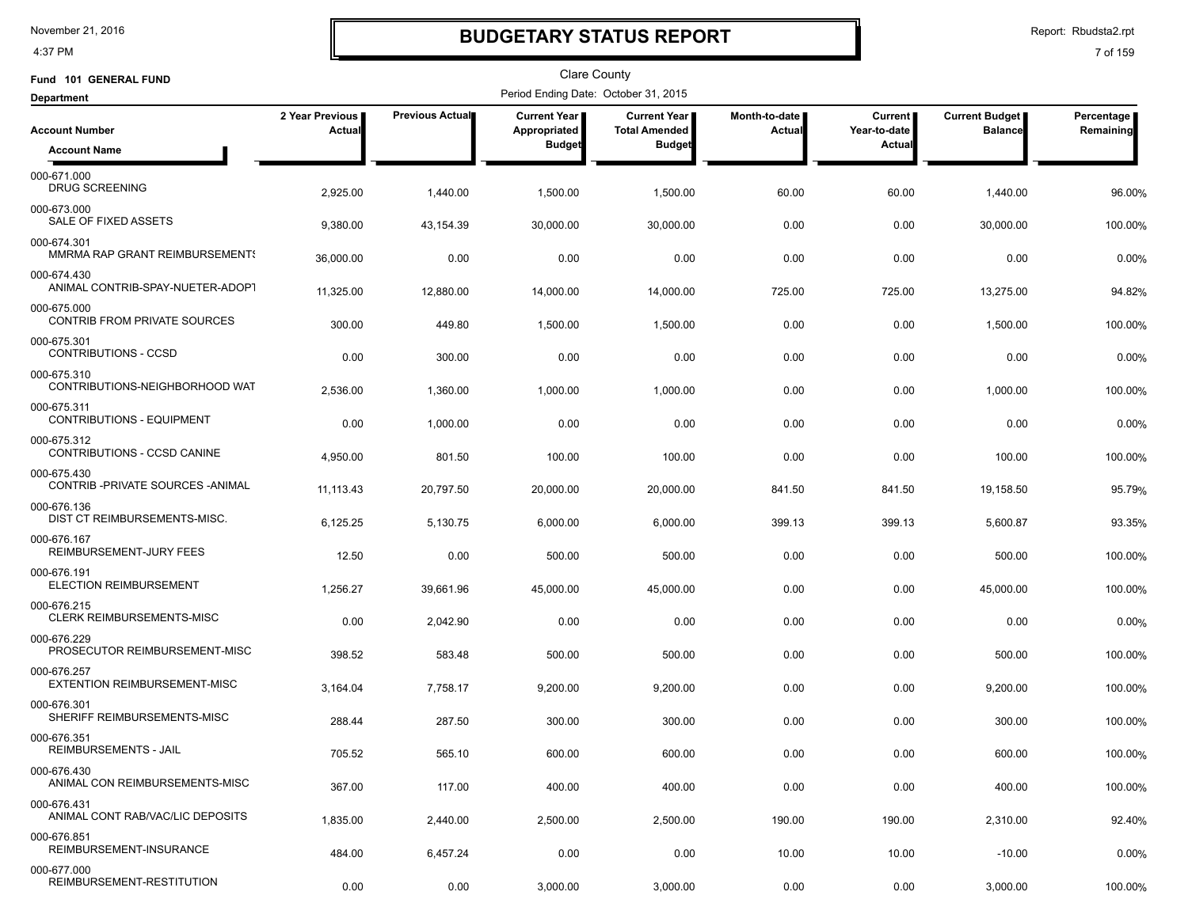# BUDGETARY STATUS REPORT

Clare County

Fund 101 GENERAL FUND

Department

Period Ending Date: October 31, 2015

| Account Number / Account Name | 2 Year Previous Actual | Previous Actual | Current Year Appropriated Budget | Current Year Total Amended Budget | Month-to-date Actual | Current Year-to-date Actual | Current Budget Balance | Percentage Remaining |
|---|---|---|---|---|---|---|---|---|
| 000-671.000 DRUG SCREENING | 2,925.00 | 1,440.00 | 1,500.00 | 1,500.00 | 60.00 | 60.00 | 1,440.00 | 96.00% |
| 000-673.000 SALE OF FIXED ASSETS | 9,380.00 | 43,154.39 | 30,000.00 | 30,000.00 | 0.00 | 0.00 | 30,000.00 | 100.00% |
| 000-674.301 MMRMA RAP GRANT REIMBURSEMENTS | 36,000.00 | 0.00 | 0.00 | 0.00 | 0.00 | 0.00 | 0.00 | 0.00% |
| 000-674.430 ANIMAL CONTRIB-SPAY-NEUTER-ADOPT | 11,325.00 | 12,880.00 | 14,000.00 | 14,000.00 | 725.00 | 725.00 | 13,275.00 | 94.82% |
| 000-675.000 CONTRIB FROM PRIVATE SOURCES | 300.00 | 449.80 | 1,500.00 | 1,500.00 | 0.00 | 0.00 | 1,500.00 | 100.00% |
| 000-675.301 CONTRIBUTIONS - CCSD | 0.00 | 300.00 | 0.00 | 0.00 | 0.00 | 0.00 | 0.00 | 0.00% |
| 000-675.310 CONTRIBUTIONS-NEIGHBORHOOD WAT | 2,536.00 | 1,360.00 | 1,000.00 | 1,000.00 | 0.00 | 0.00 | 1,000.00 | 100.00% |
| 000-675.311 CONTRIBUTIONS - EQUIPMENT | 0.00 | 1,000.00 | 0.00 | 0.00 | 0.00 | 0.00 | 0.00 | 0.00% |
| 000-675.312 CONTRIBUTIONS - CCSD CANINE | 4,950.00 | 801.50 | 100.00 | 100.00 | 0.00 | 0.00 | 100.00 | 100.00% |
| 000-675.430 CONTRIB -PRIVATE SOURCES -ANIMAL | 11,113.43 | 20,797.50 | 20,000.00 | 20,000.00 | 841.50 | 841.50 | 19,158.50 | 95.79% |
| 000-676.136 DIST CT REIMBURSEMENTS-MISC. | 6,125.25 | 5,130.75 | 6,000.00 | 6,000.00 | 399.13 | 399.13 | 5,600.87 | 93.35% |
| 000-676.167 REIMBURSEMENT-JURY FEES | 12.50 | 0.00 | 500.00 | 500.00 | 0.00 | 0.00 | 500.00 | 100.00% |
| 000-676.191 ELECTION REIMBURSEMENT | 1,256.27 | 39,661.96 | 45,000.00 | 45,000.00 | 0.00 | 0.00 | 45,000.00 | 100.00% |
| 000-676.215 CLERK REIMBURSEMENTS-MISC | 0.00 | 2,042.90 | 0.00 | 0.00 | 0.00 | 0.00 | 0.00 | 0.00% |
| 000-676.229 PROSECUTOR REIMBURSEMENT-MISC | 398.52 | 583.48 | 500.00 | 500.00 | 0.00 | 0.00 | 500.00 | 100.00% |
| 000-676.257 EXTENTION REIMBURSEMENT-MISC | 3,164.04 | 7,758.17 | 9,200.00 | 9,200.00 | 0.00 | 0.00 | 9,200.00 | 100.00% |
| 000-676.301 SHERIFF REIMBURSEMENTS-MISC | 288.44 | 287.50 | 300.00 | 300.00 | 0.00 | 0.00 | 300.00 | 100.00% |
| 000-676.351 REIMBURSEMENTS - JAIL | 705.52 | 565.10 | 600.00 | 600.00 | 0.00 | 0.00 | 600.00 | 100.00% |
| 000-676.430 ANIMAL CON REIMBURSEMENTS-MISC | 367.00 | 117.00 | 400.00 | 400.00 | 0.00 | 0.00 | 400.00 | 100.00% |
| 000-676.431 ANIMAL CONT RAB/VAC/LIC DEPOSITS | 1,835.00 | 2,440.00 | 2,500.00 | 2,500.00 | 190.00 | 190.00 | 2,310.00 | 92.40% |
| 000-676.851 REIMBURSEMENT-INSURANCE | 484.00 | 6,457.24 | 0.00 | 0.00 | 10.00 | 10.00 | -10.00 | 0.00% |
| 000-677.000 REIMBURSEMENT-RESTITUTION | 0.00 | 0.00 | 3,000.00 | 3,000.00 | 0.00 | 0.00 | 3,000.00 | 100.00% |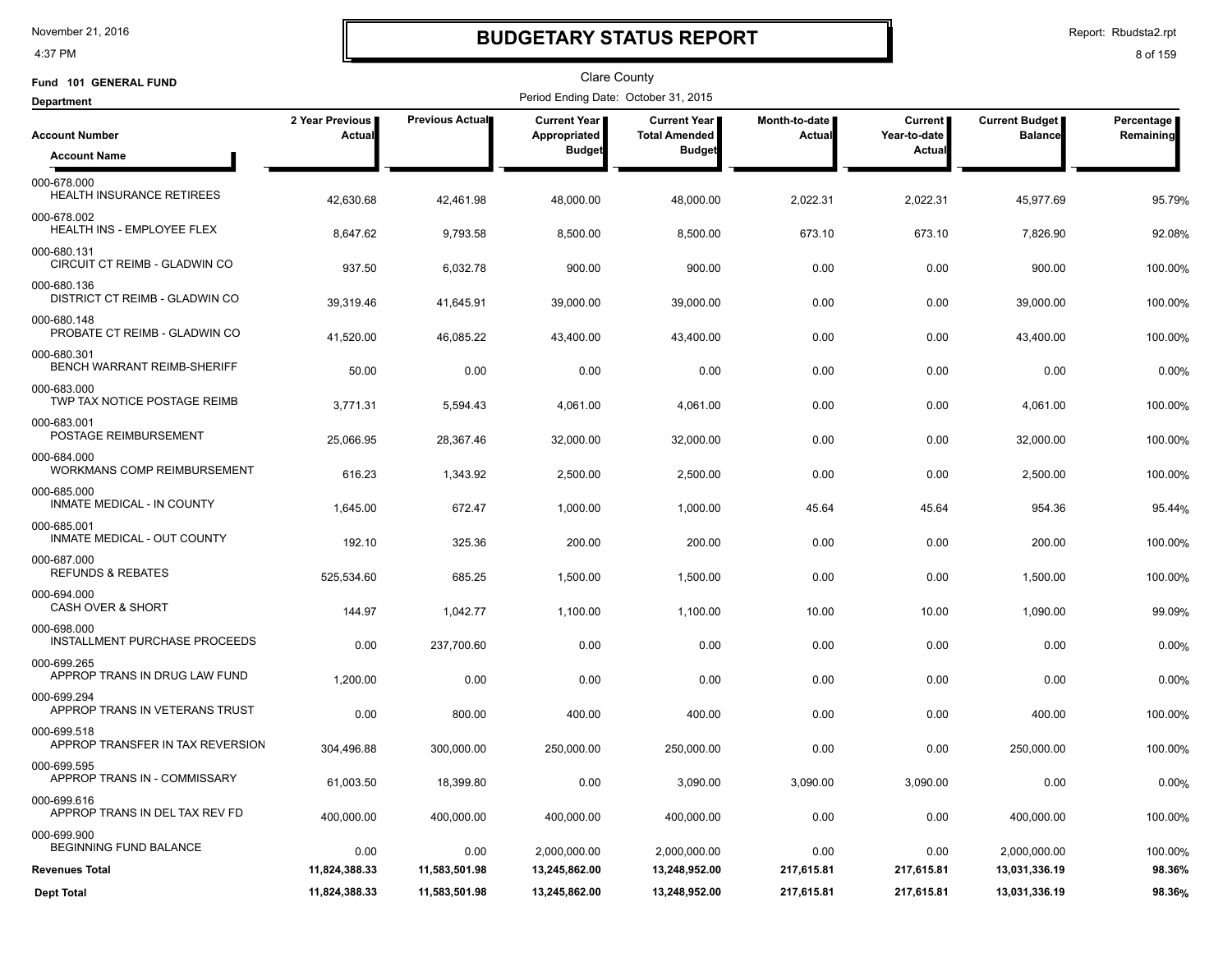# BUDGETARY STATUS REPORT

Clare County

**Fund 101 GENERAL FUND**

Period Ending Date: October 31, 2015

**Department**

| Account Number / Account Name | 2 Year Previous Actual | Previous Actual | Current Year Appropriated Budget | Current Year Total Amended Budget | Month-to-date Actual | Current Year-to-date Actual | Current Budget Balance | Percentage Remaining |
|---|---|---|---|---|---|---|---|---|
| 000-678.000 HEALTH INSURANCE RETIREES | 42,630.68 | 42,461.98 | 48,000.00 | 48,000.00 | 2,022.31 | 2,022.31 | 45,977.69 | 95.79% |
| 000-678.002 HEALTH INS - EMPLOYEE FLEX | 8,647.62 | 9,793.58 | 8,500.00 | 8,500.00 | 673.10 | 673.10 | 7,826.90 | 92.08% |
| 000-680.131 CIRCUIT CT REIMB - GLADWIN CO | 937.50 | 6,032.78 | 900.00 | 900.00 | 0.00 | 0.00 | 900.00 | 100.00% |
| 000-680.136 DISTRICT CT REIMB - GLADWIN CO | 39,319.46 | 41,645.91 | 39,000.00 | 39,000.00 | 0.00 | 0.00 | 39,000.00 | 100.00% |
| 000-680.148 PROBATE CT REIMB - GLADWIN CO | 41,520.00 | 46,085.22 | 43,400.00 | 43,400.00 | 0.00 | 0.00 | 43,400.00 | 100.00% |
| 000-680.301 BENCH WARRANT REIMB-SHERIFF | 50.00 | 0.00 | 0.00 | 0.00 | 0.00 | 0.00 | 0.00 | 0.00% |
| 000-683.000 TWP TAX NOTICE POSTAGE REIMB | 3,771.31 | 5,594.43 | 4,061.00 | 4,061.00 | 0.00 | 0.00 | 4,061.00 | 100.00% |
| 000-683.001 POSTAGE REIMBURSEMENT | 25,066.95 | 28,367.46 | 32,000.00 | 32,000.00 | 0.00 | 0.00 | 32,000.00 | 100.00% |
| 000-684.000 WORKMANS COMP REIMBURSEMENT | 616.23 | 1,343.92 | 2,500.00 | 2,500.00 | 0.00 | 0.00 | 2,500.00 | 100.00% |
| 000-685.000 INMATE MEDICAL - IN COUNTY | 1,645.00 | 672.47 | 1,000.00 | 1,000.00 | 45.64 | 45.64 | 954.36 | 95.44% |
| 000-685.001 INMATE MEDICAL - OUT COUNTY | 192.10 | 325.36 | 200.00 | 200.00 | 0.00 | 0.00 | 200.00 | 100.00% |
| 000-687.000 REFUNDS & REBATES | 525,534.60 | 685.25 | 1,500.00 | 1,500.00 | 0.00 | 0.00 | 1,500.00 | 100.00% |
| 000-694.000 CASH OVER & SHORT | 144.97 | 1,042.77 | 1,100.00 | 1,100.00 | 10.00 | 10.00 | 1,090.00 | 99.09% |
| 000-698.000 INSTALLMENT PURCHASE PROCEEDS | 0.00 | 237,700.60 | 0.00 | 0.00 | 0.00 | 0.00 | 0.00 | 0.00% |
| 000-699.265 APPROP TRANS IN DRUG LAW FUND | 1,200.00 | 0.00 | 0.00 | 0.00 | 0.00 | 0.00 | 0.00 | 0.00% |
| 000-699.294 APPROP TRANS IN VETERANS TRUST | 0.00 | 800.00 | 400.00 | 400.00 | 0.00 | 0.00 | 400.00 | 100.00% |
| 000-699.518 APPROP TRANSFER IN TAX REVERSION | 304,496.88 | 300,000.00 | 250,000.00 | 250,000.00 | 0.00 | 0.00 | 250,000.00 | 100.00% |
| 000-699.595 APPROP TRANS IN - COMMISSARY | 61,003.50 | 18,399.80 | 0.00 | 3,090.00 | 3,090.00 | 3,090.00 | 0.00 | 0.00% |
| 000-699.616 APPROP TRANS IN DEL TAX REV FD | 400,000.00 | 400,000.00 | 400,000.00 | 400,000.00 | 0.00 | 0.00 | 400,000.00 | 100.00% |
| 000-699.900 BEGINNING FUND BALANCE | 0.00 | 0.00 | 2,000,000.00 | 2,000,000.00 | 0.00 | 0.00 | 2,000,000.00 | 100.00% |
| **Revenues Total** | **11,824,388.33** | **11,583,501.98** | **13,245,862.00** | **13,248,952.00** | **217,615.81** | **217,615.81** | **13,031,336.19** | **98.36%** |
| **Dept Total** | **11,824,388.33** | **11,583,501.98** | **13,245,862.00** | **13,248,952.00** | **217,615.81** | **217,615.81** | **13,031,336.19** | **98.36%** |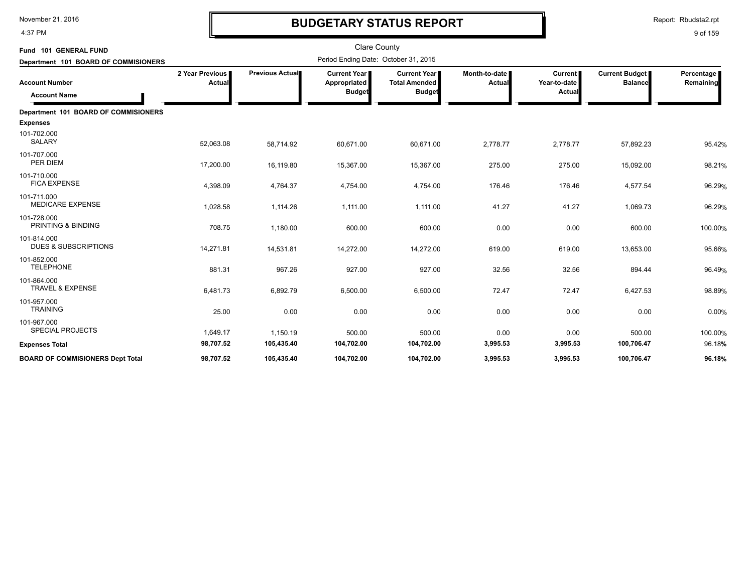# BUDGETARY STATUS REPORT

Clare County

Period Ending Date: October 31, 2015

**Fund 101 GENERAL FUND**

**Department 101 BOARD OF COMMISIONERS**

| Account Number / Account Name | 2 Year Previous Actual | Previous Actual | Current Year Appropriated Budget | Current Year Total Amended Budget | Month-to-date Actual | Current Year-to-date Actual | Current Budget Balance | Percentage Remaining |
|---|---|---|---|---|---|---|---|---|
| **Department 101 BOARD OF COMMISIONERS** | | | | | | | | |
| **Expenses** | | | | | | | | |
| 101-702.000 SALARY | 52,063.08 | 58,714.92 | 60,671.00 | 60,671.00 | 2,778.77 | 2,778.77 | 57,892.23 | 95.42% |
| 101-707.000 PER DIEM | 17,200.00 | 16,119.80 | 15,367.00 | 15,367.00 | 275.00 | 275.00 | 15,092.00 | 98.21% |
| 101-710.000 FICA EXPENSE | 4,398.09 | 4,764.37 | 4,754.00 | 4,754.00 | 176.46 | 176.46 | 4,577.54 | 96.29% |
| 101-711.000 MEDICARE EXPENSE | 1,028.58 | 1,114.26 | 1,111.00 | 1,111.00 | 41.27 | 41.27 | 1,069.73 | 96.29% |
| 101-728.000 PRINTING & BINDING | 708.75 | 1,180.00 | 600.00 | 600.00 | 0.00 | 0.00 | 600.00 | 100.00% |
| 101-814.000 DUES & SUBSCRIPTIONS | 14,271.81 | 14,531.81 | 14,272.00 | 14,272.00 | 619.00 | 619.00 | 13,653.00 | 95.66% |
| 101-852.000 TELEPHONE | 881.31 | 967.26 | 927.00 | 927.00 | 32.56 | 32.56 | 894.44 | 96.49% |
| 101-864.000 TRAVEL & EXPENSE | 6,481.73 | 6,892.79 | 6,500.00 | 6,500.00 | 72.47 | 72.47 | 6,427.53 | 98.89% |
| 101-957.000 TRAINING | 25.00 | 0.00 | 0.00 | 0.00 | 0.00 | 0.00 | 0.00 | 0.00% |
| 101-967.000 SPECIAL PROJECTS | 1,649.17 | 1,150.19 | 500.00 | 500.00 | 0.00 | 0.00 | 500.00 | 100.00% |
| **Expenses Total** | **98,707.52** | **105,435.40** | **104,702.00** | **104,702.00** | **3,995.53** | **3,995.53** | **100,706.47** | 96.18% |
| **BOARD OF COMMISIONERS Dept Total** | **98,707.52** | **105,435.40** | **104,702.00** | **104,702.00** | **3,995.53** | **3,995.53** | **100,706.47** | **96.18%** |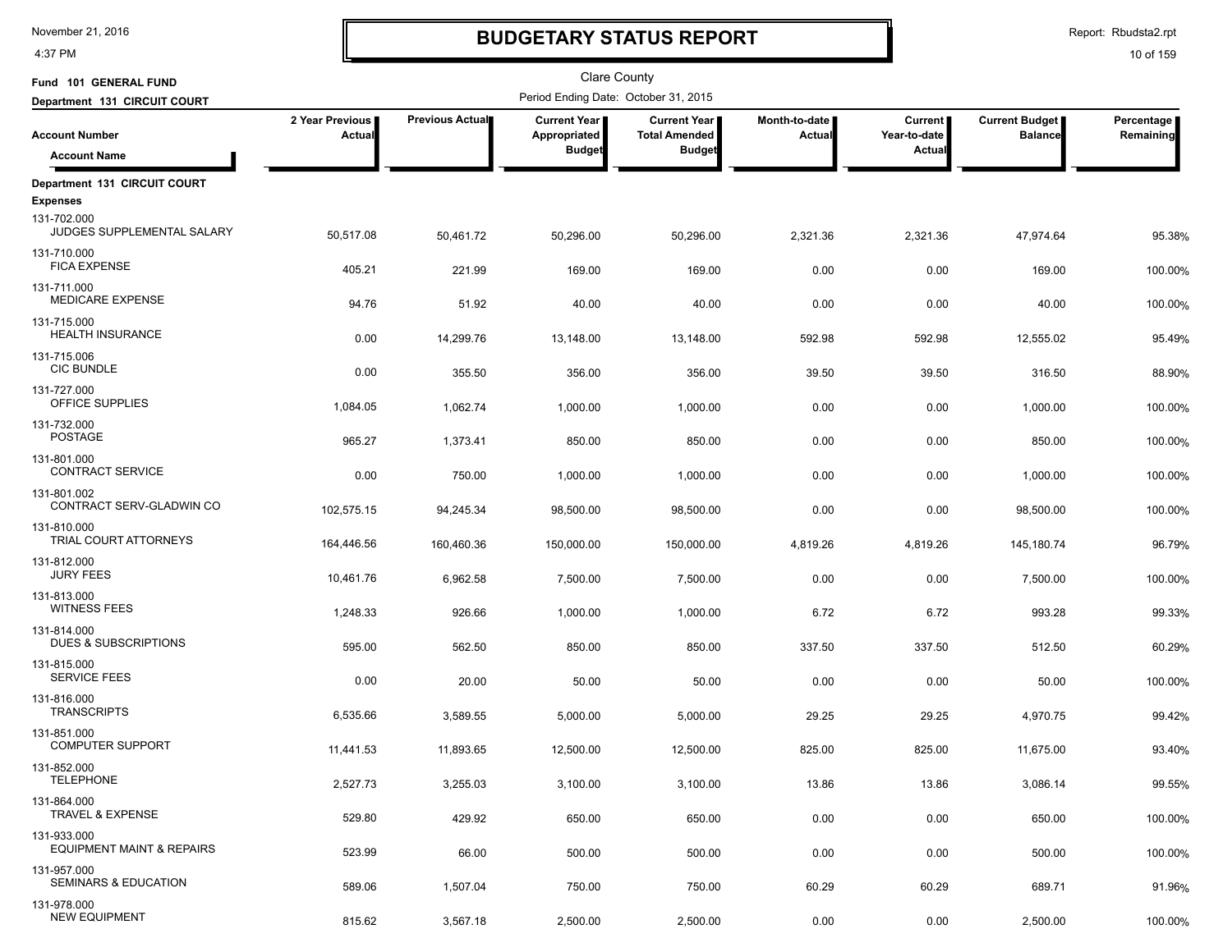# BUDGETARY STATUS REPORT

November 21, 2016
4:37 PM

Report: Rbudsta2.rpt

Fund 101 GENERAL FUND

Department 131 CIRCUIT COURT

Clare County

Period Ending Date: October 31, 2015

| Account Number / Account Name | 2 Year Previous Actual | Previous Actual | Current Year Appropriated Budget | Current Year Total Amended Budget | Month-to-date Actual | Current Year-to-date Actual | Current Budget Balance | Percentage Remaining |
|---|---|---|---|---|---|---|---|---|
| **Department 131 CIRCUIT COURT** | | | | | | | | |
| **Expenses** | | | | | | | | |
| 131-702.000 JUDGES SUPPLEMENTAL SALARY | 50,517.08 | 50,461.72 | 50,296.00 | 50,296.00 | 2,321.36 | 2,321.36 | 47,974.64 | 95.38% |
| 131-710.000 FICA EXPENSE | 405.21 | 221.99 | 169.00 | 169.00 | 0.00 | 0.00 | 169.00 | 100.00% |
| 131-711.000 MEDICARE EXPENSE | 94.76 | 51.92 | 40.00 | 40.00 | 0.00 | 0.00 | 40.00 | 100.00% |
| 131-715.000 HEALTH INSURANCE | 0.00 | 14,299.76 | 13,148.00 | 13,148.00 | 592.98 | 592.98 | 12,555.02 | 95.49% |
| 131-715.006 CIC BUNDLE | 0.00 | 355.50 | 356.00 | 356.00 | 39.50 | 39.50 | 316.50 | 88.90% |
| 131-727.000 OFFICE SUPPLIES | 1,084.05 | 1,062.74 | 1,000.00 | 1,000.00 | 0.00 | 0.00 | 1,000.00 | 100.00% |
| 131-732.000 POSTAGE | 965.27 | 1,373.41 | 850.00 | 850.00 | 0.00 | 0.00 | 850.00 | 100.00% |
| 131-801.000 CONTRACT SERVICE | 0.00 | 750.00 | 1,000.00 | 1,000.00 | 0.00 | 0.00 | 1,000.00 | 100.00% |
| 131-801.002 CONTRACT SERV-GLADWIN CO | 102,575.15 | 94,245.34 | 98,500.00 | 98,500.00 | 0.00 | 0.00 | 98,500.00 | 100.00% |
| 131-810.000 TRIAL COURT ATTORNEYS | 164,446.56 | 160,460.36 | 150,000.00 | 150,000.00 | 4,819.26 | 4,819.26 | 145,180.74 | 96.79% |
| 131-812.000 JURY FEES | 10,461.76 | 6,962.58 | 7,500.00 | 7,500.00 | 0.00 | 0.00 | 7,500.00 | 100.00% |
| 131-813.000 WITNESS FEES | 1,248.33 | 926.66 | 1,000.00 | 1,000.00 | 6.72 | 6.72 | 993.28 | 99.33% |
| 131-814.000 DUES & SUBSCRIPTIONS | 595.00 | 562.50 | 850.00 | 850.00 | 337.50 | 337.50 | 512.50 | 60.29% |
| 131-815.000 SERVICE FEES | 0.00 | 20.00 | 50.00 | 50.00 | 0.00 | 0.00 | 50.00 | 100.00% |
| 131-816.000 TRANSCRIPTS | 6,535.66 | 3,589.55 | 5,000.00 | 5,000.00 | 29.25 | 29.25 | 4,970.75 | 99.42% |
| 131-851.000 COMPUTER SUPPORT | 11,441.53 | 11,893.65 | 12,500.00 | 12,500.00 | 825.00 | 825.00 | 11,675.00 | 93.40% |
| 131-852.000 TELEPHONE | 2,527.73 | 3,255.03 | 3,100.00 | 3,100.00 | 13.86 | 13.86 | 3,086.14 | 99.55% |
| 131-864.000 TRAVEL & EXPENSE | 529.80 | 429.92 | 650.00 | 650.00 | 0.00 | 0.00 | 650.00 | 100.00% |
| 131-933.000 EQUIPMENT MAINT & REPAIRS | 523.99 | 66.00 | 500.00 | 500.00 | 0.00 | 0.00 | 500.00 | 100.00% |
| 131-957.000 SEMINARS & EDUCATION | 589.06 | 1,507.04 | 750.00 | 750.00 | 60.29 | 60.29 | 689.71 | 91.96% |
| 131-978.000 NEW EQUIPMENT | 815.62 | 3,567.18 | 2,500.00 | 2,500.00 | 0.00 | 0.00 | 2,500.00 | 100.00% |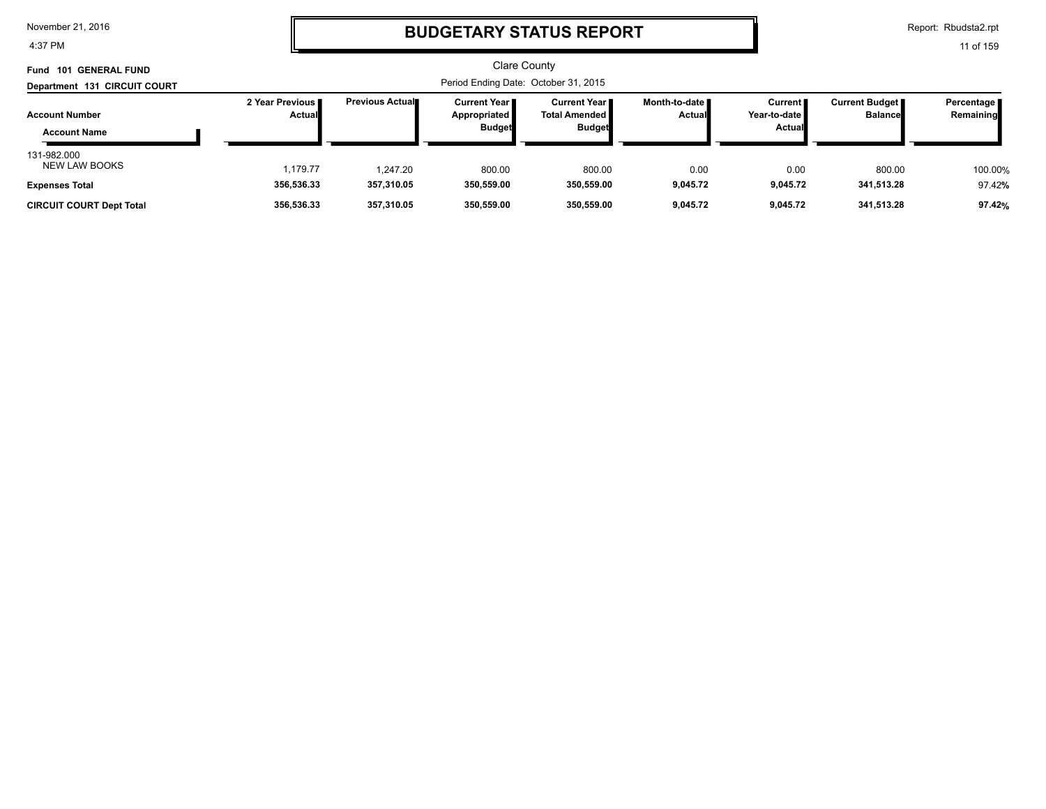# BUDGETARY STATUS REPORT

Clare County

**Fund 101 GENERAL FUND**

**Department 131 CIRCUIT COURT**

Period Ending Date: October 31, 2015

| Account Number / Account Name | 2 Year Previous Actual | Previous Actual | Current Year Appropriated Budget | Current Year Total Amended Budget | Month-to-date Actual | Current Year-to-date Actual | Current Budget Balance | Percentage Remaining |
|---|---|---|---|---|---|---|---|---|
| 131-982.000 NEW LAW BOOKS | 1,179.77 | 1,247.20 | 800.00 | 800.00 | 0.00 | 0.00 | 800.00 | 100.00% |
| **Expenses Total** | **356,536.33** | **357,310.05** | **350,559.00** | **350,559.00** | **9,045.72** | **9,045.72** | **341,513.28** | 97.42% |
| **CIRCUIT COURT Dept Total** | **356,536.33** | **357,310.05** | **350,559.00** | **350,559.00** | **9,045.72** | **9,045.72** | **341,513.28** | **97.42%** |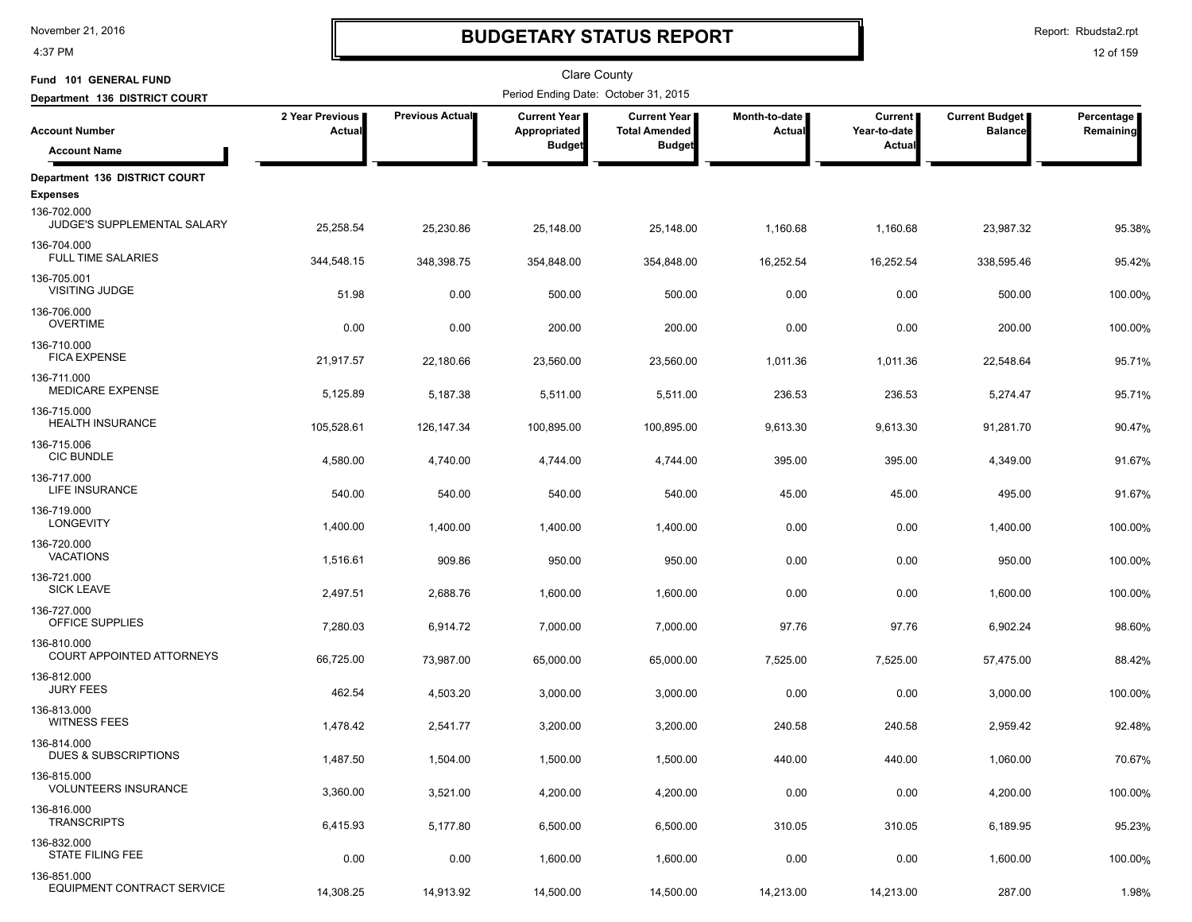# BUDGETARY STATUS REPORT

Clare County

Fund 101 GENERAL FUND

Department 136 DISTRICT COURT

Period Ending Date: October 31, 2015

| Account Number / Account Name | 2 Year Previous Actual | Previous Actual | Current Year Appropriated Budget | Current Year Total Amended Budget | Month-to-date Actual | Current Year-to-date Actual | Current Budget Balance | Percentage Remaining |
|---|---|---|---|---|---|---|---|---|
| **Department 136 DISTRICT COURT** | | | | | | | | |
| **Expenses** | | | | | | | | |
| 136-702.000 JUDGE'S SUPPLEMENTAL SALARY | 25,258.54 | 25,230.86 | 25,148.00 | 25,148.00 | 1,160.68 | 1,160.68 | 23,987.32 | 95.38% |
| 136-704.000 FULL TIME SALARIES | 344,548.15 | 348,398.75 | 354,848.00 | 354,848.00 | 16,252.54 | 16,252.54 | 338,595.46 | 95.42% |
| 136-705.001 VISITING JUDGE | 51.98 | 0.00 | 500.00 | 500.00 | 0.00 | 0.00 | 500.00 | 100.00% |
| 136-706.000 OVERTIME | 0.00 | 0.00 | 200.00 | 200.00 | 0.00 | 0.00 | 200.00 | 100.00% |
| 136-710.000 FICA EXPENSE | 21,917.57 | 22,180.66 | 23,560.00 | 23,560.00 | 1,011.36 | 1,011.36 | 22,548.64 | 95.71% |
| 136-711.000 MEDICARE EXPENSE | 5,125.89 | 5,187.38 | 5,511.00 | 5,511.00 | 236.53 | 236.53 | 5,274.47 | 95.71% |
| 136-715.000 HEALTH INSURANCE | 105,528.61 | 126,147.34 | 100,895.00 | 100,895.00 | 9,613.30 | 9,613.30 | 91,281.70 | 90.47% |
| 136-715.006 CIC BUNDLE | 4,580.00 | 4,740.00 | 4,744.00 | 4,744.00 | 395.00 | 395.00 | 4,349.00 | 91.67% |
| 136-717.000 LIFE INSURANCE | 540.00 | 540.00 | 540.00 | 540.00 | 45.00 | 45.00 | 495.00 | 91.67% |
| 136-719.000 LONGEVITY | 1,400.00 | 1,400.00 | 1,400.00 | 1,400.00 | 0.00 | 0.00 | 1,400.00 | 100.00% |
| 136-720.000 VACATIONS | 1,516.61 | 909.86 | 950.00 | 950.00 | 0.00 | 0.00 | 950.00 | 100.00% |
| 136-721.000 SICK LEAVE | 2,497.51 | 2,688.76 | 1,600.00 | 1,600.00 | 0.00 | 0.00 | 1,600.00 | 100.00% |
| 136-727.000 OFFICE SUPPLIES | 7,280.03 | 6,914.72 | 7,000.00 | 7,000.00 | 97.76 | 97.76 | 6,902.24 | 98.60% |
| 136-810.000 COURT APPOINTED ATTORNEYS | 66,725.00 | 73,987.00 | 65,000.00 | 65,000.00 | 7,525.00 | 7,525.00 | 57,475.00 | 88.42% |
| 136-812.000 JURY FEES | 462.54 | 4,503.20 | 3,000.00 | 3,000.00 | 0.00 | 0.00 | 3,000.00 | 100.00% |
| 136-813.000 WITNESS FEES | 1,478.42 | 2,541.77 | 3,200.00 | 3,200.00 | 240.58 | 240.58 | 2,959.42 | 92.48% |
| 136-814.000 DUES & SUBSCRIPTIONS | 1,487.50 | 1,504.00 | 1,500.00 | 1,500.00 | 440.00 | 440.00 | 1,060.00 | 70.67% |
| 136-815.000 VOLUNTEERS INSURANCE | 3,360.00 | 3,521.00 | 4,200.00 | 4,200.00 | 0.00 | 0.00 | 4,200.00 | 100.00% |
| 136-816.000 TRANSCRIPTS | 6,415.93 | 5,177.80 | 6,500.00 | 6,500.00 | 310.05 | 310.05 | 6,189.95 | 95.23% |
| 136-832.000 STATE FILING FEE | 0.00 | 0.00 | 1,600.00 | 1,600.00 | 0.00 | 0.00 | 1,600.00 | 100.00% |
| 136-851.000 EQUIPMENT CONTRACT SERVICE | 14,308.25 | 14,913.92 | 14,500.00 | 14,500.00 | 14,213.00 | 14,213.00 | 287.00 | 1.98% |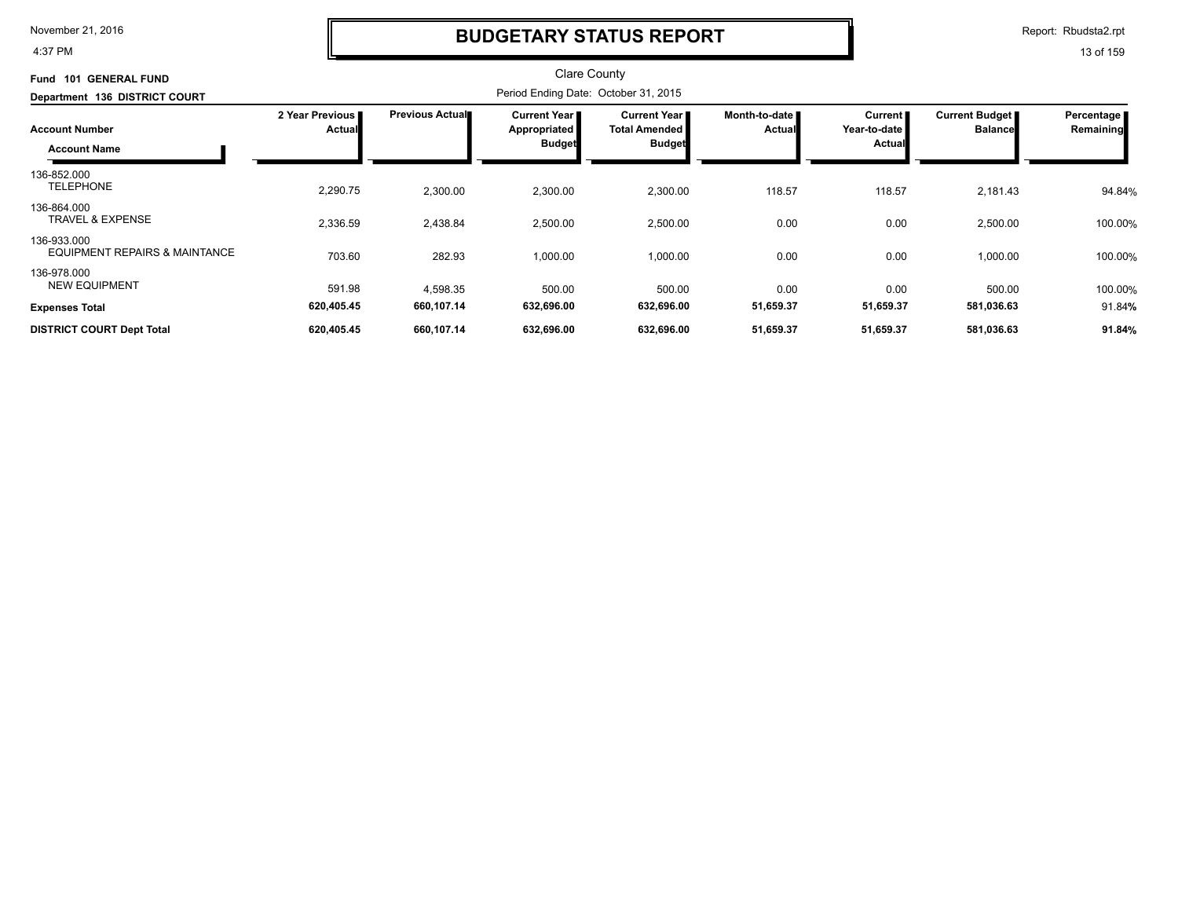# BUDGETARY STATUS REPORT

Clare County

**Fund 101 GENERAL FUND**

**Department 136 DISTRICT COURT**

Period Ending Date: October 31, 2015

| Account Number / Account Name | 2 Year Previous Actual | Previous Actual | Current Year Appropriated Budget | Current Year Total Amended Budget | Month-to-date Actual | Current Year-to-date Actual | Current Budget Balance | Percentage Remaining |
|---|---|---|---|---|---|---|---|---|
| 136-852.000 TELEPHONE | 2,290.75 | 2,300.00 | 2,300.00 | 2,300.00 | 118.57 | 118.57 | 2,181.43 | 94.84% |
| 136-864.000 TRAVEL & EXPENSE | 2,336.59 | 2,438.84 | 2,500.00 | 2,500.00 | 0.00 | 0.00 | 2,500.00 | 100.00% |
| 136-933.000 EQUIPMENT REPAIRS & MAINTANCE | 703.60 | 282.93 | 1,000.00 | 1,000.00 | 0.00 | 0.00 | 1,000.00 | 100.00% |
| 136-978.000 NEW EQUIPMENT | 591.98 | 4,598.35 | 500.00 | 500.00 | 0.00 | 0.00 | 500.00 | 100.00% |
| **Expenses Total** | **620,405.45** | **660,107.14** | **632,696.00** | **632,696.00** | **51,659.37** | **51,659.37** | **581,036.63** | 91.84% |
| **DISTRICT COURT Dept Total** | **620,405.45** | **660,107.14** | **632,696.00** | **632,696.00** | **51,659.37** | **51,659.37** | **581,036.63** | **91.84%** |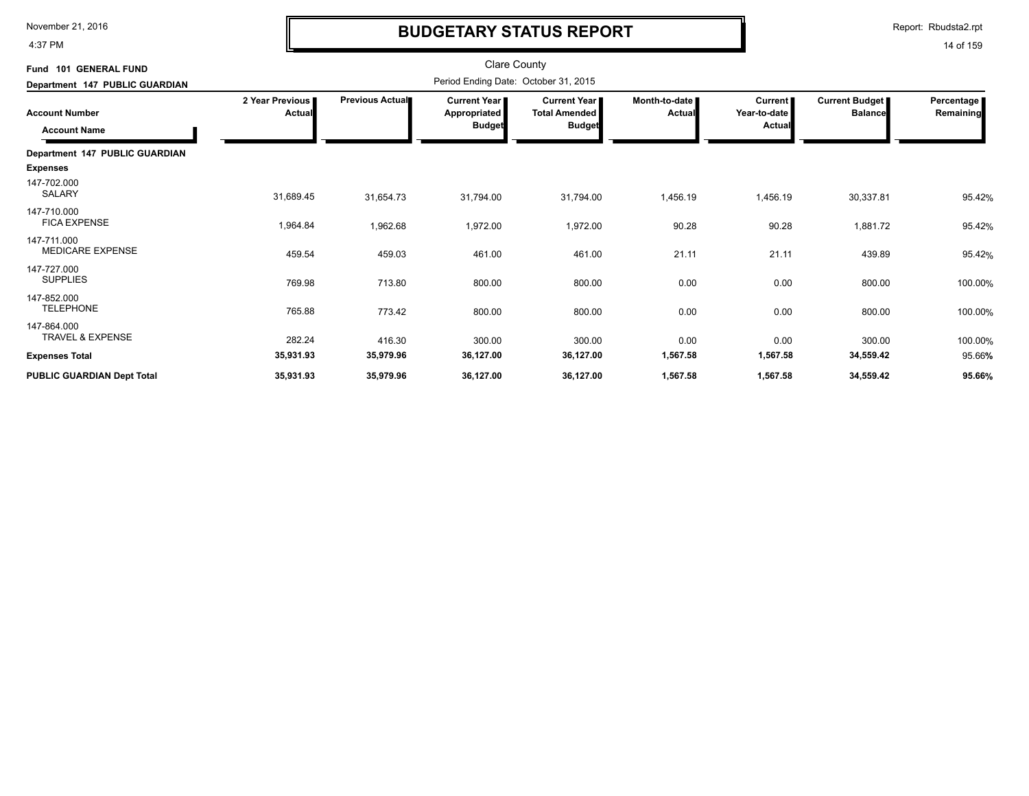# BUDGETARY STATUS REPORT

Report: Rbudsta2.rpt

Clare County

**Fund 101 GENERAL FUND**

**Department 147 PUBLIC GUARDIAN**

Period Ending Date: October 31, 2015

| Account Number / Account Name | 2 Year Previous Actual | Previous Actual | Current Year Appropriated Budget | Current Year Total Amended Budget | Month-to-date Actual | Current Year-to-date Actual | Current Budget Balance | Percentage Remaining |
|---|---|---|---|---|---|---|---|---|
| **Department 147 PUBLIC GUARDIAN** | | | | | | | | |
| **Expenses** | | | | | | | | |
| 147-702.000 SALARY | 31,689.45 | 31,654.73 | 31,794.00 | 31,794.00 | 1,456.19 | 1,456.19 | 30,337.81 | 95.42% |
| 147-710.000 FICA EXPENSE | 1,964.84 | 1,962.68 | 1,972.00 | 1,972.00 | 90.28 | 90.28 | 1,881.72 | 95.42% |
| 147-711.000 MEDICARE EXPENSE | 459.54 | 459.03 | 461.00 | 461.00 | 21.11 | 21.11 | 439.89 | 95.42% |
| 147-727.000 SUPPLIES | 769.98 | 713.80 | 800.00 | 800.00 | 0.00 | 0.00 | 800.00 | 100.00% |
| 147-852.000 TELEPHONE | 765.88 | 773.42 | 800.00 | 800.00 | 0.00 | 0.00 | 800.00 | 100.00% |
| 147-864.000 TRAVEL & EXPENSE | 282.24 | 416.30 | 300.00 | 300.00 | 0.00 | 0.00 | 300.00 | 100.00% |
| **Expenses Total** | **35,931.93** | **35,979.96** | **36,127.00** | **36,127.00** | **1,567.58** | **1,567.58** | **34,559.42** | 95.66% |
| **PUBLIC GUARDIAN Dept Total** | **35,931.93** | **35,979.96** | **36,127.00** | **36,127.00** | **1,567.58** | **1,567.58** | **34,559.42** | **95.66%** |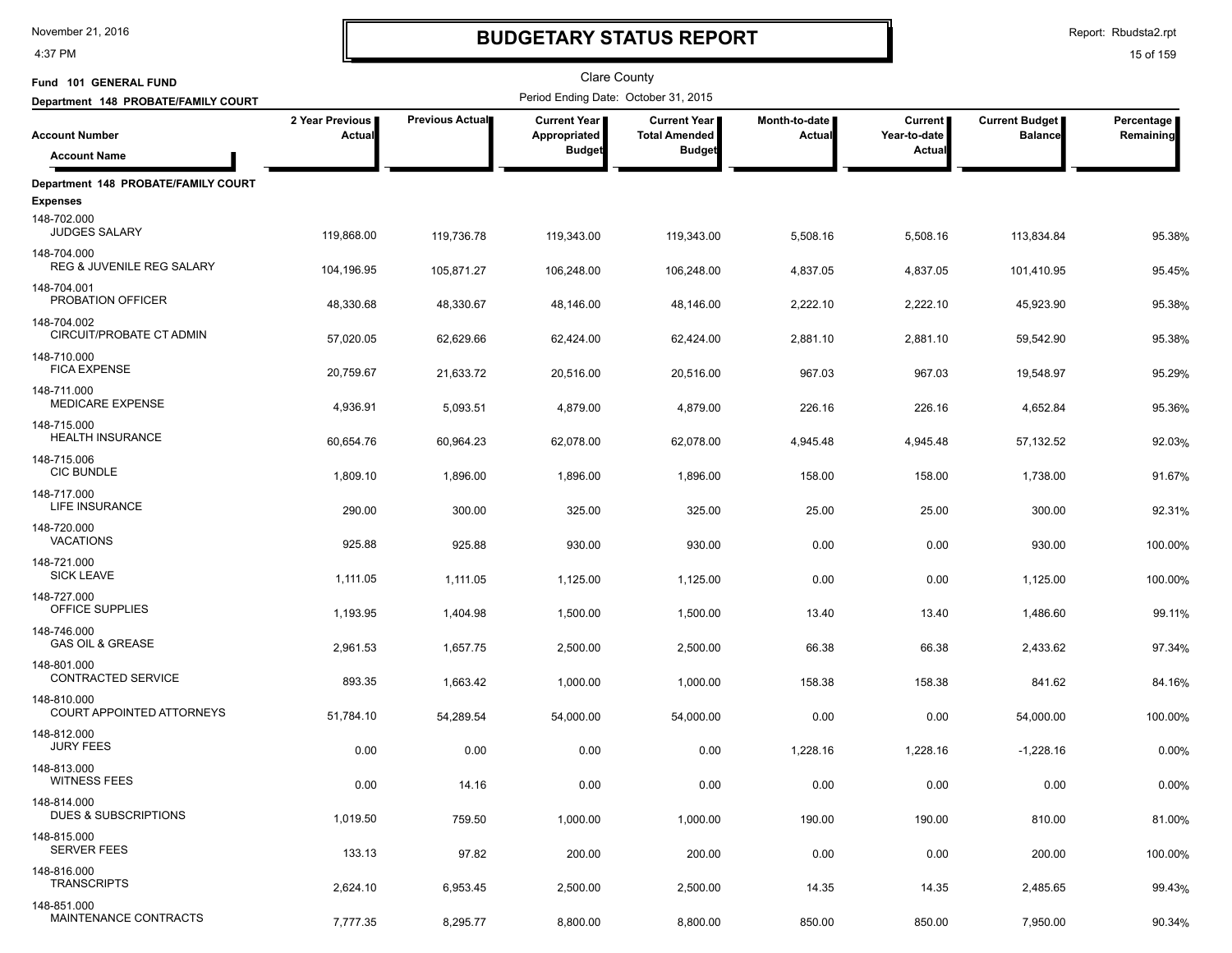# BUDGETARY STATUS REPORT

Clare County

**Fund 101 GENERAL FUND**

**Department 148 PROBATE/FAMILY COURT**

Period Ending Date: October 31, 2015

| Account Number / Account Name | 2 Year Previous Actual | Previous Actual | Current Year Appropriated Budget | Current Year Total Amended Budget | Month-to-date Actual | Current Year-to-date Actual | Current Budget Balance | Percentage Remaining |
|---|---|---|---|---|---|---|---|---|
| **Department 148 PROBATE/FAMILY COURT** | | | | | | | | |
| **Expenses** | | | | | | | | |
| 148-702.000 JUDGES SALARY | 119,868.00 | 119,736.78 | 119,343.00 | 119,343.00 | 5,508.16 | 5,508.16 | 113,834.84 | 95.38% |
| 148-704.000 REG & JUVENILE REG SALARY | 104,196.95 | 105,871.27 | 106,248.00 | 106,248.00 | 4,837.05 | 4,837.05 | 101,410.95 | 95.45% |
| 148-704.001 PROBATION OFFICER | 48,330.68 | 48,330.67 | 48,146.00 | 48,146.00 | 2,222.10 | 2,222.10 | 45,923.90 | 95.38% |
| 148-704.002 CIRCUIT/PROBATE CT ADMIN | 57,020.05 | 62,629.66 | 62,424.00 | 62,424.00 | 2,881.10 | 2,881.10 | 59,542.90 | 95.38% |
| 148-710.000 FICA EXPENSE | 20,759.67 | 21,633.72 | 20,516.00 | 20,516.00 | 967.03 | 967.03 | 19,548.97 | 95.29% |
| 148-711.000 MEDICARE EXPENSE | 4,936.91 | 5,093.51 | 4,879.00 | 4,879.00 | 226.16 | 226.16 | 4,652.84 | 95.36% |
| 148-715.000 HEALTH INSURANCE | 60,654.76 | 60,964.23 | 62,078.00 | 62,078.00 | 4,945.48 | 4,945.48 | 57,132.52 | 92.03% |
| 148-715.006 CIC BUNDLE | 1,809.10 | 1,896.00 | 1,896.00 | 1,896.00 | 158.00 | 158.00 | 1,738.00 | 91.67% |
| 148-717.000 LIFE INSURANCE | 290.00 | 300.00 | 325.00 | 325.00 | 25.00 | 25.00 | 300.00 | 92.31% |
| 148-720.000 VACATIONS | 925.88 | 925.88 | 930.00 | 930.00 | 0.00 | 0.00 | 930.00 | 100.00% |
| 148-721.000 SICK LEAVE | 1,111.05 | 1,111.05 | 1,125.00 | 1,125.00 | 0.00 | 0.00 | 1,125.00 | 100.00% |
| 148-727.000 OFFICE SUPPLIES | 1,193.95 | 1,404.98 | 1,500.00 | 1,500.00 | 13.40 | 13.40 | 1,486.60 | 99.11% |
| 148-746.000 GAS OIL & GREASE | 2,961.53 | 1,657.75 | 2,500.00 | 2,500.00 | 66.38 | 66.38 | 2,433.62 | 97.34% |
| 148-801.000 CONTRACTED SERVICE | 893.35 | 1,663.42 | 1,000.00 | 1,000.00 | 158.38 | 158.38 | 841.62 | 84.16% |
| 148-810.000 COURT APPOINTED ATTORNEYS | 51,784.10 | 54,289.54 | 54,000.00 | 54,000.00 | 0.00 | 0.00 | 54,000.00 | 100.00% |
| 148-812.000 JURY FEES | 0.00 | 0.00 | 0.00 | 0.00 | 1,228.16 | 1,228.16 | -1,228.16 | 0.00% |
| 148-813.000 WITNESS FEES | 0.00 | 14.16 | 0.00 | 0.00 | 0.00 | 0.00 | 0.00 | 0.00% |
| 148-814.000 DUES & SUBSCRIPTIONS | 1,019.50 | 759.50 | 1,000.00 | 1,000.00 | 190.00 | 190.00 | 810.00 | 81.00% |
| 148-815.000 SERVER FEES | 133.13 | 97.82 | 200.00 | 200.00 | 0.00 | 0.00 | 200.00 | 100.00% |
| 148-816.000 TRANSCRIPTS | 2,624.10 | 6,953.45 | 2,500.00 | 2,500.00 | 14.35 | 14.35 | 2,485.65 | 99.43% |
| 148-851.000 MAINTENANCE CONTRACTS | 7,777.35 | 8,295.77 | 8,800.00 | 8,800.00 | 850.00 | 850.00 | 7,950.00 | 90.34% |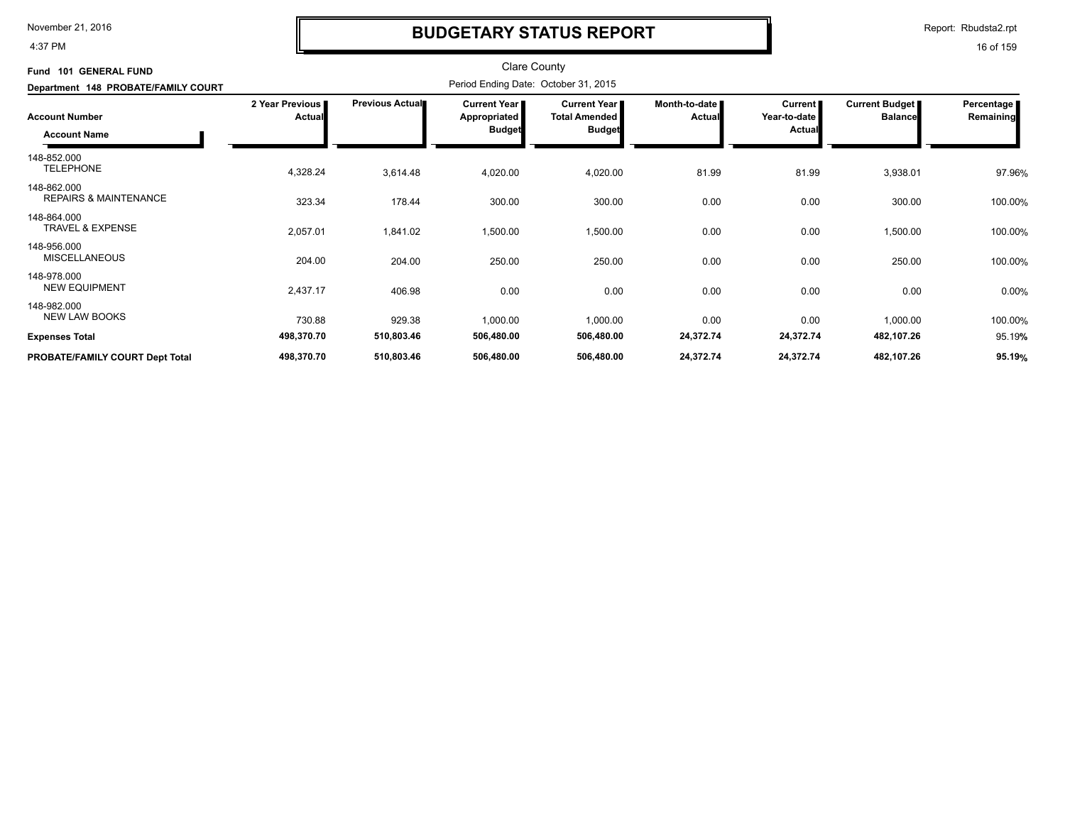# BUDGETARY STATUS REPORT

November 21, 2016
4:37 PM

Report: Rbudsta2.rpt

Clare County

**Fund 101 GENERAL FUND**

**Department 148 PROBATE/FAMILY COURT**

Period Ending Date: October 31, 2015

| Account Number / Account Name | 2 Year Previous Actual | Previous Actual | Current Year Appropriated Budget | Current Year Total Amended Budget | Month-to-date Actual | Current Year-to-date Actual | Current Budget Balance | Percentage Remaining |
|---|---|---|---|---|---|---|---|---|
| 148-852.000 TELEPHONE | 4,328.24 | 3,614.48 | 4,020.00 | 4,020.00 | 81.99 | 81.99 | 3,938.01 | 97.96% |
| 148-862.000 REPAIRS & MAINTENANCE | 323.34 | 178.44 | 300.00 | 300.00 | 0.00 | 0.00 | 300.00 | 100.00% |
| 148-864.000 TRAVEL & EXPENSE | 2,057.01 | 1,841.02 | 1,500.00 | 1,500.00 | 0.00 | 0.00 | 1,500.00 | 100.00% |
| 148-956.000 MISCELLANEOUS | 204.00 | 204.00 | 250.00 | 250.00 | 0.00 | 0.00 | 250.00 | 100.00% |
| 148-978.000 NEW EQUIPMENT | 2,437.17 | 406.98 | 0.00 | 0.00 | 0.00 | 0.00 | 0.00 | 0.00% |
| 148-982.000 NEW LAW BOOKS | 730.88 | 929.38 | 1,000.00 | 1,000.00 | 0.00 | 0.00 | 1,000.00 | 100.00% |
| **Expenses Total** | **498,370.70** | **510,803.46** | **506,480.00** | **506,480.00** | **24,372.74** | **24,372.74** | **482,107.26** | 95.19% |
| **PROBATE/FAMILY COURT Dept Total** | **498,370.70** | **510,803.46** | **506,480.00** | **506,480.00** | **24,372.74** | **24,372.74** | **482,107.26** | **95.19%** |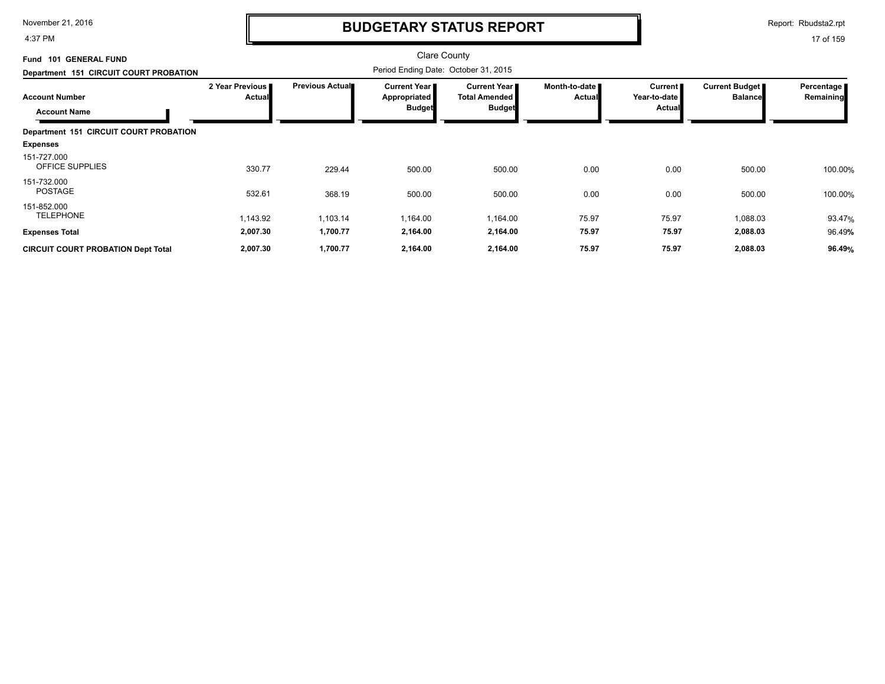# BUDGETARY STATUS REPORT

Clare County

Period Ending Date: October 31, 2015

**Fund 101 GENERAL FUND**

**Department 151 CIRCUIT COURT PROBATION**

| Account Number / Account Name | 2 Year Previous Actual | Previous Actual | Current Year Appropriated Budget | Current Year Total Amended Budget | Month-to-date Actual | Current Year-to-date Actual | Current Budget Balance | Percentage Remaining |
|---|---|---|---|---|---|---|---|---|
| **Department 151 CIRCUIT COURT PROBATION** | | | | | | | | |
| **Expenses** | | | | | | | | |
| 151-727.000 OFFICE SUPPLIES | 330.77 | 229.44 | 500.00 | 500.00 | 0.00 | 0.00 | 500.00 | 100.00% |
| 151-732.000 POSTAGE | 532.61 | 368.19 | 500.00 | 500.00 | 0.00 | 0.00 | 500.00 | 100.00% |
| 151-852.000 TELEPHONE | 1,143.92 | 1,103.14 | 1,164.00 | 1,164.00 | 75.97 | 75.97 | 1,088.03 | 93.47% |
| **Expenses Total** | **2,007.30** | **1,700.77** | **2,164.00** | **2,164.00** | **75.97** | **75.97** | **2,088.03** | 96.49% |
| **CIRCUIT COURT PROBATION Dept Total** | **2,007.30** | **1,700.77** | **2,164.00** | **2,164.00** | **75.97** | **75.97** | **2,088.03** | **96.49%** |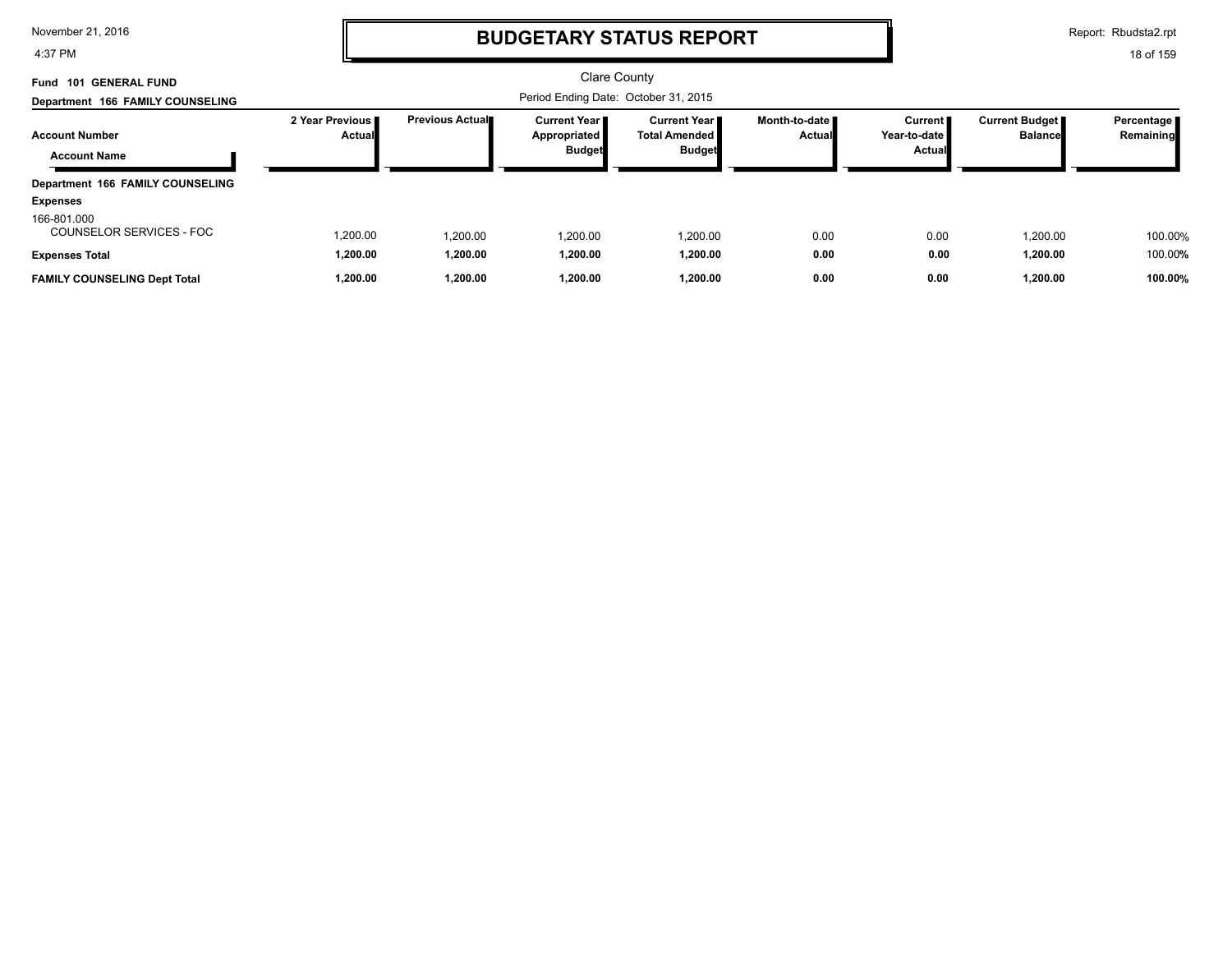# BUDGETARY STATUS REPORT

Clare County

Period Ending Date: October 31, 2015

**Fund 101 GENERAL FUND**

**Department 166 FAMILY COUNSELING**

| Account Number / Account Name | 2 Year Previous Actual | Previous Actual | Current Year Appropriated Budget | Current Year Total Amended Budget | Month-to-date Actual | Current Year-to-date Actual | Current Budget Balance | Percentage Remaining |
|---|---|---|---|---|---|---|---|---|
| **Department 166 FAMILY COUNSELING** | | | | | | | | |
| **Expenses** | | | | | | | | |
| 166-801.000 COUNSELOR SERVICES - FOC | 1,200.00 | 1,200.00 | 1,200.00 | 1,200.00 | 0.00 | 0.00 | 1,200.00 | 100.00% |
| **Expenses Total** | **1,200.00** | **1,200.00** | **1,200.00** | **1,200.00** | **0.00** | **0.00** | **1,200.00** | 100.00% |
| **FAMILY COUNSELING Dept Total** | **1,200.00** | **1,200.00** | **1,200.00** | **1,200.00** | **0.00** | **0.00** | **1,200.00** | **100.00%** |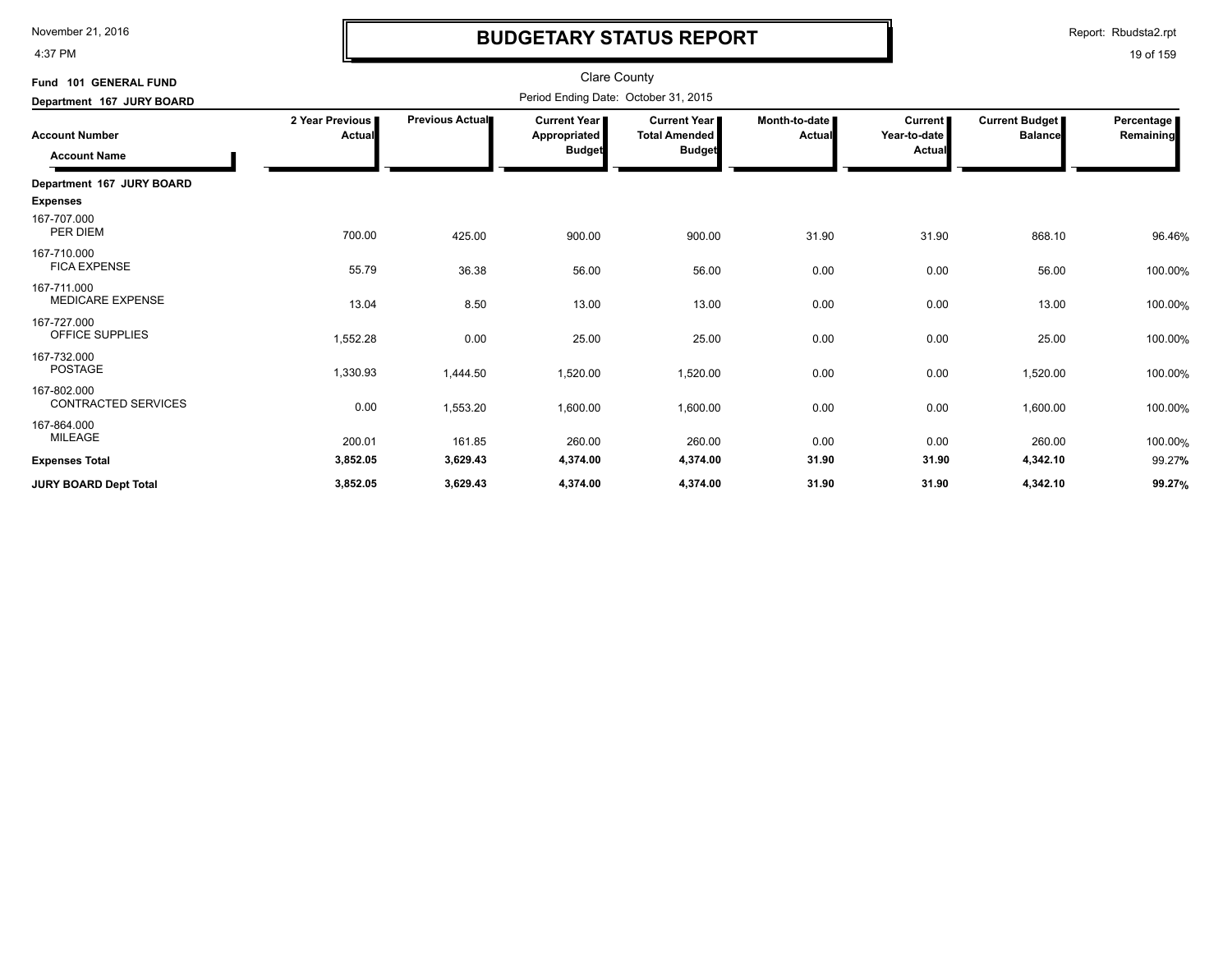# BUDGETARY STATUS REPORT

Clare County

Period Ending Date: October 31, 2015

**Fund 101 GENERAL FUND**

**Department 167 JURY BOARD**

| Account Number / Account Name | 2 Year Previous Actual | Previous Actual | Current Year Appropriated Budget | Current Year Total Amended Budget | Month-to-date Actual | Current Year-to-date Actual | Current Budget Balance | Percentage Remaining |
|---|---|---|---|---|---|---|---|---|
| **Department 167 JURY BOARD** | | | | | | | | |
| **Expenses** | | | | | | | | |
| 167-707.000 PER DIEM | 700.00 | 425.00 | 900.00 | 900.00 | 31.90 | 31.90 | 868.10 | 96.46% |
| 167-710.000 FICA EXPENSE | 55.79 | 36.38 | 56.00 | 56.00 | 0.00 | 0.00 | 56.00 | 100.00% |
| 167-711.000 MEDICARE EXPENSE | 13.04 | 8.50 | 13.00 | 13.00 | 0.00 | 0.00 | 13.00 | 100.00% |
| 167-727.000 OFFICE SUPPLIES | 1,552.28 | 0.00 | 25.00 | 25.00 | 0.00 | 0.00 | 25.00 | 100.00% |
| 167-732.000 POSTAGE | 1,330.93 | 1,444.50 | 1,520.00 | 1,520.00 | 0.00 | 0.00 | 1,520.00 | 100.00% |
| 167-802.000 CONTRACTED SERVICES | 0.00 | 1,553.20 | 1,600.00 | 1,600.00 | 0.00 | 0.00 | 1,600.00 | 100.00% |
| 167-864.000 MILEAGE | 200.01 | 161.85 | 260.00 | 260.00 | 0.00 | 0.00 | 260.00 | 100.00% |
| **Expenses Total** | **3,852.05** | **3,629.43** | **4,374.00** | **4,374.00** | **31.90** | **31.90** | **4,342.10** | 99.27% |
| **JURY BOARD Dept Total** | **3,852.05** | **3,629.43** | **4,374.00** | **4,374.00** | **31.90** | **31.90** | **4,342.10** | **99.27%** |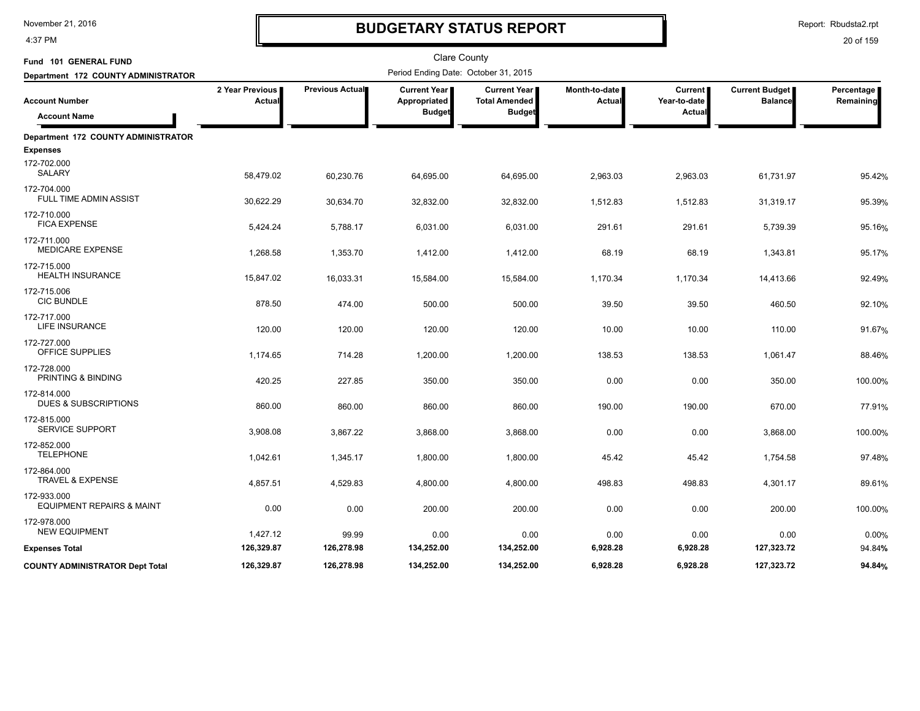# BUDGETARY STATUS REPORT

November 21, 2016
4:37 PM

Report: Rbudsta2.rpt

Clare County

**Fund 101 GENERAL FUND**

**Department 172 COUNTY ADMINISTRATOR**

Period Ending Date: October 31, 2015

| Account Number / Account Name | 2 Year Previous Actual | Previous Actual | Current Year Appropriated Budget | Current Year Total Amended Budget | Month-to-date Actual | Current Year-to-date Actual | Current Budget Balance | Percentage Remaining |
|---|---|---|---|---|---|---|---|---|
| **Department 172 COUNTY ADMINISTRATOR** | | | | | | | | |
| **Expenses** | | | | | | | | |
| 172-702.000 SALARY | 58,479.02 | 60,230.76 | 64,695.00 | 64,695.00 | 2,963.03 | 2,963.03 | 61,731.97 | 95.42% |
| 172-704.000 FULL TIME ADMIN ASSIST | 30,622.29 | 30,634.70 | 32,832.00 | 32,832.00 | 1,512.83 | 1,512.83 | 31,319.17 | 95.39% |
| 172-710.000 FICA EXPENSE | 5,424.24 | 5,788.17 | 6,031.00 | 6,031.00 | 291.61 | 291.61 | 5,739.39 | 95.16% |
| 172-711.000 MEDICARE EXPENSE | 1,268.58 | 1,353.70 | 1,412.00 | 1,412.00 | 68.19 | 68.19 | 1,343.81 | 95.17% |
| 172-715.000 HEALTH INSURANCE | 15,847.02 | 16,033.31 | 15,584.00 | 15,584.00 | 1,170.34 | 1,170.34 | 14,413.66 | 92.49% |
| 172-715.006 CIC BUNDLE | 878.50 | 474.00 | 500.00 | 500.00 | 39.50 | 39.50 | 460.50 | 92.10% |
| 172-717.000 LIFE INSURANCE | 120.00 | 120.00 | 120.00 | 120.00 | 10.00 | 10.00 | 110.00 | 91.67% |
| 172-727.000 OFFICE SUPPLIES | 1,174.65 | 714.28 | 1,200.00 | 1,200.00 | 138.53 | 138.53 | 1,061.47 | 88.46% |
| 172-728.000 PRINTING & BINDING | 420.25 | 227.85 | 350.00 | 350.00 | 0.00 | 0.00 | 350.00 | 100.00% |
| 172-814.000 DUES & SUBSCRIPTIONS | 860.00 | 860.00 | 860.00 | 860.00 | 190.00 | 190.00 | 670.00 | 77.91% |
| 172-815.000 SERVICE SUPPORT | 3,908.08 | 3,867.22 | 3,868.00 | 3,868.00 | 0.00 | 0.00 | 3,868.00 | 100.00% |
| 172-852.000 TELEPHONE | 1,042.61 | 1,345.17 | 1,800.00 | 1,800.00 | 45.42 | 45.42 | 1,754.58 | 97.48% |
| 172-864.000 TRAVEL & EXPENSE | 4,857.51 | 4,529.83 | 4,800.00 | 4,800.00 | 498.83 | 498.83 | 4,301.17 | 89.61% |
| 172-933.000 EQUIPMENT REPAIRS & MAINT | 0.00 | 0.00 | 200.00 | 200.00 | 0.00 | 0.00 | 200.00 | 100.00% |
| 172-978.000 NEW EQUIPMENT | 1,427.12 | 99.99 | 0.00 | 0.00 | 0.00 | 0.00 | 0.00 | 0.00% |
| **Expenses Total** | **126,329.87** | **126,278.98** | **134,252.00** | **134,252.00** | **6,928.28** | **6,928.28** | **127,323.72** | 94.84% |
| **COUNTY ADMINISTRATOR Dept Total** | **126,329.87** | **126,278.98** | **134,252.00** | **134,252.00** | **6,928.28** | **6,928.28** | **127,323.72** | **94.84%** |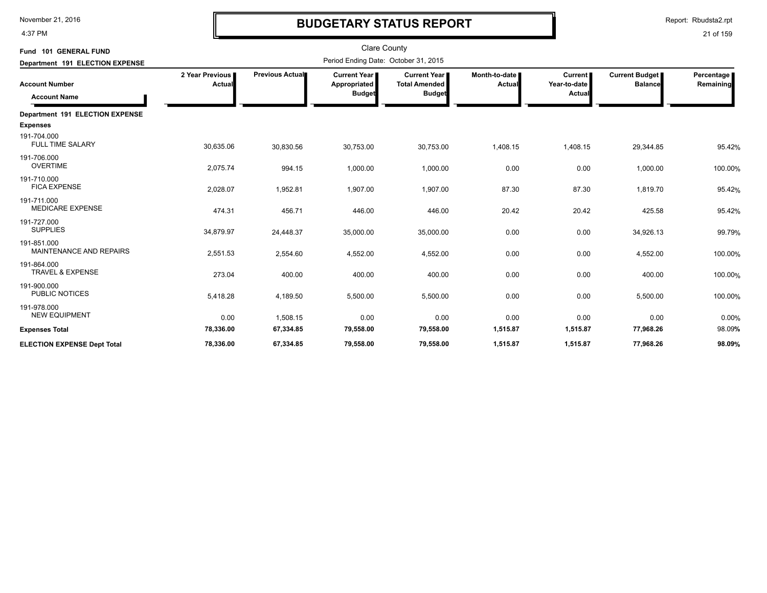# BUDGETARY STATUS REPORT

Clare County

Period Ending Date: October 31, 2015

**Fund 101 GENERAL FUND**

**Department 191 ELECTION EXPENSE**

| Account Number / Account Name | 2 Year Previous Actual | Previous Actual | Current Year Appropriated Budget | Current Year Total Amended Budget | Month-to-date Actual | Current Year-to-date Actual | Current Budget Balance | Percentage Remaining |
|---|---|---|---|---|---|---|---|---|
| **Department 191 ELECTION EXPENSE** | | | | | | | | |
| **Expenses** | | | | | | | | |
| 191-704.000 FULL TIME SALARY | 30,635.06 | 30,830.56 | 30,753.00 | 30,753.00 | 1,408.15 | 1,408.15 | 29,344.85 | 95.42% |
| 191-706.000 OVERTIME | 2,075.74 | 994.15 | 1,000.00 | 1,000.00 | 0.00 | 0.00 | 1,000.00 | 100.00% |
| 191-710.000 FICA EXPENSE | 2,028.07 | 1,952.81 | 1,907.00 | 1,907.00 | 87.30 | 87.30 | 1,819.70 | 95.42% |
| 191-711.000 MEDICARE EXPENSE | 474.31 | 456.71 | 446.00 | 446.00 | 20.42 | 20.42 | 425.58 | 95.42% |
| 191-727.000 SUPPLIES | 34,879.97 | 24,448.37 | 35,000.00 | 35,000.00 | 0.00 | 0.00 | 34,926.13 | 99.79% |
| 191-851.000 MAINTENANCE AND REPAIRS | 2,551.53 | 2,554.60 | 4,552.00 | 4,552.00 | 0.00 | 0.00 | 4,552.00 | 100.00% |
| 191-864.000 TRAVEL & EXPENSE | 273.04 | 400.00 | 400.00 | 400.00 | 0.00 | 0.00 | 400.00 | 100.00% |
| 191-900.000 PUBLIC NOTICES | 5,418.28 | 4,189.50 | 5,500.00 | 5,500.00 | 0.00 | 0.00 | 5,500.00 | 100.00% |
| 191-978.000 NEW EQUIPMENT | 0.00 | 1,508.15 | 0.00 | 0.00 | 0.00 | 0.00 | 0.00 | 0.00% |
| **Expenses Total** | **78,336.00** | **67,334.85** | **79,558.00** | **79,558.00** | **1,515.87** | **1,515.87** | **77,968.26** | **98.09%** |
| **ELECTION EXPENSE Dept Total** | **78,336.00** | **67,334.85** | **79,558.00** | **79,558.00** | **1,515.87** | **1,515.87** | **77,968.26** | **98.09%** |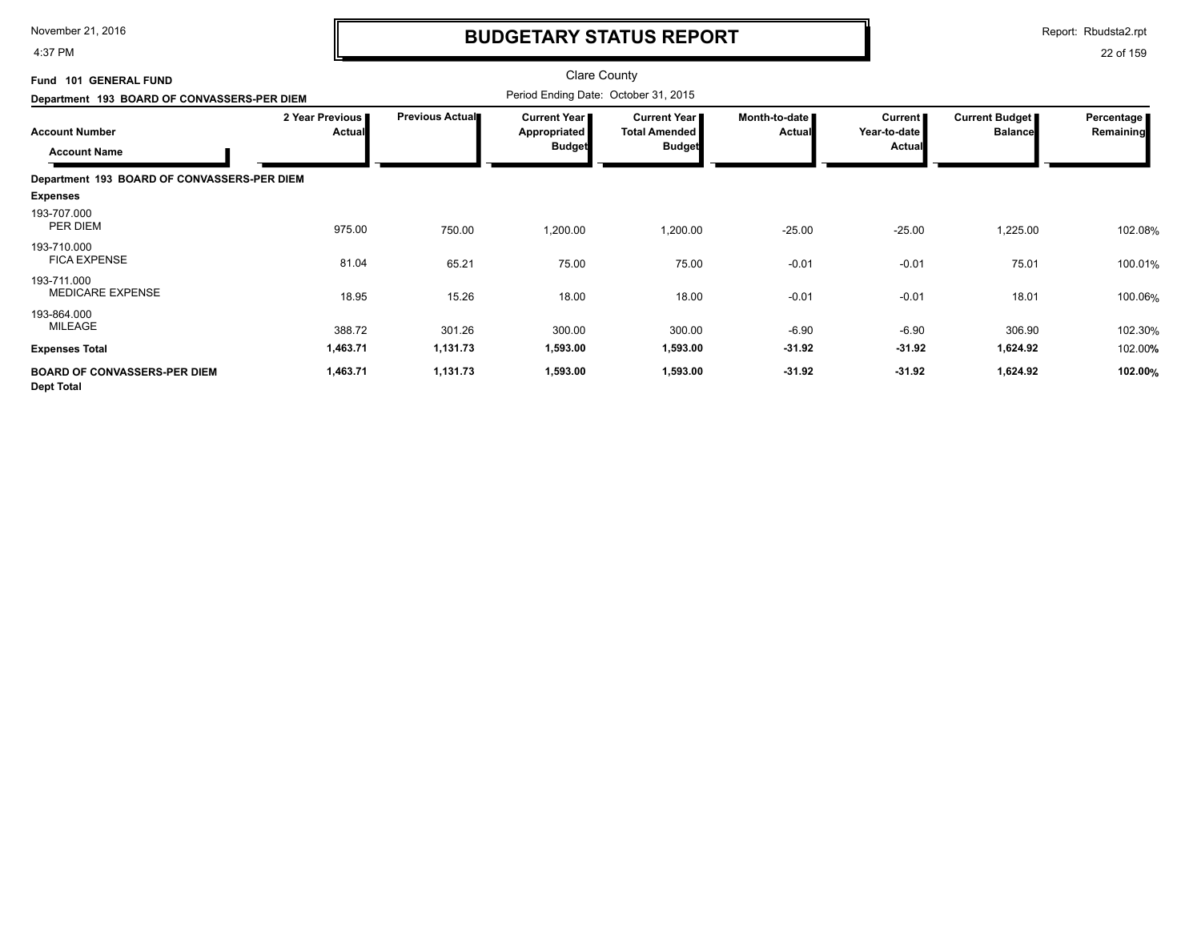# BUDGETARY STATUS REPORT

Clare County

Period Ending Date: October 31, 2015

**Fund 101 GENERAL FUND**

**Department 193 BOARD OF CONVASSERS-PER DIEM**

| Account Number / Account Name | 2 Year Previous Actual | Previous Actual | Current Year Appropriated Budget | Current Year Total Amended Budget | Month-to-date Actual | Current Year-to-date Actual | Current Budget Balance | Percentage Remaining |
|---|---|---|---|---|---|---|---|---|
| **Department 193 BOARD OF CONVASSERS-PER DIEM** | | | | | | | | |
| **Expenses** | | | | | | | | |
| 193-707.000 PER DIEM | 975.00 | 750.00 | 1,200.00 | 1,200.00 | -25.00 | -25.00 | 1,225.00 | 102.08% |
| 193-710.000 FICA EXPENSE | 81.04 | 65.21 | 75.00 | 75.00 | -0.01 | -0.01 | 75.01 | 100.01% |
| 193-711.000 MEDICARE EXPENSE | 18.95 | 15.26 | 18.00 | 18.00 | -0.01 | -0.01 | 18.01 | 100.06% |
| 193-864.000 MILEAGE | 388.72 | 301.26 | 300.00 | 300.00 | -6.90 | -6.90 | 306.90 | 102.30% |
| **Expenses Total** | **1,463.71** | **1,131.73** | **1,593.00** | **1,593.00** | **-31.92** | **-31.92** | **1,624.92** | 102.00% |
| **BOARD OF CONVASSERS-PER DIEM Dept Total** | **1,463.71** | **1,131.73** | **1,593.00** | **1,593.00** | **-31.92** | **-31.92** | **1,624.92** | **102.00%** |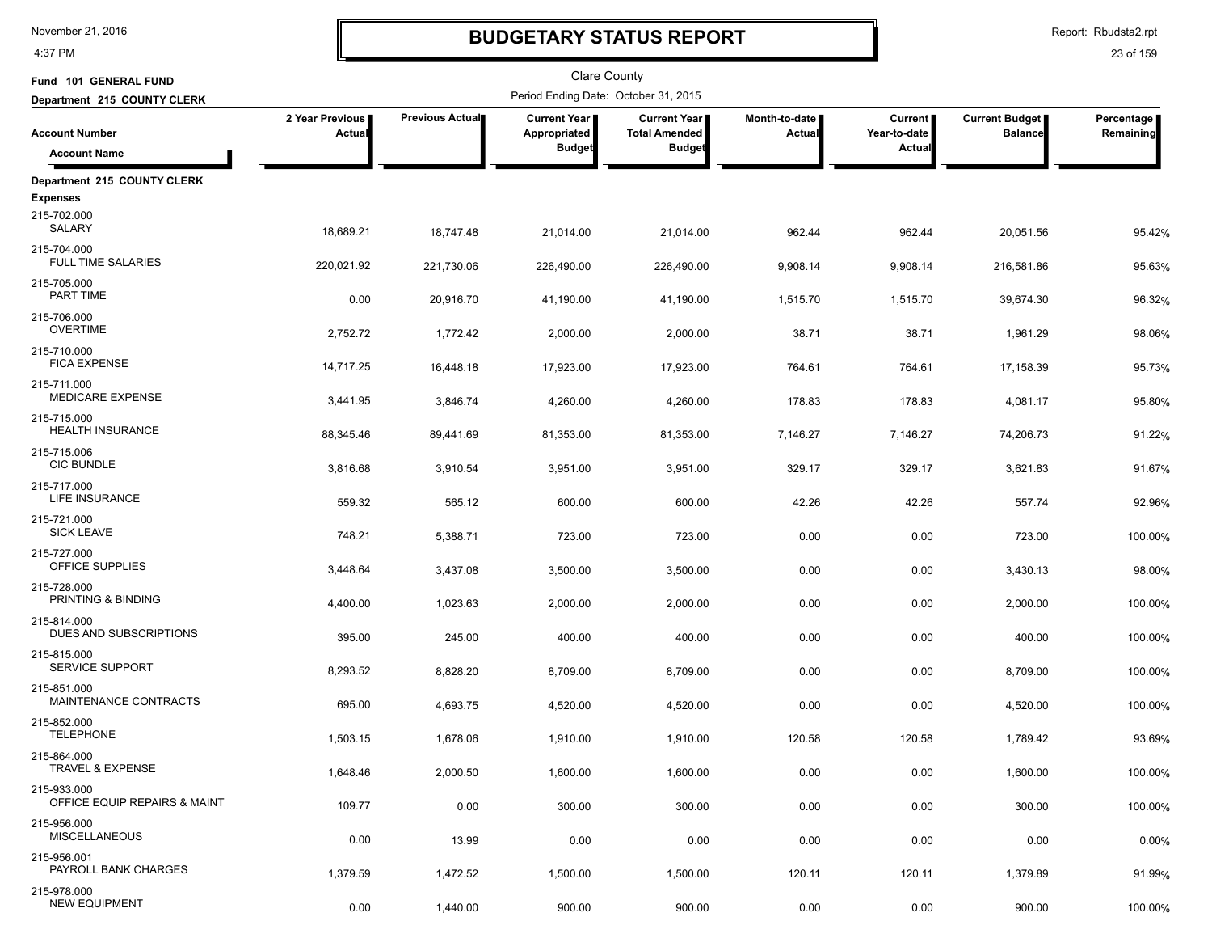# BUDGETARY STATUS REPORT

Clare County

Fund 101 GENERAL FUND

Department 215 COUNTY CLERK

Period Ending Date: October 31, 2015

| Account Number / Account Name | 2 Year Previous Actual | Previous Actual | Current Year Appropriated Budget | Current Year Total Amended Budget | Month-to-date Actual | Current Year-to-date Actual | Current Budget Balance | Percentage Remaining |
|---|---|---|---|---|---|---|---|---|
| **Department 215 COUNTY CLERK** | | | | | | | | |
| **Expenses** | | | | | | | | |
| 215-702.000 SALARY | 18,689.21 | 18,747.48 | 21,014.00 | 21,014.00 | 962.44 | 962.44 | 20,051.56 | 95.42% |
| 215-704.000 FULL TIME SALARIES | 220,021.92 | 221,730.06 | 226,490.00 | 226,490.00 | 9,908.14 | 9,908.14 | 216,581.86 | 95.63% |
| 215-705.000 PART TIME | 0.00 | 20,916.70 | 41,190.00 | 41,190.00 | 1,515.70 | 1,515.70 | 39,674.30 | 96.32% |
| 215-706.000 OVERTIME | 2,752.72 | 1,772.42 | 2,000.00 | 2,000.00 | 38.71 | 38.71 | 1,961.29 | 98.06% |
| 215-710.000 FICA EXPENSE | 14,717.25 | 16,448.18 | 17,923.00 | 17,923.00 | 764.61 | 764.61 | 17,158.39 | 95.73% |
| 215-711.000 MEDICARE EXPENSE | 3,441.95 | 3,846.74 | 4,260.00 | 4,260.00 | 178.83 | 178.83 | 4,081.17 | 95.80% |
| 215-715.000 HEALTH INSURANCE | 88,345.46 | 89,441.69 | 81,353.00 | 81,353.00 | 7,146.27 | 7,146.27 | 74,206.73 | 91.22% |
| 215-715.006 CIC BUNDLE | 3,816.68 | 3,910.54 | 3,951.00 | 3,951.00 | 329.17 | 329.17 | 3,621.83 | 91.67% |
| 215-717.000 LIFE INSURANCE | 559.32 | 565.12 | 600.00 | 600.00 | 42.26 | 42.26 | 557.74 | 92.96% |
| 215-721.000 SICK LEAVE | 748.21 | 5,388.71 | 723.00 | 723.00 | 0.00 | 0.00 | 723.00 | 100.00% |
| 215-727.000 OFFICE SUPPLIES | 3,448.64 | 3,437.08 | 3,500.00 | 3,500.00 | 0.00 | 0.00 | 3,430.13 | 98.00% |
| 215-728.000 PRINTING & BINDING | 4,400.00 | 1,023.63 | 2,000.00 | 2,000.00 | 0.00 | 0.00 | 2,000.00 | 100.00% |
| 215-814.000 DUES AND SUBSCRIPTIONS | 395.00 | 245.00 | 400.00 | 400.00 | 0.00 | 0.00 | 400.00 | 100.00% |
| 215-815.000 SERVICE SUPPORT | 8,293.52 | 8,828.20 | 8,709.00 | 8,709.00 | 0.00 | 0.00 | 8,709.00 | 100.00% |
| 215-851.000 MAINTENANCE CONTRACTS | 695.00 | 4,693.75 | 4,520.00 | 4,520.00 | 0.00 | 0.00 | 4,520.00 | 100.00% |
| 215-852.000 TELEPHONE | 1,503.15 | 1,678.06 | 1,910.00 | 1,910.00 | 120.58 | 120.58 | 1,789.42 | 93.69% |
| 215-864.000 TRAVEL & EXPENSE | 1,648.46 | 2,000.50 | 1,600.00 | 1,600.00 | 0.00 | 0.00 | 1,600.00 | 100.00% |
| 215-933.000 OFFICE EQUIP REPAIRS & MAINT | 109.77 | 0.00 | 300.00 | 300.00 | 0.00 | 0.00 | 300.00 | 100.00% |
| 215-956.000 MISCELLANEOUS | 0.00 | 13.99 | 0.00 | 0.00 | 0.00 | 0.00 | 0.00 | 0.00% |
| 215-956.001 PAYROLL BANK CHARGES | 1,379.59 | 1,472.52 | 1,500.00 | 1,500.00 | 120.11 | 120.11 | 1,379.89 | 91.99% |
| 215-978.000 NEW EQUIPMENT | 0.00 | 1,440.00 | 900.00 | 900.00 | 0.00 | 0.00 | 900.00 | 100.00% |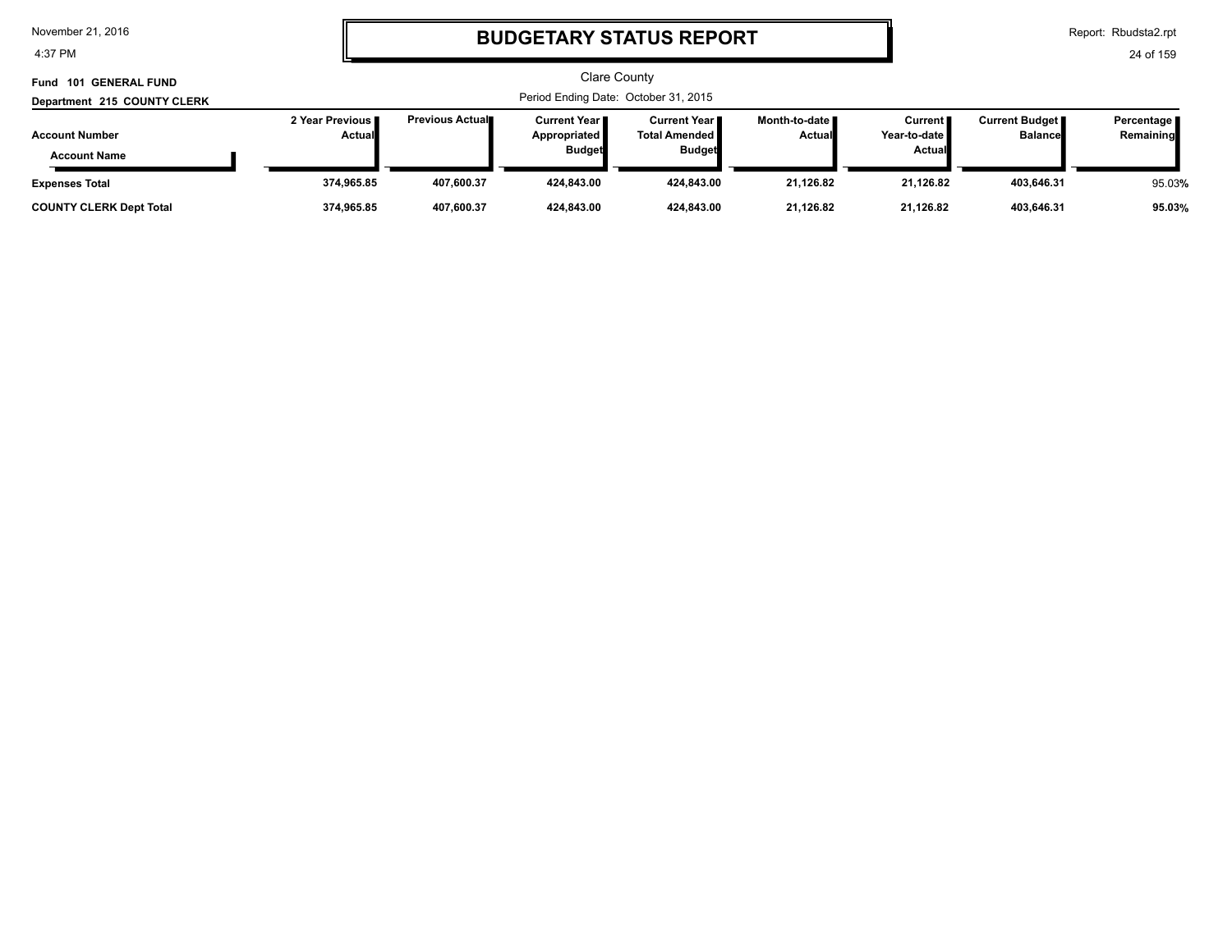# BUDGETARY STATUS REPORT

Clare County

Period Ending Date: October 31, 2015

**Fund 101 GENERAL FUND**

**Department 215 COUNTY CLERK**

| Account Number / Account Name | 2 Year Previous Actual | Previous Actual | Current Year Appropriated Budget | Current Year Total Amended Budget | Month-to-date Actual | Current Year-to-date Actual | Current Budget Balance | Percentage Remaining |
|---|---|---|---|---|---|---|---|---|
| **Expenses Total** | **374,965.85** | **407,600.37** | **424,843.00** | **424,843.00** | **21,126.82** | **21,126.82** | **403,646.31** | 95.03% |
| **COUNTY CLERK Dept Total** | **374,965.85** | **407,600.37** | **424,843.00** | **424,843.00** | **21,126.82** | **21,126.82** | **403,646.31** | **95.03%** |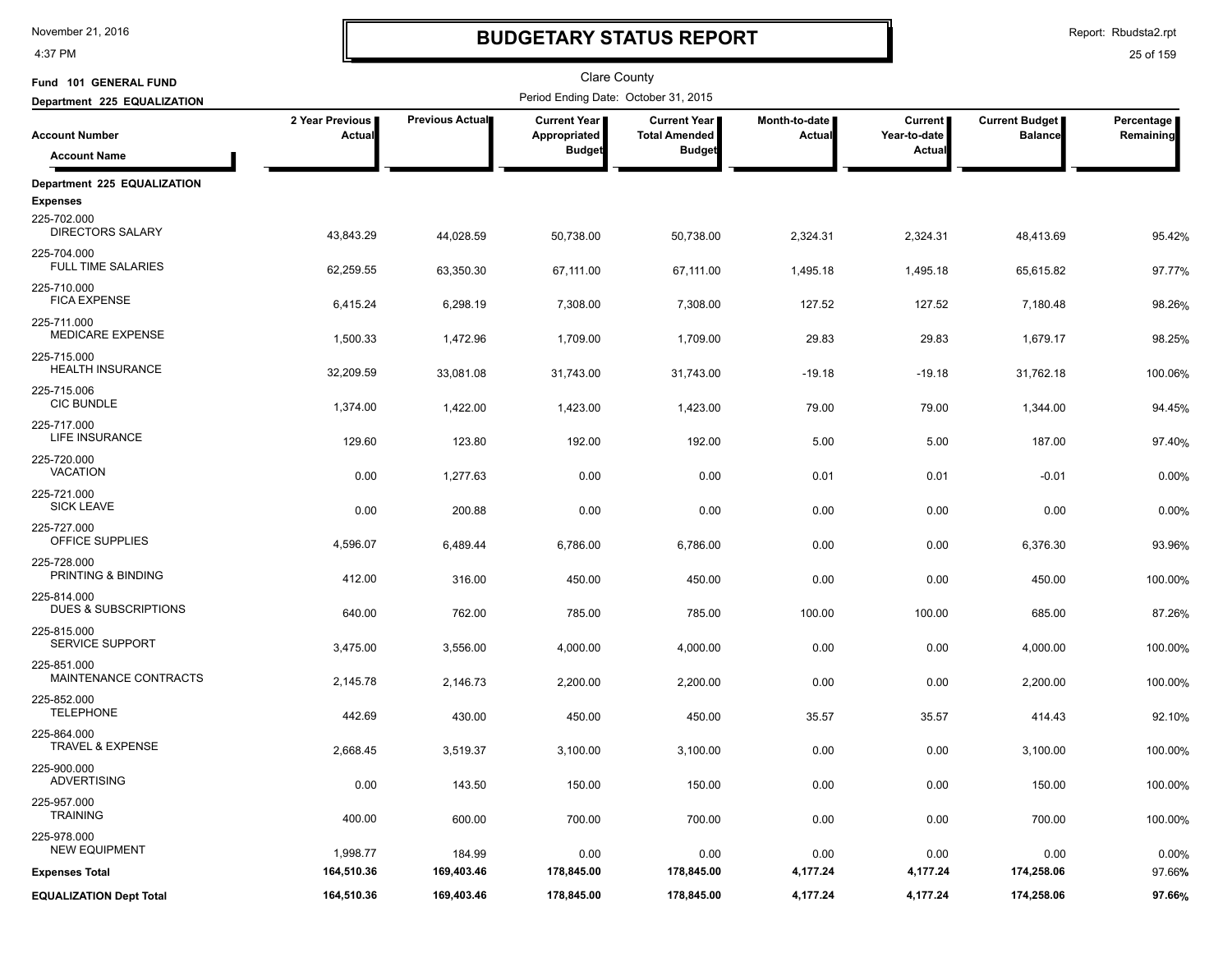# BUDGETARY STATUS REPORT

November 21, 2016
4:37 PM

Report: Rbudsta2.rpt

Clare County

Fund 101 GENERAL FUND
Department 225 EQUALIZATION

Period Ending Date: October 31, 2015

| Account Number / Account Name | 2 Year Previous Actual | Previous Actual | Current Year Appropriated Budget | Current Year Total Amended Budget | Month-to-date Actual | Current Year-to-date Actual | Current Budget Balance | Percentage Remaining |
|---|---|---|---|---|---|---|---|---|
| **Department 225 EQUALIZATION** | | | | | | | | |
| **Expenses** | | | | | | | | |
| 225-702.000 DIRECTORS SALARY | 43,843.29 | 44,028.59 | 50,738.00 | 50,738.00 | 2,324.31 | 2,324.31 | 48,413.69 | 95.42% |
| 225-704.000 FULL TIME SALARIES | 62,259.55 | 63,350.30 | 67,111.00 | 67,111.00 | 1,495.18 | 1,495.18 | 65,615.82 | 97.77% |
| 225-710.000 FICA EXPENSE | 6,415.24 | 6,298.19 | 7,308.00 | 7,308.00 | 127.52 | 127.52 | 7,180.48 | 98.26% |
| 225-711.000 MEDICARE EXPENSE | 1,500.33 | 1,472.96 | 1,709.00 | 1,709.00 | 29.83 | 29.83 | 1,679.17 | 98.25% |
| 225-715.000 HEALTH INSURANCE | 32,209.59 | 33,081.08 | 31,743.00 | 31,743.00 | -19.18 | -19.18 | 31,762.18 | 100.06% |
| 225-715.006 CIC BUNDLE | 1,374.00 | 1,422.00 | 1,423.00 | 1,423.00 | 79.00 | 79.00 | 1,344.00 | 94.45% |
| 225-717.000 LIFE INSURANCE | 129.60 | 123.80 | 192.00 | 192.00 | 5.00 | 5.00 | 187.00 | 97.40% |
| 225-720.000 VACATION | 0.00 | 1,277.63 | 0.00 | 0.00 | 0.01 | 0.01 | -0.01 | 0.00% |
| 225-721.000 SICK LEAVE | 0.00 | 200.88 | 0.00 | 0.00 | 0.00 | 0.00 | 0.00 | 0.00% |
| 225-727.000 OFFICE SUPPLIES | 4,596.07 | 6,489.44 | 6,786.00 | 6,786.00 | 0.00 | 0.00 | 6,376.30 | 93.96% |
| 225-728.000 PRINTING & BINDING | 412.00 | 316.00 | 450.00 | 450.00 | 0.00 | 0.00 | 450.00 | 100.00% |
| 225-814.000 DUES & SUBSCRIPTIONS | 640.00 | 762.00 | 785.00 | 785.00 | 100.00 | 100.00 | 685.00 | 87.26% |
| 225-815.000 SERVICE SUPPORT | 3,475.00 | 3,556.00 | 4,000.00 | 4,000.00 | 0.00 | 0.00 | 4,000.00 | 100.00% |
| 225-851.000 MAINTENANCE CONTRACTS | 2,145.78 | 2,146.73 | 2,200.00 | 2,200.00 | 0.00 | 0.00 | 2,200.00 | 100.00% |
| 225-852.000 TELEPHONE | 442.69 | 430.00 | 450.00 | 450.00 | 35.57 | 35.57 | 414.43 | 92.10% |
| 225-864.000 TRAVEL & EXPENSE | 2,668.45 | 3,519.37 | 3,100.00 | 3,100.00 | 0.00 | 0.00 | 3,100.00 | 100.00% |
| 225-900.000 ADVERTISING | 0.00 | 143.50 | 150.00 | 150.00 | 0.00 | 0.00 | 150.00 | 100.00% |
| 225-957.000 TRAINING | 400.00 | 600.00 | 700.00 | 700.00 | 0.00 | 0.00 | 700.00 | 100.00% |
| 225-978.000 NEW EQUIPMENT | 1,998.77 | 184.99 | 0.00 | 0.00 | 0.00 | 0.00 | 0.00 | 0.00% |
| **Expenses Total** | **164,510.36** | **169,403.46** | **178,845.00** | **178,845.00** | **4,177.24** | **4,177.24** | **174,258.06** | **97.66%** |
| **EQUALIZATION Dept Total** | **164,510.36** | **169,403.46** | **178,845.00** | **178,845.00** | **4,177.24** | **4,177.24** | **174,258.06** | **97.66%** |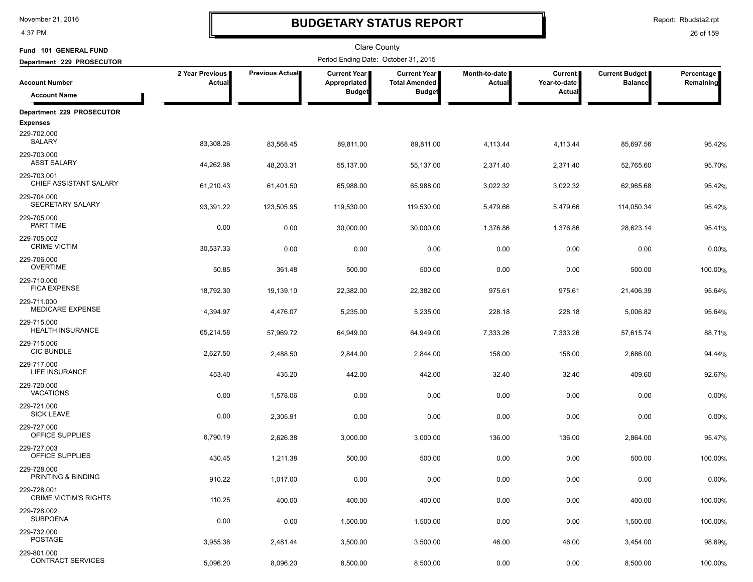# BUDGETARY STATUS REPORT

Clare County

Period Ending Date: October 31, 2015

Fund 101 GENERAL FUND

Department 229 PROSECUTOR

| Account Number / Account Name | 2 Year Previous Actual | Previous Actual | Current Year Appropriated Budget | Current Year Total Amended Budget | Month-to-date Actual | Current Year-to-date Actual | Current Budget Balance | Percentage Remaining |
|---|---|---|---|---|---|---|---|---|
| **Department 229 PROSECUTOR** | | | | | | | | |
| **Expenses** | | | | | | | | |
| 229-702.000 SALARY | 83,308.26 | 83,568.45 | 89,811.00 | 89,811.00 | 4,113.44 | 4,113.44 | 85,697.56 | 95.42% |
| 229-703.000 ASST SALARY | 44,262.98 | 48,203.31 | 55,137.00 | 55,137.00 | 2,371.40 | 2,371.40 | 52,765.60 | 95.70% |
| 229-703.001 CHIEF ASSISTANT SALARY | 61,210.43 | 61,401.50 | 65,988.00 | 65,988.00 | 3,022.32 | 3,022.32 | 62,965.68 | 95.42% |
| 229-704.000 SECRETARY SALARY | 93,391.22 | 123,505.95 | 119,530.00 | 119,530.00 | 5,479.66 | 5,479.66 | 114,050.34 | 95.42% |
| 229-705.000 PART TIME | 0.00 | 0.00 | 30,000.00 | 30,000.00 | 1,376.86 | 1,376.86 | 28,623.14 | 95.41% |
| 229-705.002 CRIME VICTIM | 30,537.33 | 0.00 | 0.00 | 0.00 | 0.00 | 0.00 | 0.00 | 0.00% |
| 229-706.000 OVERTIME | 50.85 | 361.48 | 500.00 | 500.00 | 0.00 | 0.00 | 500.00 | 100.00% |
| 229-710.000 FICA EXPENSE | 18,792.30 | 19,139.10 | 22,382.00 | 22,382.00 | 975.61 | 975.61 | 21,406.39 | 95.64% |
| 229-711.000 MEDICARE EXPENSE | 4,394.97 | 4,476.07 | 5,235.00 | 5,235.00 | 228.18 | 228.18 | 5,006.82 | 95.64% |
| 229-715.000 HEALTH INSURANCE | 65,214.58 | 57,969.72 | 64,949.00 | 64,949.00 | 7,333.26 | 7,333.26 | 57,615.74 | 88.71% |
| 229-715.006 CIC BUNDLE | 2,627.50 | 2,488.50 | 2,844.00 | 2,844.00 | 158.00 | 158.00 | 2,686.00 | 94.44% |
| 229-717.000 LIFE INSURANCE | 453.40 | 435.20 | 442.00 | 442.00 | 32.40 | 32.40 | 409.60 | 92.67% |
| 229-720.000 VACATIONS | 0.00 | 1,578.06 | 0.00 | 0.00 | 0.00 | 0.00 | 0.00 | 0.00% |
| 229-721.000 SICK LEAVE | 0.00 | 2,305.91 | 0.00 | 0.00 | 0.00 | 0.00 | 0.00 | 0.00% |
| 229-727.000 OFFICE SUPPLIES | 6,790.19 | 2,626.38 | 3,000.00 | 3,000.00 | 136.00 | 136.00 | 2,864.00 | 95.47% |
| 229-727.003 OFFICE SUPPLIES | 430.45 | 1,211.38 | 500.00 | 500.00 | 0.00 | 0.00 | 500.00 | 100.00% |
| 229-728.000 PRINTING & BINDING | 910.22 | 1,017.00 | 0.00 | 0.00 | 0.00 | 0.00 | 0.00 | 0.00% |
| 229-728.001 CRIME VICTIM'S RIGHTS | 110.25 | 400.00 | 400.00 | 400.00 | 0.00 | 0.00 | 400.00 | 100.00% |
| 229-728.002 SUBPOENA | 0.00 | 0.00 | 1,500.00 | 1,500.00 | 0.00 | 0.00 | 1,500.00 | 100.00% |
| 229-732.000 POSTAGE | 3,955.38 | 2,481.44 | 3,500.00 | 3,500.00 | 46.00 | 46.00 | 3,454.00 | 98.69% |
| 229-801.000 CONTRACT SERVICES | 5,096.20 | 8,096.20 | 8,500.00 | 8,500.00 | 0.00 | 0.00 | 8,500.00 | 100.00% |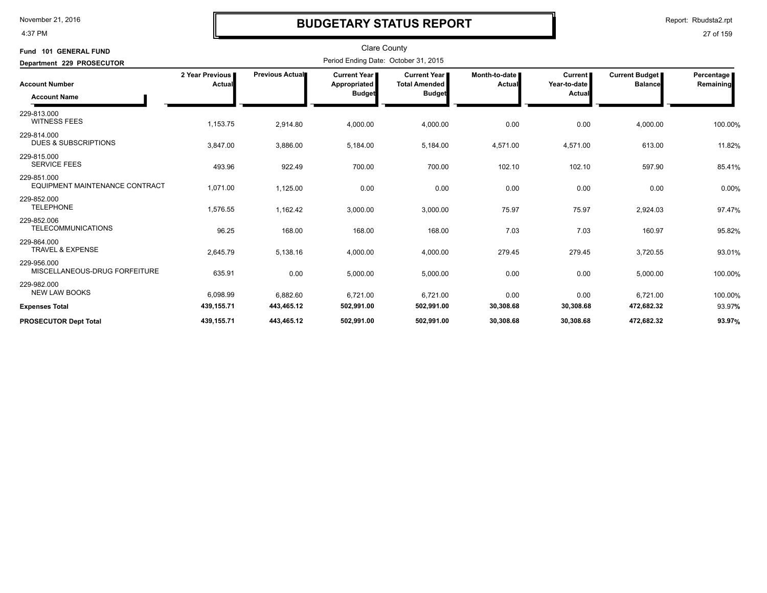# BUDGETARY STATUS REPORT

Clare County

Period Ending Date: October 31, 2015

**Fund 101 GENERAL FUND**

**Department 229 PROSECUTOR**

| Account Number / Account Name | 2 Year Previous Actual | Previous Actual | Current Year Appropriated Budget | Current Year Total Amended Budget | Month-to-date Actual | Current Year-to-date Actual | Current Budget Balance | Percentage Remaining |
|---|---|---|---|---|---|---|---|---|
| 229-813.000 WITNESS FEES | 1,153.75 | 2,914.80 | 4,000.00 | 4,000.00 | 0.00 | 0.00 | 4,000.00 | 100.00% |
| 229-814.000 DUES & SUBSCRIPTIONS | 3,847.00 | 3,886.00 | 5,184.00 | 5,184.00 | 4,571.00 | 4,571.00 | 613.00 | 11.82% |
| 229-815.000 SERVICE FEES | 493.96 | 922.49 | 700.00 | 700.00 | 102.10 | 102.10 | 597.90 | 85.41% |
| 229-851.000 EQUIPMENT MAINTENANCE CONTRACT | 1,071.00 | 1,125.00 | 0.00 | 0.00 | 0.00 | 0.00 | 0.00 | 0.00% |
| 229-852.000 TELEPHONE | 1,576.55 | 1,162.42 | 3,000.00 | 3,000.00 | 75.97 | 75.97 | 2,924.03 | 97.47% |
| 229-852.006 TELECOMMUNICATIONS | 96.25 | 168.00 | 168.00 | 168.00 | 7.03 | 7.03 | 160.97 | 95.82% |
| 229-864.000 TRAVEL & EXPENSE | 2,645.79 | 5,138.16 | 4,000.00 | 4,000.00 | 279.45 | 279.45 | 3,720.55 | 93.01% |
| 229-956.000 MISCELLANEOUS-DRUG FORFEITURE | 635.91 | 0.00 | 5,000.00 | 5,000.00 | 0.00 | 0.00 | 5,000.00 | 100.00% |
| 229-982.000 NEW LAW BOOKS | 6,098.99 | 6,882.60 | 6,721.00 | 6,721.00 | 0.00 | 0.00 | 6,721.00 | 100.00% |
| **Expenses Total** | **439,155.71** | **443,465.12** | **502,991.00** | **502,991.00** | **30,308.68** | **30,308.68** | **472,682.32** | 93.97% |
| **PROSECUTOR Dept Total** | **439,155.71** | **443,465.12** | **502,991.00** | **502,991.00** | **30,308.68** | **30,308.68** | **472,682.32** | **93.97%** |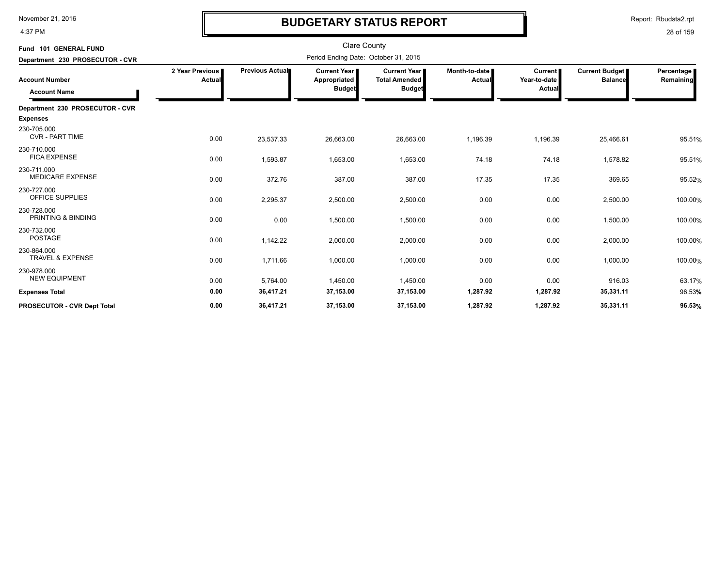# BUDGETARY STATUS REPORT

Clare County

Period Ending Date: October 31, 2015

**Fund 101 GENERAL FUND**

**Department 230 PROSECUTOR - CVR**

| Account Number / Account Name | 2 Year Previous Actual | Previous Actual | Current Year Appropriated Budget | Current Year Total Amended Budget | Month-to-date Actual | Current Year-to-date Actual | Current Budget Balance | Percentage Remaining |
|---|---|---|---|---|---|---|---|---|
| **Department 230 PROSECUTOR - CVR** | | | | | | | | |
| **Expenses** | | | | | | | | |
| 230-705.000 CVR - PART TIME | 0.00 | 23,537.33 | 26,663.00 | 26,663.00 | 1,196.39 | 1,196.39 | 25,466.61 | 95.51% |
| 230-710.000 FICA EXPENSE | 0.00 | 1,593.87 | 1,653.00 | 1,653.00 | 74.18 | 74.18 | 1,578.82 | 95.51% |
| 230-711.000 MEDICARE EXPENSE | 0.00 | 372.76 | 387.00 | 387.00 | 17.35 | 17.35 | 369.65 | 95.52% |
| 230-727.000 OFFICE SUPPLIES | 0.00 | 2,295.37 | 2,500.00 | 2,500.00 | 0.00 | 0.00 | 2,500.00 | 100.00% |
| 230-728.000 PRINTING & BINDING | 0.00 | 0.00 | 1,500.00 | 1,500.00 | 0.00 | 0.00 | 1,500.00 | 100.00% |
| 230-732.000 POSTAGE | 0.00 | 1,142.22 | 2,000.00 | 2,000.00 | 0.00 | 0.00 | 2,000.00 | 100.00% |
| 230-864.000 TRAVEL & EXPENSE | 0.00 | 1,711.66 | 1,000.00 | 1,000.00 | 0.00 | 0.00 | 1,000.00 | 100.00% |
| 230-978.000 NEW EQUIPMENT | 0.00 | 5,764.00 | 1,450.00 | 1,450.00 | 0.00 | 0.00 | 916.03 | 63.17% |
| **Expenses Total** | **0.00** | **36,417.21** | **37,153.00** | **37,153.00** | **1,287.92** | **1,287.92** | **35,331.11** | 96.53**%** |
| **PROSECUTOR - CVR Dept Total** | **0.00** | **36,417.21** | **37,153.00** | **37,153.00** | **1,287.92** | **1,287.92** | **35,331.11** | **96.53%** |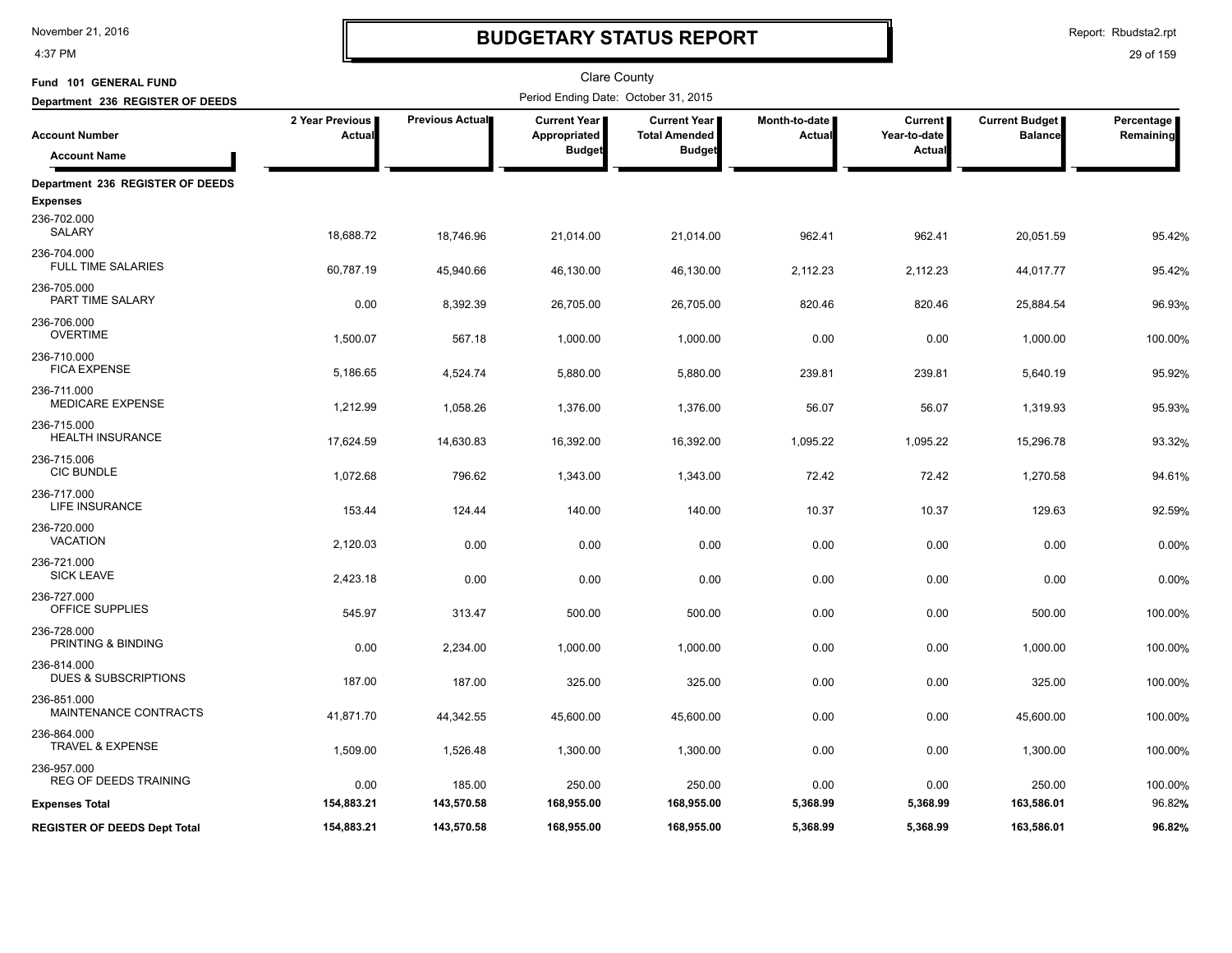# BUDGETARY STATUS REPORT

Clare County

**Fund 101 GENERAL FUND**

**Department 236 REGISTER OF DEEDS**

Period Ending Date: October 31, 2015

| Account Number / Account Name | 2 Year Previous Actual | Previous Actual | Current Year Appropriated Budget | Current Year Total Amended Budget | Month-to-date Actual | Current Year-to-date Actual | Current Budget Balance | Percentage Remaining |
|---|---|---|---|---|---|---|---|---|
| **Department 236 REGISTER OF DEEDS** | | | | | | | | |
| **Expenses** | | | | | | | | |
| 236-702.000 SALARY | 18,688.72 | 18,746.96 | 21,014.00 | 21,014.00 | 962.41 | 962.41 | 20,051.59 | 95.42% |
| 236-704.000 FULL TIME SALARIES | 60,787.19 | 45,940.66 | 46,130.00 | 46,130.00 | 2,112.23 | 2,112.23 | 44,017.77 | 95.42% |
| 236-705.000 PART TIME SALARY | 0.00 | 8,392.39 | 26,705.00 | 26,705.00 | 820.46 | 820.46 | 25,884.54 | 96.93% |
| 236-706.000 OVERTIME | 1,500.07 | 567.18 | 1,000.00 | 1,000.00 | 0.00 | 0.00 | 1,000.00 | 100.00% |
| 236-710.000 FICA EXPENSE | 5,186.65 | 4,524.74 | 5,880.00 | 5,880.00 | 239.81 | 239.81 | 5,640.19 | 95.92% |
| 236-711.000 MEDICARE EXPENSE | 1,212.99 | 1,058.26 | 1,376.00 | 1,376.00 | 56.07 | 56.07 | 1,319.93 | 95.93% |
| 236-715.000 HEALTH INSURANCE | 17,624.59 | 14,630.83 | 16,392.00 | 16,392.00 | 1,095.22 | 1,095.22 | 15,296.78 | 93.32% |
| 236-715.006 CIC BUNDLE | 1,072.68 | 796.62 | 1,343.00 | 1,343.00 | 72.42 | 72.42 | 1,270.58 | 94.61% |
| 236-717.000 LIFE INSURANCE | 153.44 | 124.44 | 140.00 | 140.00 | 10.37 | 10.37 | 129.63 | 92.59% |
| 236-720.000 VACATION | 2,120.03 | 0.00 | 0.00 | 0.00 | 0.00 | 0.00 | 0.00 | 0.00% |
| 236-721.000 SICK LEAVE | 2,423.18 | 0.00 | 0.00 | 0.00 | 0.00 | 0.00 | 0.00 | 0.00% |
| 236-727.000 OFFICE SUPPLIES | 545.97 | 313.47 | 500.00 | 500.00 | 0.00 | 0.00 | 500.00 | 100.00% |
| 236-728.000 PRINTING & BINDING | 0.00 | 2,234.00 | 1,000.00 | 1,000.00 | 0.00 | 0.00 | 1,000.00 | 100.00% |
| 236-814.000 DUES & SUBSCRIPTIONS | 187.00 | 187.00 | 325.00 | 325.00 | 0.00 | 0.00 | 325.00 | 100.00% |
| 236-851.000 MAINTENANCE CONTRACTS | 41,871.70 | 44,342.55 | 45,600.00 | 45,600.00 | 0.00 | 0.00 | 45,600.00 | 100.00% |
| 236-864.000 TRAVEL & EXPENSE | 1,509.00 | 1,526.48 | 1,300.00 | 1,300.00 | 0.00 | 0.00 | 1,300.00 | 100.00% |
| 236-957.000 REG OF DEEDS TRAINING | 0.00 | 185.00 | 250.00 | 250.00 | 0.00 | 0.00 | 250.00 | 100.00% |
| **Expenses Total** | **154,883.21** | **143,570.58** | **168,955.00** | **168,955.00** | **5,368.99** | **5,368.99** | **163,586.01** | **96.82%** |
| **REGISTER OF DEEDS Dept Total** | **154,883.21** | **143,570.58** | **168,955.00** | **168,955.00** | **5,368.99** | **5,368.99** | **163,586.01** | **96.82%** |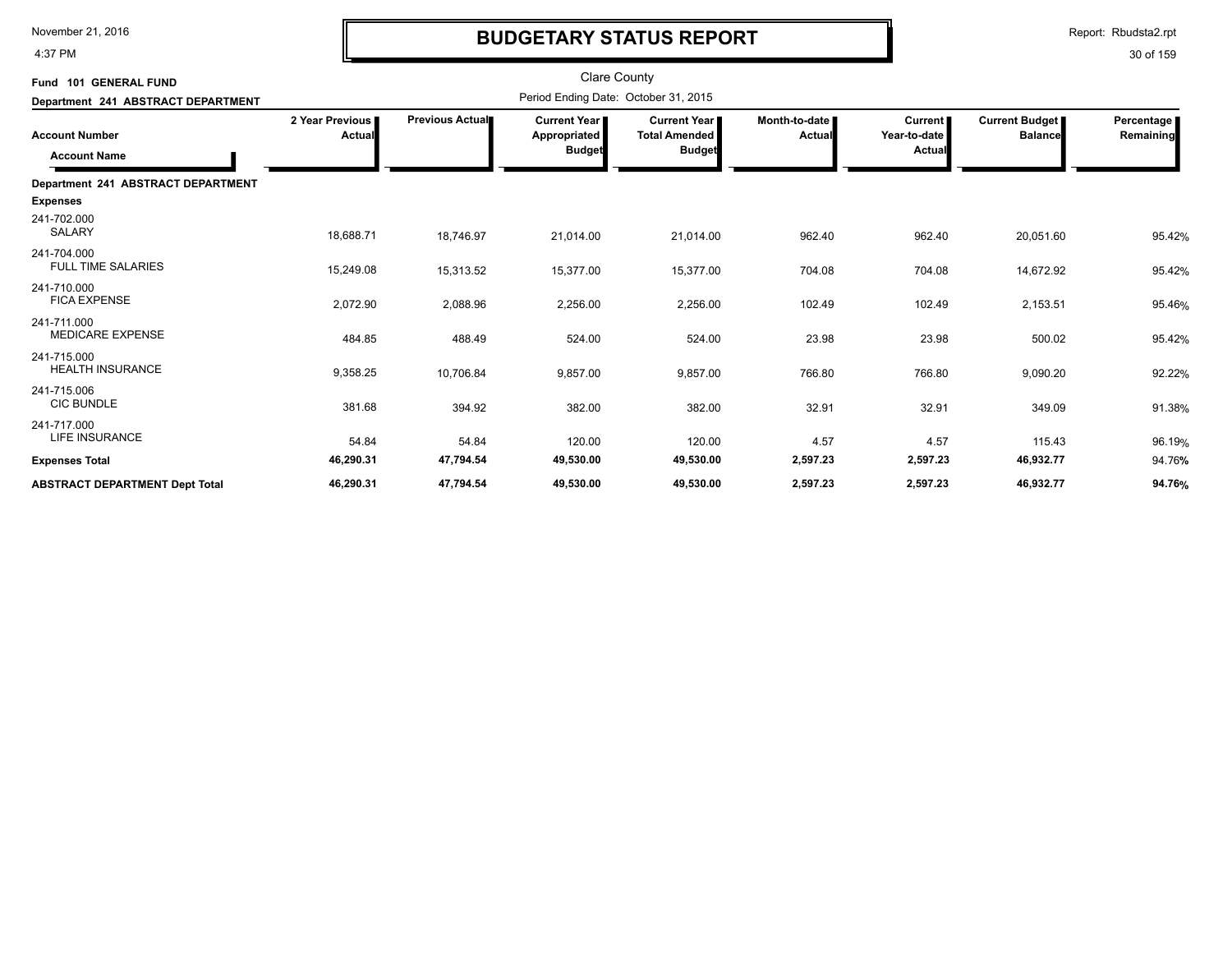# BUDGETARY STATUS REPORT

Clare County

Period Ending Date: October 31, 2015

**Fund 101 GENERAL FUND**

**Department 241 ABSTRACT DEPARTMENT**

| Account Number / Account Name | 2 Year Previous Actual | Previous Actual | Current Year Appropriated Budget | Current Year Total Amended Budget | Month-to-date Actual | Current Year-to-date Actual | Current Budget Balance | Percentage Remaining |
|---|---|---|---|---|---|---|---|---|
| **Department 241 ABSTRACT DEPARTMENT** | | | | | | | | |
| **Expenses** | | | | | | | | |
| 241-702.000 SALARY | 18,688.71 | 18,746.97 | 21,014.00 | 21,014.00 | 962.40 | 962.40 | 20,051.60 | 95.42% |
| 241-704.000 FULL TIME SALARIES | 15,249.08 | 15,313.52 | 15,377.00 | 15,377.00 | 704.08 | 704.08 | 14,672.92 | 95.42% |
| 241-710.000 FICA EXPENSE | 2,072.90 | 2,088.96 | 2,256.00 | 2,256.00 | 102.49 | 102.49 | 2,153.51 | 95.46% |
| 241-711.000 MEDICARE EXPENSE | 484.85 | 488.49 | 524.00 | 524.00 | 23.98 | 23.98 | 500.02 | 95.42% |
| 241-715.000 HEALTH INSURANCE | 9,358.25 | 10,706.84 | 9,857.00 | 9,857.00 | 766.80 | 766.80 | 9,090.20 | 92.22% |
| 241-715.006 CIC BUNDLE | 381.68 | 394.92 | 382.00 | 382.00 | 32.91 | 32.91 | 349.09 | 91.38% |
| 241-717.000 LIFE INSURANCE | 54.84 | 54.84 | 120.00 | 120.00 | 4.57 | 4.57 | 115.43 | 96.19% |
| **Expenses Total** | **46,290.31** | **47,794.54** | **49,530.00** | **49,530.00** | **2,597.23** | **2,597.23** | **46,932.77** | 94.76% |
| **ABSTRACT DEPARTMENT Dept Total** | **46,290.31** | **47,794.54** | **49,530.00** | **49,530.00** | **2,597.23** | **2,597.23** | **46,932.77** | **94.76%** |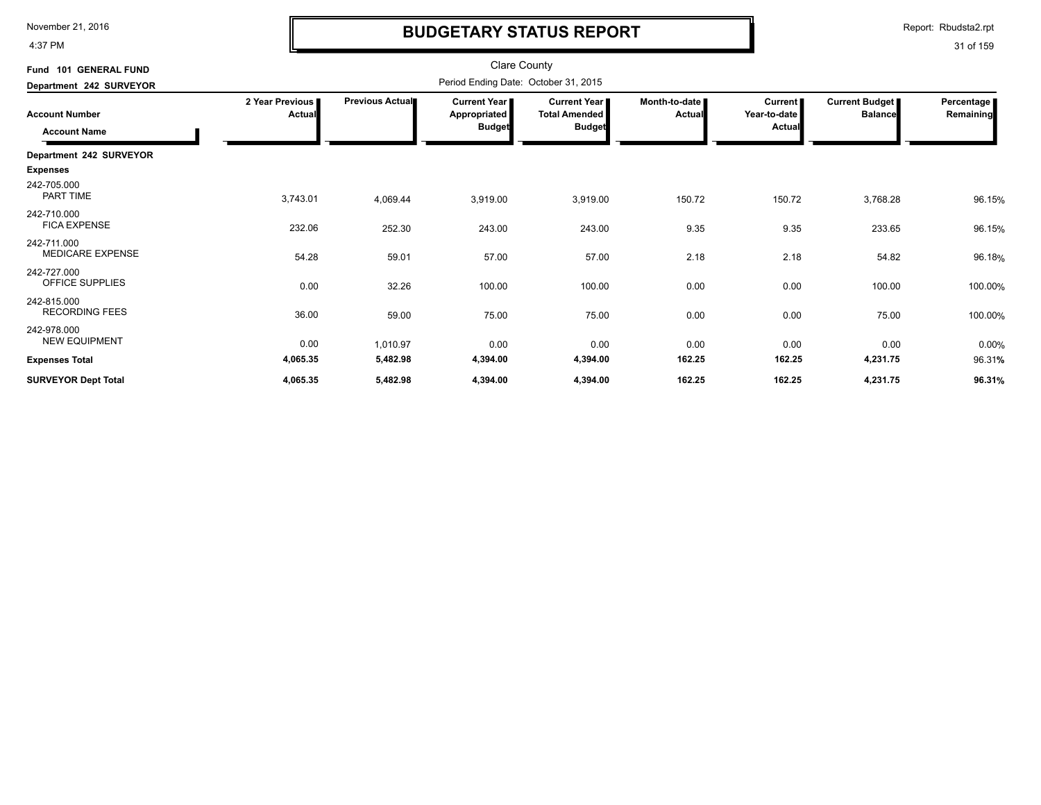# BUDGETARY STATUS REPORT

Clare County

Fund 101 GENERAL FUND

Department 242 SURVEYOR

Period Ending Date: October 31, 2015

| Account Number / Account Name | 2 Year Previous Actual | Previous Actual | Current Year Appropriated Budget | Current Year Total Amended Budget | Month-to-date Actual | Current Year-to-date Actual | Current Budget Balance | Percentage Remaining |
|---|---|---|---|---|---|---|---|---|
| **Department 242 SURVEYOR** | | | | | | | | |
| **Expenses** | | | | | | | | |
| 242-705.000 PART TIME | 3,743.01 | 4,069.44 | 3,919.00 | 3,919.00 | 150.72 | 150.72 | 3,768.28 | 96.15% |
| 242-710.000 FICA EXPENSE | 232.06 | 252.30 | 243.00 | 243.00 | 9.35 | 9.35 | 233.65 | 96.15% |
| 242-711.000 MEDICARE EXPENSE | 54.28 | 59.01 | 57.00 | 57.00 | 2.18 | 2.18 | 54.82 | 96.18% |
| 242-727.000 OFFICE SUPPLIES | 0.00 | 32.26 | 100.00 | 100.00 | 0.00 | 0.00 | 100.00 | 100.00% |
| 242-815.000 RECORDING FEES | 36.00 | 59.00 | 75.00 | 75.00 | 0.00 | 0.00 | 75.00 | 100.00% |
| 242-978.000 NEW EQUIPMENT | 0.00 | 1,010.97 | 0.00 | 0.00 | 0.00 | 0.00 | 0.00 | 0.00% |
| **Expenses Total** | **4,065.35** | **5,482.98** | **4,394.00** | **4,394.00** | **162.25** | **162.25** | **4,231.75** | 96.31% |
| **SURVEYOR Dept Total** | **4,065.35** | **5,482.98** | **4,394.00** | **4,394.00** | **162.25** | **162.25** | **4,231.75** | **96.31%** |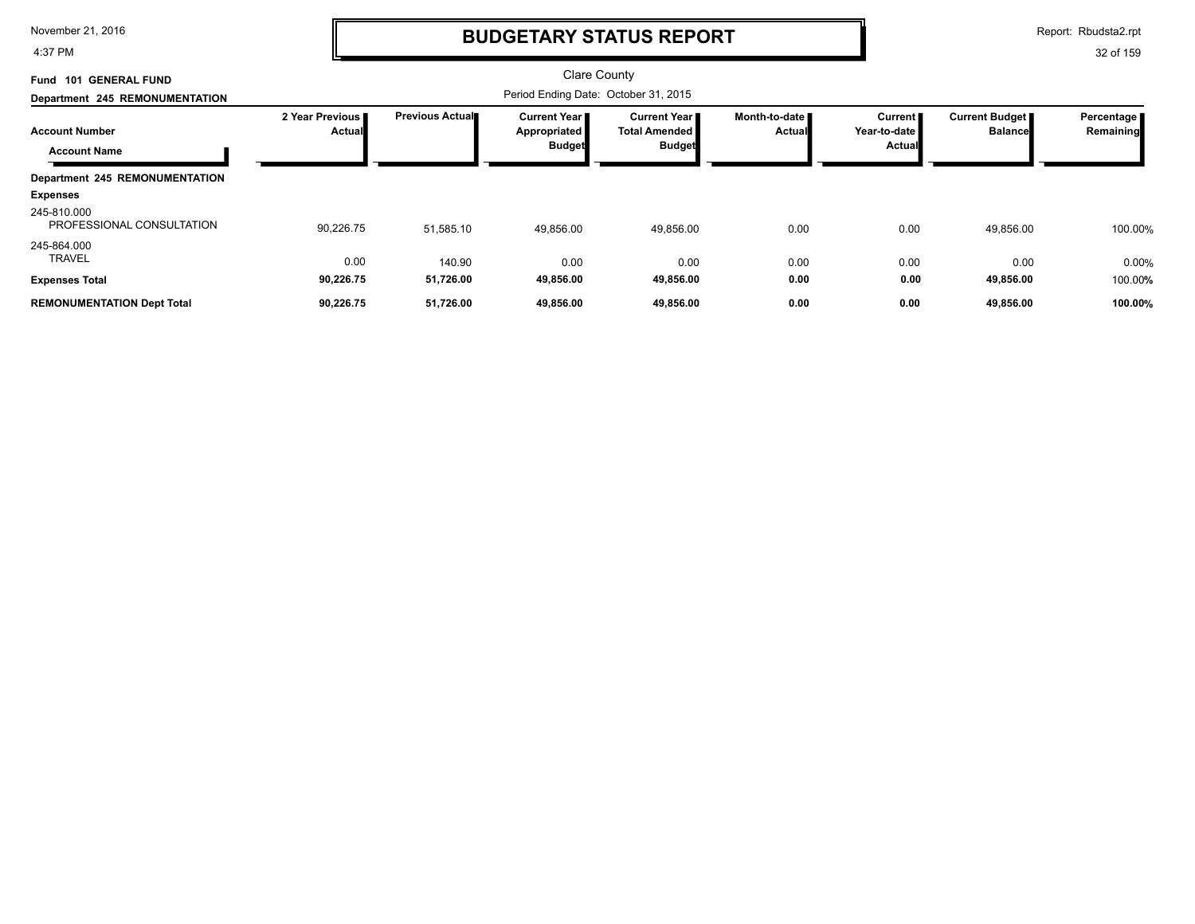# BUDGETARY STATUS REPORT

November 21, 2016
4:37 PM

Report: Rbudsta2.rpt

Clare County

**Fund 101 GENERAL FUND**

**Department 245 REMONUMENTATION**

Period Ending Date: October 31, 2015

| Account Number / Account Name | 2 Year Previous Actual | Previous Actual | Current Year Appropriated Budget | Current Year Total Amended Budget | Month-to-date Actual | Current Year-to-date Actual | Current Budget Balance | Percentage Remaining |
|---|---|---|---|---|---|---|---|---|
| **Department 245 REMONUMENTATION** | | | | | | | | |
| **Expenses** | | | | | | | | |
| 245-810.000 PROFESSIONAL CONSULTATION | 90,226.75 | 51,585.10 | 49,856.00 | 49,856.00 | 0.00 | 0.00 | 49,856.00 | 100.00% |
| 245-864.000 TRAVEL | 0.00 | 140.90 | 0.00 | 0.00 | 0.00 | 0.00 | 0.00 | 0.00% |
| **Expenses Total** | **90,226.75** | **51,726.00** | **49,856.00** | **49,856.00** | **0.00** | **0.00** | **49,856.00** | 100.00% |
| **REMONUMENTATION Dept Total** | **90,226.75** | **51,726.00** | **49,856.00** | **49,856.00** | **0.00** | **0.00** | **49,856.00** | **100.00%** |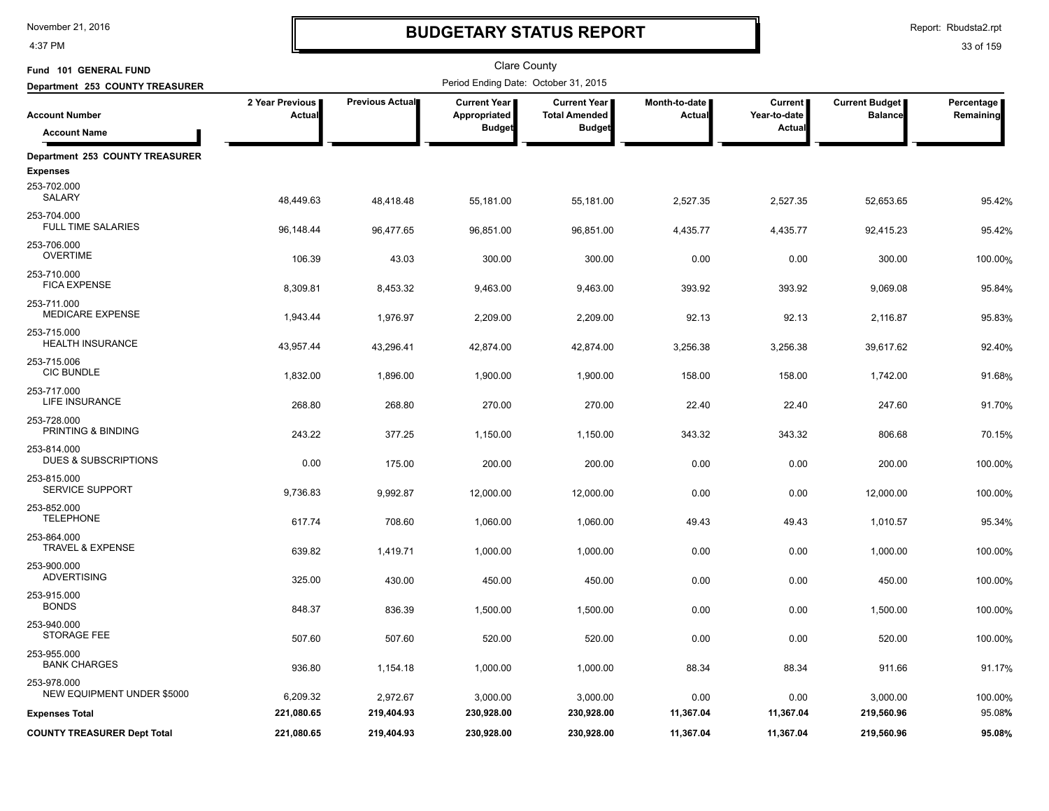# BUDGETARY STATUS REPORT

Clare County

Period Ending Date: October 31, 2015

Fund 101 GENERAL FUND

Department 253 COUNTY TREASURER

| Account Number / Account Name | 2 Year Previous Actual | Previous Actual | Current Year Appropriated Budget | Current Year Total Amended Budget | Month-to-date Actual | Current Year-to-date Actual | Current Budget Balance | Percentage Remaining |
|---|---|---|---|---|---|---|---|---|
| **Department 253 COUNTY TREASURER** | | | | | | | | |
| **Expenses** | | | | | | | | |
| 253-702.000 SALARY | 48,449.63 | 48,418.48 | 55,181.00 | 55,181.00 | 2,527.35 | 2,527.35 | 52,653.65 | 95.42% |
| 253-704.000 FULL TIME SALARIES | 96,148.44 | 96,477.65 | 96,851.00 | 96,851.00 | 4,435.77 | 4,435.77 | 92,415.23 | 95.42% |
| 253-706.000 OVERTIME | 106.39 | 43.03 | 300.00 | 300.00 | 0.00 | 0.00 | 300.00 | 100.00% |
| 253-710.000 FICA EXPENSE | 8,309.81 | 8,453.32 | 9,463.00 | 9,463.00 | 393.92 | 393.92 | 9,069.08 | 95.84% |
| 253-711.000 MEDICARE EXPENSE | 1,943.44 | 1,976.97 | 2,209.00 | 2,209.00 | 92.13 | 92.13 | 2,116.87 | 95.83% |
| 253-715.000 HEALTH INSURANCE | 43,957.44 | 43,296.41 | 42,874.00 | 42,874.00 | 3,256.38 | 3,256.38 | 39,617.62 | 92.40% |
| 253-715.006 CIC BUNDLE | 1,832.00 | 1,896.00 | 1,900.00 | 1,900.00 | 158.00 | 158.00 | 1,742.00 | 91.68% |
| 253-717.000 LIFE INSURANCE | 268.80 | 268.80 | 270.00 | 270.00 | 22.40 | 22.40 | 247.60 | 91.70% |
| 253-728.000 PRINTING & BINDING | 243.22 | 377.25 | 1,150.00 | 1,150.00 | 343.32 | 343.32 | 806.68 | 70.15% |
| 253-814.000 DUES & SUBSCRIPTIONS | 0.00 | 175.00 | 200.00 | 200.00 | 0.00 | 0.00 | 200.00 | 100.00% |
| 253-815.000 SERVICE SUPPORT | 9,736.83 | 9,992.87 | 12,000.00 | 12,000.00 | 0.00 | 0.00 | 12,000.00 | 100.00% |
| 253-852.000 TELEPHONE | 617.74 | 708.60 | 1,060.00 | 1,060.00 | 49.43 | 49.43 | 1,010.57 | 95.34% |
| 253-864.000 TRAVEL & EXPENSE | 639.82 | 1,419.71 | 1,000.00 | 1,000.00 | 0.00 | 0.00 | 1,000.00 | 100.00% |
| 253-900.000 ADVERTISING | 325.00 | 430.00 | 450.00 | 450.00 | 0.00 | 0.00 | 450.00 | 100.00% |
| 253-915.000 BONDS | 848.37 | 836.39 | 1,500.00 | 1,500.00 | 0.00 | 0.00 | 1,500.00 | 100.00% |
| 253-940.000 STORAGE FEE | 507.60 | 507.60 | 520.00 | 520.00 | 0.00 | 0.00 | 520.00 | 100.00% |
| 253-955.000 BANK CHARGES | 936.80 | 1,154.18 | 1,000.00 | 1,000.00 | 88.34 | 88.34 | 911.66 | 91.17% |
| 253-978.000 NEW EQUIPMENT UNDER $5000 | 6,209.32 | 2,972.67 | 3,000.00 | 3,000.00 | 0.00 | 0.00 | 3,000.00 | 100.00% |
| **Expenses Total** | **221,080.65** | **219,404.93** | **230,928.00** | **230,928.00** | **11,367.04** | **11,367.04** | **219,560.96** | **95.08%** |
| **COUNTY TREASURER Dept Total** | **221,080.65** | **219,404.93** | **230,928.00** | **230,928.00** | **11,367.04** | **11,367.04** | **219,560.96** | **95.08%** |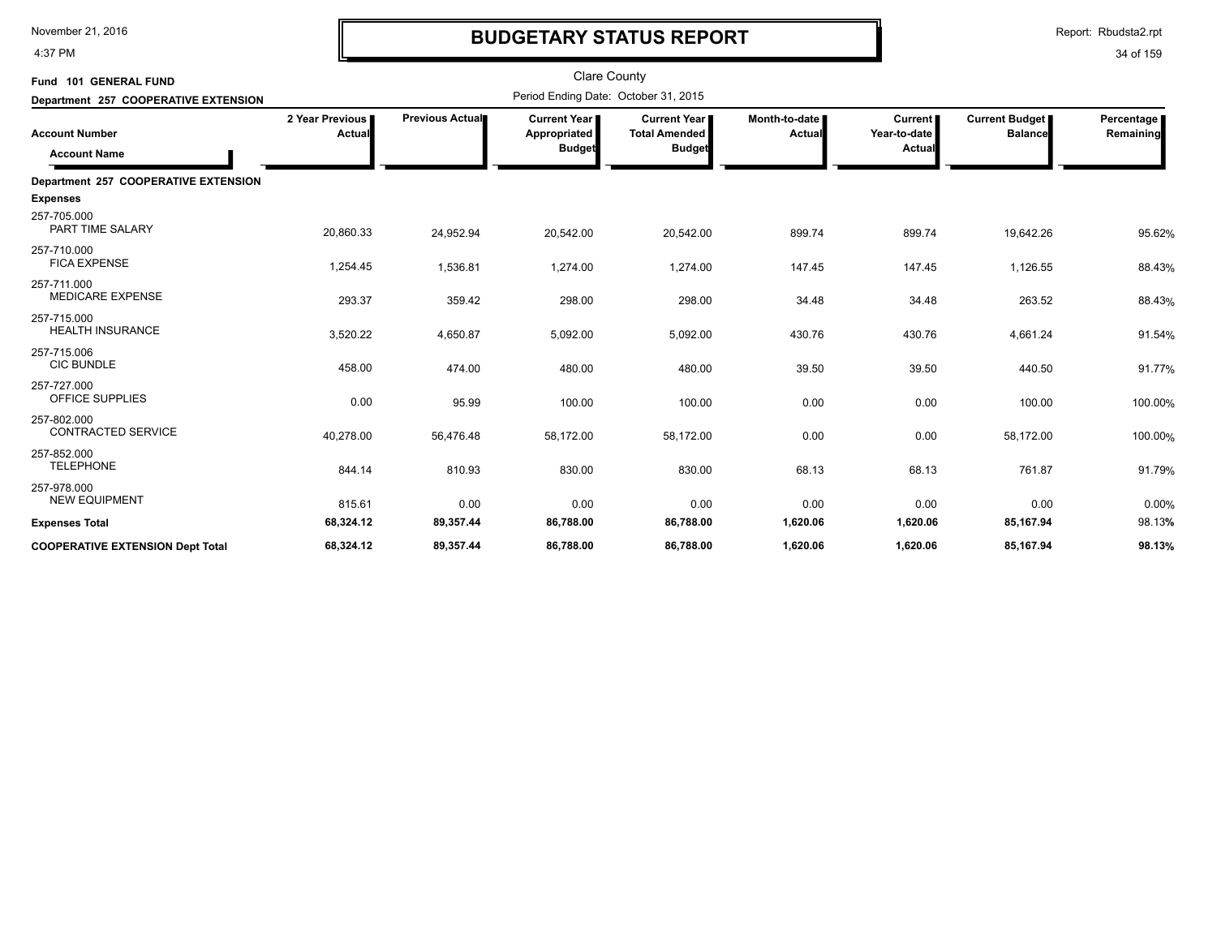# BUDGETARY STATUS REPORT

Clare County

Period Ending Date: October 31, 2015

**Fund 101 GENERAL FUND**

**Department 257 COOPERATIVE EXTENSION**

| Account Number / Account Name | 2 Year Previous Actual | Previous Actual | Current Year Appropriated Budget | Current Year Total Amended Budget | Month-to-date Actual | Current Year-to-date Actual | Current Budget Balance | Percentage Remaining |
|---|---|---|---|---|---|---|---|---|
| **Department 257 COOPERATIVE EXTENSION** | | | | | | | | |
| **Expenses** | | | | | | | | |
| 257-705.000 PART TIME SALARY | 20,860.33 | 24,952.94 | 20,542.00 | 20,542.00 | 899.74 | 899.74 | 19,642.26 | 95.62% |
| 257-710.000 FICA EXPENSE | 1,254.45 | 1,536.81 | 1,274.00 | 1,274.00 | 147.45 | 147.45 | 1,126.55 | 88.43% |
| 257-711.000 MEDICARE EXPENSE | 293.37 | 359.42 | 298.00 | 298.00 | 34.48 | 34.48 | 263.52 | 88.43% |
| 257-715.000 HEALTH INSURANCE | 3,520.22 | 4,650.87 | 5,092.00 | 5,092.00 | 430.76 | 430.76 | 4,661.24 | 91.54% |
| 257-715.006 CIC BUNDLE | 458.00 | 474.00 | 480.00 | 480.00 | 39.50 | 39.50 | 440.50 | 91.77% |
| 257-727.000 OFFICE SUPPLIES | 0.00 | 95.99 | 100.00 | 100.00 | 0.00 | 0.00 | 100.00 | 100.00% |
| 257-802.000 CONTRACTED SERVICE | 40,278.00 | 56,476.48 | 58,172.00 | 58,172.00 | 0.00 | 0.00 | 58,172.00 | 100.00% |
| 257-852.000 TELEPHONE | 844.14 | 810.93 | 830.00 | 830.00 | 68.13 | 68.13 | 761.87 | 91.79% |
| 257-978.000 NEW EQUIPMENT | 815.61 | 0.00 | 0.00 | 0.00 | 0.00 | 0.00 | 0.00 | 0.00% |
| **Expenses Total** | **68,324.12** | **89,357.44** | **86,788.00** | **86,788.00** | **1,620.06** | **1,620.06** | **85,167.94** | 98.13% |
| **COOPERATIVE EXTENSION Dept Total** | **68,324.12** | **89,357.44** | **86,788.00** | **86,788.00** | **1,620.06** | **1,620.06** | **85,167.94** | **98.13%** |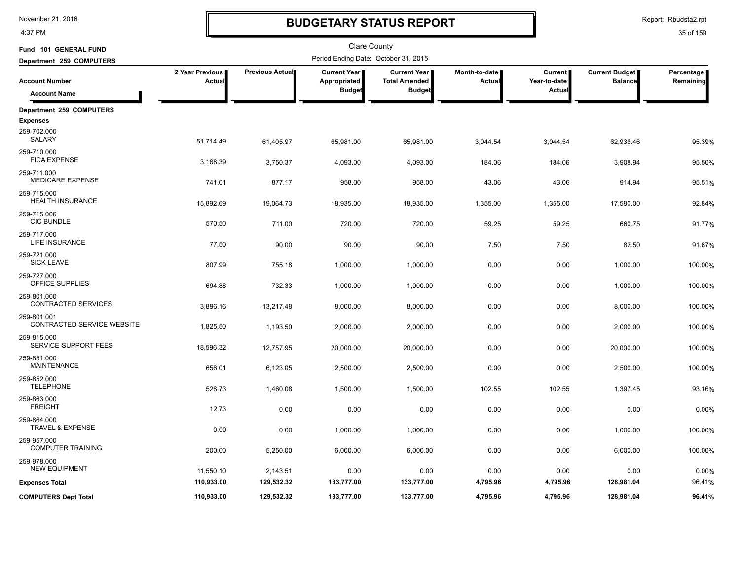# BUDGETARY STATUS REPORT

Clare County

**Fund 101 GENERAL FUND**

**Department 259 COMPUTERS**

Period Ending Date: October 31, 2015

| Account Number / Account Name | 2 Year Previous Actual | Previous Actual | Current Year Appropriated Budget | Current Year Total Amended Budget | Month-to-date Actual | Current Year-to-date Actual | Current Budget Balance | Percentage Remaining |
|---|---|---|---|---|---|---|---|---|
| **Department 259 COMPUTERS** | | | | | | | | |
| **Expenses** | | | | | | | | |
| 259-702.000 SALARY | 51,714.49 | 61,405.97 | 65,981.00 | 65,981.00 | 3,044.54 | 3,044.54 | 62,936.46 | 95.39% |
| 259-710.000 FICA EXPENSE | 3,168.39 | 3,750.37 | 4,093.00 | 4,093.00 | 184.06 | 184.06 | 3,908.94 | 95.50% |
| 259-711.000 MEDICARE EXPENSE | 741.01 | 877.17 | 958.00 | 958.00 | 43.06 | 43.06 | 914.94 | 95.51% |
| 259-715.000 HEALTH INSURANCE | 15,892.69 | 19,064.73 | 18,935.00 | 18,935.00 | 1,355.00 | 1,355.00 | 17,580.00 | 92.84% |
| 259-715.006 CIC BUNDLE | 570.50 | 711.00 | 720.00 | 720.00 | 59.25 | 59.25 | 660.75 | 91.77% |
| 259-717.000 LIFE INSURANCE | 77.50 | 90.00 | 90.00 | 90.00 | 7.50 | 7.50 | 82.50 | 91.67% |
| 259-721.000 SICK LEAVE | 807.99 | 755.18 | 1,000.00 | 1,000.00 | 0.00 | 0.00 | 1,000.00 | 100.00% |
| 259-727.000 OFFICE SUPPLIES | 694.88 | 732.33 | 1,000.00 | 1,000.00 | 0.00 | 0.00 | 1,000.00 | 100.00% |
| 259-801.000 CONTRACTED SERVICES | 3,896.16 | 13,217.48 | 8,000.00 | 8,000.00 | 0.00 | 0.00 | 8,000.00 | 100.00% |
| 259-801.001 CONTRACTED SERVICE WEBSITE | 1,825.50 | 1,193.50 | 2,000.00 | 2,000.00 | 0.00 | 0.00 | 2,000.00 | 100.00% |
| 259-815.000 SERVICE-SUPPORT FEES | 18,596.32 | 12,757.95 | 20,000.00 | 20,000.00 | 0.00 | 0.00 | 20,000.00 | 100.00% |
| 259-851.000 MAINTENANCE | 656.01 | 6,123.05 | 2,500.00 | 2,500.00 | 0.00 | 0.00 | 2,500.00 | 100.00% |
| 259-852.000 TELEPHONE | 528.73 | 1,460.08 | 1,500.00 | 1,500.00 | 102.55 | 102.55 | 1,397.45 | 93.16% |
| 259-863.000 FREIGHT | 12.73 | 0.00 | 0.00 | 0.00 | 0.00 | 0.00 | 0.00 | 0.00% |
| 259-864.000 TRAVEL & EXPENSE | 0.00 | 0.00 | 1,000.00 | 1,000.00 | 0.00 | 0.00 | 1,000.00 | 100.00% |
| 259-957.000 COMPUTER TRAINING | 200.00 | 5,250.00 | 6,000.00 | 6,000.00 | 0.00 | 0.00 | 6,000.00 | 100.00% |
| 259-978.000 NEW EQUIPMENT | 11,550.10 | 2,143.51 | 0.00 | 0.00 | 0.00 | 0.00 | 0.00 | 0.00% |
| **Expenses Total** | **110,933.00** | **129,532.32** | **133,777.00** | **133,777.00** | **4,795.96** | **4,795.96** | **128,981.04** | **96.41%** |
| **COMPUTERS Dept Total** | **110,933.00** | **129,532.32** | **133,777.00** | **133,777.00** | **4,795.96** | **4,795.96** | **128,981.04** | **96.41%** |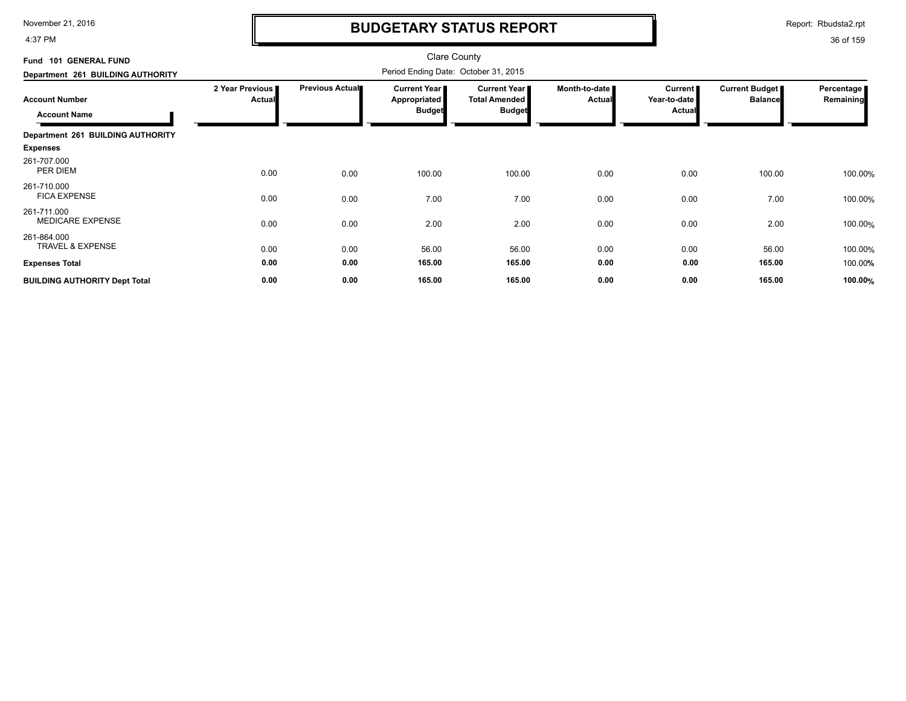# BUDGETARY STATUS REPORT

Clare County

Fund 101 GENERAL FUND

Department 261 BUILDING AUTHORITY

Period Ending Date: October 31, 2015

| Account Number / Account Name | 2 Year Previous Actual | Previous Actual | Current Year Appropriated Budget | Current Year Total Amended Budget | Month-to-date Actual | Current Year-to-date Actual | Current Budget Balance | Percentage Remaining |
|---|---|---|---|---|---|---|---|---|
| **Department 261 BUILDING AUTHORITY** | | | | | | | | |
| **Expenses** | | | | | | | | |
| 261-707.000 PER DIEM | 0.00 | 0.00 | 100.00 | 100.00 | 0.00 | 0.00 | 100.00 | 100.00% |
| 261-710.000 FICA EXPENSE | 0.00 | 0.00 | 7.00 | 7.00 | 0.00 | 0.00 | 7.00 | 100.00% |
| 261-711.000 MEDICARE EXPENSE | 0.00 | 0.00 | 2.00 | 2.00 | 0.00 | 0.00 | 2.00 | 100.00% |
| 261-864.000 TRAVEL & EXPENSE | 0.00 | 0.00 | 56.00 | 56.00 | 0.00 | 0.00 | 56.00 | 100.00% |
| **Expenses Total** | **0.00** | **0.00** | **165.00** | **165.00** | **0.00** | **0.00** | **165.00** | 100.00% |
| **BUILDING AUTHORITY Dept Total** | **0.00** | **0.00** | **165.00** | **165.00** | **0.00** | **0.00** | **165.00** | **100.00%** |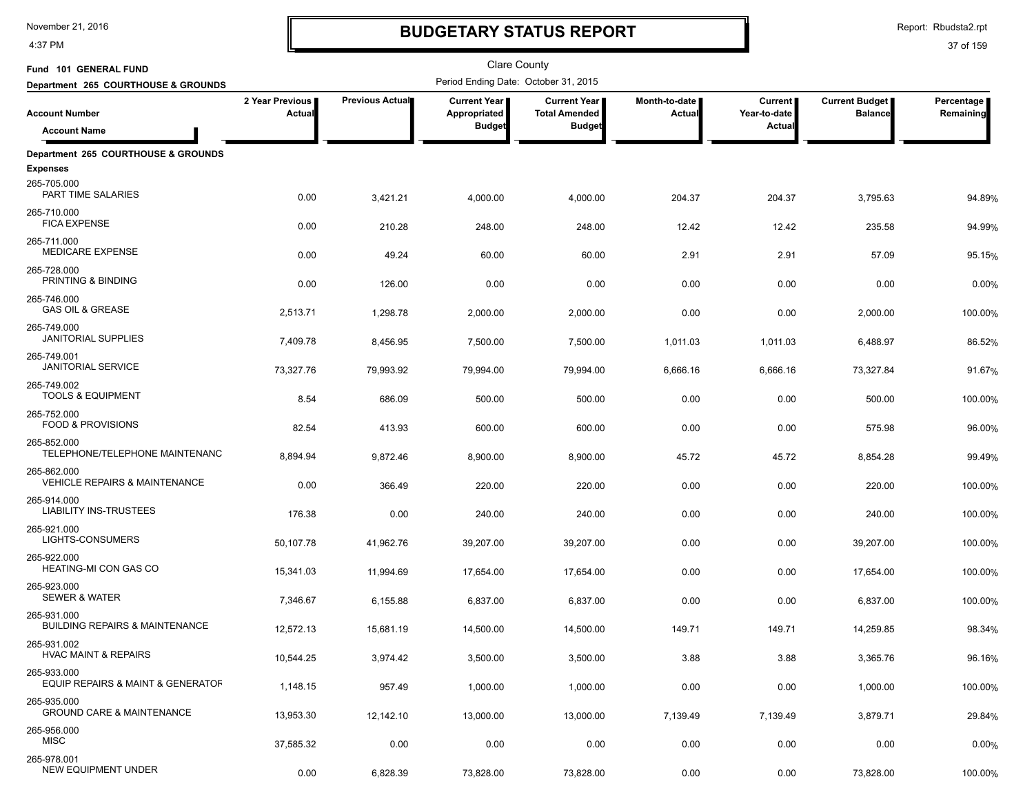# BUDGETARY STATUS REPORT

November 21, 2016
4:37 PM

Report: Rbudsta2.rpt

Clare County

Fund 101 GENERAL FUND
Department 265 COURTHOUSE & GROUNDS

Period Ending Date: October 31, 2015

| Account Number / Account Name | 2 Year Previous Actual | Previous Actual | Current Year Appropriated Budget | Current Year Total Amended Budget | Month-to-date Actual | Current Year-to-date Actual | Current Budget Balance | Percentage Remaining |
|---|---|---|---|---|---|---|---|---|
| **Department 265 COURTHOUSE & GROUNDS** | | | | | | | | |
| **Expenses** | | | | | | | | |
| 265-705.000 PART TIME SALARIES | 0.00 | 3,421.21 | 4,000.00 | 4,000.00 | 204.37 | 204.37 | 3,795.63 | 94.89% |
| 265-710.000 FICA EXPENSE | 0.00 | 210.28 | 248.00 | 248.00 | 12.42 | 12.42 | 235.58 | 94.99% |
| 265-711.000 MEDICARE EXPENSE | 0.00 | 49.24 | 60.00 | 60.00 | 2.91 | 2.91 | 57.09 | 95.15% |
| 265-728.000 PRINTING & BINDING | 0.00 | 126.00 | 0.00 | 0.00 | 0.00 | 0.00 | 0.00 | 0.00% |
| 265-746.000 GAS OIL & GREASE | 2,513.71 | 1,298.78 | 2,000.00 | 2,000.00 | 0.00 | 0.00 | 2,000.00 | 100.00% |
| 265-749.000 JANITORIAL SUPPLIES | 7,409.78 | 8,456.95 | 7,500.00 | 7,500.00 | 1,011.03 | 1,011.03 | 6,488.97 | 86.52% |
| 265-749.001 JANITORIAL SERVICE | 73,327.76 | 79,993.92 | 79,994.00 | 79,994.00 | 6,666.16 | 6,666.16 | 73,327.84 | 91.67% |
| 265-749.002 TOOLS & EQUIPMENT | 8.54 | 686.09 | 500.00 | 500.00 | 0.00 | 0.00 | 500.00 | 100.00% |
| 265-752.000 FOOD & PROVISIONS | 82.54 | 413.93 | 600.00 | 600.00 | 0.00 | 0.00 | 575.98 | 96.00% |
| 265-852.000 TELEPHONE/TELEPHONE MAINTENANC | 8,894.94 | 9,872.46 | 8,900.00 | 8,900.00 | 45.72 | 45.72 | 8,854.28 | 99.49% |
| 265-862.000 VEHICLE REPAIRS & MAINTENANCE | 0.00 | 366.49 | 220.00 | 220.00 | 0.00 | 0.00 | 220.00 | 100.00% |
| 265-914.000 LIABILITY INS-TRUSTEES | 176.38 | 0.00 | 240.00 | 240.00 | 0.00 | 0.00 | 240.00 | 100.00% |
| 265-921.000 LIGHTS-CONSUMERS | 50,107.78 | 41,962.76 | 39,207.00 | 39,207.00 | 0.00 | 0.00 | 39,207.00 | 100.00% |
| 265-922.000 HEATING-MI CON GAS CO | 15,341.03 | 11,994.69 | 17,654.00 | 17,654.00 | 0.00 | 0.00 | 17,654.00 | 100.00% |
| 265-923.000 SEWER & WATER | 7,346.67 | 6,155.88 | 6,837.00 | 6,837.00 | 0.00 | 0.00 | 6,837.00 | 100.00% |
| 265-931.000 BUILDING REPAIRS & MAINTENANCE | 12,572.13 | 15,681.19 | 14,500.00 | 14,500.00 | 149.71 | 149.71 | 14,259.85 | 98.34% |
| 265-931.002 HVAC MAINT & REPAIRS | 10,544.25 | 3,974.42 | 3,500.00 | 3,500.00 | 3.88 | 3.88 | 3,365.76 | 96.16% |
| 265-933.000 EQUIP REPAIRS & MAINT & GENERATOF | 1,148.15 | 957.49 | 1,000.00 | 1,000.00 | 0.00 | 0.00 | 1,000.00 | 100.00% |
| 265-935.000 GROUND CARE & MAINTENANCE | 13,953.30 | 12,142.10 | 13,000.00 | 13,000.00 | 7,139.49 | 7,139.49 | 3,879.71 | 29.84% |
| 265-956.000 MISC | 37,585.32 | 0.00 | 0.00 | 0.00 | 0.00 | 0.00 | 0.00 | 0.00% |
| 265-978.001 NEW EQUIPMENT UNDER | 0.00 | 6,828.39 | 73,828.00 | 73,828.00 | 0.00 | 0.00 | 73,828.00 | 100.00% |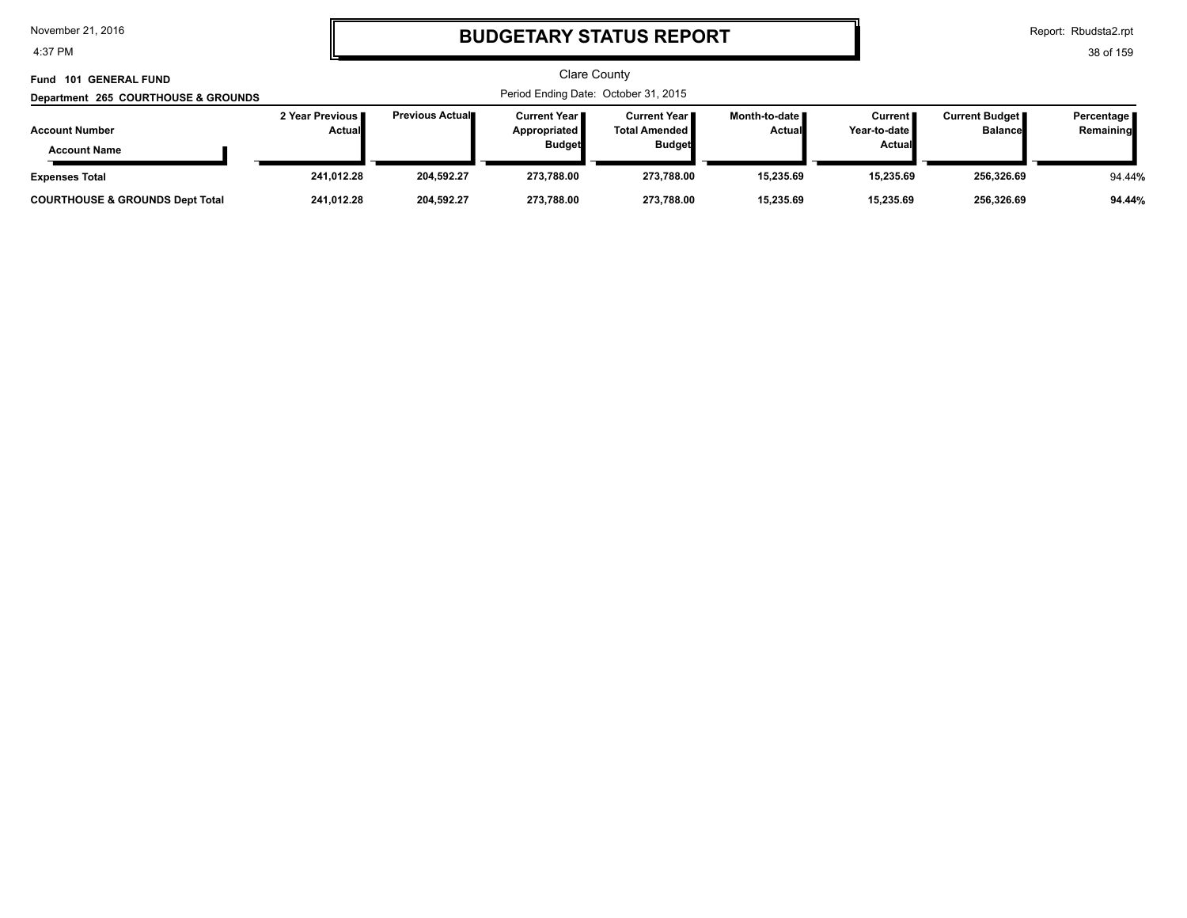# BUDGETARY STATUS REPORT

Clare County

**Fund 101 GENERAL FUND**

**Department 265 COURTHOUSE & GROUNDS**

Period Ending Date: October 31, 2015

| Account Number / Account Name | 2 Year Previous Actual | Previous Actual | Current Year Appropriated Budget | Current Year Total Amended Budget | Month-to-date Actual | Current Year-to-date Actual | Current Budget Balance | Percentage Remaining |
|---|---|---|---|---|---|---|---|---|
| **Expenses Total** | **241,012.28** | **204,592.27** | **273,788.00** | **273,788.00** | **15,235.69** | **15,235.69** | **256,326.69** | 94.44% |
| **COURTHOUSE & GROUNDS Dept Total** | **241,012.28** | **204,592.27** | **273,788.00** | **273,788.00** | **15,235.69** | **15,235.69** | **256,326.69** | **94.44%** |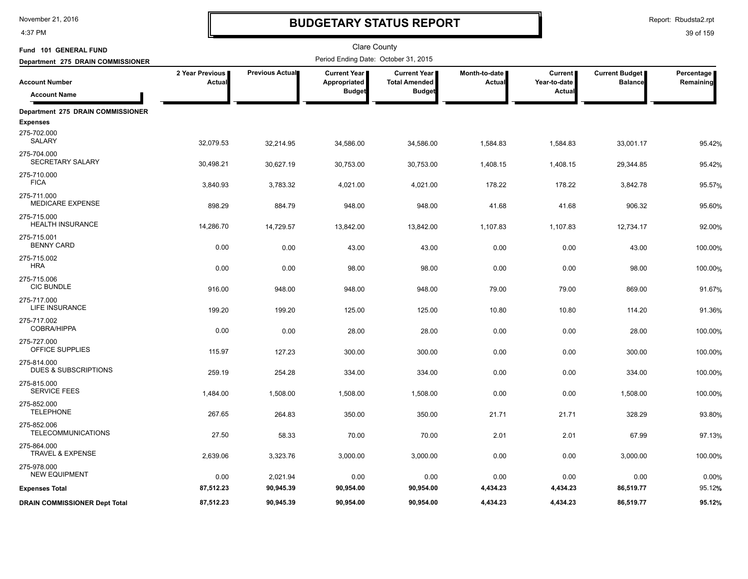# BUDGETARY STATUS REPORT

Clare County

Fund 101 GENERAL FUND

Department 275 DRAIN COMMISSIONER

Period Ending Date: October 31, 2015

| Account Number / Account Name | 2 Year Previous Actual | Previous Actual | Current Year Appropriated Budget | Current Year Total Amended Budget | Month-to-date Actual | Current Year-to-date Actual | Current Budget Balance | Percentage Remaining |
|---|---|---|---|---|---|---|---|---|
| **Department 275 DRAIN COMMISSIONER** | | | | | | | | |
| **Expenses** | | | | | | | | |
| 275-702.000 SALARY | 32,079.53 | 32,214.95 | 34,586.00 | 34,586.00 | 1,584.83 | 1,584.83 | 33,001.17 | 95.42% |
| 275-704.000 SECRETARY SALARY | 30,498.21 | 30,627.19 | 30,753.00 | 30,753.00 | 1,408.15 | 1,408.15 | 29,344.85 | 95.42% |
| 275-710.000 FICA | 3,840.93 | 3,783.32 | 4,021.00 | 4,021.00 | 178.22 | 178.22 | 3,842.78 | 95.57% |
| 275-711.000 MEDICARE EXPENSE | 898.29 | 884.79 | 948.00 | 948.00 | 41.68 | 41.68 | 906.32 | 95.60% |
| 275-715.000 HEALTH INSURANCE | 14,286.70 | 14,729.57 | 13,842.00 | 13,842.00 | 1,107.83 | 1,107.83 | 12,734.17 | 92.00% |
| 275-715.001 BENNY CARD | 0.00 | 0.00 | 43.00 | 43.00 | 0.00 | 0.00 | 43.00 | 100.00% |
| 275-715.002 HRA | 0.00 | 0.00 | 98.00 | 98.00 | 0.00 | 0.00 | 98.00 | 100.00% |
| 275-715.006 CIC BUNDLE | 916.00 | 948.00 | 948.00 | 948.00 | 79.00 | 79.00 | 869.00 | 91.67% |
| 275-717.000 LIFE INSURANCE | 199.20 | 199.20 | 125.00 | 125.00 | 10.80 | 10.80 | 114.20 | 91.36% |
| 275-717.002 COBRA/HIPPA | 0.00 | 0.00 | 28.00 | 28.00 | 0.00 | 0.00 | 28.00 | 100.00% |
| 275-727.000 OFFICE SUPPLIES | 115.97 | 127.23 | 300.00 | 300.00 | 0.00 | 0.00 | 300.00 | 100.00% |
| 275-814.000 DUES & SUBSCRIPTIONS | 259.19 | 254.28 | 334.00 | 334.00 | 0.00 | 0.00 | 334.00 | 100.00% |
| 275-815.000 SERVICE FEES | 1,484.00 | 1,508.00 | 1,508.00 | 1,508.00 | 0.00 | 0.00 | 1,508.00 | 100.00% |
| 275-852.000 TELEPHONE | 267.65 | 264.83 | 350.00 | 350.00 | 21.71 | 21.71 | 328.29 | 93.80% |
| 275-852.006 TELECOMMUNICATIONS | 27.50 | 58.33 | 70.00 | 70.00 | 2.01 | 2.01 | 67.99 | 97.13% |
| 275-864.000 TRAVEL & EXPENSE | 2,639.06 | 3,323.76 | 3,000.00 | 3,000.00 | 0.00 | 0.00 | 3,000.00 | 100.00% |
| 275-978.000 NEW EQUIPMENT | 0.00 | 2,021.94 | 0.00 | 0.00 | 0.00 | 0.00 | 0.00 | 0.00% |
| **Expenses Total** | **87,512.23** | **90,945.39** | **90,954.00** | **90,954.00** | **4,434.23** | **4,434.23** | **86,519.77** | **95.12%** |
| **DRAIN COMMISSIONER Dept Total** | **87,512.23** | **90,945.39** | **90,954.00** | **90,954.00** | **4,434.23** | **4,434.23** | **86,519.77** | **95.12%** |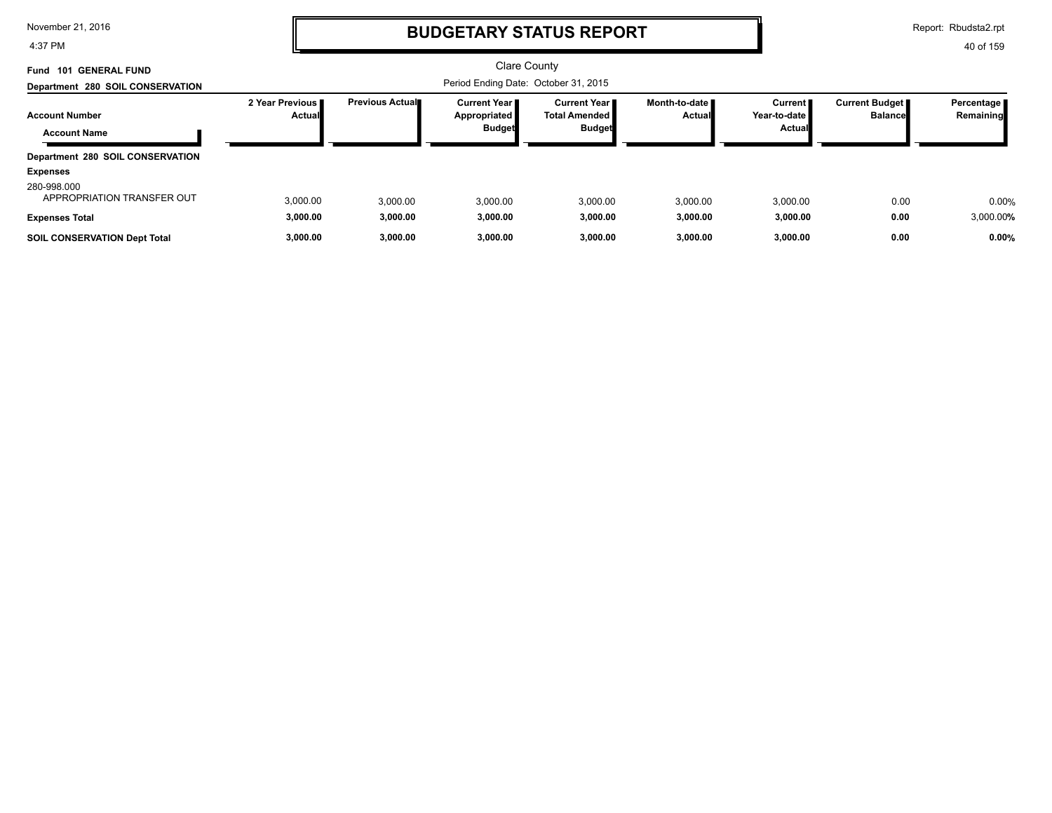# BUDGETARY STATUS REPORT

Clare County

Period Ending Date: October 31, 2015

**Fund 101 GENERAL FUND**

**Department 280 SOIL CONSERVATION**

| Account Number / Account Name | 2 Year Previous Actual | Previous Actual | Current Year Appropriated Budget | Current Year Total Amended Budget | Month-to-date Actual | Current Year-to-date Actual | Current Budget Balance | Percentage Remaining |
|---|---|---|---|---|---|---|---|---|
| **Department 280 SOIL CONSERVATION** | | | | | | | | |
| **Expenses** | | | | | | | | |
| 280-998.000 APPROPRIATION TRANSFER OUT | 3,000.00 | 3,000.00 | 3,000.00 | 3,000.00 | 3,000.00 | 3,000.00 | 0.00 | 0.00% |
| **Expenses Total** | **3,000.00** | **3,000.00** | **3,000.00** | **3,000.00** | **3,000.00** | **3,000.00** | **0.00** | 3,000.00**%** |
| **SOIL CONSERVATION Dept Total** | **3,000.00** | **3,000.00** | **3,000.00** | **3,000.00** | **3,000.00** | **3,000.00** | **0.00** | **0.00%** |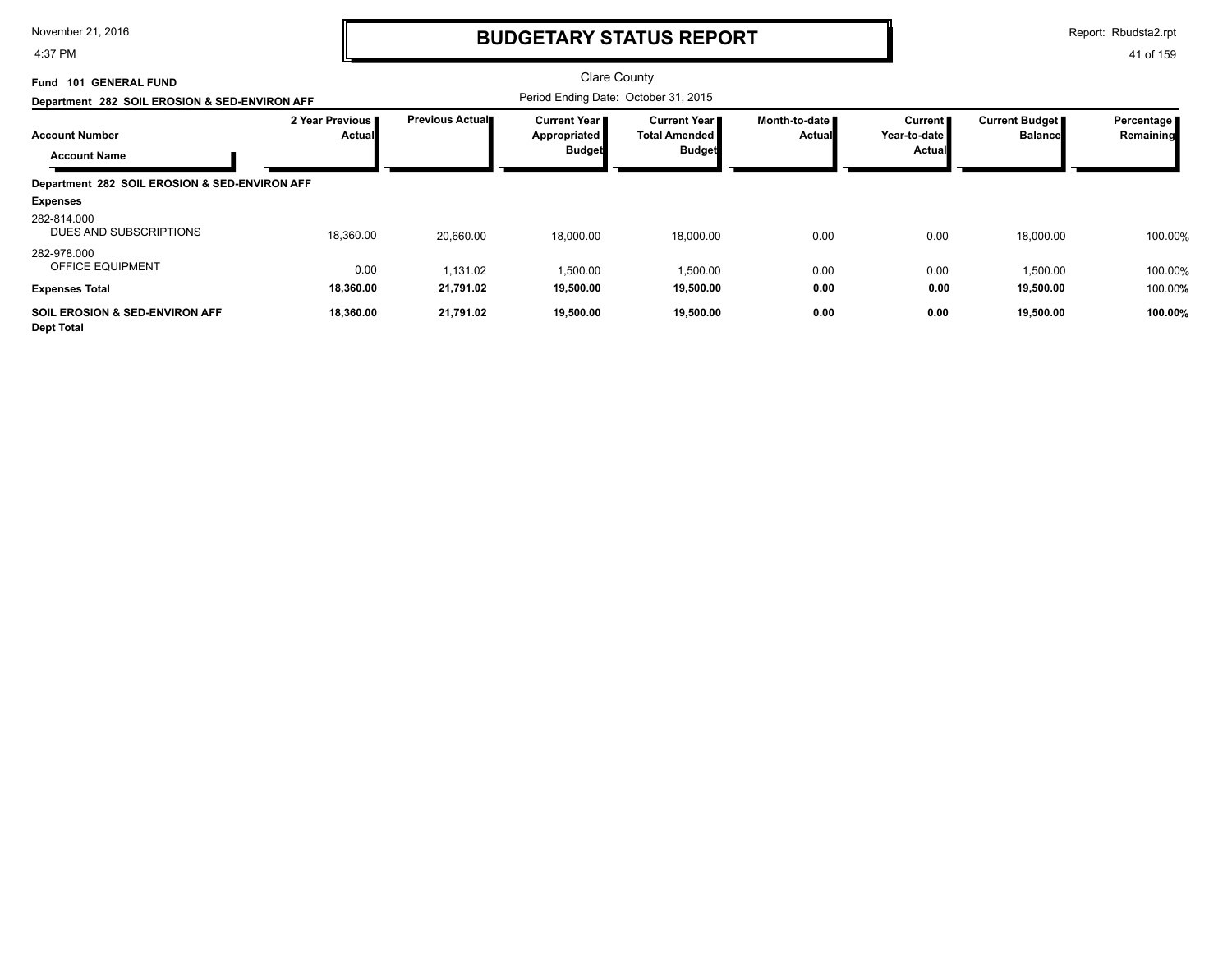# BUDGETARY STATUS REPORT

Clare County

**Fund 101 GENERAL FUND**

**Department 282 SOIL EROSION & SED-ENVIRON AFF**

Period Ending Date: October 31, 2015

| Account Number / Account Name | 2 Year Previous Actual | Previous Actual | Current Year Appropriated Budget | Current Year Total Amended Budget | Month-to-date Actual | Current Year-to-date Actual | Current Budget Balance | Percentage Remaining |
|---|---|---|---|---|---|---|---|---|
| **Department 282 SOIL EROSION & SED-ENVIRON AFF** | | | | | | | | |
| **Expenses** | | | | | | | | |
| 282-814.000 DUES AND SUBSCRIPTIONS | 18,360.00 | 20,660.00 | 18,000.00 | 18,000.00 | 0.00 | 0.00 | 18,000.00 | 100.00% |
| 282-978.000 OFFICE EQUIPMENT | 0.00 | 1,131.02 | 1,500.00 | 1,500.00 | 0.00 | 0.00 | 1,500.00 | 100.00% |
| **Expenses Total** | **18,360.00** | **21,791.02** | **19,500.00** | **19,500.00** | **0.00** | **0.00** | **19,500.00** | 100.00% |
| **SOIL EROSION & SED-ENVIRON AFF Dept Total** | **18,360.00** | **21,791.02** | **19,500.00** | **19,500.00** | **0.00** | **0.00** | **19,500.00** | **100.00%** |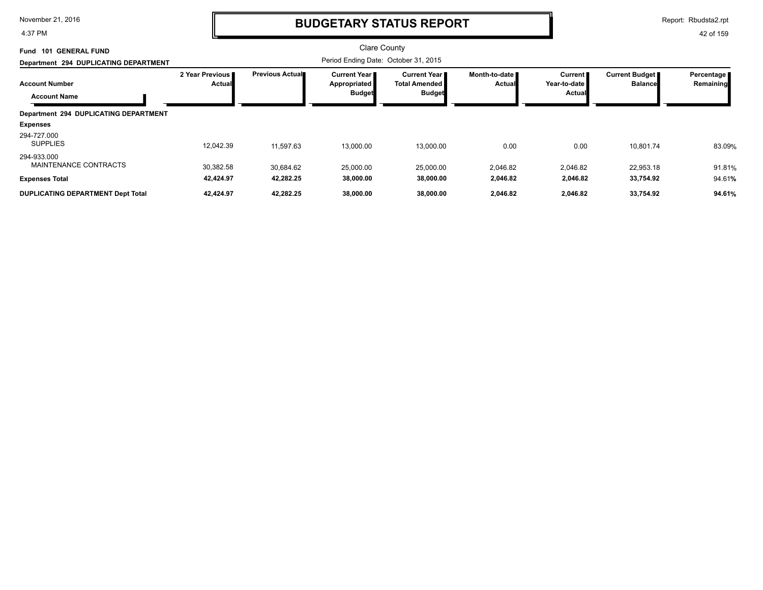# BUDGETARY STATUS REPORT

Clare County

**Fund 101 GENERAL FUND**

**Department 294 DUPLICATING DEPARTMENT**

Period Ending Date: October 31, 2015

| Account Number / Account Name | 2 Year Previous Actual | Previous Actual | Current Year Appropriated Budget | Current Year Total Amended Budget | Month-to-date Actual | Current Year-to-date Actual | Current Budget Balance | Percentage Remaining |
|---|---|---|---|---|---|---|---|---|
| **Department 294 DUPLICATING DEPARTMENT** | | | | | | | | |
| **Expenses** | | | | | | | | |
| 294-727.000 SUPPLIES | 12,042.39 | 11,597.63 | 13,000.00 | 13,000.00 | 0.00 | 0.00 | 10,801.74 | 83.09% |
| 294-933.000 MAINTENANCE CONTRACTS | 30,382.58 | 30,684.62 | 25,000.00 | 25,000.00 | 2,046.82 | 2,046.82 | 22,953.18 | 91.81% |
| **Expenses Total** | **42,424.97** | **42,282.25** | **38,000.00** | **38,000.00** | **2,046.82** | **2,046.82** | **33,754.92** | 94.61% |
| **DUPLICATING DEPARTMENT Dept Total** | **42,424.97** | **42,282.25** | **38,000.00** | **38,000.00** | **2,046.82** | **2,046.82** | **33,754.92** | **94.61%** |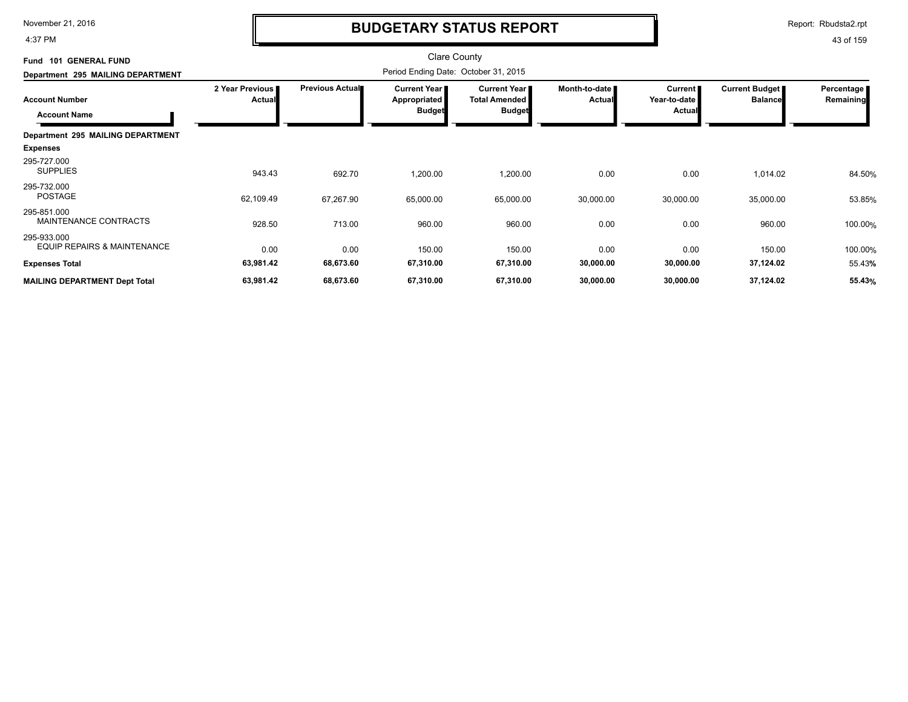# BUDGETARY STATUS REPORT

Clare County

Fund 101 GENERAL FUND

Department 295 MAILING DEPARTMENT

Period Ending Date: October 31, 2015

| Account Number / Account Name | 2 Year Previous Actual | Previous Actual | Current Year Appropriated Budget | Current Year Total Amended Budget | Month-to-date Actual | Current Year-to-date Actual | Current Budget Balance | Percentage Remaining |
|---|---|---|---|---|---|---|---|---|
| **Department 295 MAILING DEPARTMENT** | | | | | | | | |
| **Expenses** | | | | | | | | |
| 295-727.000 SUPPLIES | 943.43 | 692.70 | 1,200.00 | 1,200.00 | 0.00 | 0.00 | 1,014.02 | 84.50% |
| 295-732.000 POSTAGE | 62,109.49 | 67,267.90 | 65,000.00 | 65,000.00 | 30,000.00 | 30,000.00 | 35,000.00 | 53.85% |
| 295-851.000 MAINTENANCE CONTRACTS | 928.50 | 713.00 | 960.00 | 960.00 | 0.00 | 0.00 | 960.00 | 100.00% |
| 295-933.000 EQUIP REPAIRS & MAINTENANCE | 0.00 | 0.00 | 150.00 | 150.00 | 0.00 | 0.00 | 150.00 | 100.00% |
| **Expenses Total** | **63,981.42** | **68,673.60** | **67,310.00** | **67,310.00** | **30,000.00** | **30,000.00** | **37,124.02** | 55.43% |
| **MAILING DEPARTMENT Dept Total** | **63,981.42** | **68,673.60** | **67,310.00** | **67,310.00** | **30,000.00** | **30,000.00** | **37,124.02** | **55.43%** |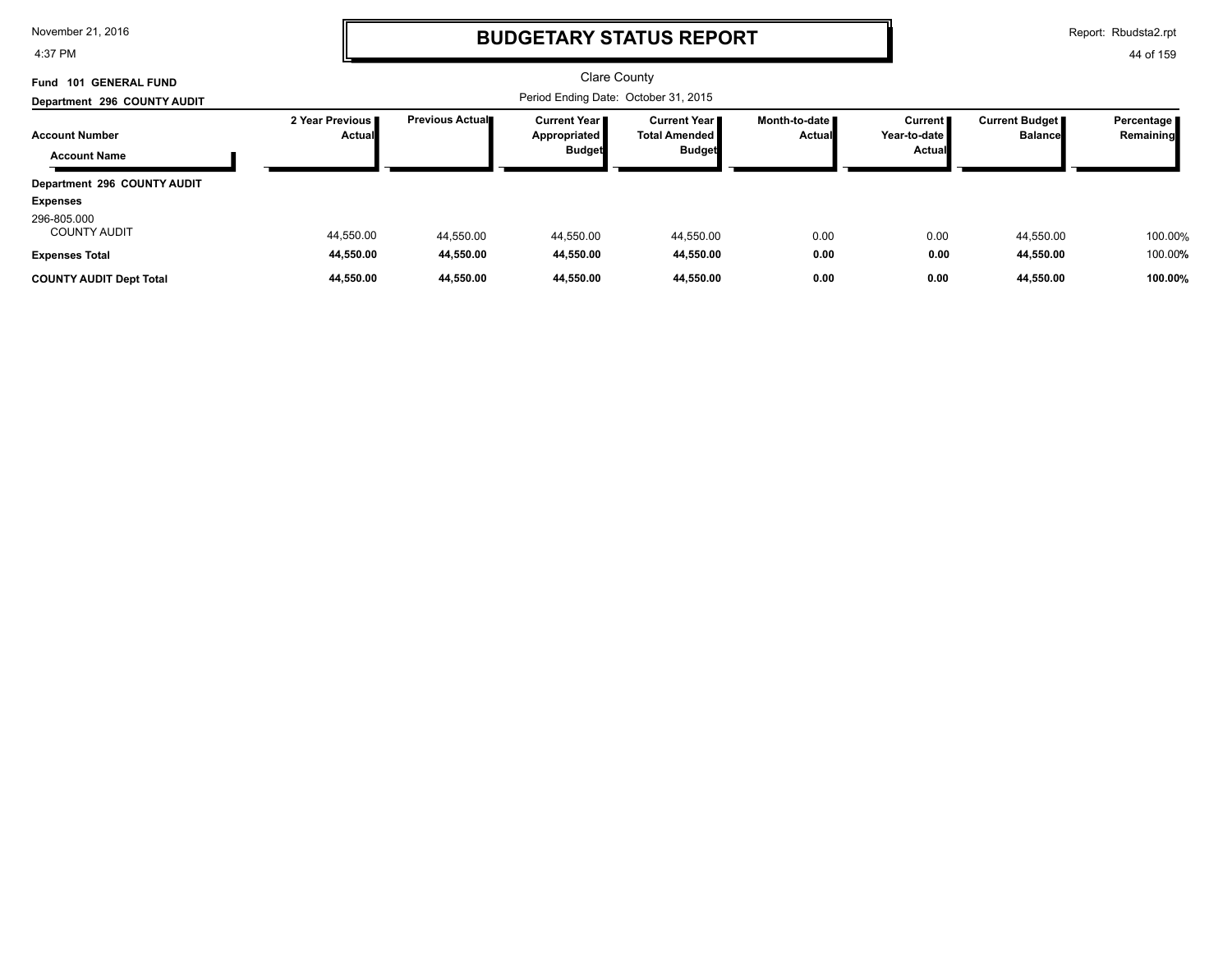# BUDGETARY STATUS REPORT

Clare County

Fund 101 GENERAL FUND

Department 296 COUNTY AUDIT

Period Ending Date: October 31, 2015

| Account Number / Account Name | 2 Year Previous Actual | Previous Actual | Current Year Appropriated Budget | Current Year Total Amended Budget | Month-to-date Actual | Current Year-to-date Actual | Current Budget Balance | Percentage Remaining |
|---|---|---|---|---|---|---|---|---|
| **Department 296 COUNTY AUDIT** | | | | | | | | |
| **Expenses** | | | | | | | | |
| 296-805.000 COUNTY AUDIT | 44,550.00 | 44,550.00 | 44,550.00 | 44,550.00 | 0.00 | 0.00 | 44,550.00 | 100.00% |
| **Expenses Total** | **44,550.00** | **44,550.00** | **44,550.00** | **44,550.00** | **0.00** | **0.00** | **44,550.00** | 100.00% |
| **COUNTY AUDIT Dept Total** | **44,550.00** | **44,550.00** | **44,550.00** | **44,550.00** | **0.00** | **0.00** | **44,550.00** | **100.00%** |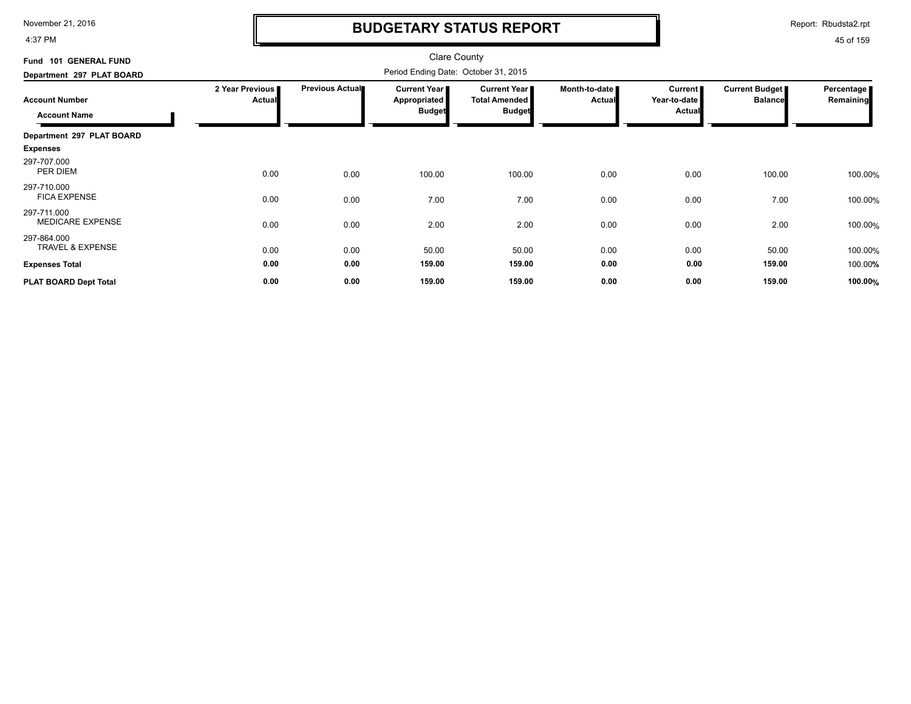# BUDGETARY STATUS REPORT

November 21, 2016
4:37 PM

Report: Rbudsta2.rpt

Clare County

**Fund 101 GENERAL FUND**

**Department 297 PLAT BOARD**

Period Ending Date: October 31, 2015

| Account Number / Account Name | 2 Year Previous Actual | Previous Actual | Current Year Appropriated Budget | Current Year Total Amended Budget | Month-to-date Actual | Current Year-to-date Actual | Current Budget Balance | Percentage Remaining |
|---|---|---|---|---|---|---|---|---|
| **Department 297 PLAT BOARD** | | | | | | | | |
| **Expenses** | | | | | | | | |
| 297-707.000 PER DIEM | 0.00 | 0.00 | 100.00 | 100.00 | 0.00 | 0.00 | 100.00 | 100.00% |
| 297-710.000 FICA EXPENSE | 0.00 | 0.00 | 7.00 | 7.00 | 0.00 | 0.00 | 7.00 | 100.00% |
| 297-711.000 MEDICARE EXPENSE | 0.00 | 0.00 | 2.00 | 2.00 | 0.00 | 0.00 | 2.00 | 100.00% |
| 297-864.000 TRAVEL & EXPENSE | 0.00 | 0.00 | 50.00 | 50.00 | 0.00 | 0.00 | 50.00 | 100.00% |
| **Expenses Total** | **0.00** | **0.00** | **159.00** | **159.00** | **0.00** | **0.00** | **159.00** | 100.00% |
| **PLAT BOARD Dept Total** | **0.00** | **0.00** | **159.00** | **159.00** | **0.00** | **0.00** | **159.00** | **100.00%** |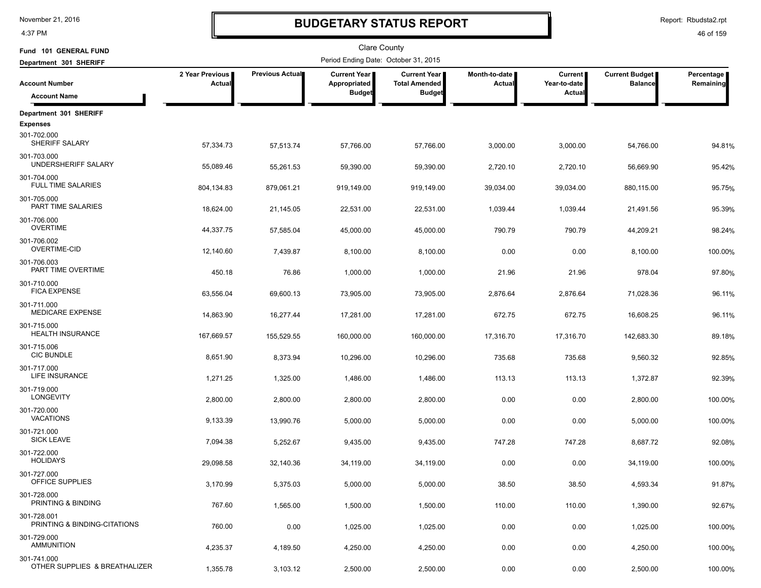# BUDGETARY STATUS REPORT

November 21, 2016
4:37 PM

Report: Rbudsta2.rpt

Clare County

**Fund 101 GENERAL FUND**

**Department 301 SHERIFF**

Period Ending Date: October 31, 2015

| Account Number / Account Name | 2 Year Previous Actual | Previous Actual | Current Year Appropriated Budget | Current Year Total Amended Budget | Month-to-date Actual | Current Year-to-date Actual | Current Budget Balance | Percentage Remaining |
|---|---|---|---|---|---|---|---|---|
| **Department 301 SHERIFF** | | | | | | | | |
| **Expenses** | | | | | | | | |
| 301-702.000 SHERIFF SALARY | 57,334.73 | 57,513.74 | 57,766.00 | 57,766.00 | 3,000.00 | 3,000.00 | 54,766.00 | 94.81% |
| 301-703.000 UNDERSHERIFF SALARY | 55,089.46 | 55,261.53 | 59,390.00 | 59,390.00 | 2,720.10 | 2,720.10 | 56,669.90 | 95.42% |
| 301-704.000 FULL TIME SALARIES | 804,134.83 | 879,061.21 | 919,149.00 | 919,149.00 | 39,034.00 | 39,034.00 | 880,115.00 | 95.75% |
| 301-705.000 PART TIME SALARIES | 18,624.00 | 21,145.05 | 22,531.00 | 22,531.00 | 1,039.44 | 1,039.44 | 21,491.56 | 95.39% |
| 301-706.000 OVERTIME | 44,337.75 | 57,585.04 | 45,000.00 | 45,000.00 | 790.79 | 790.79 | 44,209.21 | 98.24% |
| 301-706.002 OVERTIME-CID | 12,140.60 | 7,439.87 | 8,100.00 | 8,100.00 | 0.00 | 0.00 | 8,100.00 | 100.00% |
| 301-706.003 PART TIME OVERTIME | 450.18 | 76.86 | 1,000.00 | 1,000.00 | 21.96 | 21.96 | 978.04 | 97.80% |
| 301-710.000 FICA EXPENSE | 63,556.04 | 69,600.13 | 73,905.00 | 73,905.00 | 2,876.64 | 2,876.64 | 71,028.36 | 96.11% |
| 301-711.000 MEDICARE EXPENSE | 14,863.90 | 16,277.44 | 17,281.00 | 17,281.00 | 672.75 | 672.75 | 16,608.25 | 96.11% |
| 301-715.000 HEALTH INSURANCE | 167,669.57 | 155,529.55 | 160,000.00 | 160,000.00 | 17,316.70 | 17,316.70 | 142,683.30 | 89.18% |
| 301-715.006 CIC BUNDLE | 8,651.90 | 8,373.94 | 10,296.00 | 10,296.00 | 735.68 | 735.68 | 9,560.32 | 92.85% |
| 301-717.000 LIFE INSURANCE | 1,271.25 | 1,325.00 | 1,486.00 | 1,486.00 | 113.13 | 113.13 | 1,372.87 | 92.39% |
| 301-719.000 LONGEVITY | 2,800.00 | 2,800.00 | 2,800.00 | 2,800.00 | 0.00 | 0.00 | 2,800.00 | 100.00% |
| 301-720.000 VACATIONS | 9,133.39 | 13,990.76 | 5,000.00 | 5,000.00 | 0.00 | 0.00 | 5,000.00 | 100.00% |
| 301-721.000 SICK LEAVE | 7,094.38 | 5,252.67 | 9,435.00 | 9,435.00 | 747.28 | 747.28 | 8,687.72 | 92.08% |
| 301-722.000 HOLIDAYS | 29,098.58 | 32,140.36 | 34,119.00 | 34,119.00 | 0.00 | 0.00 | 34,119.00 | 100.00% |
| 301-727.000 OFFICE SUPPLIES | 3,170.99 | 5,375.03 | 5,000.00 | 5,000.00 | 38.50 | 38.50 | 4,593.34 | 91.87% |
| 301-728.000 PRINTING & BINDING | 767.60 | 1,565.00 | 1,500.00 | 1,500.00 | 110.00 | 110.00 | 1,390.00 | 92.67% |
| 301-728.001 PRINTING & BINDING-CITATIONS | 760.00 | 0.00 | 1,025.00 | 1,025.00 | 0.00 | 0.00 | 1,025.00 | 100.00% |
| 301-729.000 AMMUNITION | 4,235.37 | 4,189.50 | 4,250.00 | 4,250.00 | 0.00 | 0.00 | 4,250.00 | 100.00% |
| 301-741.000 OTHER SUPPLIES & BREATHALIZER | 1,355.78 | 3,103.12 | 2,500.00 | 2,500.00 | 0.00 | 0.00 | 2,500.00 | 100.00% |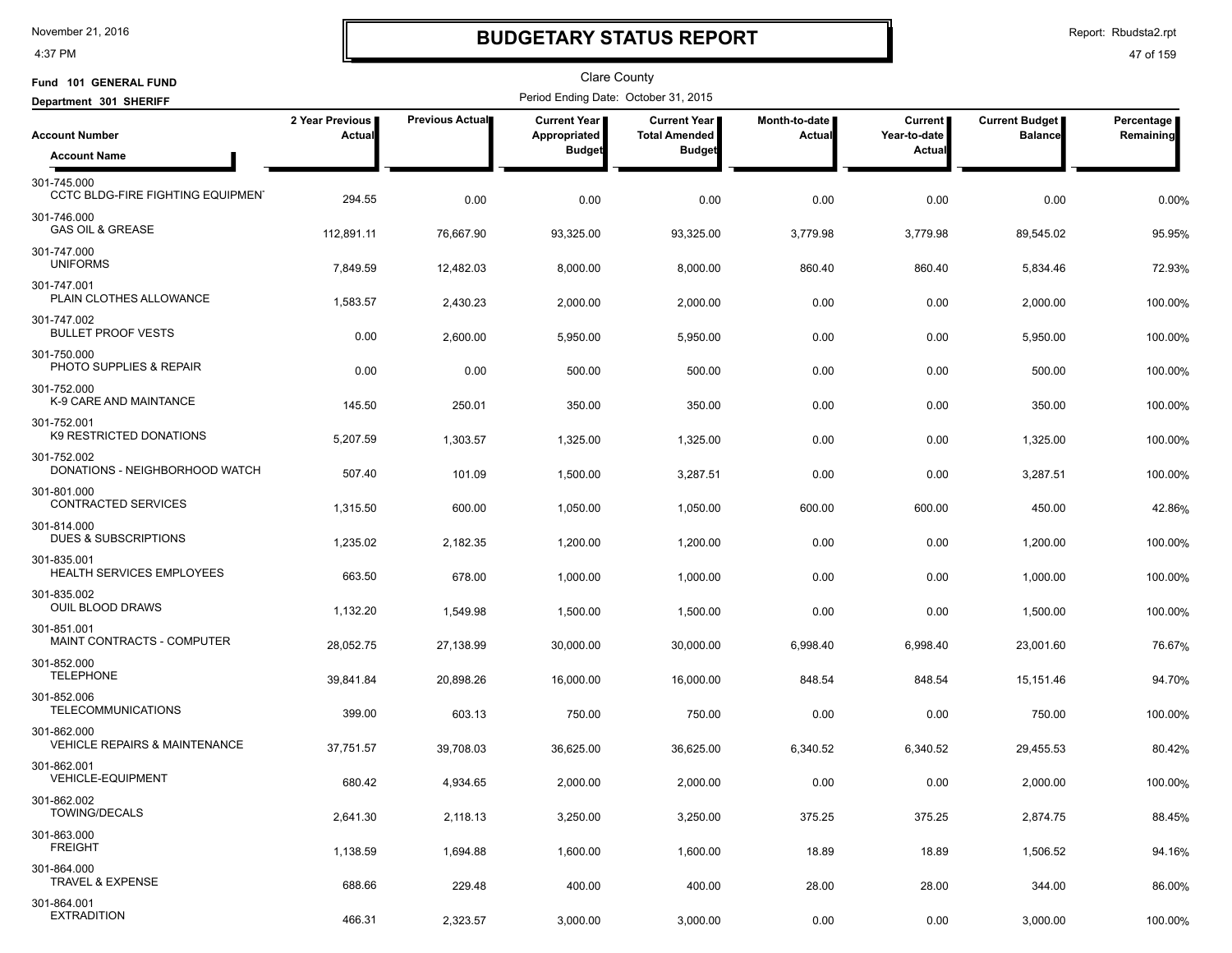# BUDGETARY STATUS REPORT

Clare County

Fund 101 GENERAL FUND

Department 301 SHERIFF

Period Ending Date: October 31, 2015

| Account Number / Account Name | 2 Year Previous Actual | Previous Actual | Current Year Appropriated Budget | Current Year Total Amended Budget | Month-to-date Actual | Current Year-to-date Actual | Current Budget Balance | Percentage Remaining |
|---|---|---|---|---|---|---|---|---|
| 301-745.000 CCTC BLDG-FIRE FIGHTING EQUIPMEN | 294.55 | 0.00 | 0.00 | 0.00 | 0.00 | 0.00 | 0.00 | 0.00% |
| 301-746.000 GAS OIL & GREASE | 112,891.11 | 76,667.90 | 93,325.00 | 93,325.00 | 3,779.98 | 3,779.98 | 89,545.02 | 95.95% |
| 301-747.000 UNIFORMS | 7,849.59 | 12,482.03 | 8,000.00 | 8,000.00 | 860.40 | 860.40 | 5,834.46 | 72.93% |
| 301-747.001 PLAIN CLOTHES ALLOWANCE | 1,583.57 | 2,430.23 | 2,000.00 | 2,000.00 | 0.00 | 0.00 | 2,000.00 | 100.00% |
| 301-747.002 BULLET PROOF VESTS | 0.00 | 2,600.00 | 5,950.00 | 5,950.00 | 0.00 | 0.00 | 5,950.00 | 100.00% |
| 301-750.000 PHOTO SUPPLIES & REPAIR | 0.00 | 0.00 | 500.00 | 500.00 | 0.00 | 0.00 | 500.00 | 100.00% |
| 301-752.000 K-9 CARE AND MAINTANCE | 145.50 | 250.01 | 350.00 | 350.00 | 0.00 | 0.00 | 350.00 | 100.00% |
| 301-752.001 K9 RESTRICTED DONATIONS | 5,207.59 | 1,303.57 | 1,325.00 | 1,325.00 | 0.00 | 0.00 | 1,325.00 | 100.00% |
| 301-752.002 DONATIONS - NEIGHBORHOOD WATCH | 507.40 | 101.09 | 1,500.00 | 3,287.51 | 0.00 | 0.00 | 3,287.51 | 100.00% |
| 301-801.000 CONTRACTED SERVICES | 1,315.50 | 600.00 | 1,050.00 | 1,050.00 | 600.00 | 600.00 | 450.00 | 42.86% |
| 301-814.000 DUES & SUBSCRIPTIONS | 1,235.02 | 2,182.35 | 1,200.00 | 1,200.00 | 0.00 | 0.00 | 1,200.00 | 100.00% |
| 301-835.001 HEALTH SERVICES EMPLOYEES | 663.50 | 678.00 | 1,000.00 | 1,000.00 | 0.00 | 0.00 | 1,000.00 | 100.00% |
| 301-835.002 OUIL BLOOD DRAWS | 1,132.20 | 1,549.98 | 1,500.00 | 1,500.00 | 0.00 | 0.00 | 1,500.00 | 100.00% |
| 301-851.001 MAINT CONTRACTS - COMPUTER | 28,052.75 | 27,138.99 | 30,000.00 | 30,000.00 | 6,998.40 | 6,998.40 | 23,001.60 | 76.67% |
| 301-852.000 TELEPHONE | 39,841.84 | 20,898.26 | 16,000.00 | 16,000.00 | 848.54 | 848.54 | 15,151.46 | 94.70% |
| 301-852.006 TELECOMMUNICATIONS | 399.00 | 603.13 | 750.00 | 750.00 | 0.00 | 0.00 | 750.00 | 100.00% |
| 301-862.000 VEHICLE REPAIRS & MAINTENANCE | 37,751.57 | 39,708.03 | 36,625.00 | 36,625.00 | 6,340.52 | 6,340.52 | 29,455.53 | 80.42% |
| 301-862.001 VEHICLE-EQUIPMENT | 680.42 | 4,934.65 | 2,000.00 | 2,000.00 | 0.00 | 0.00 | 2,000.00 | 100.00% |
| 301-862.002 TOWING/DECALS | 2,641.30 | 2,118.13 | 3,250.00 | 3,250.00 | 375.25 | 375.25 | 2,874.75 | 88.45% |
| 301-863.000 FREIGHT | 1,138.59 | 1,694.88 | 1,600.00 | 1,600.00 | 18.89 | 18.89 | 1,506.52 | 94.16% |
| 301-864.000 TRAVEL & EXPENSE | 688.66 | 229.48 | 400.00 | 400.00 | 28.00 | 28.00 | 344.00 | 86.00% |
| 301-864.001 EXTRADITION | 466.31 | 2,323.57 | 3,000.00 | 3,000.00 | 0.00 | 0.00 | 3,000.00 | 100.00% |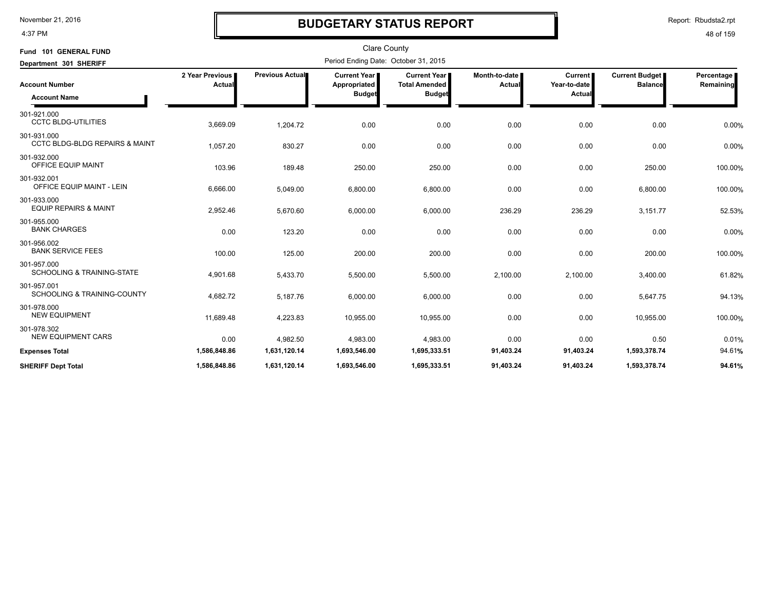# BUDGETARY STATUS REPORT

Clare County

Fund 101 GENERAL FUND

Department 301 SHERIFF

Period Ending Date: October 31, 2015

| Account Number / Account Name | 2 Year Previous Actual | Previous Actual | Current Year Appropriated Budget | Current Year Total Amended Budget | Month-to-date Actual | Current Year-to-date Actual | Current Budget Balance | Percentage Remaining |
|---|---|---|---|---|---|---|---|---|
| 301-921.000 CCTC BLDG-UTILITIES | 3,669.09 | 1,204.72 | 0.00 | 0.00 | 0.00 | 0.00 | 0.00 | 0.00% |
| 301-931.000 CCTC BLDG-BLDG REPAIRS & MAINT | 1,057.20 | 830.27 | 0.00 | 0.00 | 0.00 | 0.00 | 0.00 | 0.00% |
| 301-932.000 OFFICE EQUIP MAINT | 103.96 | 189.48 | 250.00 | 250.00 | 0.00 | 0.00 | 250.00 | 100.00% |
| 301-932.001 OFFICE EQUIP MAINT - LEIN | 6,666.00 | 5,049.00 | 6,800.00 | 6,800.00 | 0.00 | 0.00 | 6,800.00 | 100.00% |
| 301-933.000 EQUIP REPAIRS & MAINT | 2,952.46 | 5,670.60 | 6,000.00 | 6,000.00 | 236.29 | 236.29 | 3,151.77 | 52.53% |
| 301-955.000 BANK CHARGES | 0.00 | 123.20 | 0.00 | 0.00 | 0.00 | 0.00 | 0.00 | 0.00% |
| 301-956.002 BANK SERVICE FEES | 100.00 | 125.00 | 200.00 | 200.00 | 0.00 | 0.00 | 200.00 | 100.00% |
| 301-957.000 SCHOOLING & TRAINING-STATE | 4,901.68 | 5,433.70 | 5,500.00 | 5,500.00 | 2,100.00 | 2,100.00 | 3,400.00 | 61.82% |
| 301-957.001 SCHOOLING & TRAINING-COUNTY | 4,682.72 | 5,187.76 | 6,000.00 | 6,000.00 | 0.00 | 0.00 | 5,647.75 | 94.13% |
| 301-978.000 NEW EQUIPMENT | 11,689.48 | 4,223.83 | 10,955.00 | 10,955.00 | 0.00 | 0.00 | 10,955.00 | 100.00% |
| 301-978.302 NEW EQUIPMENT CARS | 0.00 | 4,982.50 | 4,983.00 | 4,983.00 | 0.00 | 0.00 | 0.50 | 0.01% |
| **Expenses Total** | **1,586,848.86** | **1,631,120.14** | **1,693,546.00** | **1,695,333.51** | **91,403.24** | **91,403.24** | **1,593,378.74** | 94.61% |
| **SHERIFF Dept Total** | **1,586,848.86** | **1,631,120.14** | **1,693,546.00** | **1,695,333.51** | **91,403.24** | **91,403.24** | **1,593,378.74** | **94.61%** |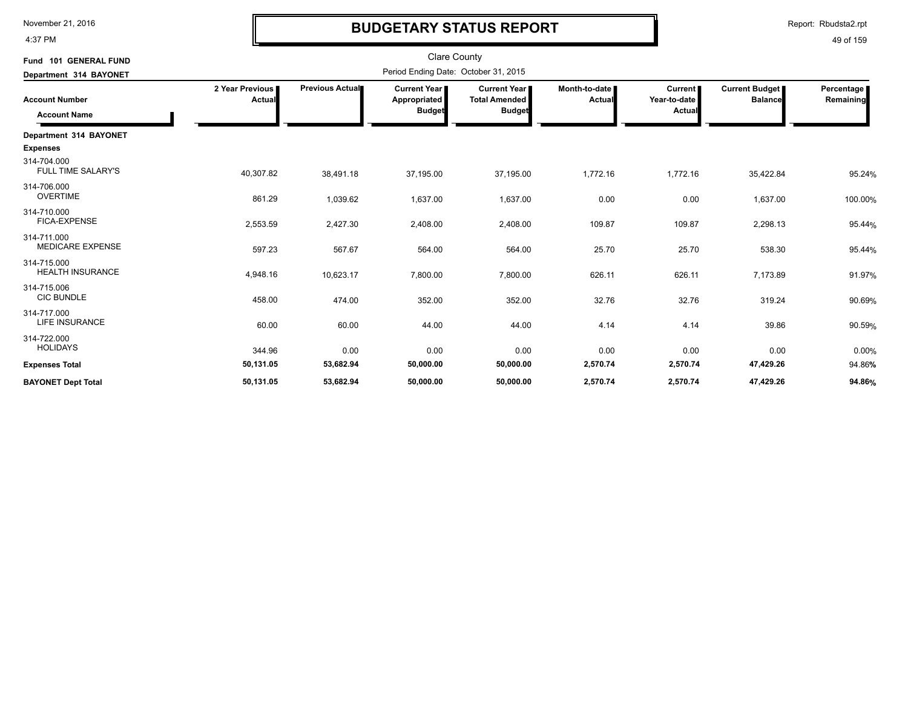# BUDGETARY STATUS REPORT

Clare County

Period Ending Date: October 31, 2015

**Fund 101 GENERAL FUND**

**Department 314 BAYONET**

| Account Number / Account Name | 2 Year Previous Actual | Previous Actual | Current Year Appropriated Budget | Current Year Total Amended Budget | Month-to-date Actual | Current Year-to-date Actual | Current Budget Balance | Percentage Remaining |
|---|---|---|---|---|---|---|---|---|
| **Department 314 BAYONET** | | | | | | | | |
| **Expenses** | | | | | | | | |
| 314-704.000 FULL TIME SALARY'S | 40,307.82 | 38,491.18 | 37,195.00 | 37,195.00 | 1,772.16 | 1,772.16 | 35,422.84 | 95.24% |
| 314-706.000 OVERTIME | 861.29 | 1,039.62 | 1,637.00 | 1,637.00 | 0.00 | 0.00 | 1,637.00 | 100.00% |
| 314-710.000 FICA-EXPENSE | 2,553.59 | 2,427.30 | 2,408.00 | 2,408.00 | 109.87 | 109.87 | 2,298.13 | 95.44% |
| 314-711.000 MEDICARE EXPENSE | 597.23 | 567.67 | 564.00 | 564.00 | 25.70 | 25.70 | 538.30 | 95.44% |
| 314-715.000 HEALTH INSURANCE | 4,948.16 | 10,623.17 | 7,800.00 | 7,800.00 | 626.11 | 626.11 | 7,173.89 | 91.97% |
| 314-715.006 CIC BUNDLE | 458.00 | 474.00 | 352.00 | 352.00 | 32.76 | 32.76 | 319.24 | 90.69% |
| 314-717.000 LIFE INSURANCE | 60.00 | 60.00 | 44.00 | 44.00 | 4.14 | 4.14 | 39.86 | 90.59% |
| 314-722.000 HOLIDAYS | 344.96 | 0.00 | 0.00 | 0.00 | 0.00 | 0.00 | 0.00 | 0.00% |
| **Expenses Total** | **50,131.05** | **53,682.94** | **50,000.00** | **50,000.00** | **2,570.74** | **2,570.74** | **47,429.26** | 94.86% |
| **BAYONET Dept Total** | **50,131.05** | **53,682.94** | **50,000.00** | **50,000.00** | **2,570.74** | **2,570.74** | **47,429.26** | **94.86%** |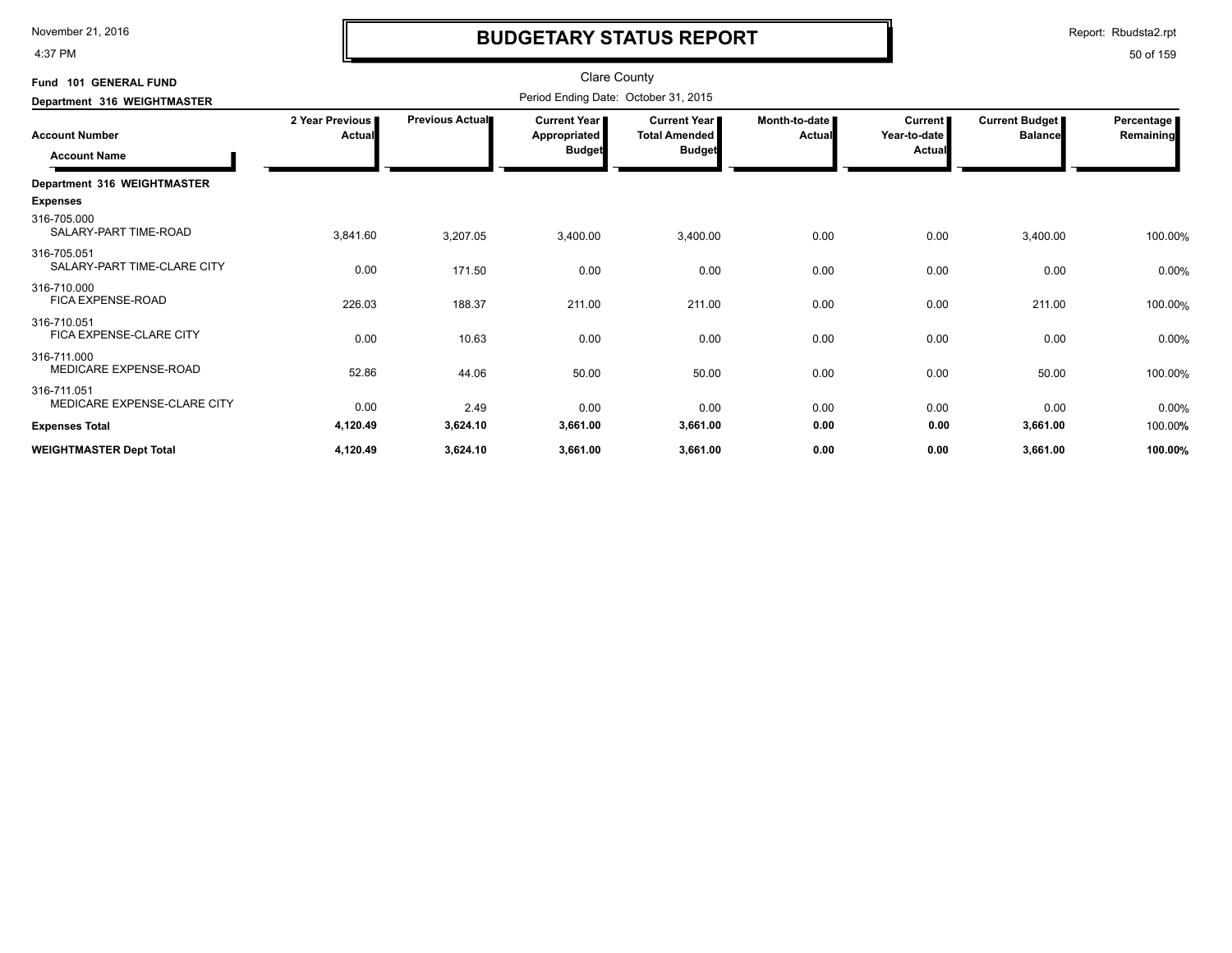# BUDGETARY STATUS REPORT

Clare County

Period Ending Date: October 31, 2015

Fund 101 GENERAL FUND

Department 316 WEIGHTMASTER

| Account Number / Account Name | 2 Year Previous Actual | Previous Actual | Current Year Appropriated Budget | Current Year Total Amended Budget | Month-to-date Actual | Current Year-to-date Actual | Current Budget Balance | Percentage Remaining |
|---|---|---|---|---|---|---|---|---|
| **Department 316 WEIGHTMASTER** | | | | | | | | |
| **Expenses** | | | | | | | | |
| 316-705.000 SALARY-PART TIME-ROAD | 3,841.60 | 3,207.05 | 3,400.00 | 3,400.00 | 0.00 | 0.00 | 3,400.00 | 100.00% |
| 316-705.051 SALARY-PART TIME-CLARE CITY | 0.00 | 171.50 | 0.00 | 0.00 | 0.00 | 0.00 | 0.00 | 0.00% |
| 316-710.000 FICA EXPENSE-ROAD | 226.03 | 188.37 | 211.00 | 211.00 | 0.00 | 0.00 | 211.00 | 100.00% |
| 316-710.051 FICA EXPENSE-CLARE CITY | 0.00 | 10.63 | 0.00 | 0.00 | 0.00 | 0.00 | 0.00 | 0.00% |
| 316-711.000 MEDICARE EXPENSE-ROAD | 52.86 | 44.06 | 50.00 | 50.00 | 0.00 | 0.00 | 50.00 | 100.00% |
| 316-711.051 MEDICARE EXPENSE-CLARE CITY | 0.00 | 2.49 | 0.00 | 0.00 | 0.00 | 0.00 | 0.00 | 0.00% |
| **Expenses Total** | **4,120.49** | **3,624.10** | **3,661.00** | **3,661.00** | **0.00** | **0.00** | **3,661.00** | 100.00% |
| **WEIGHTMASTER Dept Total** | **4,120.49** | **3,624.10** | **3,661.00** | **3,661.00** | **0.00** | **0.00** | **3,661.00** | **100.00%** |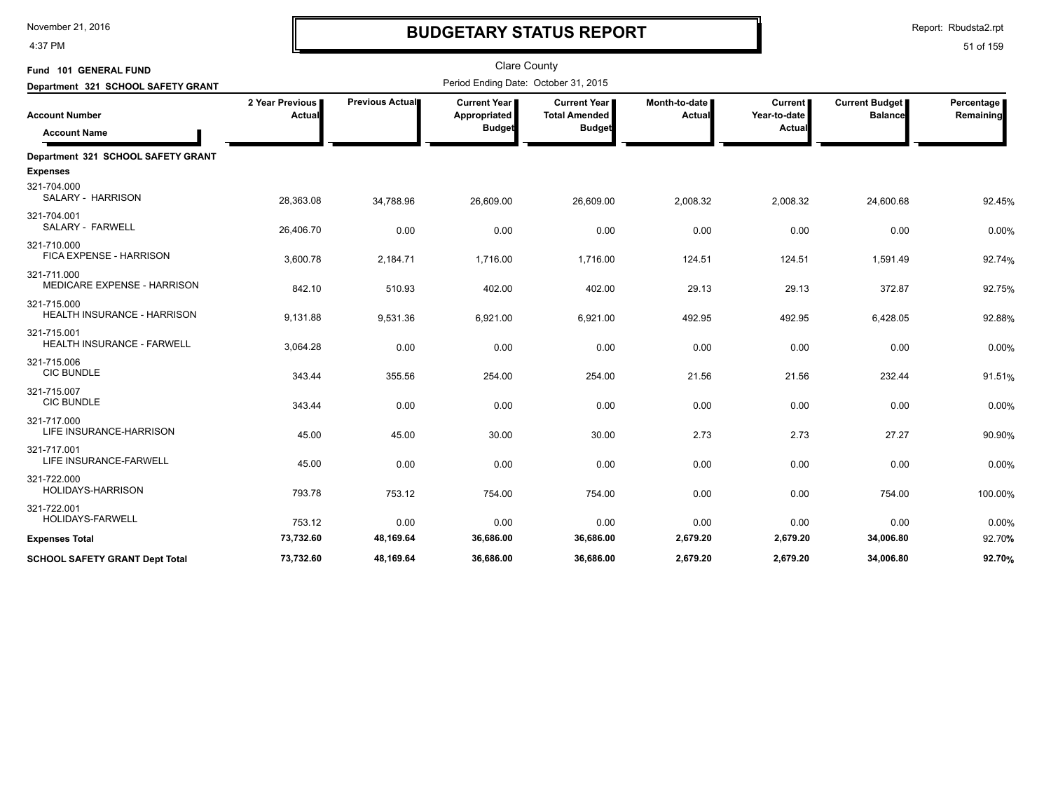# BUDGETARY STATUS REPORT

Clare County

**Fund 101 GENERAL FUND**

**Department 321 SCHOOL SAFETY GRANT**

Period Ending Date: October 31, 2015

| Account Number / Account Name | 2 Year Previous Actual | Previous Actual | Current Year Appropriated Budget | Current Year Total Amended Budget | Month-to-date Actual | Current Year-to-date Actual | Current Budget Balance | Percentage Remaining |
|---|---|---|---|---|---|---|---|---|
| **Department 321 SCHOOL SAFETY GRANT** | | | | | | | | |
| **Expenses** | | | | | | | | |
| 321-704.000 SALARY - HARRISON | 28,363.08 | 34,788.96 | 26,609.00 | 26,609.00 | 2,008.32 | 2,008.32 | 24,600.68 | 92.45% |
| 321-704.001 SALARY - FARWELL | 26,406.70 | 0.00 | 0.00 | 0.00 | 0.00 | 0.00 | 0.00 | 0.00% |
| 321-710.000 FICA EXPENSE - HARRISON | 3,600.78 | 2,184.71 | 1,716.00 | 1,716.00 | 124.51 | 124.51 | 1,591.49 | 92.74% |
| 321-711.000 MEDICARE EXPENSE - HARRISON | 842.10 | 510.93 | 402.00 | 402.00 | 29.13 | 29.13 | 372.87 | 92.75% |
| 321-715.000 HEALTH INSURANCE - HARRISON | 9,131.88 | 9,531.36 | 6,921.00 | 6,921.00 | 492.95 | 492.95 | 6,428.05 | 92.88% |
| 321-715.001 HEALTH INSURANCE - FARWELL | 3,064.28 | 0.00 | 0.00 | 0.00 | 0.00 | 0.00 | 0.00 | 0.00% |
| 321-715.006 CIC BUNDLE | 343.44 | 355.56 | 254.00 | 254.00 | 21.56 | 21.56 | 232.44 | 91.51% |
| 321-715.007 CIC BUNDLE | 343.44 | 0.00 | 0.00 | 0.00 | 0.00 | 0.00 | 0.00 | 0.00% |
| 321-717.000 LIFE INSURANCE-HARRISON | 45.00 | 45.00 | 30.00 | 30.00 | 2.73 | 2.73 | 27.27 | 90.90% |
| 321-717.001 LIFE INSURANCE-FARWELL | 45.00 | 0.00 | 0.00 | 0.00 | 0.00 | 0.00 | 0.00 | 0.00% |
| 321-722.000 HOLIDAYS-HARRISON | 793.78 | 753.12 | 754.00 | 754.00 | 0.00 | 0.00 | 754.00 | 100.00% |
| 321-722.001 HOLIDAYS-FARWELL | 753.12 | 0.00 | 0.00 | 0.00 | 0.00 | 0.00 | 0.00 | 0.00% |
| **Expenses Total** | **73,732.60** | **48,169.64** | **36,686.00** | **36,686.00** | **2,679.20** | **2,679.20** | **34,006.80** | 92.70% |
| **SCHOOL SAFETY GRANT Dept Total** | **73,732.60** | **48,169.64** | **36,686.00** | **36,686.00** | **2,679.20** | **2,679.20** | **34,006.80** | **92.70%** |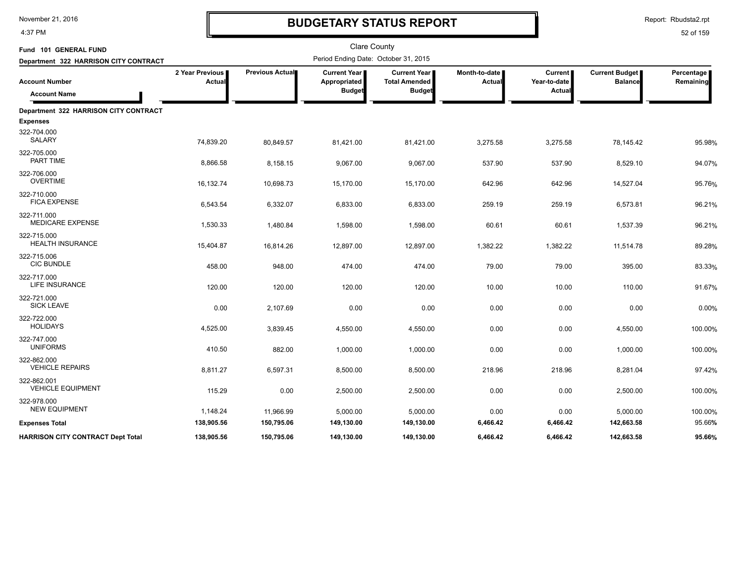# BUDGETARY STATUS REPORT

Clare County

Fund 101 GENERAL FUND

Department 322 HARRISON CITY CONTRACT

Period Ending Date: October 31, 2015

| Account Number / Account Name | 2 Year Previous Actual | Previous Actual | Current Year Appropriated Budget | Current Year Total Amended Budget | Month-to-date Actual | Current Year-to-date Actual | Current Budget Balance | Percentage Remaining |
|---|---|---|---|---|---|---|---|---|
| **Department 322 HARRISON CITY CONTRACT** | | | | | | | | |
| **Expenses** | | | | | | | | |
| 322-704.000 SALARY | 74,839.20 | 80,849.57 | 81,421.00 | 81,421.00 | 3,275.58 | 3,275.58 | 78,145.42 | 95.98% |
| 322-705.000 PART TIME | 8,866.58 | 8,158.15 | 9,067.00 | 9,067.00 | 537.90 | 537.90 | 8,529.10 | 94.07% |
| 322-706.000 OVERTIME | 16,132.74 | 10,698.73 | 15,170.00 | 15,170.00 | 642.96 | 642.96 | 14,527.04 | 95.76% |
| 322-710.000 FICA EXPENSE | 6,543.54 | 6,332.07 | 6,833.00 | 6,833.00 | 259.19 | 259.19 | 6,573.81 | 96.21% |
| 322-711.000 MEDICARE EXPENSE | 1,530.33 | 1,480.84 | 1,598.00 | 1,598.00 | 60.61 | 60.61 | 1,537.39 | 96.21% |
| 322-715.000 HEALTH INSURANCE | 15,404.87 | 16,814.26 | 12,897.00 | 12,897.00 | 1,382.22 | 1,382.22 | 11,514.78 | 89.28% |
| 322-715.006 CIC BUNDLE | 458.00 | 948.00 | 474.00 | 474.00 | 79.00 | 79.00 | 395.00 | 83.33% |
| 322-717.000 LIFE INSURANCE | 120.00 | 120.00 | 120.00 | 120.00 | 10.00 | 10.00 | 110.00 | 91.67% |
| 322-721.000 SICK LEAVE | 0.00 | 2,107.69 | 0.00 | 0.00 | 0.00 | 0.00 | 0.00 | 0.00% |
| 322-722.000 HOLIDAYS | 4,525.00 | 3,839.45 | 4,550.00 | 4,550.00 | 0.00 | 0.00 | 4,550.00 | 100.00% |
| 322-747.000 UNIFORMS | 410.50 | 882.00 | 1,000.00 | 1,000.00 | 0.00 | 0.00 | 1,000.00 | 100.00% |
| 322-862.000 VEHICLE REPAIRS | 8,811.27 | 6,597.31 | 8,500.00 | 8,500.00 | 218.96 | 218.96 | 8,281.04 | 97.42% |
| 322-862.001 VEHICLE EQUIPMENT | 115.29 | 0.00 | 2,500.00 | 2,500.00 | 0.00 | 0.00 | 2,500.00 | 100.00% |
| 322-978.000 NEW EQUIPMENT | 1,148.24 | 11,966.99 | 5,000.00 | 5,000.00 | 0.00 | 0.00 | 5,000.00 | 100.00% |
| **Expenses Total** | **138,905.56** | **150,795.06** | **149,130.00** | **149,130.00** | **6,466.42** | **6,466.42** | **142,663.58** | **95.66%** |
| **HARRISON CITY CONTRACT Dept Total** | **138,905.56** | **150,795.06** | **149,130.00** | **149,130.00** | **6,466.42** | **6,466.42** | **142,663.58** | **95.66%** |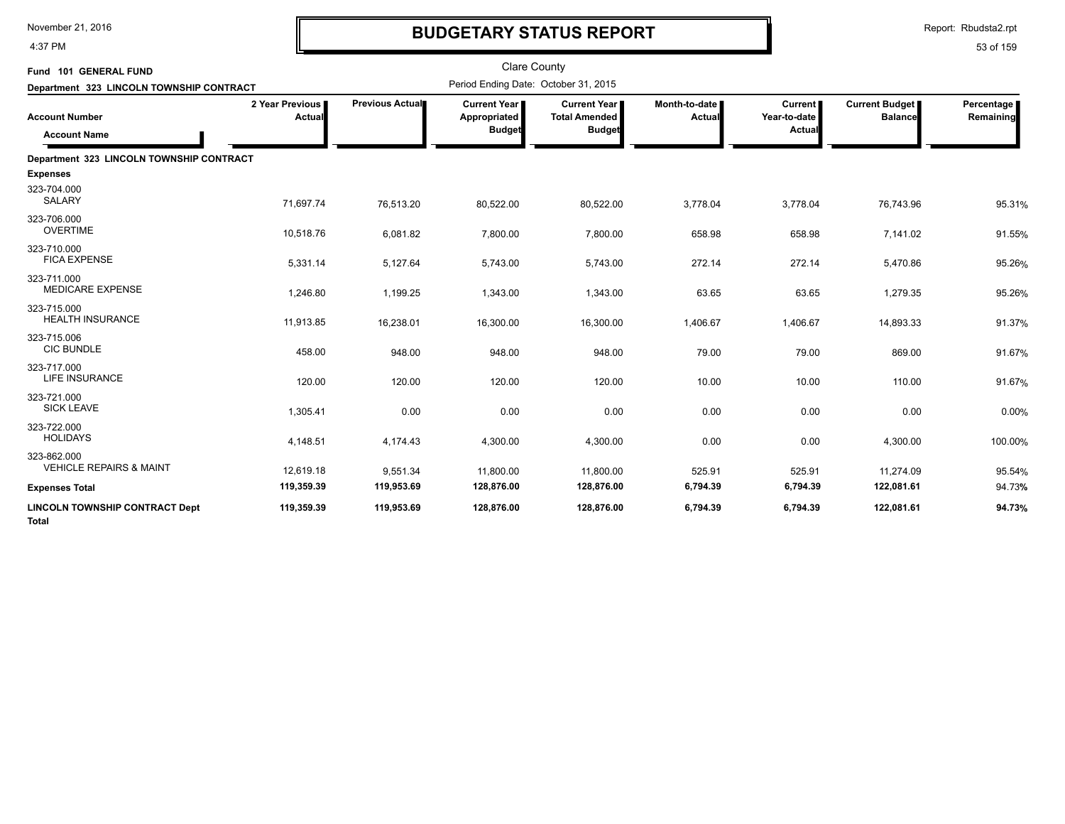# BUDGETARY STATUS REPORT

Clare County

Fund 101 GENERAL FUND

Department 323 LINCOLN TOWNSHIP CONTRACT

Period Ending Date: October 31, 2015

| Account Number / Account Name | 2 Year Previous Actual | Previous Actual | Current Year Appropriated Budget | Current Year Total Amended Budget | Month-to-date Actual | Current Year-to-date Actual | Current Budget Balance | Percentage Remaining |
|---|---|---|---|---|---|---|---|---|
| **Department 323 LINCOLN TOWNSHIP CONTRACT** | | | | | | | | |
| **Expenses** | | | | | | | | |
| 323-704.000 SALARY | 71,697.74 | 76,513.20 | 80,522.00 | 80,522.00 | 3,778.04 | 3,778.04 | 76,743.96 | 95.31% |
| 323-706.000 OVERTIME | 10,518.76 | 6,081.82 | 7,800.00 | 7,800.00 | 658.98 | 658.98 | 7,141.02 | 91.55% |
| 323-710.000 FICA EXPENSE | 5,331.14 | 5,127.64 | 5,743.00 | 5,743.00 | 272.14 | 272.14 | 5,470.86 | 95.26% |
| 323-711.000 MEDICARE EXPENSE | 1,246.80 | 1,199.25 | 1,343.00 | 1,343.00 | 63.65 | 63.65 | 1,279.35 | 95.26% |
| 323-715.000 HEALTH INSURANCE | 11,913.85 | 16,238.01 | 16,300.00 | 16,300.00 | 1,406.67 | 1,406.67 | 14,893.33 | 91.37% |
| 323-715.006 CIC BUNDLE | 458.00 | 948.00 | 948.00 | 948.00 | 79.00 | 79.00 | 869.00 | 91.67% |
| 323-717.000 LIFE INSURANCE | 120.00 | 120.00 | 120.00 | 120.00 | 10.00 | 10.00 | 110.00 | 91.67% |
| 323-721.000 SICK LEAVE | 1,305.41 | 0.00 | 0.00 | 0.00 | 0.00 | 0.00 | 0.00 | 0.00% |
| 323-722.000 HOLIDAYS | 4,148.51 | 4,174.43 | 4,300.00 | 4,300.00 | 0.00 | 0.00 | 4,300.00 | 100.00% |
| 323-862.000 VEHICLE REPAIRS & MAINT | 12,619.18 | 9,551.34 | 11,800.00 | 11,800.00 | 525.91 | 525.91 | 11,274.09 | 95.54% |
| **Expenses Total** | **119,359.39** | **119,953.69** | **128,876.00** | **128,876.00** | **6,794.39** | **6,794.39** | **122,081.61** | **94.73%** |
| **LINCOLN TOWNSHIP CONTRACT Dept Total** | **119,359.39** | **119,953.69** | **128,876.00** | **128,876.00** | **6,794.39** | **6,794.39** | **122,081.61** | **94.73%** |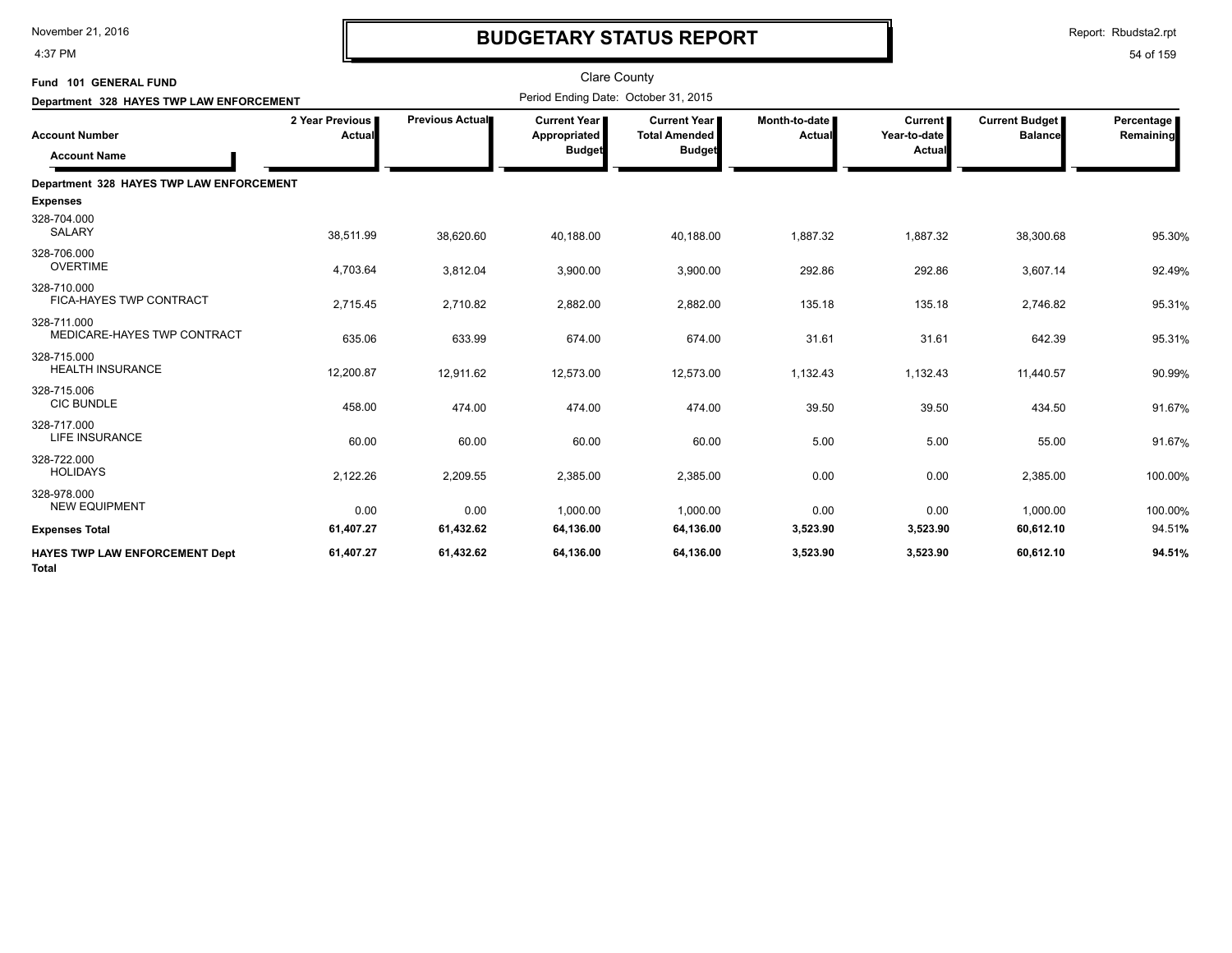# BUDGETARY STATUS REPORT

Clare County

**Fund 101 GENERAL FUND**

**Department 328 HAYES TWP LAW ENFORCEMENT**

Period Ending Date: October 31, 2015

| Account Number / Account Name | 2 Year Previous Actual | Previous Actual | Current Year Appropriated Budget | Current Year Total Amended Budget | Month-to-date Actual | Current Year-to-date Actual | Current Budget Balance | Percentage Remaining |
|---|---|---|---|---|---|---|---|---|
| **Department 328 HAYES TWP LAW ENFORCEMENT** | | | | | | | | |
| **Expenses** | | | | | | | | |
| 328-704.000 SALARY | 38,511.99 | 38,620.60 | 40,188.00 | 40,188.00 | 1,887.32 | 1,887.32 | 38,300.68 | 95.30% |
| 328-706.000 OVERTIME | 4,703.64 | 3,812.04 | 3,900.00 | 3,900.00 | 292.86 | 292.86 | 3,607.14 | 92.49% |
| 328-710.000 FICA-HAYES TWP CONTRACT | 2,715.45 | 2,710.82 | 2,882.00 | 2,882.00 | 135.18 | 135.18 | 2,746.82 | 95.31% |
| 328-711.000 MEDICARE-HAYES TWP CONTRACT | 635.06 | 633.99 | 674.00 | 674.00 | 31.61 | 31.61 | 642.39 | 95.31% |
| 328-715.000 HEALTH INSURANCE | 12,200.87 | 12,911.62 | 12,573.00 | 12,573.00 | 1,132.43 | 1,132.43 | 11,440.57 | 90.99% |
| 328-715.006 CIC BUNDLE | 458.00 | 474.00 | 474.00 | 474.00 | 39.50 | 39.50 | 434.50 | 91.67% |
| 328-717.000 LIFE INSURANCE | 60.00 | 60.00 | 60.00 | 60.00 | 5.00 | 5.00 | 55.00 | 91.67% |
| 328-722.000 HOLIDAYS | 2,122.26 | 2,209.55 | 2,385.00 | 2,385.00 | 0.00 | 0.00 | 2,385.00 | 100.00% |
| 328-978.000 NEW EQUIPMENT | 0.00 | 0.00 | 1,000.00 | 1,000.00 | 0.00 | 0.00 | 1,000.00 | 100.00% |
| **Expenses Total** | **61,407.27** | **61,432.62** | **64,136.00** | **64,136.00** | **3,523.90** | **3,523.90** | **60,612.10** | 94.51% |
| **HAYES TWP LAW ENFORCEMENT Dept Total** | **61,407.27** | **61,432.62** | **64,136.00** | **64,136.00** | **3,523.90** | **3,523.90** | **60,612.10** | **94.51%** |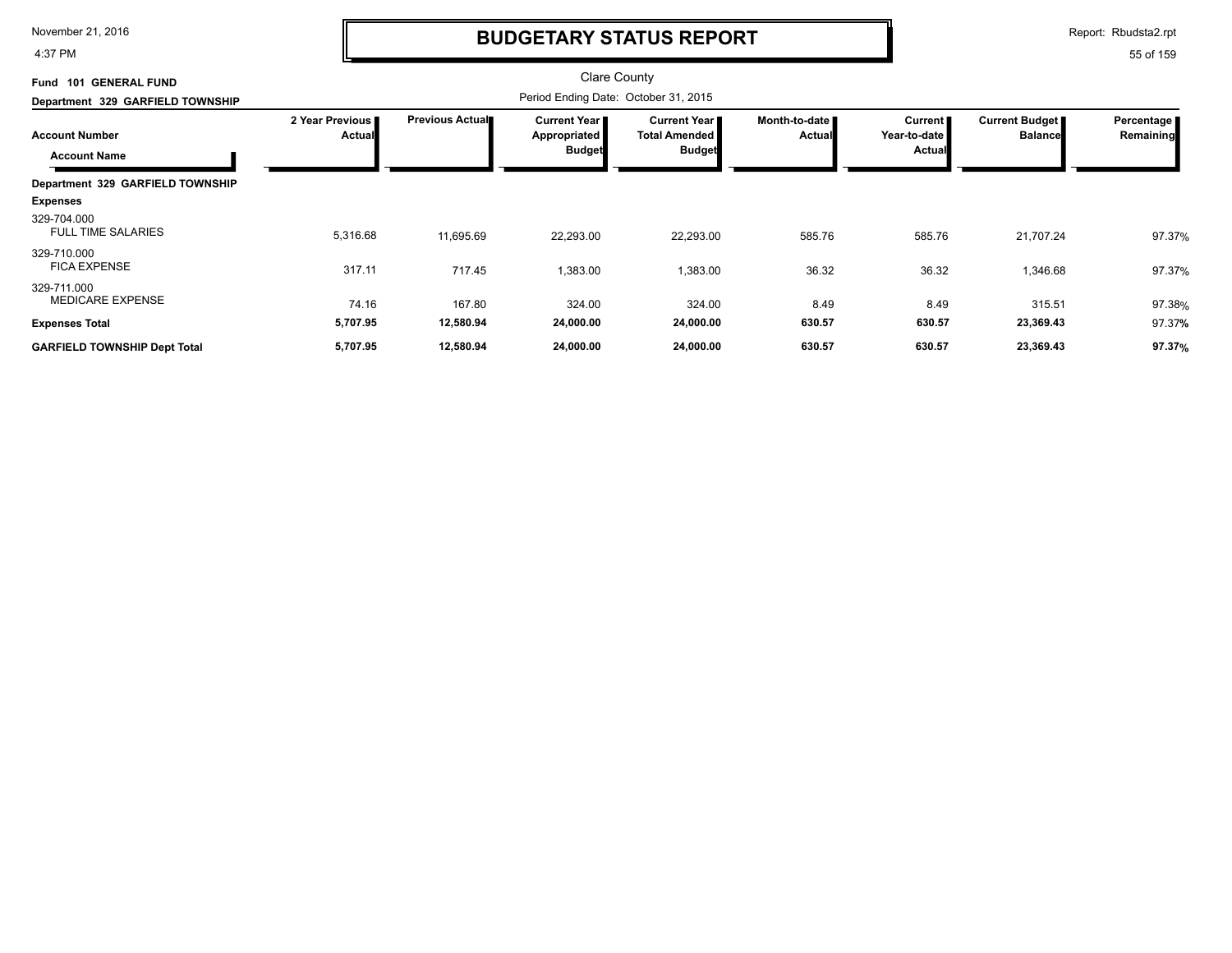# BUDGETARY STATUS REPORT

Clare County

Period Ending Date: October 31, 2015

**Fund 101 GENERAL FUND**

**Department 329 GARFIELD TOWNSHIP**

| Account Number / Account Name | 2 Year Previous Actual | Previous Actual | Current Year Appropriated Budget | Current Year Total Amended Budget | Month-to-date Actual | Current Year-to-date Actual | Current Budget Balance | Percentage Remaining |
|---|---|---|---|---|---|---|---|---|
| **Department 329 GARFIELD TOWNSHIP** | | | | | | | | |
| **Expenses** | | | | | | | | |
| 329-704.000 FULL TIME SALARIES | 5,316.68 | 11,695.69 | 22,293.00 | 22,293.00 | 585.76 | 585.76 | 21,707.24 | 97.37% |
| 329-710.000 FICA EXPENSE | 317.11 | 717.45 | 1,383.00 | 1,383.00 | 36.32 | 36.32 | 1,346.68 | 97.37% |
| 329-711.000 MEDICARE EXPENSE | 74.16 | 167.80 | 324.00 | 324.00 | 8.49 | 8.49 | 315.51 | 97.38% |
| **Expenses Total** | **5,707.95** | **12,580.94** | **24,000.00** | **24,000.00** | **630.57** | **630.57** | **23,369.43** | 97.37% |
| **GARFIELD TOWNSHIP Dept Total** | **5,707.95** | **12,580.94** | **24,000.00** | **24,000.00** | **630.57** | **630.57** | **23,369.43** | **97.37%** |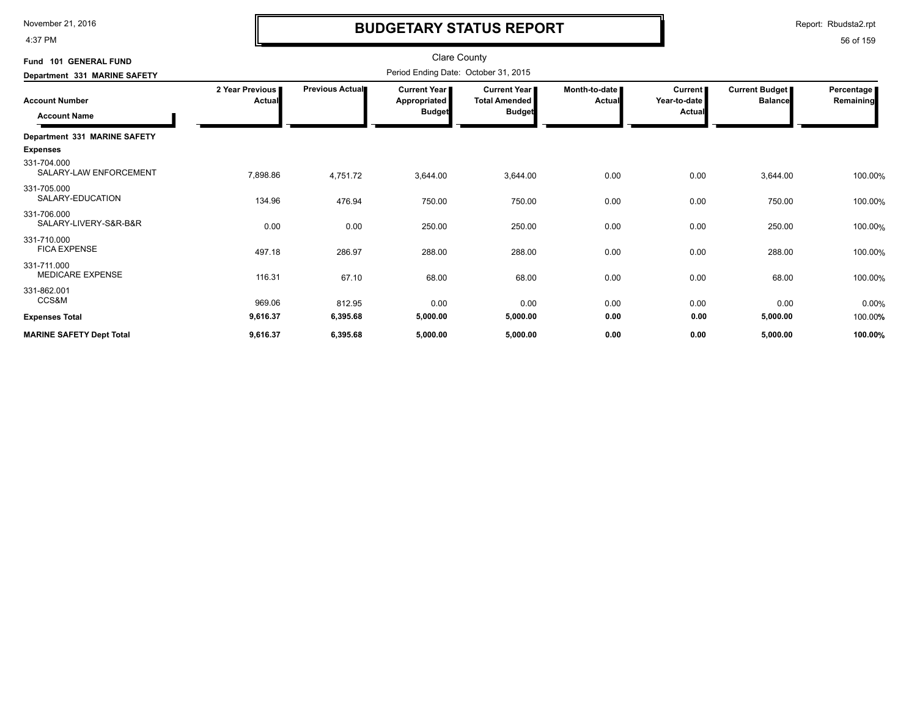# BUDGETARY STATUS REPORT

Clare County

Period Ending Date: October 31, 2015

**Fund 101 GENERAL FUND**

**Department 331 MARINE SAFETY**

| Account Number / Account Name | 2 Year Previous Actual | Previous Actual | Current Year Appropriated Budget | Current Year Total Amended Budget | Month-to-date Actual | Current Year-to-date Actual | Current Budget Balance | Percentage Remaining |
|---|---|---|---|---|---|---|---|---|
| **Department 331 MARINE SAFETY** | | | | | | | | |
| **Expenses** | | | | | | | | |
| 331-704.000 SALARY-LAW ENFORCEMENT | 7,898.86 | 4,751.72 | 3,644.00 | 3,644.00 | 0.00 | 0.00 | 3,644.00 | 100.00% |
| 331-705.000 SALARY-EDUCATION | 134.96 | 476.94 | 750.00 | 750.00 | 0.00 | 0.00 | 750.00 | 100.00% |
| 331-706.000 SALARY-LIVERY-S&R-B&R | 0.00 | 0.00 | 250.00 | 250.00 | 0.00 | 0.00 | 250.00 | 100.00% |
| 331-710.000 FICA EXPENSE | 497.18 | 286.97 | 288.00 | 288.00 | 0.00 | 0.00 | 288.00 | 100.00% |
| 331-711.000 MEDICARE EXPENSE | 116.31 | 67.10 | 68.00 | 68.00 | 0.00 | 0.00 | 68.00 | 100.00% |
| 331-862.001 CCS&M | 969.06 | 812.95 | 0.00 | 0.00 | 0.00 | 0.00 | 0.00 | 0.00% |
| **Expenses Total** | **9,616.37** | **6,395.68** | **5,000.00** | **5,000.00** | **0.00** | **0.00** | **5,000.00** | 100.00% |
| **MARINE SAFETY Dept Total** | **9,616.37** | **6,395.68** | **5,000.00** | **5,000.00** | **0.00** | **0.00** | **5,000.00** | **100.00%** |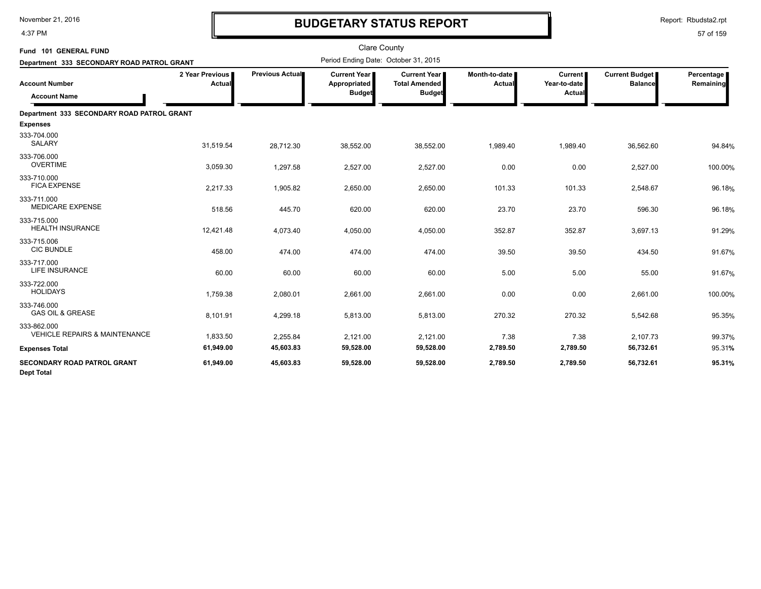# BUDGETARY STATUS REPORT

Clare County

Period Ending Date: October 31, 2015

Fund 101 GENERAL FUND

Department 333 SECONDARY ROAD PATROL GRANT

| Account Number / Account Name | 2 Year Previous Actual | Previous Actual | Current Year Appropriated Budget | Current Year Total Amended Budget | Month-to-date Actual | Current Year-to-date Actual | Current Budget Balance | Percentage Remaining |
|---|---|---|---|---|---|---|---|---|
| **Department 333 SECONDARY ROAD PATROL GRANT** | | | | | | | | |
| **Expenses** | | | | | | | | |
| 333-704.000 SALARY | 31,519.54 | 28,712.30 | 38,552.00 | 38,552.00 | 1,989.40 | 1,989.40 | 36,562.60 | 94.84% |
| 333-706.000 OVERTIME | 3,059.30 | 1,297.58 | 2,527.00 | 2,527.00 | 0.00 | 0.00 | 2,527.00 | 100.00% |
| 333-710.000 FICA EXPENSE | 2,217.33 | 1,905.82 | 2,650.00 | 2,650.00 | 101.33 | 101.33 | 2,548.67 | 96.18% |
| 333-711.000 MEDICARE EXPENSE | 518.56 | 445.70 | 620.00 | 620.00 | 23.70 | 23.70 | 596.30 | 96.18% |
| 333-715.000 HEALTH INSURANCE | 12,421.48 | 4,073.40 | 4,050.00 | 4,050.00 | 352.87 | 352.87 | 3,697.13 | 91.29% |
| 333-715.006 CIC BUNDLE | 458.00 | 474.00 | 474.00 | 474.00 | 39.50 | 39.50 | 434.50 | 91.67% |
| 333-717.000 LIFE INSURANCE | 60.00 | 60.00 | 60.00 | 60.00 | 5.00 | 5.00 | 55.00 | 91.67% |
| 333-722.000 HOLIDAYS | 1,759.38 | 2,080.01 | 2,661.00 | 2,661.00 | 0.00 | 0.00 | 2,661.00 | 100.00% |
| 333-746.000 GAS OIL & GREASE | 8,101.91 | 4,299.18 | 5,813.00 | 5,813.00 | 270.32 | 270.32 | 5,542.68 | 95.35% |
| 333-862.000 VEHICLE REPAIRS & MAINTENANCE | 1,833.50 | 2,255.84 | 2,121.00 | 2,121.00 | 7.38 | 7.38 | 2,107.73 | 99.37% |
| **Expenses Total** | **61,949.00** | **45,603.83** | **59,528.00** | **59,528.00** | **2,789.50** | **2,789.50** | **56,732.61** | **95.31%** |
| **SECONDARY ROAD PATROL GRANT Dept Total** | **61,949.00** | **45,603.83** | **59,528.00** | **59,528.00** | **2,789.50** | **2,789.50** | **56,732.61** | **95.31%** |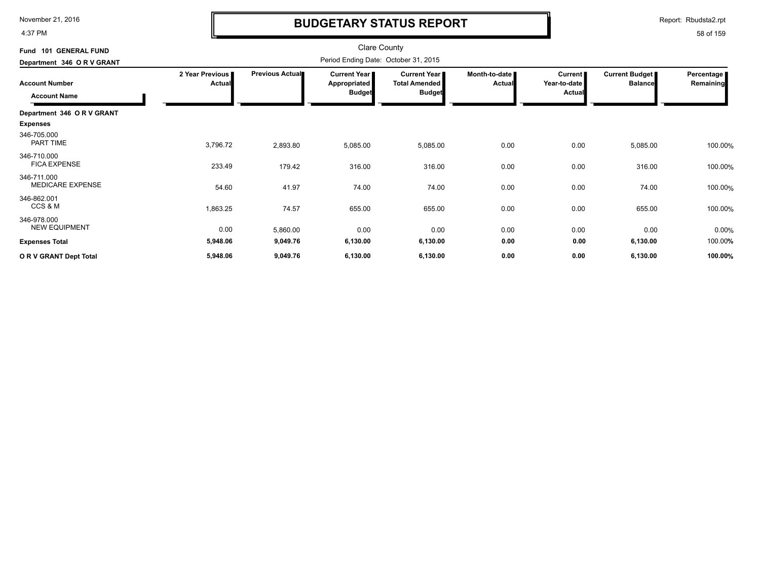# BUDGETARY STATUS REPORT

Clare County

Fund 101 GENERAL FUND

Department 346 O R V GRANT

Period Ending Date: October 31, 2015

| Account Number / Account Name | 2 Year Previous Actual | Previous Actual | Current Year Appropriated Budget | Current Year Total Amended Budget | Month-to-date Actual | Current Year-to-date Actual | Current Budget Balance | Percentage Remaining |
|---|---|---|---|---|---|---|---|---|
| **Department 346 O R V GRANT** | | | | | | | | |
| **Expenses** | | | | | | | | |
| 346-705.000 PART TIME | 3,796.72 | 2,893.80 | 5,085.00 | 5,085.00 | 0.00 | 0.00 | 5,085.00 | 100.00% |
| 346-710.000 FICA EXPENSE | 233.49 | 179.42 | 316.00 | 316.00 | 0.00 | 0.00 | 316.00 | 100.00% |
| 346-711.000 MEDICARE EXPENSE | 54.60 | 41.97 | 74.00 | 74.00 | 0.00 | 0.00 | 74.00 | 100.00% |
| 346-862.001 CCS & M | 1,863.25 | 74.57 | 655.00 | 655.00 | 0.00 | 0.00 | 655.00 | 100.00% |
| 346-978.000 NEW EQUIPMENT | 0.00 | 5,860.00 | 0.00 | 0.00 | 0.00 | 0.00 | 0.00 | 0.00% |
| **Expenses Total** | **5,948.06** | **9,049.76** | **6,130.00** | **6,130.00** | **0.00** | **0.00** | **6,130.00** | 100.00% |
| **O R V GRANT Dept Total** | **5,948.06** | **9,049.76** | **6,130.00** | **6,130.00** | **0.00** | **0.00** | **6,130.00** | **100.00%** |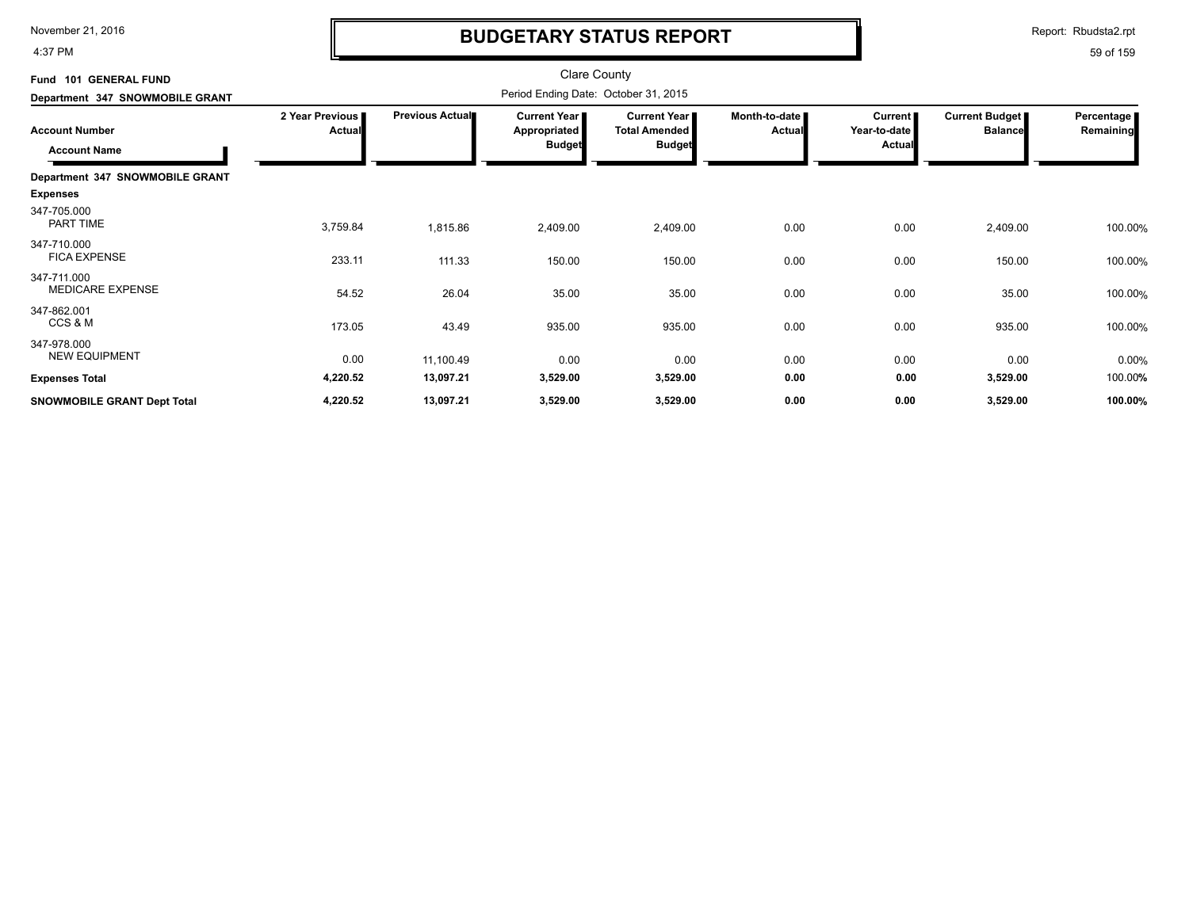# BUDGETARY STATUS REPORT

Clare County

Fund 101 GENERAL FUND

Department 347 SNOWMOBILE GRANT

Period Ending Date: October 31, 2015

| Account Number / Account Name | 2 Year Previous Actual | Previous Actual | Current Year Appropriated Budget | Current Year Total Amended Budget | Month-to-date Actual | Current Year-to-date Actual | Current Budget Balance | Percentage Remaining |
|---|---|---|---|---|---|---|---|---|
| **Department 347 SNOWMOBILE GRANT** | | | | | | | | |
| **Expenses** | | | | | | | | |
| 347-705.000 PART TIME | 3,759.84 | 1,815.86 | 2,409.00 | 2,409.00 | 0.00 | 0.00 | 2,409.00 | 100.00% |
| 347-710.000 FICA EXPENSE | 233.11 | 111.33 | 150.00 | 150.00 | 0.00 | 0.00 | 150.00 | 100.00% |
| 347-711.000 MEDICARE EXPENSE | 54.52 | 26.04 | 35.00 | 35.00 | 0.00 | 0.00 | 35.00 | 100.00% |
| 347-862.001 CCS & M | 173.05 | 43.49 | 935.00 | 935.00 | 0.00 | 0.00 | 935.00 | 100.00% |
| 347-978.000 NEW EQUIPMENT | 0.00 | 11,100.49 | 0.00 | 0.00 | 0.00 | 0.00 | 0.00 | 0.00% |
| **Expenses Total** | **4,220.52** | **13,097.21** | **3,529.00** | **3,529.00** | **0.00** | **0.00** | **3,529.00** | 100.00% |
| **SNOWMOBILE GRANT Dept Total** | **4,220.52** | **13,097.21** | **3,529.00** | **3,529.00** | **0.00** | **0.00** | **3,529.00** | **100.00%** |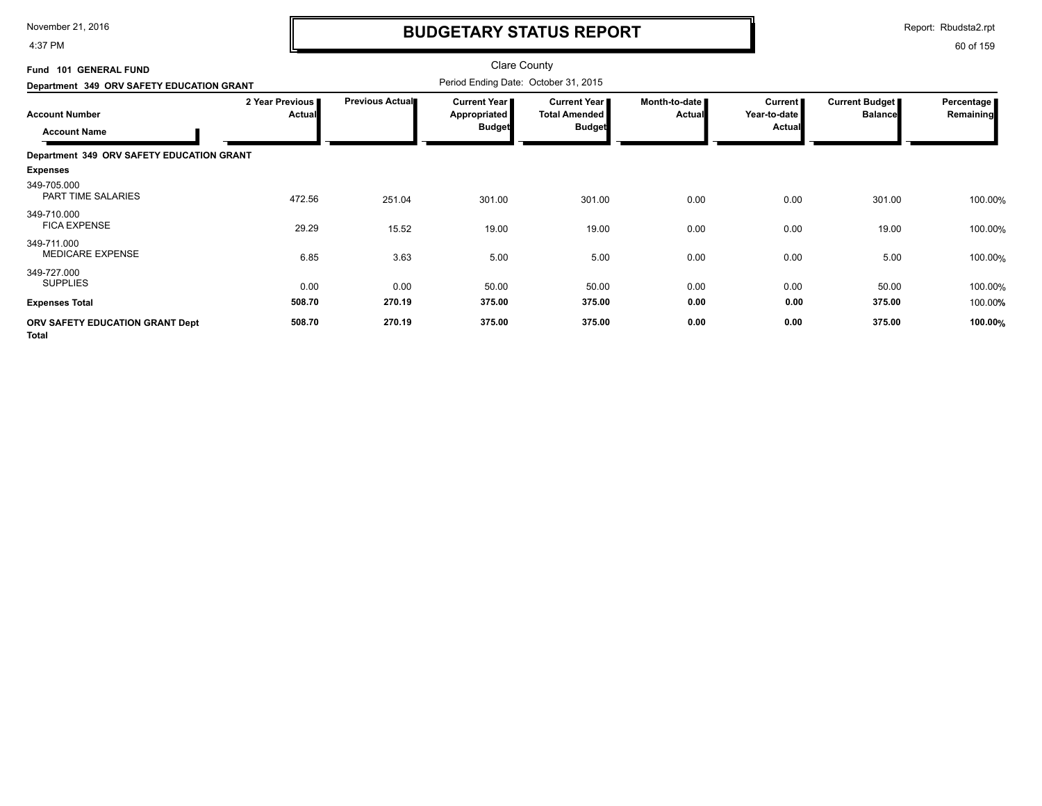# BUDGETARY STATUS REPORT

Clare County

Period Ending Date: October 31, 2015

**Fund 101 GENERAL FUND**

**Department 349 ORV SAFETY EDUCATION GRANT**

| Account Number / Account Name | 2 Year Previous Actual | Previous Actual | Current Year Appropriated Budget | Current Year Total Amended Budget | Month-to-date Actual | Current Year-to-date Actual | Current Budget Balance | Percentage Remaining |
|---|---|---|---|---|---|---|---|---|
| **Department 349 ORV SAFETY EDUCATION GRANT** | | | | | | | | |
| **Expenses** | | | | | | | | |
| 349-705.000 PART TIME SALARIES | 472.56 | 251.04 | 301.00 | 301.00 | 0.00 | 0.00 | 301.00 | 100.00% |
| 349-710.000 FICA EXPENSE | 29.29 | 15.52 | 19.00 | 19.00 | 0.00 | 0.00 | 19.00 | 100.00% |
| 349-711.000 MEDICARE EXPENSE | 6.85 | 3.63 | 5.00 | 5.00 | 0.00 | 0.00 | 5.00 | 100.00% |
| 349-727.000 SUPPLIES | 0.00 | 0.00 | 50.00 | 50.00 | 0.00 | 0.00 | 50.00 | 100.00% |
| **Expenses Total** | **508.70** | **270.19** | **375.00** | **375.00** | **0.00** | **0.00** | **375.00** | 100.00% |
| **ORV SAFETY EDUCATION GRANT Dept Total** | **508.70** | **270.19** | **375.00** | **375.00** | **0.00** | **0.00** | **375.00** | **100.00%** |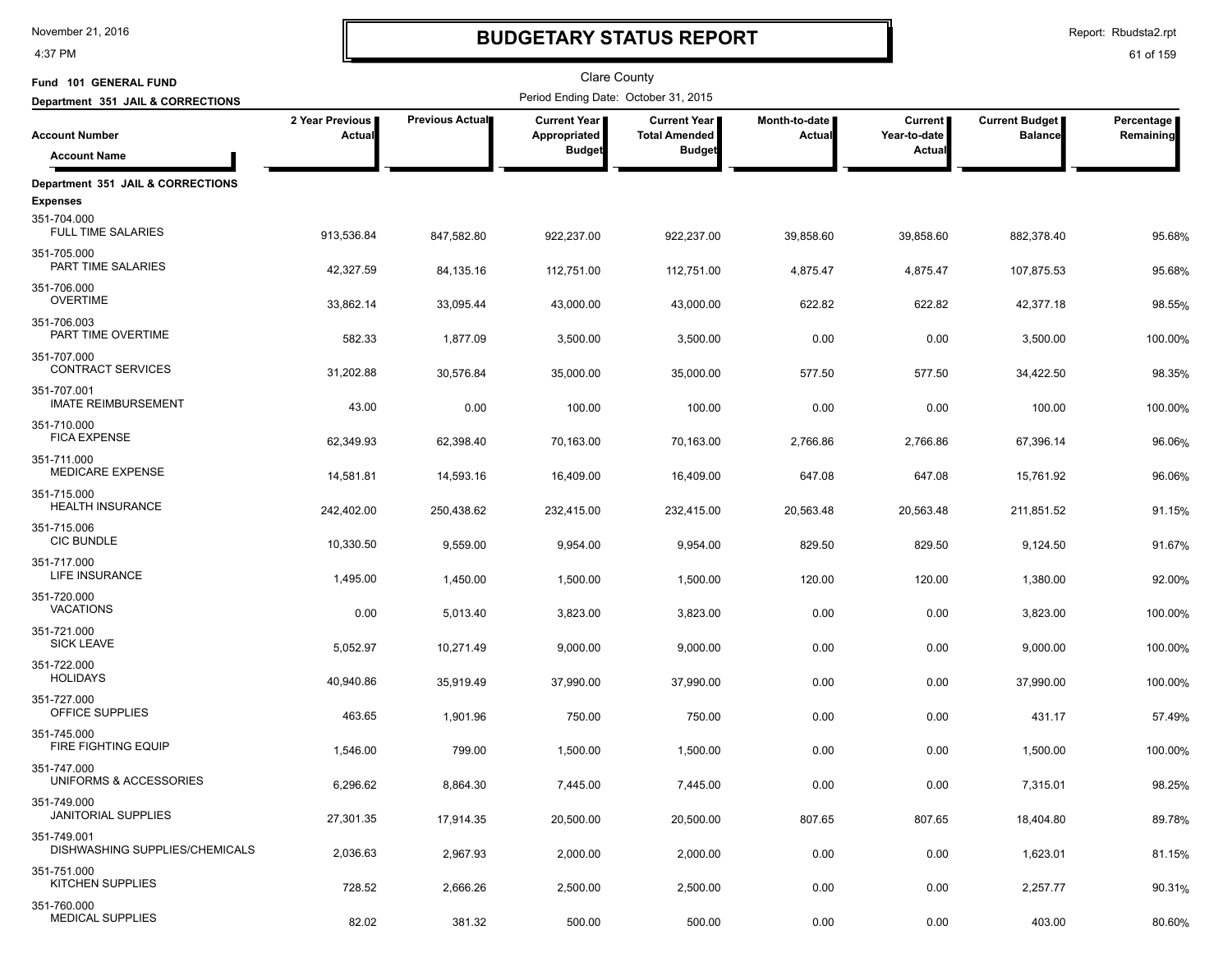# BUDGETARY STATUS REPORT

Clare County

Fund 101 GENERAL FUND

Department 351 JAIL & CORRECTIONS

Period Ending Date: October 31, 2015

| Account Number / Account Name | 2 Year Previous Actual | Previous Actual | Current Year Appropriated Budget | Current Year Total Amended Budget | Month-to-date Actual | Current Year-to-date Actual | Current Budget Balance | Percentage Remaining |
|---|---|---|---|---|---|---|---|---|
| **Department 351 JAIL & CORRECTIONS** | | | | | | | | |
| **Expenses** | | | | | | | | |
| 351-704.000 FULL TIME SALARIES | 913,536.84 | 847,582.80 | 922,237.00 | 922,237.00 | 39,858.60 | 39,858.60 | 882,378.40 | 95.68% |
| 351-705.000 PART TIME SALARIES | 42,327.59 | 84,135.16 | 112,751.00 | 112,751.00 | 4,875.47 | 4,875.47 | 107,875.53 | 95.68% |
| 351-706.000 OVERTIME | 33,862.14 | 33,095.44 | 43,000.00 | 43,000.00 | 622.82 | 622.82 | 42,377.18 | 98.55% |
| 351-706.003 PART TIME OVERTIME | 582.33 | 1,877.09 | 3,500.00 | 3,500.00 | 0.00 | 0.00 | 3,500.00 | 100.00% |
| 351-707.000 CONTRACT SERVICES | 31,202.88 | 30,576.84 | 35,000.00 | 35,000.00 | 577.50 | 577.50 | 34,422.50 | 98.35% |
| 351-707.001 IMATE REIMBURSEMENT | 43.00 | 0.00 | 100.00 | 100.00 | 0.00 | 0.00 | 100.00 | 100.00% |
| 351-710.000 FICA EXPENSE | 62,349.93 | 62,398.40 | 70,163.00 | 70,163.00 | 2,766.86 | 2,766.86 | 67,396.14 | 96.06% |
| 351-711.000 MEDICARE EXPENSE | 14,581.81 | 14,593.16 | 16,409.00 | 16,409.00 | 647.08 | 647.08 | 15,761.92 | 96.06% |
| 351-715.000 HEALTH INSURANCE | 242,402.00 | 250,438.62 | 232,415.00 | 232,415.00 | 20,563.48 | 20,563.48 | 211,851.52 | 91.15% |
| 351-715.006 CIC BUNDLE | 10,330.50 | 9,559.00 | 9,954.00 | 9,954.00 | 829.50 | 829.50 | 9,124.50 | 91.67% |
| 351-717.000 LIFE INSURANCE | 1,495.00 | 1,450.00 | 1,500.00 | 1,500.00 | 120.00 | 120.00 | 1,380.00 | 92.00% |
| 351-720.000 VACATIONS | 0.00 | 5,013.40 | 3,823.00 | 3,823.00 | 0.00 | 0.00 | 3,823.00 | 100.00% |
| 351-721.000 SICK LEAVE | 5,052.97 | 10,271.49 | 9,000.00 | 9,000.00 | 0.00 | 0.00 | 9,000.00 | 100.00% |
| 351-722.000 HOLIDAYS | 40,940.86 | 35,919.49 | 37,990.00 | 37,990.00 | 0.00 | 0.00 | 37,990.00 | 100.00% |
| 351-727.000 OFFICE SUPPLIES | 463.65 | 1,901.96 | 750.00 | 750.00 | 0.00 | 0.00 | 431.17 | 57.49% |
| 351-745.000 FIRE FIGHTING EQUIP | 1,546.00 | 799.00 | 1,500.00 | 1,500.00 | 0.00 | 0.00 | 1,500.00 | 100.00% |
| 351-747.000 UNIFORMS & ACCESSORIES | 6,296.62 | 8,864.30 | 7,445.00 | 7,445.00 | 0.00 | 0.00 | 7,315.01 | 98.25% |
| 351-749.000 JANITORIAL SUPPLIES | 27,301.35 | 17,914.35 | 20,500.00 | 20,500.00 | 807.65 | 807.65 | 18,404.80 | 89.78% |
| 351-749.001 DISHWASHING SUPPLIES/CHEMICALS | 2,036.63 | 2,967.93 | 2,000.00 | 2,000.00 | 0.00 | 0.00 | 1,623.01 | 81.15% |
| 351-751.000 KITCHEN SUPPLIES | 728.52 | 2,666.26 | 2,500.00 | 2,500.00 | 0.00 | 0.00 | 2,257.77 | 90.31% |
| 351-760.000 MEDICAL SUPPLIES | 82.02 | 381.32 | 500.00 | 500.00 | 0.00 | 0.00 | 403.00 | 80.60% |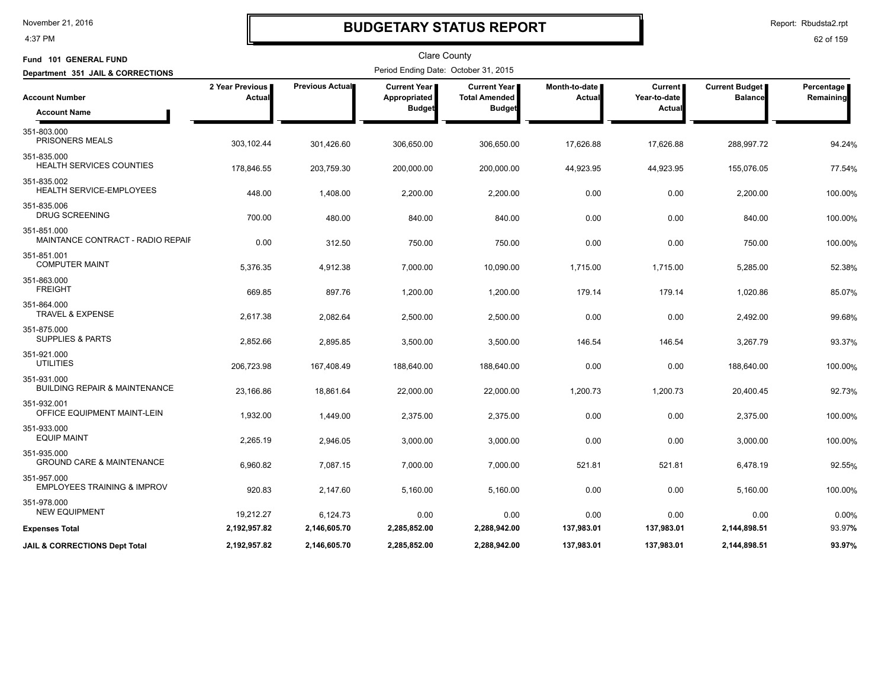# BUDGETARY STATUS REPORT

Clare County

Fund 101 GENERAL FUND

Department 351 JAIL & CORRECTIONS

Period Ending Date: October 31, 2015

| Account Number / Account Name | 2 Year Previous Actual | Previous Actual | Current Year Appropriated Budget | Current Year Total Amended Budget | Month-to-date Actual | Current Year-to-date Actual | Current Budget Balance | Percentage Remaining |
|---|---|---|---|---|---|---|---|---|
| 351-803.000 PRISONERS MEALS | 303,102.44 | 301,426.60 | 306,650.00 | 306,650.00 | 17,626.88 | 17,626.88 | 288,997.72 | 94.24% |
| 351-835.000 HEALTH SERVICES COUNTIES | 178,846.55 | 203,759.30 | 200,000.00 | 200,000.00 | 44,923.95 | 44,923.95 | 155,076.05 | 77.54% |
| 351-835.002 HEALTH SERVICE-EMPLOYEES | 448.00 | 1,408.00 | 2,200.00 | 2,200.00 | 0.00 | 0.00 | 2,200.00 | 100.00% |
| 351-835.006 DRUG SCREENING | 700.00 | 480.00 | 840.00 | 840.00 | 0.00 | 0.00 | 840.00 | 100.00% |
| 351-851.000 MAINTANCE CONTRACT - RADIO REPAIF | 0.00 | 312.50 | 750.00 | 750.00 | 0.00 | 0.00 | 750.00 | 100.00% |
| 351-851.001 COMPUTER MAINT | 5,376.35 | 4,912.38 | 7,000.00 | 10,090.00 | 1,715.00 | 1,715.00 | 5,285.00 | 52.38% |
| 351-863.000 FREIGHT | 669.85 | 897.76 | 1,200.00 | 1,200.00 | 179.14 | 179.14 | 1,020.86 | 85.07% |
| 351-864.000 TRAVEL & EXPENSE | 2,617.38 | 2,082.64 | 2,500.00 | 2,500.00 | 0.00 | 0.00 | 2,492.00 | 99.68% |
| 351-875.000 SUPPLIES & PARTS | 2,852.66 | 2,895.85 | 3,500.00 | 3,500.00 | 146.54 | 146.54 | 3,267.79 | 93.37% |
| 351-921.000 UTILITIES | 206,723.98 | 167,408.49 | 188,640.00 | 188,640.00 | 0.00 | 0.00 | 188,640.00 | 100.00% |
| 351-931.000 BUILDING REPAIR & MAINTENANCE | 23,166.86 | 18,861.64 | 22,000.00 | 22,000.00 | 1,200.73 | 1,200.73 | 20,400.45 | 92.73% |
| 351-932.001 OFFICE EQUIPMENT MAINT-LEIN | 1,932.00 | 1,449.00 | 2,375.00 | 2,375.00 | 0.00 | 0.00 | 2,375.00 | 100.00% |
| 351-933.000 EQUIP MAINT | 2,265.19 | 2,946.05 | 3,000.00 | 3,000.00 | 0.00 | 0.00 | 3,000.00 | 100.00% |
| 351-935.000 GROUND CARE & MAINTENANCE | 6,960.82 | 7,087.15 | 7,000.00 | 7,000.00 | 521.81 | 521.81 | 6,478.19 | 92.55% |
| 351-957.000 EMPLOYEES TRAINING & IMPROV | 920.83 | 2,147.60 | 5,160.00 | 5,160.00 | 0.00 | 0.00 | 5,160.00 | 100.00% |
| 351-978.000 NEW EQUIPMENT | 19,212.27 | 6,124.73 | 0.00 | 0.00 | 0.00 | 0.00 | 0.00 | 0.00% |
| **Expenses Total** | **2,192,957.82** | **2,146,605.70** | **2,285,852.00** | **2,288,942.00** | **137,983.01** | **137,983.01** | **2,144,898.51** | **93.97%** |
| **JAIL & CORRECTIONS Dept Total** | **2,192,957.82** | **2,146,605.70** | **2,285,852.00** | **2,288,942.00** | **137,983.01** | **137,983.01** | **2,144,898.51** | **93.97%** |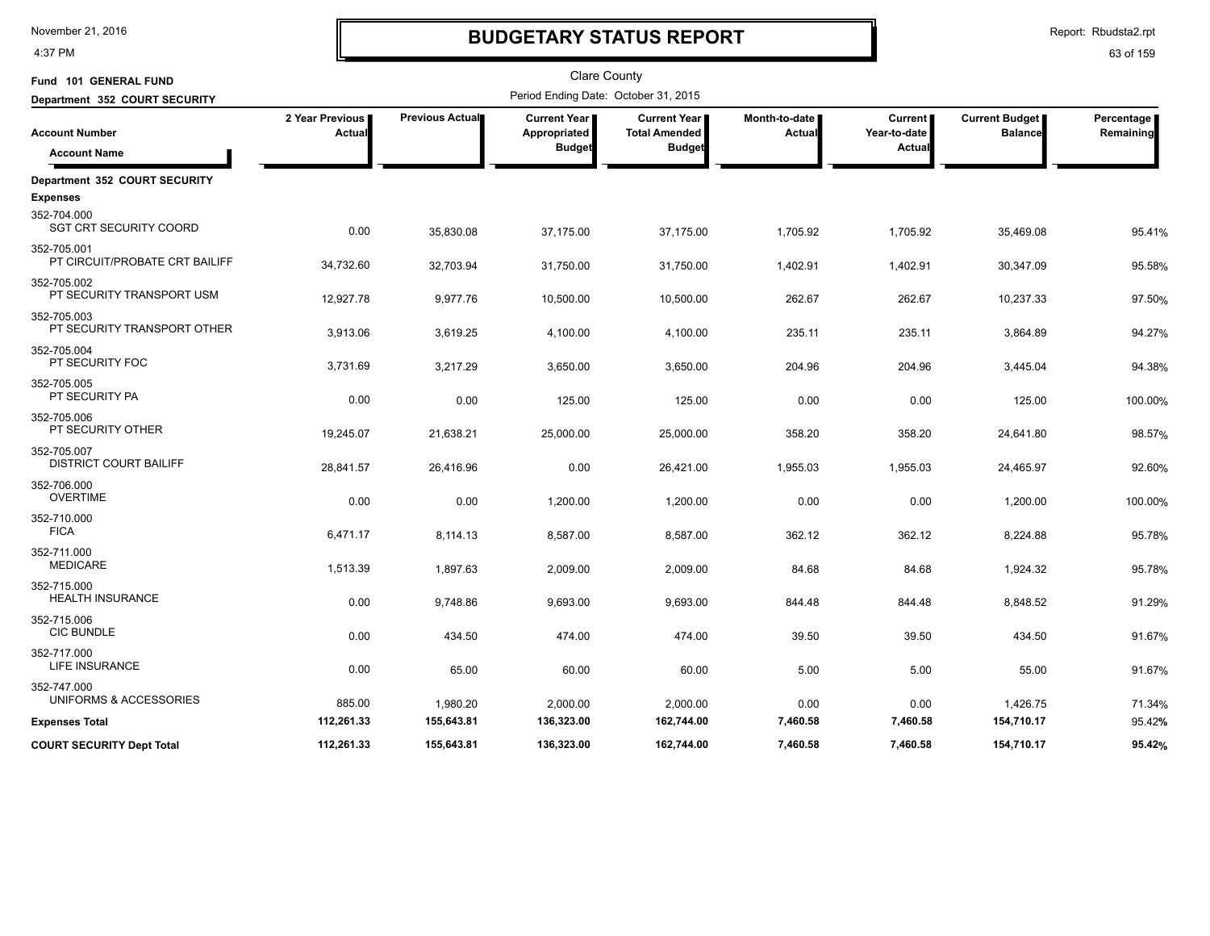# BUDGETARY STATUS REPORT

Clare County

**Fund 101 GENERAL FUND**

**Department 352 COURT SECURITY**

Period Ending Date: October 31, 2015

| Account Number / Account Name | 2 Year Previous Actual | Previous Actual | Current Year Appropriated Budget | Current Year Total Amended Budget | Month-to-date Actual | Current Year-to-date Actual | Current Budget Balance | Percentage Remaining |
|---|---|---|---|---|---|---|---|---|
| **Department 352 COURT SECURITY** | | | | | | | | |
| **Expenses** | | | | | | | | |
| 352-704.000 SGT CRT SECURITY COORD | 0.00 | 35,830.08 | 37,175.00 | 37,175.00 | 1,705.92 | 1,705.92 | 35,469.08 | 95.41% |
| 352-705.001 PT CIRCUIT/PROBATE CRT BAILIFF | 34,732.60 | 32,703.94 | 31,750.00 | 31,750.00 | 1,402.91 | 1,402.91 | 30,347.09 | 95.58% |
| 352-705.002 PT SECURITY TRANSPORT USM | 12,927.78 | 9,977.76 | 10,500.00 | 10,500.00 | 262.67 | 262.67 | 10,237.33 | 97.50% |
| 352-705.003 PT SECURITY TRANSPORT OTHER | 3,913.06 | 3,619.25 | 4,100.00 | 4,100.00 | 235.11 | 235.11 | 3,864.89 | 94.27% |
| 352-705.004 PT SECURITY FOC | 3,731.69 | 3,217.29 | 3,650.00 | 3,650.00 | 204.96 | 204.96 | 3,445.04 | 94.38% |
| 352-705.005 PT SECURITY PA | 0.00 | 0.00 | 125.00 | 125.00 | 0.00 | 0.00 | 125.00 | 100.00% |
| 352-705.006 PT SECURITY OTHER | 19,245.07 | 21,638.21 | 25,000.00 | 25,000.00 | 358.20 | 358.20 | 24,641.80 | 98.57% |
| 352-705.007 DISTRICT COURT BAILIFF | 28,841.57 | 26,416.96 | 0.00 | 26,421.00 | 1,955.03 | 1,955.03 | 24,465.97 | 92.60% |
| 352-706.000 OVERTIME | 0.00 | 0.00 | 1,200.00 | 1,200.00 | 0.00 | 0.00 | 1,200.00 | 100.00% |
| 352-710.000 FICA | 6,471.17 | 8,114.13 | 8,587.00 | 8,587.00 | 362.12 | 362.12 | 8,224.88 | 95.78% |
| 352-711.000 MEDICARE | 1,513.39 | 1,897.63 | 2,009.00 | 2,009.00 | 84.68 | 84.68 | 1,924.32 | 95.78% |
| 352-715.000 HEALTH INSURANCE | 0.00 | 9,748.86 | 9,693.00 | 9,693.00 | 844.48 | 844.48 | 8,848.52 | 91.29% |
| 352-715.006 CIC BUNDLE | 0.00 | 434.50 | 474.00 | 474.00 | 39.50 | 39.50 | 434.50 | 91.67% |
| 352-717.000 LIFE INSURANCE | 0.00 | 65.00 | 60.00 | 60.00 | 5.00 | 5.00 | 55.00 | 91.67% |
| 352-747.000 UNIFORMS & ACCESSORIES | 885.00 | 1,980.20 | 2,000.00 | 2,000.00 | 0.00 | 0.00 | 1,426.75 | 71.34% |
| **Expenses Total** | **112,261.33** | **155,643.81** | **136,323.00** | **162,744.00** | **7,460.58** | **7,460.58** | **154,710.17** | 95.42% |
| **COURT SECURITY Dept Total** | **112,261.33** | **155,643.81** | **136,323.00** | **162,744.00** | **7,460.58** | **7,460.58** | **154,710.17** | **95.42%** |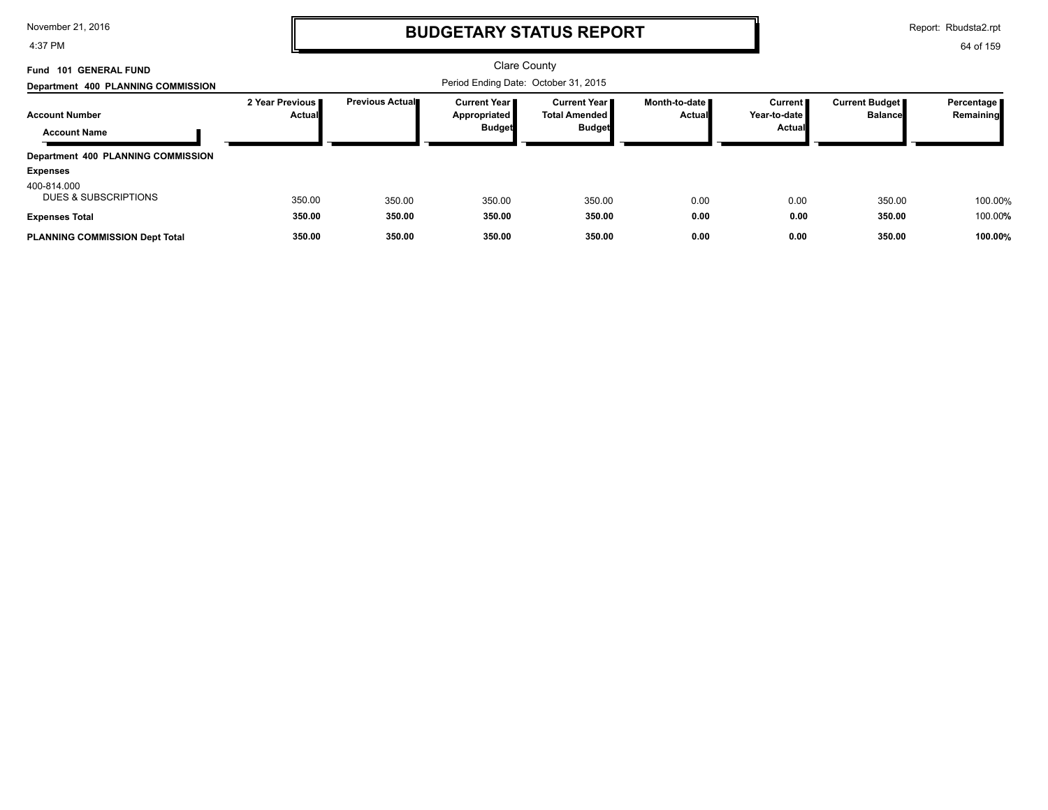# BUDGETARY STATUS REPORT

Clare County

**Fund 101 GENERAL FUND**

**Department 400 PLANNING COMMISSION**

Period Ending Date: October 31, 2015

| Account Number / Account Name | 2 Year Previous Actual | Previous Actual | Current Year Appropriated Budget | Current Year Total Amended Budget | Month-to-date Actual | Current Year-to-date Actual | Current Budget Balance | Percentage Remaining |
|---|---|---|---|---|---|---|---|---|
| **Department 400 PLANNING COMMISSION** | | | | | | | | |
| **Expenses** | | | | | | | | |
| 400-814.000 DUES & SUBSCRIPTIONS | 350.00 | 350.00 | 350.00 | 350.00 | 0.00 | 0.00 | 350.00 | 100.00% |
| **Expenses Total** | **350.00** | **350.00** | **350.00** | **350.00** | **0.00** | **0.00** | **350.00** | 100.00% |
| **PLANNING COMMISSION Dept Total** | **350.00** | **350.00** | **350.00** | **350.00** | **0.00** | **0.00** | **350.00** | **100.00%** |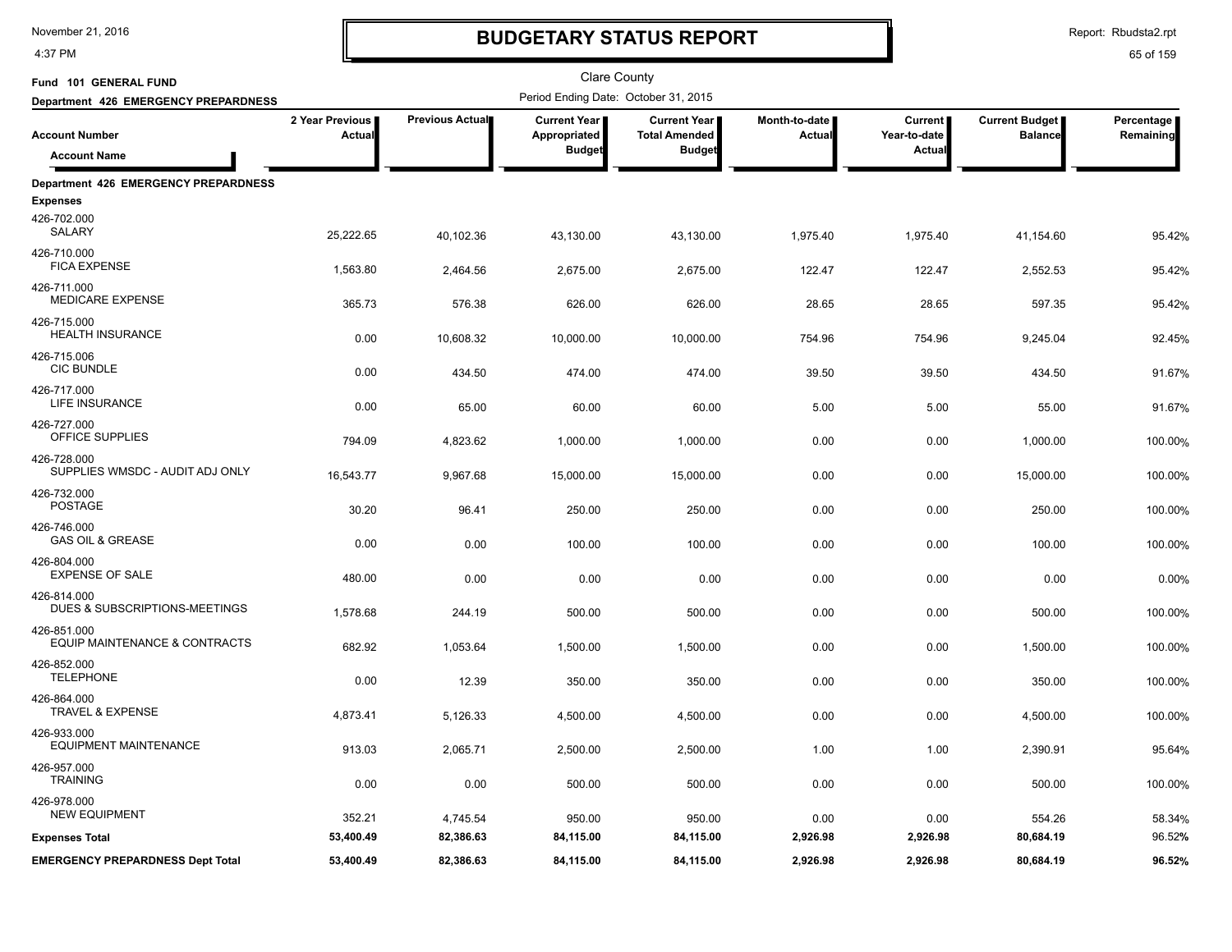# BUDGETARY STATUS REPORT

Clare County

**Fund 101 GENERAL FUND**

**Department 426 EMERGENCY PREPARDNESS**

Period Ending Date: October 31, 2015

| Account Number / Account Name | 2 Year Previous Actual | Previous Actual | Current Year Appropriated Budget | Current Year Total Amended Budget | Month-to-date Actual | Current Year-to-date Actual | Current Budget Balance | Percentage Remaining |
|---|---|---|---|---|---|---|---|---|
| **Department 426 EMERGENCY PREPARDNESS** | | | | | | | | |
| **Expenses** | | | | | | | | |
| 426-702.000 SALARY | 25,222.65 | 40,102.36 | 43,130.00 | 43,130.00 | 1,975.40 | 1,975.40 | 41,154.60 | 95.42% |
| 426-710.000 FICA EXPENSE | 1,563.80 | 2,464.56 | 2,675.00 | 2,675.00 | 122.47 | 122.47 | 2,552.53 | 95.42% |
| 426-711.000 MEDICARE EXPENSE | 365.73 | 576.38 | 626.00 | 626.00 | 28.65 | 28.65 | 597.35 | 95.42% |
| 426-715.000 HEALTH INSURANCE | 0.00 | 10,608.32 | 10,000.00 | 10,000.00 | 754.96 | 754.96 | 9,245.04 | 92.45% |
| 426-715.006 CIC BUNDLE | 0.00 | 434.50 | 474.00 | 474.00 | 39.50 | 39.50 | 434.50 | 91.67% |
| 426-717.000 LIFE INSURANCE | 0.00 | 65.00 | 60.00 | 60.00 | 5.00 | 5.00 | 55.00 | 91.67% |
| 426-727.000 OFFICE SUPPLIES | 794.09 | 4,823.62 | 1,000.00 | 1,000.00 | 0.00 | 0.00 | 1,000.00 | 100.00% |
| 426-728.000 SUPPLIES WMSDC - AUDIT ADJ ONLY | 16,543.77 | 9,967.68 | 15,000.00 | 15,000.00 | 0.00 | 0.00 | 15,000.00 | 100.00% |
| 426-732.000 POSTAGE | 30.20 | 96.41 | 250.00 | 250.00 | 0.00 | 0.00 | 250.00 | 100.00% |
| 426-746.000 GAS OIL & GREASE | 0.00 | 0.00 | 100.00 | 100.00 | 0.00 | 0.00 | 100.00 | 100.00% |
| 426-804.000 EXPENSE OF SALE | 480.00 | 0.00 | 0.00 | 0.00 | 0.00 | 0.00 | 0.00 | 0.00% |
| 426-814.000 DUES & SUBSCRIPTIONS-MEETINGS | 1,578.68 | 244.19 | 500.00 | 500.00 | 0.00 | 0.00 | 500.00 | 100.00% |
| 426-851.000 EQUIP MAINTENANCE & CONTRACTS | 682.92 | 1,053.64 | 1,500.00 | 1,500.00 | 0.00 | 0.00 | 1,500.00 | 100.00% |
| 426-852.000 TELEPHONE | 0.00 | 12.39 | 350.00 | 350.00 | 0.00 | 0.00 | 350.00 | 100.00% |
| 426-864.000 TRAVEL & EXPENSE | 4,873.41 | 5,126.33 | 4,500.00 | 4,500.00 | 0.00 | 0.00 | 4,500.00 | 100.00% |
| 426-933.000 EQUIPMENT MAINTENANCE | 913.03 | 2,065.71 | 2,500.00 | 2,500.00 | 1.00 | 1.00 | 2,390.91 | 95.64% |
| 426-957.000 TRAINING | 0.00 | 0.00 | 500.00 | 500.00 | 0.00 | 0.00 | 500.00 | 100.00% |
| 426-978.000 NEW EQUIPMENT | 352.21 | 4,745.54 | 950.00 | 950.00 | 0.00 | 0.00 | 554.26 | 58.34% |
| **Expenses Total** | **53,400.49** | **82,386.63** | **84,115.00** | **84,115.00** | **2,926.98** | **2,926.98** | **80,684.19** | **96.52%** |
| **EMERGENCY PREPARDNESS Dept Total** | **53,400.49** | **82,386.63** | **84,115.00** | **84,115.00** | **2,926.98** | **2,926.98** | **80,684.19** | **96.52%** |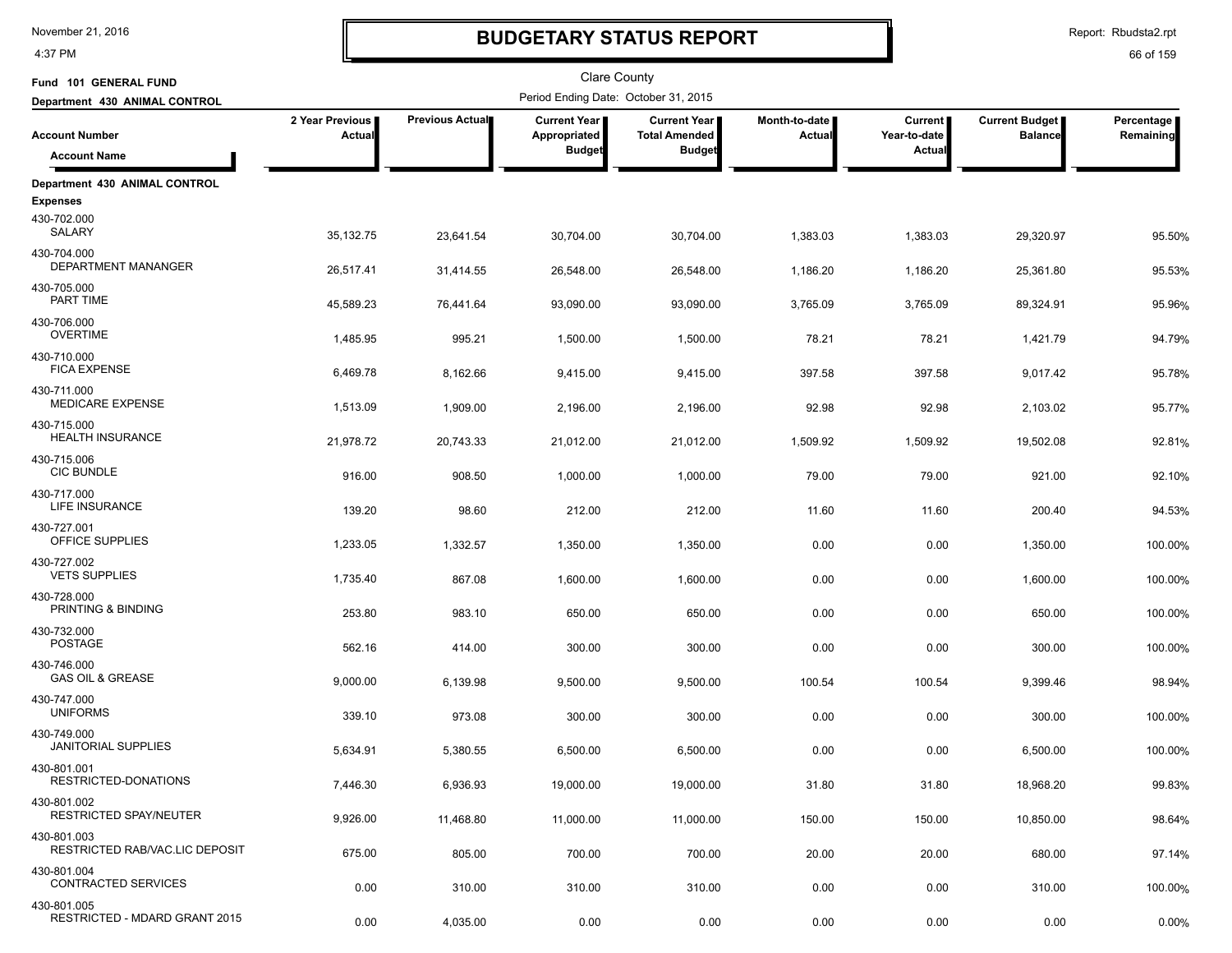# BUDGETARY STATUS REPORT

Clare County

Fund 101 GENERAL FUND

Department 430 ANIMAL CONTROL

Period Ending Date: October 31, 2015

| Account Number / Account Name | 2 Year Previous Actual | Previous Actual | Current Year Appropriated Budget | Current Year Total Amended Budget | Month-to-date Actual | Current Year-to-date Actual | Current Budget Balance | Percentage Remaining |
|---|---|---|---|---|---|---|---|---|
| **Department 430 ANIMAL CONTROL** | | | | | | | | |
| **Expenses** | | | | | | | | |
| 430-702.000 SALARY | 35,132.75 | 23,641.54 | 30,704.00 | 30,704.00 | 1,383.03 | 1,383.03 | 29,320.97 | 95.50% |
| 430-704.000 DEPARTMENT MANANGER | 26,517.41 | 31,414.55 | 26,548.00 | 26,548.00 | 1,186.20 | 1,186.20 | 25,361.80 | 95.53% |
| 430-705.000 PART TIME | 45,589.23 | 76,441.64 | 93,090.00 | 93,090.00 | 3,765.09 | 3,765.09 | 89,324.91 | 95.96% |
| 430-706.000 OVERTIME | 1,485.95 | 995.21 | 1,500.00 | 1,500.00 | 78.21 | 78.21 | 1,421.79 | 94.79% |
| 430-710.000 FICA EXPENSE | 6,469.78 | 8,162.66 | 9,415.00 | 9,415.00 | 397.58 | 397.58 | 9,017.42 | 95.78% |
| 430-711.000 MEDICARE EXPENSE | 1,513.09 | 1,909.00 | 2,196.00 | 2,196.00 | 92.98 | 92.98 | 2,103.02 | 95.77% |
| 430-715.000 HEALTH INSURANCE | 21,978.72 | 20,743.33 | 21,012.00 | 21,012.00 | 1,509.92 | 1,509.92 | 19,502.08 | 92.81% |
| 430-715.006 CIC BUNDLE | 916.00 | 908.50 | 1,000.00 | 1,000.00 | 79.00 | 79.00 | 921.00 | 92.10% |
| 430-717.000 LIFE INSURANCE | 139.20 | 98.60 | 212.00 | 212.00 | 11.60 | 11.60 | 200.40 | 94.53% |
| 430-727.001 OFFICE SUPPLIES | 1,233.05 | 1,332.57 | 1,350.00 | 1,350.00 | 0.00 | 0.00 | 1,350.00 | 100.00% |
| 430-727.002 VETS SUPPLIES | 1,735.40 | 867.08 | 1,600.00 | 1,600.00 | 0.00 | 0.00 | 1,600.00 | 100.00% |
| 430-728.000 PRINTING & BINDING | 253.80 | 983.10 | 650.00 | 650.00 | 0.00 | 0.00 | 650.00 | 100.00% |
| 430-732.000 POSTAGE | 562.16 | 414.00 | 300.00 | 300.00 | 0.00 | 0.00 | 300.00 | 100.00% |
| 430-746.000 GAS OIL & GREASE | 9,000.00 | 6,139.98 | 9,500.00 | 9,500.00 | 100.54 | 100.54 | 9,399.46 | 98.94% |
| 430-747.000 UNIFORMS | 339.10 | 973.08 | 300.00 | 300.00 | 0.00 | 0.00 | 300.00 | 100.00% |
| 430-749.000 JANITORIAL SUPPLIES | 5,634.91 | 5,380.55 | 6,500.00 | 6,500.00 | 0.00 | 0.00 | 6,500.00 | 100.00% |
| 430-801.001 RESTRICTED-DONATIONS | 7,446.30 | 6,936.93 | 19,000.00 | 19,000.00 | 31.80 | 31.80 | 18,968.20 | 99.83% |
| 430-801.002 RESTRICTED SPAY/NEUTER | 9,926.00 | 11,468.80 | 11,000.00 | 11,000.00 | 150.00 | 150.00 | 10,850.00 | 98.64% |
| 430-801.003 RESTRICTED RAB/VAC.LIC DEPOSIT | 675.00 | 805.00 | 700.00 | 700.00 | 20.00 | 20.00 | 680.00 | 97.14% |
| 430-801.004 CONTRACTED SERVICES | 0.00 | 310.00 | 310.00 | 310.00 | 0.00 | 0.00 | 310.00 | 100.00% |
| 430-801.005 RESTRICTED - MDARD GRANT 2015 | 0.00 | 4,035.00 | 0.00 | 0.00 | 0.00 | 0.00 | 0.00 | 0.00% |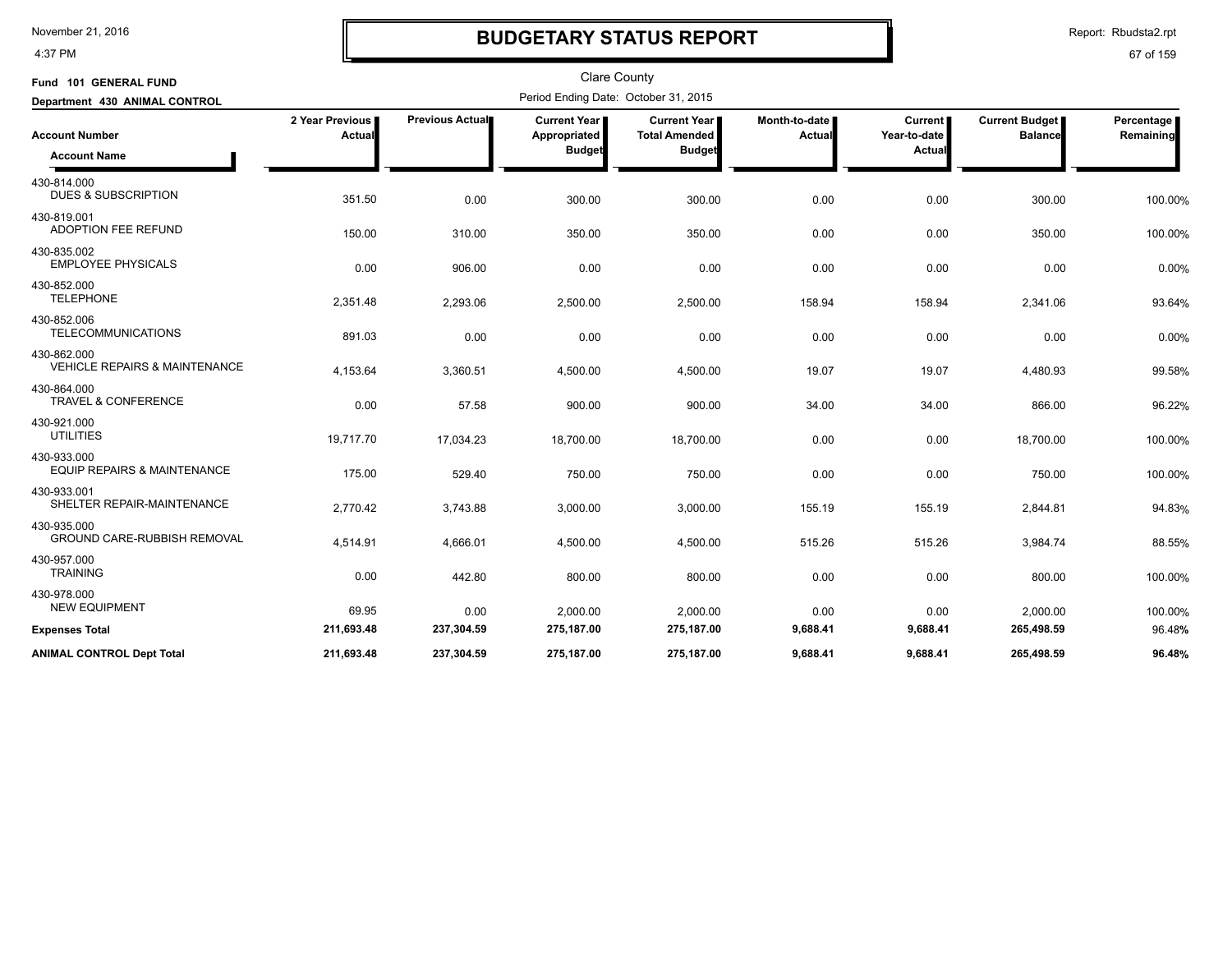# BUDGETARY STATUS REPORT

Clare County

Period Ending Date: October 31, 2015

Fund 101 GENERAL FUND

Department 430 ANIMAL CONTROL

| Account Number / Account Name | 2 Year Previous Actual | Previous Actual | Current Year Appropriated Budget | Current Year Total Amended Budget | Month-to-date Actual | Current Year-to-date Actual | Current Budget Balance | Percentage Remaining |
|---|---|---|---|---|---|---|---|---|
| 430-814.000 DUES & SUBSCRIPTION | 351.50 | 0.00 | 300.00 | 300.00 | 0.00 | 0.00 | 300.00 | 100.00% |
| 430-819.001 ADOPTION FEE REFUND | 150.00 | 310.00 | 350.00 | 350.00 | 0.00 | 0.00 | 350.00 | 100.00% |
| 430-835.002 EMPLOYEE PHYSICALS | 0.00 | 906.00 | 0.00 | 0.00 | 0.00 | 0.00 | 0.00 | 0.00% |
| 430-852.000 TELEPHONE | 2,351.48 | 2,293.06 | 2,500.00 | 2,500.00 | 158.94 | 158.94 | 2,341.06 | 93.64% |
| 430-852.006 TELECOMMUNICATIONS | 891.03 | 0.00 | 0.00 | 0.00 | 0.00 | 0.00 | 0.00 | 0.00% |
| 430-862.000 VEHICLE REPAIRS & MAINTENANCE | 4,153.64 | 3,360.51 | 4,500.00 | 4,500.00 | 19.07 | 19.07 | 4,480.93 | 99.58% |
| 430-864.000 TRAVEL & CONFERENCE | 0.00 | 57.58 | 900.00 | 900.00 | 34.00 | 34.00 | 866.00 | 96.22% |
| 430-921.000 UTILITIES | 19,717.70 | 17,034.23 | 18,700.00 | 18,700.00 | 0.00 | 0.00 | 18,700.00 | 100.00% |
| 430-933.000 EQUIP REPAIRS & MAINTENANCE | 175.00 | 529.40 | 750.00 | 750.00 | 0.00 | 0.00 | 750.00 | 100.00% |
| 430-933.001 SHELTER REPAIR-MAINTENANCE | 2,770.42 | 3,743.88 | 3,000.00 | 3,000.00 | 155.19 | 155.19 | 2,844.81 | 94.83% |
| 430-935.000 GROUND CARE-RUBBISH REMOVAL | 4,514.91 | 4,666.01 | 4,500.00 | 4,500.00 | 515.26 | 515.26 | 3,984.74 | 88.55% |
| 430-957.000 TRAINING | 0.00 | 442.80 | 800.00 | 800.00 | 0.00 | 0.00 | 800.00 | 100.00% |
| 430-978.000 NEW EQUIPMENT | 69.95 | 0.00 | 2,000.00 | 2,000.00 | 0.00 | 0.00 | 2,000.00 | 100.00% |
| **Expenses Total** | **211,693.48** | **237,304.59** | **275,187.00** | **275,187.00** | **9,688.41** | **9,688.41** | **265,498.59** | **96.48%** |
| **ANIMAL CONTROL Dept Total** | **211,693.48** | **237,304.59** | **275,187.00** | **275,187.00** | **9,688.41** | **9,688.41** | **265,498.59** | **96.48%** |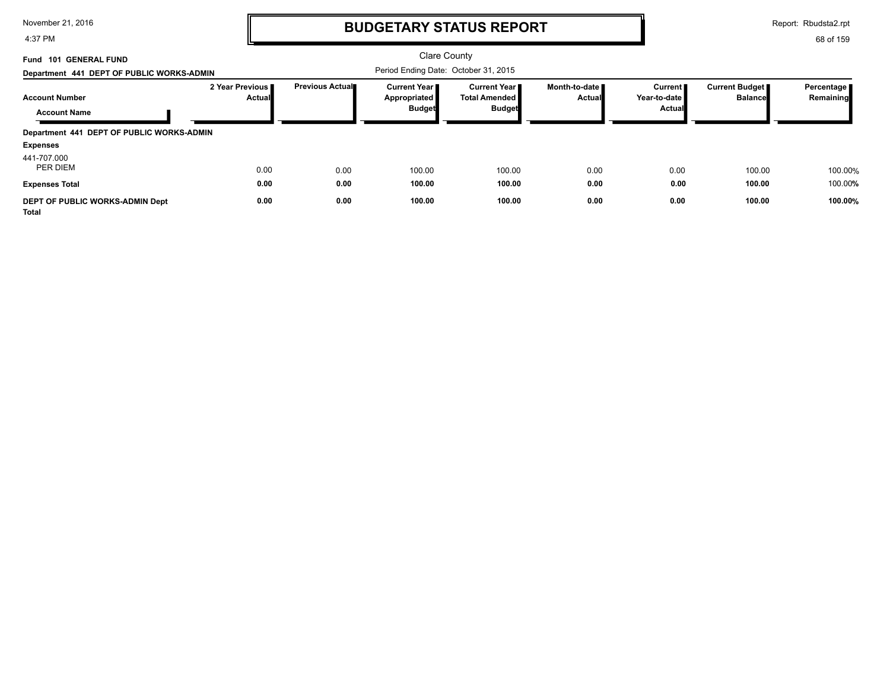# BUDGETARY STATUS REPORT

Clare County

Period Ending Date: October 31, 2015

**Fund 101 GENERAL FUND**

**Department 441 DEPT OF PUBLIC WORKS-ADMIN**

| Account Number / Account Name | 2 Year Previous Actual | Previous Actual | Current Year Appropriated Budget | Current Year Total Amended Budget | Month-to-date Actual | Current Year-to-date Actual | Current Budget Balance | Percentage Remaining |
|---|---|---|---|---|---|---|---|---|
| **Department 441 DEPT OF PUBLIC WORKS-ADMIN** | | | | | | | | |
| **Expenses** | | | | | | | | |
| 441-707.000 PER DIEM | 0.00 | 0.00 | 100.00 | 100.00 | 0.00 | 0.00 | 100.00 | 100.00% |
| **Expenses Total** | **0.00** | **0.00** | **100.00** | **100.00** | **0.00** | **0.00** | **100.00** | 100.00% |
| **DEPT OF PUBLIC WORKS-ADMIN Dept Total** | **0.00** | **0.00** | **100.00** | **100.00** | **0.00** | **0.00** | **100.00** | **100.00%** |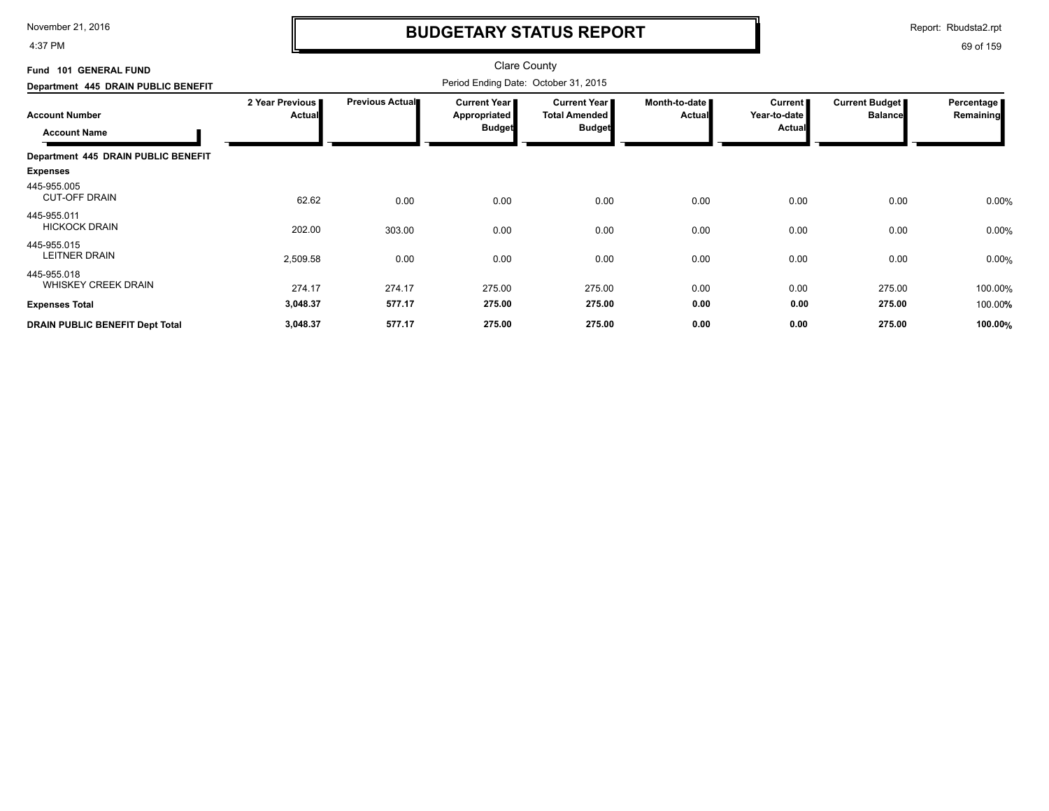# BUDGETARY STATUS REPORT

Clare County

Period Ending Date: October 31, 2015

**Fund 101 GENERAL FUND**

**Department 445 DRAIN PUBLIC BENEFIT**

| Account Number / Account Name | 2 Year Previous Actual | Previous Actual | Current Year Appropriated Budget | Current Year Total Amended Budget | Month-to-date Actual | Current Year-to-date Actual | Current Budget Balance | Percentage Remaining |
|---|---|---|---|---|---|---|---|---|
| **Department 445 DRAIN PUBLIC BENEFIT** | | | | | | | | |
| **Expenses** | | | | | | | | |
| 445-955.005 CUT-OFF DRAIN | 62.62 | 0.00 | 0.00 | 0.00 | 0.00 | 0.00 | 0.00 | 0.00% |
| 445-955.011 HICKOCK DRAIN | 202.00 | 303.00 | 0.00 | 0.00 | 0.00 | 0.00 | 0.00 | 0.00% |
| 445-955.015 LEITNER DRAIN | 2,509.58 | 0.00 | 0.00 | 0.00 | 0.00 | 0.00 | 0.00 | 0.00% |
| 445-955.018 WHISKEY CREEK DRAIN | 274.17 | 274.17 | 275.00 | 275.00 | 0.00 | 0.00 | 275.00 | 100.00% |
| **Expenses Total** | **3,048.37** | **577.17** | **275.00** | **275.00** | **0.00** | **0.00** | **275.00** | 100.00% |
| **DRAIN PUBLIC BENEFIT Dept Total** | **3,048.37** | **577.17** | **275.00** | **275.00** | **0.00** | **0.00** | **275.00** | **100.00%** |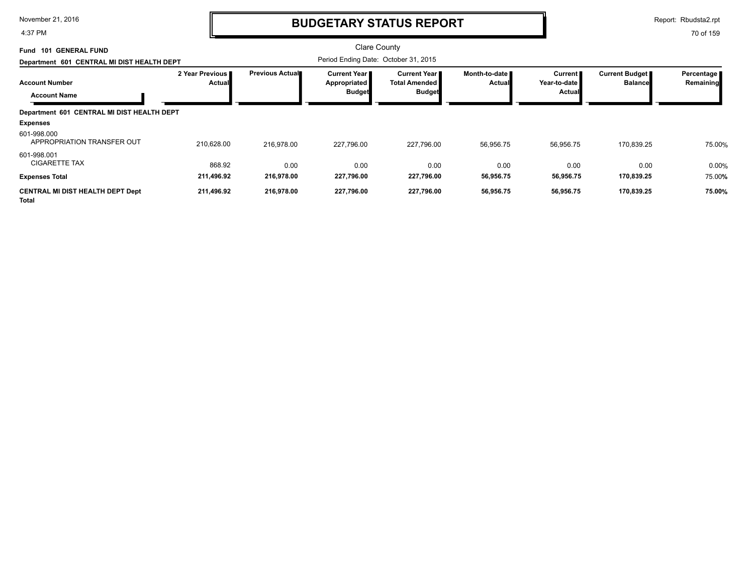# BUDGETARY STATUS REPORT

Clare County

**Fund 101 GENERAL FUND**

**Department 601 CENTRAL MI DIST HEALTH DEPT**

Period Ending Date: October 31, 2015

| Account Number / Account Name | 2 Year Previous Actual | Previous Actual | Current Year Appropriated Budget | Current Year Total Amended Budget | Month-to-date Actual | Current Year-to-date Actual | Current Budget Balance | Percentage Remaining |
|---|---|---|---|---|---|---|---|---|
| **Department 601 CENTRAL MI DIST HEALTH DEPT** | | | | | | | | |
| **Expenses** | | | | | | | | |
| 601-998.000 APPROPRIATION TRANSFER OUT | 210,628.00 | 216,978.00 | 227,796.00 | 227,796.00 | 56,956.75 | 56,956.75 | 170,839.25 | 75.00% |
| 601-998.001 CIGARETTE TAX | 868.92 | 0.00 | 0.00 | 0.00 | 0.00 | 0.00 | 0.00 | 0.00% |
| **Expenses Total** | **211,496.92** | **216,978.00** | **227,796.00** | **227,796.00** | **56,956.75** | **56,956.75** | **170,839.25** | 75.00% |
| **CENTRAL MI DIST HEALTH DEPT Dept Total** | **211,496.92** | **216,978.00** | **227,796.00** | **227,796.00** | **56,956.75** | **56,956.75** | **170,839.25** | **75.00%** |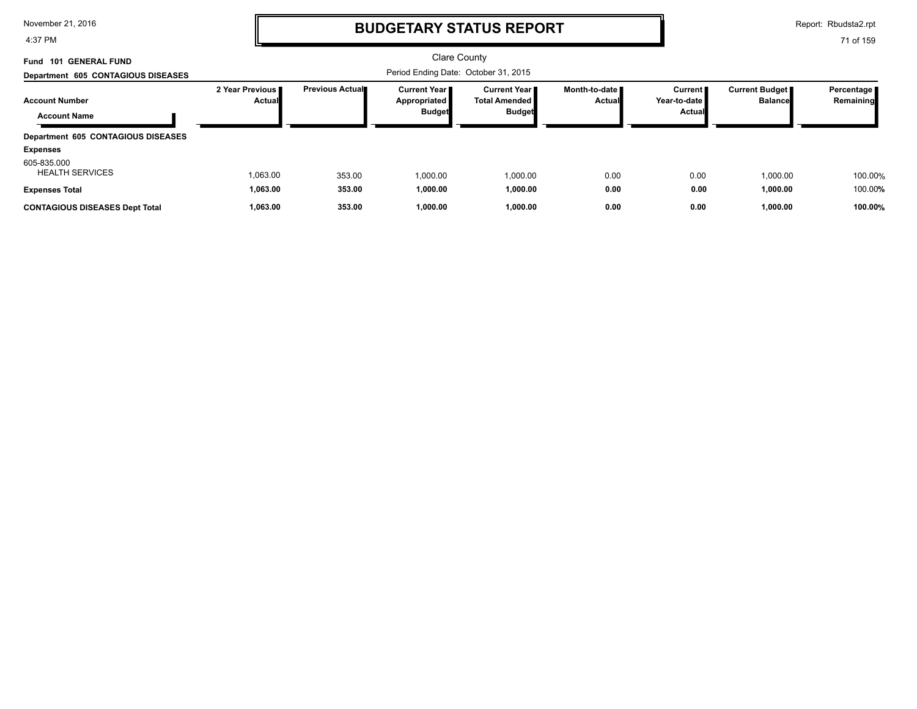# BUDGETARY STATUS REPORT

Clare County

Period Ending Date: October 31, 2015

**Fund 101 GENERAL FUND**

**Department 605 CONTAGIOUS DISEASES**

| Account Number / Account Name | 2 Year Previous Actual | Previous Actual | Current Year Appropriated Budget | Current Year Total Amended Budget | Month-to-date Actual | Current Year-to-date Actual | Current Budget Balance | Percentage Remaining |
|---|---|---|---|---|---|---|---|---|
| **Department 605 CONTAGIOUS DISEASES** | | | | | | | | |
| **Expenses** | | | | | | | | |
| 605-835.000 HEALTH SERVICES | 1,063.00 | 353.00 | 1,000.00 | 1,000.00 | 0.00 | 0.00 | 1,000.00 | 100.00% |
| **Expenses Total** | **1,063.00** | **353.00** | **1,000.00** | **1,000.00** | **0.00** | **0.00** | **1,000.00** | 100.00% |
| **CONTAGIOUS DISEASES Dept Total** | **1,063.00** | **353.00** | **1,000.00** | **1,000.00** | **0.00** | **0.00** | **1,000.00** | **100.00%** |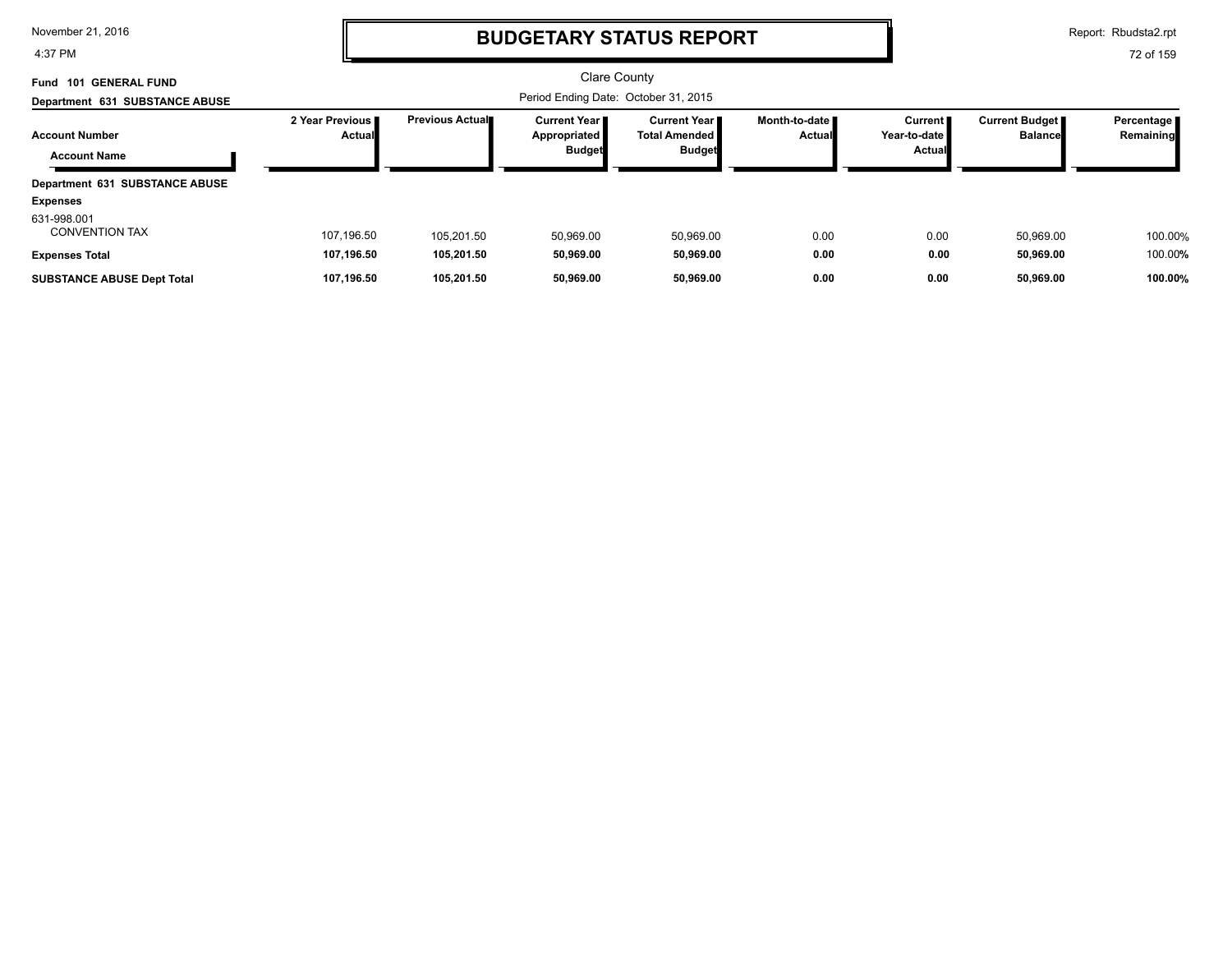# BUDGETARY STATUS REPORT

Clare County

Period Ending Date: October 31, 2015

**Fund 101 GENERAL FUND**

**Department 631 SUBSTANCE ABUSE**

| Account Number / Account Name | 2 Year Previous Actual | Previous Actual | Current Year Appropriated Budget | Current Year Total Amended Budget | Month-to-date Actual | Current Year-to-date Actual | Current Budget Balance | Percentage Remaining |
|---|---|---|---|---|---|---|---|---|
| **Department 631 SUBSTANCE ABUSE** | | | | | | | | |
| **Expenses** | | | | | | | | |
| 631-998.001 CONVENTION TAX | 107,196.50 | 105,201.50 | 50,969.00 | 50,969.00 | 0.00 | 0.00 | 50,969.00 | 100.00% |
| **Expenses Total** | **107,196.50** | **105,201.50** | **50,969.00** | **50,969.00** | **0.00** | **0.00** | **50,969.00** | 100.00% |
| **SUBSTANCE ABUSE Dept Total** | **107,196.50** | **105,201.50** | **50,969.00** | **50,969.00** | **0.00** | **0.00** | **50,969.00** | **100.00%** |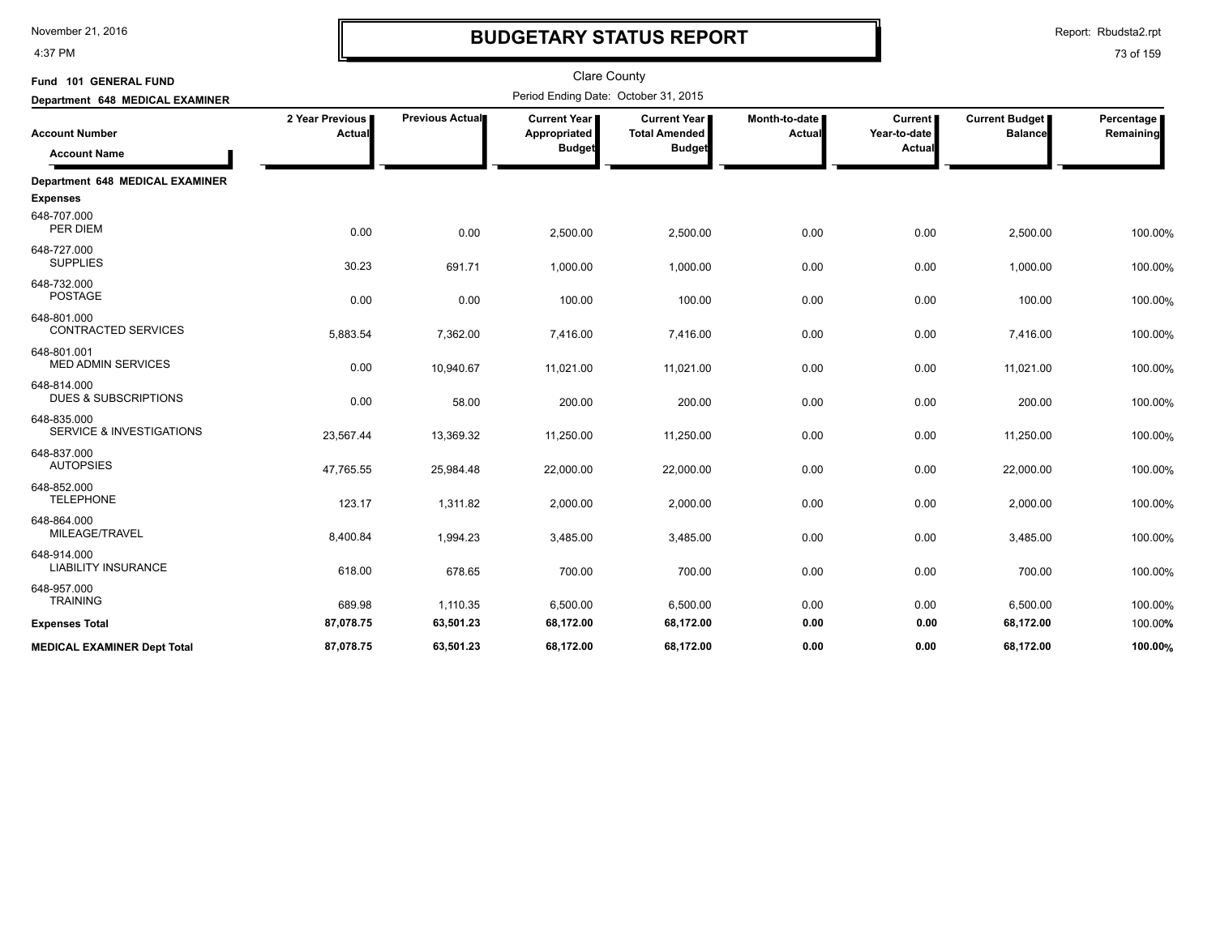# BUDGETARY STATUS REPORT

Clare County

Fund 101 GENERAL FUND

Department 648 MEDICAL EXAMINER

Period Ending Date: October 31, 2015

| Account Number / Account Name | 2 Year Previous Actual | Previous Actual | Current Year Appropriated Budget | Current Year Total Amended Budget | Month-to-date Actual | Current Year-to-date Actual | Current Budget Balance | Percentage Remaining |
|---|---|---|---|---|---|---|---|---|
| **Department 648 MEDICAL EXAMINER** | | | | | | | | |
| **Expenses** | | | | | | | | |
| 648-707.000 PER DIEM | 0.00 | 0.00 | 2,500.00 | 2,500.00 | 0.00 | 0.00 | 2,500.00 | 100.00% |
| 648-727.000 SUPPLIES | 30.23 | 691.71 | 1,000.00 | 1,000.00 | 0.00 | 0.00 | 1,000.00 | 100.00% |
| 648-732.000 POSTAGE | 0.00 | 0.00 | 100.00 | 100.00 | 0.00 | 0.00 | 100.00 | 100.00% |
| 648-801.000 CONTRACTED SERVICES | 5,883.54 | 7,362.00 | 7,416.00 | 7,416.00 | 0.00 | 0.00 | 7,416.00 | 100.00% |
| 648-801.001 MED ADMIN SERVICES | 0.00 | 10,940.67 | 11,021.00 | 11,021.00 | 0.00 | 0.00 | 11,021.00 | 100.00% |
| 648-814.000 DUES & SUBSCRIPTIONS | 0.00 | 58.00 | 200.00 | 200.00 | 0.00 | 0.00 | 200.00 | 100.00% |
| 648-835.000 SERVICE & INVESTIGATIONS | 23,567.44 | 13,369.32 | 11,250.00 | 11,250.00 | 0.00 | 0.00 | 11,250.00 | 100.00% |
| 648-837.000 AUTOPSIES | 47,765.55 | 25,984.48 | 22,000.00 | 22,000.00 | 0.00 | 0.00 | 22,000.00 | 100.00% |
| 648-852.000 TELEPHONE | 123.17 | 1,311.82 | 2,000.00 | 2,000.00 | 0.00 | 0.00 | 2,000.00 | 100.00% |
| 648-864.000 MILEAGE/TRAVEL | 8,400.84 | 1,994.23 | 3,485.00 | 3,485.00 | 0.00 | 0.00 | 3,485.00 | 100.00% |
| 648-914.000 LIABILITY INSURANCE | 618.00 | 678.65 | 700.00 | 700.00 | 0.00 | 0.00 | 700.00 | 100.00% |
| 648-957.000 TRAINING | 689.98 | 1,110.35 | 6,500.00 | 6,500.00 | 0.00 | 0.00 | 6,500.00 | 100.00% |
| **Expenses Total** | **87,078.75** | **63,501.23** | **68,172.00** | **68,172.00** | **0.00** | **0.00** | **68,172.00** | 100.00% |
| **MEDICAL EXAMINER Dept Total** | **87,078.75** | **63,501.23** | **68,172.00** | **68,172.00** | **0.00** | **0.00** | **68,172.00** | **100.00%** |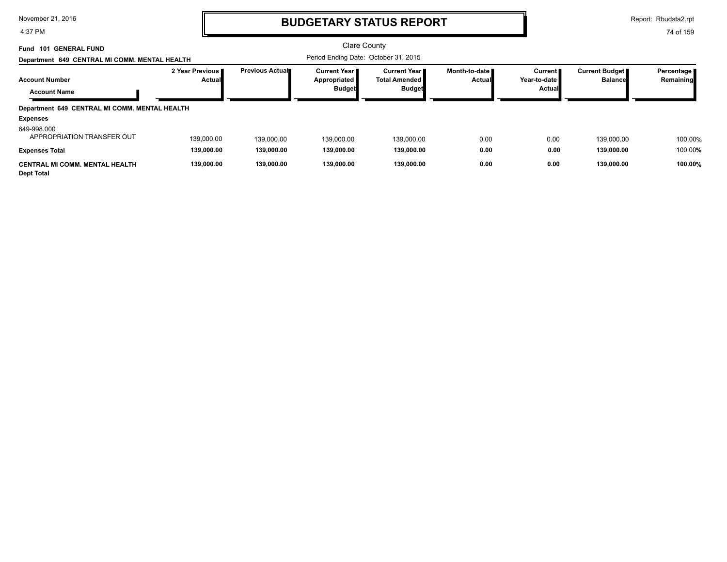# BUDGETARY STATUS REPORT

Clare County

Period Ending Date: October 31, 2015

**Fund 101 GENERAL FUND**

**Department 649 CENTRAL MI COMM. MENTAL HEALTH**

| Account Number / Account Name | 2 Year Previous Actual | Previous Actual | Current Year Appropriated Budget | Current Year Total Amended Budget | Month-to-date Actual | Current Year-to-date Actual | Current Budget Balance | Percentage Remaining |
|---|---|---|---|---|---|---|---|---|
| **Department 649 CENTRAL MI COMM. MENTAL HEALTH** | | | | | | | | |
| **Expenses** | | | | | | | | |
| 649-998.000 APPROPRIATION TRANSFER OUT | 139,000.00 | 139,000.00 | 139,000.00 | 139,000.00 | 0.00 | 0.00 | 139,000.00 | 100.00% |
| **Expenses Total** | **139,000.00** | **139,000.00** | **139,000.00** | **139,000.00** | **0.00** | **0.00** | **139,000.00** | 100.00% |
| **CENTRAL MI COMM. MENTAL HEALTH Dept Total** | **139,000.00** | **139,000.00** | **139,000.00** | **139,000.00** | **0.00** | **0.00** | **139,000.00** | **100.00%** |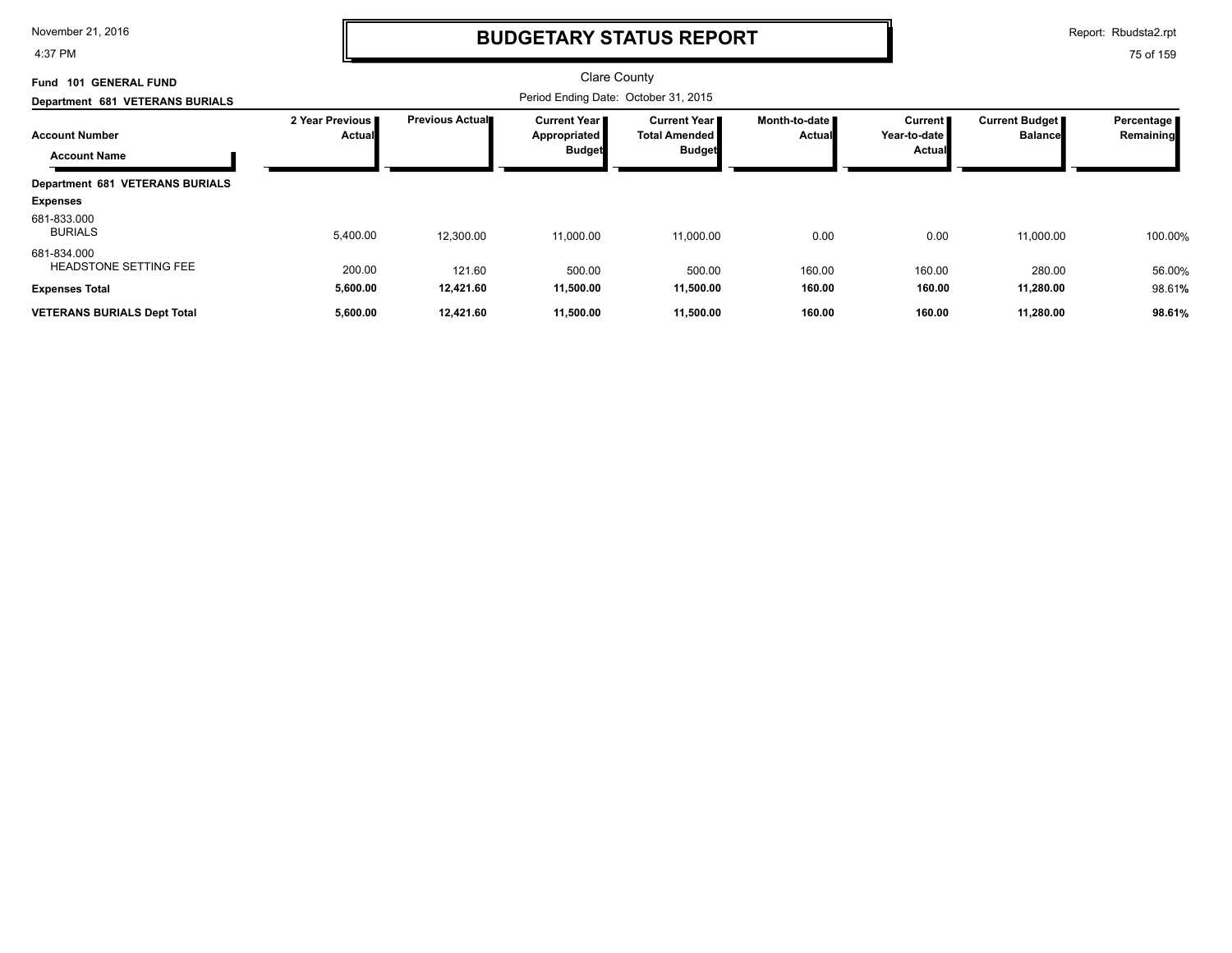# BUDGETARY STATUS REPORT

Clare County

Period Ending Date: October 31, 2015

**Fund 101 GENERAL FUND**

**Department 681 VETERANS BURIALS**

| Account Number / Account Name | 2 Year Previous Actual | Previous Actual | Current Year Appropriated Budget | Current Year Total Amended Budget | Month-to-date Actual | Current Year-to-date Actual | Current Budget Balance | Percentage Remaining |
|---|---|---|---|---|---|---|---|---|
| **Department 681 VETERANS BURIALS** | | | | | | | | |
| **Expenses** | | | | | | | | |
| 681-833.000 BURIALS | 5,400.00 | 12,300.00 | 11,000.00 | 11,000.00 | 0.00 | 0.00 | 11,000.00 | 100.00% |
| 681-834.000 HEADSTONE SETTING FEE | 200.00 | 121.60 | 500.00 | 500.00 | 160.00 | 160.00 | 280.00 | 56.00% |
| **Expenses Total** | **5,600.00** | **12,421.60** | **11,500.00** | **11,500.00** | **160.00** | **160.00** | **11,280.00** | 98.61% |
| **VETERANS BURIALS Dept Total** | **5,600.00** | **12,421.60** | **11,500.00** | **11,500.00** | **160.00** | **160.00** | **11,280.00** | **98.61%** |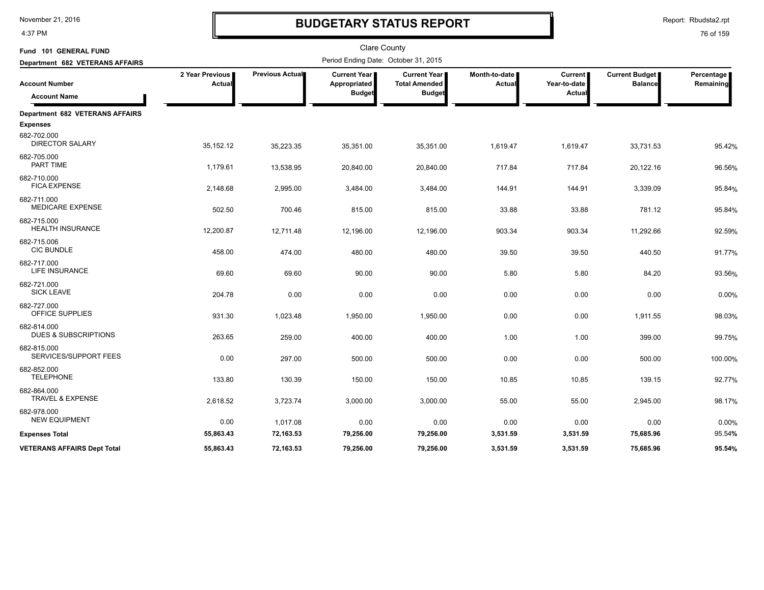# BUDGETARY STATUS REPORT

Clare County

Period Ending Date: October 31, 2015

**Fund 101 GENERAL FUND**

**Department 682 VETERANS AFFAIRS**

| Account Number / Account Name | 2 Year Previous Actual | Previous Actual | Current Year Appropriated Budget | Current Year Total Amended Budget | Month-to-date Actual | Current Year-to-date Actual | Current Budget Balance | Percentage Remaining |
|---|---|---|---|---|---|---|---|---|
| **Department 682 VETERANS AFFAIRS** | | | | | | | | |
| **Expenses** | | | | | | | | |
| 682-702.000 DIRECTOR SALARY | 35,152.12 | 35,223.35 | 35,351.00 | 35,351.00 | 1,619.47 | 1,619.47 | 33,731.53 | 95.42% |
| 682-705.000 PART TIME | 1,179.61 | 13,538.95 | 20,840.00 | 20,840.00 | 717.84 | 717.84 | 20,122.16 | 96.56% |
| 682-710.000 FICA EXPENSE | 2,148.68 | 2,995.00 | 3,484.00 | 3,484.00 | 144.91 | 144.91 | 3,339.09 | 95.84% |
| 682-711.000 MEDICARE EXPENSE | 502.50 | 700.46 | 815.00 | 815.00 | 33.88 | 33.88 | 781.12 | 95.84% |
| 682-715.000 HEALTH INSURANCE | 12,200.87 | 12,711.48 | 12,196.00 | 12,196.00 | 903.34 | 903.34 | 11,292.66 | 92.59% |
| 682-715.006 CIC BUNDLE | 458.00 | 474.00 | 480.00 | 480.00 | 39.50 | 39.50 | 440.50 | 91.77% |
| 682-717.000 LIFE INSURANCE | 69.60 | 69.60 | 90.00 | 90.00 | 5.80 | 5.80 | 84.20 | 93.56% |
| 682-721.000 SICK LEAVE | 204.78 | 0.00 | 0.00 | 0.00 | 0.00 | 0.00 | 0.00 | 0.00% |
| 682-727.000 OFFICE SUPPLIES | 931.30 | 1,023.48 | 1,950.00 | 1,950.00 | 0.00 | 0.00 | 1,911.55 | 98.03% |
| 682-814.000 DUES & SUBSCRIPTIONS | 263.65 | 259.00 | 400.00 | 400.00 | 1.00 | 1.00 | 399.00 | 99.75% |
| 682-815.000 SERVICES/SUPPORT FEES | 0.00 | 297.00 | 500.00 | 500.00 | 0.00 | 0.00 | 500.00 | 100.00% |
| 682-852.000 TELEPHONE | 133.80 | 130.39 | 150.00 | 150.00 | 10.85 | 10.85 | 139.15 | 92.77% |
| 682-864.000 TRAVEL & EXPENSE | 2,618.52 | 3,723.74 | 3,000.00 | 3,000.00 | 55.00 | 55.00 | 2,945.00 | 98.17% |
| 682-978.000 NEW EQUIPMENT | 0.00 | 1,017.08 | 0.00 | 0.00 | 0.00 | 0.00 | 0.00 | 0.00% |
| **Expenses Total** | **55,863.43** | **72,163.53** | **79,256.00** | **79,256.00** | **3,531.59** | **3,531.59** | **75,685.96** | **95.54%** |
| **VETERANS AFFAIRS Dept Total** | **55,863.43** | **72,163.53** | **79,256.00** | **79,256.00** | **3,531.59** | **3,531.59** | **75,685.96** | **95.54%** |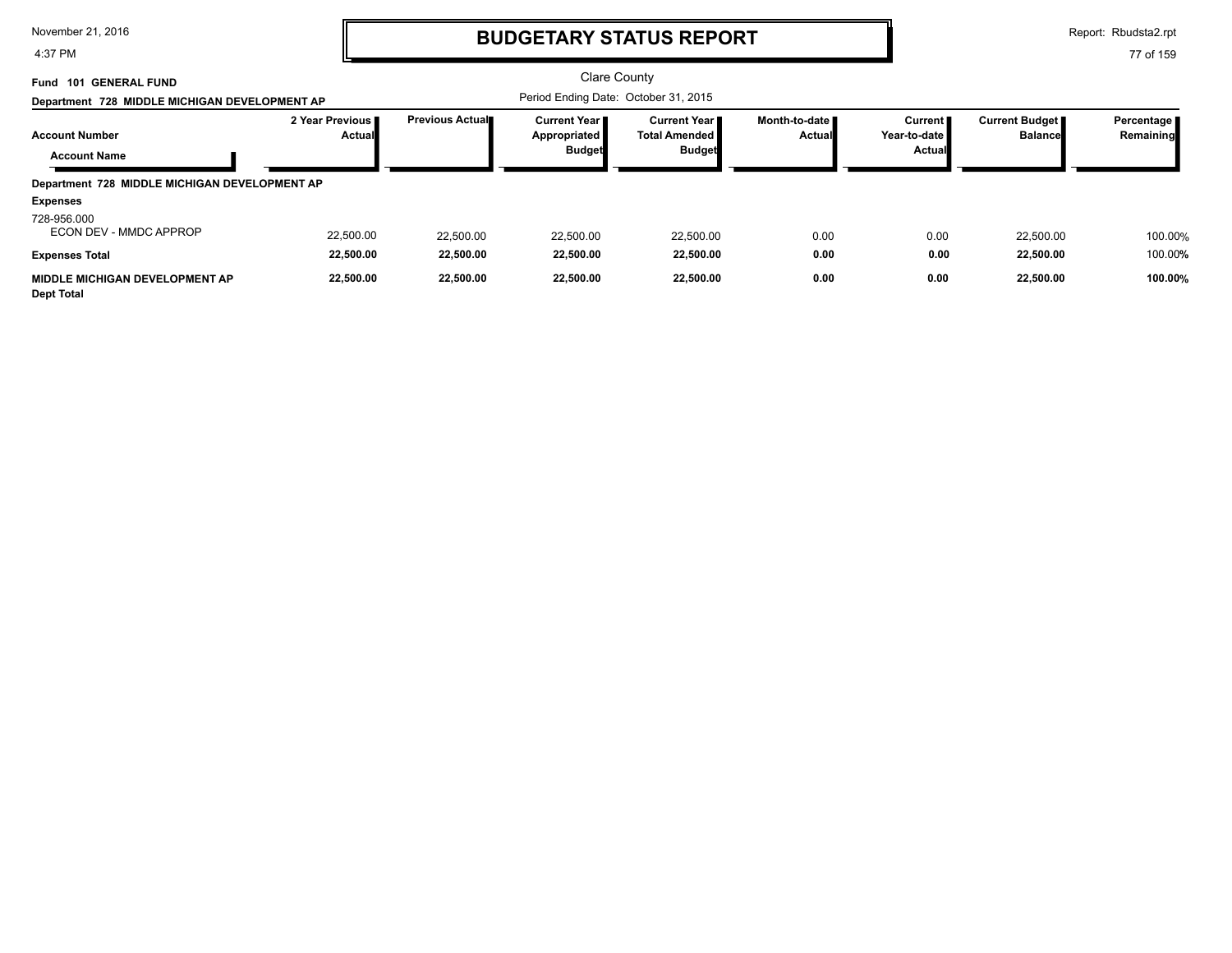# BUDGETARY STATUS REPORT

Clare County

**Fund 101 GENERAL FUND**

**Department 728 MIDDLE MICHIGAN DEVELOPMENT AP**

Period Ending Date: October 31, 2015

| Account Number / Account Name | 2 Year Previous Actual | Previous Actual | Current Year Appropriated Budget | Current Year Total Amended Budget | Month-to-date Actual | Current Year-to-date Actual | Current Budget Balance | Percentage Remaining |
|---|---|---|---|---|---|---|---|---|
| **Department 728 MIDDLE MICHIGAN DEVELOPMENT AP** | | | | | | | | |
| **Expenses** | | | | | | | | |
| 728-956.000 ECON DEV - MMDC APPROP | 22,500.00 | 22,500.00 | 22,500.00 | 22,500.00 | 0.00 | 0.00 | 22,500.00 | 100.00% |
| **Expenses Total** | **22,500.00** | **22,500.00** | **22,500.00** | **22,500.00** | **0.00** | **0.00** | **22,500.00** | 100.00% |
| **MIDDLE MICHIGAN DEVELOPMENT AP Dept Total** | **22,500.00** | **22,500.00** | **22,500.00** | **22,500.00** | **0.00** | **0.00** | **22,500.00** | **100.00%** |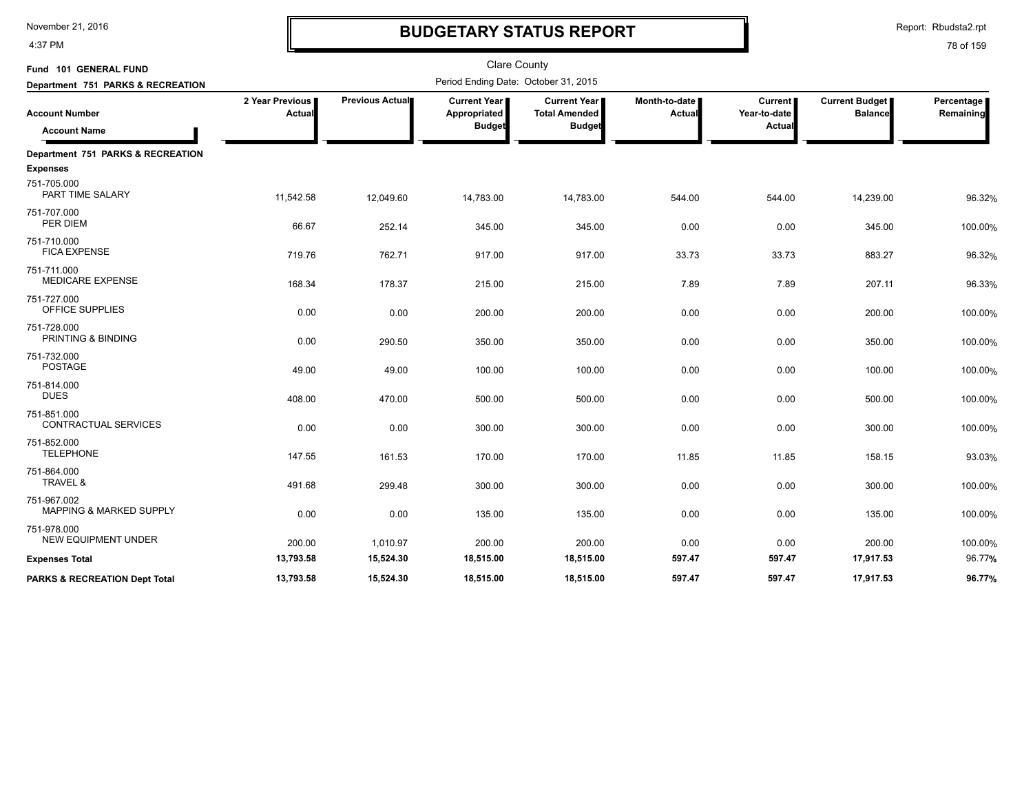# BUDGETARY STATUS REPORT

Clare County

Period Ending Date: October 31, 2015

**Fund 101 GENERAL FUND**

**Department 751 PARKS & RECREATION**

| Account Number / Account Name | 2 Year Previous Actual | Previous Actual | Current Year Appropriated Budget | Current Year Total Amended Budget | Month-to-date Actual | Current Year-to-date Actual | Current Budget Balance | Percentage Remaining |
|---|---|---|---|---|---|---|---|---|
| **Department 751 PARKS & RECREATION** | | | | | | | | |
| **Expenses** | | | | | | | | |
| 751-705.000 PART TIME SALARY | 11,542.58 | 12,049.60 | 14,783.00 | 14,783.00 | 544.00 | 544.00 | 14,239.00 | 96.32% |
| 751-707.000 PER DIEM | 66.67 | 252.14 | 345.00 | 345.00 | 0.00 | 0.00 | 345.00 | 100.00% |
| 751-710.000 FICA EXPENSE | 719.76 | 762.71 | 917.00 | 917.00 | 33.73 | 33.73 | 883.27 | 96.32% |
| 751-711.000 MEDICARE EXPENSE | 168.34 | 178.37 | 215.00 | 215.00 | 7.89 | 7.89 | 207.11 | 96.33% |
| 751-727.000 OFFICE SUPPLIES | 0.00 | 0.00 | 200.00 | 200.00 | 0.00 | 0.00 | 200.00 | 100.00% |
| 751-728.000 PRINTING & BINDING | 0.00 | 290.50 | 350.00 | 350.00 | 0.00 | 0.00 | 350.00 | 100.00% |
| 751-732.000 POSTAGE | 49.00 | 49.00 | 100.00 | 100.00 | 0.00 | 0.00 | 100.00 | 100.00% |
| 751-814.000 DUES | 408.00 | 470.00 | 500.00 | 500.00 | 0.00 | 0.00 | 500.00 | 100.00% |
| 751-851.000 CONTRACTUAL SERVICES | 0.00 | 0.00 | 300.00 | 300.00 | 0.00 | 0.00 | 300.00 | 100.00% |
| 751-852.000 TELEPHONE | 147.55 | 161.53 | 170.00 | 170.00 | 11.85 | 11.85 | 158.15 | 93.03% |
| 751-864.000 TRAVEL & | 491.68 | 299.48 | 300.00 | 300.00 | 0.00 | 0.00 | 300.00 | 100.00% |
| 751-967.002 MAPPING & MARKED SUPPLY | 0.00 | 0.00 | 135.00 | 135.00 | 0.00 | 0.00 | 135.00 | 100.00% |
| 751-978.000 NEW EQUIPMENT UNDER | 200.00 | 1,010.97 | 200.00 | 200.00 | 0.00 | 0.00 | 200.00 | 100.00% |
| **Expenses Total** | **13,793.58** | **15,524.30** | **18,515.00** | **18,515.00** | **597.47** | **597.47** | **17,917.53** | **96.77%** |
| **PARKS & RECREATION Dept Total** | **13,793.58** | **15,524.30** | **18,515.00** | **18,515.00** | **597.47** | **597.47** | **17,917.53** | **96.77%** |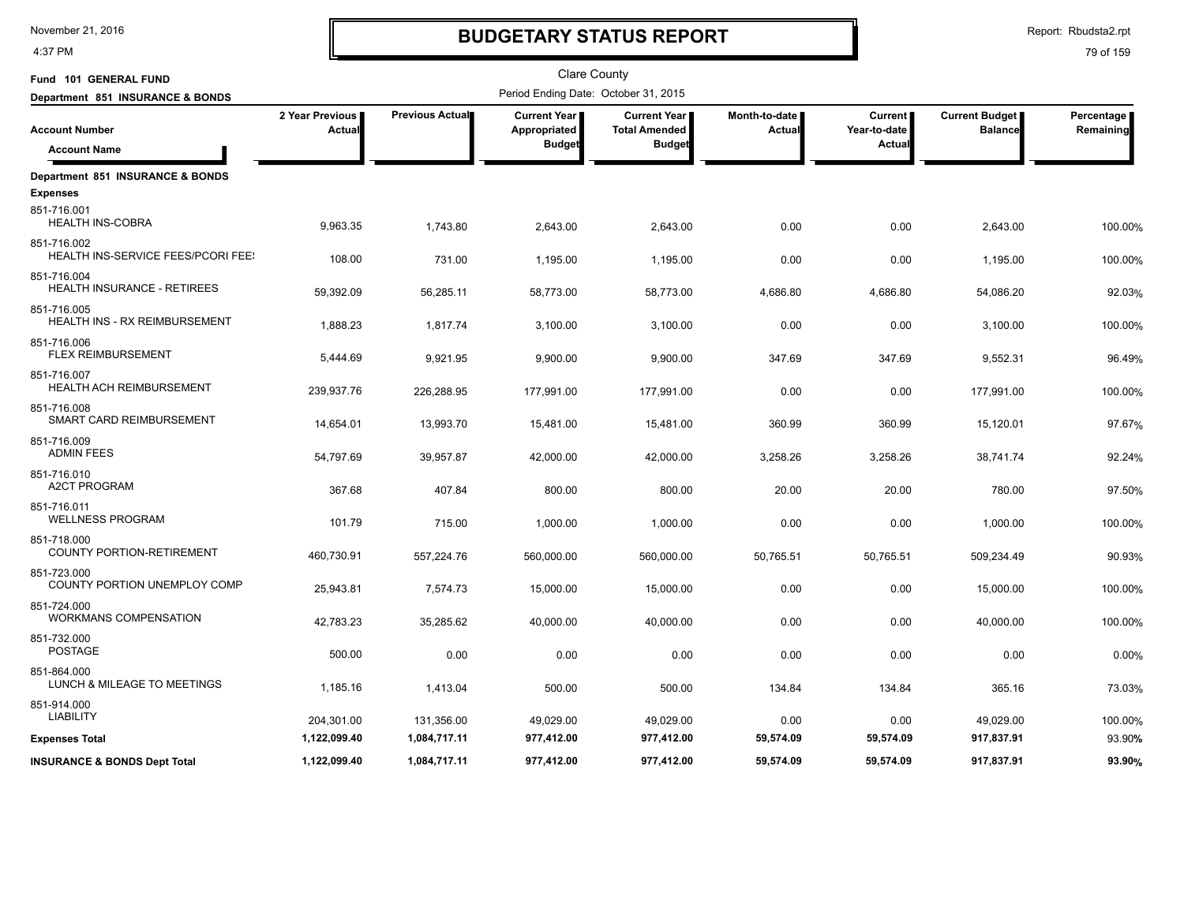# BUDGETARY STATUS REPORT

November 21, 2016
4:37 PM

Report: Rbudsta2.rpt

Clare County

Fund 101 GENERAL FUND

Department 851 INSURANCE & BONDS

Period Ending Date: October 31, 2015

| Account Number / Account Name | 2 Year Previous Actual | Previous Actual | Current Year Appropriated Budget | Current Year Total Amended Budget | Month-to-date Actual | Current Year-to-date Actual | Current Budget Balance | Percentage Remaining |
|---|---|---|---|---|---|---|---|---|
| **Department 851 INSURANCE & BONDS** | | | | | | | | |
| **Expenses** | | | | | | | | |
| 851-716.001 HEALTH INS-COBRA | 9,963.35 | 1,743.80 | 2,643.00 | 2,643.00 | 0.00 | 0.00 | 2,643.00 | 100.00% |
| 851-716.002 HEALTH INS-SERVICE FEES/PCORI FEES | 108.00 | 731.00 | 1,195.00 | 1,195.00 | 0.00 | 0.00 | 1,195.00 | 100.00% |
| 851-716.004 HEALTH INSURANCE - RETIREES | 59,392.09 | 56,285.11 | 58,773.00 | 58,773.00 | 4,686.80 | 4,686.80 | 54,086.20 | 92.03% |
| 851-716.005 HEALTH INS - RX REIMBURSEMENT | 1,888.23 | 1,817.74 | 3,100.00 | 3,100.00 | 0.00 | 0.00 | 3,100.00 | 100.00% |
| 851-716.006 FLEX REIMBURSEMENT | 5,444.69 | 9,921.95 | 9,900.00 | 9,900.00 | 347.69 | 347.69 | 9,552.31 | 96.49% |
| 851-716.007 HEALTH ACH REIMBURSEMENT | 239,937.76 | 226,288.95 | 177,991.00 | 177,991.00 | 0.00 | 0.00 | 177,991.00 | 100.00% |
| 851-716.008 SMART CARD REIMBURSEMENT | 14,654.01 | 13,993.70 | 15,481.00 | 15,481.00 | 360.99 | 360.99 | 15,120.01 | 97.67% |
| 851-716.009 ADMIN FEES | 54,797.69 | 39,957.87 | 42,000.00 | 42,000.00 | 3,258.26 | 3,258.26 | 38,741.74 | 92.24% |
| 851-716.010 A2CT PROGRAM | 367.68 | 407.84 | 800.00 | 800.00 | 20.00 | 20.00 | 780.00 | 97.50% |
| 851-716.011 WELLNESS PROGRAM | 101.79 | 715.00 | 1,000.00 | 1,000.00 | 0.00 | 0.00 | 1,000.00 | 100.00% |
| 851-718.000 COUNTY PORTION-RETIREMENT | 460,730.91 | 557,224.76 | 560,000.00 | 560,000.00 | 50,765.51 | 50,765.51 | 509,234.49 | 90.93% |
| 851-723.000 COUNTY PORTION UNEMPLOY COMP | 25,943.81 | 7,574.73 | 15,000.00 | 15,000.00 | 0.00 | 0.00 | 15,000.00 | 100.00% |
| 851-724.000 WORKMANS COMPENSATION | 42,783.23 | 35,285.62 | 40,000.00 | 40,000.00 | 0.00 | 0.00 | 40,000.00 | 100.00% |
| 851-732.000 POSTAGE | 500.00 | 0.00 | 0.00 | 0.00 | 0.00 | 0.00 | 0.00 | 0.00% |
| 851-864.000 LUNCH & MILEAGE TO MEETINGS | 1,185.16 | 1,413.04 | 500.00 | 500.00 | 134.84 | 134.84 | 365.16 | 73.03% |
| 851-914.000 LIABILITY | 204,301.00 | 131,356.00 | 49,029.00 | 49,029.00 | 0.00 | 0.00 | 49,029.00 | 100.00% |
| **Expenses Total** | **1,122,099.40** | **1,084,717.11** | **977,412.00** | **977,412.00** | **59,574.09** | **59,574.09** | **917,837.91** | **93.90%** |
| **INSURANCE & BONDS Dept Total** | **1,122,099.40** | **1,084,717.11** | **977,412.00** | **977,412.00** | **59,574.09** | **59,574.09** | **917,837.91** | **93.90%** |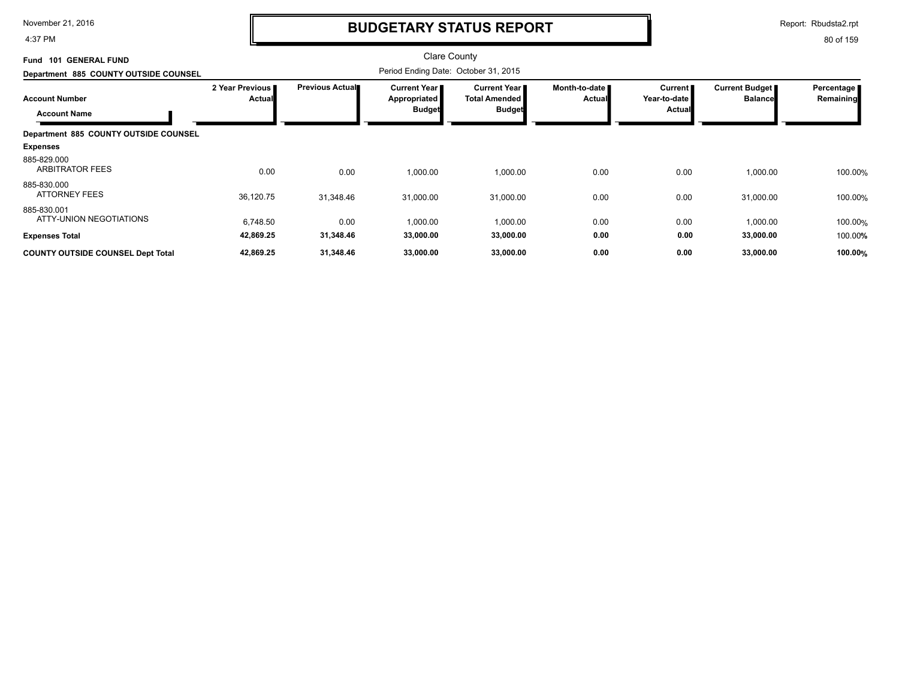# BUDGETARY STATUS REPORT

Clare County

**Fund 101 GENERAL FUND**

**Department 885 COUNTY OUTSIDE COUNSEL**

Period Ending Date: October 31, 2015

| Account Number / Account Name | 2 Year Previous Actual | Previous Actual | Current Year Appropriated Budget | Current Year Total Amended Budget | Month-to-date Actual | Current Year-to-date Actual | Current Budget Balance | Percentage Remaining |
|---|---|---|---|---|---|---|---|---|
| **Department 885 COUNTY OUTSIDE COUNSEL** | | | | | | | | |
| **Expenses** | | | | | | | | |
| 885-829.000 ARBITRATOR FEES | 0.00 | 0.00 | 1,000.00 | 1,000.00 | 0.00 | 0.00 | 1,000.00 | 100.00% |
| 885-830.000 ATTORNEY FEES | 36,120.75 | 31,348.46 | 31,000.00 | 31,000.00 | 0.00 | 0.00 | 31,000.00 | 100.00% |
| 885-830.001 ATTY-UNION NEGOTIATIONS | 6,748.50 | 0.00 | 1,000.00 | 1,000.00 | 0.00 | 0.00 | 1,000.00 | 100.00% |
| **Expenses Total** | **42,869.25** | **31,348.46** | **33,000.00** | **33,000.00** | **0.00** | **0.00** | **33,000.00** | 100.00% |
| **COUNTY OUTSIDE COUNSEL Dept Total** | **42,869.25** | **31,348.46** | **33,000.00** | **33,000.00** | **0.00** | **0.00** | **33,000.00** | **100.00%** |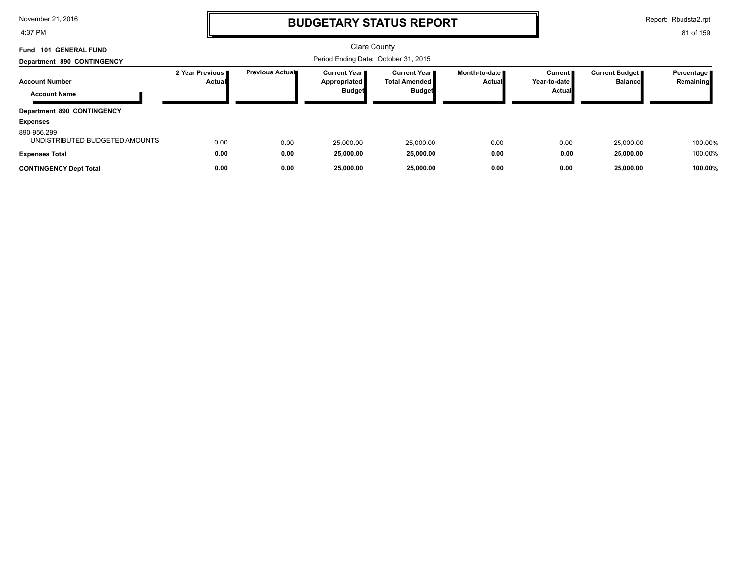# BUDGETARY STATUS REPORT

Clare County

**Fund 101 GENERAL FUND**

**Department 890 CONTINGENCY**

Period Ending Date: October 31, 2015

| Account Number / Account Name | 2 Year Previous Actual | Previous Actual | Current Year Appropriated Budget | Current Year Total Amended Budget | Month-to-date Actual | Current Year-to-date Actual | Current Budget Balance | Percentage Remaining |
|---|---|---|---|---|---|---|---|---|
| **Department 890 CONTINGENCY** | | | | | | | | |
| **Expenses** | | | | | | | | |
| 890-956.299 UNDISTRIBUTED BUDGETED AMOUNTS | 0.00 | 0.00 | 25,000.00 | 25,000.00 | 0.00 | 0.00 | 25,000.00 | 100.00% |
| **Expenses Total** | **0.00** | **0.00** | **25,000.00** | **25,000.00** | **0.00** | **0.00** | **25,000.00** | 100.00% |
| **CONTINGENCY Dept Total** | **0.00** | **0.00** | **25,000.00** | **25,000.00** | **0.00** | **0.00** | **25,000.00** | **100.00%** |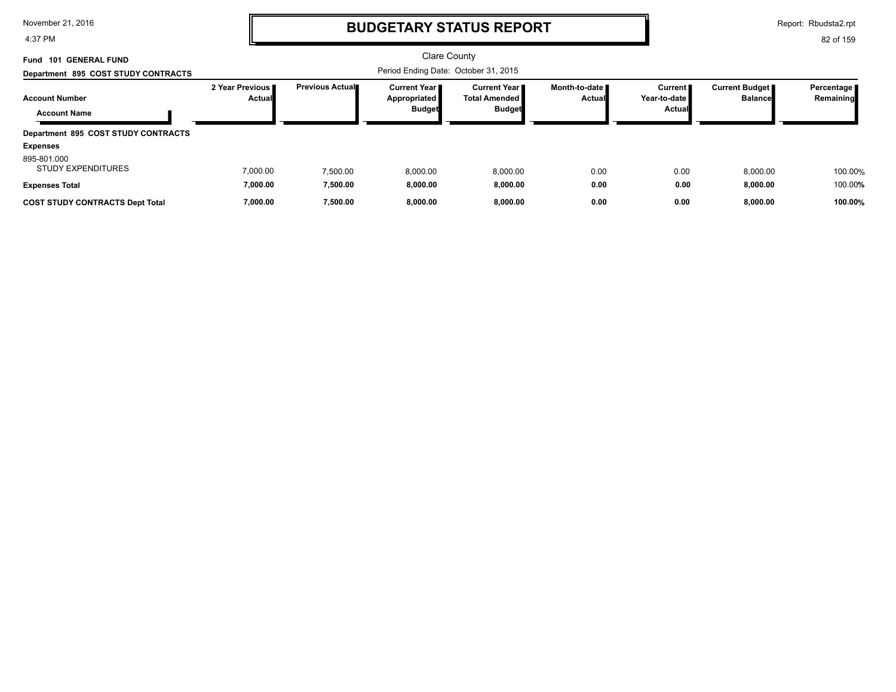# BUDGETARY STATUS REPORT

Clare County

Period Ending Date: October 31, 2015

**Fund 101 GENERAL FUND**

**Department 895 COST STUDY CONTRACTS**

| Account Number / Account Name | 2 Year Previous Actual | Previous Actual | Current Year Appropriated Budget | Current Year Total Amended Budget | Month-to-date Actual | Current Year-to-date Actual | Current Budget Balance | Percentage Remaining |
|---|---|---|---|---|---|---|---|---|
| **Department 895 COST STUDY CONTRACTS** | | | | | | | | |
| **Expenses** | | | | | | | | |
| 895-801.000 STUDY EXPENDITURES | 7,000.00 | 7,500.00 | 8,000.00 | 8,000.00 | 0.00 | 0.00 | 8,000.00 | 100.00% |
| **Expenses Total** | **7,000.00** | **7,500.00** | **8,000.00** | **8,000.00** | **0.00** | **0.00** | **8,000.00** | 100.00**%** |
| **COST STUDY CONTRACTS Dept Total** | **7,000.00** | **7,500.00** | **8,000.00** | **8,000.00** | **0.00** | **0.00** | **8,000.00** | **100.00%** |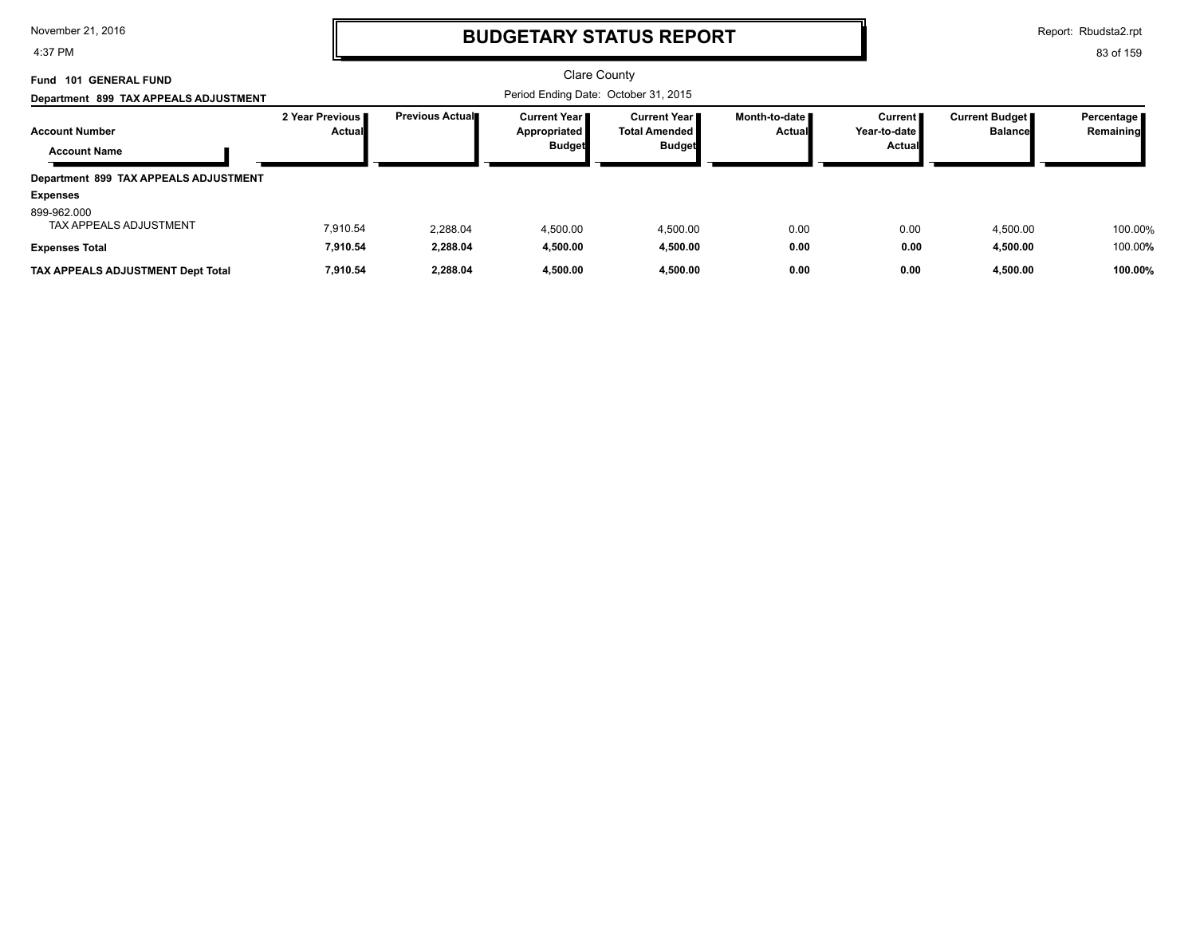# BUDGETARY STATUS REPORT

Clare County

**Fund 101 GENERAL FUND**

**Department 899 TAX APPEALS ADJUSTMENT**

Period Ending Date: October 31, 2015

| Account Number / Account Name | 2 Year Previous Actual | Previous Actual | Current Year Appropriated Budget | Current Year Total Amended Budget | Month-to-date Actual | Current Year-to-date Actual | Current Budget Balance | Percentage Remaining |
|---|---|---|---|---|---|---|---|---|
| **Department 899 TAX APPEALS ADJUSTMENT** | | | | | | | | |
| **Expenses** | | | | | | | | |
| 899-962.000 TAX APPEALS ADJUSTMENT | 7,910.54 | 2,288.04 | 4,500.00 | 4,500.00 | 0.00 | 0.00 | 4,500.00 | 100.00% |
| **Expenses Total** | **7,910.54** | **2,288.04** | **4,500.00** | **4,500.00** | **0.00** | **0.00** | **4,500.00** | 100.00% |
| **TAX APPEALS ADJUSTMENT Dept Total** | **7,910.54** | **2,288.04** | **4,500.00** | **4,500.00** | **0.00** | **0.00** | **4,500.00** | **100.00%** |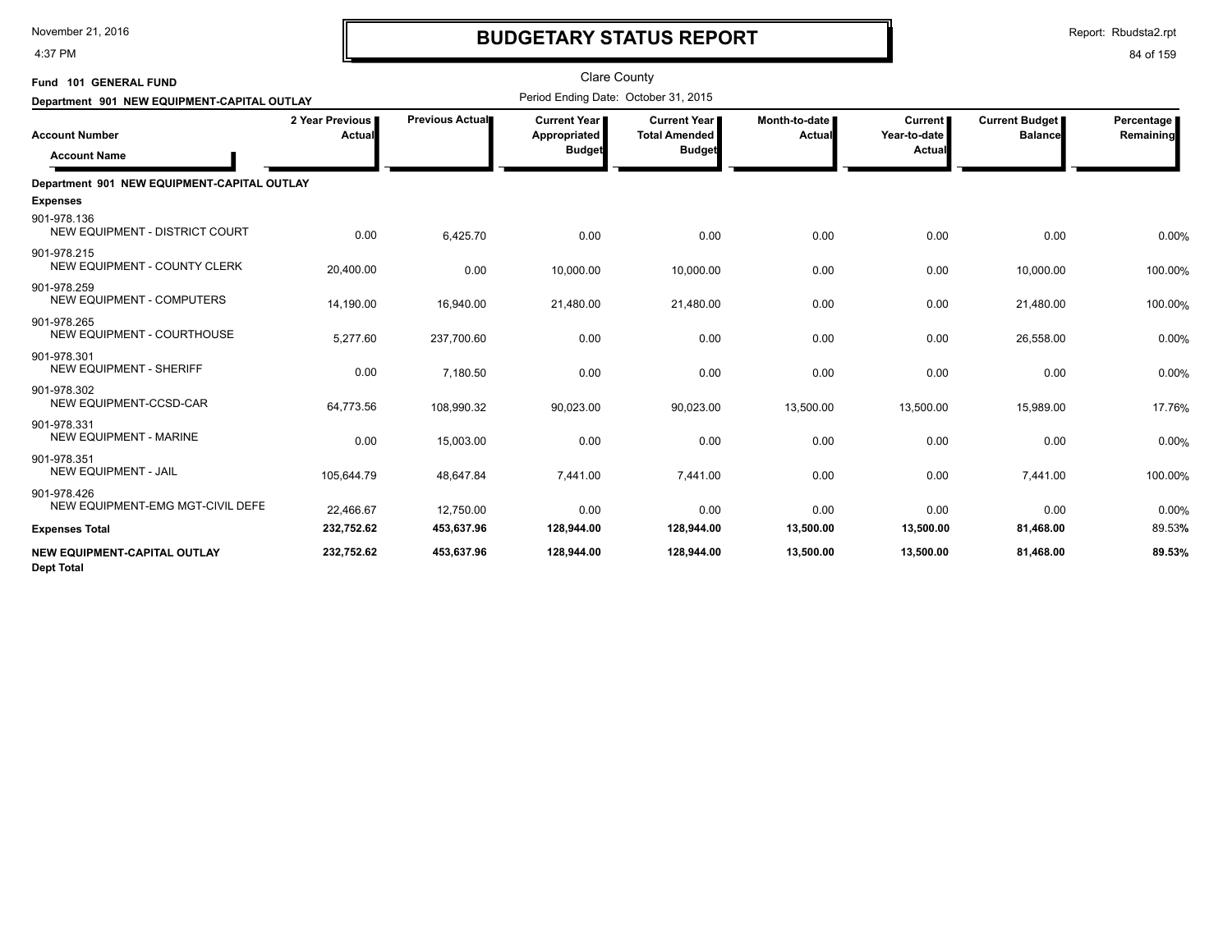# BUDGETARY STATUS REPORT

Clare County

Period Ending Date: October 31, 2015

Fund 101 GENERAL FUND

Department 901 NEW EQUIPMENT-CAPITAL OUTLAY

| Account Number / Account Name | 2 Year Previous Actual | Previous Actual | Current Year Appropriated Budget | Current Year Total Amended Budget | Month-to-date Actual | Current Year-to-date Actual | Current Budget Balance | Percentage Remaining |
|---|---|---|---|---|---|---|---|---|
| **Department 901 NEW EQUIPMENT-CAPITAL OUTLAY** | | | | | | | | |
| **Expenses** | | | | | | | | |
| 901-978.136 NEW EQUIPMENT - DISTRICT COURT | 0.00 | 6,425.70 | 0.00 | 0.00 | 0.00 | 0.00 | 0.00 | 0.00% |
| 901-978.215 NEW EQUIPMENT - COUNTY CLERK | 20,400.00 | 0.00 | 10,000.00 | 10,000.00 | 0.00 | 0.00 | 10,000.00 | 100.00% |
| 901-978.259 NEW EQUIPMENT - COMPUTERS | 14,190.00 | 16,940.00 | 21,480.00 | 21,480.00 | 0.00 | 0.00 | 21,480.00 | 100.00% |
| 901-978.265 NEW EQUIPMENT - COURTHOUSE | 5,277.60 | 237,700.60 | 0.00 | 0.00 | 0.00 | 0.00 | 26,558.00 | 0.00% |
| 901-978.301 NEW EQUIPMENT - SHERIFF | 0.00 | 7,180.50 | 0.00 | 0.00 | 0.00 | 0.00 | 0.00 | 0.00% |
| 901-978.302 NEW EQUIPMENT-CCSD-CAR | 64,773.56 | 108,990.32 | 90,023.00 | 90,023.00 | 13,500.00 | 13,500.00 | 15,989.00 | 17.76% |
| 901-978.331 NEW EQUIPMENT - MARINE | 0.00 | 15,003.00 | 0.00 | 0.00 | 0.00 | 0.00 | 0.00 | 0.00% |
| 901-978.351 NEW EQUIPMENT - JAIL | 105,644.79 | 48,647.84 | 7,441.00 | 7,441.00 | 0.00 | 0.00 | 7,441.00 | 100.00% |
| 901-978.426 NEW EQUIPMENT-EMG MGT-CIVIL DEFE | 22,466.67 | 12,750.00 | 0.00 | 0.00 | 0.00 | 0.00 | 0.00 | 0.00% |
| **Expenses Total** | **232,752.62** | **453,637.96** | **128,944.00** | **128,944.00** | **13,500.00** | **13,500.00** | **81,468.00** | **89.53%** |
| **NEW EQUIPMENT-CAPITAL OUTLAY Dept Total** | **232,752.62** | **453,637.96** | **128,944.00** | **128,944.00** | **13,500.00** | **13,500.00** | **81,468.00** | **89.53%** |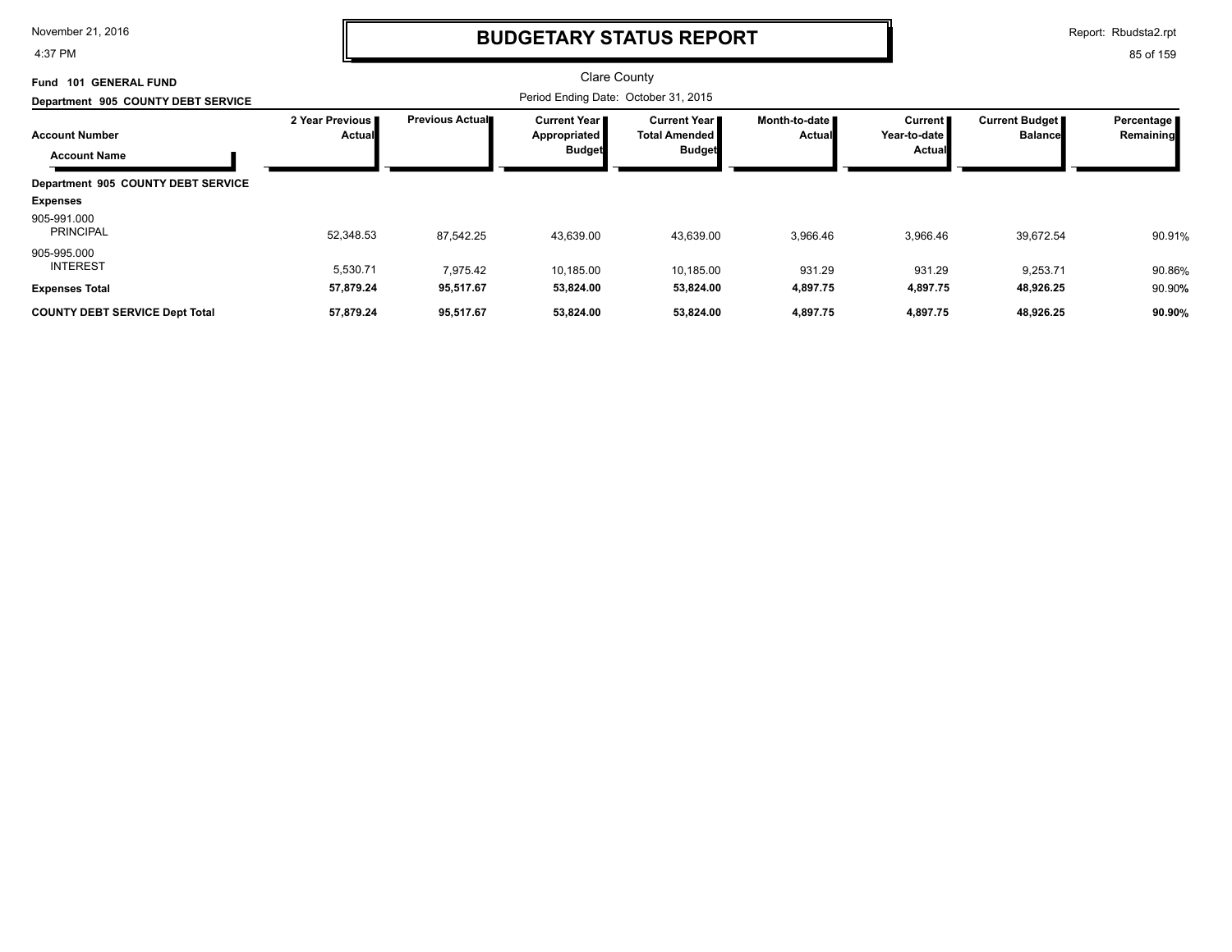# BUDGETARY STATUS REPORT

Clare County

Period Ending Date: October 31, 2015

**Fund 101 GENERAL FUND**

**Department 905 COUNTY DEBT SERVICE**

| Account Number / Account Name | 2 Year Previous Actual | Previous Actual | Current Year Appropriated Budget | Current Year Total Amended Budget | Month-to-date Actual | Current Year-to-date Actual | Current Budget Balance | Percentage Remaining |
|---|---|---|---|---|---|---|---|---|
| **Department 905 COUNTY DEBT SERVICE** | | | | | | | | |
| **Expenses** | | | | | | | | |
| 905-991.000 PRINCIPAL | 52,348.53 | 87,542.25 | 43,639.00 | 43,639.00 | 3,966.46 | 3,966.46 | 39,672.54 | 90.91% |
| 905-995.000 INTEREST | 5,530.71 | 7,975.42 | 10,185.00 | 10,185.00 | 931.29 | 931.29 | 9,253.71 | 90.86% |
| **Expenses Total** | **57,879.24** | **95,517.67** | **53,824.00** | **53,824.00** | **4,897.75** | **4,897.75** | **48,926.25** | 90.90% |
| **COUNTY DEBT SERVICE Dept Total** | **57,879.24** | **95,517.67** | **53,824.00** | **53,824.00** | **4,897.75** | **4,897.75** | **48,926.25** | **90.90%** |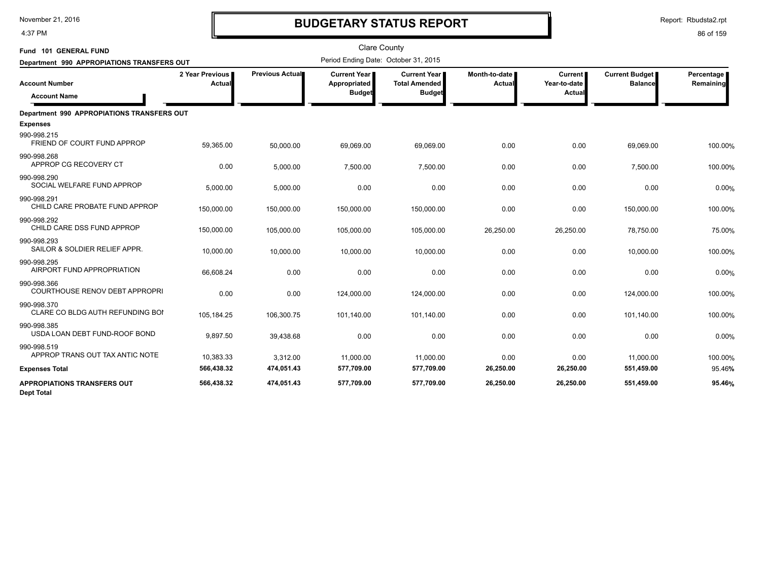# BUDGETARY STATUS REPORT

Clare County

Period Ending Date: October 31, 2015

**Fund 101 GENERAL FUND**

**Department 990 APPROPIATIONS TRANSFERS OUT**

| Account Number / Account Name | 2 Year Previous Actual | Previous Actual | Current Year Appropriated Budget | Current Year Total Amended Budget | Month-to-date Actual | Current Year-to-date Actual | Current Budget Balance | Percentage Remaining |
|---|---|---|---|---|---|---|---|---|
| **Department 990 APPROPIATIONS TRANSFERS OUT** | | | | | | | | |
| **Expenses** | | | | | | | | |
| 990-998.215 FRIEND OF COURT FUND APPROP | 59,365.00 | 50,000.00 | 69,069.00 | 69,069.00 | 0.00 | 0.00 | 69,069.00 | 100.00% |
| 990-998.268 APPROP CG RECOVERY CT | 0.00 | 5,000.00 | 7,500.00 | 7,500.00 | 0.00 | 0.00 | 7,500.00 | 100.00% |
| 990-998.290 SOCIAL WELFARE FUND APPROP | 5,000.00 | 5,000.00 | 0.00 | 0.00 | 0.00 | 0.00 | 0.00 | 0.00% |
| 990-998.291 CHILD CARE PROBATE FUND APPROP | 150,000.00 | 150,000.00 | 150,000.00 | 150,000.00 | 0.00 | 0.00 | 150,000.00 | 100.00% |
| 990-998.292 CHILD CARE DSS FUND APPROP | 150,000.00 | 105,000.00 | 105,000.00 | 105,000.00 | 26,250.00 | 26,250.00 | 78,750.00 | 75.00% |
| 990-998.293 SAILOR & SOLDIER RELIEF APPR. | 10,000.00 | 10,000.00 | 10,000.00 | 10,000.00 | 0.00 | 0.00 | 10,000.00 | 100.00% |
| 990-998.295 AIRPORT FUND APPROPRIATION | 66,608.24 | 0.00 | 0.00 | 0.00 | 0.00 | 0.00 | 0.00 | 0.00% |
| 990-998.366 COURTHOUSE RENOV DEBT APPROPRI | 0.00 | 0.00 | 124,000.00 | 124,000.00 | 0.00 | 0.00 | 124,000.00 | 100.00% |
| 990-998.370 CLARE CO BLDG AUTH REFUNDING BOI | 105,184.25 | 106,300.75 | 101,140.00 | 101,140.00 | 0.00 | 0.00 | 101,140.00 | 100.00% |
| 990-998.385 USDA LOAN DEBT FUND-ROOF BOND | 9,897.50 | 39,438.68 | 0.00 | 0.00 | 0.00 | 0.00 | 0.00 | 0.00% |
| 990-998.519 APPROP TRANS OUT TAX ANTIC NOTE | 10,383.33 | 3,312.00 | 11,000.00 | 11,000.00 | 0.00 | 0.00 | 11,000.00 | 100.00% |
| **Expenses Total** | **566,438.32** | **474,051.43** | **577,709.00** | **577,709.00** | **26,250.00** | **26,250.00** | **551,459.00** | **95.46%** |
| **APPROPIATIONS TRANSFERS OUT Dept Total** | **566,438.32** | **474,051.43** | **577,709.00** | **577,709.00** | **26,250.00** | **26,250.00** | **551,459.00** | **95.46%** |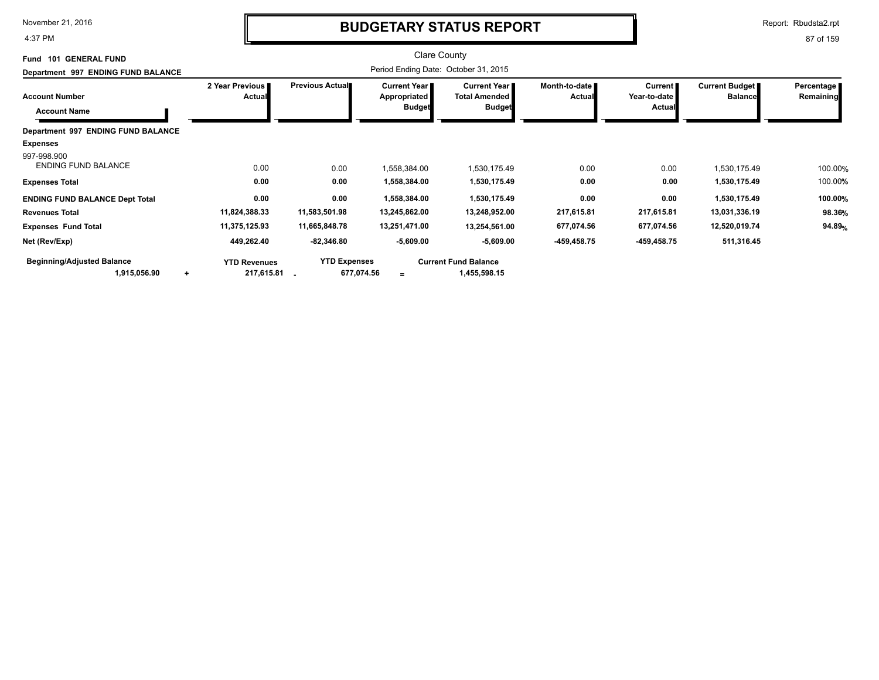# BUDGETARY STATUS REPORT

Clare County

Fund 101 GENERAL FUND

Department 997 ENDING FUND BALANCE

Period Ending Date: October 31, 2015

| Account Number / Account Name | 2 Year Previous Actual | Previous Actual | Current Year Appropriated Budget | Current Year Total Amended Budget | Month-to-date Actual | Current Year-to-date Actual | Current Budget Balance | Percentage Remaining |
|---|---|---|---|---|---|---|---|---|
| **Department 997 ENDING FUND BALANCE** | | | | | | | | |
| **Expenses** | | | | | | | | |
| 997-998.900 ENDING FUND BALANCE | 0.00 | 0.00 | 1,558,384.00 | 1,530,175.49 | 0.00 | 0.00 | 1,530,175.49 | 100.00% |
| **Expenses Total** | **0.00** | **0.00** | **1,558,384.00** | **1,530,175.49** | **0.00** | **0.00** | **1,530,175.49** | 100.00% |
| **ENDING FUND BALANCE Dept Total** | **0.00** | **0.00** | **1,558,384.00** | **1,530,175.49** | **0.00** | **0.00** | **1,530,175.49** | **100.00%** |
| **Revenues Total** | **11,824,388.33** | **11,583,501.98** | **13,245,862.00** | **13,248,952.00** | **217,615.81** | **217,615.81** | **13,031,336.19** | **98.36%** |
| **Expenses Fund Total** | **11,375,125.93** | **11,665,848.78** | **13,251,471.00** | **13,254,561.00** | **677,074.56** | **677,074.56** | **12,520,019.74** | **94.89%** |
| **Net (Rev/Exp)** | **449,262.40** | **-82,346.80** | **-5,609.00** | **-5,609.00** | **-459,458.75** | **-459,458.75** | **511,316.45** | |

| Beginning/Adjusted Balance | | YTD Revenues | | YTD Expenses | | Current Fund Balance |
|---|---|---|---|---|---|---|
| 1,915,056.90 | + | 217,615.81 | - | 677,074.56 | = | 1,455,598.15 |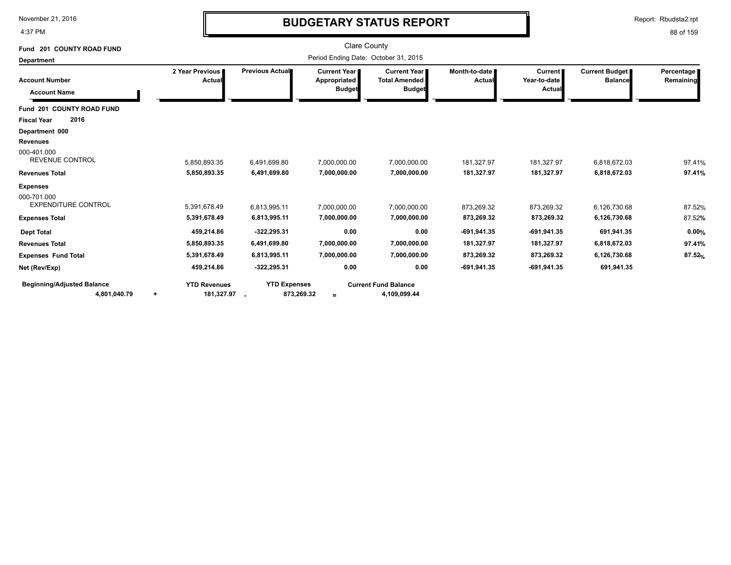# BUDGETARY STATUS REPORT

November 21, 2016
4:37 PM

Report: Rbudsta2.rpt

Clare County

Period Ending Date: October 31, 2015

**Fund 201 COUNTY ROAD FUND**

**Department**

| Account Number / Account Name | 2 Year Previous Actual | Previous Actual | Current Year Appropriated Budget | Current Year Total Amended Budget | Month-to-date Actual | Current Year-to-date Actual | Current Budget Balance | Percentage Remaining |
|---|---|---|---|---|---|---|---|---|
| **Fund 201 COUNTY ROAD FUND** | | | | | | | | |
| **Fiscal Year 2016** | | | | | | | | |
| **Department 000** | | | | | | | | |
| **Revenues** | | | | | | | | |
| 000-401.000 REVENUE CONTROL | 5,850,893.35 | 6,491,699.80 | 7,000,000.00 | 7,000,000.00 | 181,327.97 | 181,327.97 | 6,818,672.03 | 97.41% |
| **Revenues Total** | **5,850,893.35** | **6,491,699.80** | **7,000,000.00** | **7,000,000.00** | **181,327.97** | **181,327.97** | **6,818,672.03** | **97.41%** |
| **Expenses** | | | | | | | | |
| 000-701.000 EXPENDITURE CONTROL | 5,391,678.49 | 6,813,995.11 | 7,000,000.00 | 7,000,000.00 | 873,269.32 | 873,269.32 | 6,126,730.68 | 87.52% |
| **Expenses Total** | **5,391,678.49** | **6,813,995.11** | **7,000,000.00** | **7,000,000.00** | **873,269.32** | **873,269.32** | **6,126,730.68** | 87.52% |
| **Dept Total** | **459,214.86** | **-322,295.31** | **0.00** | **0.00** | **-691,941.35** | **-691,941.35** | **691,941.35** | **0.00%** |
| **Revenues Total** | **5,850,893.35** | **6,491,699.80** | **7,000,000.00** | **7,000,000.00** | **181,327.97** | **181,327.97** | **6,818,672.03** | **97.41%** |
| **Expenses Fund Total** | **5,391,678.49** | **6,813,995.11** | **7,000,000.00** | **7,000,000.00** | **873,269.32** | **873,269.32** | **6,126,730.68** | **87.52%** |
| **Net (Rev/Exp)** | **459,214.86** | **-322,295.31** | **0.00** | **0.00** | **-691,941.35** | **-691,941.35** | **691,941.35** | |

| Beginning/Adjusted Balance | | YTD Revenues | | YTD Expenses | | Current Fund Balance |
|---|---|---|---|---|---|---|
| **4,801,040.79** | + | **181,327.97** | - | **873,269.32** | = | **4,109,099.44** |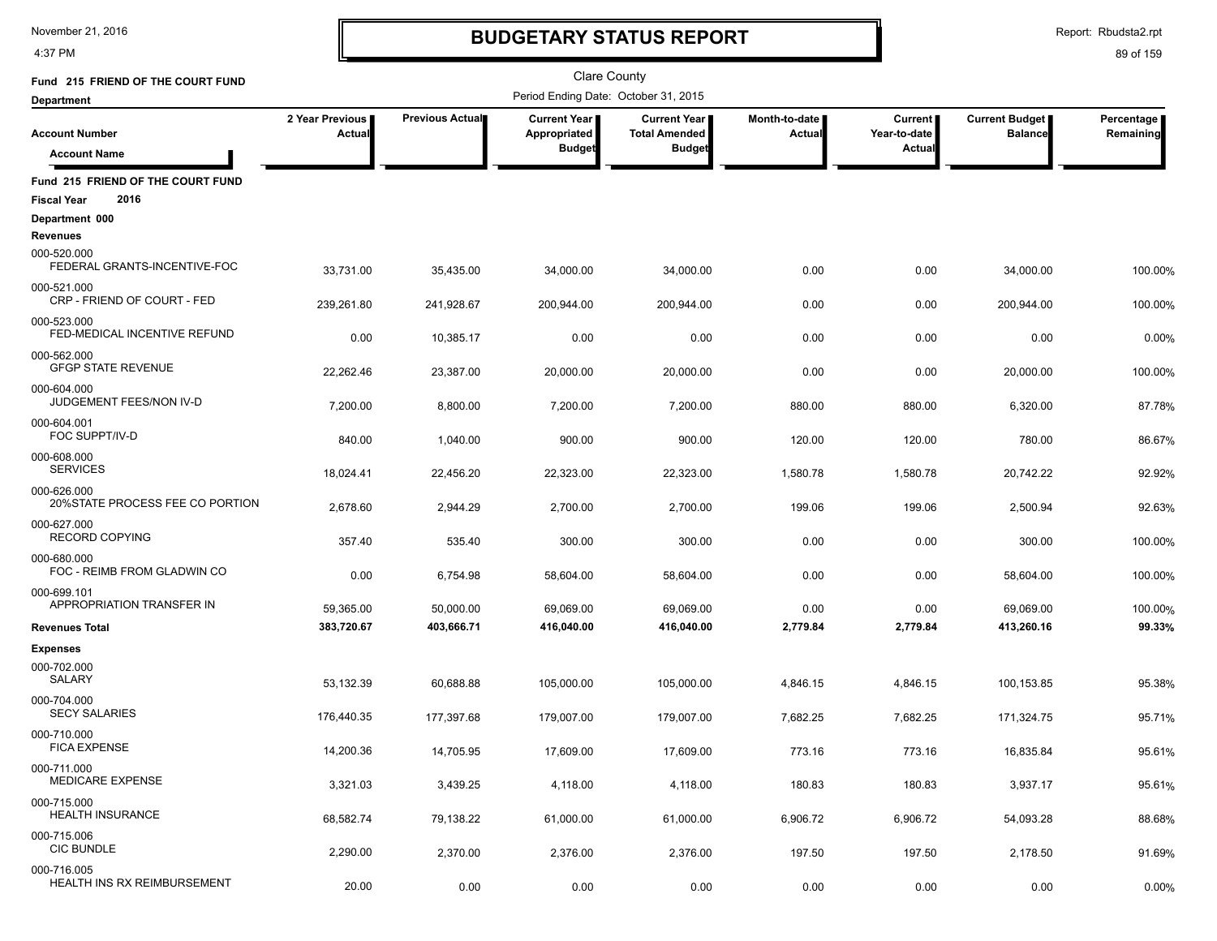# BUDGETARY STATUS REPORT

Clare County

Period Ending Date: October 31, 2015

Fund 215 FRIEND OF THE COURT FUND

Department

| Account Number / Account Name | 2 Year Previous Actual | Previous Actual | Current Year Appropriated Budget | Current Year Total Amended Budget | Month-to-date Actual | Current Year-to-date Actual | Current Budget Balance | Percentage Remaining |
|---|---|---|---|---|---|---|---|---|
| **Fund 215 FRIEND OF THE COURT FUND** | | | | | | | | |
| **Fiscal Year 2016** | | | | | | | | |
| **Department 000** | | | | | | | | |
| **Revenues** | | | | | | | | |
| 000-520.000 FEDERAL GRANTS-INCENTIVE-FOC | 33,731.00 | 35,435.00 | 34,000.00 | 34,000.00 | 0.00 | 0.00 | 34,000.00 | 100.00% |
| 000-521.000 CRP - FRIEND OF COURT - FED | 239,261.80 | 241,928.67 | 200,944.00 | 200,944.00 | 0.00 | 0.00 | 200,944.00 | 100.00% |
| 000-523.000 FED-MEDICAL INCENTIVE REFUND | 0.00 | 10,385.17 | 0.00 | 0.00 | 0.00 | 0.00 | 0.00 | 0.00% |
| 000-562.000 GFGP STATE REVENUE | 22,262.46 | 23,387.00 | 20,000.00 | 20,000.00 | 0.00 | 0.00 | 20,000.00 | 100.00% |
| 000-604.000 JUDGEMENT FEES/NON IV-D | 7,200.00 | 8,800.00 | 7,200.00 | 7,200.00 | 880.00 | 880.00 | 6,320.00 | 87.78% |
| 000-604.001 FOC SUPPT/IV-D | 840.00 | 1,040.00 | 900.00 | 900.00 | 120.00 | 120.00 | 780.00 | 86.67% |
| 000-608.000 SERVICES | 18,024.41 | 22,456.20 | 22,323.00 | 22,323.00 | 1,580.78 | 1,580.78 | 20,742.22 | 92.92% |
| 000-626.000 20%STATE PROCESS FEE CO PORTION | 2,678.60 | 2,944.29 | 2,700.00 | 2,700.00 | 199.06 | 199.06 | 2,500.94 | 92.63% |
| 000-627.000 RECORD COPYING | 357.40 | 535.40 | 300.00 | 300.00 | 0.00 | 0.00 | 300.00 | 100.00% |
| 000-680.000 FOC - REIMB FROM GLADWIN CO | 0.00 | 6,754.98 | 58,604.00 | 58,604.00 | 0.00 | 0.00 | 58,604.00 | 100.00% |
| 000-699.101 APPROPRIATION TRANSFER IN | 59,365.00 | 50,000.00 | 69,069.00 | 69,069.00 | 0.00 | 0.00 | 69,069.00 | 100.00% |
| **Revenues Total** | **383,720.67** | **403,666.71** | **416,040.00** | **416,040.00** | **2,779.84** | **2,779.84** | **413,260.16** | **99.33%** |
| **Expenses** | | | | | | | | |
| 000-702.000 SALARY | 53,132.39 | 60,688.88 | 105,000.00 | 105,000.00 | 4,846.15 | 4,846.15 | 100,153.85 | 95.38% |
| 000-704.000 SECY SALARIES | 176,440.35 | 177,397.68 | 179,007.00 | 179,007.00 | 7,682.25 | 7,682.25 | 171,324.75 | 95.71% |
| 000-710.000 FICA EXPENSE | 14,200.36 | 14,705.95 | 17,609.00 | 17,609.00 | 773.16 | 773.16 | 16,835.84 | 95.61% |
| 000-711.000 MEDICARE EXPENSE | 3,321.03 | 3,439.25 | 4,118.00 | 4,118.00 | 180.83 | 180.83 | 3,937.17 | 95.61% |
| 000-715.000 HEALTH INSURANCE | 68,582.74 | 79,138.22 | 61,000.00 | 61,000.00 | 6,906.72 | 6,906.72 | 54,093.28 | 88.68% |
| 000-715.006 CIC BUNDLE | 2,290.00 | 2,370.00 | 2,376.00 | 2,376.00 | 197.50 | 197.50 | 2,178.50 | 91.69% |
| 000-716.005 HEALTH INS RX REIMBURSEMENT | 20.00 | 0.00 | 0.00 | 0.00 | 0.00 | 0.00 | 0.00 | 0.00% |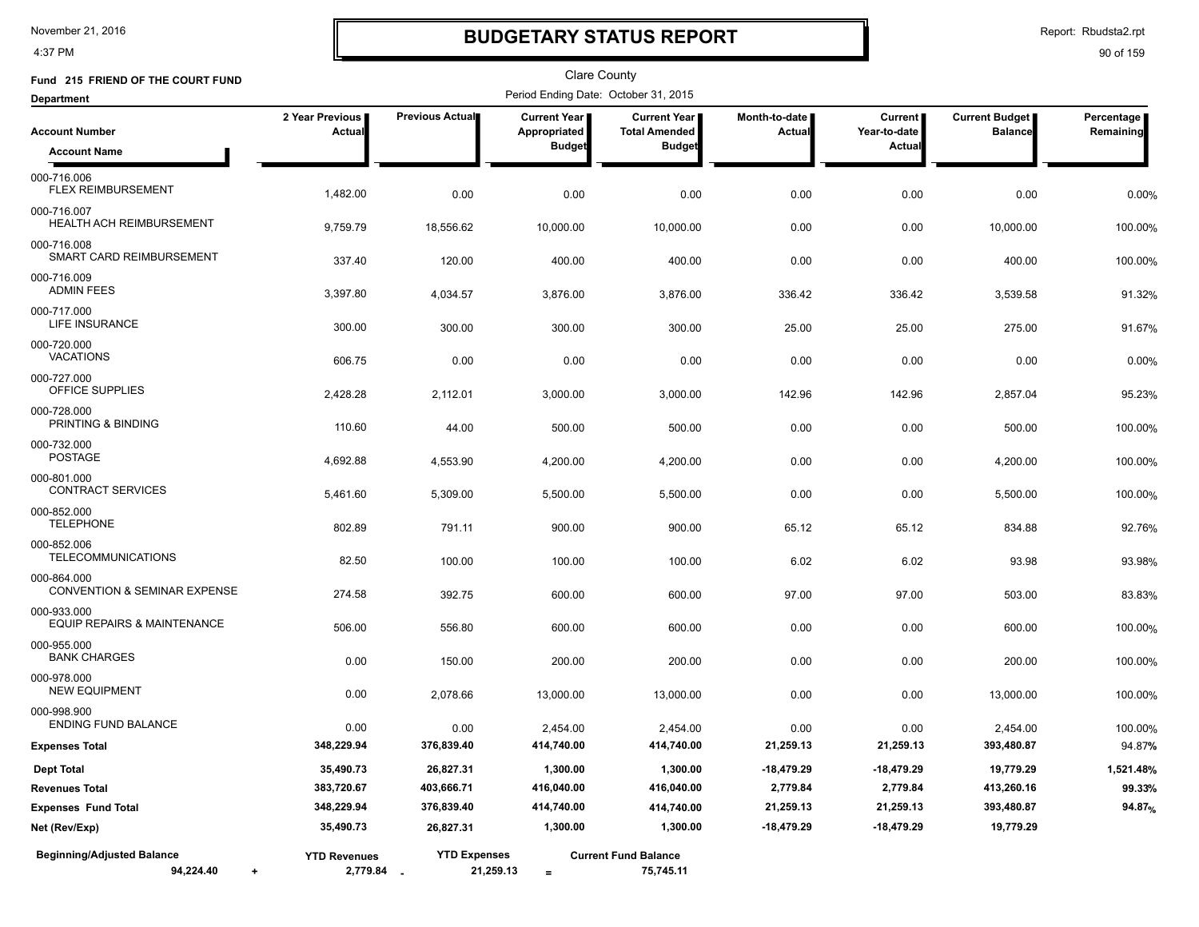# BUDGETARY STATUS REPORT

Clare County

**Fund 215 FRIEND OF THE COURT FUND**

Period Ending Date: October 31, 2015

**Department**

| Account Number / Account Name | 2 Year Previous Actual | Previous Actual | Current Year Appropriated Budget | Current Year Total Amended Budget | Month-to-date Actual | Current Year-to-date Actual | Current Budget Balance | Percentage Remaining |
|---|---|---|---|---|---|---|---|---|
| 000-716.006 FLEX REIMBURSEMENT | 1,482.00 | 0.00 | 0.00 | 0.00 | 0.00 | 0.00 | 0.00 | 0.00% |
| 000-716.007 HEALTH ACH REIMBURSEMENT | 9,759.79 | 18,556.62 | 10,000.00 | 10,000.00 | 0.00 | 0.00 | 10,000.00 | 100.00% |
| 000-716.008 SMART CARD REIMBURSEMENT | 337.40 | 120.00 | 400.00 | 400.00 | 0.00 | 0.00 | 400.00 | 100.00% |
| 000-716.009 ADMIN FEES | 3,397.80 | 4,034.57 | 3,876.00 | 3,876.00 | 336.42 | 336.42 | 3,539.58 | 91.32% |
| 000-717.000 LIFE INSURANCE | 300.00 | 300.00 | 300.00 | 300.00 | 25.00 | 25.00 | 275.00 | 91.67% |
| 000-720.000 VACATIONS | 606.75 | 0.00 | 0.00 | 0.00 | 0.00 | 0.00 | 0.00 | 0.00% |
| 000-727.000 OFFICE SUPPLIES | 2,428.28 | 2,112.01 | 3,000.00 | 3,000.00 | 142.96 | 142.96 | 2,857.04 | 95.23% |
| 000-728.000 PRINTING & BINDING | 110.60 | 44.00 | 500.00 | 500.00 | 0.00 | 0.00 | 500.00 | 100.00% |
| 000-732.000 POSTAGE | 4,692.88 | 4,553.90 | 4,200.00 | 4,200.00 | 0.00 | 0.00 | 4,200.00 | 100.00% |
| 000-801.000 CONTRACT SERVICES | 5,461.60 | 5,309.00 | 5,500.00 | 5,500.00 | 0.00 | 0.00 | 5,500.00 | 100.00% |
| 000-852.000 TELEPHONE | 802.89 | 791.11 | 900.00 | 900.00 | 65.12 | 65.12 | 834.88 | 92.76% |
| 000-852.006 TELECOMMUNICATIONS | 82.50 | 100.00 | 100.00 | 100.00 | 6.02 | 6.02 | 93.98 | 93.98% |
| 000-864.000 CONVENTION & SEMINAR EXPENSE | 274.58 | 392.75 | 600.00 | 600.00 | 97.00 | 97.00 | 503.00 | 83.83% |
| 000-933.000 EQUIP REPAIRS & MAINTENANCE | 506.00 | 556.80 | 600.00 | 600.00 | 0.00 | 0.00 | 600.00 | 100.00% |
| 000-955.000 BANK CHARGES | 0.00 | 150.00 | 200.00 | 200.00 | 0.00 | 0.00 | 200.00 | 100.00% |
| 000-978.000 NEW EQUIPMENT | 0.00 | 2,078.66 | 13,000.00 | 13,000.00 | 0.00 | 0.00 | 13,000.00 | 100.00% |
| 000-998.900 ENDING FUND BALANCE | 0.00 | 0.00 | 2,454.00 | 2,454.00 | 0.00 | 0.00 | 2,454.00 | 100.00% |
| **Expenses Total** | **348,229.94** | **376,839.40** | **414,740.00** | **414,740.00** | **21,259.13** | **21,259.13** | **393,480.87** | **94.87%** |
| **Dept Total** | **35,490.73** | **26,827.31** | **1,300.00** | **1,300.00** | **-18,479.29** | **-18,479.29** | **19,779.29** | **1,521.48%** |
| **Revenues Total** | **383,720.67** | **403,666.71** | **416,040.00** | **416,040.00** | **2,779.84** | **2,779.84** | **413,260.16** | **99.33%** |
| **Expenses Fund Total** | **348,229.94** | **376,839.40** | **414,740.00** | **414,740.00** | **21,259.13** | **21,259.13** | **393,480.87** | **94.87%** |
| **Net (Rev/Exp)** | **35,490.73** | **26,827.31** | **1,300.00** | **1,300.00** | **-18,479.29** | **-18,479.29** | **19,779.29** | |

| Beginning/Adjusted Balance | | YTD Revenues | | YTD Expenses | | Current Fund Balance |
|---|---|---|---|---|---|---|
| **94,224.40** | + | **2,779.84** | - | **21,259.13** | = | **75,745.11** |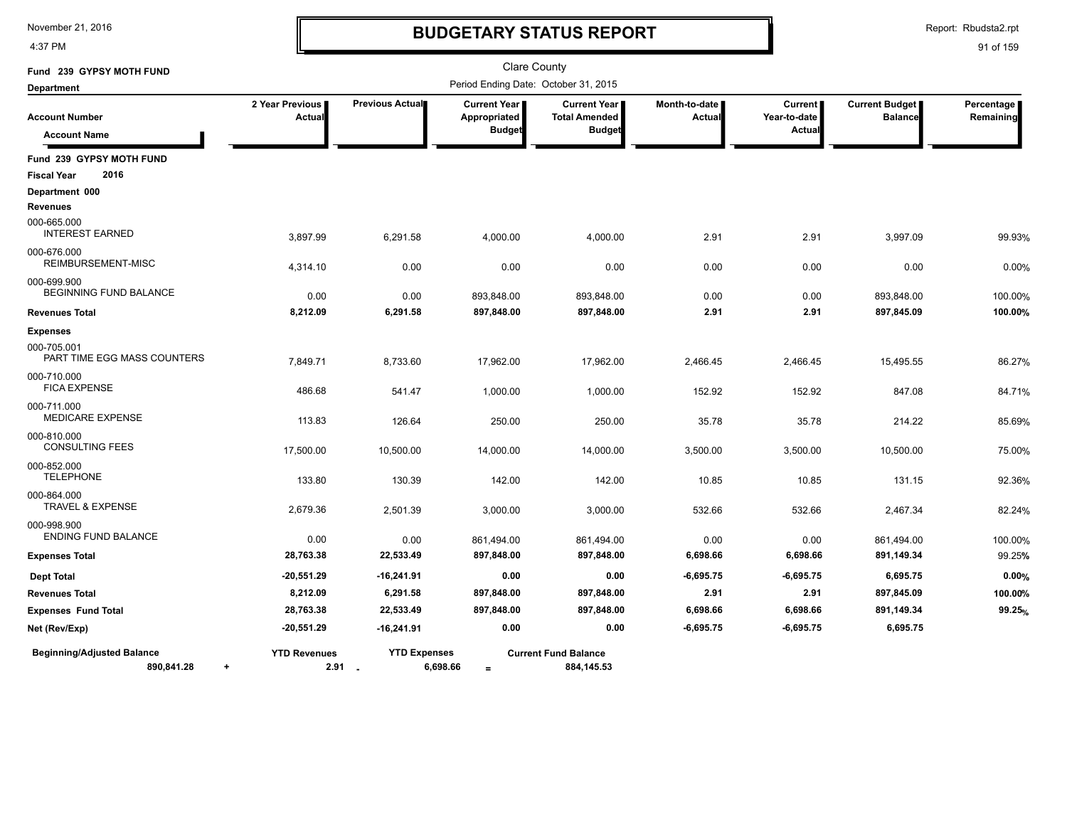November 21, 2016
4:37 PM

# BUDGETARY STATUS REPORT

Report: Rbudsta2.rpt

Clare County

Fund 239 GYPSY MOTH FUND

Department

Period Ending Date: October 31, 2015

| Account Number / Account Name | 2 Year Previous Actual | Previous Actual | Current Year Appropriated Budget | Current Year Total Amended Budget | Month-to-date Actual | Current Year-to-date Actual | Current Budget Balance | Percentage Remaining |
|---|---|---|---|---|---|---|---|---|
| **Fund 239 GYPSY MOTH FUND** | | | | | | | | |
| **Fiscal Year 2016** | | | | | | | | |
| **Department 000** | | | | | | | | |
| **Revenues** | | | | | | | | |
| 000-665.000 INTEREST EARNED | 3,897.99 | 6,291.58 | 4,000.00 | 4,000.00 | 2.91 | 2.91 | 3,997.09 | 99.93% |
| 000-676.000 REIMBURSEMENT-MISC | 4,314.10 | 0.00 | 0.00 | 0.00 | 0.00 | 0.00 | 0.00 | 0.00% |
| 000-699.900 BEGINNING FUND BALANCE | 0.00 | 0.00 | 893,848.00 | 893,848.00 | 0.00 | 0.00 | 893,848.00 | 100.00% |
| **Revenues Total** | **8,212.09** | **6,291.58** | **897,848.00** | **897,848.00** | **2.91** | **2.91** | **897,845.09** | **100.00%** |
| **Expenses** | | | | | | | | |
| 000-705.001 PART TIME EGG MASS COUNTERS | 7,849.71 | 8,733.60 | 17,962.00 | 17,962.00 | 2,466.45 | 2,466.45 | 15,495.55 | 86.27% |
| 000-710.000 FICA EXPENSE | 486.68 | 541.47 | 1,000.00 | 1,000.00 | 152.92 | 152.92 | 847.08 | 84.71% |
| 000-711.000 MEDICARE EXPENSE | 113.83 | 126.64 | 250.00 | 250.00 | 35.78 | 35.78 | 214.22 | 85.69% |
| 000-810.000 CONSULTING FEES | 17,500.00 | 10,500.00 | 14,000.00 | 14,000.00 | 3,500.00 | 3,500.00 | 10,500.00 | 75.00% |
| 000-852.000 TELEPHONE | 133.80 | 130.39 | 142.00 | 142.00 | 10.85 | 10.85 | 131.15 | 92.36% |
| 000-864.000 TRAVEL & EXPENSE | 2,679.36 | 2,501.39 | 3,000.00 | 3,000.00 | 532.66 | 532.66 | 2,467.34 | 82.24% |
| 000-998.900 ENDING FUND BALANCE | 0.00 | 0.00 | 861,494.00 | 861,494.00 | 0.00 | 0.00 | 861,494.00 | 100.00% |
| **Expenses Total** | **28,763.38** | **22,533.49** | **897,848.00** | **897,848.00** | **6,698.66** | **6,698.66** | **891,149.34** | 99.25% |
| **Dept Total** | **-20,551.29** | **-16,241.91** | **0.00** | **0.00** | **-6,695.75** | **-6,695.75** | **6,695.75** | **0.00%** |
| **Revenues Total** | **8,212.09** | **6,291.58** | **897,848.00** | **897,848.00** | **2.91** | **2.91** | **897,845.09** | **100.00%** |
| **Expenses Fund Total** | **28,763.38** | **22,533.49** | **897,848.00** | **897,848.00** | **6,698.66** | **6,698.66** | **891,149.34** | **99.25%** |
| **Net (Rev/Exp)** | **-20,551.29** | **-16,241.91** | **0.00** | **0.00** | **-6,695.75** | **-6,695.75** | **6,695.75** | |

| Beginning/Adjusted Balance | | YTD Revenues | | YTD Expenses | | Current Fund Balance |
|---|---|---|---|---|---|---|
| 890,841.28 | + | 2.91 | - | 6,698.66 | = | 884,145.53 |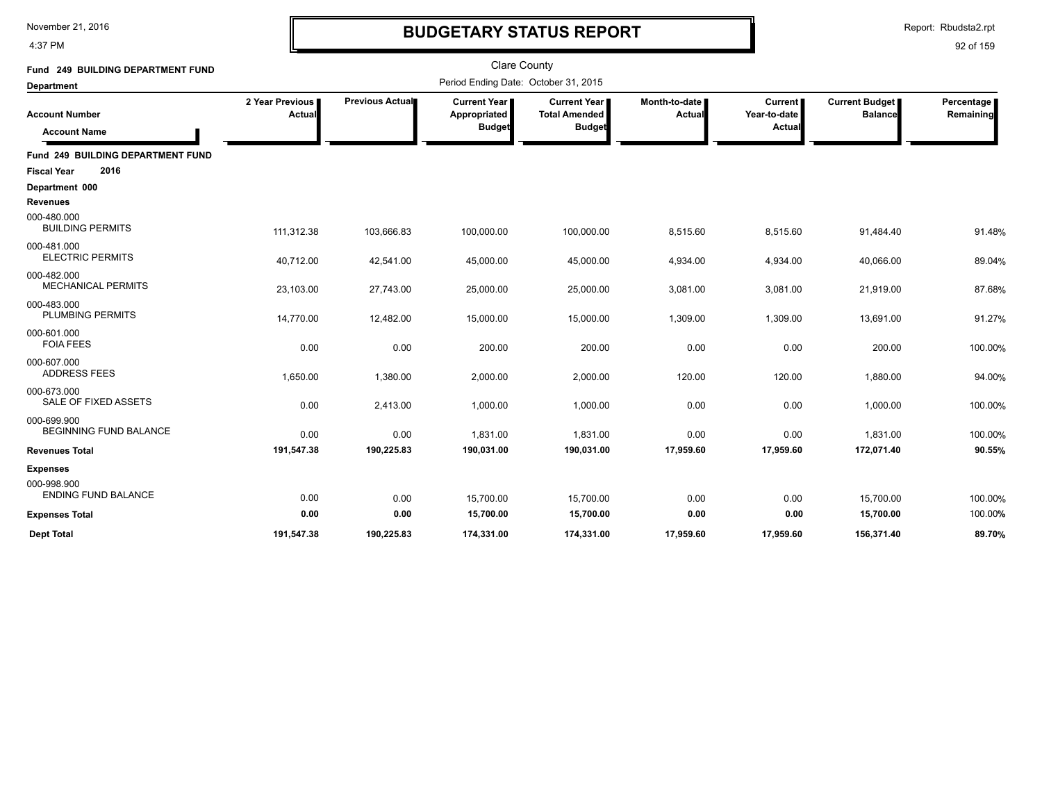# BUDGETARY STATUS REPORT

Clare County

Period Ending Date: October 31, 2015

**Fund 249 BUILDING DEPARTMENT FUND**

**Department**

| Account Number / Account Name | 2 Year Previous Actual | Previous Actual | Current Year Appropriated Budget | Current Year Total Amended Budget | Month-to-date Actual | Current Year-to-date Actual | Current Budget Balance | Percentage Remaining |
|---|---|---|---|---|---|---|---|---|
| **Fund 249 BUILDING DEPARTMENT FUND** | | | | | | | | |
| **Fiscal Year 2016** | | | | | | | | |
| **Department 000** | | | | | | | | |
| **Revenues** | | | | | | | | |
| 000-480.000 BUILDING PERMITS | 111,312.38 | 103,666.83 | 100,000.00 | 100,000.00 | 8,515.60 | 8,515.60 | 91,484.40 | 91.48% |
| 000-481.000 ELECTRIC PERMITS | 40,712.00 | 42,541.00 | 45,000.00 | 45,000.00 | 4,934.00 | 4,934.00 | 40,066.00 | 89.04% |
| 000-482.000 MECHANICAL PERMITS | 23,103.00 | 27,743.00 | 25,000.00 | 25,000.00 | 3,081.00 | 3,081.00 | 21,919.00 | 87.68% |
| 000-483.000 PLUMBING PERMITS | 14,770.00 | 12,482.00 | 15,000.00 | 15,000.00 | 1,309.00 | 1,309.00 | 13,691.00 | 91.27% |
| 000-601.000 FOIA FEES | 0.00 | 0.00 | 200.00 | 200.00 | 0.00 | 0.00 | 200.00 | 100.00% |
| 000-607.000 ADDRESS FEES | 1,650.00 | 1,380.00 | 2,000.00 | 2,000.00 | 120.00 | 120.00 | 1,880.00 | 94.00% |
| 000-673.000 SALE OF FIXED ASSETS | 0.00 | 2,413.00 | 1,000.00 | 1,000.00 | 0.00 | 0.00 | 1,000.00 | 100.00% |
| 000-699.900 BEGINNING FUND BALANCE | 0.00 | 0.00 | 1,831.00 | 1,831.00 | 0.00 | 0.00 | 1,831.00 | 100.00% |
| **Revenues Total** | **191,547.38** | **190,225.83** | **190,031.00** | **190,031.00** | **17,959.60** | **17,959.60** | **172,071.40** | **90.55%** |
| **Expenses** | | | | | | | | |
| 000-998.900 ENDING FUND BALANCE | 0.00 | 0.00 | 15,700.00 | 15,700.00 | 0.00 | 0.00 | 15,700.00 | 100.00% |
| **Expenses Total** | **0.00** | **0.00** | **15,700.00** | **15,700.00** | **0.00** | **0.00** | **15,700.00** | **100.00%** |
| **Dept Total** | **191,547.38** | **190,225.83** | **174,331.00** | **174,331.00** | **17,959.60** | **17,959.60** | **156,371.40** | **89.70%** |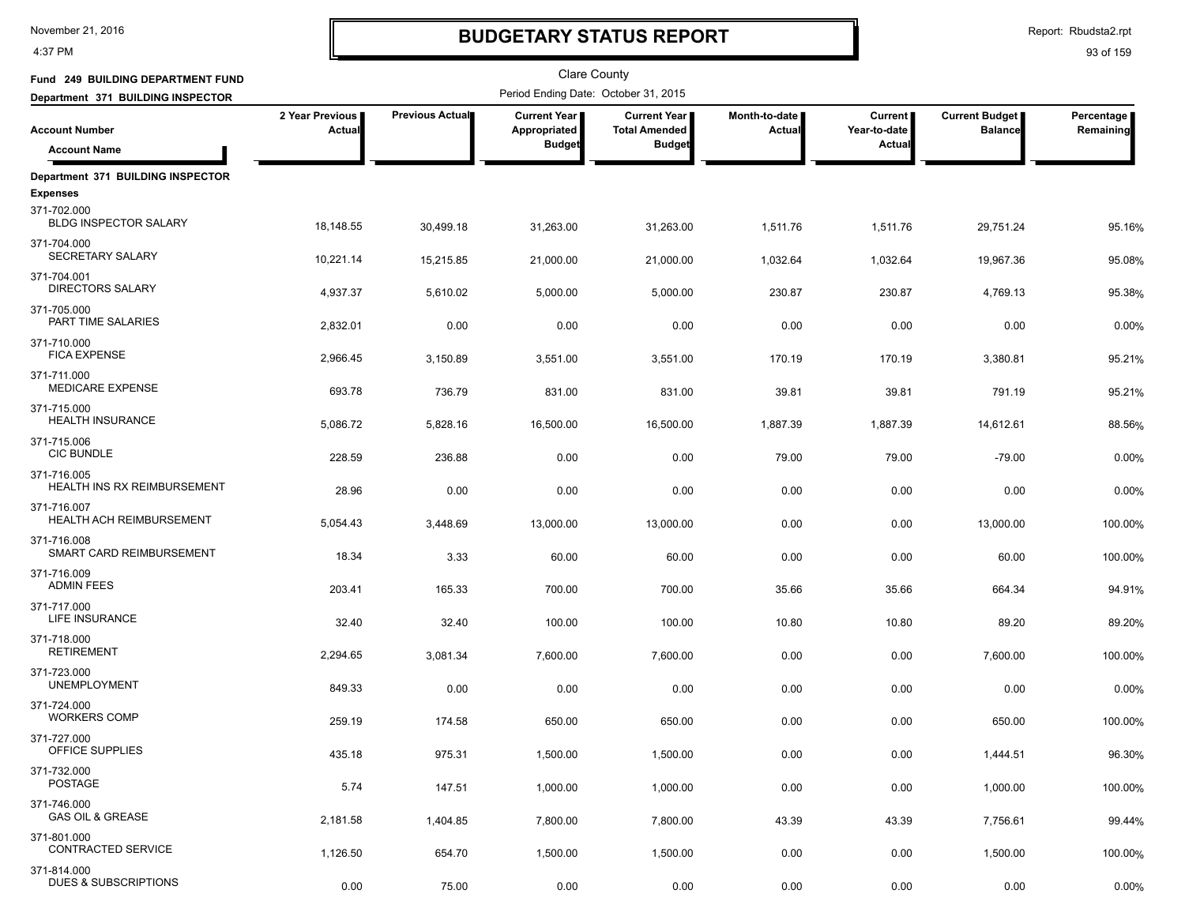# BUDGETARY STATUS REPORT

Clare County

Fund 249 BUILDING DEPARTMENT FUND

Department 371 BUILDING INSPECTOR

Period Ending Date: October 31, 2015

| Account Number / Account Name | 2 Year Previous Actual | Previous Actual | Current Year Appropriated Budget | Current Year Total Amended Budget | Month-to-date Actual | Current Year-to-date Actual | Current Budget Balance | Percentage Remaining |
|---|---|---|---|---|---|---|---|---|
| **Department 371 BUILDING INSPECTOR** | | | | | | | | |
| **Expenses** | | | | | | | | |
| 371-702.000 BLDG INSPECTOR SALARY | 18,148.55 | 30,499.18 | 31,263.00 | 31,263.00 | 1,511.76 | 1,511.76 | 29,751.24 | 95.16% |
| 371-704.000 SECRETARY SALARY | 10,221.14 | 15,215.85 | 21,000.00 | 21,000.00 | 1,032.64 | 1,032.64 | 19,967.36 | 95.08% |
| 371-704.001 DIRECTORS SALARY | 4,937.37 | 5,610.02 | 5,000.00 | 5,000.00 | 230.87 | 230.87 | 4,769.13 | 95.38% |
| 371-705.000 PART TIME SALARIES | 2,832.01 | 0.00 | 0.00 | 0.00 | 0.00 | 0.00 | 0.00 | 0.00% |
| 371-710.000 FICA EXPENSE | 2,966.45 | 3,150.89 | 3,551.00 | 3,551.00 | 170.19 | 170.19 | 3,380.81 | 95.21% |
| 371-711.000 MEDICARE EXPENSE | 693.78 | 736.79 | 831.00 | 831.00 | 39.81 | 39.81 | 791.19 | 95.21% |
| 371-715.000 HEALTH INSURANCE | 5,086.72 | 5,828.16 | 16,500.00 | 16,500.00 | 1,887.39 | 1,887.39 | 14,612.61 | 88.56% |
| 371-715.006 CIC BUNDLE | 228.59 | 236.88 | 0.00 | 0.00 | 79.00 | 79.00 | -79.00 | 0.00% |
| 371-716.005 HEALTH INS RX REIMBURSEMENT | 28.96 | 0.00 | 0.00 | 0.00 | 0.00 | 0.00 | 0.00 | 0.00% |
| 371-716.007 HEALTH ACH REIMBURSEMENT | 5,054.43 | 3,448.69 | 13,000.00 | 13,000.00 | 0.00 | 0.00 | 13,000.00 | 100.00% |
| 371-716.008 SMART CARD REIMBURSEMENT | 18.34 | 3.33 | 60.00 | 60.00 | 0.00 | 0.00 | 60.00 | 100.00% |
| 371-716.009 ADMIN FEES | 203.41 | 165.33 | 700.00 | 700.00 | 35.66 | 35.66 | 664.34 | 94.91% |
| 371-717.000 LIFE INSURANCE | 32.40 | 32.40 | 100.00 | 100.00 | 10.80 | 10.80 | 89.20 | 89.20% |
| 371-718.000 RETIREMENT | 2,294.65 | 3,081.34 | 7,600.00 | 7,600.00 | 0.00 | 0.00 | 7,600.00 | 100.00% |
| 371-723.000 UNEMPLOYMENT | 849.33 | 0.00 | 0.00 | 0.00 | 0.00 | 0.00 | 0.00 | 0.00% |
| 371-724.000 WORKERS COMP | 259.19 | 174.58 | 650.00 | 650.00 | 0.00 | 0.00 | 650.00 | 100.00% |
| 371-727.000 OFFICE SUPPLIES | 435.18 | 975.31 | 1,500.00 | 1,500.00 | 0.00 | 0.00 | 1,444.51 | 96.30% |
| 371-732.000 POSTAGE | 5.74 | 147.51 | 1,000.00 | 1,000.00 | 0.00 | 0.00 | 1,000.00 | 100.00% |
| 371-746.000 GAS OIL & GREASE | 2,181.58 | 1,404.85 | 7,800.00 | 7,800.00 | 43.39 | 43.39 | 7,756.61 | 99.44% |
| 371-801.000 CONTRACTED SERVICE | 1,126.50 | 654.70 | 1,500.00 | 1,500.00 | 0.00 | 0.00 | 1,500.00 | 100.00% |
| 371-814.000 DUES & SUBSCRIPTIONS | 0.00 | 75.00 | 0.00 | 0.00 | 0.00 | 0.00 | 0.00 | 0.00% |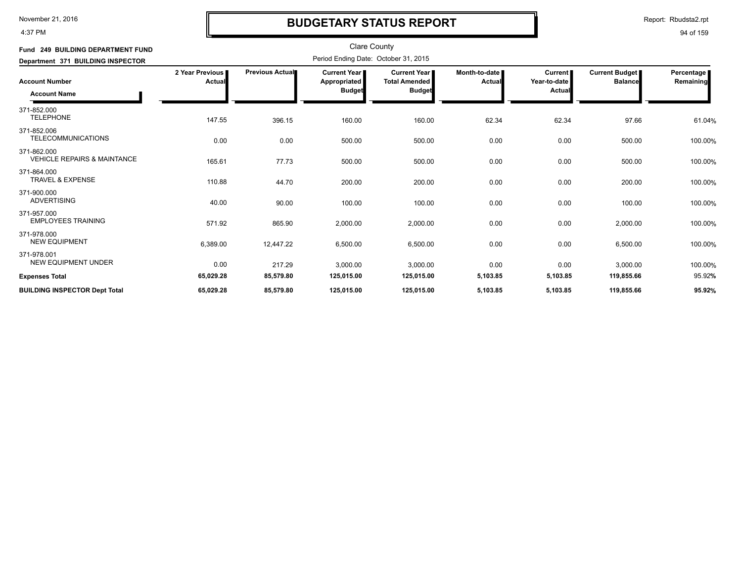# BUDGETARY STATUS REPORT

Clare County

Period Ending Date: October 31, 2015

**Fund 249 BUILDING DEPARTMENT FUND**

**Department 371 BUILDING INSPECTOR**

| Account Number / Account Name | 2 Year Previous Actual | Previous Actual | Current Year Appropriated Budget | Current Year Total Amended Budget | Month-to-date Actual | Current Year-to-date Actual | Current Budget Balance | Percentage Remaining |
|---|---|---|---|---|---|---|---|---|
| 371-852.000 TELEPHONE | 147.55 | 396.15 | 160.00 | 160.00 | 62.34 | 62.34 | 97.66 | 61.04% |
| 371-852.006 TELECOMMUNICATIONS | 0.00 | 0.00 | 500.00 | 500.00 | 0.00 | 0.00 | 500.00 | 100.00% |
| 371-862.000 VEHICLE REPAIRS & MAINTANCE | 165.61 | 77.73 | 500.00 | 500.00 | 0.00 | 0.00 | 500.00 | 100.00% |
| 371-864.000 TRAVEL & EXPENSE | 110.88 | 44.70 | 200.00 | 200.00 | 0.00 | 0.00 | 200.00 | 100.00% |
| 371-900.000 ADVERTISING | 40.00 | 90.00 | 100.00 | 100.00 | 0.00 | 0.00 | 100.00 | 100.00% |
| 371-957.000 EMPLOYEES TRAINING | 571.92 | 865.90 | 2,000.00 | 2,000.00 | 0.00 | 0.00 | 2,000.00 | 100.00% |
| 371-978.000 NEW EQUIPMENT | 6,389.00 | 12,447.22 | 6,500.00 | 6,500.00 | 0.00 | 0.00 | 6,500.00 | 100.00% |
| 371-978.001 NEW EQUIPMENT UNDER | 0.00 | 217.29 | 3,000.00 | 3,000.00 | 0.00 | 0.00 | 3,000.00 | 100.00% |
| **Expenses Total** | **65,029.28** | **85,579.80** | **125,015.00** | **125,015.00** | **5,103.85** | **5,103.85** | **119,855.66** | 95.92% |
| **BUILDING INSPECTOR Dept Total** | **65,029.28** | **85,579.80** | **125,015.00** | **125,015.00** | **5,103.85** | **5,103.85** | **119,855.66** | **95.92%** |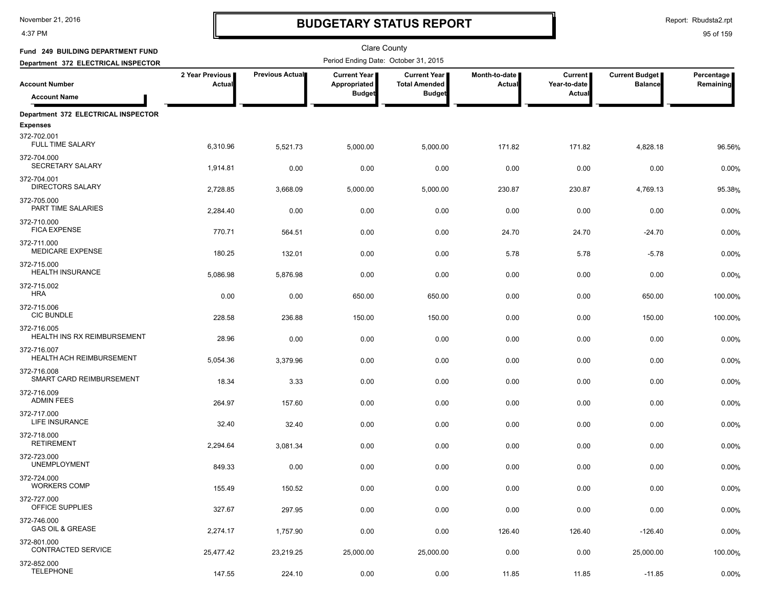# BUDGETARY STATUS REPORT

Clare County

**Fund 249 BUILDING DEPARTMENT FUND**

**Department 372 ELECTRICAL INSPECTOR**

Period Ending Date: October 31, 2015

| Account Number / Account Name | 2 Year Previous Actual | Previous Actual | Current Year Appropriated Budget | Current Year Total Amended Budget | Month-to-date Actual | Current Year-to-date Actual | Current Budget Balance | Percentage Remaining |
|---|---|---|---|---|---|---|---|---|
| **Department 372 ELECTRICAL INSPECTOR** | | | | | | | | |
| **Expenses** | | | | | | | | |
| 372-702.001 FULL TIME SALARY | 6,310.96 | 5,521.73 | 5,000.00 | 5,000.00 | 171.82 | 171.82 | 4,828.18 | 96.56% |
| 372-704.000 SECRETARY SALARY | 1,914.81 | 0.00 | 0.00 | 0.00 | 0.00 | 0.00 | 0.00 | 0.00% |
| 372-704.001 DIRECTORS SALARY | 2,728.85 | 3,668.09 | 5,000.00 | 5,000.00 | 230.87 | 230.87 | 4,769.13 | 95.38% |
| 372-705.000 PART TIME SALARIES | 2,284.40 | 0.00 | 0.00 | 0.00 | 0.00 | 0.00 | 0.00 | 0.00% |
| 372-710.000 FICA EXPENSE | 770.71 | 564.51 | 0.00 | 0.00 | 24.70 | 24.70 | -24.70 | 0.00% |
| 372-711.000 MEDICARE EXPENSE | 180.25 | 132.01 | 0.00 | 0.00 | 5.78 | 5.78 | -5.78 | 0.00% |
| 372-715.000 HEALTH INSURANCE | 5,086.98 | 5,876.98 | 0.00 | 0.00 | 0.00 | 0.00 | 0.00 | 0.00% |
| 372-715.002 HRA | 0.00 | 0.00 | 650.00 | 650.00 | 0.00 | 0.00 | 650.00 | 100.00% |
| 372-715.006 CIC BUNDLE | 228.58 | 236.88 | 150.00 | 150.00 | 0.00 | 0.00 | 150.00 | 100.00% |
| 372-716.005 HEALTH INS RX REIMBURSEMENT | 28.96 | 0.00 | 0.00 | 0.00 | 0.00 | 0.00 | 0.00 | 0.00% |
| 372-716.007 HEALTH ACH REIMBURSEMENT | 5,054.36 | 3,379.96 | 0.00 | 0.00 | 0.00 | 0.00 | 0.00 | 0.00% |
| 372-716.008 SMART CARD REIMBURSEMENT | 18.34 | 3.33 | 0.00 | 0.00 | 0.00 | 0.00 | 0.00 | 0.00% |
| 372-716.009 ADMIN FEES | 264.97 | 157.60 | 0.00 | 0.00 | 0.00 | 0.00 | 0.00 | 0.00% |
| 372-717.000 LIFE INSURANCE | 32.40 | 32.40 | 0.00 | 0.00 | 0.00 | 0.00 | 0.00 | 0.00% |
| 372-718.000 RETIREMENT | 2,294.64 | 3,081.34 | 0.00 | 0.00 | 0.00 | 0.00 | 0.00 | 0.00% |
| 372-723.000 UNEMPLOYMENT | 849.33 | 0.00 | 0.00 | 0.00 | 0.00 | 0.00 | 0.00 | 0.00% |
| 372-724.000 WORKERS COMP | 155.49 | 150.52 | 0.00 | 0.00 | 0.00 | 0.00 | 0.00 | 0.00% |
| 372-727.000 OFFICE SUPPLIES | 327.67 | 297.95 | 0.00 | 0.00 | 0.00 | 0.00 | 0.00 | 0.00% |
| 372-746.000 GAS OIL & GREASE | 2,274.17 | 1,757.90 | 0.00 | 0.00 | 126.40 | 126.40 | -126.40 | 0.00% |
| 372-801.000 CONTRACTED SERVICE | 25,477.42 | 23,219.25 | 25,000.00 | 25,000.00 | 0.00 | 0.00 | 25,000.00 | 100.00% |
| 372-852.000 TELEPHONE | 147.55 | 224.10 | 0.00 | 0.00 | 11.85 | 11.85 | -11.85 | 0.00% |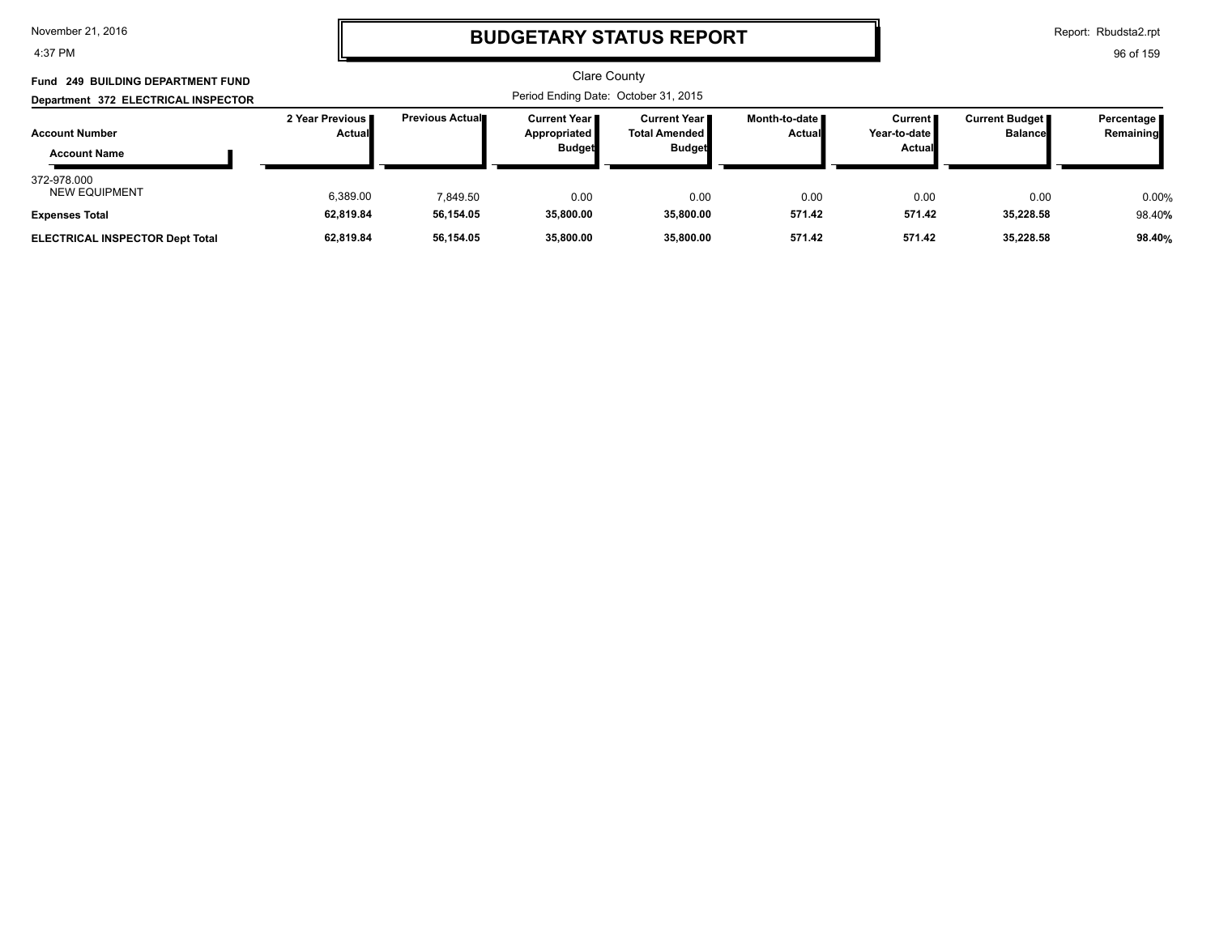# BUDGETARY STATUS REPORT

Clare County

**Fund 249 BUILDING DEPARTMENT FUND**

**Department 372 ELECTRICAL INSPECTOR**

Period Ending Date: October 31, 2015

| Account Number / Account Name | 2 Year Previous Actual | Previous Actual | Current Year Appropriated Budget | Current Year Total Amended Budget | Month-to-date Actual | Current Year-to-date Actual | Current Budget Balance | Percentage Remaining |
|---|---|---|---|---|---|---|---|---|
| 372-978.000 NEW EQUIPMENT | 6,389.00 | 7,849.50 | 0.00 | 0.00 | 0.00 | 0.00 | 0.00 | 0.00% |
| **Expenses Total** | **62,819.84** | **56,154.05** | **35,800.00** | **35,800.00** | **571.42** | **571.42** | **35,228.58** | 98.40**%** |
| **ELECTRICAL INSPECTOR Dept Total** | **62,819.84** | **56,154.05** | **35,800.00** | **35,800.00** | **571.42** | **571.42** | **35,228.58** | **98.40%** |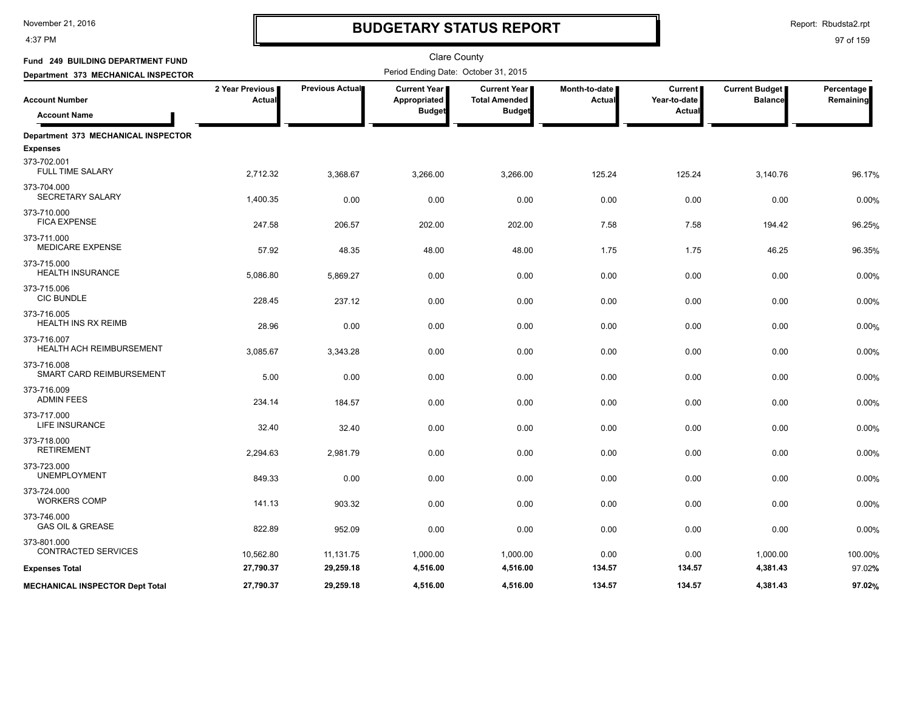# BUDGETARY STATUS REPORT

Clare County

**Fund 249 BUILDING DEPARTMENT FUND**

**Department 373 MECHANICAL INSPECTOR**

Period Ending Date: October 31, 2015

| Account Number / Account Name | 2 Year Previous Actual | Previous Actual | Current Year Appropriated Budget | Current Year Total Amended Budget | Month-to-date Actual | Current Year-to-date Actual | Current Budget Balance | Percentage Remaining |
|---|---|---|---|---|---|---|---|---|
| **Department 373 MECHANICAL INSPECTOR** | | | | | | | | |
| **Expenses** | | | | | | | | |
| 373-702.001 FULL TIME SALARY | 2,712.32 | 3,368.67 | 3,266.00 | 3,266.00 | 125.24 | 125.24 | 3,140.76 | 96.17% |
| 373-704.000 SECRETARY SALARY | 1,400.35 | 0.00 | 0.00 | 0.00 | 0.00 | 0.00 | 0.00 | 0.00% |
| 373-710.000 FICA EXPENSE | 247.58 | 206.57 | 202.00 | 202.00 | 7.58 | 7.58 | 194.42 | 96.25% |
| 373-711.000 MEDICARE EXPENSE | 57.92 | 48.35 | 48.00 | 48.00 | 1.75 | 1.75 | 46.25 | 96.35% |
| 373-715.000 HEALTH INSURANCE | 5,086.80 | 5,869.27 | 0.00 | 0.00 | 0.00 | 0.00 | 0.00 | 0.00% |
| 373-715.006 CIC BUNDLE | 228.45 | 237.12 | 0.00 | 0.00 | 0.00 | 0.00 | 0.00 | 0.00% |
| 373-716.005 HEALTH INS RX REIMB | 28.96 | 0.00 | 0.00 | 0.00 | 0.00 | 0.00 | 0.00 | 0.00% |
| 373-716.007 HEALTH ACH REIMBURSEMENT | 3,085.67 | 3,343.28 | 0.00 | 0.00 | 0.00 | 0.00 | 0.00 | 0.00% |
| 373-716.008 SMART CARD REIMBURSEMENT | 5.00 | 0.00 | 0.00 | 0.00 | 0.00 | 0.00 | 0.00 | 0.00% |
| 373-716.009 ADMIN FEES | 234.14 | 184.57 | 0.00 | 0.00 | 0.00 | 0.00 | 0.00 | 0.00% |
| 373-717.000 LIFE INSURANCE | 32.40 | 32.40 | 0.00 | 0.00 | 0.00 | 0.00 | 0.00 | 0.00% |
| 373-718.000 RETIREMENT | 2,294.63 | 2,981.79 | 0.00 | 0.00 | 0.00 | 0.00 | 0.00 | 0.00% |
| 373-723.000 UNEMPLOYMENT | 849.33 | 0.00 | 0.00 | 0.00 | 0.00 | 0.00 | 0.00 | 0.00% |
| 373-724.000 WORKERS COMP | 141.13 | 903.32 | 0.00 | 0.00 | 0.00 | 0.00 | 0.00 | 0.00% |
| 373-746.000 GAS OIL & GREASE | 822.89 | 952.09 | 0.00 | 0.00 | 0.00 | 0.00 | 0.00 | 0.00% |
| 373-801.000 CONTRACTED SERVICES | 10,562.80 | 11,131.75 | 1,000.00 | 1,000.00 | 0.00 | 0.00 | 1,000.00 | 100.00% |
| **Expenses Total** | **27,790.37** | **29,259.18** | **4,516.00** | **4,516.00** | **134.57** | **134.57** | **4,381.43** | 97.02% |
| **MECHANICAL INSPECTOR Dept Total** | **27,790.37** | **29,259.18** | **4,516.00** | **4,516.00** | **134.57** | **134.57** | **4,381.43** | **97.02%** |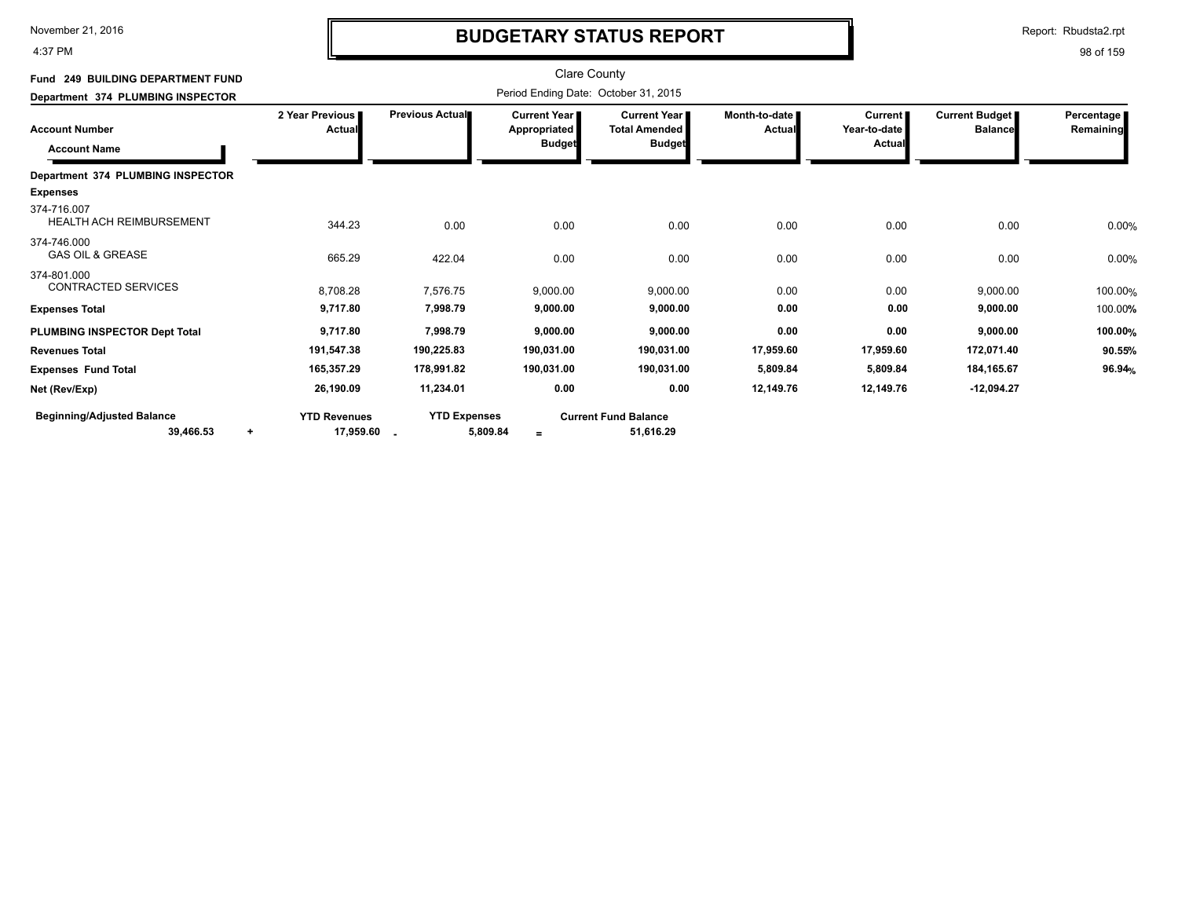# BUDGETARY STATUS REPORT

Report: Rbudsta2.rpt

Clare County

Period Ending Date: October 31, 2015

**Fund 249 BUILDING DEPARTMENT FUND**

**Department 374 PLUMBING INSPECTOR**

| Account Number / Account Name | 2 Year Previous Actual | Previous Actual | Current Year Appropriated Budget | Current Year Total Amended Budget | Month-to-date Actual | Current Year-to-date Actual | Current Budget Balance | Percentage Remaining |
|---|---|---|---|---|---|---|---|---|
| **Department 374 PLUMBING INSPECTOR** | | | | | | | | |
| **Expenses** | | | | | | | | |
| 374-716.007 HEALTH ACH REIMBURSEMENT | 344.23 | 0.00 | 0.00 | 0.00 | 0.00 | 0.00 | 0.00 | 0.00% |
| 374-746.000 GAS OIL & GREASE | 665.29 | 422.04 | 0.00 | 0.00 | 0.00 | 0.00 | 0.00 | 0.00% |
| 374-801.000 CONTRACTED SERVICES | 8,708.28 | 7,576.75 | 9,000.00 | 9,000.00 | 0.00 | 0.00 | 9,000.00 | 100.00% |
| **Expenses Total** | **9,717.80** | **7,998.79** | **9,000.00** | **9,000.00** | **0.00** | **0.00** | **9,000.00** | 100.00% |
| **PLUMBING INSPECTOR Dept Total** | **9,717.80** | **7,998.79** | **9,000.00** | **9,000.00** | **0.00** | **0.00** | **9,000.00** | **100.00%** |
| **Revenues Total** | **191,547.38** | **190,225.83** | **190,031.00** | **190,031.00** | **17,959.60** | **17,959.60** | **172,071.40** | **90.55%** |
| **Expenses Fund Total** | **165,357.29** | **178,991.82** | **190,031.00** | **190,031.00** | **5,809.84** | **5,809.84** | **184,165.67** | **96.94%** |
| **Net (Rev/Exp)** | **26,190.09** | **11,234.01** | **0.00** | **0.00** | **12,149.76** | **12,149.76** | **-12,094.27** | |

| Beginning/Adjusted Balance | | YTD Revenues | | YTD Expenses | | Current Fund Balance |
|---|---|---|---|---|---|---|
| **39,466.53** | + | **17,959.60** | - | **5,809.84** | = | **51,616.29** |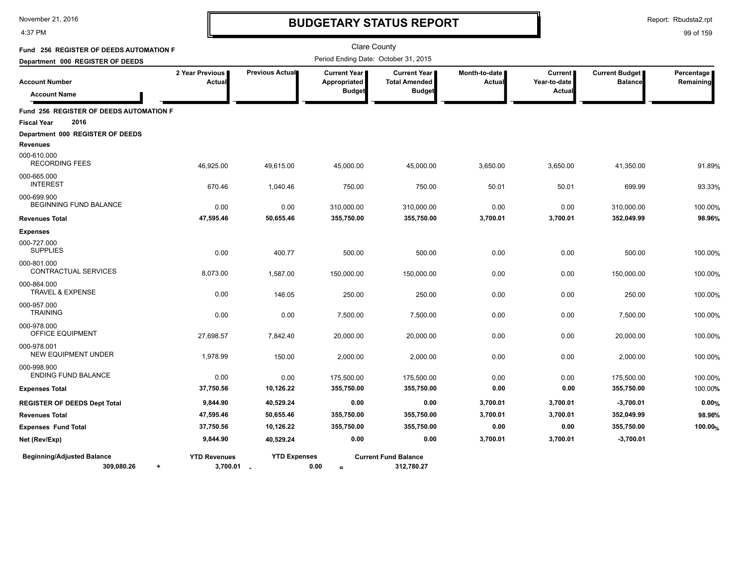# BUDGETARY STATUS REPORT

November 21, 2016
4:37 PM

Report: Rbudsta2.rpt

Clare County

Period Ending Date: October 31, 2015

**Fund 256 REGISTER OF DEEDS AUTOMATION F**

**Department 000 REGISTER OF DEEDS**

| Account Number / Account Name | 2 Year Previous Actual | Previous Actual | Current Year Appropriated Budget | Current Year Total Amended Budget | Month-to-date Actual | Current Year-to-date Actual | Current Budget Balance | Percentage Remaining |
|---|---|---|---|---|---|---|---|---|
| **Fund 256 REGISTER OF DEEDS AUTOMATION F** | | | | | | | | |
| **Fiscal Year 2016** | | | | | | | | |
| **Department 000 REGISTER OF DEEDS** | | | | | | | | |
| **Revenues** | | | | | | | | |
| 000-610.000 RECORDING FEES | 46,925.00 | 49,615.00 | 45,000.00 | 45,000.00 | 3,650.00 | 3,650.00 | 41,350.00 | 91.89% |
| 000-665.000 INTEREST | 670.46 | 1,040.46 | 750.00 | 750.00 | 50.01 | 50.01 | 699.99 | 93.33% |
| 000-699.900 BEGINNING FUND BALANCE | 0.00 | 0.00 | 310,000.00 | 310,000.00 | 0.00 | 0.00 | 310,000.00 | 100.00% |
| **Revenues Total** | **47,595.46** | **50,655.46** | **355,750.00** | **355,750.00** | **3,700.01** | **3,700.01** | **352,049.99** | **98.96%** |
| **Expenses** | | | | | | | | |
| 000-727.000 SUPPLIES | 0.00 | 400.77 | 500.00 | 500.00 | 0.00 | 0.00 | 500.00 | 100.00% |
| 000-801.000 CONTRACTUAL SERVICES | 8,073.00 | 1,587.00 | 150,000.00 | 150,000.00 | 0.00 | 0.00 | 150,000.00 | 100.00% |
| 000-864.000 TRAVEL & EXPENSE | 0.00 | 146.05 | 250.00 | 250.00 | 0.00 | 0.00 | 250.00 | 100.00% |
| 000-957.000 TRAINING | 0.00 | 0.00 | 7,500.00 | 7,500.00 | 0.00 | 0.00 | 7,500.00 | 100.00% |
| 000-978.000 OFFICE EQUIPMENT | 27,698.57 | 7,842.40 | 20,000.00 | 20,000.00 | 0.00 | 0.00 | 20,000.00 | 100.00% |
| 000-978.001 NEW EQUIPMENT UNDER | 1,978.99 | 150.00 | 2,000.00 | 2,000.00 | 0.00 | 0.00 | 2,000.00 | 100.00% |
| 000-998.900 ENDING FUND BALANCE | 0.00 | 0.00 | 175,500.00 | 175,500.00 | 0.00 | 0.00 | 175,500.00 | 100.00% |
| **Expenses Total** | **37,750.56** | **10,126.22** | **355,750.00** | **355,750.00** | **0.00** | **0.00** | **355,750.00** | 100.00% |
| **REGISTER OF DEEDS Dept Total** | **9,844.90** | **40,529.24** | **0.00** | **0.00** | **3,700.01** | **3,700.01** | **-3,700.01** | **0.00%** |
| **Revenues Total** | **47,595.46** | **50,655.46** | **355,750.00** | **355,750.00** | **3,700.01** | **3,700.01** | **352,049.99** | **98.96%** |
| **Expenses Fund Total** | **37,750.56** | **10,126.22** | **355,750.00** | **355,750.00** | **0.00** | **0.00** | **355,750.00** | **100.00%** |
| **Net (Rev/Exp)** | **9,844.90** | **40,529.24** | **0.00** | **0.00** | **3,700.01** | **3,700.01** | **-3,700.01** | |

| Beginning/Adjusted Balance | | YTD Revenues | | YTD Expenses | | Current Fund Balance |
|---|---|---|---|---|---|---|
| 309,080.26 | + | 3,700.01 | - | 0.00 | = | 312,780.27 |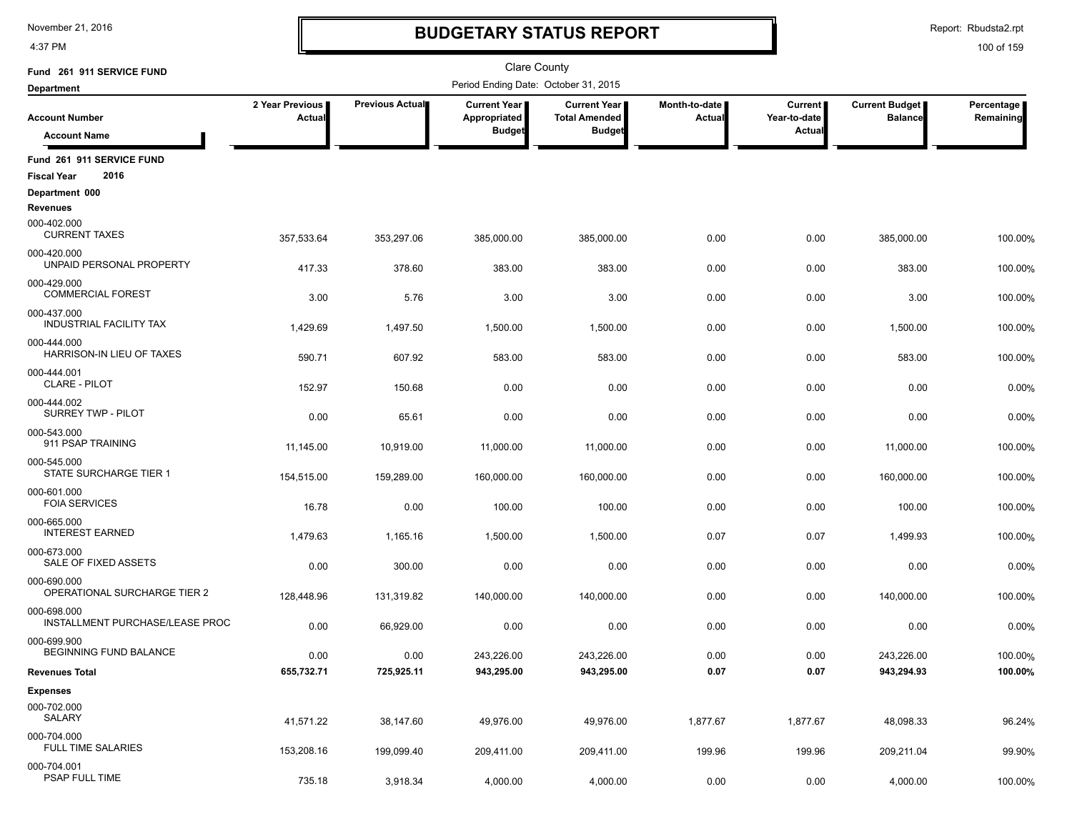# BUDGETARY STATUS REPORT

Clare County

Fund 261 911 SERVICE FUND

Department

Period Ending Date: October 31, 2015

| Account Number / Account Name | 2 Year Previous Actual | Previous Actual | Current Year Appropriated Budget | Current Year Total Amended Budget | Month-to-date Actual | Current Year-to-date Actual | Current Budget Balance | Percentage Remaining |
|---|---|---|---|---|---|---|---|---|
| **Fund 261 911 SERVICE FUND** | | | | | | | | |
| **Fiscal Year 2016** | | | | | | | | |
| **Department 000** | | | | | | | | |
| **Revenues** | | | | | | | | |
| 000-402.000 CURRENT TAXES | 357,533.64 | 353,297.06 | 385,000.00 | 385,000.00 | 0.00 | 0.00 | 385,000.00 | 100.00% |
| 000-420.000 UNPAID PERSONAL PROPERTY | 417.33 | 378.60 | 383.00 | 383.00 | 0.00 | 0.00 | 383.00 | 100.00% |
| 000-429.000 COMMERCIAL FOREST | 3.00 | 5.76 | 3.00 | 3.00 | 0.00 | 0.00 | 3.00 | 100.00% |
| 000-437.000 INDUSTRIAL FACILITY TAX | 1,429.69 | 1,497.50 | 1,500.00 | 1,500.00 | 0.00 | 0.00 | 1,500.00 | 100.00% |
| 000-444.000 HARRISON-IN LIEU OF TAXES | 590.71 | 607.92 | 583.00 | 583.00 | 0.00 | 0.00 | 583.00 | 100.00% |
| 000-444.001 CLARE - PILOT | 152.97 | 150.68 | 0.00 | 0.00 | 0.00 | 0.00 | 0.00 | 0.00% |
| 000-444.002 SURREY TWP - PILOT | 0.00 | 65.61 | 0.00 | 0.00 | 0.00 | 0.00 | 0.00 | 0.00% |
| 000-543.000 911 PSAP TRAINING | 11,145.00 | 10,919.00 | 11,000.00 | 11,000.00 | 0.00 | 0.00 | 11,000.00 | 100.00% |
| 000-545.000 STATE SURCHARGE TIER 1 | 154,515.00 | 159,289.00 | 160,000.00 | 160,000.00 | 0.00 | 0.00 | 160,000.00 | 100.00% |
| 000-601.000 FOIA SERVICES | 16.78 | 0.00 | 100.00 | 100.00 | 0.00 | 0.00 | 100.00 | 100.00% |
| 000-665.000 INTEREST EARNED | 1,479.63 | 1,165.16 | 1,500.00 | 1,500.00 | 0.07 | 0.07 | 1,499.93 | 100.00% |
| 000-673.000 SALE OF FIXED ASSETS | 0.00 | 300.00 | 0.00 | 0.00 | 0.00 | 0.00 | 0.00 | 0.00% |
| 000-690.000 OPERATIONAL SURCHARGE TIER 2 | 128,448.96 | 131,319.82 | 140,000.00 | 140,000.00 | 0.00 | 0.00 | 140,000.00 | 100.00% |
| 000-698.000 INSTALLMENT PURCHASE/LEASE PROC | 0.00 | 66,929.00 | 0.00 | 0.00 | 0.00 | 0.00 | 0.00 | 0.00% |
| 000-699.900 BEGINNING FUND BALANCE | 0.00 | 0.00 | 243,226.00 | 243,226.00 | 0.00 | 0.00 | 243,226.00 | 100.00% |
| **Revenues Total** | **655,732.71** | **725,925.11** | **943,295.00** | **943,295.00** | **0.07** | **0.07** | **943,294.93** | **100.00%** |
| **Expenses** | | | | | | | | |
| 000-702.000 SALARY | 41,571.22 | 38,147.60 | 49,976.00 | 49,976.00 | 1,877.67 | 1,877.67 | 48,098.33 | 96.24% |
| 000-704.000 FULL TIME SALARIES | 153,208.16 | 199,099.40 | 209,411.00 | 209,411.00 | 199.96 | 199.96 | 209,211.04 | 99.90% |
| 000-704.001 PSAP FULL TIME | 735.18 | 3,918.34 | 4,000.00 | 4,000.00 | 0.00 | 0.00 | 4,000.00 | 100.00% |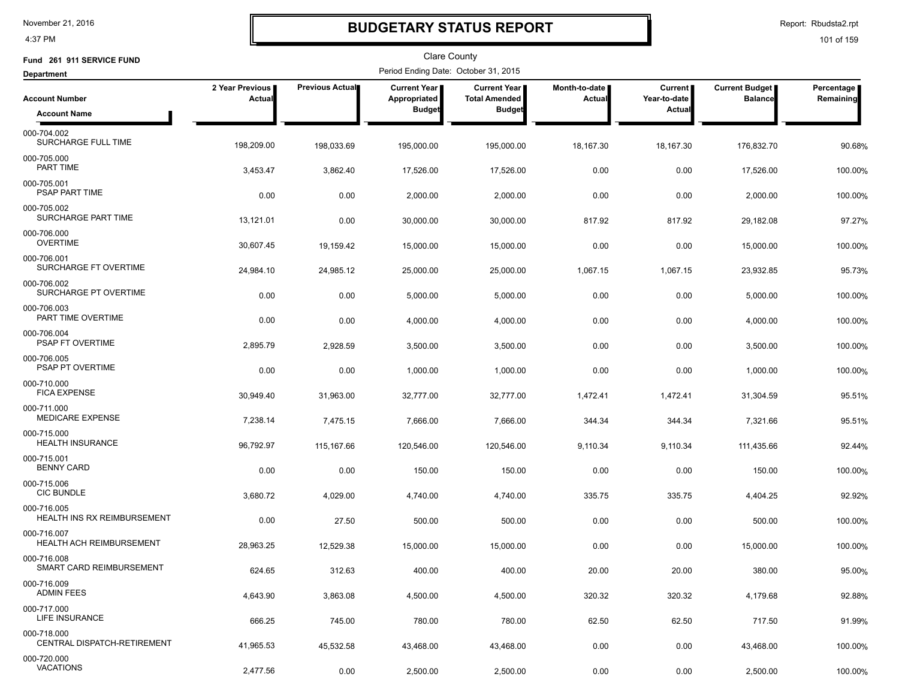# BUDGETARY STATUS REPORT

November 21, 2016
4:37 PM

Report: Rbudsta2.rpt

Clare County

**Fund 261 911 SERVICE FUND**

**Department**

Period Ending Date: October 31, 2015

| Account Number / Account Name | 2 Year Previous Actual | Previous Actual | Current Year Appropriated Budget | Current Year Total Amended Budget | Month-to-date Actual | Current Year-to-date Actual | Current Budget Balance | Percentage Remaining |
|---|---|---|---|---|---|---|---|---|
| 000-704.002 SURCHARGE FULL TIME | 198,209.00 | 198,033.69 | 195,000.00 | 195,000.00 | 18,167.30 | 18,167.30 | 176,832.70 | 90.68% |
| 000-705.000 PART TIME | 3,453.47 | 3,862.40 | 17,526.00 | 17,526.00 | 0.00 | 0.00 | 17,526.00 | 100.00% |
| 000-705.001 PSAP PART TIME | 0.00 | 0.00 | 2,000.00 | 2,000.00 | 0.00 | 0.00 | 2,000.00 | 100.00% |
| 000-705.002 SURCHARGE PART TIME | 13,121.01 | 0.00 | 30,000.00 | 30,000.00 | 817.92 | 817.92 | 29,182.08 | 97.27% |
| 000-706.000 OVERTIME | 30,607.45 | 19,159.42 | 15,000.00 | 15,000.00 | 0.00 | 0.00 | 15,000.00 | 100.00% |
| 000-706.001 SURCHARGE FT OVERTIME | 24,984.10 | 24,985.12 | 25,000.00 | 25,000.00 | 1,067.15 | 1,067.15 | 23,932.85 | 95.73% |
| 000-706.002 SURCHARGE PT OVERTIME | 0.00 | 0.00 | 5,000.00 | 5,000.00 | 0.00 | 0.00 | 5,000.00 | 100.00% |
| 000-706.003 PART TIME OVERTIME | 0.00 | 0.00 | 4,000.00 | 4,000.00 | 0.00 | 0.00 | 4,000.00 | 100.00% |
| 000-706.004 PSAP FT OVERTIME | 2,895.79 | 2,928.59 | 3,500.00 | 3,500.00 | 0.00 | 0.00 | 3,500.00 | 100.00% |
| 000-706.005 PSAP PT OVERTIME | 0.00 | 0.00 | 1,000.00 | 1,000.00 | 0.00 | 0.00 | 1,000.00 | 100.00% |
| 000-710.000 FICA EXPENSE | 30,949.40 | 31,963.00 | 32,777.00 | 32,777.00 | 1,472.41 | 1,472.41 | 31,304.59 | 95.51% |
| 000-711.000 MEDICARE EXPENSE | 7,238.14 | 7,475.15 | 7,666.00 | 7,666.00 | 344.34 | 344.34 | 7,321.66 | 95.51% |
| 000-715.000 HEALTH INSURANCE | 96,792.97 | 115,167.66 | 120,546.00 | 120,546.00 | 9,110.34 | 9,110.34 | 111,435.66 | 92.44% |
| 000-715.001 BENNY CARD | 0.00 | 0.00 | 150.00 | 150.00 | 0.00 | 0.00 | 150.00 | 100.00% |
| 000-715.006 CIC BUNDLE | 3,680.72 | 4,029.00 | 4,740.00 | 4,740.00 | 335.75 | 335.75 | 4,404.25 | 92.92% |
| 000-716.005 HEALTH INS RX REIMBURSEMENT | 0.00 | 27.50 | 500.00 | 500.00 | 0.00 | 0.00 | 500.00 | 100.00% |
| 000-716.007 HEALTH ACH REIMBURSEMENT | 28,963.25 | 12,529.38 | 15,000.00 | 15,000.00 | 0.00 | 0.00 | 15,000.00 | 100.00% |
| 000-716.008 SMART CARD REIMBURSEMENT | 624.65 | 312.63 | 400.00 | 400.00 | 20.00 | 20.00 | 380.00 | 95.00% |
| 000-716.009 ADMIN FEES | 4,643.90 | 3,863.08 | 4,500.00 | 4,500.00 | 320.32 | 320.32 | 4,179.68 | 92.88% |
| 000-717.000 LIFE INSURANCE | 666.25 | 745.00 | 780.00 | 780.00 | 62.50 | 62.50 | 717.50 | 91.99% |
| 000-718.000 CENTRAL DISPATCH-RETIREMENT | 41,965.53 | 45,532.58 | 43,468.00 | 43,468.00 | 0.00 | 0.00 | 43,468.00 | 100.00% |
| 000-720.000 VACATIONS | 2,477.56 | 0.00 | 2,500.00 | 2,500.00 | 0.00 | 0.00 | 2,500.00 | 100.00% |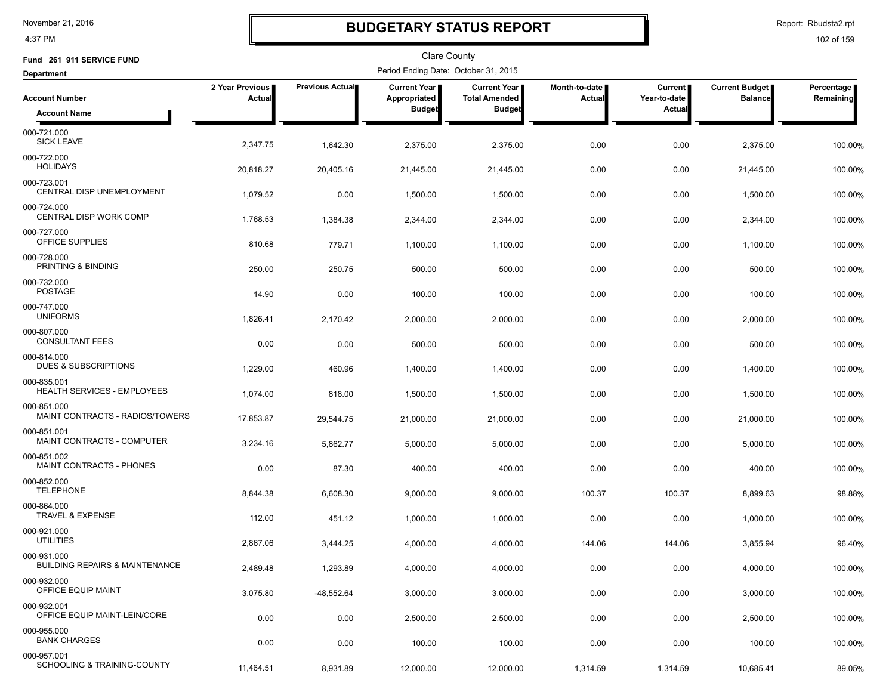# BUDGETARY STATUS REPORT

Clare County

**Fund 261 911 SERVICE FUND**

**Department**

Period Ending Date: October 31, 2015

| Account Number / Account Name | 2 Year Previous Actual | Previous Actual | Current Year Appropriated Budget | Current Year Total Amended Budget | Month-to-date Actual | Current Year-to-date Actual | Current Budget Balance | Percentage Remaining |
|---|---|---|---|---|---|---|---|---|
| 000-721.000 SICK LEAVE | 2,347.75 | 1,642.30 | 2,375.00 | 2,375.00 | 0.00 | 0.00 | 2,375.00 | 100.00% |
| 000-722.000 HOLIDAYS | 20,818.27 | 20,405.16 | 21,445.00 | 21,445.00 | 0.00 | 0.00 | 21,445.00 | 100.00% |
| 000-723.001 CENTRAL DISP UNEMPLOYMENT | 1,079.52 | 0.00 | 1,500.00 | 1,500.00 | 0.00 | 0.00 | 1,500.00 | 100.00% |
| 000-724.000 CENTRAL DISP WORK COMP | 1,768.53 | 1,384.38 | 2,344.00 | 2,344.00 | 0.00 | 0.00 | 2,344.00 | 100.00% |
| 000-727.000 OFFICE SUPPLIES | 810.68 | 779.71 | 1,100.00 | 1,100.00 | 0.00 | 0.00 | 1,100.00 | 100.00% |
| 000-728.000 PRINTING & BINDING | 250.00 | 250.75 | 500.00 | 500.00 | 0.00 | 0.00 | 500.00 | 100.00% |
| 000-732.000 POSTAGE | 14.90 | 0.00 | 100.00 | 100.00 | 0.00 | 0.00 | 100.00 | 100.00% |
| 000-747.000 UNIFORMS | 1,826.41 | 2,170.42 | 2,000.00 | 2,000.00 | 0.00 | 0.00 | 2,000.00 | 100.00% |
| 000-807.000 CONSULTANT FEES | 0.00 | 0.00 | 500.00 | 500.00 | 0.00 | 0.00 | 500.00 | 100.00% |
| 000-814.000 DUES & SUBSCRIPTIONS | 1,229.00 | 460.96 | 1,400.00 | 1,400.00 | 0.00 | 0.00 | 1,400.00 | 100.00% |
| 000-835.001 HEALTH SERVICES - EMPLOYEES | 1,074.00 | 818.00 | 1,500.00 | 1,500.00 | 0.00 | 0.00 | 1,500.00 | 100.00% |
| 000-851.000 MAINT CONTRACTS - RADIOS/TOWERS | 17,853.87 | 29,544.75 | 21,000.00 | 21,000.00 | 0.00 | 0.00 | 21,000.00 | 100.00% |
| 000-851.001 MAINT CONTRACTS - COMPUTER | 3,234.16 | 5,862.77 | 5,000.00 | 5,000.00 | 0.00 | 0.00 | 5,000.00 | 100.00% |
| 000-851.002 MAINT CONTRACTS - PHONES | 0.00 | 87.30 | 400.00 | 400.00 | 0.00 | 0.00 | 400.00 | 100.00% |
| 000-852.000 TELEPHONE | 8,844.38 | 6,608.30 | 9,000.00 | 9,000.00 | 100.37 | 100.37 | 8,899.63 | 98.88% |
| 000-864.000 TRAVEL & EXPENSE | 112.00 | 451.12 | 1,000.00 | 1,000.00 | 0.00 | 0.00 | 1,000.00 | 100.00% |
| 000-921.000 UTILITIES | 2,867.06 | 3,444.25 | 4,000.00 | 4,000.00 | 144.06 | 144.06 | 3,855.94 | 96.40% |
| 000-931.000 BUILDING REPAIRS & MAINTENANCE | 2,489.48 | 1,293.89 | 4,000.00 | 4,000.00 | 0.00 | 0.00 | 4,000.00 | 100.00% |
| 000-932.000 OFFICE EQUIP MAINT | 3,075.80 | -48,552.64 | 3,000.00 | 3,000.00 | 0.00 | 0.00 | 3,000.00 | 100.00% |
| 000-932.001 OFFICE EQUIP MAINT-LEIN/CORE | 0.00 | 0.00 | 2,500.00 | 2,500.00 | 0.00 | 0.00 | 2,500.00 | 100.00% |
| 000-955.000 BANK CHARGES | 0.00 | 0.00 | 100.00 | 100.00 | 0.00 | 0.00 | 100.00 | 100.00% |
| 000-957.001 SCHOOLING & TRAINING-COUNTY | 11,464.51 | 8,931.89 | 12,000.00 | 12,000.00 | 1,314.59 | 1,314.59 | 10,685.41 | 89.05% |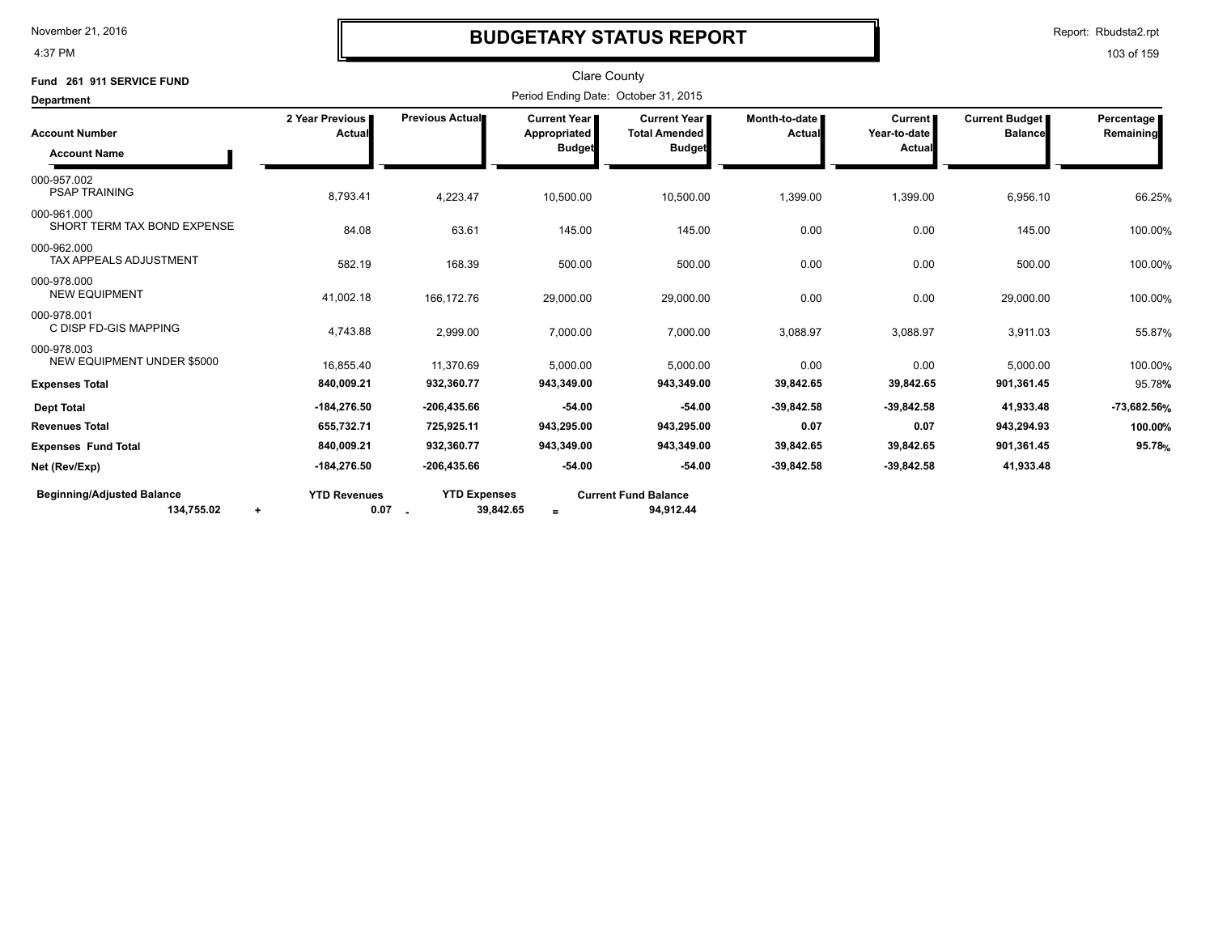# BUDGETARY STATUS REPORT

Clare County

**Fund 261 911 SERVICE FUND**

**Department**

Period Ending Date: October 31, 2015

| Account Number / Account Name | 2 Year Previous Actual | Previous Actual | Current Year Appropriated Budget | Current Year Total Amended Budget | Month-to-date Actual | Current Year-to-date Actual | Current Budget Balance | Percentage Remaining |
|---|---|---|---|---|---|---|---|---|
| 000-957.002 PSAP TRAINING | 8,793.41 | 4,223.47 | 10,500.00 | 10,500.00 | 1,399.00 | 1,399.00 | 6,956.10 | 66.25% |
| 000-961.000 SHORT TERM TAX BOND EXPENSE | 84.08 | 63.61 | 145.00 | 145.00 | 0.00 | 0.00 | 145.00 | 100.00% |
| 000-962.000 TAX APPEALS ADJUSTMENT | 582.19 | 168.39 | 500.00 | 500.00 | 0.00 | 0.00 | 500.00 | 100.00% |
| 000-978.000 NEW EQUIPMENT | 41,002.18 | 166,172.76 | 29,000.00 | 29,000.00 | 0.00 | 0.00 | 29,000.00 | 100.00% |
| 000-978.001 C DISP FD-GIS MAPPING | 4,743.88 | 2,999.00 | 7,000.00 | 7,000.00 | 3,088.97 | 3,088.97 | 3,911.03 | 55.87% |
| 000-978.003 NEW EQUIPMENT UNDER $5000 | 16,855.40 | 11,370.69 | 5,000.00 | 5,000.00 | 0.00 | 0.00 | 5,000.00 | 100.00% |
| **Expenses Total** | **840,009.21** | **932,360.77** | **943,349.00** | **943,349.00** | **39,842.65** | **39,842.65** | **901,361.45** | 95.78% |
| **Dept Total** | **-184,276.50** | **-206,435.66** | **-54.00** | **-54.00** | **-39,842.58** | **-39,842.58** | **41,933.48** | **-73,682.56%** |
| **Revenues Total** | **655,732.71** | **725,925.11** | **943,295.00** | **943,295.00** | **0.07** | **0.07** | **943,294.93** | **100.00%** |
| **Expenses Fund Total** | **840,009.21** | **932,360.77** | **943,349.00** | **943,349.00** | **39,842.65** | **39,842.65** | **901,361.45** | **95.78%** |
| **Net (Rev/Exp)** | **-184,276.50** | **-206,435.66** | **-54.00** | **-54.00** | **-39,842.58** | **-39,842.58** | **41,933.48** | |

| Beginning/Adjusted Balance | | YTD Revenues | | YTD Expenses | | Current Fund Balance |
|---|---|---|---|---|---|---|
| 134,755.02 | + | 0.07 | - | 39,842.65 | = | 94,912.44 |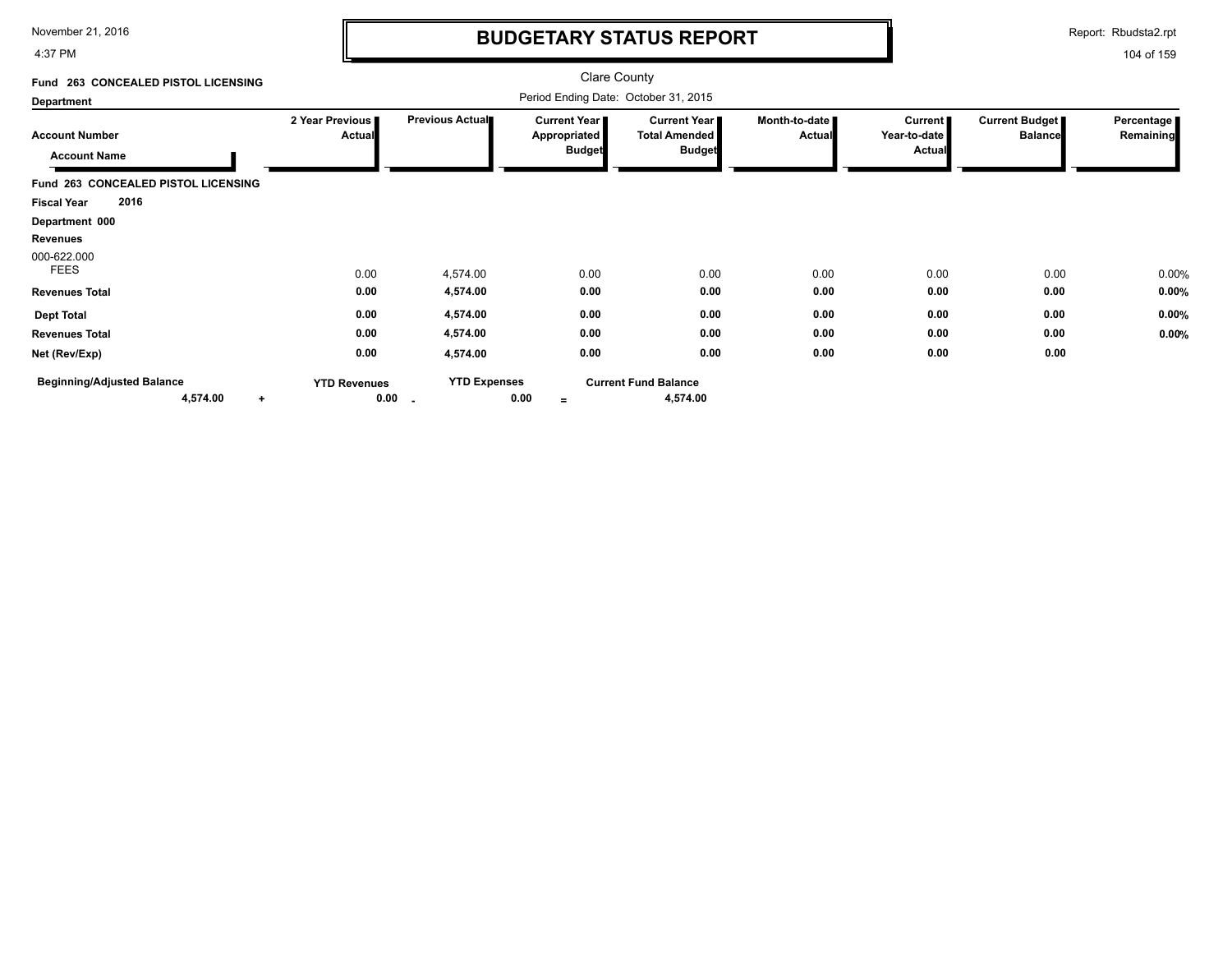# BUDGETARY STATUS REPORT

Clare County

**Fund 263 CONCEALED PISTOL LICENSING**

**Department**

Period Ending Date: October 31, 2015

| Account Number / Account Name | 2 Year Previous Actual | Previous Actual | Current Year Appropriated Budget | Current Year Total Amended Budget | Month-to-date Actual | Current Year-to-date Actual | Current Budget Balance | Percentage Remaining |
|---|---|---|---|---|---|---|---|---|
| **Fund 263 CONCEALED PISTOL LICENSING** | | | | | | | | |
| **Fiscal Year 2016** | | | | | | | | |
| **Department 000** | | | | | | | | |
| **Revenues** | | | | | | | | |
| 000-622.000 FEES | 0.00 | 4,574.00 | 0.00 | 0.00 | 0.00 | 0.00 | 0.00 | 0.00% |
| **Revenues Total** | **0.00** | **4,574.00** | **0.00** | **0.00** | **0.00** | **0.00** | **0.00** | **0.00%** |
| **Dept Total** | **0.00** | **4,574.00** | **0.00** | **0.00** | **0.00** | **0.00** | **0.00** | **0.00%** |
| **Revenues Total** | **0.00** | **4,574.00** | **0.00** | **0.00** | **0.00** | **0.00** | **0.00** | **0.00%** |
| **Net (Rev/Exp)** | **0.00** | **4,574.00** | **0.00** | **0.00** | **0.00** | **0.00** | **0.00** | |

| Beginning/Adjusted Balance | | YTD Revenues | | YTD Expenses | | Current Fund Balance |
|---|---|---|---|---|---|---|
| **4,574.00** | + | **0.00** | - | **0.00** | = | **4,574.00** |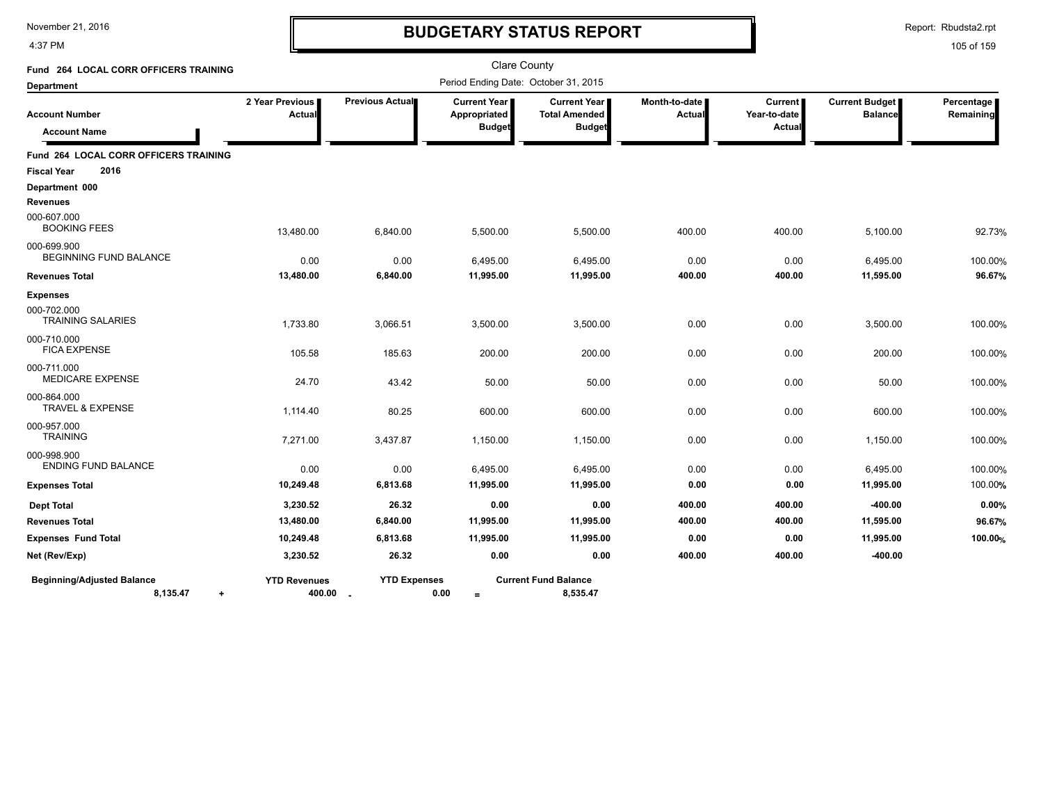November 21, 2016
4:37 PM

# BUDGETARY STATUS REPORT

Report: Rbudsta2.rpt

Clare County

**Fund 264 LOCAL CORR OFFICERS TRAINING**

**Department**

Period Ending Date: October 31, 2015

| Account Number / Account Name | 2 Year Previous Actual | Previous Actual | Current Year Appropriated Budget | Current Year Total Amended Budget | Month-to-date Actual | Current Year-to-date Actual | Current Budget Balance | Percentage Remaining |
|---|---|---|---|---|---|---|---|---|
| **Fund 264 LOCAL CORR OFFICERS TRAINING** | | | | | | | | |
| **Fiscal Year 2016** | | | | | | | | |
| **Department 000** | | | | | | | | |
| **Revenues** | | | | | | | | |
| 000-607.000 BOOKING FEES | 13,480.00 | 6,840.00 | 5,500.00 | 5,500.00 | 400.00 | 400.00 | 5,100.00 | 92.73% |
| 000-699.900 BEGINNING FUND BALANCE | 0.00 | 0.00 | 6,495.00 | 6,495.00 | 0.00 | 0.00 | 6,495.00 | 100.00% |
| **Revenues Total** | **13,480.00** | **6,840.00** | **11,995.00** | **11,995.00** | **400.00** | **400.00** | **11,595.00** | **96.67%** |
| **Expenses** | | | | | | | | |
| 000-702.000 TRAINING SALARIES | 1,733.80 | 3,066.51 | 3,500.00 | 3,500.00 | 0.00 | 0.00 | 3,500.00 | 100.00% |
| 000-710.000 FICA EXPENSE | 105.58 | 185.63 | 200.00 | 200.00 | 0.00 | 0.00 | 200.00 | 100.00% |
| 000-711.000 MEDICARE EXPENSE | 24.70 | 43.42 | 50.00 | 50.00 | 0.00 | 0.00 | 50.00 | 100.00% |
| 000-864.000 TRAVEL & EXPENSE | 1,114.40 | 80.25 | 600.00 | 600.00 | 0.00 | 0.00 | 600.00 | 100.00% |
| 000-957.000 TRAINING | 7,271.00 | 3,437.87 | 1,150.00 | 1,150.00 | 0.00 | 0.00 | 1,150.00 | 100.00% |
| 000-998.900 ENDING FUND BALANCE | 0.00 | 0.00 | 6,495.00 | 6,495.00 | 0.00 | 0.00 | 6,495.00 | 100.00% |
| **Expenses Total** | **10,249.48** | **6,813.68** | **11,995.00** | **11,995.00** | **0.00** | **0.00** | **11,995.00** | 100.00% |
| **Dept Total** | **3,230.52** | **26.32** | **0.00** | **0.00** | **400.00** | **400.00** | **-400.00** | **0.00%** |
| **Revenues Total** | **13,480.00** | **6,840.00** | **11,995.00** | **11,995.00** | **400.00** | **400.00** | **11,595.00** | **96.67%** |
| **Expenses Fund Total** | **10,249.48** | **6,813.68** | **11,995.00** | **11,995.00** | **0.00** | **0.00** | **11,995.00** | **100.00%** |
| **Net (Rev/Exp)** | **3,230.52** | **26.32** | **0.00** | **0.00** | **400.00** | **400.00** | **-400.00** | |

| Beginning/Adjusted Balance | | YTD Revenues | | YTD Expenses | | Current Fund Balance |
|---|---|---|---|---|---|---|
| **8,135.47** | + | **400.00** | - | **0.00** | = | **8,535.47** |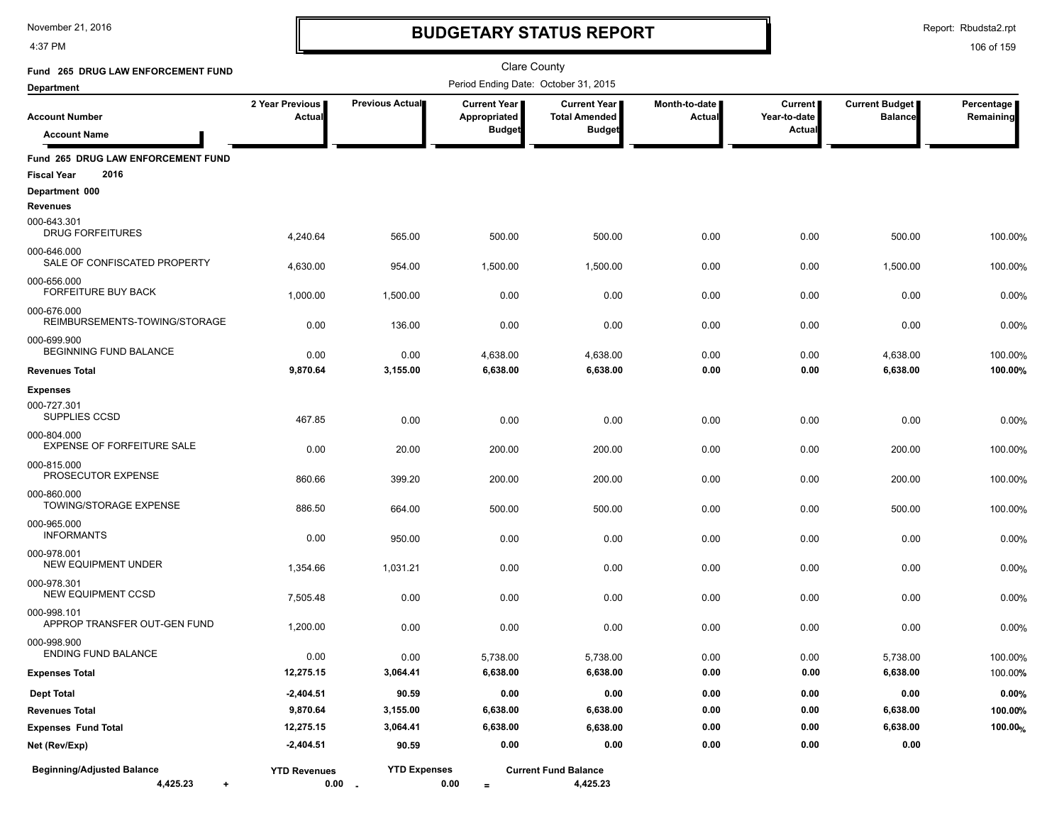# BUDGETARY STATUS REPORT

November 21, 2016
4:37 PM

Report: Rbudsta2.rpt

Clare County

**Fund 265 DRUG LAW ENFORCEMENT FUND**

**Department**

Period Ending Date: October 31, 2015

| Account Number / Account Name | 2 Year Previous Actual | Previous Actual | Current Year Appropriated Budget | Current Year Total Amended Budget | Month-to-date Actual | Current Year-to-date Actual | Current Budget Balance | Percentage Remaining |
|---|---|---|---|---|---|---|---|---|
| **Fund 265 DRUG LAW ENFORCEMENT FUND** | | | | | | | | |
| **Fiscal Year 2016** | | | | | | | | |
| **Department 000** | | | | | | | | |
| **Revenues** | | | | | | | | |
| 000-643.301 DRUG FORFEITURES | 4,240.64 | 565.00 | 500.00 | 500.00 | 0.00 | 0.00 | 500.00 | 100.00% |
| 000-646.000 SALE OF CONFISCATED PROPERTY | 4,630.00 | 954.00 | 1,500.00 | 1,500.00 | 0.00 | 0.00 | 1,500.00 | 100.00% |
| 000-656.000 FORFEITURE BUY BACK | 1,000.00 | 1,500.00 | 0.00 | 0.00 | 0.00 | 0.00 | 0.00 | 0.00% |
| 000-676.000 REIMBURSEMENTS-TOWING/STORAGE | 0.00 | 136.00 | 0.00 | 0.00 | 0.00 | 0.00 | 0.00 | 0.00% |
| 000-699.900 BEGINNING FUND BALANCE | 0.00 | 0.00 | 4,638.00 | 4,638.00 | 0.00 | 0.00 | 4,638.00 | 100.00% |
| **Revenues Total** | **9,870.64** | **3,155.00** | **6,638.00** | **6,638.00** | **0.00** | **0.00** | **6,638.00** | **100.00%** |
| **Expenses** | | | | | | | | |
| 000-727.301 SUPPLIES CCSD | 467.85 | 0.00 | 0.00 | 0.00 | 0.00 | 0.00 | 0.00 | 0.00% |
| 000-804.000 EXPENSE OF FORFEITURE SALE | 0.00 | 20.00 | 200.00 | 200.00 | 0.00 | 0.00 | 200.00 | 100.00% |
| 000-815.000 PROSECUTOR EXPENSE | 860.66 | 399.20 | 200.00 | 200.00 | 0.00 | 0.00 | 200.00 | 100.00% |
| 000-860.000 TOWING/STORAGE EXPENSE | 886.50 | 664.00 | 500.00 | 500.00 | 0.00 | 0.00 | 500.00 | 100.00% |
| 000-965.000 INFORMANTS | 0.00 | 950.00 | 0.00 | 0.00 | 0.00 | 0.00 | 0.00 | 0.00% |
| 000-978.001 NEW EQUIPMENT UNDER | 1,354.66 | 1,031.21 | 0.00 | 0.00 | 0.00 | 0.00 | 0.00 | 0.00% |
| 000-978.301 NEW EQUIPMENT CCSD | 7,505.48 | 0.00 | 0.00 | 0.00 | 0.00 | 0.00 | 0.00 | 0.00% |
| 000-998.101 APPROP TRANSFER OUT-GEN FUND | 1,200.00 | 0.00 | 0.00 | 0.00 | 0.00 | 0.00 | 0.00 | 0.00% |
| 000-998.900 ENDING FUND BALANCE | 0.00 | 0.00 | 5,738.00 | 5,738.00 | 0.00 | 0.00 | 5,738.00 | 100.00% |
| **Expenses Total** | **12,275.15** | **3,064.41** | **6,638.00** | **6,638.00** | **0.00** | **0.00** | **6,638.00** | 100.00% |
| **Dept Total** | **-2,404.51** | **90.59** | **0.00** | **0.00** | **0.00** | **0.00** | **0.00** | **0.00%** |
| **Revenues Total** | **9,870.64** | **3,155.00** | **6,638.00** | **6,638.00** | **0.00** | **0.00** | **6,638.00** | **100.00%** |
| **Expenses Fund Total** | **12,275.15** | **3,064.41** | **6,638.00** | **6,638.00** | **0.00** | **0.00** | **6,638.00** | **100.00%** |
| **Net (Rev/Exp)** | **-2,404.51** | **90.59** | **0.00** | **0.00** | **0.00** | **0.00** | **0.00** | |

| Beginning/Adjusted Balance | | YTD Revenues | | YTD Expenses | | Current Fund Balance |
|---|---|---|---|---|---|---|
| 4,425.23 | + | 0.00 | - | 0.00 | = | 4,425.23 |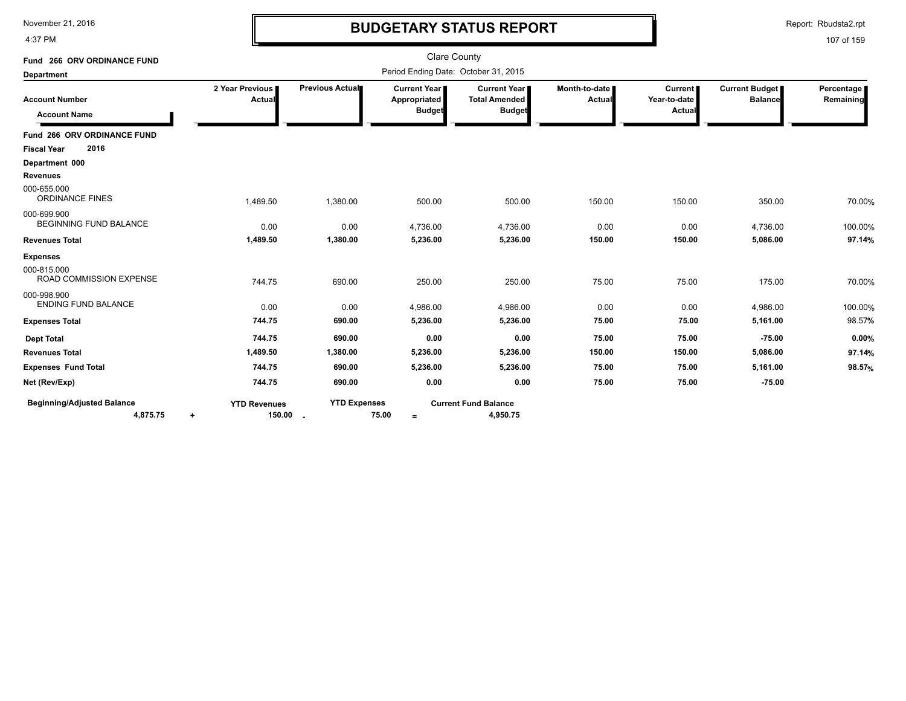# BUDGETARY STATUS REPORT

November 21, 2016
4:37 PM

Report: Rbudsta2.rpt

Clare County

Period Ending Date: October 31, 2015

**Fund 266 ORV ORDINANCE FUND**

**Department**

| Account Number / Account Name | 2 Year Previous Actual | Previous Actual | Current Year Appropriated Budget | Current Year Total Amended Budget | Month-to-date Actual | Current Year-to-date Actual | Current Budget Balance | Percentage Remaining |
|---|---|---|---|---|---|---|---|---|
| **Fund 266 ORV ORDINANCE FUND** | | | | | | | | |
| **Fiscal Year 2016** | | | | | | | | |
| **Department 000** | | | | | | | | |
| **Revenues** | | | | | | | | |
| 000-655.000 ORDINANCE FINES | 1,489.50 | 1,380.00 | 500.00 | 500.00 | 150.00 | 150.00 | 350.00 | 70.00% |
| 000-699.900 BEGINNING FUND BALANCE | 0.00 | 0.00 | 4,736.00 | 4,736.00 | 0.00 | 0.00 | 4,736.00 | 100.00% |
| **Revenues Total** | **1,489.50** | **1,380.00** | **5,236.00** | **5,236.00** | **150.00** | **150.00** | **5,086.00** | **97.14%** |
| **Expenses** | | | | | | | | |
| 000-815.000 ROAD COMMISSION EXPENSE | 744.75 | 690.00 | 250.00 | 250.00 | 75.00 | 75.00 | 175.00 | 70.00% |
| 000-998.900 ENDING FUND BALANCE | 0.00 | 0.00 | 4,986.00 | 4,986.00 | 0.00 | 0.00 | 4,986.00 | 100.00% |
| **Expenses Total** | **744.75** | **690.00** | **5,236.00** | **5,236.00** | **75.00** | **75.00** | **5,161.00** | 98.57% |
| **Dept Total** | **744.75** | **690.00** | **0.00** | **0.00** | **75.00** | **75.00** | **-75.00** | **0.00%** |
| **Revenues Total** | **1,489.50** | **1,380.00** | **5,236.00** | **5,236.00** | **150.00** | **150.00** | **5,086.00** | **97.14%** |
| **Expenses Fund Total** | **744.75** | **690.00** | **5,236.00** | **5,236.00** | **75.00** | **75.00** | **5,161.00** | **98.57%** |
| **Net (Rev/Exp)** | **744.75** | **690.00** | **0.00** | **0.00** | **75.00** | **75.00** | **-75.00** | |

| Beginning/Adjusted Balance | | YTD Revenues | | YTD Expenses | | Current Fund Balance |
|---|---|---|---|---|---|---|
| **4,875.75** | + | **150.00** | - | **75.00** | = | **4,950.75** |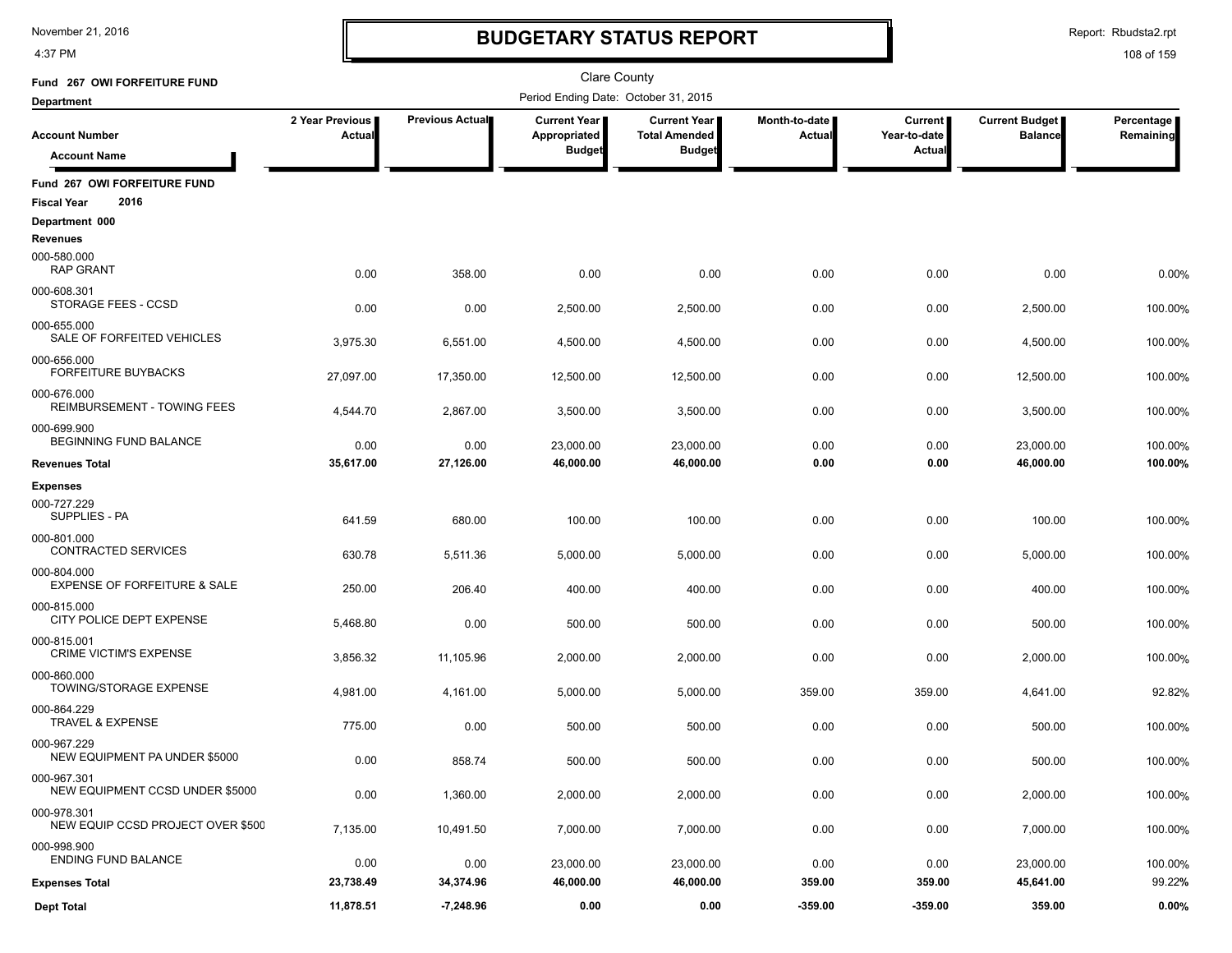# BUDGETARY STATUS REPORT

Clare County

Period Ending Date: October 31, 2015

**Fund 267 OWI FORFEITURE FUND**

**Department**

| Account Number / Account Name | 2 Year Previous Actual | Previous Actual | Current Year Appropriated Budget | Current Year Total Amended Budget | Month-to-date Actual | Current Year-to-date Actual | Current Budget Balance | Percentage Remaining |
|---|---|---|---|---|---|---|---|---|
| **Fund 267 OWI FORFEITURE FUND** | | | | | | | | |
| **Fiscal Year 2016** | | | | | | | | |
| **Department 000** | | | | | | | | |
| **Revenues** | | | | | | | | |
| 000-580.000 RAP GRANT | 0.00 | 358.00 | 0.00 | 0.00 | 0.00 | 0.00 | 0.00 | 0.00% |
| 000-608.301 STORAGE FEES - CCSD | 0.00 | 0.00 | 2,500.00 | 2,500.00 | 0.00 | 0.00 | 2,500.00 | 100.00% |
| 000-655.000 SALE OF FORFEITED VEHICLES | 3,975.30 | 6,551.00 | 4,500.00 | 4,500.00 | 0.00 | 0.00 | 4,500.00 | 100.00% |
| 000-656.000 FORFEITURE BUYBACKS | 27,097.00 | 17,350.00 | 12,500.00 | 12,500.00 | 0.00 | 0.00 | 12,500.00 | 100.00% |
| 000-676.000 REIMBURSEMENT - TOWING FEES | 4,544.70 | 2,867.00 | 3,500.00 | 3,500.00 | 0.00 | 0.00 | 3,500.00 | 100.00% |
| 000-699.900 BEGINNING FUND BALANCE | 0.00 | 0.00 | 23,000.00 | 23,000.00 | 0.00 | 0.00 | 23,000.00 | 100.00% |
| **Revenues Total** | **35,617.00** | **27,126.00** | **46,000.00** | **46,000.00** | **0.00** | **0.00** | **46,000.00** | **100.00%** |
| **Expenses** | | | | | | | | |
| 000-727.229 SUPPLIES - PA | 641.59 | 680.00 | 100.00 | 100.00 | 0.00 | 0.00 | 100.00 | 100.00% |
| 000-801.000 CONTRACTED SERVICES | 630.78 | 5,511.36 | 5,000.00 | 5,000.00 | 0.00 | 0.00 | 5,000.00 | 100.00% |
| 000-804.000 EXPENSE OF FORFEITURE & SALE | 250.00 | 206.40 | 400.00 | 400.00 | 0.00 | 0.00 | 400.00 | 100.00% |
| 000-815.000 CITY POLICE DEPT EXPENSE | 5,468.80 | 0.00 | 500.00 | 500.00 | 0.00 | 0.00 | 500.00 | 100.00% |
| 000-815.001 CRIME VICTIM'S EXPENSE | 3,856.32 | 11,105.96 | 2,000.00 | 2,000.00 | 0.00 | 0.00 | 2,000.00 | 100.00% |
| 000-860.000 TOWING/STORAGE EXPENSE | 4,981.00 | 4,161.00 | 5,000.00 | 5,000.00 | 359.00 | 359.00 | 4,641.00 | 92.82% |
| 000-864.229 TRAVEL & EXPENSE | 775.00 | 0.00 | 500.00 | 500.00 | 0.00 | 0.00 | 500.00 | 100.00% |
| 000-967.229 NEW EQUIPMENT PA UNDER $5000 | 0.00 | 858.74 | 500.00 | 500.00 | 0.00 | 0.00 | 500.00 | 100.00% |
| 000-967.301 NEW EQUIPMENT CCSD UNDER $5000 | 0.00 | 1,360.00 | 2,000.00 | 2,000.00 | 0.00 | 0.00 | 2,000.00 | 100.00% |
| 000-978.301 NEW EQUIP CCSD PROJECT OVER $500 | 7,135.00 | 10,491.50 | 7,000.00 | 7,000.00 | 0.00 | 0.00 | 7,000.00 | 100.00% |
| 000-998.900 ENDING FUND BALANCE | 0.00 | 0.00 | 23,000.00 | 23,000.00 | 0.00 | 0.00 | 23,000.00 | 100.00% |
| **Expenses Total** | **23,738.49** | **34,374.96** | **46,000.00** | **46,000.00** | **359.00** | **359.00** | **45,641.00** | **99.22%** |
| **Dept Total** | **11,878.51** | **-7,248.96** | **0.00** | **0.00** | **-359.00** | **-359.00** | **359.00** | **0.00%** |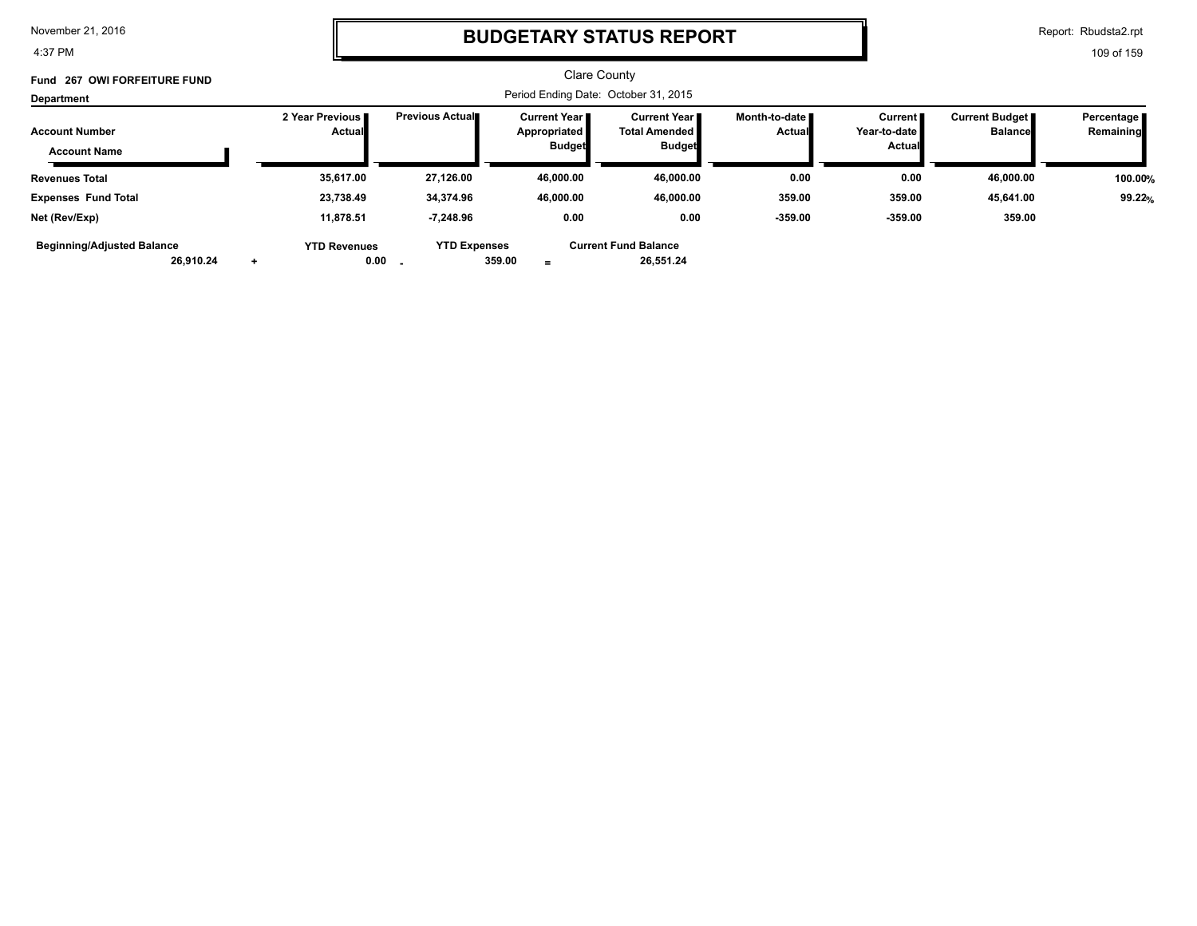# BUDGETARY STATUS REPORT

Clare County

Period Ending Date: October 31, 2015

**Fund 267 OWI FORFEITURE FUND**

**Department**

| Account Number / Account Name | 2 Year Previous Actual | Previous Actual | Current Year Appropriated Budget | Current Year Total Amended Budget | Month-to-date Actual | Current Year-to-date Actual | Current Budget Balance | Percentage Remaining |
|---|---|---|---|---|---|---|---|---|
| **Revenues Total** | 35,617.00 | 27,126.00 | 46,000.00 | 46,000.00 | 0.00 | 0.00 | 46,000.00 | 100.00% |
| **Expenses Fund Total** | 23,738.49 | 34,374.96 | 46,000.00 | 46,000.00 | 359.00 | 359.00 | 45,641.00 | 99.22% |
| **Net (Rev/Exp)** | 11,878.51 | -7,248.96 | 0.00 | 0.00 | -359.00 | -359.00 | 359.00 | |

| Beginning/Adjusted Balance | | YTD Revenues | | YTD Expenses | | Current Fund Balance |
|---|---|---|---|---|---|---|
| 26,910.24 | + | 0.00 | - | 359.00 | = | 26,551.24 |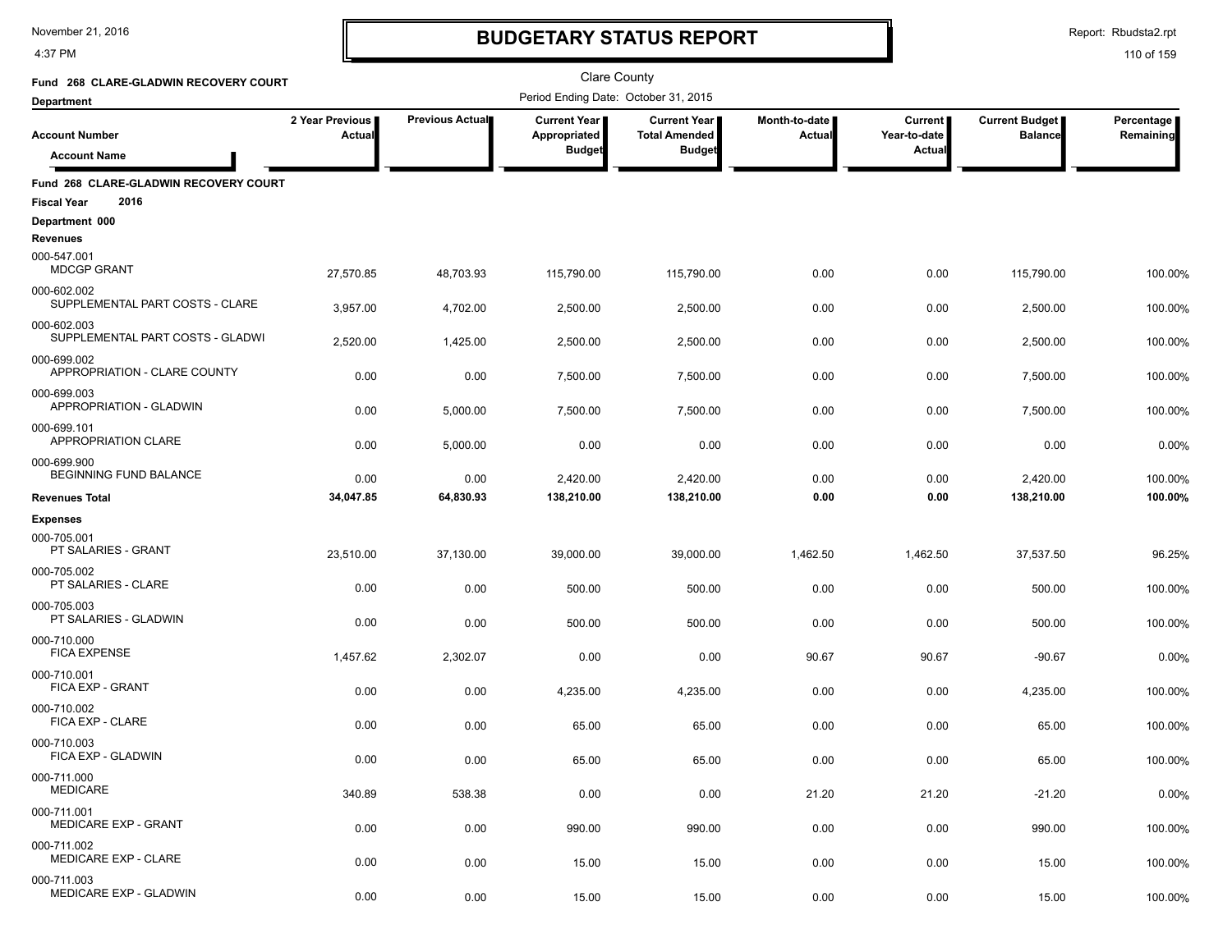# BUDGETARY STATUS REPORT

November 21, 2016
4:37 PM

Report: Rbudsta2.rpt

Clare County

Fund 268 CLARE-GLADWIN RECOVERY COURT

Department

Period Ending Date: October 31, 2015

| Account Number / Account Name | 2 Year Previous Actual | Previous Actual | Current Year Appropriated Budget | Current Year Total Amended Budget | Month-to-date Actual | Current Year-to-date Actual | Current Budget Balance | Percentage Remaining |
|---|---|---|---|---|---|---|---|---|
| **Fund 268 CLARE-GLADWIN RECOVERY COURT** | | | | | | | | |
| **Fiscal Year 2016** | | | | | | | | |
| **Department 000** | | | | | | | | |
| **Revenues** | | | | | | | | |
| 000-547.001 MDCGP GRANT | 27,570.85 | 48,703.93 | 115,790.00 | 115,790.00 | 0.00 | 0.00 | 115,790.00 | 100.00% |
| 000-602.002 SUPPLEMENTAL PART COSTS - CLARE | 3,957.00 | 4,702.00 | 2,500.00 | 2,500.00 | 0.00 | 0.00 | 2,500.00 | 100.00% |
| 000-602.003 SUPPLEMENTAL PART COSTS - GLADWI | 2,520.00 | 1,425.00 | 2,500.00 | 2,500.00 | 0.00 | 0.00 | 2,500.00 | 100.00% |
| 000-699.002 APPROPRIATION - CLARE COUNTY | 0.00 | 0.00 | 7,500.00 | 7,500.00 | 0.00 | 0.00 | 7,500.00 | 100.00% |
| 000-699.003 APPROPRIATION - GLADWIN | 0.00 | 5,000.00 | 7,500.00 | 7,500.00 | 0.00 | 0.00 | 7,500.00 | 100.00% |
| 000-699.101 APPROPRIATION CLARE | 0.00 | 5,000.00 | 0.00 | 0.00 | 0.00 | 0.00 | 0.00 | 0.00% |
| 000-699.900 BEGINNING FUND BALANCE | 0.00 | 0.00 | 2,420.00 | 2,420.00 | 0.00 | 0.00 | 2,420.00 | 100.00% |
| **Revenues Total** | **34,047.85** | **64,830.93** | **138,210.00** | **138,210.00** | **0.00** | **0.00** | **138,210.00** | **100.00%** |
| **Expenses** | | | | | | | | |
| 000-705.001 PT SALARIES - GRANT | 23,510.00 | 37,130.00 | 39,000.00 | 39,000.00 | 1,462.50 | 1,462.50 | 37,537.50 | 96.25% |
| 000-705.002 PT SALARIES - CLARE | 0.00 | 0.00 | 500.00 | 500.00 | 0.00 | 0.00 | 500.00 | 100.00% |
| 000-705.003 PT SALARIES - GLADWIN | 0.00 | 0.00 | 500.00 | 500.00 | 0.00 | 0.00 | 500.00 | 100.00% |
| 000-710.000 FICA EXPENSE | 1,457.62 | 2,302.07 | 0.00 | 0.00 | 90.67 | 90.67 | -90.67 | 0.00% |
| 000-710.001 FICA EXP - GRANT | 0.00 | 0.00 | 4,235.00 | 4,235.00 | 0.00 | 0.00 | 4,235.00 | 100.00% |
| 000-710.002 FICA EXP - CLARE | 0.00 | 0.00 | 65.00 | 65.00 | 0.00 | 0.00 | 65.00 | 100.00% |
| 000-710.003 FICA EXP - GLADWIN | 0.00 | 0.00 | 65.00 | 65.00 | 0.00 | 0.00 | 65.00 | 100.00% |
| 000-711.000 MEDICARE | 340.89 | 538.38 | 0.00 | 0.00 | 21.20 | 21.20 | -21.20 | 0.00% |
| 000-711.001 MEDICARE EXP - GRANT | 0.00 | 0.00 | 990.00 | 990.00 | 0.00 | 0.00 | 990.00 | 100.00% |
| 000-711.002 MEDICARE EXP - CLARE | 0.00 | 0.00 | 15.00 | 15.00 | 0.00 | 0.00 | 15.00 | 100.00% |
| 000-711.003 MEDICARE EXP - GLADWIN | 0.00 | 0.00 | 15.00 | 15.00 | 0.00 | 0.00 | 15.00 | 100.00% |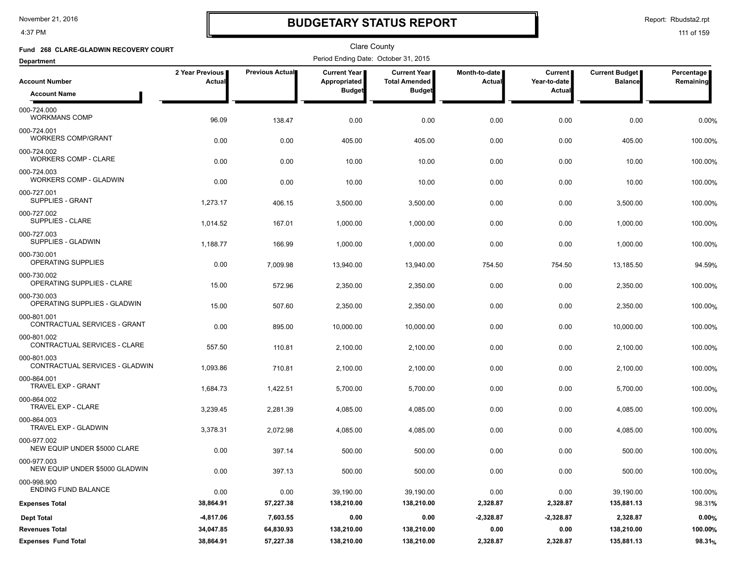# BUDGETARY STATUS REPORT

Clare County

**Fund 268 CLARE-GLADWIN RECOVERY COURT**

Period Ending Date: October 31, 2015

**Department**

| Account Number / Account Name | 2 Year Previous Actual | Previous Actual | Current Year Appropriated Budget | Current Year Total Amended Budget | Month-to-date Actual | Current Year-to-date Actual | Current Budget Balance | Percentage Remaining |
|---|---|---|---|---|---|---|---|---|
| 000-724.000 WORKMANS COMP | 96.09 | 138.47 | 0.00 | 0.00 | 0.00 | 0.00 | 0.00 | 0.00% |
| 000-724.001 WORKERS COMP/GRANT | 0.00 | 0.00 | 405.00 | 405.00 | 0.00 | 0.00 | 405.00 | 100.00% |
| 000-724.002 WORKERS COMP - CLARE | 0.00 | 0.00 | 10.00 | 10.00 | 0.00 | 0.00 | 10.00 | 100.00% |
| 000-724.003 WORKERS COMP - GLADWIN | 0.00 | 0.00 | 10.00 | 10.00 | 0.00 | 0.00 | 10.00 | 100.00% |
| 000-727.001 SUPPLIES - GRANT | 1,273.17 | 406.15 | 3,500.00 | 3,500.00 | 0.00 | 0.00 | 3,500.00 | 100.00% |
| 000-727.002 SUPPLIES - CLARE | 1,014.52 | 167.01 | 1,000.00 | 1,000.00 | 0.00 | 0.00 | 1,000.00 | 100.00% |
| 000-727.003 SUPPLIES - GLADWIN | 1,188.77 | 166.99 | 1,000.00 | 1,000.00 | 0.00 | 0.00 | 1,000.00 | 100.00% |
| 000-730.001 OPERATING SUPPLIES | 0.00 | 7,009.98 | 13,940.00 | 13,940.00 | 754.50 | 754.50 | 13,185.50 | 94.59% |
| 000-730.002 OPERATING SUPPLIES - CLARE | 15.00 | 572.96 | 2,350.00 | 2,350.00 | 0.00 | 0.00 | 2,350.00 | 100.00% |
| 000-730.003 OPERATING SUPPLIES - GLADWIN | 15.00 | 507.60 | 2,350.00 | 2,350.00 | 0.00 | 0.00 | 2,350.00 | 100.00% |
| 000-801.001 CONTRACTUAL SERVICES - GRANT | 0.00 | 895.00 | 10,000.00 | 10,000.00 | 0.00 | 0.00 | 10,000.00 | 100.00% |
| 000-801.002 CONTRACTUAL SERVICES - CLARE | 557.50 | 110.81 | 2,100.00 | 2,100.00 | 0.00 | 0.00 | 2,100.00 | 100.00% |
| 000-801.003 CONTRACTUAL SERVICES - GLADWIN | 1,093.86 | 710.81 | 2,100.00 | 2,100.00 | 0.00 | 0.00 | 2,100.00 | 100.00% |
| 000-864.001 TRAVEL EXP - GRANT | 1,684.73 | 1,422.51 | 5,700.00 | 5,700.00 | 0.00 | 0.00 | 5,700.00 | 100.00% |
| 000-864.002 TRAVEL EXP - CLARE | 3,239.45 | 2,281.39 | 4,085.00 | 4,085.00 | 0.00 | 0.00 | 4,085.00 | 100.00% |
| 000-864.003 TRAVEL EXP - GLADWIN | 3,378.31 | 2,072.98 | 4,085.00 | 4,085.00 | 0.00 | 0.00 | 4,085.00 | 100.00% |
| 000-977.002 NEW EQUIP UNDER $5000 CLARE | 0.00 | 397.14 | 500.00 | 500.00 | 0.00 | 0.00 | 500.00 | 100.00% |
| 000-977.003 NEW EQUIP UNDER $5000 GLADWIN | 0.00 | 397.13 | 500.00 | 500.00 | 0.00 | 0.00 | 500.00 | 100.00% |
| 000-998.900 ENDING FUND BALANCE | 0.00 | 0.00 | 39,190.00 | 39,190.00 | 0.00 | 0.00 | 39,190.00 | 100.00% |
| **Expenses Total** | **38,864.91** | **57,227.38** | **138,210.00** | **138,210.00** | **2,328.87** | **2,328.87** | **135,881.13** | **98.31%** |
| **Dept Total** | **-4,817.06** | **7,603.55** | **0.00** | **0.00** | **-2,328.87** | **-2,328.87** | **2,328.87** | **0.00%** |
| **Revenues Total** | **34,047.85** | **64,830.93** | **138,210.00** | **138,210.00** | **0.00** | **0.00** | **138,210.00** | **100.00%** |
| **Expenses Fund Total** | **38,864.91** | **57,227.38** | **138,210.00** | **138,210.00** | **2,328.87** | **2,328.87** | **135,881.13** | **98.31%** |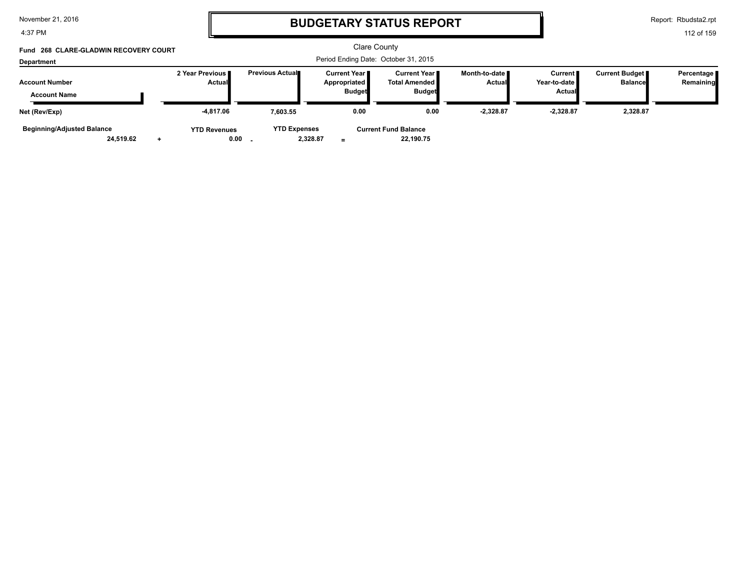# BUDGETARY STATUS REPORT

Clare County

Period Ending Date: October 31, 2015

**Fund 268 CLARE-GLADWIN RECOVERY COURT**

**Department**

| Account Number / Account Name | 2 Year Previous Actual | Previous Actual | Current Year Appropriated Budget | Current Year Total Amended Budget | Month-to-date Actual | Current Year-to-date Actual | Current Budget Balance | Percentage Remaining |
|---|---|---|---|---|---|---|---|---|
| **Net (Rev/Exp)** | -4,817.06 | 7,603.55 | 0.00 | 0.00 | -2,328.87 | -2,328.87 | 2,328.87 | |

| Beginning/Adjusted Balance | | YTD Revenues | | YTD Expenses | | Current Fund Balance |
|---|---|---|---|---|---|---|
| 24,519.62 | + | 0.00 | - | 2,328.87 | = | 22,190.75 |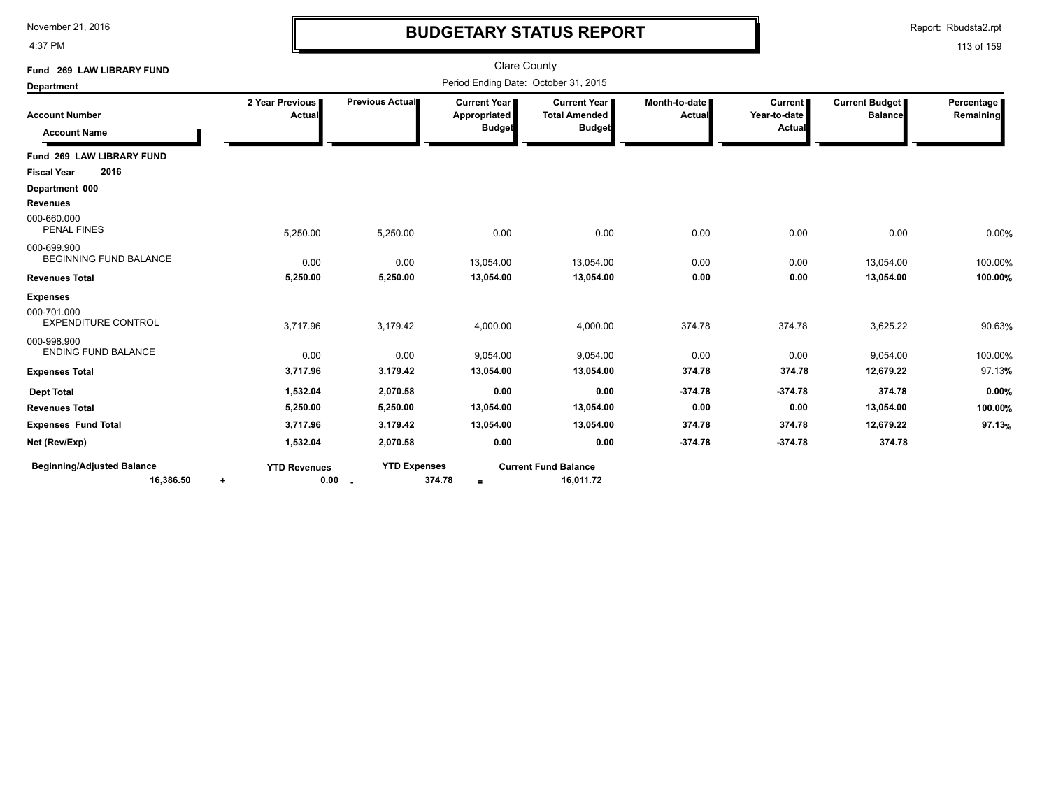# BUDGETARY STATUS REPORT

November 21, 2016
4:37 PM

Report: Rbudsta2.rpt

Clare County

Period Ending Date: October 31, 2015

**Fund 269 LAW LIBRARY FUND**

**Department**

| Account Number / Account Name | 2 Year Previous Actual | Previous Actual | Current Year Appropriated Budget | Current Year Total Amended Budget | Month-to-date Actual | Current Year-to-date Actual | Current Budget Balance | Percentage Remaining |
|---|---|---|---|---|---|---|---|---|
| **Fund 269 LAW LIBRARY FUND** | | | | | | | | |
| **Fiscal Year 2016** | | | | | | | | |
| **Department 000** | | | | | | | | |
| **Revenues** | | | | | | | | |
| 000-660.000 PENAL FINES | 5,250.00 | 5,250.00 | 0.00 | 0.00 | 0.00 | 0.00 | 0.00 | 0.00% |
| 000-699.900 BEGINNING FUND BALANCE | 0.00 | 0.00 | 13,054.00 | 13,054.00 | 0.00 | 0.00 | 13,054.00 | 100.00% |
| **Revenues Total** | **5,250.00** | **5,250.00** | **13,054.00** | **13,054.00** | **0.00** | **0.00** | **13,054.00** | **100.00%** |
| **Expenses** | | | | | | | | |
| 000-701.000 EXPENDITURE CONTROL | 3,717.96 | 3,179.42 | 4,000.00 | 4,000.00 | 374.78 | 374.78 | 3,625.22 | 90.63% |
| 000-998.900 ENDING FUND BALANCE | 0.00 | 0.00 | 9,054.00 | 9,054.00 | 0.00 | 0.00 | 9,054.00 | 100.00% |
| **Expenses Total** | **3,717.96** | **3,179.42** | **13,054.00** | **13,054.00** | **374.78** | **374.78** | **12,679.22** | 97.13% |
| **Dept Total** | **1,532.04** | **2,070.58** | **0.00** | **0.00** | **-374.78** | **-374.78** | **374.78** | **0.00%** |
| **Revenues Total** | **5,250.00** | **5,250.00** | **13,054.00** | **13,054.00** | **0.00** | **0.00** | **13,054.00** | **100.00%** |
| **Expenses Fund Total** | **3,717.96** | **3,179.42** | **13,054.00** | **13,054.00** | **374.78** | **374.78** | **12,679.22** | **97.13%** |
| **Net (Rev/Exp)** | **1,532.04** | **2,070.58** | **0.00** | **0.00** | **-374.78** | **-374.78** | **374.78** | |

| **Beginning/Adjusted Balance** | | **YTD Revenues** | | **YTD Expenses** | | **Current Fund Balance** |
|---|---|---|---|---|---|---|
| **16,386.50** | + | **0.00** | - | **374.78** | = | **16,011.72** |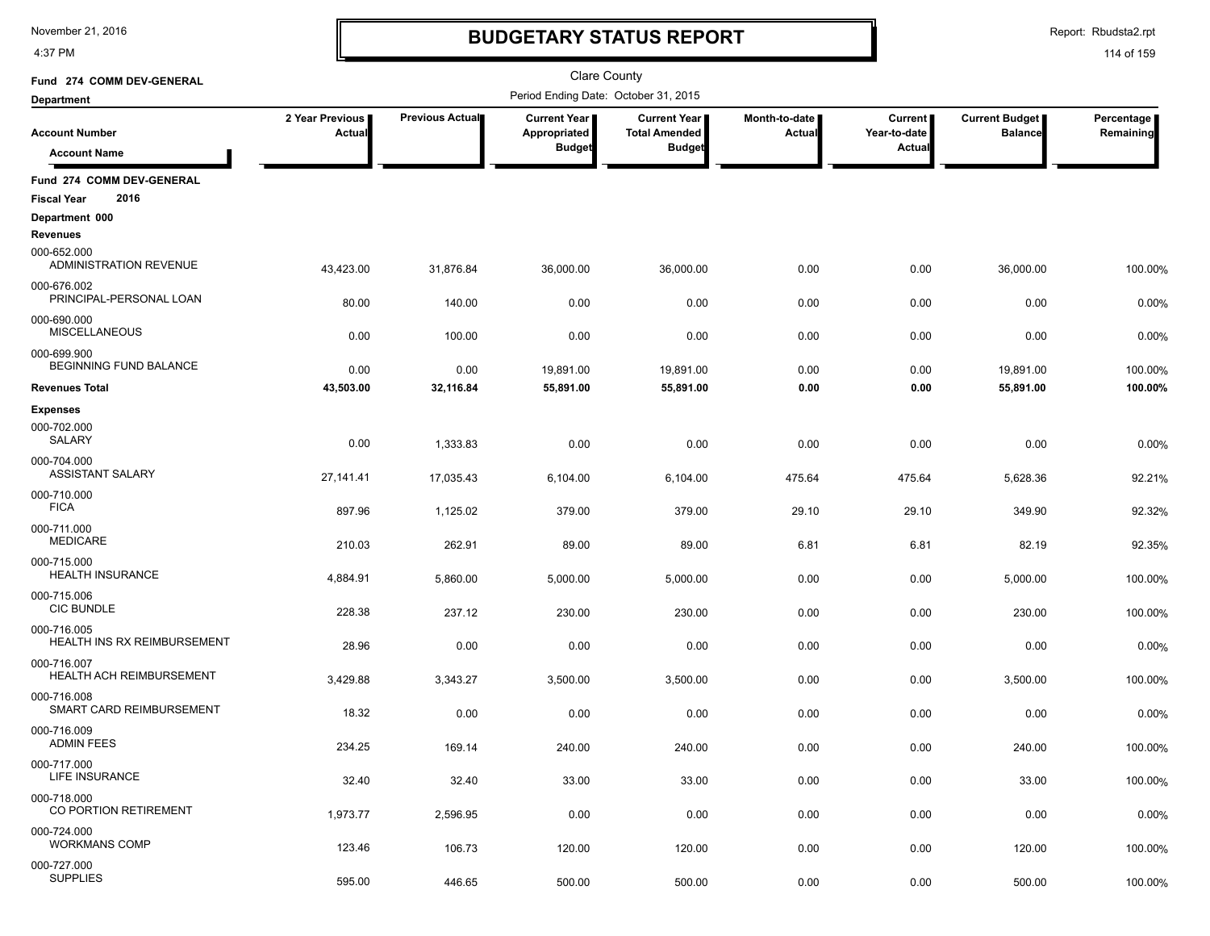# BUDGETARY STATUS REPORT

November 21, 2016
4:37 PM

Report: Rbudsta2.rpt

Clare County

Period Ending Date: October 31, 2015

Fund 274 COMM DEV-GENERAL

Department

| Account Number / Account Name | 2 Year Previous Actual | Previous Actual | Current Year Appropriated Budget | Current Year Total Amended Budget | Month-to-date Actual | Current Year-to-date Actual | Current Budget Balance | Percentage Remaining |
|---|---|---|---|---|---|---|---|---|
| **Fund 274 COMM DEV-GENERAL** | | | | | | | | |
| **Fiscal Year 2016** | | | | | | | | |
| **Department 000** | | | | | | | | |
| **Revenues** | | | | | | | | |
| 000-652.000 ADMINISTRATION REVENUE | 43,423.00 | 31,876.84 | 36,000.00 | 36,000.00 | 0.00 | 0.00 | 36,000.00 | 100.00% |
| 000-676.002 PRINCIPAL-PERSONAL LOAN | 80.00 | 140.00 | 0.00 | 0.00 | 0.00 | 0.00 | 0.00 | 0.00% |
| 000-690.000 MISCELLANEOUS | 0.00 | 100.00 | 0.00 | 0.00 | 0.00 | 0.00 | 0.00 | 0.00% |
| 000-699.900 BEGINNING FUND BALANCE | 0.00 | 0.00 | 19,891.00 | 19,891.00 | 0.00 | 0.00 | 19,891.00 | 100.00% |
| **Revenues Total** | **43,503.00** | **32,116.84** | **55,891.00** | **55,891.00** | **0.00** | **0.00** | **55,891.00** | **100.00%** |
| **Expenses** | | | | | | | | |
| 000-702.000 SALARY | 0.00 | 1,333.83 | 0.00 | 0.00 | 0.00 | 0.00 | 0.00 | 0.00% |
| 000-704.000 ASSISTANT SALARY | 27,141.41 | 17,035.43 | 6,104.00 | 6,104.00 | 475.64 | 475.64 | 5,628.36 | 92.21% |
| 000-710.000 FICA | 897.96 | 1,125.02 | 379.00 | 379.00 | 29.10 | 29.10 | 349.90 | 92.32% |
| 000-711.000 MEDICARE | 210.03 | 262.91 | 89.00 | 89.00 | 6.81 | 6.81 | 82.19 | 92.35% |
| 000-715.000 HEALTH INSURANCE | 4,884.91 | 5,860.00 | 5,000.00 | 5,000.00 | 0.00 | 0.00 | 5,000.00 | 100.00% |
| 000-715.006 CIC BUNDLE | 228.38 | 237.12 | 230.00 | 230.00 | 0.00 | 0.00 | 230.00 | 100.00% |
| 000-716.005 HEALTH INS RX REIMBURSEMENT | 28.96 | 0.00 | 0.00 | 0.00 | 0.00 | 0.00 | 0.00 | 0.00% |
| 000-716.007 HEALTH ACH REIMBURSEMENT | 3,429.88 | 3,343.27 | 3,500.00 | 3,500.00 | 0.00 | 0.00 | 3,500.00 | 100.00% |
| 000-716.008 SMART CARD REIMBURSEMENT | 18.32 | 0.00 | 0.00 | 0.00 | 0.00 | 0.00 | 0.00 | 0.00% |
| 000-716.009 ADMIN FEES | 234.25 | 169.14 | 240.00 | 240.00 | 0.00 | 0.00 | 240.00 | 100.00% |
| 000-717.000 LIFE INSURANCE | 32.40 | 32.40 | 33.00 | 33.00 | 0.00 | 0.00 | 33.00 | 100.00% |
| 000-718.000 CO PORTION RETIREMENT | 1,973.77 | 2,596.95 | 0.00 | 0.00 | 0.00 | 0.00 | 0.00 | 0.00% |
| 000-724.000 WORKMANS COMP | 123.46 | 106.73 | 120.00 | 120.00 | 0.00 | 0.00 | 120.00 | 100.00% |
| 000-727.000 SUPPLIES | 595.00 | 446.65 | 500.00 | 500.00 | 0.00 | 0.00 | 500.00 | 100.00% |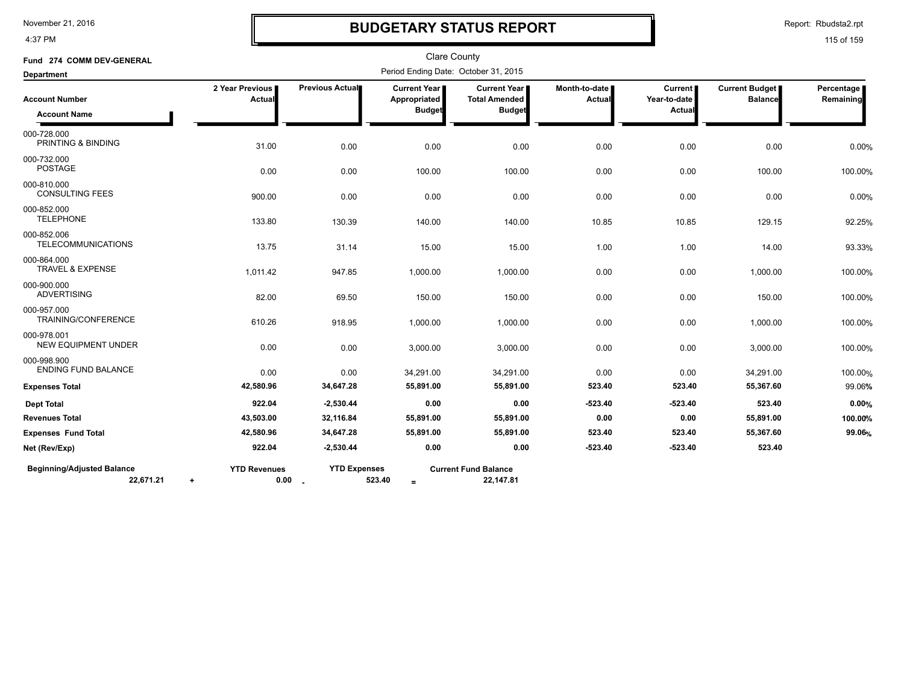# BUDGETARY STATUS REPORT

November 21, 2016
4:37 PM

Report: Rbudsta2.rpt

Clare County

Fund 274 COMM DEV-GENERAL

Period Ending Date: October 31, 2015

Department

| Account Number / Account Name | 2 Year Previous Actual | Previous Actual | Current Year Appropriated Budget | Current Year Total Amended Budget | Month-to-date Actual | Current Year-to-date Actual | Current Budget Balance | Percentage Remaining |
|---|---|---|---|---|---|---|---|---|
| 000-728.000 PRINTING & BINDING | 31.00 | 0.00 | 0.00 | 0.00 | 0.00 | 0.00 | 0.00 | 0.00% |
| 000-732.000 POSTAGE | 0.00 | 0.00 | 100.00 | 100.00 | 0.00 | 0.00 | 100.00 | 100.00% |
| 000-810.000 CONSULTING FEES | 900.00 | 0.00 | 0.00 | 0.00 | 0.00 | 0.00 | 0.00 | 0.00% |
| 000-852.000 TELEPHONE | 133.80 | 130.39 | 140.00 | 140.00 | 10.85 | 10.85 | 129.15 | 92.25% |
| 000-852.006 TELECOMMUNICATIONS | 13.75 | 31.14 | 15.00 | 15.00 | 1.00 | 1.00 | 14.00 | 93.33% |
| 000-864.000 TRAVEL & EXPENSE | 1,011.42 | 947.85 | 1,000.00 | 1,000.00 | 0.00 | 0.00 | 1,000.00 | 100.00% |
| 000-900.000 ADVERTISING | 82.00 | 69.50 | 150.00 | 150.00 | 0.00 | 0.00 | 150.00 | 100.00% |
| 000-957.000 TRAINING/CONFERENCE | 610.26 | 918.95 | 1,000.00 | 1,000.00 | 0.00 | 0.00 | 1,000.00 | 100.00% |
| 000-978.001 NEW EQUIPMENT UNDER | 0.00 | 0.00 | 3,000.00 | 3,000.00 | 0.00 | 0.00 | 3,000.00 | 100.00% |
| 000-998.900 ENDING FUND BALANCE | 0.00 | 0.00 | 34,291.00 | 34,291.00 | 0.00 | 0.00 | 34,291.00 | 100.00% |
| **Expenses Total** | **42,580.96** | **34,647.28** | **55,891.00** | **55,891.00** | **523.40** | **523.40** | **55,367.60** | 99.06% |
| **Dept Total** | **922.04** | **-2,530.44** | **0.00** | **0.00** | **-523.40** | **-523.40** | **523.40** | **0.00%** |
| **Revenues Total** | **43,503.00** | **32,116.84** | **55,891.00** | **55,891.00** | **0.00** | **0.00** | **55,891.00** | **100.00%** |
| **Expenses Fund Total** | **42,580.96** | **34,647.28** | **55,891.00** | **55,891.00** | **523.40** | **523.40** | **55,367.60** | **99.06%** |
| **Net (Rev/Exp)** | **922.04** | **-2,530.44** | **0.00** | **0.00** | **-523.40** | **-523.40** | **523.40** | |

| Beginning/Adjusted Balance | | YTD Revenues | | YTD Expenses | | Current Fund Balance |
|---|---|---|---|---|---|---|
| **22,671.21** | + | **0.00** | - | **523.40** | = | **22,147.81** |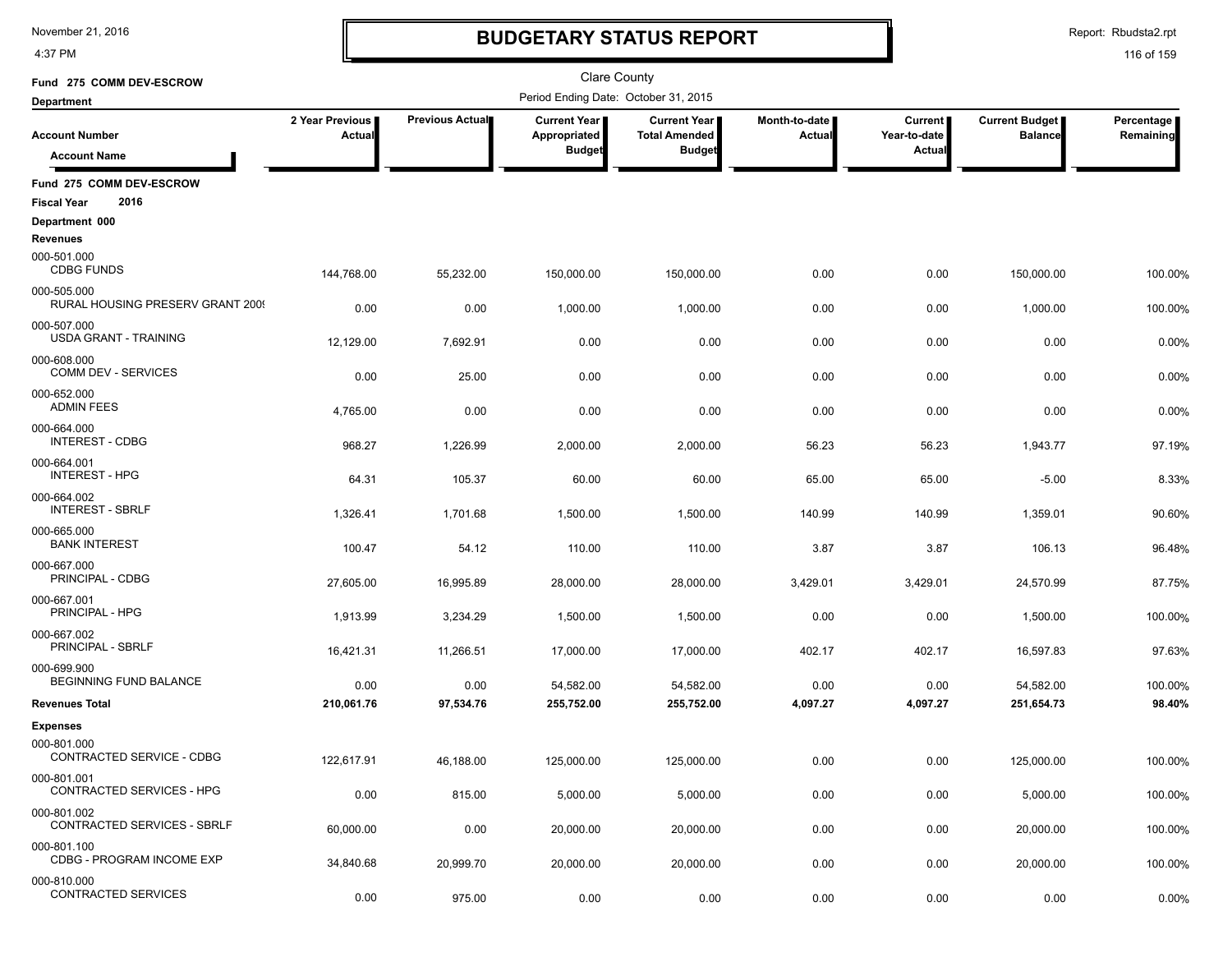# BUDGETARY STATUS REPORT

November 21, 2016
4:37 PM

Report: Rbudsta2.rpt

Clare County

Period Ending Date: October 31, 2015

**Fund 275 COMM DEV-ESCROW**

**Department**

| Account Number / Account Name | 2 Year Previous Actual | Previous Actual | Current Year Appropriated Budget | Current Year Total Amended Budget | Month-to-date Actual | Current Year-to-date Actual | Current Budget Balance | Percentage Remaining |
|---|---|---|---|---|---|---|---|---|
| **Fund 275 COMM DEV-ESCROW** | | | | | | | | |
| **Fiscal Year 2016** | | | | | | | | |
| **Department 000** | | | | | | | | |
| **Revenues** | | | | | | | | |
| 000-501.000 CDBG FUNDS | 144,768.00 | 55,232.00 | 150,000.00 | 150,000.00 | 0.00 | 0.00 | 150,000.00 | 100.00% |
| 000-505.000 RURAL HOUSING PRESERV GRANT 200( | 0.00 | 0.00 | 1,000.00 | 1,000.00 | 0.00 | 0.00 | 1,000.00 | 100.00% |
| 000-507.000 USDA GRANT - TRAINING | 12,129.00 | 7,692.91 | 0.00 | 0.00 | 0.00 | 0.00 | 0.00 | 0.00% |
| 000-608.000 COMM DEV - SERVICES | 0.00 | 25.00 | 0.00 | 0.00 | 0.00 | 0.00 | 0.00 | 0.00% |
| 000-652.000 ADMIN FEES | 4,765.00 | 0.00 | 0.00 | 0.00 | 0.00 | 0.00 | 0.00 | 0.00% |
| 000-664.000 INTEREST - CDBG | 968.27 | 1,226.99 | 2,000.00 | 2,000.00 | 56.23 | 56.23 | 1,943.77 | 97.19% |
| 000-664.001 INTEREST - HPG | 64.31 | 105.37 | 60.00 | 60.00 | 65.00 | 65.00 | -5.00 | 8.33% |
| 000-664.002 INTEREST - SBRLF | 1,326.41 | 1,701.68 | 1,500.00 | 1,500.00 | 140.99 | 140.99 | 1,359.01 | 90.60% |
| 000-665.000 BANK INTEREST | 100.47 | 54.12 | 110.00 | 110.00 | 3.87 | 3.87 | 106.13 | 96.48% |
| 000-667.000 PRINCIPAL - CDBG | 27,605.00 | 16,995.89 | 28,000.00 | 28,000.00 | 3,429.01 | 3,429.01 | 24,570.99 | 87.75% |
| 000-667.001 PRINCIPAL - HPG | 1,913.99 | 3,234.29 | 1,500.00 | 1,500.00 | 0.00 | 0.00 | 1,500.00 | 100.00% |
| 000-667.002 PRINCIPAL - SBRLF | 16,421.31 | 11,266.51 | 17,000.00 | 17,000.00 | 402.17 | 402.17 | 16,597.83 | 97.63% |
| 000-699.900 BEGINNING FUND BALANCE | 0.00 | 0.00 | 54,582.00 | 54,582.00 | 0.00 | 0.00 | 54,582.00 | 100.00% |
| **Revenues Total** | **210,061.76** | **97,534.76** | **255,752.00** | **255,752.00** | **4,097.27** | **4,097.27** | **251,654.73** | **98.40%** |
| **Expenses** | | | | | | | | |
| 000-801.000 CONTRACTED SERVICE - CDBG | 122,617.91 | 46,188.00 | 125,000.00 | 125,000.00 | 0.00 | 0.00 | 125,000.00 | 100.00% |
| 000-801.001 CONTRACTED SERVICES - HPG | 0.00 | 815.00 | 5,000.00 | 5,000.00 | 0.00 | 0.00 | 5,000.00 | 100.00% |
| 000-801.002 CONTRACTED SERVICES - SBRLF | 60,000.00 | 0.00 | 20,000.00 | 20,000.00 | 0.00 | 0.00 | 20,000.00 | 100.00% |
| 000-801.100 CDBG - PROGRAM INCOME EXP | 34,840.68 | 20,999.70 | 20,000.00 | 20,000.00 | 0.00 | 0.00 | 20,000.00 | 100.00% |
| 000-810.000 CONTRACTED SERVICES | 0.00 | 975.00 | 0.00 | 0.00 | 0.00 | 0.00 | 0.00 | 0.00% |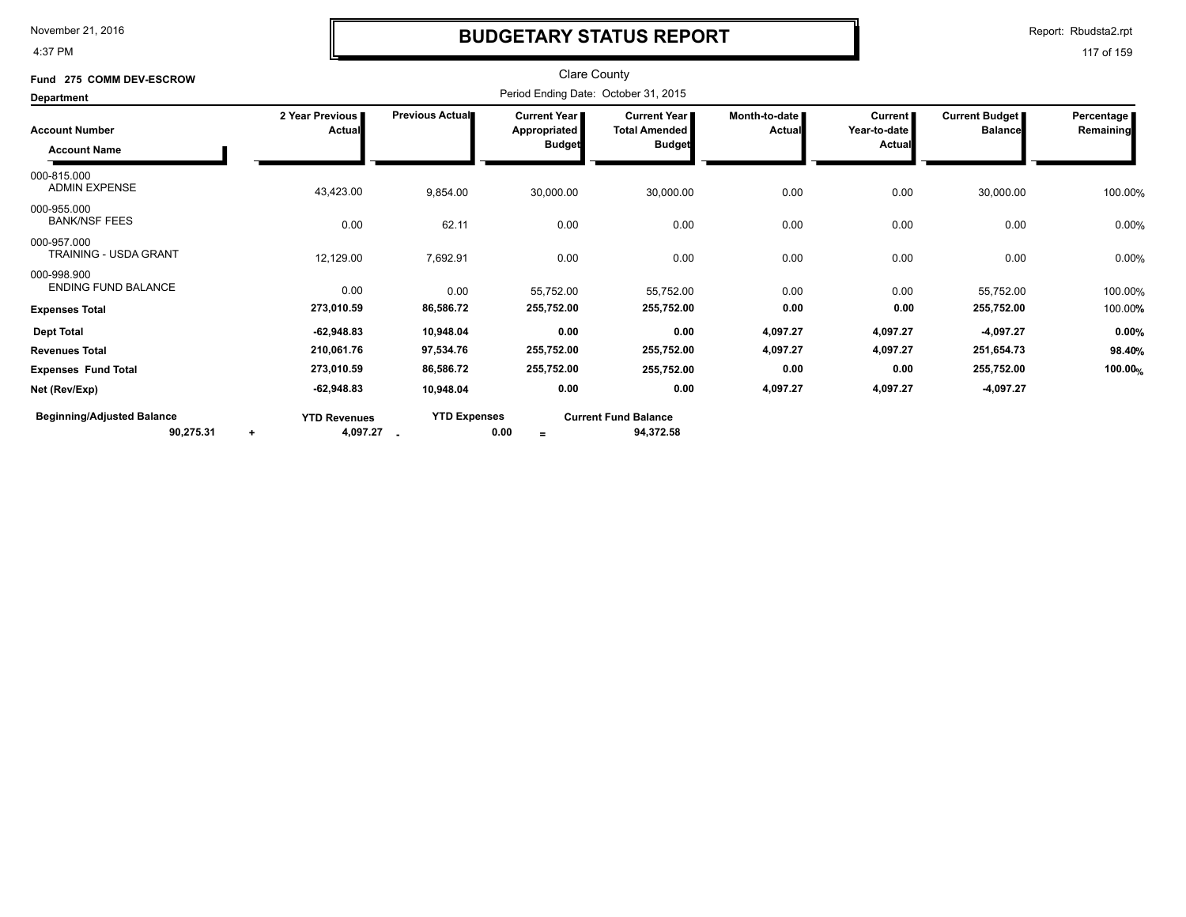# BUDGETARY STATUS REPORT

Clare County

Period Ending Date: October 31, 2015

**Fund 275 COMM DEV-ESCROW**

**Department**

| Account Number / Account Name | 2 Year Previous Actual | Previous Actual | Current Year Appropriated Budget | Current Year Total Amended Budget | Month-to-date Actual | Current Year-to-date Actual | Current Budget Balance | Percentage Remaining |
|---|---|---|---|---|---|---|---|---|
| 000-815.000 ADMIN EXPENSE | 43,423.00 | 9,854.00 | 30,000.00 | 30,000.00 | 0.00 | 0.00 | 30,000.00 | 100.00% |
| 000-955.000 BANK/NSF FEES | 0.00 | 62.11 | 0.00 | 0.00 | 0.00 | 0.00 | 0.00 | 0.00% |
| 000-957.000 TRAINING - USDA GRANT | 12,129.00 | 7,692.91 | 0.00 | 0.00 | 0.00 | 0.00 | 0.00 | 0.00% |
| 000-998.900 ENDING FUND BALANCE | 0.00 | 0.00 | 55,752.00 | 55,752.00 | 0.00 | 0.00 | 55,752.00 | 100.00% |
| **Expenses Total** | **273,010.59** | **86,586.72** | **255,752.00** | **255,752.00** | **0.00** | **0.00** | **255,752.00** | 100.00% |
| **Dept Total** | **-62,948.83** | **10,948.04** | **0.00** | **0.00** | **4,097.27** | **4,097.27** | **-4,097.27** | **0.00%** |
| **Revenues Total** | **210,061.76** | **97,534.76** | **255,752.00** | **255,752.00** | **4,097.27** | **4,097.27** | **251,654.73** | **98.40%** |
| **Expenses Fund Total** | **273,010.59** | **86,586.72** | **255,752.00** | **255,752.00** | **0.00** | **0.00** | **255,752.00** | **100.00%** |
| **Net (Rev/Exp)** | **-62,948.83** | **10,948.04** | **0.00** | **0.00** | **4,097.27** | **4,097.27** | **-4,097.27** | |

| Beginning/Adjusted Balance | | YTD Revenues | | YTD Expenses | | Current Fund Balance |
|---|---|---|---|---|---|---|
| **90,275.31** | + | **4,097.27** | - | **0.00** | = | **94,372.58** |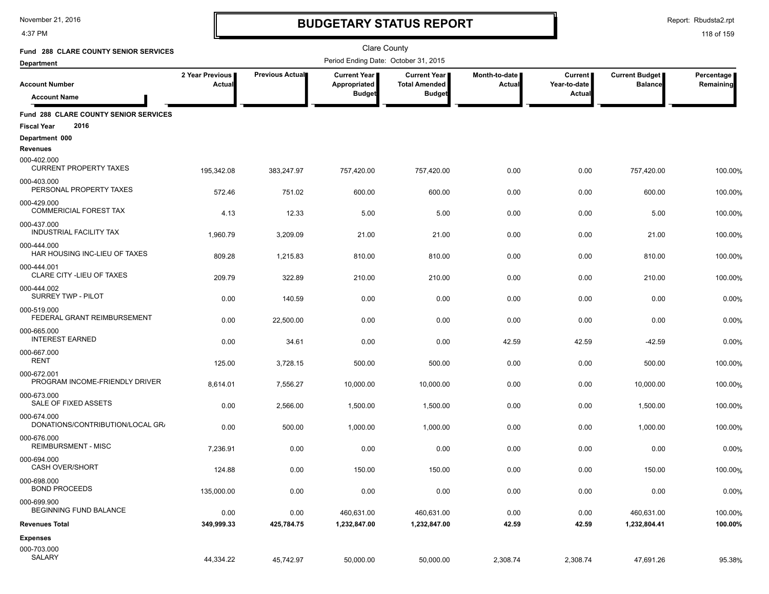# BUDGETARY STATUS REPORT

Clare County

Period Ending Date: October 31, 2015

**Fund 288 CLARE COUNTY SENIOR SERVICES**

**Department**

| Account Number / Account Name | 2 Year Previous Actual | Previous Actual | Current Year Appropriated Budget | Current Year Total Amended Budget | Month-to-date Actual | Current Year-to-date Actual | Current Budget Balance | Percentage Remaining |
|---|---|---|---|---|---|---|---|---|
| **Fund 288 CLARE COUNTY SENIOR SERVICES** | | | | | | | | |
| **Fiscal Year 2016** | | | | | | | | |
| **Department 000** | | | | | | | | |
| **Revenues** | | | | | | | | |
| 000-402.000 CURRENT PROPERTY TAXES | 195,342.08 | 383,247.97 | 757,420.00 | 757,420.00 | 0.00 | 0.00 | 757,420.00 | 100.00% |
| 000-403.000 PERSONAL PROPERTY TAXES | 572.46 | 751.02 | 600.00 | 600.00 | 0.00 | 0.00 | 600.00 | 100.00% |
| 000-429.000 COMMERICIAL FOREST TAX | 4.13 | 12.33 | 5.00 | 5.00 | 0.00 | 0.00 | 5.00 | 100.00% |
| 000-437.000 INDUSTRIAL FACILITY TAX | 1,960.79 | 3,209.09 | 21.00 | 21.00 | 0.00 | 0.00 | 21.00 | 100.00% |
| 000-444.000 HAR HOUSING INC-LIEU OF TAXES | 809.28 | 1,215.83 | 810.00 | 810.00 | 0.00 | 0.00 | 810.00 | 100.00% |
| 000-444.001 CLARE CITY -LIEU OF TAXES | 209.79 | 322.89 | 210.00 | 210.00 | 0.00 | 0.00 | 210.00 | 100.00% |
| 000-444.002 SURREY TWP - PILOT | 0.00 | 140.59 | 0.00 | 0.00 | 0.00 | 0.00 | 0.00 | 0.00% |
| 000-519.000 FEDERAL GRANT REIMBURSEMENT | 0.00 | 22,500.00 | 0.00 | 0.00 | 0.00 | 0.00 | 0.00 | 0.00% |
| 000-665.000 INTEREST EARNED | 0.00 | 34.61 | 0.00 | 0.00 | 42.59 | 42.59 | -42.59 | 0.00% |
| 000-667.000 RENT | 125.00 | 3,728.15 | 500.00 | 500.00 | 0.00 | 0.00 | 500.00 | 100.00% |
| 000-672.001 PROGRAM INCOME-FRIENDLY DRIVER | 8,614.01 | 7,556.27 | 10,000.00 | 10,000.00 | 0.00 | 0.00 | 10,000.00 | 100.00% |
| 000-673.000 SALE OF FIXED ASSETS | 0.00 | 2,566.00 | 1,500.00 | 1,500.00 | 0.00 | 0.00 | 1,500.00 | 100.00% |
| 000-674.000 DONATIONS/CONTRIBUTION/LOCAL GR/ | 0.00 | 500.00 | 1,000.00 | 1,000.00 | 0.00 | 0.00 | 1,000.00 | 100.00% |
| 000-676.000 REIMBURSMENT - MISC | 7,236.91 | 0.00 | 0.00 | 0.00 | 0.00 | 0.00 | 0.00 | 0.00% |
| 000-694.000 CASH OVER/SHORT | 124.88 | 0.00 | 150.00 | 150.00 | 0.00 | 0.00 | 150.00 | 100.00% |
| 000-698.000 BOND PROCEEDS | 135,000.00 | 0.00 | 0.00 | 0.00 | 0.00 | 0.00 | 0.00 | 0.00% |
| 000-699.900 BEGINNING FUND BALANCE | 0.00 | 0.00 | 460,631.00 | 460,631.00 | 0.00 | 0.00 | 460,631.00 | 100.00% |
| **Revenues Total** | **349,999.33** | **425,784.75** | **1,232,847.00** | **1,232,847.00** | **42.59** | **42.59** | **1,232,804.41** | **100.00%** |
| **Expenses** | | | | | | | | |
| 000-703.000 SALARY | 44,334.22 | 45,742.97 | 50,000.00 | 50,000.00 | 2,308.74 | 2,308.74 | 47,691.26 | 95.38% |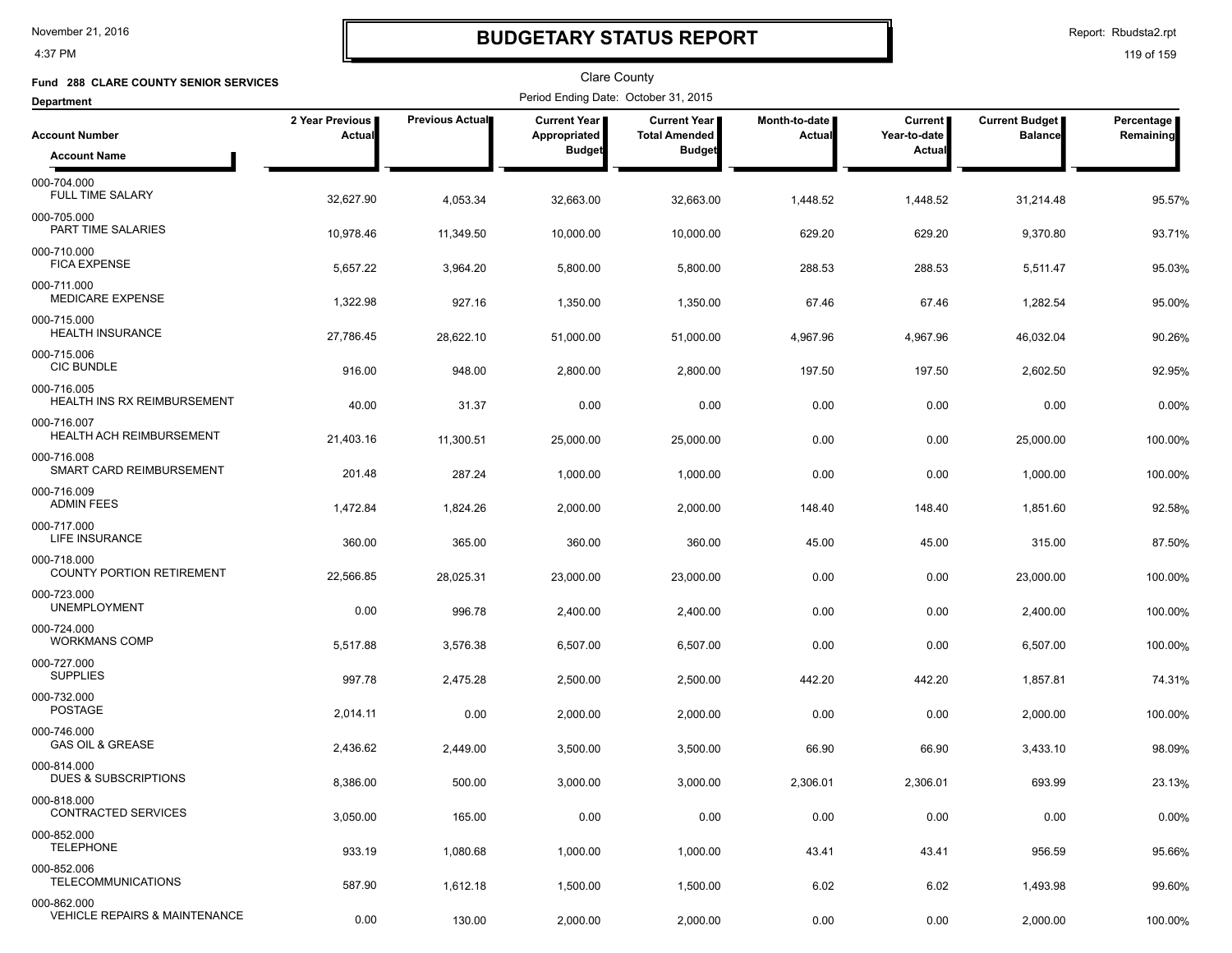# BUDGETARY STATUS REPORT

November 21, 2016
4:37 PM

Report: Rbudsta2.rpt

Clare County

**Fund 288 CLARE COUNTY SENIOR SERVICES**

Period Ending Date: October 31, 2015

**Department**

| Account Number / Account Name | 2 Year Previous Actual | Previous Actual | Current Year Appropriated Budget | Current Year Total Amended Budget | Month-to-date Actual | Current Year-to-date Actual | Current Budget Balance | Percentage Remaining |
|---|---|---|---|---|---|---|---|---|
| 000-704.000 FULL TIME SALARY | 32,627.90 | 4,053.34 | 32,663.00 | 32,663.00 | 1,448.52 | 1,448.52 | 31,214.48 | 95.57% |
| 000-705.000 PART TIME SALARIES | 10,978.46 | 11,349.50 | 10,000.00 | 10,000.00 | 629.20 | 629.20 | 9,370.80 | 93.71% |
| 000-710.000 FICA EXPENSE | 5,657.22 | 3,964.20 | 5,800.00 | 5,800.00 | 288.53 | 288.53 | 5,511.47 | 95.03% |
| 000-711.000 MEDICARE EXPENSE | 1,322.98 | 927.16 | 1,350.00 | 1,350.00 | 67.46 | 67.46 | 1,282.54 | 95.00% |
| 000-715.000 HEALTH INSURANCE | 27,786.45 | 28,622.10 | 51,000.00 | 51,000.00 | 4,967.96 | 4,967.96 | 46,032.04 | 90.26% |
| 000-715.006 CIC BUNDLE | 916.00 | 948.00 | 2,800.00 | 2,800.00 | 197.50 | 197.50 | 2,602.50 | 92.95% |
| 000-716.005 HEALTH INS RX REIMBURSEMENT | 40.00 | 31.37 | 0.00 | 0.00 | 0.00 | 0.00 | 0.00 | 0.00% |
| 000-716.007 HEALTH ACH REIMBURSEMENT | 21,403.16 | 11,300.51 | 25,000.00 | 25,000.00 | 0.00 | 0.00 | 25,000.00 | 100.00% |
| 000-716.008 SMART CARD REIMBURSEMENT | 201.48 | 287.24 | 1,000.00 | 1,000.00 | 0.00 | 0.00 | 1,000.00 | 100.00% |
| 000-716.009 ADMIN FEES | 1,472.84 | 1,824.26 | 2,000.00 | 2,000.00 | 148.40 | 148.40 | 1,851.60 | 92.58% |
| 000-717.000 LIFE INSURANCE | 360.00 | 365.00 | 360.00 | 360.00 | 45.00 | 45.00 | 315.00 | 87.50% |
| 000-718.000 COUNTY PORTION RETIREMENT | 22,566.85 | 28,025.31 | 23,000.00 | 23,000.00 | 0.00 | 0.00 | 23,000.00 | 100.00% |
| 000-723.000 UNEMPLOYMENT | 0.00 | 996.78 | 2,400.00 | 2,400.00 | 0.00 | 0.00 | 2,400.00 | 100.00% |
| 000-724.000 WORKMANS COMP | 5,517.88 | 3,576.38 | 6,507.00 | 6,507.00 | 0.00 | 0.00 | 6,507.00 | 100.00% |
| 000-727.000 SUPPLIES | 997.78 | 2,475.28 | 2,500.00 | 2,500.00 | 442.20 | 442.20 | 1,857.81 | 74.31% |
| 000-732.000 POSTAGE | 2,014.11 | 0.00 | 2,000.00 | 2,000.00 | 0.00 | 0.00 | 2,000.00 | 100.00% |
| 000-746.000 GAS OIL & GREASE | 2,436.62 | 2,449.00 | 3,500.00 | 3,500.00 | 66.90 | 66.90 | 3,433.10 | 98.09% |
| 000-814.000 DUES & SUBSCRIPTIONS | 8,386.00 | 500.00 | 3,000.00 | 3,000.00 | 2,306.01 | 2,306.01 | 693.99 | 23.13% |
| 000-818.000 CONTRACTED SERVICES | 3,050.00 | 165.00 | 0.00 | 0.00 | 0.00 | 0.00 | 0.00 | 0.00% |
| 000-852.000 TELEPHONE | 933.19 | 1,080.68 | 1,000.00 | 1,000.00 | 43.41 | 43.41 | 956.59 | 95.66% |
| 000-852.006 TELECOMMUNICATIONS | 587.90 | 1,612.18 | 1,500.00 | 1,500.00 | 6.02 | 6.02 | 1,493.98 | 99.60% |
| 000-862.000 VEHICLE REPAIRS & MAINTENANCE | 0.00 | 130.00 | 2,000.00 | 2,000.00 | 0.00 | 0.00 | 2,000.00 | 100.00% |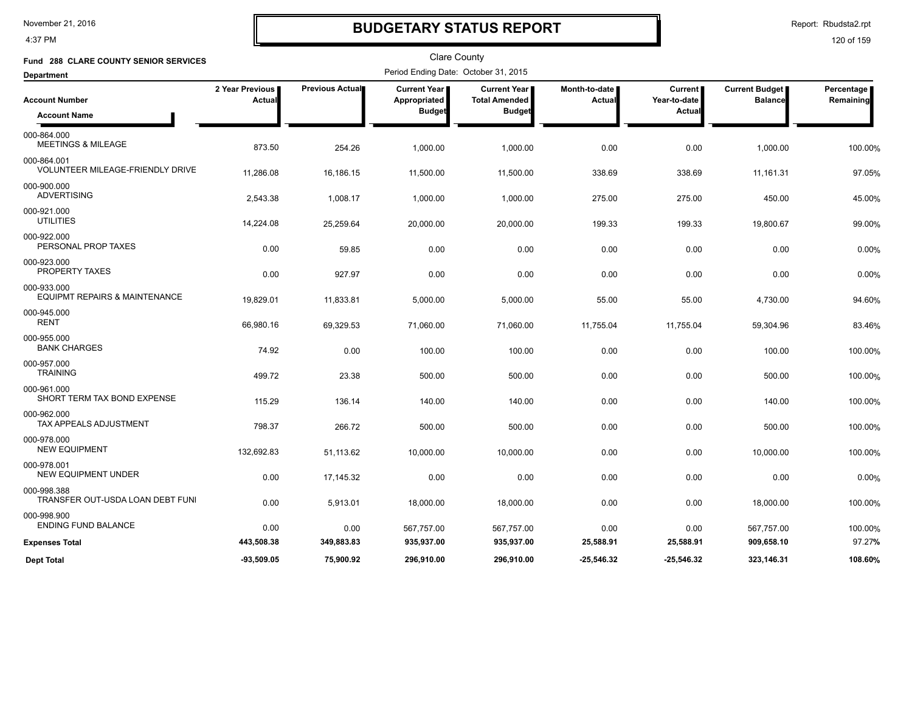# BUDGETARY STATUS REPORT

Clare County

**Fund 288 CLARE COUNTY SENIOR SERVICES**

Period Ending Date: October 31, 2015

**Department**

| Account Number / Account Name | 2 Year Previous Actual | Previous Actual | Current Year Appropriated Budget | Current Year Total Amended Budget | Month-to-date Actual | Current Year-to-date Actual | Current Budget Balance | Percentage Remaining |
|---|---|---|---|---|---|---|---|---|
| 000-864.000 MEETINGS & MILEAGE | 873.50 | 254.26 | 1,000.00 | 1,000.00 | 0.00 | 0.00 | 1,000.00 | 100.00% |
| 000-864.001 VOLUNTEER MILEAGE-FRIENDLY DRIVE | 11,286.08 | 16,186.15 | 11,500.00 | 11,500.00 | 338.69 | 338.69 | 11,161.31 | 97.05% |
| 000-900.000 ADVERTISING | 2,543.38 | 1,008.17 | 1,000.00 | 1,000.00 | 275.00 | 275.00 | 450.00 | 45.00% |
| 000-921.000 UTILITIES | 14,224.08 | 25,259.64 | 20,000.00 | 20,000.00 | 199.33 | 199.33 | 19,800.67 | 99.00% |
| 000-922.000 PERSONAL PROP TAXES | 0.00 | 59.85 | 0.00 | 0.00 | 0.00 | 0.00 | 0.00 | 0.00% |
| 000-923.000 PROPERTY TAXES | 0.00 | 927.97 | 0.00 | 0.00 | 0.00 | 0.00 | 0.00 | 0.00% |
| 000-933.000 EQUIPMT REPAIRS & MAINTENANCE | 19,829.01 | 11,833.81 | 5,000.00 | 5,000.00 | 55.00 | 55.00 | 4,730.00 | 94.60% |
| 000-945.000 RENT | 66,980.16 | 69,329.53 | 71,060.00 | 71,060.00 | 11,755.04 | 11,755.04 | 59,304.96 | 83.46% |
| 000-955.000 BANK CHARGES | 74.92 | 0.00 | 100.00 | 100.00 | 0.00 | 0.00 | 100.00 | 100.00% |
| 000-957.000 TRAINING | 499.72 | 23.38 | 500.00 | 500.00 | 0.00 | 0.00 | 500.00 | 100.00% |
| 000-961.000 SHORT TERM TAX BOND EXPENSE | 115.29 | 136.14 | 140.00 | 140.00 | 0.00 | 0.00 | 140.00 | 100.00% |
| 000-962.000 TAX APPEALS ADJUSTMENT | 798.37 | 266.72 | 500.00 | 500.00 | 0.00 | 0.00 | 500.00 | 100.00% |
| 000-978.000 NEW EQUIPMENT | 132,692.83 | 51,113.62 | 10,000.00 | 10,000.00 | 0.00 | 0.00 | 10,000.00 | 100.00% |
| 000-978.001 NEW EQUIPMENT UNDER | 0.00 | 17,145.32 | 0.00 | 0.00 | 0.00 | 0.00 | 0.00 | 0.00% |
| 000-998.388 TRANSFER OUT-USDA LOAN DEBT FUNI | 0.00 | 5,913.01 | 18,000.00 | 18,000.00 | 0.00 | 0.00 | 18,000.00 | 100.00% |
| 000-998.900 ENDING FUND BALANCE | 0.00 | 0.00 | 567,757.00 | 567,757.00 | 0.00 | 0.00 | 567,757.00 | 100.00% |
| **Expenses Total** | **443,508.38** | **349,883.83** | **935,937.00** | **935,937.00** | **25,588.91** | **25,588.91** | **909,658.10** | 97.27% |
| **Dept Total** | **-93,509.05** | **75,900.92** | **296,910.00** | **296,910.00** | **-25,546.32** | **-25,546.32** | **323,146.31** | **108.60%** |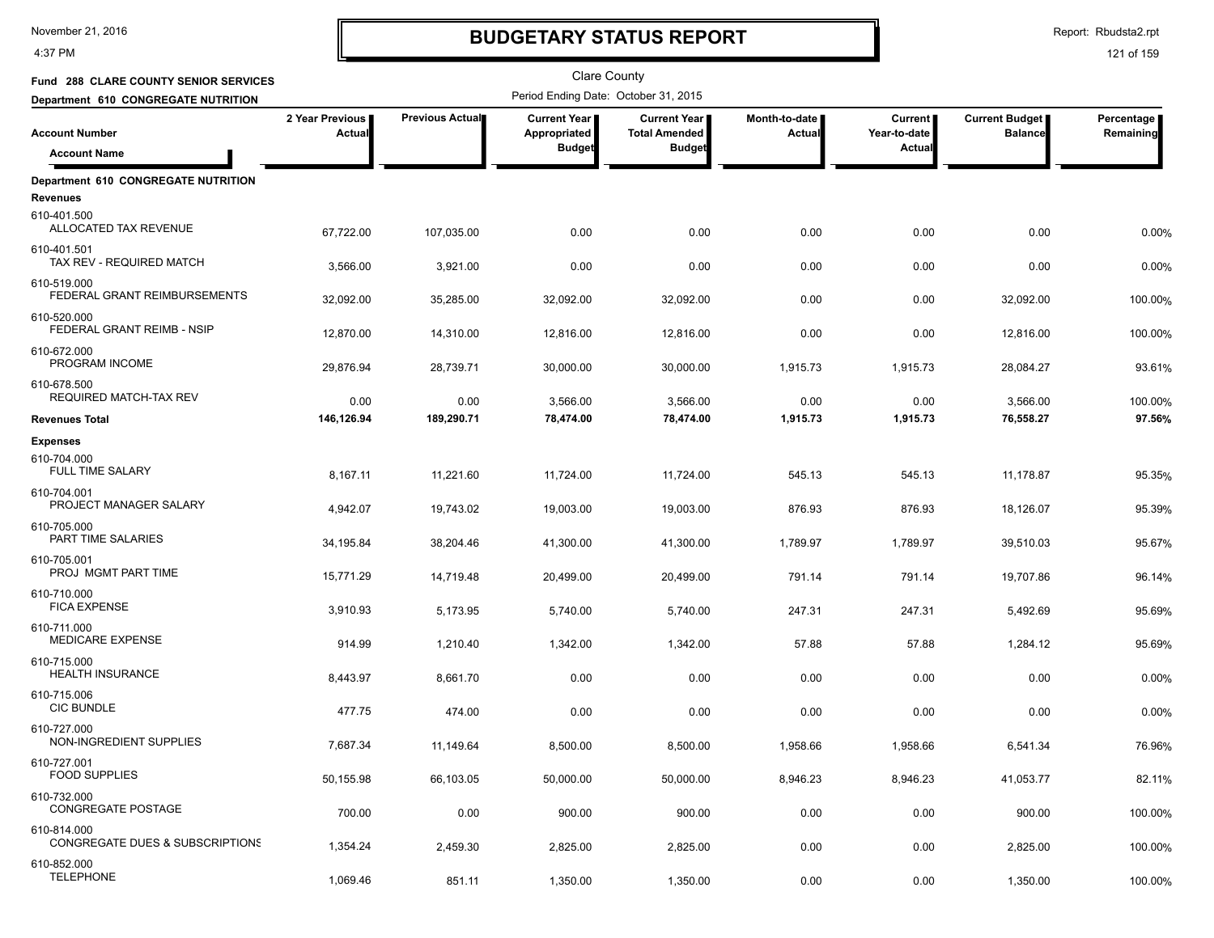# BUDGETARY STATUS REPORT

November 21, 2016
4:37 PM

Report: Rbudsta2.rpt

Clare County

**Fund 288 CLARE COUNTY SENIOR SERVICES**

**Department 610 CONGREGATE NUTRITION**

Period Ending Date: October 31, 2015

| Account Number / Account Name | 2 Year Previous Actual | Previous Actual | Current Year Appropriated Budget | Current Year Total Amended Budget | Month-to-date Actual | Current Year-to-date Actual | Current Budget Balance | Percentage Remaining |
|---|---|---|---|---|---|---|---|---|
| **Department 610 CONGREGATE NUTRITION** | | | | | | | | |
| **Revenues** | | | | | | | | |
| 610-401.500 ALLOCATED TAX REVENUE | 67,722.00 | 107,035.00 | 0.00 | 0.00 | 0.00 | 0.00 | 0.00 | 0.00% |
| 610-401.501 TAX REV - REQUIRED MATCH | 3,566.00 | 3,921.00 | 0.00 | 0.00 | 0.00 | 0.00 | 0.00 | 0.00% |
| 610-519.000 FEDERAL GRANT REIMBURSEMENTS | 32,092.00 | 35,285.00 | 32,092.00 | 32,092.00 | 0.00 | 0.00 | 32,092.00 | 100.00% |
| 610-520.000 FEDERAL GRANT REIMB - NSIP | 12,870.00 | 14,310.00 | 12,816.00 | 12,816.00 | 0.00 | 0.00 | 12,816.00 | 100.00% |
| 610-672.000 PROGRAM INCOME | 29,876.94 | 28,739.71 | 30,000.00 | 30,000.00 | 1,915.73 | 1,915.73 | 28,084.27 | 93.61% |
| 610-678.500 REQUIRED MATCH-TAX REV | 0.00 | 0.00 | 3,566.00 | 3,566.00 | 0.00 | 0.00 | 3,566.00 | 100.00% |
| **Revenues Total** | **146,126.94** | **189,290.71** | **78,474.00** | **78,474.00** | **1,915.73** | **1,915.73** | **76,558.27** | **97.56%** |
| **Expenses** | | | | | | | | |
| 610-704.000 FULL TIME SALARY | 8,167.11 | 11,221.60 | 11,724.00 | 11,724.00 | 545.13 | 545.13 | 11,178.87 | 95.35% |
| 610-704.001 PROJECT MANAGER SALARY | 4,942.07 | 19,743.02 | 19,003.00 | 19,003.00 | 876.93 | 876.93 | 18,126.07 | 95.39% |
| 610-705.000 PART TIME SALARIES | 34,195.84 | 38,204.46 | 41,300.00 | 41,300.00 | 1,789.97 | 1,789.97 | 39,510.03 | 95.67% |
| 610-705.001 PROJ MGMT PART TIME | 15,771.29 | 14,719.48 | 20,499.00 | 20,499.00 | 791.14 | 791.14 | 19,707.86 | 96.14% |
| 610-710.000 FICA EXPENSE | 3,910.93 | 5,173.95 | 5,740.00 | 5,740.00 | 247.31 | 247.31 | 5,492.69 | 95.69% |
| 610-711.000 MEDICARE EXPENSE | 914.99 | 1,210.40 | 1,342.00 | 1,342.00 | 57.88 | 57.88 | 1,284.12 | 95.69% |
| 610-715.000 HEALTH INSURANCE | 8,443.97 | 8,661.70 | 0.00 | 0.00 | 0.00 | 0.00 | 0.00 | 0.00% |
| 610-715.006 CIC BUNDLE | 477.75 | 474.00 | 0.00 | 0.00 | 0.00 | 0.00 | 0.00 | 0.00% |
| 610-727.000 NON-INGREDIENT SUPPLIES | 7,687.34 | 11,149.64 | 8,500.00 | 8,500.00 | 1,958.66 | 1,958.66 | 6,541.34 | 76.96% |
| 610-727.001 FOOD SUPPLIES | 50,155.98 | 66,103.05 | 50,000.00 | 50,000.00 | 8,946.23 | 8,946.23 | 41,053.77 | 82.11% |
| 610-732.000 CONGREGATE POSTAGE | 700.00 | 0.00 | 900.00 | 900.00 | 0.00 | 0.00 | 900.00 | 100.00% |
| 610-814.000 CONGREGATE DUES & SUBSCRIPTIONS | 1,354.24 | 2,459.30 | 2,825.00 | 2,825.00 | 0.00 | 0.00 | 2,825.00 | 100.00% |
| 610-852.000 TELEPHONE | 1,069.46 | 851.11 | 1,350.00 | 1,350.00 | 0.00 | 0.00 | 1,350.00 | 100.00% |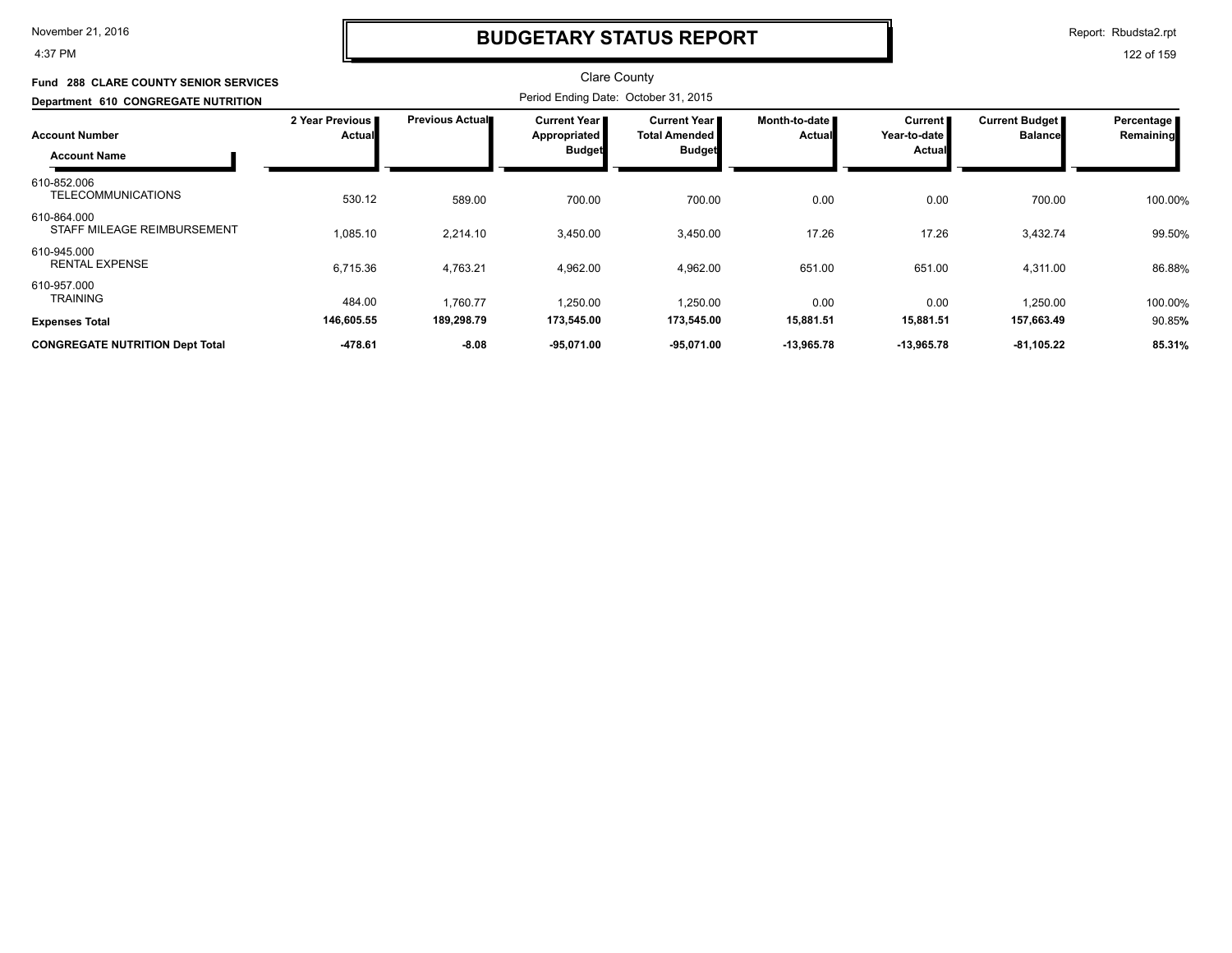# BUDGETARY STATUS REPORT

Clare County

**Fund 288 CLARE COUNTY SENIOR SERVICES**

**Department 610 CONGREGATE NUTRITION**

Period Ending Date: October 31, 2015

| Account Number / Account Name | 2 Year Previous Actual | Previous Actual | Current Year Appropriated Budget | Current Year Total Amended Budget | Month-to-date Actual | Current Year-to-date Actual | Current Budget Balance | Percentage Remaining |
|---|---|---|---|---|---|---|---|---|
| 610-852.006 TELECOMMUNICATIONS | 530.12 | 589.00 | 700.00 | 700.00 | 0.00 | 0.00 | 700.00 | 100.00% |
| 610-864.000 STAFF MILEAGE REIMBURSEMENT | 1,085.10 | 2,214.10 | 3,450.00 | 3,450.00 | 17.26 | 17.26 | 3,432.74 | 99.50% |
| 610-945.000 RENTAL EXPENSE | 6,715.36 | 4,763.21 | 4,962.00 | 4,962.00 | 651.00 | 651.00 | 4,311.00 | 86.88% |
| 610-957.000 TRAINING | 484.00 | 1,760.77 | 1,250.00 | 1,250.00 | 0.00 | 0.00 | 1,250.00 | 100.00% |
| **Expenses Total** | **146,605.55** | **189,298.79** | **173,545.00** | **173,545.00** | **15,881.51** | **15,881.51** | **157,663.49** | 90.85% |
| **CONGREGATE NUTRITION Dept Total** | **-478.61** | **-8.08** | **-95,071.00** | **-95,071.00** | **-13,965.78** | **-13,965.78** | **-81,105.22** | **85.31%** |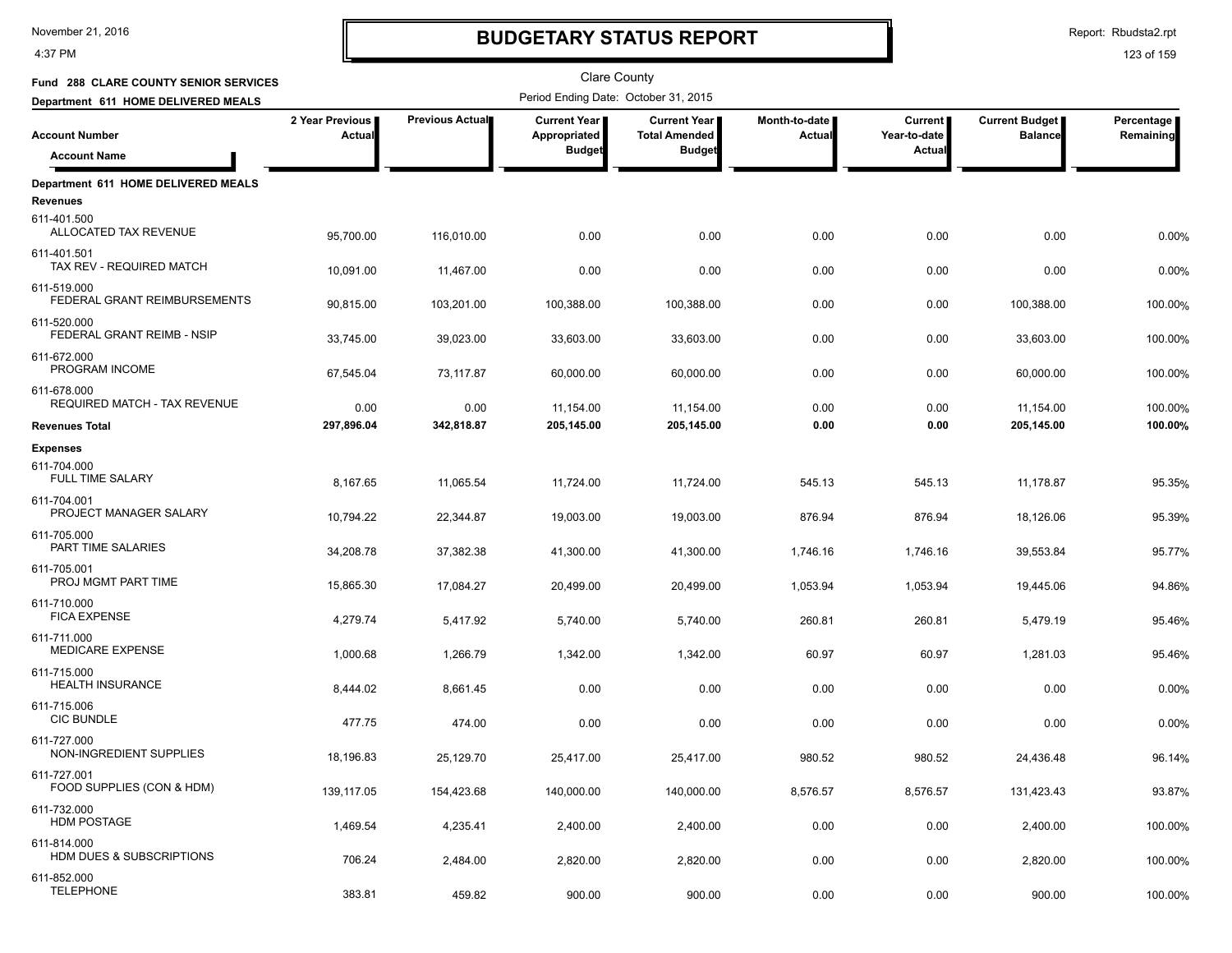# BUDGETARY STATUS REPORT

Clare County

**Fund 288 CLARE COUNTY SENIOR SERVICES**

**Department 611 HOME DELIVERED MEALS**

Period Ending Date: October 31, 2015

| Account Number / Account Name | 2 Year Previous Actual | Previous Actual | Current Year Appropriated Budget | Current Year Total Amended Budget | Month-to-date Actual | Current Year-to-date Actual | Current Budget Balance | Percentage Remaining |
|---|---|---|---|---|---|---|---|---|
| **Department 611 HOME DELIVERED MEALS** | | | | | | | | |
| **Revenues** | | | | | | | | |
| 611-401.500 ALLOCATED TAX REVENUE | 95,700.00 | 116,010.00 | 0.00 | 0.00 | 0.00 | 0.00 | 0.00 | 0.00% |
| 611-401.501 TAX REV - REQUIRED MATCH | 10,091.00 | 11,467.00 | 0.00 | 0.00 | 0.00 | 0.00 | 0.00 | 0.00% |
| 611-519.000 FEDERAL GRANT REIMBURSEMENTS | 90,815.00 | 103,201.00 | 100,388.00 | 100,388.00 | 0.00 | 0.00 | 100,388.00 | 100.00% |
| 611-520.000 FEDERAL GRANT REIMB - NSIP | 33,745.00 | 39,023.00 | 33,603.00 | 33,603.00 | 0.00 | 0.00 | 33,603.00 | 100.00% |
| 611-672.000 PROGRAM INCOME | 67,545.04 | 73,117.87 | 60,000.00 | 60,000.00 | 0.00 | 0.00 | 60,000.00 | 100.00% |
| 611-678.000 REQUIRED MATCH - TAX REVENUE | 0.00 | 0.00 | 11,154.00 | 11,154.00 | 0.00 | 0.00 | 11,154.00 | 100.00% |
| **Revenues Total** | **297,896.04** | **342,818.87** | **205,145.00** | **205,145.00** | **0.00** | **0.00** | **205,145.00** | **100.00%** |
| **Expenses** | | | | | | | | |
| 611-704.000 FULL TIME SALARY | 8,167.65 | 11,065.54 | 11,724.00 | 11,724.00 | 545.13 | 545.13 | 11,178.87 | 95.35% |
| 611-704.001 PROJECT MANAGER SALARY | 10,794.22 | 22,344.87 | 19,003.00 | 19,003.00 | 876.94 | 876.94 | 18,126.06 | 95.39% |
| 611-705.000 PART TIME SALARIES | 34,208.78 | 37,382.38 | 41,300.00 | 41,300.00 | 1,746.16 | 1,746.16 | 39,553.84 | 95.77% |
| 611-705.001 PROJ MGMT PART TIME | 15,865.30 | 17,084.27 | 20,499.00 | 20,499.00 | 1,053.94 | 1,053.94 | 19,445.06 | 94.86% |
| 611-710.000 FICA EXPENSE | 4,279.74 | 5,417.92 | 5,740.00 | 5,740.00 | 260.81 | 260.81 | 5,479.19 | 95.46% |
| 611-711.000 MEDICARE EXPENSE | 1,000.68 | 1,266.79 | 1,342.00 | 1,342.00 | 60.97 | 60.97 | 1,281.03 | 95.46% |
| 611-715.000 HEALTH INSURANCE | 8,444.02 | 8,661.45 | 0.00 | 0.00 | 0.00 | 0.00 | 0.00 | 0.00% |
| 611-715.006 CIC BUNDLE | 477.75 | 474.00 | 0.00 | 0.00 | 0.00 | 0.00 | 0.00 | 0.00% |
| 611-727.000 NON-INGREDIENT SUPPLIES | 18,196.83 | 25,129.70 | 25,417.00 | 25,417.00 | 980.52 | 980.52 | 24,436.48 | 96.14% |
| 611-727.001 FOOD SUPPLIES (CON & HDM) | 139,117.05 | 154,423.68 | 140,000.00 | 140,000.00 | 8,576.57 | 8,576.57 | 131,423.43 | 93.87% |
| 611-732.000 HDM POSTAGE | 1,469.54 | 4,235.41 | 2,400.00 | 2,400.00 | 0.00 | 0.00 | 2,400.00 | 100.00% |
| 611-814.000 HDM DUES & SUBSCRIPTIONS | 706.24 | 2,484.00 | 2,820.00 | 2,820.00 | 0.00 | 0.00 | 2,820.00 | 100.00% |
| 611-852.000 TELEPHONE | 383.81 | 459.82 | 900.00 | 900.00 | 0.00 | 0.00 | 900.00 | 100.00% |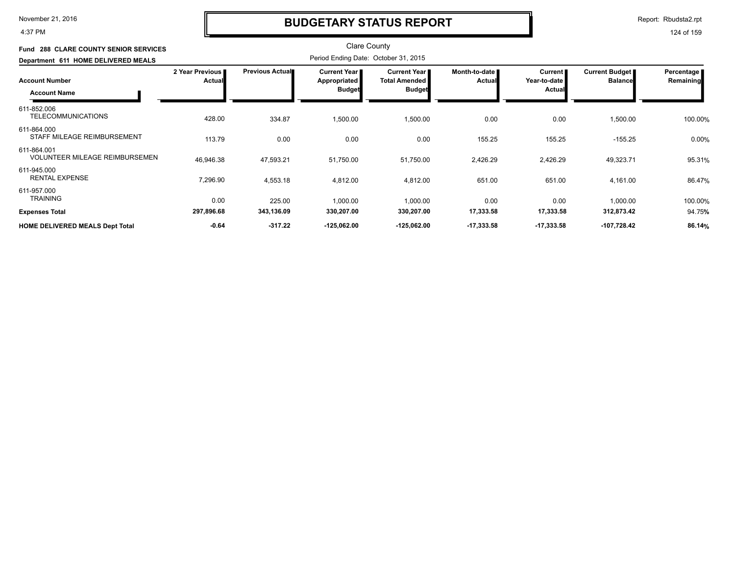# BUDGETARY STATUS REPORT

Clare County

**Fund 288 CLARE COUNTY SENIOR SERVICES**

**Department 611 HOME DELIVERED MEALS**

Period Ending Date: October 31, 2015

| Account Number / Account Name | 2 Year Previous Actual | Previous Actual | Current Year Appropriated Budget | Current Year Total Amended Budget | Month-to-date Actual | Current Year-to-date Actual | Current Budget Balance | Percentage Remaining |
|---|---|---|---|---|---|---|---|---|
| 611-852.006 TELECOMMUNICATIONS | 428.00 | 334.87 | 1,500.00 | 1,500.00 | 0.00 | 0.00 | 1,500.00 | 100.00% |
| 611-864.000 STAFF MILEAGE REIMBURSEMENT | 113.79 | 0.00 | 0.00 | 0.00 | 155.25 | 155.25 | -155.25 | 0.00% |
| 611-864.001 VOLUNTEER MILEAGE REIMBURSEMEN | 46,946.38 | 47,593.21 | 51,750.00 | 51,750.00 | 2,426.29 | 2,426.29 | 49,323.71 | 95.31% |
| 611-945.000 RENTAL EXPENSE | 7,296.90 | 4,553.18 | 4,812.00 | 4,812.00 | 651.00 | 651.00 | 4,161.00 | 86.47% |
| 611-957.000 TRAINING | 0.00 | 225.00 | 1,000.00 | 1,000.00 | 0.00 | 0.00 | 1,000.00 | 100.00% |
| **Expenses Total** | **297,896.68** | **343,136.09** | **330,207.00** | **330,207.00** | **17,333.58** | **17,333.58** | **312,873.42** | 94.75% |
| **HOME DELIVERED MEALS Dept Total** | **-0.64** | **-317.22** | **-125,062.00** | **-125,062.00** | **-17,333.58** | **-17,333.58** | **-107,728.42** | **86.14%** |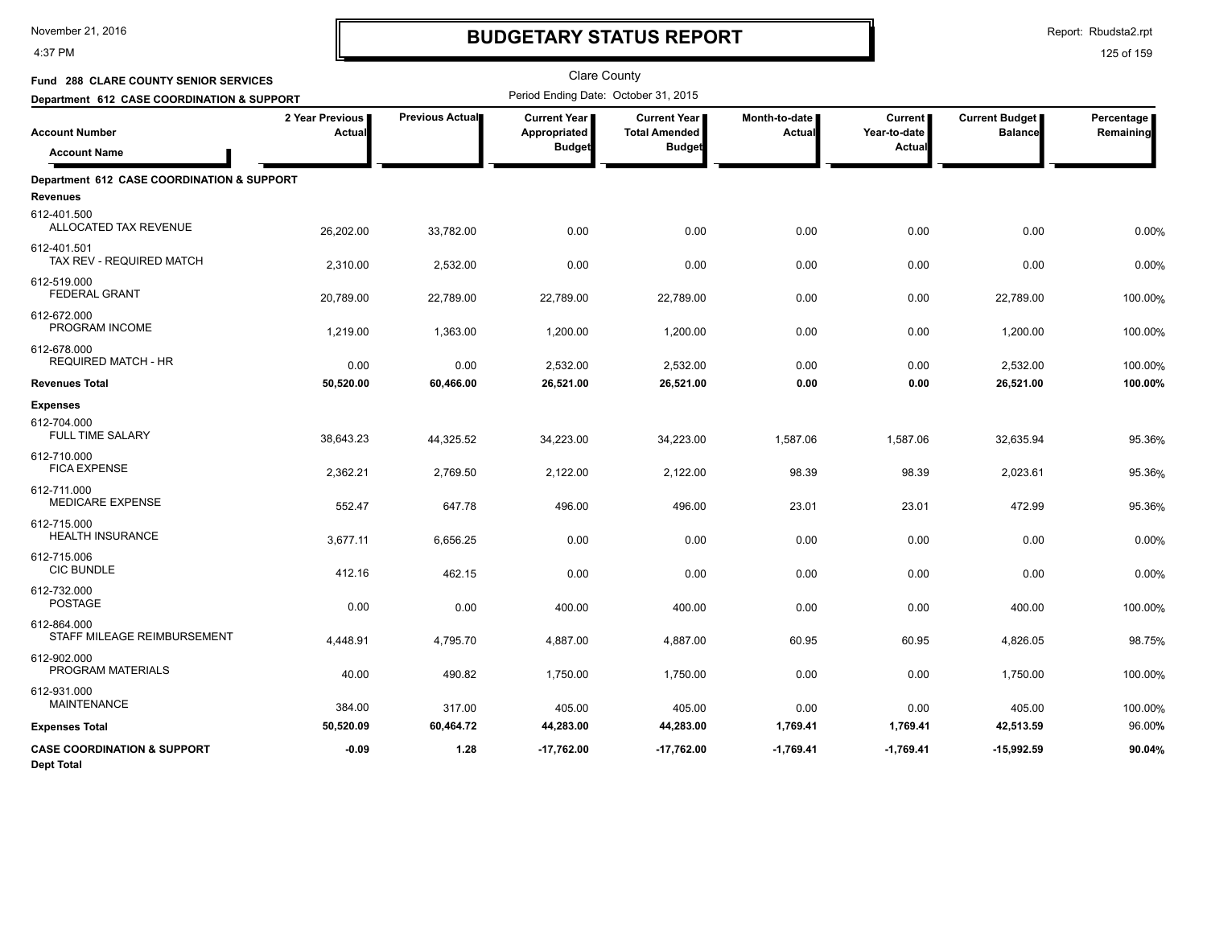# BUDGETARY STATUS REPORT

Clare County

**Fund 288 CLARE COUNTY SENIOR SERVICES**

**Department 612 CASE COORDINATION & SUPPORT**

Period Ending Date: October 31, 2015

| Account Number / Account Name | 2 Year Previous Actual | Previous Actual | Current Year Appropriated Budget | Current Year Total Amended Budget | Month-to-date Actual | Current Year-to-date Actual | Current Budget Balance | Percentage Remaining |
|---|---|---|---|---|---|---|---|---|
| **Department 612 CASE COORDINATION & SUPPORT** | | | | | | | | |
| **Revenues** | | | | | | | | |
| 612-401.500 ALLOCATED TAX REVENUE | 26,202.00 | 33,782.00 | 0.00 | 0.00 | 0.00 | 0.00 | 0.00 | 0.00% |
| 612-401.501 TAX REV - REQUIRED MATCH | 2,310.00 | 2,532.00 | 0.00 | 0.00 | 0.00 | 0.00 | 0.00 | 0.00% |
| 612-519.000 FEDERAL GRANT | 20,789.00 | 22,789.00 | 22,789.00 | 22,789.00 | 0.00 | 0.00 | 22,789.00 | 100.00% |
| 612-672.000 PROGRAM INCOME | 1,219.00 | 1,363.00 | 1,200.00 | 1,200.00 | 0.00 | 0.00 | 1,200.00 | 100.00% |
| 612-678.000 REQUIRED MATCH - HR | 0.00 | 0.00 | 2,532.00 | 2,532.00 | 0.00 | 0.00 | 2,532.00 | 100.00% |
| **Revenues Total** | **50,520.00** | **60,466.00** | **26,521.00** | **26,521.00** | **0.00** | **0.00** | **26,521.00** | **100.00%** |
| **Expenses** | | | | | | | | |
| 612-704.000 FULL TIME SALARY | 38,643.23 | 44,325.52 | 34,223.00 | 34,223.00 | 1,587.06 | 1,587.06 | 32,635.94 | 95.36% |
| 612-710.000 FICA EXPENSE | 2,362.21 | 2,769.50 | 2,122.00 | 2,122.00 | 98.39 | 98.39 | 2,023.61 | 95.36% |
| 612-711.000 MEDICARE EXPENSE | 552.47 | 647.78 | 496.00 | 496.00 | 23.01 | 23.01 | 472.99 | 95.36% |
| 612-715.000 HEALTH INSURANCE | 3,677.11 | 6,656.25 | 0.00 | 0.00 | 0.00 | 0.00 | 0.00 | 0.00% |
| 612-715.006 CIC BUNDLE | 412.16 | 462.15 | 0.00 | 0.00 | 0.00 | 0.00 | 0.00 | 0.00% |
| 612-732.000 POSTAGE | 0.00 | 0.00 | 400.00 | 400.00 | 0.00 | 0.00 | 400.00 | 100.00% |
| 612-864.000 STAFF MILEAGE REIMBURSEMENT | 4,448.91 | 4,795.70 | 4,887.00 | 4,887.00 | 60.95 | 60.95 | 4,826.05 | 98.75% |
| 612-902.000 PROGRAM MATERIALS | 40.00 | 490.82 | 1,750.00 | 1,750.00 | 0.00 | 0.00 | 1,750.00 | 100.00% |
| 612-931.000 MAINTENANCE | 384.00 | 317.00 | 405.00 | 405.00 | 0.00 | 0.00 | 405.00 | 100.00% |
| **Expenses Total** | **50,520.09** | **60,464.72** | **44,283.00** | **44,283.00** | **1,769.41** | **1,769.41** | **42,513.59** | **96.00%** |
| **CASE COORDINATION & SUPPORT Dept Total** | **-0.09** | **1.28** | **-17,762.00** | **-17,762.00** | **-1,769.41** | **-1,769.41** | **-15,992.59** | **90.04%** |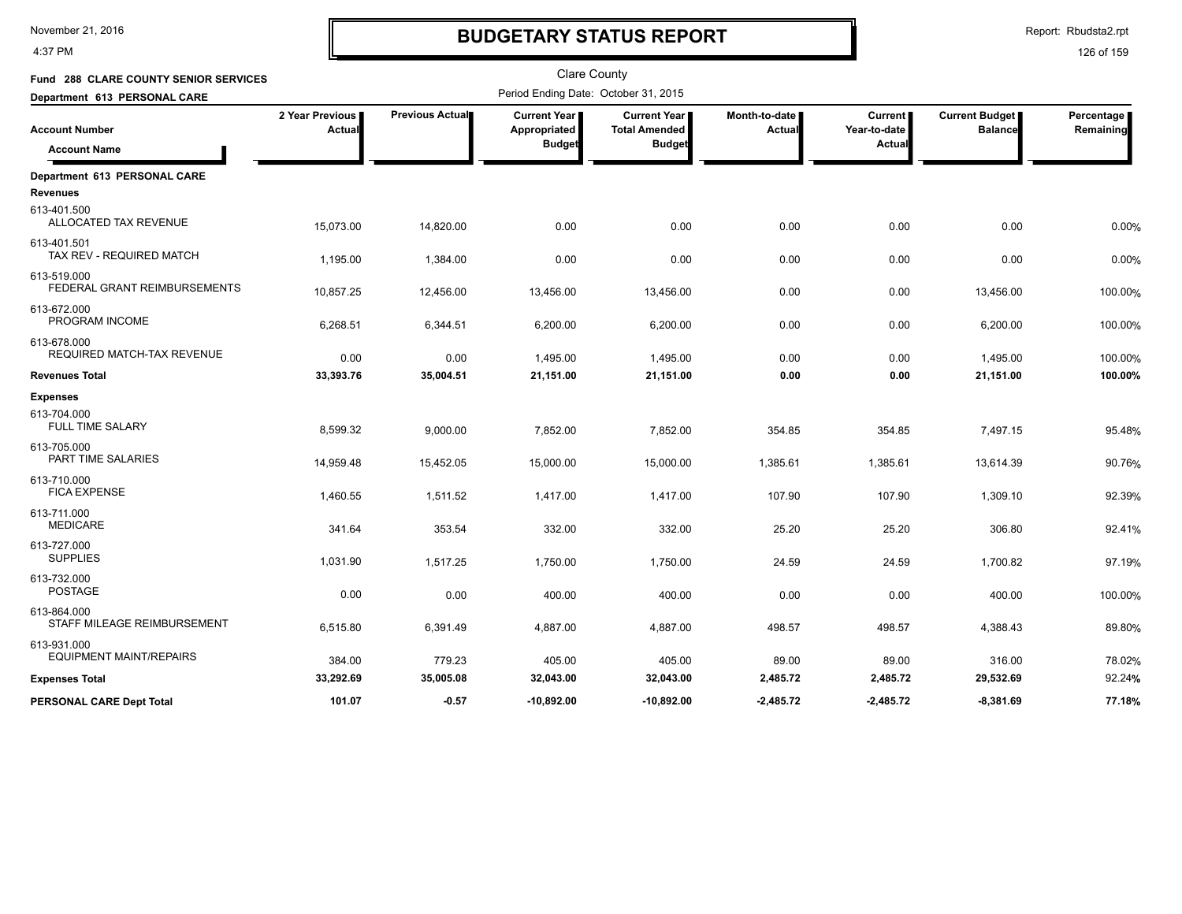# BUDGETARY STATUS REPORT

Clare County

**Fund 288 CLARE COUNTY SENIOR SERVICES**

**Department 613 PERSONAL CARE**

Period Ending Date: October 31, 2015

| Account Number / Account Name | 2 Year Previous Actual | Previous Actual | Current Year Appropriated Budget | Current Year Total Amended Budget | Month-to-date Actual | Current Year-to-date Actual | Current Budget Balance | Percentage Remaining |
|---|---|---|---|---|---|---|---|---|
| **Department 613 PERSONAL CARE** | | | | | | | | |
| **Revenues** | | | | | | | | |
| 613-401.500 ALLOCATED TAX REVENUE | 15,073.00 | 14,820.00 | 0.00 | 0.00 | 0.00 | 0.00 | 0.00 | 0.00% |
| 613-401.501 TAX REV - REQUIRED MATCH | 1,195.00 | 1,384.00 | 0.00 | 0.00 | 0.00 | 0.00 | 0.00 | 0.00% |
| 613-519.000 FEDERAL GRANT REIMBURSEMENTS | 10,857.25 | 12,456.00 | 13,456.00 | 13,456.00 | 0.00 | 0.00 | 13,456.00 | 100.00% |
| 613-672.000 PROGRAM INCOME | 6,268.51 | 6,344.51 | 6,200.00 | 6,200.00 | 0.00 | 0.00 | 6,200.00 | 100.00% |
| 613-678.000 REQUIRED MATCH-TAX REVENUE | 0.00 | 0.00 | 1,495.00 | 1,495.00 | 0.00 | 0.00 | 1,495.00 | 100.00% |
| **Revenues Total** | **33,393.76** | **35,004.51** | **21,151.00** | **21,151.00** | **0.00** | **0.00** | **21,151.00** | **100.00%** |
| **Expenses** | | | | | | | | |
| 613-704.000 FULL TIME SALARY | 8,599.32 | 9,000.00 | 7,852.00 | 7,852.00 | 354.85 | 354.85 | 7,497.15 | 95.48% |
| 613-705.000 PART TIME SALARIES | 14,959.48 | 15,452.05 | 15,000.00 | 15,000.00 | 1,385.61 | 1,385.61 | 13,614.39 | 90.76% |
| 613-710.000 FICA EXPENSE | 1,460.55 | 1,511.52 | 1,417.00 | 1,417.00 | 107.90 | 107.90 | 1,309.10 | 92.39% |
| 613-711.000 MEDICARE | 341.64 | 353.54 | 332.00 | 332.00 | 25.20 | 25.20 | 306.80 | 92.41% |
| 613-727.000 SUPPLIES | 1,031.90 | 1,517.25 | 1,750.00 | 1,750.00 | 24.59 | 24.59 | 1,700.82 | 97.19% |
| 613-732.000 POSTAGE | 0.00 | 0.00 | 400.00 | 400.00 | 0.00 | 0.00 | 400.00 | 100.00% |
| 613-864.000 STAFF MILEAGE REIMBURSEMENT | 6,515.80 | 6,391.49 | 4,887.00 | 4,887.00 | 498.57 | 498.57 | 4,388.43 | 89.80% |
| 613-931.000 EQUIPMENT MAINT/REPAIRS | 384.00 | 779.23 | 405.00 | 405.00 | 89.00 | 89.00 | 316.00 | 78.02% |
| **Expenses Total** | **33,292.69** | **35,005.08** | **32,043.00** | **32,043.00** | **2,485.72** | **2,485.72** | **29,532.69** | **92.24%** |
| **PERSONAL CARE Dept Total** | **101.07** | **-0.57** | **-10,892.00** | **-10,892.00** | **-2,485.72** | **-2,485.72** | **-8,381.69** | **77.18%** |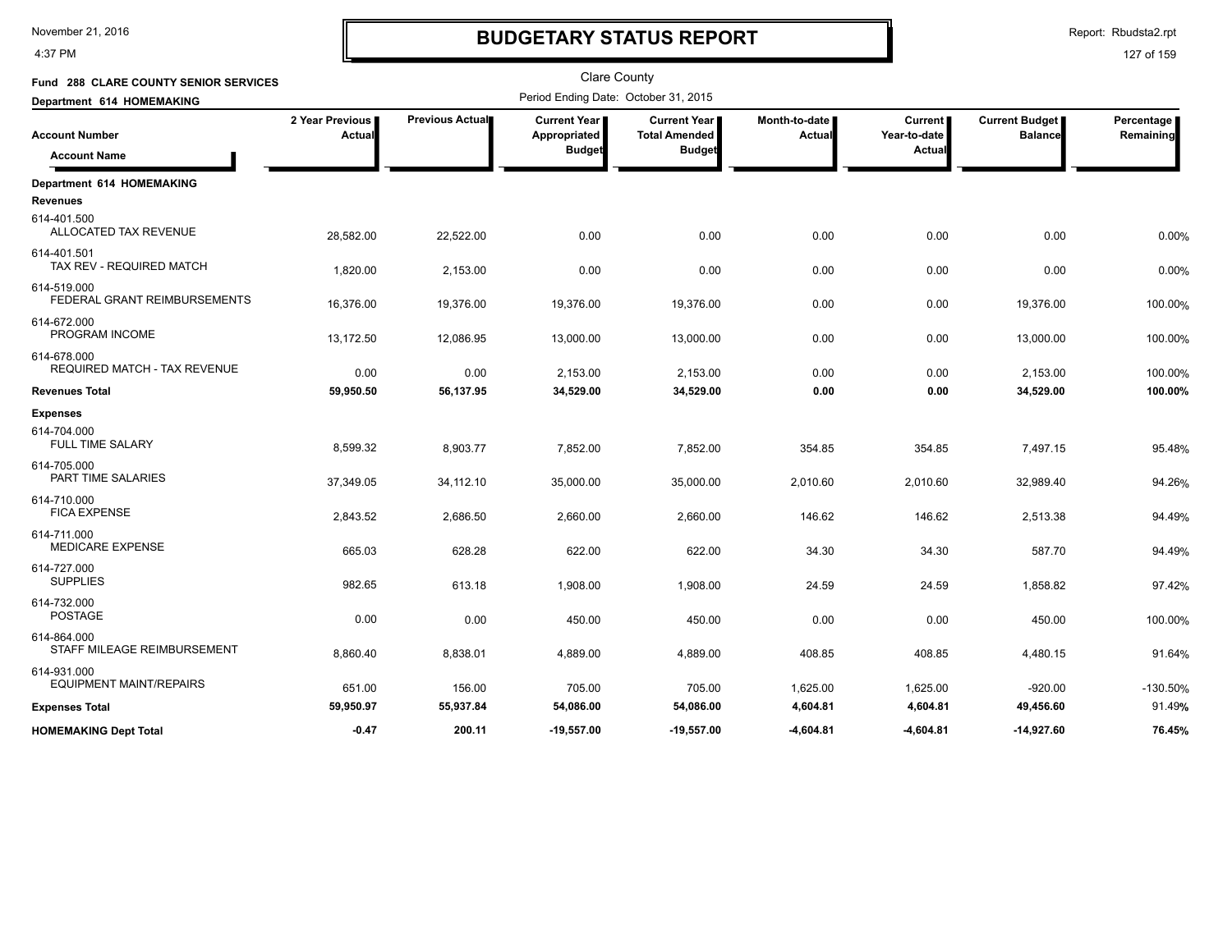# BUDGETARY STATUS REPORT

Clare County

**Fund 288 CLARE COUNTY SENIOR SERVICES**

**Department 614 HOMEMAKING**

Period Ending Date: October 31, 2015

| Account Number / Account Name | 2 Year Previous Actual | Previous Actual | Current Year Appropriated Budget | Current Year Total Amended Budget | Month-to-date Actual | Current Year-to-date Actual | Current Budget Balance | Percentage Remaining |
|---|---|---|---|---|---|---|---|---|
| **Department 614 HOMEMAKING** | | | | | | | | |
| **Revenues** | | | | | | | | |
| 614-401.500 ALLOCATED TAX REVENUE | 28,582.00 | 22,522.00 | 0.00 | 0.00 | 0.00 | 0.00 | 0.00 | 0.00% |
| 614-401.501 TAX REV - REQUIRED MATCH | 1,820.00 | 2,153.00 | 0.00 | 0.00 | 0.00 | 0.00 | 0.00 | 0.00% |
| 614-519.000 FEDERAL GRANT REIMBURSEMENTS | 16,376.00 | 19,376.00 | 19,376.00 | 19,376.00 | 0.00 | 0.00 | 19,376.00 | 100.00% |
| 614-672.000 PROGRAM INCOME | 13,172.50 | 12,086.95 | 13,000.00 | 13,000.00 | 0.00 | 0.00 | 13,000.00 | 100.00% |
| 614-678.000 REQUIRED MATCH - TAX REVENUE | 0.00 | 0.00 | 2,153.00 | 2,153.00 | 0.00 | 0.00 | 2,153.00 | 100.00% |
| **Revenues Total** | **59,950.50** | **56,137.95** | **34,529.00** | **34,529.00** | **0.00** | **0.00** | **34,529.00** | **100.00%** |
| **Expenses** | | | | | | | | |
| 614-704.000 FULL TIME SALARY | 8,599.32 | 8,903.77 | 7,852.00 | 7,852.00 | 354.85 | 354.85 | 7,497.15 | 95.48% |
| 614-705.000 PART TIME SALARIES | 37,349.05 | 34,112.10 | 35,000.00 | 35,000.00 | 2,010.60 | 2,010.60 | 32,989.40 | 94.26% |
| 614-710.000 FICA EXPENSE | 2,843.52 | 2,686.50 | 2,660.00 | 2,660.00 | 146.62 | 146.62 | 2,513.38 | 94.49% |
| 614-711.000 MEDICARE EXPENSE | 665.03 | 628.28 | 622.00 | 622.00 | 34.30 | 34.30 | 587.70 | 94.49% |
| 614-727.000 SUPPLIES | 982.65 | 613.18 | 1,908.00 | 1,908.00 | 24.59 | 24.59 | 1,858.82 | 97.42% |
| 614-732.000 POSTAGE | 0.00 | 0.00 | 450.00 | 450.00 | 0.00 | 0.00 | 450.00 | 100.00% |
| 614-864.000 STAFF MILEAGE REIMBURSEMENT | 8,860.40 | 8,838.01 | 4,889.00 | 4,889.00 | 408.85 | 408.85 | 4,480.15 | 91.64% |
| 614-931.000 EQUIPMENT MAINT/REPAIRS | 651.00 | 156.00 | 705.00 | 705.00 | 1,625.00 | 1,625.00 | -920.00 | -130.50% |
| **Expenses Total** | **59,950.97** | **55,937.84** | **54,086.00** | **54,086.00** | **4,604.81** | **4,604.81** | **49,456.60** | **91.49%** |
| **HOMEMAKING Dept Total** | **-0.47** | **200.11** | **-19,557.00** | **-19,557.00** | **-4,604.81** | **-4,604.81** | **-14,927.60** | **76.45%** |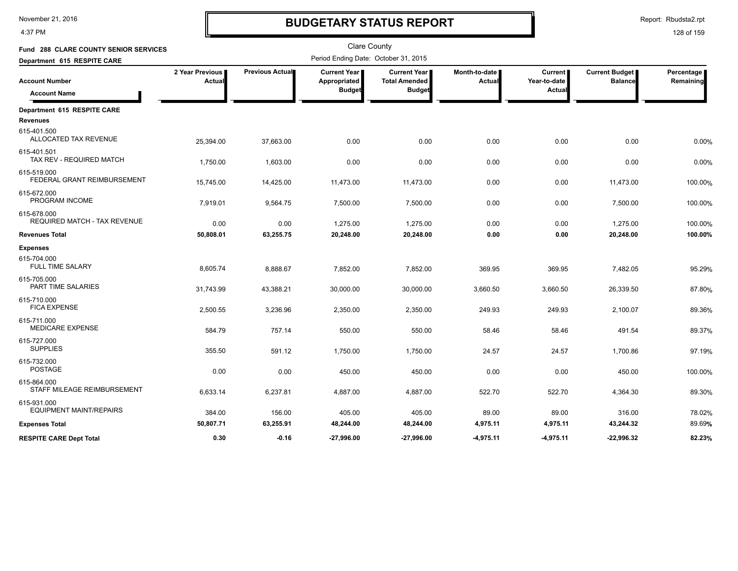# BUDGETARY STATUS REPORT

November 21, 2016
4:37 PM

Report: Rbudsta2.rpt

Clare County

**Fund 288 CLARE COUNTY SENIOR SERVICES**

**Department 615 RESPITE CARE**

Period Ending Date: October 31, 2015

| Account Number / Account Name | 2 Year Previous Actual | Previous Actual | Current Year Appropriated Budget | Current Year Total Amended Budget | Month-to-date Actual | Current Year-to-date Actual | Current Budget Balance | Percentage Remaining |
|---|---|---|---|---|---|---|---|---|
| **Department 615 RESPITE CARE** | | | | | | | | |
| **Revenues** | | | | | | | | |
| 615-401.500 ALLOCATED TAX REVENUE | 25,394.00 | 37,663.00 | 0.00 | 0.00 | 0.00 | 0.00 | 0.00 | 0.00% |
| 615-401.501 TAX REV - REQUIRED MATCH | 1,750.00 | 1,603.00 | 0.00 | 0.00 | 0.00 | 0.00 | 0.00 | 0.00% |
| 615-519.000 FEDERAL GRANT REIMBURSEMENT | 15,745.00 | 14,425.00 | 11,473.00 | 11,473.00 | 0.00 | 0.00 | 11,473.00 | 100.00% |
| 615-672.000 PROGRAM INCOME | 7,919.01 | 9,564.75 | 7,500.00 | 7,500.00 | 0.00 | 0.00 | 7,500.00 | 100.00% |
| 615-678.000 REQUIRED MATCH - TAX REVENUE | 0.00 | 0.00 | 1,275.00 | 1,275.00 | 0.00 | 0.00 | 1,275.00 | 100.00% |
| **Revenues Total** | **50,808.01** | **63,255.75** | **20,248.00** | **20,248.00** | **0.00** | **0.00** | **20,248.00** | **100.00%** |
| **Expenses** | | | | | | | | |
| 615-704.000 FULL TIME SALARY | 8,605.74 | 8,888.67 | 7,852.00 | 7,852.00 | 369.95 | 369.95 | 7,482.05 | 95.29% |
| 615-705.000 PART TIME SALARIES | 31,743.99 | 43,388.21 | 30,000.00 | 30,000.00 | 3,660.50 | 3,660.50 | 26,339.50 | 87.80% |
| 615-710.000 FICA EXPENSE | 2,500.55 | 3,236.96 | 2,350.00 | 2,350.00 | 249.93 | 249.93 | 2,100.07 | 89.36% |
| 615-711.000 MEDICARE EXPENSE | 584.79 | 757.14 | 550.00 | 550.00 | 58.46 | 58.46 | 491.54 | 89.37% |
| 615-727.000 SUPPLIES | 355.50 | 591.12 | 1,750.00 | 1,750.00 | 24.57 | 24.57 | 1,700.86 | 97.19% |
| 615-732.000 POSTAGE | 0.00 | 0.00 | 450.00 | 450.00 | 0.00 | 0.00 | 450.00 | 100.00% |
| 615-864.000 STAFF MILEAGE REIMBURSEMENT | 6,633.14 | 6,237.81 | 4,887.00 | 4,887.00 | 522.70 | 522.70 | 4,364.30 | 89.30% |
| 615-931.000 EQUIPMENT MAINT/REPAIRS | 384.00 | 156.00 | 405.00 | 405.00 | 89.00 | 89.00 | 316.00 | 78.02% |
| **Expenses Total** | **50,807.71** | **63,255.91** | **48,244.00** | **48,244.00** | **4,975.11** | **4,975.11** | **43,244.32** | **89.69%** |
| **RESPITE CARE Dept Total** | **0.30** | **-0.16** | **-27,996.00** | **-27,996.00** | **-4,975.11** | **-4,975.11** | **-22,996.32** | **82.23%** |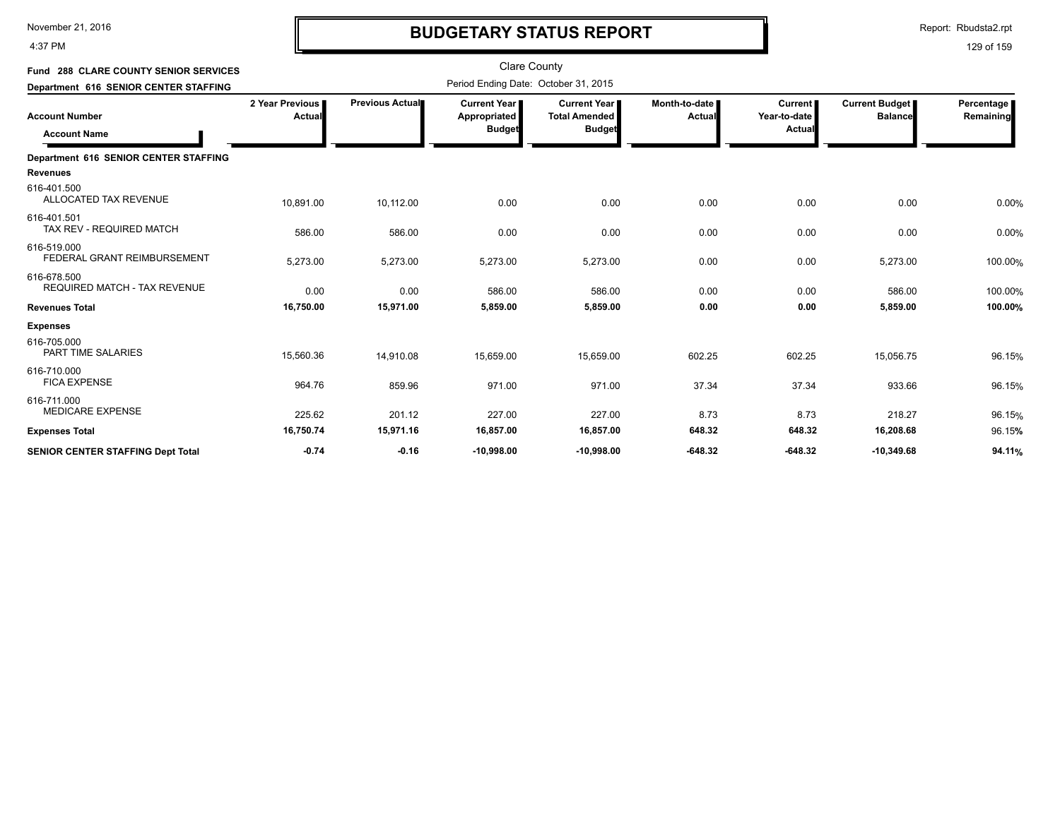# BUDGETARY STATUS REPORT

Report: Rbudsta2.rpt

November 21, 2016
4:37 PM

Clare County

**Fund 288 CLARE COUNTY SENIOR SERVICES**

**Department 616 SENIOR CENTER STAFFING**

Period Ending Date: October 31, 2015

| Account Number / Account Name | 2 Year Previous Actual | Previous Actual | Current Year Appropriated Budget | Current Year Total Amended Budget | Month-to-date Actual | Current Year-to-date Actual | Current Budget Balance | Percentage Remaining |
|---|---|---|---|---|---|---|---|---|
| **Department 616 SENIOR CENTER STAFFING** | | | | | | | | |
| **Revenues** | | | | | | | | |
| 616-401.500 ALLOCATED TAX REVENUE | 10,891.00 | 10,112.00 | 0.00 | 0.00 | 0.00 | 0.00 | 0.00 | 0.00% |
| 616-401.501 TAX REV - REQUIRED MATCH | 586.00 | 586.00 | 0.00 | 0.00 | 0.00 | 0.00 | 0.00 | 0.00% |
| 616-519.000 FEDERAL GRANT REIMBURSEMENT | 5,273.00 | 5,273.00 | 5,273.00 | 5,273.00 | 0.00 | 0.00 | 5,273.00 | 100.00% |
| 616-678.500 REQUIRED MATCH - TAX REVENUE | 0.00 | 0.00 | 586.00 | 586.00 | 0.00 | 0.00 | 586.00 | 100.00% |
| **Revenues Total** | **16,750.00** | **15,971.00** | **5,859.00** | **5,859.00** | **0.00** | **0.00** | **5,859.00** | **100.00%** |
| **Expenses** | | | | | | | | |
| 616-705.000 PART TIME SALARIES | 15,560.36 | 14,910.08 | 15,659.00 | 15,659.00 | 602.25 | 602.25 | 15,056.75 | 96.15% |
| 616-710.000 FICA EXPENSE | 964.76 | 859.96 | 971.00 | 971.00 | 37.34 | 37.34 | 933.66 | 96.15% |
| 616-711.000 MEDICARE EXPENSE | 225.62 | 201.12 | 227.00 | 227.00 | 8.73 | 8.73 | 218.27 | 96.15% |
| **Expenses Total** | **16,750.74** | **15,971.16** | **16,857.00** | **16,857.00** | **648.32** | **648.32** | **16,208.68** | **96.15%** |
| **SENIOR CENTER STAFFING Dept Total** | **-0.74** | **-0.16** | **-10,998.00** | **-10,998.00** | **-648.32** | **-648.32** | **-10,349.68** | **94.11%** |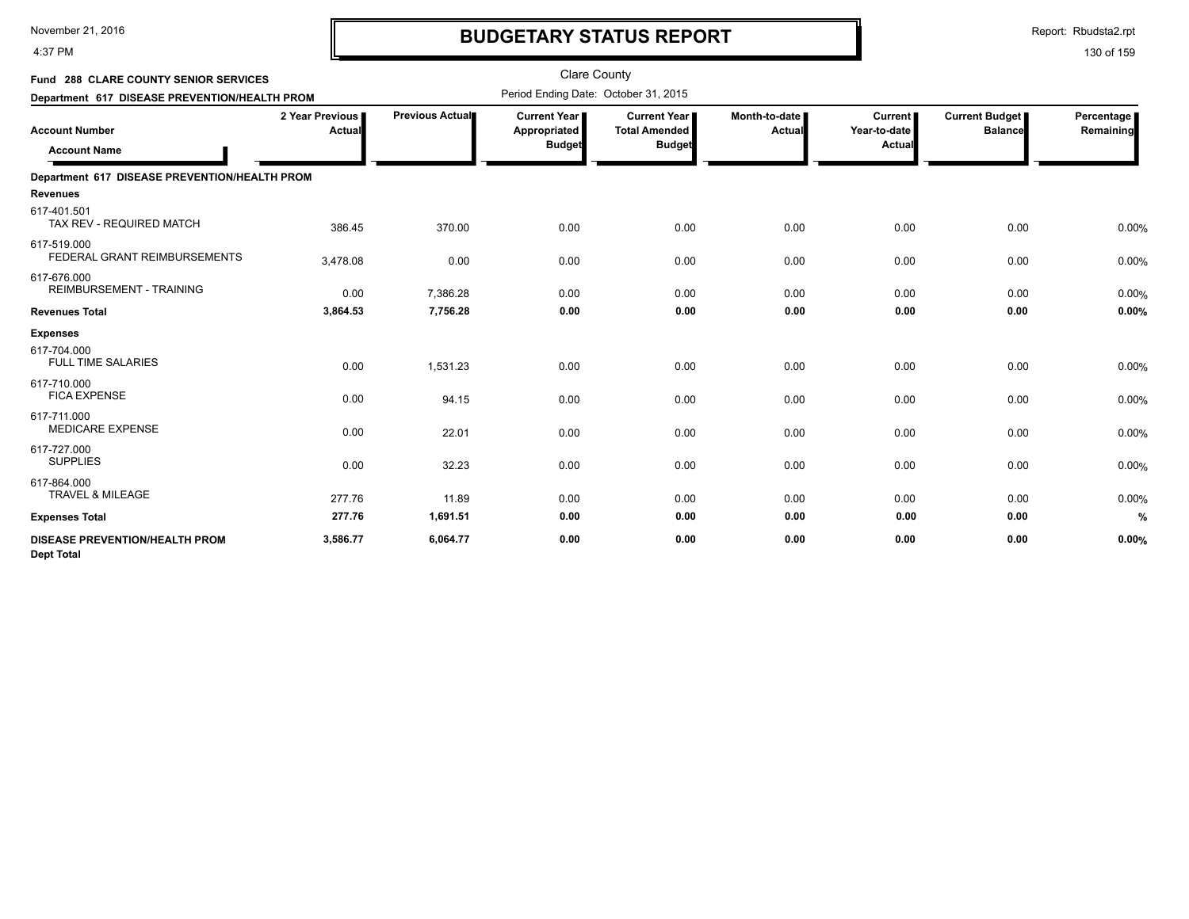# BUDGETARY STATUS REPORT

Clare County

**Fund 288 CLARE COUNTY SENIOR SERVICES**

**Department 617 DISEASE PREVENTION/HEALTH PROM**

Period Ending Date: October 31, 2015

| Account Number / Account Name | 2 Year Previous Actual | Previous Actual | Current Year Appropriated Budget | Current Year Total Amended Budget | Month-to-date Actual | Current Year-to-date Actual | Current Budget Balance | Percentage Remaining |
|---|---|---|---|---|---|---|---|---|
| **Department 617 DISEASE PREVENTION/HEALTH PROM** | | | | | | | | |
| **Revenues** | | | | | | | | |
| 617-401.501 TAX REV - REQUIRED MATCH | 386.45 | 370.00 | 0.00 | 0.00 | 0.00 | 0.00 | 0.00 | 0.00% |
| 617-519.000 FEDERAL GRANT REIMBURSEMENTS | 3,478.08 | 0.00 | 0.00 | 0.00 | 0.00 | 0.00 | 0.00 | 0.00% |
| 617-676.000 REIMBURSEMENT - TRAINING | 0.00 | 7,386.28 | 0.00 | 0.00 | 0.00 | 0.00 | 0.00 | 0.00% |
| **Revenues Total** | **3,864.53** | **7,756.28** | **0.00** | **0.00** | **0.00** | **0.00** | **0.00** | **0.00%** |
| **Expenses** | | | | | | | | |
| 617-704.000 FULL TIME SALARIES | 0.00 | 1,531.23 | 0.00 | 0.00 | 0.00 | 0.00 | 0.00 | 0.00% |
| 617-710.000 FICA EXPENSE | 0.00 | 94.15 | 0.00 | 0.00 | 0.00 | 0.00 | 0.00 | 0.00% |
| 617-711.000 MEDICARE EXPENSE | 0.00 | 22.01 | 0.00 | 0.00 | 0.00 | 0.00 | 0.00 | 0.00% |
| 617-727.000 SUPPLIES | 0.00 | 32.23 | 0.00 | 0.00 | 0.00 | 0.00 | 0.00 | 0.00% |
| 617-864.000 TRAVEL & MILEAGE | 277.76 | 11.89 | 0.00 | 0.00 | 0.00 | 0.00 | 0.00 | 0.00% |
| **Expenses Total** | **277.76** | **1,691.51** | **0.00** | **0.00** | **0.00** | **0.00** | **0.00** | **%** |
| **DISEASE PREVENTION/HEALTH PROM Dept Total** | **3,586.77** | **6,064.77** | **0.00** | **0.00** | **0.00** | **0.00** | **0.00** | **0.00%** |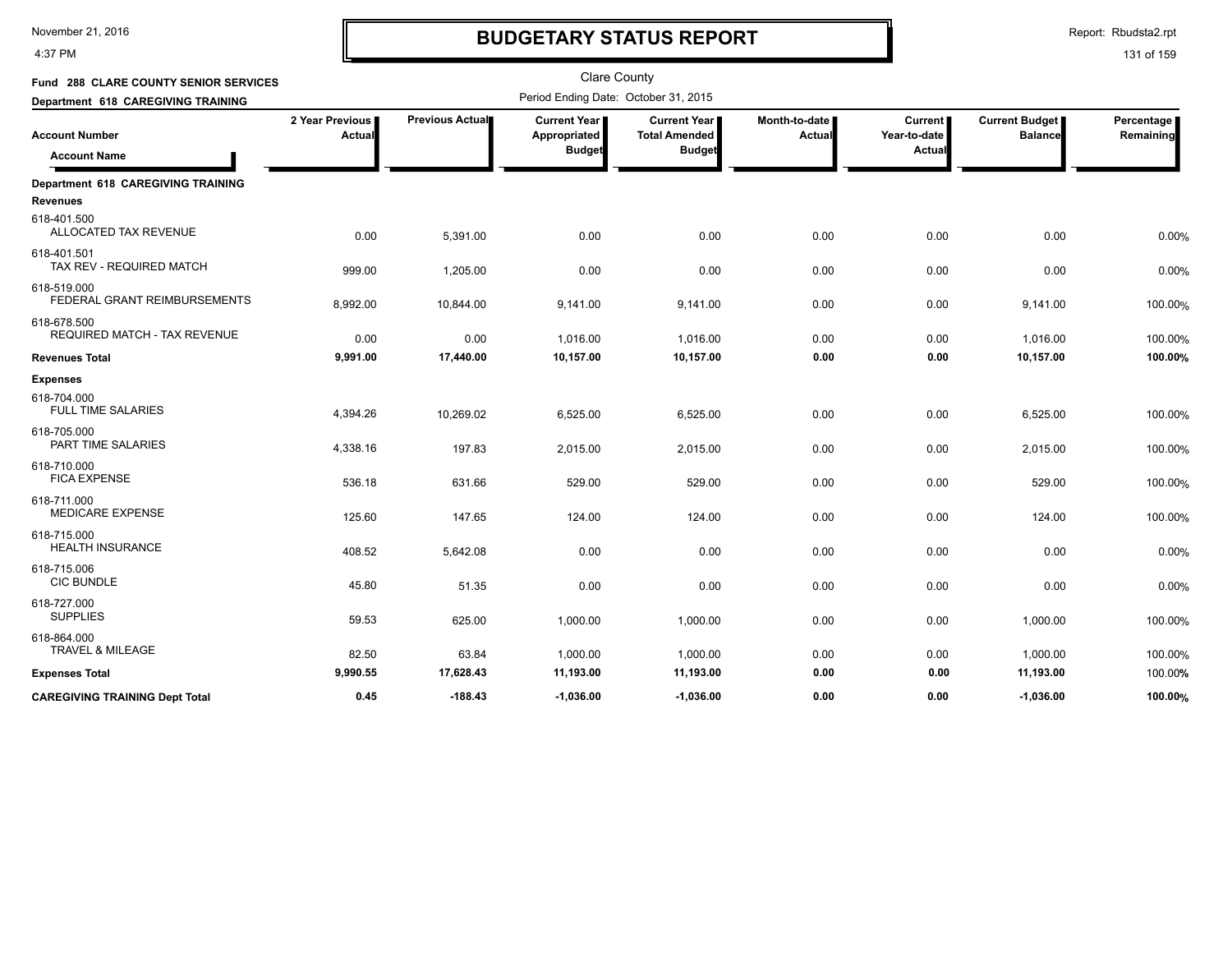# BUDGETARY STATUS REPORT

Clare County

Period Ending Date: October 31, 2015

**Fund 288 CLARE COUNTY SENIOR SERVICES**

**Department 618 CAREGIVING TRAINING**

| Account Number / Account Name | 2 Year Previous Actual | Previous Actual | Current Year Appropriated Budget | Current Year Total Amended Budget | Month-to-date Actual | Current Year-to-date Actual | Current Budget Balance | Percentage Remaining |
|---|---|---|---|---|---|---|---|---|
| **Department 618 CAREGIVING TRAINING** | | | | | | | | |
| **Revenues** | | | | | | | | |
| 618-401.500 ALLOCATED TAX REVENUE | 0.00 | 5,391.00 | 0.00 | 0.00 | 0.00 | 0.00 | 0.00 | 0.00% |
| 618-401.501 TAX REV - REQUIRED MATCH | 999.00 | 1,205.00 | 0.00 | 0.00 | 0.00 | 0.00 | 0.00 | 0.00% |
| 618-519.000 FEDERAL GRANT REIMBURSEMENTS | 8,992.00 | 10,844.00 | 9,141.00 | 9,141.00 | 0.00 | 0.00 | 9,141.00 | 100.00% |
| 618-678.500 REQUIRED MATCH - TAX REVENUE | 0.00 | 0.00 | 1,016.00 | 1,016.00 | 0.00 | 0.00 | 1,016.00 | 100.00% |
| **Revenues Total** | **9,991.00** | **17,440.00** | **10,157.00** | **10,157.00** | **0.00** | **0.00** | **10,157.00** | **100.00%** |
| **Expenses** | | | | | | | | |
| 618-704.000 FULL TIME SALARIES | 4,394.26 | 10,269.02 | 6,525.00 | 6,525.00 | 0.00 | 0.00 | 6,525.00 | 100.00% |
| 618-705.000 PART TIME SALARIES | 4,338.16 | 197.83 | 2,015.00 | 2,015.00 | 0.00 | 0.00 | 2,015.00 | 100.00% |
| 618-710.000 FICA EXPENSE | 536.18 | 631.66 | 529.00 | 529.00 | 0.00 | 0.00 | 529.00 | 100.00% |
| 618-711.000 MEDICARE EXPENSE | 125.60 | 147.65 | 124.00 | 124.00 | 0.00 | 0.00 | 124.00 | 100.00% |
| 618-715.000 HEALTH INSURANCE | 408.52 | 5,642.08 | 0.00 | 0.00 | 0.00 | 0.00 | 0.00 | 0.00% |
| 618-715.006 CIC BUNDLE | 45.80 | 51.35 | 0.00 | 0.00 | 0.00 | 0.00 | 0.00 | 0.00% |
| 618-727.000 SUPPLIES | 59.53 | 625.00 | 1,000.00 | 1,000.00 | 0.00 | 0.00 | 1,000.00 | 100.00% |
| 618-864.000 TRAVEL & MILEAGE | 82.50 | 63.84 | 1,000.00 | 1,000.00 | 0.00 | 0.00 | 1,000.00 | 100.00% |
| **Expenses Total** | **9,990.55** | **17,628.43** | **11,193.00** | **11,193.00** | **0.00** | **0.00** | **11,193.00** | 100.00% |
| **CAREGIVING TRAINING Dept Total** | **0.45** | **-188.43** | **-1,036.00** | **-1,036.00** | **0.00** | **0.00** | **-1,036.00** | **100.00%** |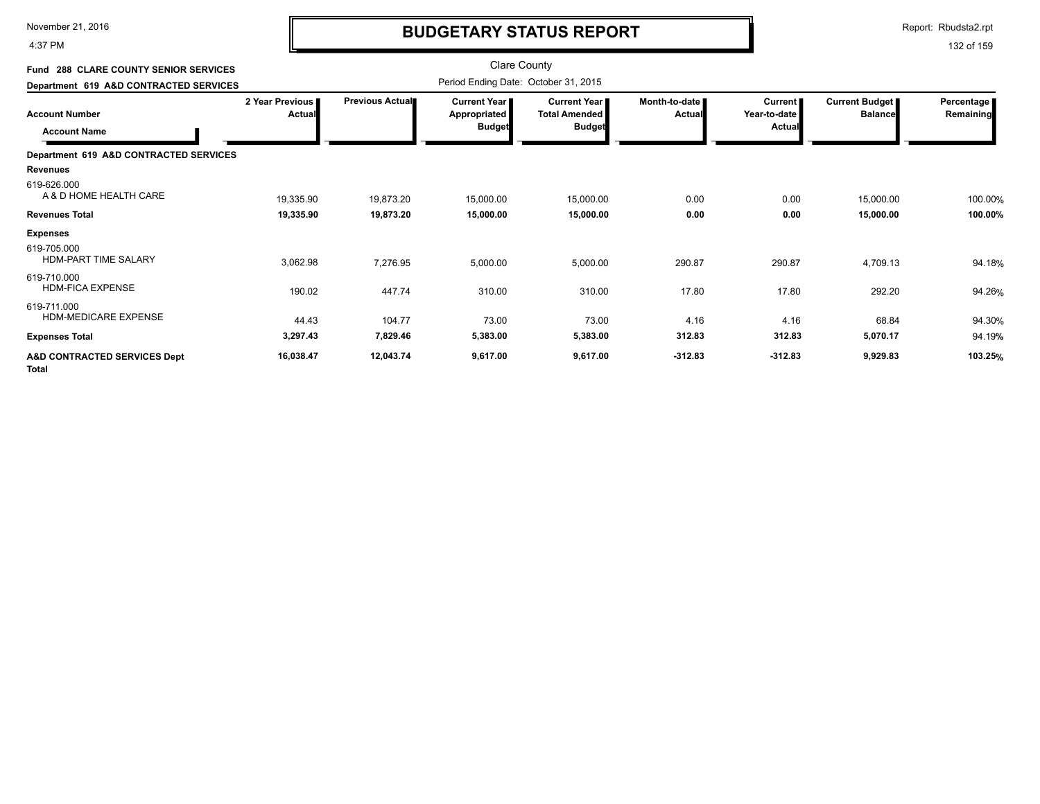# BUDGETARY STATUS REPORT

Clare County

Period Ending Date: October 31, 2015

**Fund 288 CLARE COUNTY SENIOR SERVICES**

**Department 619 A&D CONTRACTED SERVICES**

| Account Number / Account Name | 2 Year Previous Actual | Previous Actual | Current Year Appropriated Budget | Current Year Total Amended Budget | Month-to-date Actual | Current Year-to-date Actual | Current Budget Balance | Percentage Remaining |
|---|---|---|---|---|---|---|---|---|
| **Department 619 A&D CONTRACTED SERVICES** | | | | | | | | |
| **Revenues** | | | | | | | | |
| 619-626.000 A & D HOME HEALTH CARE | 19,335.90 | 19,873.20 | 15,000.00 | 15,000.00 | 0.00 | 0.00 | 15,000.00 | 100.00% |
| **Revenues Total** | **19,335.90** | **19,873.20** | **15,000.00** | **15,000.00** | **0.00** | **0.00** | **15,000.00** | **100.00%** |
| **Expenses** | | | | | | | | |
| 619-705.000 HDM-PART TIME SALARY | 3,062.98 | 7,276.95 | 5,000.00 | 5,000.00 | 290.87 | 290.87 | 4,709.13 | 94.18% |
| 619-710.000 HDM-FICA EXPENSE | 190.02 | 447.74 | 310.00 | 310.00 | 17.80 | 17.80 | 292.20 | 94.26% |
| 619-711.000 HDM-MEDICARE EXPENSE | 44.43 | 104.77 | 73.00 | 73.00 | 4.16 | 4.16 | 68.84 | 94.30% |
| **Expenses Total** | **3,297.43** | **7,829.46** | **5,383.00** | **5,383.00** | **312.83** | **312.83** | **5,070.17** | 94.19% |
| **A&D CONTRACTED SERVICES Dept Total** | **16,038.47** | **12,043.74** | **9,617.00** | **9,617.00** | **-312.83** | **-312.83** | **9,929.83** | **103.25%** |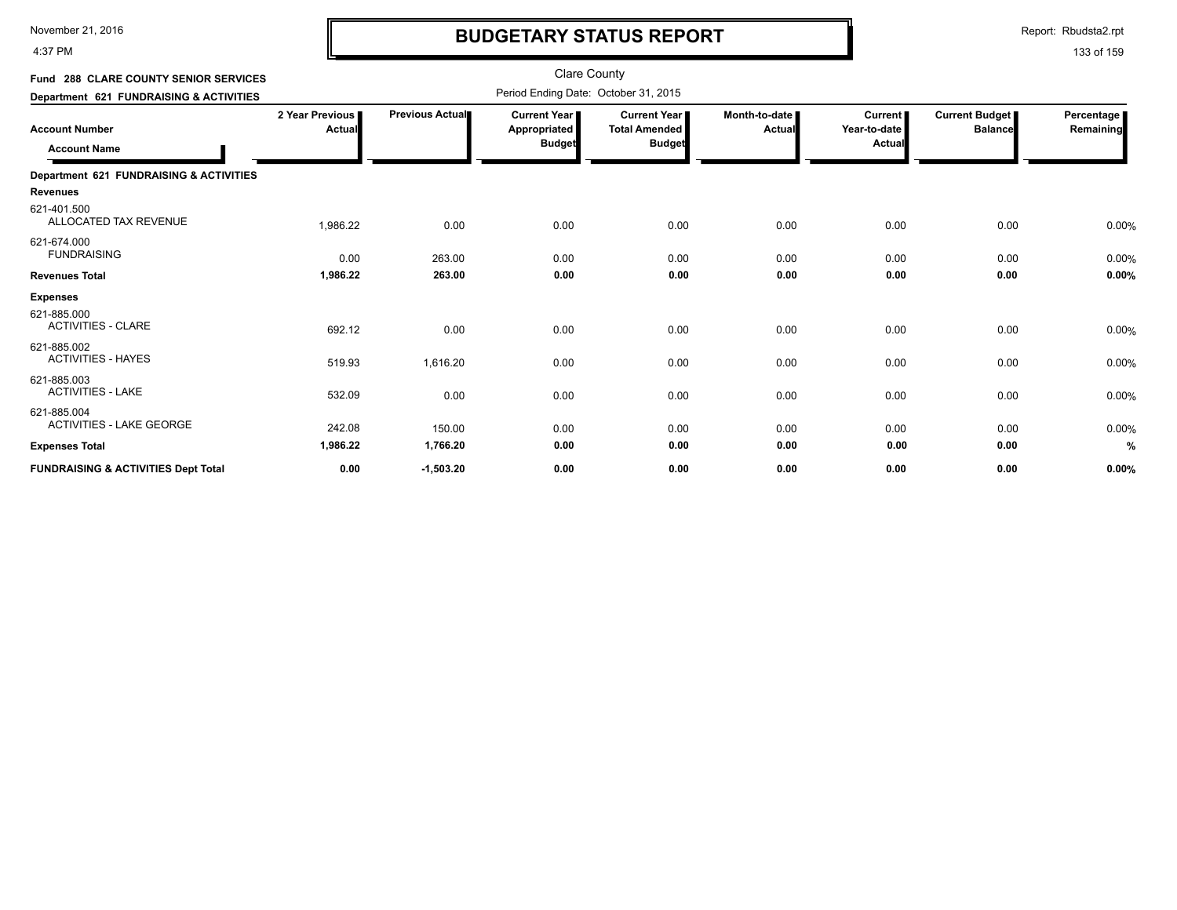# BUDGETARY STATUS REPORT

Clare County

Period Ending Date: October 31, 2015

**Fund 288 CLARE COUNTY SENIOR SERVICES**

**Department 621 FUNDRAISING & ACTIVITIES**

| Account Number / Account Name | 2 Year Previous Actual | Previous Actual | Current Year Appropriated Budget | Current Year Total Amended Budget | Month-to-date Actual | Current Year-to-date Actual | Current Budget Balance | Percentage Remaining |
|---|---|---|---|---|---|---|---|---|
| **Department 621 FUNDRAISING & ACTIVITIES** | | | | | | | | |
| **Revenues** | | | | | | | | |
| 621-401.500 ALLOCATED TAX REVENUE | 1,986.22 | 0.00 | 0.00 | 0.00 | 0.00 | 0.00 | 0.00 | 0.00% |
| 621-674.000 FUNDRAISING | 0.00 | 263.00 | 0.00 | 0.00 | 0.00 | 0.00 | 0.00 | 0.00% |
| **Revenues Total** | **1,986.22** | **263.00** | **0.00** | **0.00** | **0.00** | **0.00** | **0.00** | **0.00%** |
| **Expenses** | | | | | | | | |
| 621-885.000 ACTIVITIES - CLARE | 692.12 | 0.00 | 0.00 | 0.00 | 0.00 | 0.00 | 0.00 | 0.00% |
| 621-885.002 ACTIVITIES - HAYES | 519.93 | 1,616.20 | 0.00 | 0.00 | 0.00 | 0.00 | 0.00 | 0.00% |
| 621-885.003 ACTIVITIES - LAKE | 532.09 | 0.00 | 0.00 | 0.00 | 0.00 | 0.00 | 0.00 | 0.00% |
| 621-885.004 ACTIVITIES - LAKE GEORGE | 242.08 | 150.00 | 0.00 | 0.00 | 0.00 | 0.00 | 0.00 | 0.00% |
| **Expenses Total** | **1,986.22** | **1,766.20** | **0.00** | **0.00** | **0.00** | **0.00** | **0.00** | **%** |
| **FUNDRAISING & ACTIVITIES Dept Total** | **0.00** | **-1,503.20** | **0.00** | **0.00** | **0.00** | **0.00** | **0.00** | **0.00%** |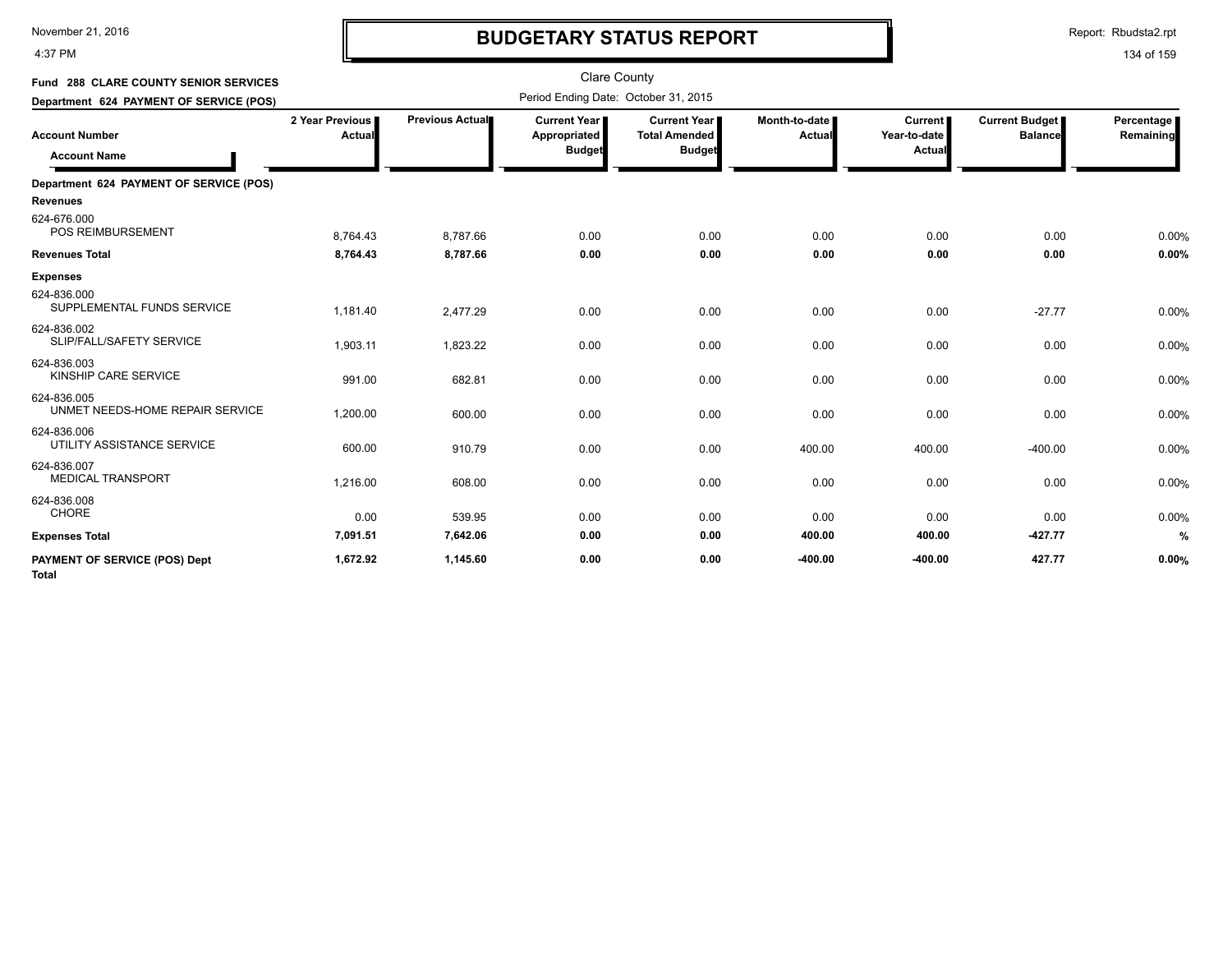# BUDGETARY STATUS REPORT

Clare County

Period Ending Date: October 31, 2015

Report: Rbudsta2.rpt

**Fund 288 CLARE COUNTY SENIOR SERVICES**

**Department 624 PAYMENT OF SERVICE (POS)**

| Account Number / Account Name | 2 Year Previous Actual | Previous Actual | Current Year Appropriated Budget | Current Year Total Amended Budget | Month-to-date Actual | Current Year-to-date Actual | Current Budget Balance | Percentage Remaining |
|---|---|---|---|---|---|---|---|---|
| **Department 624 PAYMENT OF SERVICE (POS)** | | | | | | | | |
| **Revenues** | | | | | | | | |
| 624-676.000 POS REIMBURSEMENT | 8,764.43 | 8,787.66 | 0.00 | 0.00 | 0.00 | 0.00 | 0.00 | 0.00% |
| **Revenues Total** | **8,764.43** | **8,787.66** | **0.00** | **0.00** | **0.00** | **0.00** | **0.00** | **0.00%** |
| **Expenses** | | | | | | | | |
| 624-836.000 SUPPLEMENTAL FUNDS SERVICE | 1,181.40 | 2,477.29 | 0.00 | 0.00 | 0.00 | 0.00 | -27.77 | 0.00% |
| 624-836.002 SLIP/FALL/SAFETY SERVICE | 1,903.11 | 1,823.22 | 0.00 | 0.00 | 0.00 | 0.00 | 0.00 | 0.00% |
| 624-836.003 KINSHIP CARE SERVICE | 991.00 | 682.81 | 0.00 | 0.00 | 0.00 | 0.00 | 0.00 | 0.00% |
| 624-836.005 UNMET NEEDS-HOME REPAIR SERVICE | 1,200.00 | 600.00 | 0.00 | 0.00 | 0.00 | 0.00 | 0.00 | 0.00% |
| 624-836.006 UTILITY ASSISTANCE SERVICE | 600.00 | 910.79 | 0.00 | 0.00 | 400.00 | 400.00 | -400.00 | 0.00% |
| 624-836.007 MEDICAL TRANSPORT | 1,216.00 | 608.00 | 0.00 | 0.00 | 0.00 | 0.00 | 0.00 | 0.00% |
| 624-836.008 CHORE | 0.00 | 539.95 | 0.00 | 0.00 | 0.00 | 0.00 | 0.00 | 0.00% |
| **Expenses Total** | **7,091.51** | **7,642.06** | **0.00** | **0.00** | **400.00** | **400.00** | **-427.77** | **%** |
| **PAYMENT OF SERVICE (POS) Dept Total** | **1,672.92** | **1,145.60** | **0.00** | **0.00** | **-400.00** | **-400.00** | **427.77** | **0.00%** |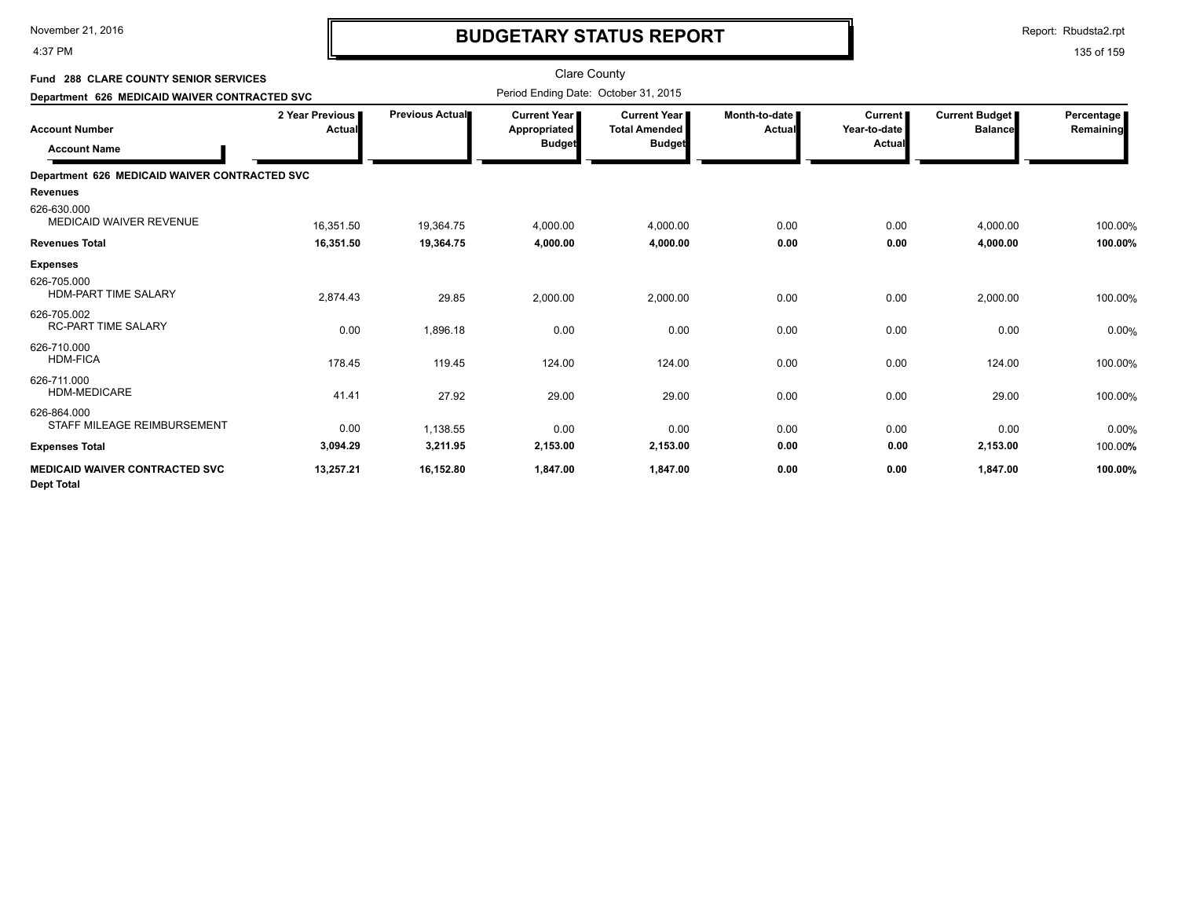# BUDGETARY STATUS REPORT

Clare County

**Fund 288 CLARE COUNTY SENIOR SERVICES**

**Department 626 MEDICAID WAIVER CONTRACTED SVC**

Period Ending Date: October 31, 2015

| Account Number / Account Name | 2 Year Previous Actual | Previous Actual | Current Year Appropriated Budget | Current Year Total Amended Budget | Month-to-date Actual | Current Year-to-date Actual | Current Budget Balance | Percentage Remaining |
|---|---|---|---|---|---|---|---|---|
| **Department 626 MEDICAID WAIVER CONTRACTED SVC** | | | | | | | | |
| **Revenues** | | | | | | | | |
| 626-630.000 MEDICAID WAIVER REVENUE | 16,351.50 | 19,364.75 | 4,000.00 | 4,000.00 | 0.00 | 0.00 | 4,000.00 | 100.00% |
| **Revenues Total** | **16,351.50** | **19,364.75** | **4,000.00** | **4,000.00** | **0.00** | **0.00** | **4,000.00** | **100.00%** |
| **Expenses** | | | | | | | | |
| 626-705.000 HDM-PART TIME SALARY | 2,874.43 | 29.85 | 2,000.00 | 2,000.00 | 0.00 | 0.00 | 2,000.00 | 100.00% |
| 626-705.002 RC-PART TIME SALARY | 0.00 | 1,896.18 | 0.00 | 0.00 | 0.00 | 0.00 | 0.00 | 0.00% |
| 626-710.000 HDM-FICA | 178.45 | 119.45 | 124.00 | 124.00 | 0.00 | 0.00 | 124.00 | 100.00% |
| 626-711.000 HDM-MEDICARE | 41.41 | 27.92 | 29.00 | 29.00 | 0.00 | 0.00 | 29.00 | 100.00% |
| 626-864.000 STAFF MILEAGE REIMBURSEMENT | 0.00 | 1,138.55 | 0.00 | 0.00 | 0.00 | 0.00 | 0.00 | 0.00% |
| **Expenses Total** | **3,094.29** | **3,211.95** | **2,153.00** | **2,153.00** | **0.00** | **0.00** | **2,153.00** | 100.00% |
| **MEDICAID WAIVER CONTRACTED SVC Dept Total** | **13,257.21** | **16,152.80** | **1,847.00** | **1,847.00** | **0.00** | **0.00** | **1,847.00** | **100.00%** |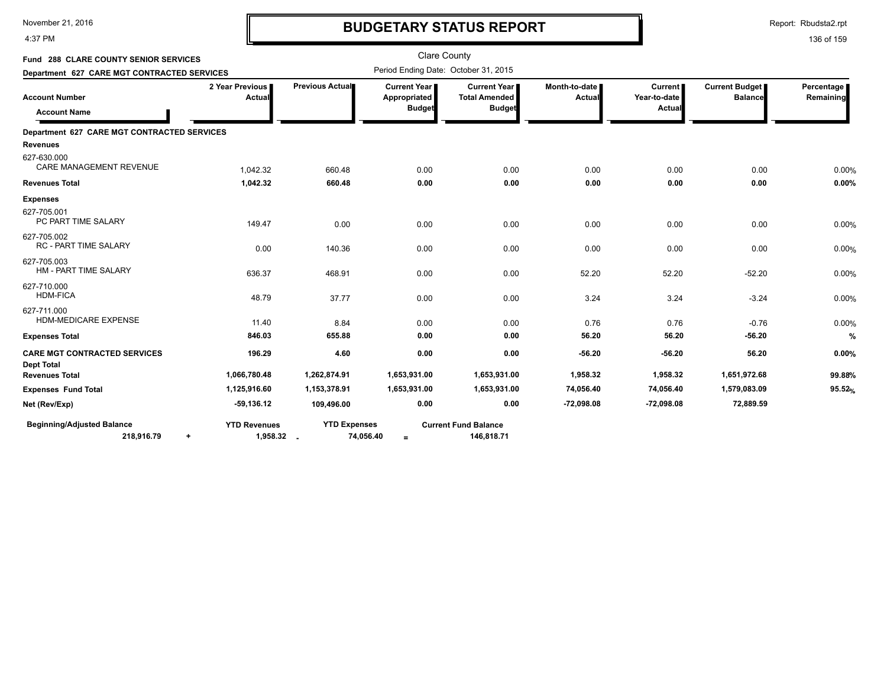# BUDGETARY STATUS REPORT

Clare County

Period Ending Date: October 31, 2015

**Fund 288 CLARE COUNTY SENIOR SERVICES**

**Department 627 CARE MGT CONTRACTED SERVICES**

| Account Number / Account Name | 2 Year Previous Actual | Previous Actual | Current Year Appropriated Budget | Current Year Total Amended Budget | Month-to-date Actual | Current Year-to-date Actual | Current Budget Balance | Percentage Remaining |
|---|---|---|---|---|---|---|---|---|
| **Department 627 CARE MGT CONTRACTED SERVICES** | | | | | | | | |
| **Revenues** | | | | | | | | |
| 627-630.000 CARE MANAGEMENT REVENUE | 1,042.32 | 660.48 | 0.00 | 0.00 | 0.00 | 0.00 | 0.00 | 0.00% |
| **Revenues Total** | **1,042.32** | **660.48** | **0.00** | **0.00** | **0.00** | **0.00** | **0.00** | **0.00%** |
| **Expenses** | | | | | | | | |
| 627-705.001 PC PART TIME SALARY | 149.47 | 0.00 | 0.00 | 0.00 | 0.00 | 0.00 | 0.00 | 0.00% |
| 627-705.002 RC - PART TIME SALARY | 0.00 | 140.36 | 0.00 | 0.00 | 0.00 | 0.00 | 0.00 | 0.00% |
| 627-705.003 HM - PART TIME SALARY | 636.37 | 468.91 | 0.00 | 0.00 | 52.20 | 52.20 | -52.20 | 0.00% |
| 627-710.000 HDM-FICA | 48.79 | 37.77 | 0.00 | 0.00 | 3.24 | 3.24 | -3.24 | 0.00% |
| 627-711.000 HDM-MEDICARE EXPENSE | 11.40 | 8.84 | 0.00 | 0.00 | 0.76 | 0.76 | -0.76 | 0.00% |
| **Expenses Total** | **846.03** | **655.88** | **0.00** | **0.00** | **56.20** | **56.20** | **-56.20** | **%** |
| **CARE MGT CONTRACTED SERVICES** | **196.29** | **4.60** | **0.00** | **0.00** | **-56.20** | **-56.20** | **56.20** | **0.00%** |
| **Dept Total** | | | | | | | | |
| **Revenues Total** | **1,066,780.48** | **1,262,874.91** | **1,653,931.00** | **1,653,931.00** | **1,958.32** | **1,958.32** | **1,651,972.68** | **99.88%** |
| **Expenses Fund Total** | **1,125,916.60** | **1,153,378.91** | **1,653,931.00** | **1,653,931.00** | **74,056.40** | **74,056.40** | **1,579,083.09** | **95.52%** |
| **Net (Rev/Exp)** | **-59,136.12** | **109,496.00** | **0.00** | **0.00** | **-72,098.08** | **-72,098.08** | **72,889.59** | |

| Beginning/Adjusted Balance | | YTD Revenues | | YTD Expenses | | Current Fund Balance |
|---|---|---|---|---|---|---|
| **218,916.79** | + | **1,958.32** | - | **74,056.40** | = | **146,818.71** |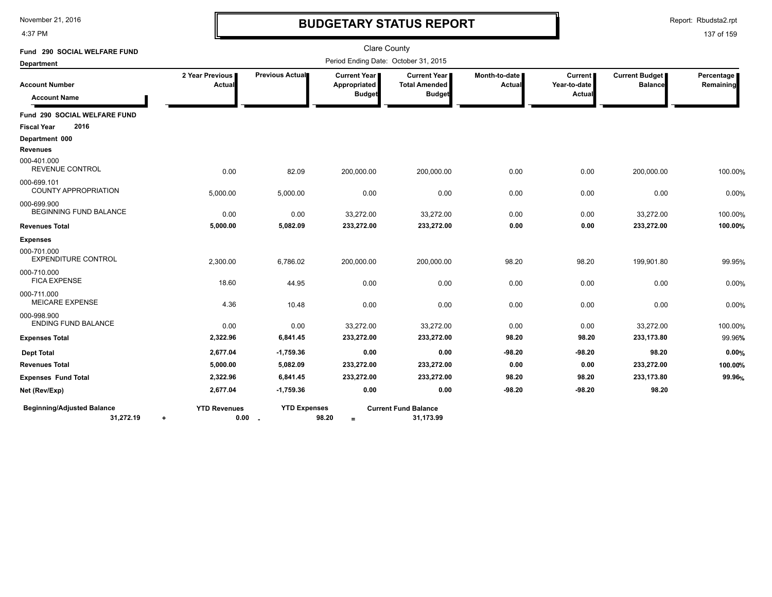November 21, 2016
4:37 PM

# BUDGETARY STATUS REPORT

Report: Rbudsta2.rpt

Clare County

Period Ending Date: October 31, 2015

**Fund 290 SOCIAL WELFARE FUND**

**Department**

| Account Number / Account Name | 2 Year Previous Actual | Previous Actual | Current Year Appropriated Budget | Current Year Total Amended Budget | Month-to-date Actual | Current Year-to-date Actual | Current Budget Balance | Percentage Remaining |
|---|---|---|---|---|---|---|---|---|
| **Fund 290 SOCIAL WELFARE FUND** | | | | | | | | |
| **Fiscal Year 2016** | | | | | | | | |
| **Department 000** | | | | | | | | |
| **Revenues** | | | | | | | | |
| 000-401.000 REVENUE CONTROL | 0.00 | 82.09 | 200,000.00 | 200,000.00 | 0.00 | 0.00 | 200,000.00 | 100.00% |
| 000-699.101 COUNTY APPROPRIATION | 5,000.00 | 5,000.00 | 0.00 | 0.00 | 0.00 | 0.00 | 0.00 | 0.00% |
| 000-699.900 BEGINNING FUND BALANCE | 0.00 | 0.00 | 33,272.00 | 33,272.00 | 0.00 | 0.00 | 33,272.00 | 100.00% |
| **Revenues Total** | **5,000.00** | **5,082.09** | **233,272.00** | **233,272.00** | **0.00** | **0.00** | **233,272.00** | **100.00%** |
| **Expenses** | | | | | | | | |
| 000-701.000 EXPENDITURE CONTROL | 2,300.00 | 6,786.02 | 200,000.00 | 200,000.00 | 98.20 | 98.20 | 199,901.80 | 99.95% |
| 000-710.000 FICA EXPENSE | 18.60 | 44.95 | 0.00 | 0.00 | 0.00 | 0.00 | 0.00 | 0.00% |
| 000-711.000 MEICARE EXPENSE | 4.36 | 10.48 | 0.00 | 0.00 | 0.00 | 0.00 | 0.00 | 0.00% |
| 000-998.900 ENDING FUND BALANCE | 0.00 | 0.00 | 33,272.00 | 33,272.00 | 0.00 | 0.00 | 33,272.00 | 100.00% |
| **Expenses Total** | **2,322.96** | **6,841.45** | **233,272.00** | **233,272.00** | **98.20** | **98.20** | **233,173.80** | 99.96% |
| **Dept Total** | **2,677.04** | **-1,759.36** | **0.00** | **0.00** | **-98.20** | **-98.20** | **98.20** | **0.00%** |
| **Revenues Total** | **5,000.00** | **5,082.09** | **233,272.00** | **233,272.00** | **0.00** | **0.00** | **233,272.00** | **100.00%** |
| **Expenses Fund Total** | **2,322.96** | **6,841.45** | **233,272.00** | **233,272.00** | **98.20** | **98.20** | **233,173.80** | **99.96%** |
| **Net (Rev/Exp)** | **2,677.04** | **-1,759.36** | **0.00** | **0.00** | **-98.20** | **-98.20** | **98.20** | |

| Beginning/Adjusted Balance | | YTD Revenues | | YTD Expenses | | Current Fund Balance |
|---|---|---|---|---|---|---|
| 31,272.19 | + | 0.00 | - | 98.20 | = | 31,173.99 |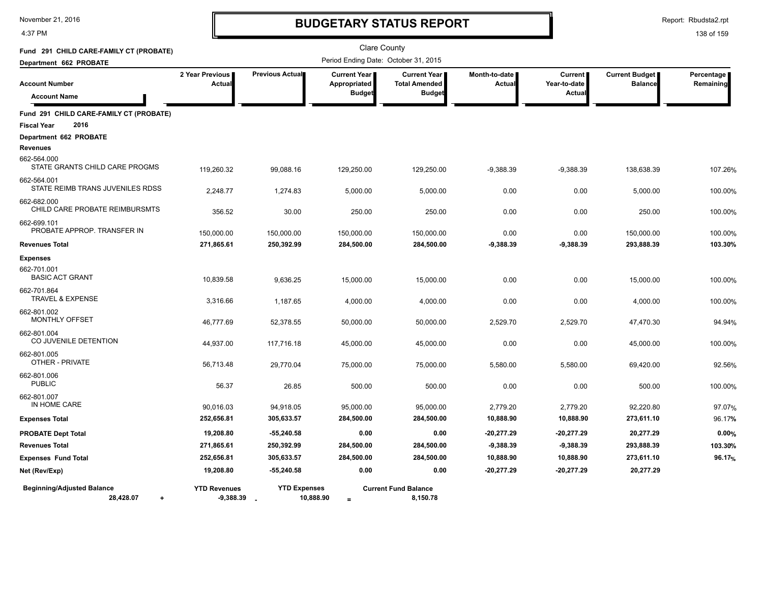# BUDGETARY STATUS REPORT

Clare County

Period Ending Date: October 31, 2015

**Fund 291 CHILD CARE-FAMILY CT (PROBATE)**

**Department 662 PROBATE**

| Account Number / Account Name | 2 Year Previous Actual | Previous Actual | Current Year Appropriated Budget | Current Year Total Amended Budget | Month-to-date Actual | Current Year-to-date Actual | Current Budget Balance | Percentage Remaining |
|---|---|---|---|---|---|---|---|---|
| **Fund 291 CHILD CARE-FAMILY CT (PROBATE)** | | | | | | | | |
| **Fiscal Year 2016** | | | | | | | | |
| **Department 662 PROBATE** | | | | | | | | |
| **Revenues** | | | | | | | | |
| 662-564.000 STATE GRANTS CHILD CARE PROGMS | 119,260.32 | 99,088.16 | 129,250.00 | 129,250.00 | -9,388.39 | -9,388.39 | 138,638.39 | 107.26% |
| 662-564.001 STATE REIMB TRANS JUVENILES RDSS | 2,248.77 | 1,274.83 | 5,000.00 | 5,000.00 | 0.00 | 0.00 | 5,000.00 | 100.00% |
| 662-682.000 CHILD CARE PROBATE REIMBURSMTS | 356.52 | 30.00 | 250.00 | 250.00 | 0.00 | 0.00 | 250.00 | 100.00% |
| 662-699.101 PROBATE APPROP. TRANSFER IN | 150,000.00 | 150,000.00 | 150,000.00 | 150,000.00 | 0.00 | 0.00 | 150,000.00 | 100.00% |
| **Revenues Total** | **271,865.61** | **250,392.99** | **284,500.00** | **284,500.00** | **-9,388.39** | **-9,388.39** | **293,888.39** | **103.30%** |
| **Expenses** | | | | | | | | |
| 662-701.001 BASIC ACT GRANT | 10,839.58 | 9,636.25 | 15,000.00 | 15,000.00 | 0.00 | 0.00 | 15,000.00 | 100.00% |
| 662-701.864 TRAVEL & EXPENSE | 3,316.66 | 1,187.65 | 4,000.00 | 4,000.00 | 0.00 | 0.00 | 4,000.00 | 100.00% |
| 662-801.002 MONTHLY OFFSET | 46,777.69 | 52,378.55 | 50,000.00 | 50,000.00 | 2,529.70 | 2,529.70 | 47,470.30 | 94.94% |
| 662-801.004 CO JUVENILE DETENTION | 44,937.00 | 117,716.18 | 45,000.00 | 45,000.00 | 0.00 | 0.00 | 45,000.00 | 100.00% |
| 662-801.005 OTHER - PRIVATE | 56,713.48 | 29,770.04 | 75,000.00 | 75,000.00 | 5,580.00 | 5,580.00 | 69,420.00 | 92.56% |
| 662-801.006 PUBLIC | 56.37 | 26.85 | 500.00 | 500.00 | 0.00 | 0.00 | 500.00 | 100.00% |
| 662-801.007 IN HOME CARE | 90,016.03 | 94,918.05 | 95,000.00 | 95,000.00 | 2,779.20 | 2,779.20 | 92,220.80 | 97.07% |
| **Expenses Total** | **252,656.81** | **305,633.57** | **284,500.00** | **284,500.00** | **10,888.90** | **10,888.90** | **273,611.10** | 96.17% |
| **PROBATE Dept Total** | **19,208.80** | **-55,240.58** | **0.00** | **0.00** | **-20,277.29** | **-20,277.29** | **20,277.29** | **0.00%** |
| **Revenues Total** | **271,865.61** | **250,392.99** | **284,500.00** | **284,500.00** | **-9,388.39** | **-9,388.39** | **293,888.39** | **103.30%** |
| **Expenses Fund Total** | **252,656.81** | **305,633.57** | **284,500.00** | **284,500.00** | **10,888.90** | **10,888.90** | **273,611.10** | **96.17%** |
| **Net (Rev/Exp)** | **19,208.80** | **-55,240.58** | **0.00** | **0.00** | **-20,277.29** | **-20,277.29** | **20,277.29** | |

| Beginning/Adjusted Balance | | YTD Revenues | | YTD Expenses | | Current Fund Balance |
|---|---|---|---|---|---|---|
| 28,428.07 | + | -9,388.39 | - | 10,888.90 | = | 8,150.78 |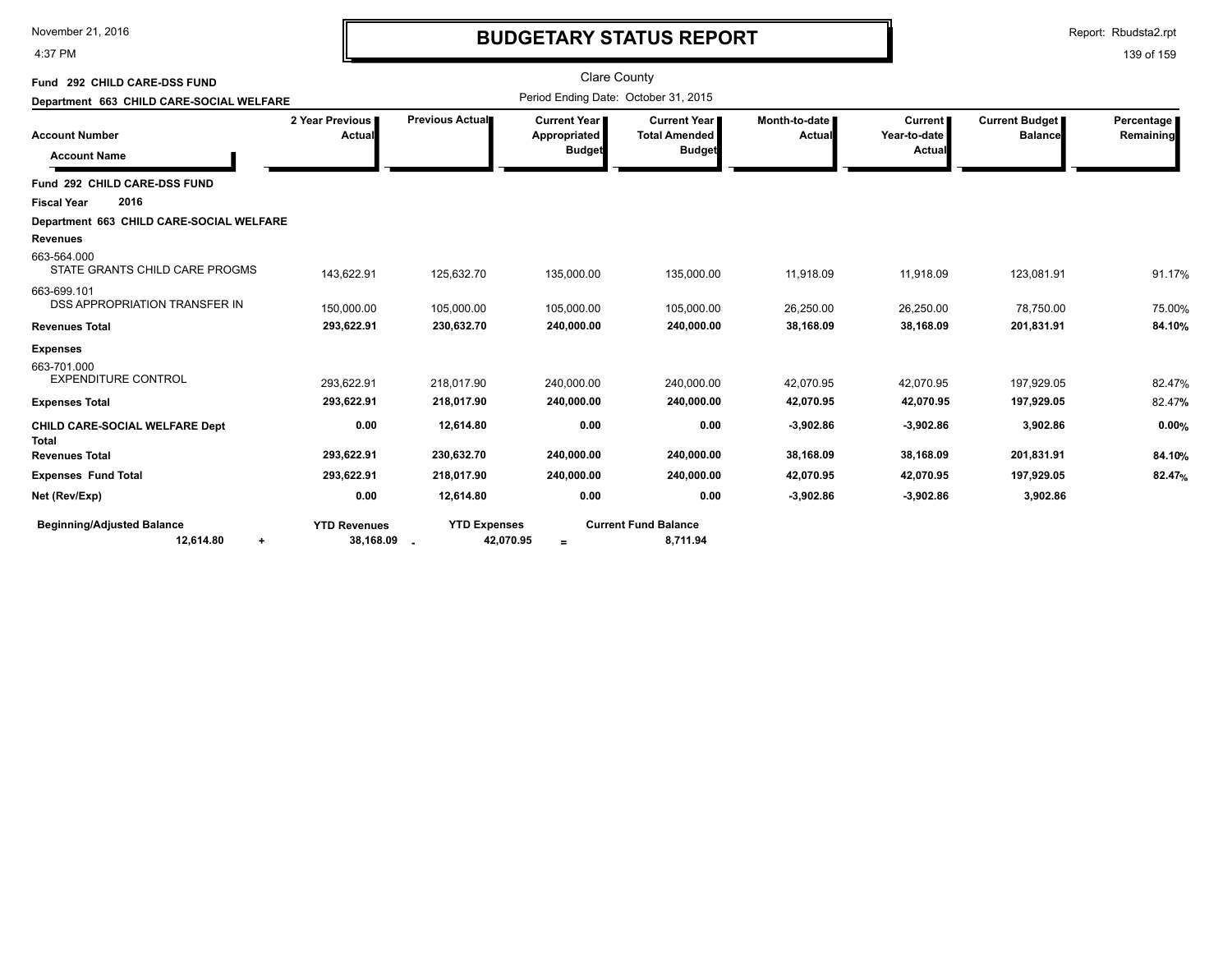# BUDGETARY STATUS REPORT

Clare County

Period Ending Date: October 31, 2015

**Fund 292 CHILD CARE-DSS FUND**

**Department 663 CHILD CARE-SOCIAL WELFARE**

| Account Number / Account Name | 2 Year Previous Actual | Previous Actual | Current Year Appropriated Budget | Current Year Total Amended Budget | Month-to-date Actual | Current Year-to-date Actual | Current Budget Balance | Percentage Remaining |
|---|---|---|---|---|---|---|---|---|
| **Fund 292 CHILD CARE-DSS FUND** | | | | | | | | |
| **Fiscal Year 2016** | | | | | | | | |
| **Department 663 CHILD CARE-SOCIAL WELFARE** | | | | | | | | |
| **Revenues** | | | | | | | | |
| 663-564.000 STATE GRANTS CHILD CARE PROGMS | 143,622.91 | 125,632.70 | 135,000.00 | 135,000.00 | 11,918.09 | 11,918.09 | 123,081.91 | 91.17% |
| 663-699.101 DSS APPROPRIATION TRANSFER IN | 150,000.00 | 105,000.00 | 105,000.00 | 105,000.00 | 26,250.00 | 26,250.00 | 78,750.00 | 75.00% |
| **Revenues Total** | **293,622.91** | **230,632.70** | **240,000.00** | **240,000.00** | **38,168.09** | **38,168.09** | **201,831.91** | **84.10%** |
| **Expenses** | | | | | | | | |
| 663-701.000 EXPENDITURE CONTROL | 293,622.91 | 218,017.90 | 240,000.00 | 240,000.00 | 42,070.95 | 42,070.95 | 197,929.05 | 82.47% |
| **Expenses Total** | **293,622.91** | **218,017.90** | **240,000.00** | **240,000.00** | **42,070.95** | **42,070.95** | **197,929.05** | **82.47%** |
| **CHILD CARE-SOCIAL WELFARE Dept Total** | **0.00** | **12,614.80** | **0.00** | **0.00** | **-3,902.86** | **-3,902.86** | **3,902.86** | **0.00%** |
| **Revenues Total** | **293,622.91** | **230,632.70** | **240,000.00** | **240,000.00** | **38,168.09** | **38,168.09** | **201,831.91** | **84.10%** |
| **Expenses Fund Total** | **293,622.91** | **218,017.90** | **240,000.00** | **240,000.00** | **42,070.95** | **42,070.95** | **197,929.05** | **82.47%** |
| **Net (Rev/Exp)** | **0.00** | **12,614.80** | **0.00** | **0.00** | **-3,902.86** | **-3,902.86** | **3,902.86** | |

| Beginning/Adjusted Balance | | YTD Revenues | | YTD Expenses | | Current Fund Balance |
|---|---|---|---|---|---|---|
| 12,614.80 | + | 38,168.09 | - | 42,070.95 | = | 8,711.94 |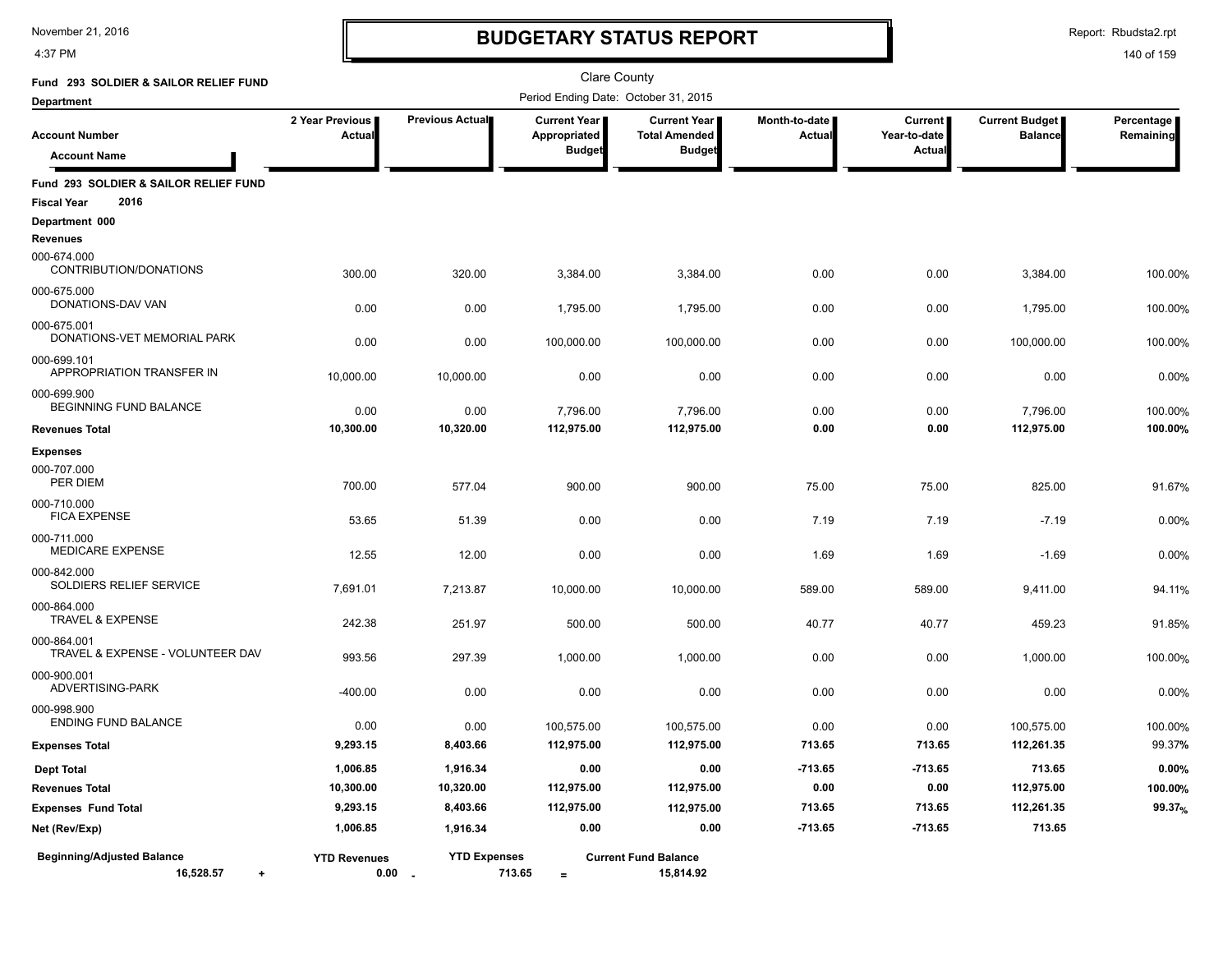# BUDGETARY STATUS REPORT

Clare County

Period Ending Date: October 31, 2015

November 21, 2016
4:37 PM

Report: Rbudsta2.rpt

**Fund 293 SOLDIER & SAILOR RELIEF FUND**

**Department**

| Account Number / Account Name | 2 Year Previous Actual | Previous Actual | Current Year Appropriated Budget | Current Year Total Amended Budget | Month-to-date Actual | Current Year-to-date Actual | Current Budget Balance | Percentage Remaining |
|---|---|---|---|---|---|---|---|---|
| **Fund 293 SOLDIER & SAILOR RELIEF FUND** | | | | | | | | |
| **Fiscal Year 2016** | | | | | | | | |
| **Department 000** | | | | | | | | |
| **Revenues** | | | | | | | | |
| 000-674.000 CONTRIBUTION/DONATIONS | 300.00 | 320.00 | 3,384.00 | 3,384.00 | 0.00 | 0.00 | 3,384.00 | 100.00% |
| 000-675.000 DONATIONS-DAV VAN | 0.00 | 0.00 | 1,795.00 | 1,795.00 | 0.00 | 0.00 | 1,795.00 | 100.00% |
| 000-675.001 DONATIONS-VET MEMORIAL PARK | 0.00 | 0.00 | 100,000.00 | 100,000.00 | 0.00 | 0.00 | 100,000.00 | 100.00% |
| 000-699.101 APPROPRIATION TRANSFER IN | 10,000.00 | 10,000.00 | 0.00 | 0.00 | 0.00 | 0.00 | 0.00 | 0.00% |
| 000-699.900 BEGINNING FUND BALANCE | 0.00 | 0.00 | 7,796.00 | 7,796.00 | 0.00 | 0.00 | 7,796.00 | 100.00% |
| **Revenues Total** | **10,300.00** | **10,320.00** | **112,975.00** | **112,975.00** | **0.00** | **0.00** | **112,975.00** | **100.00%** |
| **Expenses** | | | | | | | | |
| 000-707.000 PER DIEM | 700.00 | 577.04 | 900.00 | 900.00 | 75.00 | 75.00 | 825.00 | 91.67% |
| 000-710.000 FICA EXPENSE | 53.65 | 51.39 | 0.00 | 0.00 | 7.19 | 7.19 | -7.19 | 0.00% |
| 000-711.000 MEDICARE EXPENSE | 12.55 | 12.00 | 0.00 | 0.00 | 1.69 | 1.69 | -1.69 | 0.00% |
| 000-842.000 SOLDIERS RELIEF SERVICE | 7,691.01 | 7,213.87 | 10,000.00 | 10,000.00 | 589.00 | 589.00 | 9,411.00 | 94.11% |
| 000-864.000 TRAVEL & EXPENSE | 242.38 | 251.97 | 500.00 | 500.00 | 40.77 | 40.77 | 459.23 | 91.85% |
| 000-864.001 TRAVEL & EXPENSE - VOLUNTEER DAV | 993.56 | 297.39 | 1,000.00 | 1,000.00 | 0.00 | 0.00 | 1,000.00 | 100.00% |
| 000-900.001 ADVERTISING-PARK | -400.00 | 0.00 | 0.00 | 0.00 | 0.00 | 0.00 | 0.00 | 0.00% |
| 000-998.900 ENDING FUND BALANCE | 0.00 | 0.00 | 100,575.00 | 100,575.00 | 0.00 | 0.00 | 100,575.00 | 100.00% |
| **Expenses Total** | **9,293.15** | **8,403.66** | **112,975.00** | **112,975.00** | **713.65** | **713.65** | **112,261.35** | 99.37% |
| **Dept Total** | **1,006.85** | **1,916.34** | **0.00** | **0.00** | **-713.65** | **-713.65** | **713.65** | **0.00%** |
| **Revenues Total** | **10,300.00** | **10,320.00** | **112,975.00** | **112,975.00** | **0.00** | **0.00** | **112,975.00** | **100.00%** |
| **Expenses Fund Total** | **9,293.15** | **8,403.66** | **112,975.00** | **112,975.00** | **713.65** | **713.65** | **112,261.35** | **99.37%** |
| **Net (Rev/Exp)** | **1,006.85** | **1,916.34** | **0.00** | **0.00** | **-713.65** | **-713.65** | **713.65** | |

| Beginning/Adjusted Balance | | YTD Revenues | | YTD Expenses | | Current Fund Balance |
|---|---|---|---|---|---|---|
| 16,528.57 | + | 0.00 | - | 713.65 | = | 15,814.92 |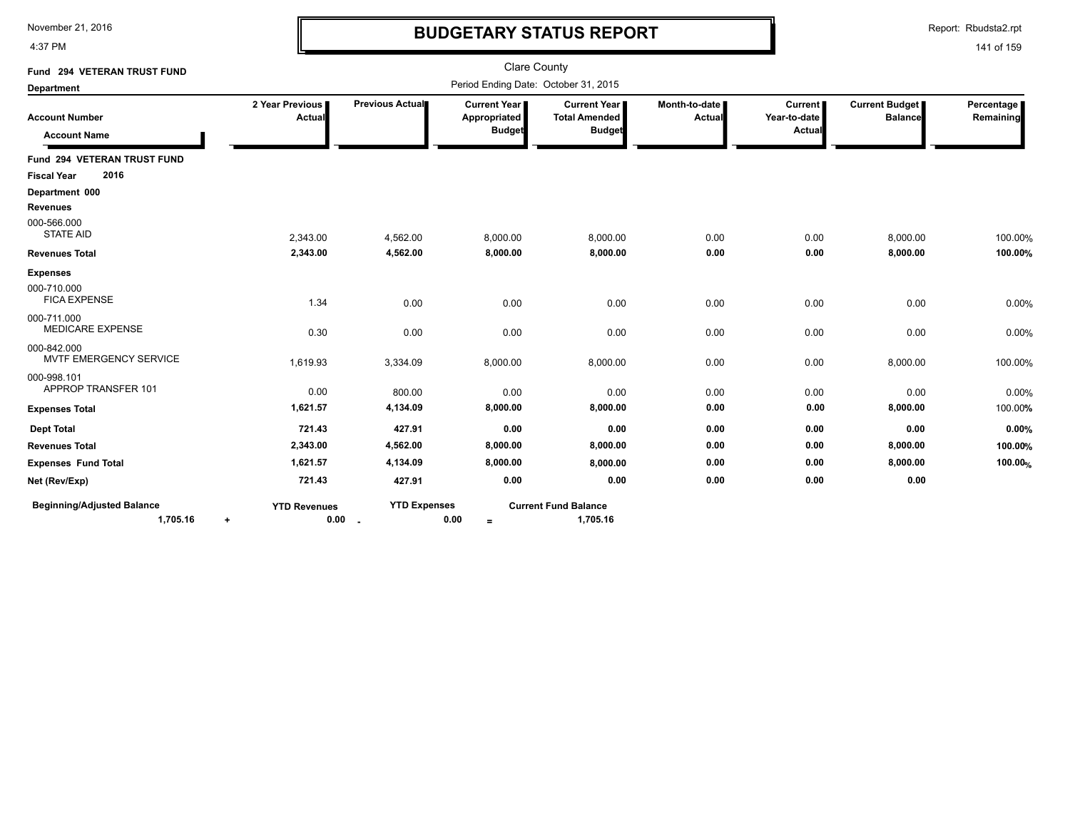# BUDGETARY STATUS REPORT

Clare County

Period Ending Date: October 31, 2015

Report: Rbudsta2.rpt

**Fund 294 VETERAN TRUST FUND**

**Department**

| Account Number / Account Name | 2 Year Previous Actual | Previous Actual | Current Year Appropriated Budget | Current Year Total Amended Budget | Month-to-date Actual | Current Year-to-date Actual | Current Budget Balance | Percentage Remaining |
|---|---|---|---|---|---|---|---|---|
| **Fund 294 VETERAN TRUST FUND** | | | | | | | | |
| **Fiscal Year 2016** | | | | | | | | |
| **Department 000** | | | | | | | | |
| **Revenues** | | | | | | | | |
| 000-566.000 STATE AID | 2,343.00 | 4,562.00 | 8,000.00 | 8,000.00 | 0.00 | 0.00 | 8,000.00 | 100.00% |
| **Revenues Total** | **2,343.00** | **4,562.00** | **8,000.00** | **8,000.00** | **0.00** | **0.00** | **8,000.00** | **100.00%** |
| **Expenses** | | | | | | | | |
| 000-710.000 FICA EXPENSE | 1.34 | 0.00 | 0.00 | 0.00 | 0.00 | 0.00 | 0.00 | 0.00% |
| 000-711.000 MEDICARE EXPENSE | 0.30 | 0.00 | 0.00 | 0.00 | 0.00 | 0.00 | 0.00 | 0.00% |
| 000-842.000 MVTF EMERGENCY SERVICE | 1,619.93 | 3,334.09 | 8,000.00 | 8,000.00 | 0.00 | 0.00 | 8,000.00 | 100.00% |
| 000-998.101 APPROP TRANSFER 101 | 0.00 | 800.00 | 0.00 | 0.00 | 0.00 | 0.00 | 0.00 | 0.00% |
| **Expenses Total** | **1,621.57** | **4,134.09** | **8,000.00** | **8,000.00** | **0.00** | **0.00** | **8,000.00** | 100.00% |
| **Dept Total** | **721.43** | **427.91** | **0.00** | **0.00** | **0.00** | **0.00** | **0.00** | **0.00%** |
| **Revenues Total** | **2,343.00** | **4,562.00** | **8,000.00** | **8,000.00** | **0.00** | **0.00** | **8,000.00** | **100.00%** |
| **Expenses Fund Total** | **1,621.57** | **4,134.09** | **8,000.00** | **8,000.00** | **0.00** | **0.00** | **8,000.00** | **100.00%** |
| **Net (Rev/Exp)** | **721.43** | **427.91** | **0.00** | **0.00** | **0.00** | **0.00** | **0.00** | |

| Beginning/Adjusted Balance | | YTD Revenues | | YTD Expenses | | Current Fund Balance |
|---|---|---|---|---|---|---|
| 1,705.16 | + | 0.00 | - | 0.00 | = | 1,705.16 |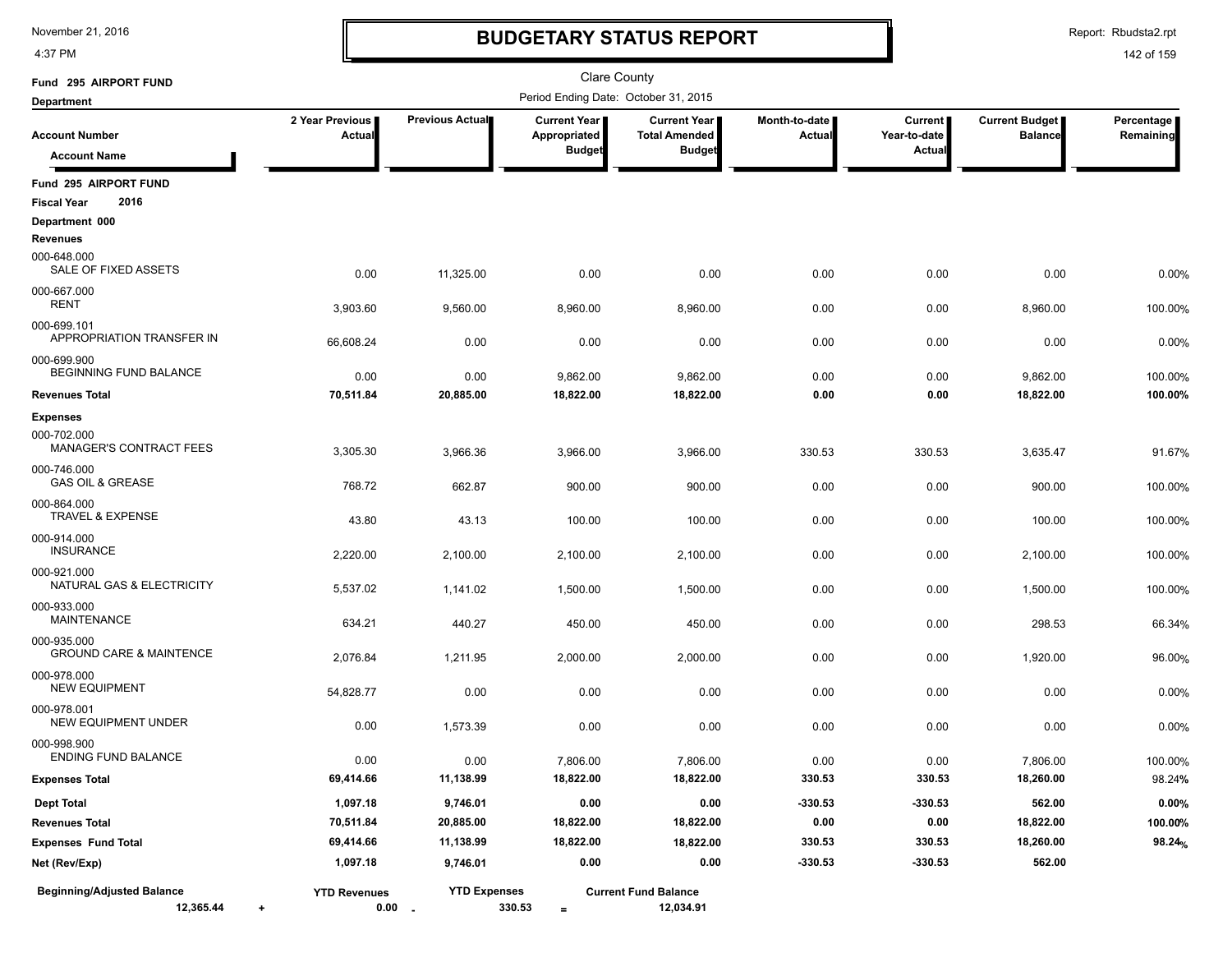# BUDGETARY STATUS REPORT

November 21, 2016
4:37 PM

Report: Rbudsta2.rpt

**Fund 295 AIRPORT FUND**
**Department**

Clare County
Period Ending Date: October 31, 2015

| Account Number / Account Name | 2 Year Previous Actual | Previous Actual | Current Year Appropriated Budget | Current Year Total Amended Budget | Month-to-date Actual | Current Year-to-date Actual | Current Budget Balance | Percentage Remaining |
|---|---|---|---|---|---|---|---|---|
| **Fund 295 AIRPORT FUND** | | | | | | | | |
| **Fiscal Year 2016** | | | | | | | | |
| **Department 000** | | | | | | | | |
| **Revenues** | | | | | | | | |
| 000-648.000 SALE OF FIXED ASSETS | 0.00 | 11,325.00 | 0.00 | 0.00 | 0.00 | 0.00 | 0.00 | 0.00% |
| 000-667.000 RENT | 3,903.60 | 9,560.00 | 8,960.00 | 8,960.00 | 0.00 | 0.00 | 8,960.00 | 100.00% |
| 000-699.101 APPROPRIATION TRANSFER IN | 66,608.24 | 0.00 | 0.00 | 0.00 | 0.00 | 0.00 | 0.00 | 0.00% |
| 000-699.900 BEGINNING FUND BALANCE | 0.00 | 0.00 | 9,862.00 | 9,862.00 | 0.00 | 0.00 | 9,862.00 | 100.00% |
| **Revenues Total** | **70,511.84** | **20,885.00** | **18,822.00** | **18,822.00** | **0.00** | **0.00** | **18,822.00** | **100.00%** |
| **Expenses** | | | | | | | | |
| 000-702.000 MANAGER'S CONTRACT FEES | 3,305.30 | 3,966.36 | 3,966.00 | 3,966.00 | 330.53 | 330.53 | 3,635.47 | 91.67% |
| 000-746.000 GAS OIL & GREASE | 768.72 | 662.87 | 900.00 | 900.00 | 0.00 | 0.00 | 900.00 | 100.00% |
| 000-864.000 TRAVEL & EXPENSE | 43.80 | 43.13 | 100.00 | 100.00 | 0.00 | 0.00 | 100.00 | 100.00% |
| 000-914.000 INSURANCE | 2,220.00 | 2,100.00 | 2,100.00 | 2,100.00 | 0.00 | 0.00 | 2,100.00 | 100.00% |
| 000-921.000 NATURAL GAS & ELECTRICITY | 5,537.02 | 1,141.02 | 1,500.00 | 1,500.00 | 0.00 | 0.00 | 1,500.00 | 100.00% |
| 000-933.000 MAINTENANCE | 634.21 | 440.27 | 450.00 | 450.00 | 0.00 | 0.00 | 298.53 | 66.34% |
| 000-935.000 GROUND CARE & MAINTENCE | 2,076.84 | 1,211.95 | 2,000.00 | 2,000.00 | 0.00 | 0.00 | 1,920.00 | 96.00% |
| 000-978.000 NEW EQUIPMENT | 54,828.77 | 0.00 | 0.00 | 0.00 | 0.00 | 0.00 | 0.00 | 0.00% |
| 000-978.001 NEW EQUIPMENT UNDER | 0.00 | 1,573.39 | 0.00 | 0.00 | 0.00 | 0.00 | 0.00 | 0.00% |
| 000-998.900 ENDING FUND BALANCE | 0.00 | 0.00 | 7,806.00 | 7,806.00 | 0.00 | 0.00 | 7,806.00 | 100.00% |
| **Expenses Total** | **69,414.66** | **11,138.99** | **18,822.00** | **18,822.00** | **330.53** | **330.53** | **18,260.00** | 98.24% |
| **Dept Total** | **1,097.18** | **9,746.01** | **0.00** | **0.00** | **-330.53** | **-330.53** | **562.00** | **0.00%** |
| **Revenues Total** | **70,511.84** | **20,885.00** | **18,822.00** | **18,822.00** | **0.00** | **0.00** | **18,822.00** | **100.00%** |
| **Expenses Fund Total** | **69,414.66** | **11,138.99** | **18,822.00** | **18,822.00** | **330.53** | **330.53** | **18,260.00** | **98.24%** |
| **Net (Rev/Exp)** | **1,097.18** | **9,746.01** | **0.00** | **0.00** | **-330.53** | **-330.53** | **562.00** | |

| Beginning/Adjusted Balance | | YTD Revenues | | YTD Expenses | | Current Fund Balance |
|---|---|---|---|---|---|---|
| **12,365.44** | + | **0.00** | - | **330.53** | = | **12,034.91** |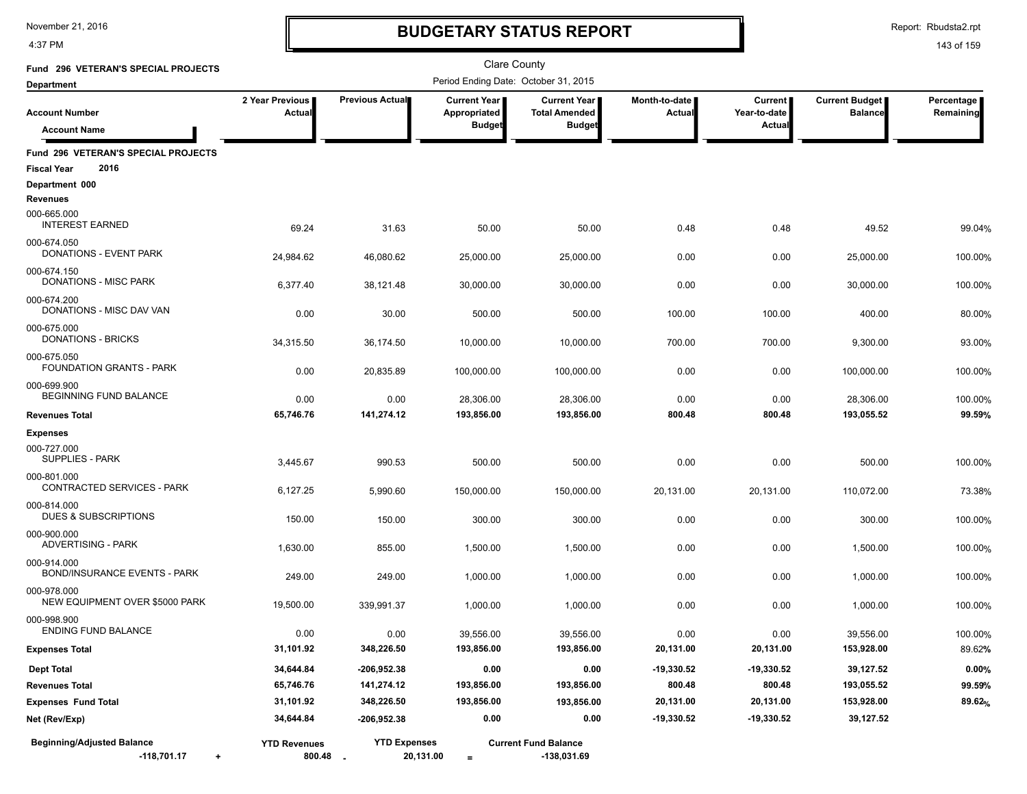# BUDGETARY STATUS REPORT

Clare County

Period Ending Date: October 31, 2015

**Fund 296 VETERAN'S SPECIAL PROJECTS**

**Department**

| Account Number / Account Name | 2 Year Previous Actual | Previous Actual | Current Year Appropriated Budget | Current Year Total Amended Budget | Month-to-date Actual | Current Year-to-date Actual | Current Budget Balance | Percentage Remaining |
|---|---|---|---|---|---|---|---|---|
| **Fund 296 VETERAN'S SPECIAL PROJECTS** | | | | | | | | |
| **Fiscal Year 2016** | | | | | | | | |
| **Department 000** | | | | | | | | |
| **Revenues** | | | | | | | | |
| 000-665.000 INTEREST EARNED | 69.24 | 31.63 | 50.00 | 50.00 | 0.48 | 0.48 | 49.52 | 99.04% |
| 000-674.050 DONATIONS - EVENT PARK | 24,984.62 | 46,080.62 | 25,000.00 | 25,000.00 | 0.00 | 0.00 | 25,000.00 | 100.00% |
| 000-674.150 DONATIONS - MISC PARK | 6,377.40 | 38,121.48 | 30,000.00 | 30,000.00 | 0.00 | 0.00 | 30,000.00 | 100.00% |
| 000-674.200 DONATIONS - MISC DAV VAN | 0.00 | 30.00 | 500.00 | 500.00 | 100.00 | 100.00 | 400.00 | 80.00% |
| 000-675.000 DONATIONS - BRICKS | 34,315.50 | 36,174.50 | 10,000.00 | 10,000.00 | 700.00 | 700.00 | 9,300.00 | 93.00% |
| 000-675.050 FOUNDATION GRANTS - PARK | 0.00 | 20,835.89 | 100,000.00 | 100,000.00 | 0.00 | 0.00 | 100,000.00 | 100.00% |
| 000-699.900 BEGINNING FUND BALANCE | 0.00 | 0.00 | 28,306.00 | 28,306.00 | 0.00 | 0.00 | 28,306.00 | 100.00% |
| **Revenues Total** | **65,746.76** | **141,274.12** | **193,856.00** | **193,856.00** | **800.48** | **800.48** | **193,055.52** | **99.59%** |
| **Expenses** | | | | | | | | |
| 000-727.000 SUPPLIES - PARK | 3,445.67 | 990.53 | 500.00 | 500.00 | 0.00 | 0.00 | 500.00 | 100.00% |
| 000-801.000 CONTRACTED SERVICES - PARK | 6,127.25 | 5,990.60 | 150,000.00 | 150,000.00 | 20,131.00 | 20,131.00 | 110,072.00 | 73.38% |
| 000-814.000 DUES & SUBSCRIPTIONS | 150.00 | 150.00 | 300.00 | 300.00 | 0.00 | 0.00 | 300.00 | 100.00% |
| 000-900.000 ADVERTISING - PARK | 1,630.00 | 855.00 | 1,500.00 | 1,500.00 | 0.00 | 0.00 | 1,500.00 | 100.00% |
| 000-914.000 BOND/INSURANCE EVENTS - PARK | 249.00 | 249.00 | 1,000.00 | 1,000.00 | 0.00 | 0.00 | 1,000.00 | 100.00% |
| 000-978.000 NEW EQUIPMENT OVER $5000 PARK | 19,500.00 | 339,991.37 | 1,000.00 | 1,000.00 | 0.00 | 0.00 | 1,000.00 | 100.00% |
| 000-998.900 ENDING FUND BALANCE | 0.00 | 0.00 | 39,556.00 | 39,556.00 | 0.00 | 0.00 | 39,556.00 | 100.00% |
| **Expenses Total** | **31,101.92** | **348,226.50** | **193,856.00** | **193,856.00** | **20,131.00** | **20,131.00** | **153,928.00** | 89.62% |
| **Dept Total** | **34,644.84** | **-206,952.38** | **0.00** | **0.00** | **-19,330.52** | **-19,330.52** | **39,127.52** | **0.00%** |
| **Revenues Total** | **65,746.76** | **141,274.12** | **193,856.00** | **193,856.00** | **800.48** | **800.48** | **193,055.52** | **99.59%** |
| **Expenses Fund Total** | **31,101.92** | **348,226.50** | **193,856.00** | **193,856.00** | **20,131.00** | **20,131.00** | **153,928.00** | **89.62%** |
| **Net (Rev/Exp)** | **34,644.84** | **-206,952.38** | **0.00** | **0.00** | **-19,330.52** | **-19,330.52** | **39,127.52** | |

| Beginning/Adjusted Balance | | YTD Revenues | | YTD Expenses | | Current Fund Balance |
|---|---|---|---|---|---|---|
| -118,701.17 | + | 800.48 | - | 20,131.00 | = | -138,031.69 |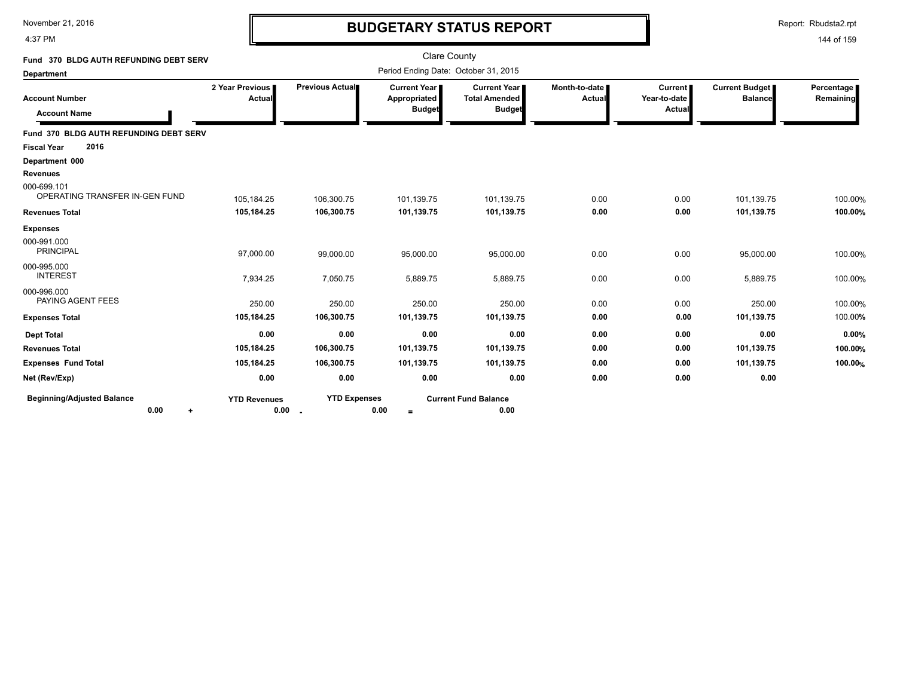# BUDGETARY STATUS REPORT

Clare County

Period Ending Date: October 31, 2015

November 21, 2016
4:37 PM

Report: Rbudsta2.rpt

**Fund 370 BLDG AUTH REFUNDING DEBT SERV**

**Department**

| Account Number / Account Name | 2 Year Previous Actual | Previous Actual | Current Year Appropriated Budget | Current Year Total Amended Budget | Month-to-date Actual | Current Year-to-date Actual | Current Budget Balance | Percentage Remaining |
|---|---|---|---|---|---|---|---|---|
| **Fund 370 BLDG AUTH REFUNDING DEBT SERV** | | | | | | | | |
| **Fiscal Year 2016** | | | | | | | | |
| **Department 000** | | | | | | | | |
| **Revenues** | | | | | | | | |
| 000-699.101 OPERATING TRANSFER IN-GEN FUND | 105,184.25 | 106,300.75 | 101,139.75 | 101,139.75 | 0.00 | 0.00 | 101,139.75 | 100.00% |
| **Revenues Total** | **105,184.25** | **106,300.75** | **101,139.75** | **101,139.75** | **0.00** | **0.00** | **101,139.75** | **100.00%** |
| **Expenses** | | | | | | | | |
| 000-991.000 PRINCIPAL | 97,000.00 | 99,000.00 | 95,000.00 | 95,000.00 | 0.00 | 0.00 | 95,000.00 | 100.00% |
| 000-995.000 INTEREST | 7,934.25 | 7,050.75 | 5,889.75 | 5,889.75 | 0.00 | 0.00 | 5,889.75 | 100.00% |
| 000-996.000 PAYING AGENT FEES | 250.00 | 250.00 | 250.00 | 250.00 | 0.00 | 0.00 | 250.00 | 100.00% |
| **Expenses Total** | **105,184.25** | **106,300.75** | **101,139.75** | **101,139.75** | **0.00** | **0.00** | **101,139.75** | 100.00% |
| **Dept Total** | **0.00** | **0.00** | **0.00** | **0.00** | **0.00** | **0.00** | **0.00** | **0.00%** |
| **Revenues Total** | **105,184.25** | **106,300.75** | **101,139.75** | **101,139.75** | **0.00** | **0.00** | **101,139.75** | **100.00%** |
| **Expenses Fund Total** | **105,184.25** | **106,300.75** | **101,139.75** | **101,139.75** | **0.00** | **0.00** | **101,139.75** | **100.00%** |
| **Net (Rev/Exp)** | **0.00** | **0.00** | **0.00** | **0.00** | **0.00** | **0.00** | **0.00** | |

| Beginning/Adjusted Balance | | YTD Revenues | | YTD Expenses | | Current Fund Balance |
|---|---|---|---|---|---|---|
| 0.00 | + | 0.00 | - | 0.00 | = | 0.00 |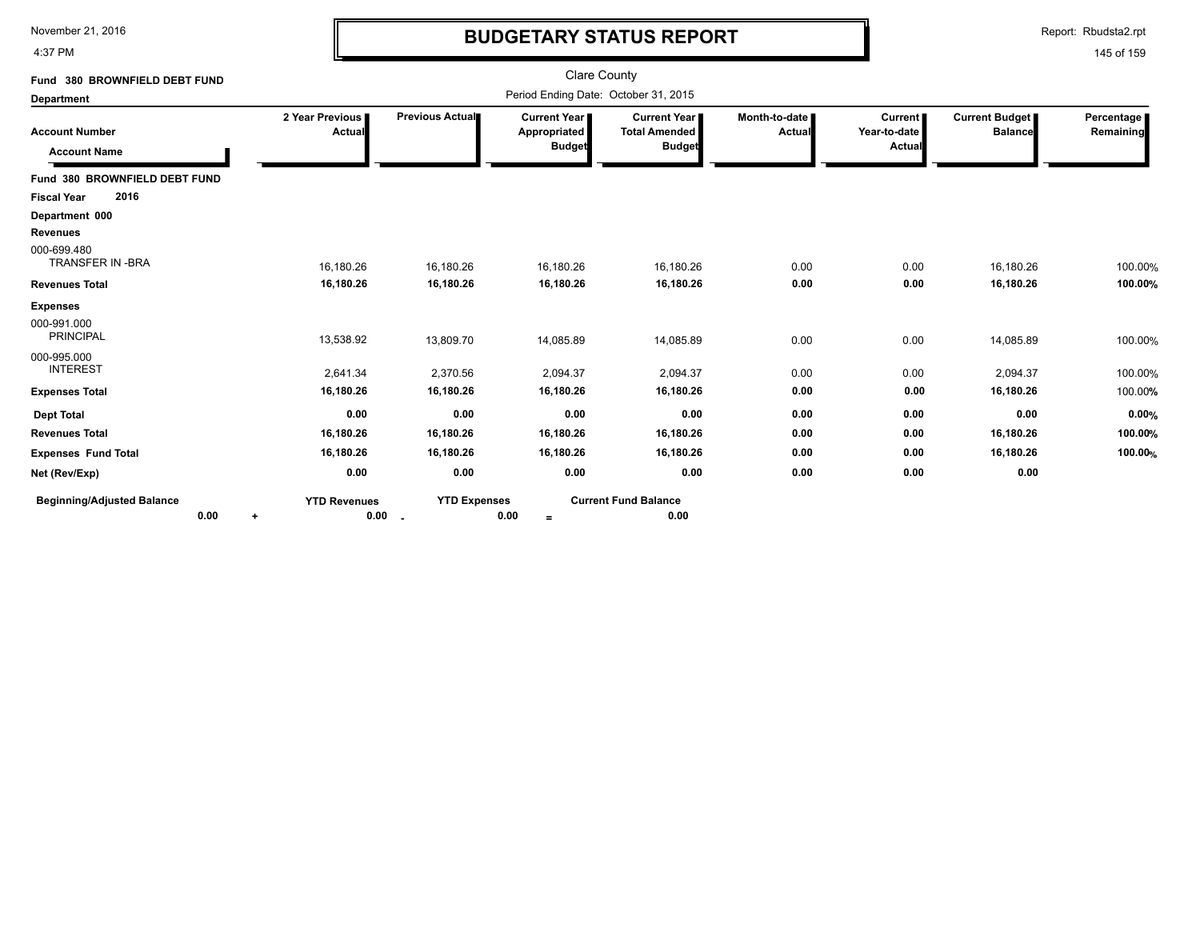# BUDGETARY STATUS REPORT

November 21, 2016
4:37 PM

Report: Rbudsta2.rpt

Clare County

Period Ending Date: October 31, 2015

**Fund 380 BROWNFIELD DEBT FUND**

**Department**

| Account Number / Account Name | 2 Year Previous Actual | Previous Actual | Current Year Appropriated Budget | Current Year Total Amended Budget | Month-to-date Actual | Current Year-to-date Actual | Current Budget Balance | Percentage Remaining |
|---|---|---|---|---|---|---|---|---|
| **Fund 380 BROWNFIELD DEBT FUND** | | | | | | | | |
| **Fiscal Year 2016** | | | | | | | | |
| **Department 000** | | | | | | | | |
| **Revenues** | | | | | | | | |
| 000-699.480 TRANSFER IN -BRA | 16,180.26 | 16,180.26 | 16,180.26 | 16,180.26 | 0.00 | 0.00 | 16,180.26 | 100.00% |
| **Revenues Total** | **16,180.26** | **16,180.26** | **16,180.26** | **16,180.26** | **0.00** | **0.00** | **16,180.26** | **100.00%** |
| **Expenses** | | | | | | | | |
| 000-991.000 PRINCIPAL | 13,538.92 | 13,809.70 | 14,085.89 | 14,085.89 | 0.00 | 0.00 | 14,085.89 | 100.00% |
| 000-995.000 INTEREST | 2,641.34 | 2,370.56 | 2,094.37 | 2,094.37 | 0.00 | 0.00 | 2,094.37 | 100.00% |
| **Expenses Total** | **16,180.26** | **16,180.26** | **16,180.26** | **16,180.26** | **0.00** | **0.00** | **16,180.26** | **100.00%** |
| **Dept Total** | **0.00** | **0.00** | **0.00** | **0.00** | **0.00** | **0.00** | **0.00** | **0.00%** |
| **Revenues Total** | **16,180.26** | **16,180.26** | **16,180.26** | **16,180.26** | **0.00** | **0.00** | **16,180.26** | **100.00%** |
| **Expenses Fund Total** | **16,180.26** | **16,180.26** | **16,180.26** | **16,180.26** | **0.00** | **0.00** | **16,180.26** | **100.00%** |
| **Net (Rev/Exp)** | **0.00** | **0.00** | **0.00** | **0.00** | **0.00** | **0.00** | **0.00** | |

| Beginning/Adjusted Balance | | YTD Revenues | | YTD Expenses | | Current Fund Balance |
|---|---|---|---|---|---|---|
| 0.00 | + | 0.00 | - | 0.00 | = | 0.00 |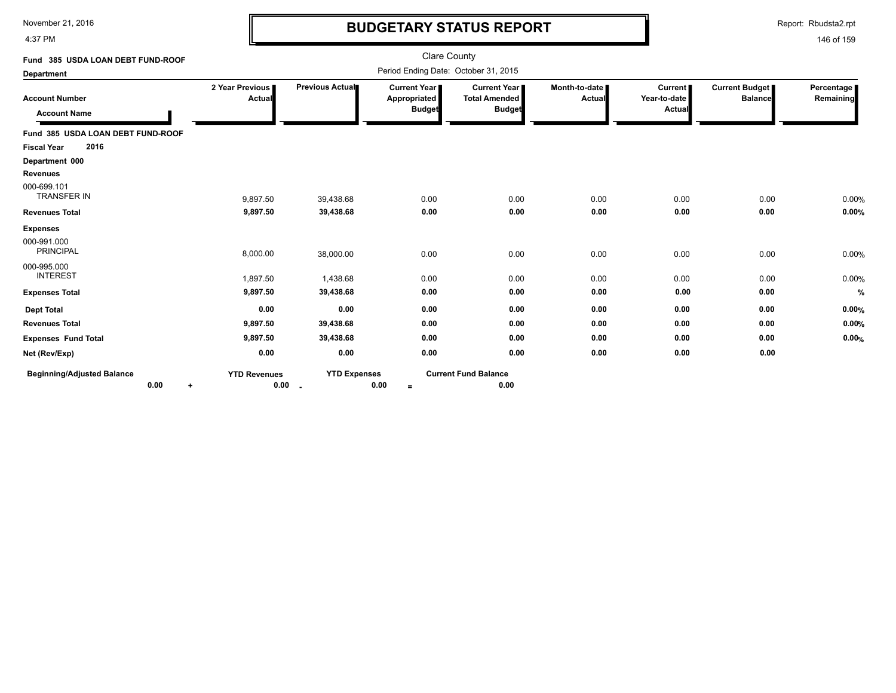# BUDGETARY STATUS REPORT

Clare County

Period Ending Date: October 31, 2015

**Fund 385 USDA LOAN DEBT FUND-ROOF**

**Department**

| Account Number / Account Name | 2 Year Previous Actual | Previous Actual | Current Year Appropriated Budget | Current Year Total Amended Budget | Month-to-date Actual | Current Year-to-date Actual | Current Budget Balance | Percentage Remaining |
|---|---|---|---|---|---|---|---|---|
| **Fund 385 USDA LOAN DEBT FUND-ROOF** | | | | | | | | |
| **Fiscal Year 2016** | | | | | | | | |
| **Department 000** | | | | | | | | |
| **Revenues** | | | | | | | | |
| 000-699.101 TRANSFER IN | 9,897.50 | 39,438.68 | 0.00 | 0.00 | 0.00 | 0.00 | 0.00 | 0.00% |
| **Revenues Total** | **9,897.50** | **39,438.68** | **0.00** | **0.00** | **0.00** | **0.00** | **0.00** | **0.00%** |
| **Expenses** | | | | | | | | |
| 000-991.000 PRINCIPAL | 8,000.00 | 38,000.00 | 0.00 | 0.00 | 0.00 | 0.00 | 0.00 | 0.00% |
| 000-995.000 INTEREST | 1,897.50 | 1,438.68 | 0.00 | 0.00 | 0.00 | 0.00 | 0.00 | 0.00% |
| **Expenses Total** | **9,897.50** | **39,438.68** | **0.00** | **0.00** | **0.00** | **0.00** | **0.00** | **%** |
| **Dept Total** | **0.00** | **0.00** | **0.00** | **0.00** | **0.00** | **0.00** | **0.00** | **0.00%** |
| **Revenues Total** | **9,897.50** | **39,438.68** | **0.00** | **0.00** | **0.00** | **0.00** | **0.00** | **0.00%** |
| **Expenses Fund Total** | **9,897.50** | **39,438.68** | **0.00** | **0.00** | **0.00** | **0.00** | **0.00** | **0.00%** |
| **Net (Rev/Exp)** | **0.00** | **0.00** | **0.00** | **0.00** | **0.00** | **0.00** | **0.00** | |

| Beginning/Adjusted Balance | | YTD Revenues | | YTD Expenses | | Current Fund Balance |
|---|---|---|---|---|---|---|
| **0.00** | + | **0.00** | - | **0.00** | = | **0.00** |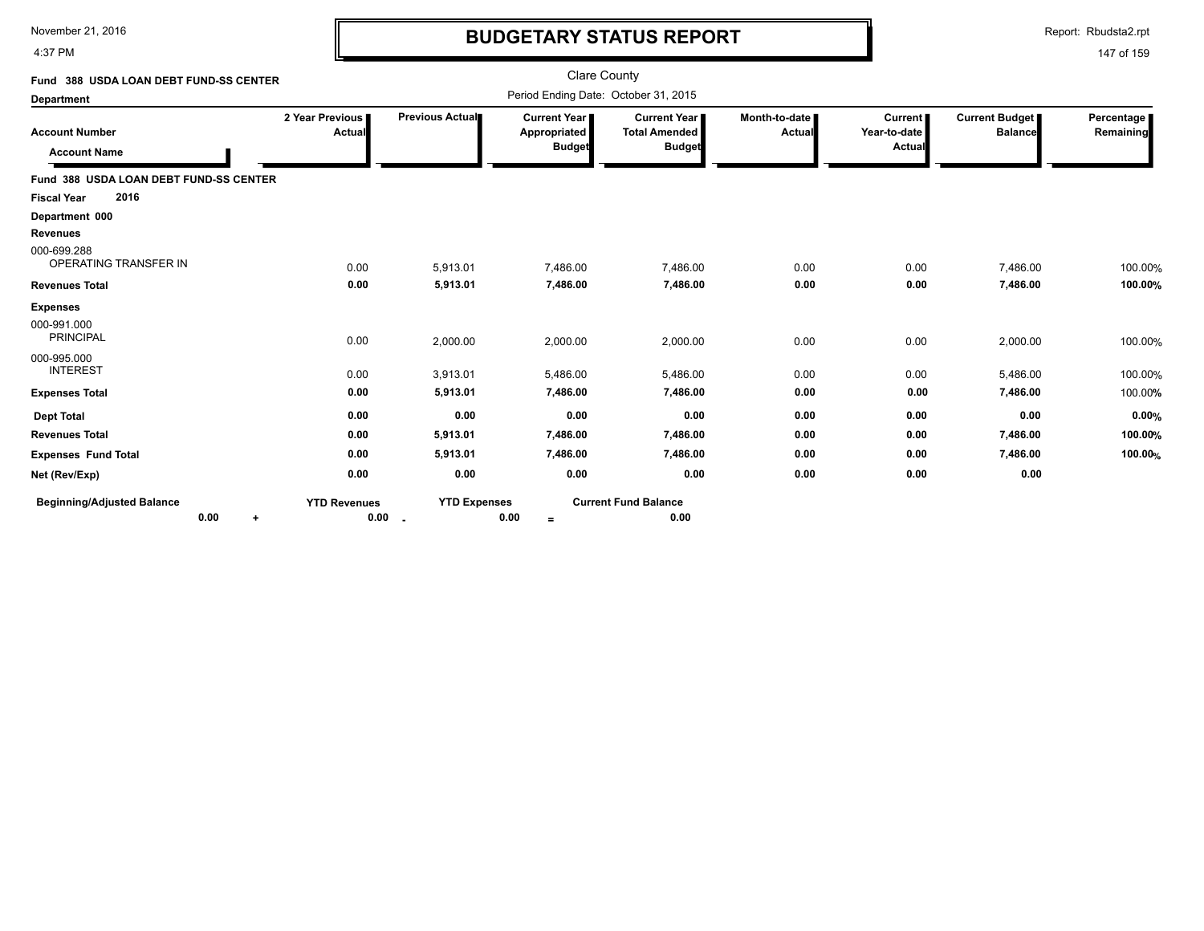# BUDGETARY STATUS REPORT

November 21, 2016
4:37 PM

Report: Rbudsta2.rpt

Clare County

Period Ending Date: October 31, 2015

**Fund 388 USDA LOAN DEBT FUND-SS CENTER**

**Department**

| Account Number / Account Name | 2 Year Previous Actual | Previous Actual | Current Year Appropriated Budget | Current Year Total Amended Budget | Month-to-date Actual | Current Year-to-date Actual | Current Budget Balance | Percentage Remaining |
|---|---|---|---|---|---|---|---|---|
| **Fund 388 USDA LOAN DEBT FUND-SS CENTER** | | | | | | | | |
| **Fiscal Year 2016** | | | | | | | | |
| **Department 000** | | | | | | | | |
| **Revenues** | | | | | | | | |
| 000-699.288 OPERATING TRANSFER IN | 0.00 | 5,913.01 | 7,486.00 | 7,486.00 | 0.00 | 0.00 | 7,486.00 | 100.00% |
| **Revenues Total** | **0.00** | **5,913.01** | **7,486.00** | **7,486.00** | **0.00** | **0.00** | **7,486.00** | **100.00%** |
| **Expenses** | | | | | | | | |
| 000-991.000 PRINCIPAL | 0.00 | 2,000.00 | 2,000.00 | 2,000.00 | 0.00 | 0.00 | 2,000.00 | 100.00% |
| 000-995.000 INTEREST | 0.00 | 3,913.01 | 5,486.00 | 5,486.00 | 0.00 | 0.00 | 5,486.00 | 100.00% |
| **Expenses Total** | **0.00** | **5,913.01** | **7,486.00** | **7,486.00** | **0.00** | **0.00** | **7,486.00** | **100.00%** |
| **Dept Total** | **0.00** | **0.00** | **0.00** | **0.00** | **0.00** | **0.00** | **0.00** | **0.00%** |
| **Revenues Total** | **0.00** | **5,913.01** | **7,486.00** | **7,486.00** | **0.00** | **0.00** | **7,486.00** | **100.00%** |
| **Expenses Fund Total** | **0.00** | **5,913.01** | **7,486.00** | **7,486.00** | **0.00** | **0.00** | **7,486.00** | **100.00%** |
| **Net (Rev/Exp)** | **0.00** | **0.00** | **0.00** | **0.00** | **0.00** | **0.00** | **0.00** | |

| Beginning/Adjusted Balance | | YTD Revenues | | YTD Expenses | | Current Fund Balance |
|---|---|---|---|---|---|---|
| 0.00 | + | 0.00 | - | 0.00 | = | 0.00 |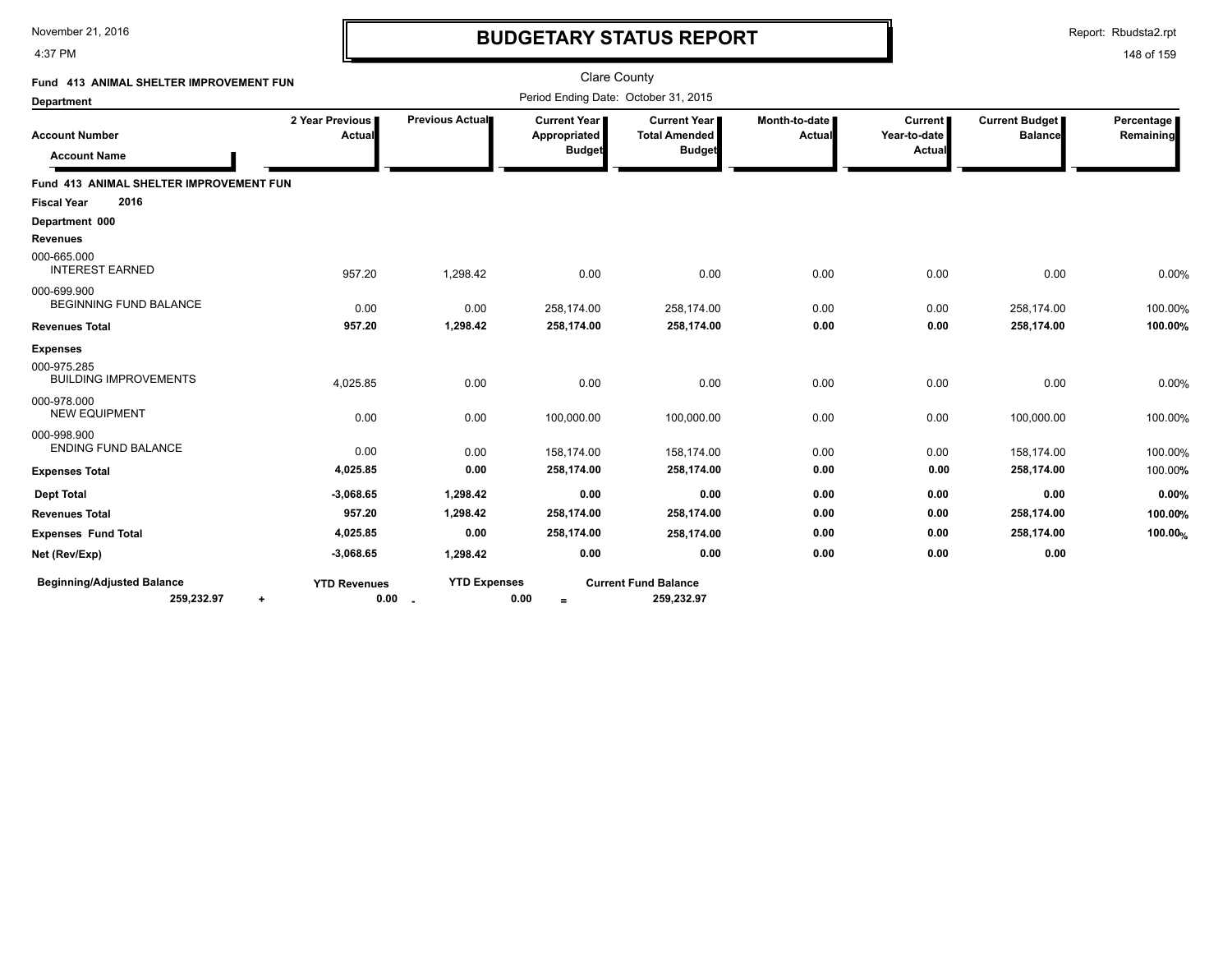# BUDGETARY STATUS REPORT

November 21, 2016
4:37 PM

Report: Rbudsta2.rpt

Clare County

Period Ending Date: October 31, 2015

**Fund 413 ANIMAL SHELTER IMPROVEMENT FUN**

**Department**

| Account Number / Account Name | 2 Year Previous Actual | Previous Actual | Current Year Appropriated Budget | Current Year Total Amended Budget | Month-to-date Actual | Current Year-to-date Actual | Current Budget Balance | Percentage Remaining |
|---|---|---|---|---|---|---|---|---|
| **Fund 413 ANIMAL SHELTER IMPROVEMENT FUN** | | | | | | | | |
| **Fiscal Year 2016** | | | | | | | | |
| **Department 000** | | | | | | | | |
| **Revenues** | | | | | | | | |
| 000-665.000 INTEREST EARNED | 957.20 | 1,298.42 | 0.00 | 0.00 | 0.00 | 0.00 | 0.00 | 0.00% |
| 000-699.900 BEGINNING FUND BALANCE | 0.00 | 0.00 | 258,174.00 | 258,174.00 | 0.00 | 0.00 | 258,174.00 | 100.00% |
| **Revenues Total** | **957.20** | **1,298.42** | **258,174.00** | **258,174.00** | **0.00** | **0.00** | **258,174.00** | **100.00%** |
| **Expenses** | | | | | | | | |
| 000-975.285 BUILDING IMPROVEMENTS | 4,025.85 | 0.00 | 0.00 | 0.00 | 0.00 | 0.00 | 0.00 | 0.00% |
| 000-978.000 NEW EQUIPMENT | 0.00 | 0.00 | 100,000.00 | 100,000.00 | 0.00 | 0.00 | 100,000.00 | 100.00% |
| 000-998.900 ENDING FUND BALANCE | 0.00 | 0.00 | 158,174.00 | 158,174.00 | 0.00 | 0.00 | 158,174.00 | 100.00% |
| **Expenses Total** | **4,025.85** | **0.00** | **258,174.00** | **258,174.00** | **0.00** | **0.00** | **258,174.00** | 100.00% |
| **Dept Total** | **-3,068.65** | **1,298.42** | **0.00** | **0.00** | **0.00** | **0.00** | **0.00** | **0.00%** |
| **Revenues Total** | **957.20** | **1,298.42** | **258,174.00** | **258,174.00** | **0.00** | **0.00** | **258,174.00** | **100.00%** |
| **Expenses Fund Total** | **4,025.85** | **0.00** | **258,174.00** | **258,174.00** | **0.00** | **0.00** | **258,174.00** | **100.00%** |
| **Net (Rev/Exp)** | **-3,068.65** | **1,298.42** | **0.00** | **0.00** | **0.00** | **0.00** | **0.00** | |

| Beginning/Adjusted Balance | | YTD Revenues | | YTD Expenses | | Current Fund Balance |
|---|---|---|---|---|---|---|
| **259,232.97** | + | **0.00** | - | **0.00** | = | **259,232.97** |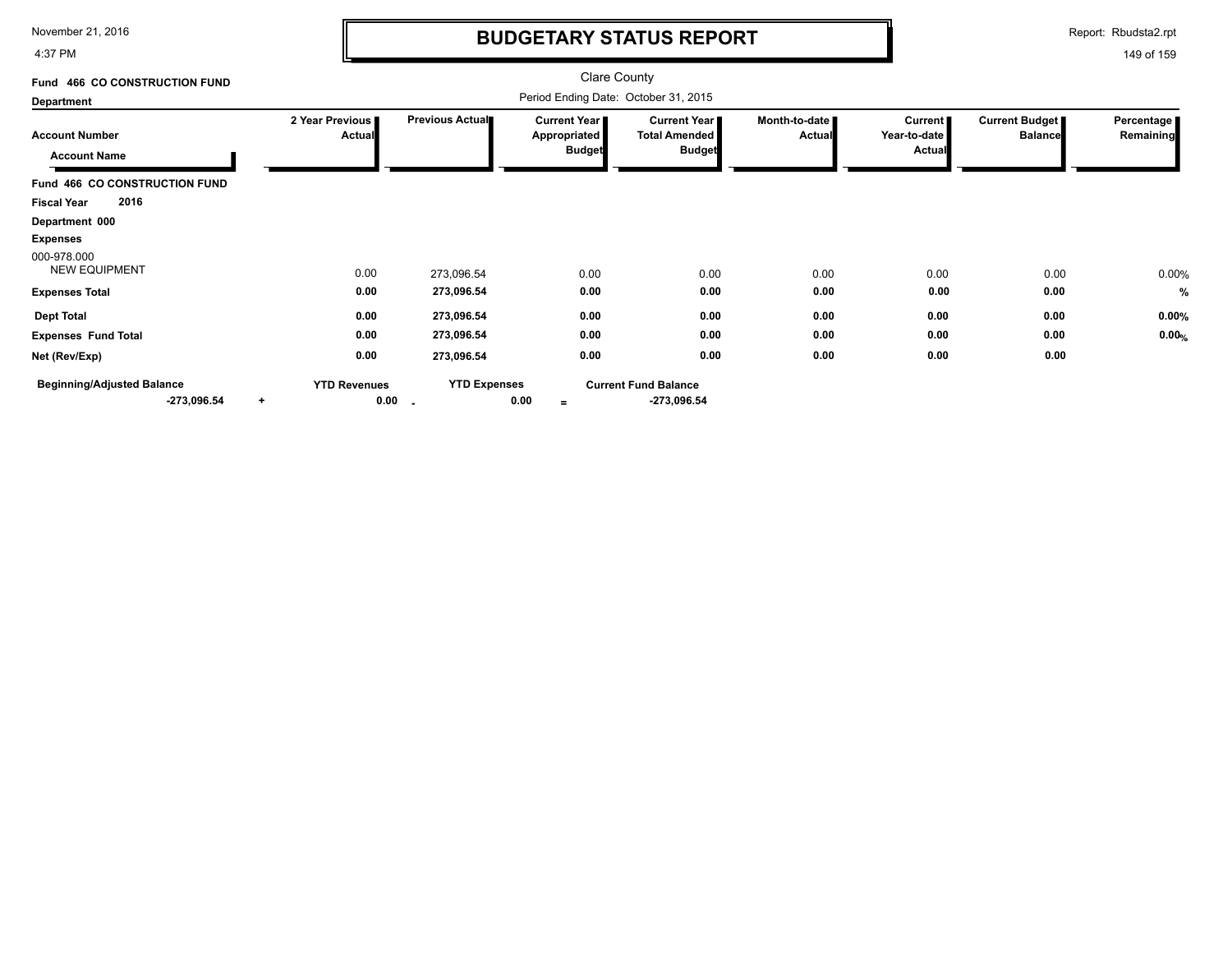# BUDGETARY STATUS REPORT

Clare County

Period Ending Date: October 31, 2015

**Fund 466 CO CONSTRUCTION FUND**

**Department**

| Account Number / Account Name | 2 Year Previous Actual | Previous Actual | Current Year Appropriated Budget | Current Year Total Amended Budget | Month-to-date Actual | Current Year-to-date Actual | Current Budget Balance | Percentage Remaining |
|---|---|---|---|---|---|---|---|---|
| **Fund 466 CO CONSTRUCTION FUND** | | | | | | | | |
| **Fiscal Year 2016** | | | | | | | | |
| **Department 000** | | | | | | | | |
| **Expenses** | | | | | | | | |
| 000-978.000 NEW EQUIPMENT | 0.00 | 273,096.54 | 0.00 | 0.00 | 0.00 | 0.00 | 0.00 | 0.00% |
| **Expenses Total** | **0.00** | **273,096.54** | **0.00** | **0.00** | **0.00** | **0.00** | **0.00** | **%** |
| **Dept Total** | **0.00** | **273,096.54** | **0.00** | **0.00** | **0.00** | **0.00** | **0.00** | **0.00%** |
| **Expenses Fund Total** | **0.00** | **273,096.54** | **0.00** | **0.00** | **0.00** | **0.00** | **0.00** | **0.00%** |
| **Net (Rev/Exp)** | **0.00** | **273,096.54** | **0.00** | **0.00** | **0.00** | **0.00** | **0.00** | |

| Beginning/Adjusted Balance | | YTD Revenues | | YTD Expenses | | Current Fund Balance |
|---|---|---|---|---|---|---|
| **-273,096.54** | + | **0.00** | - | **0.00** | = | **-273,096.54** |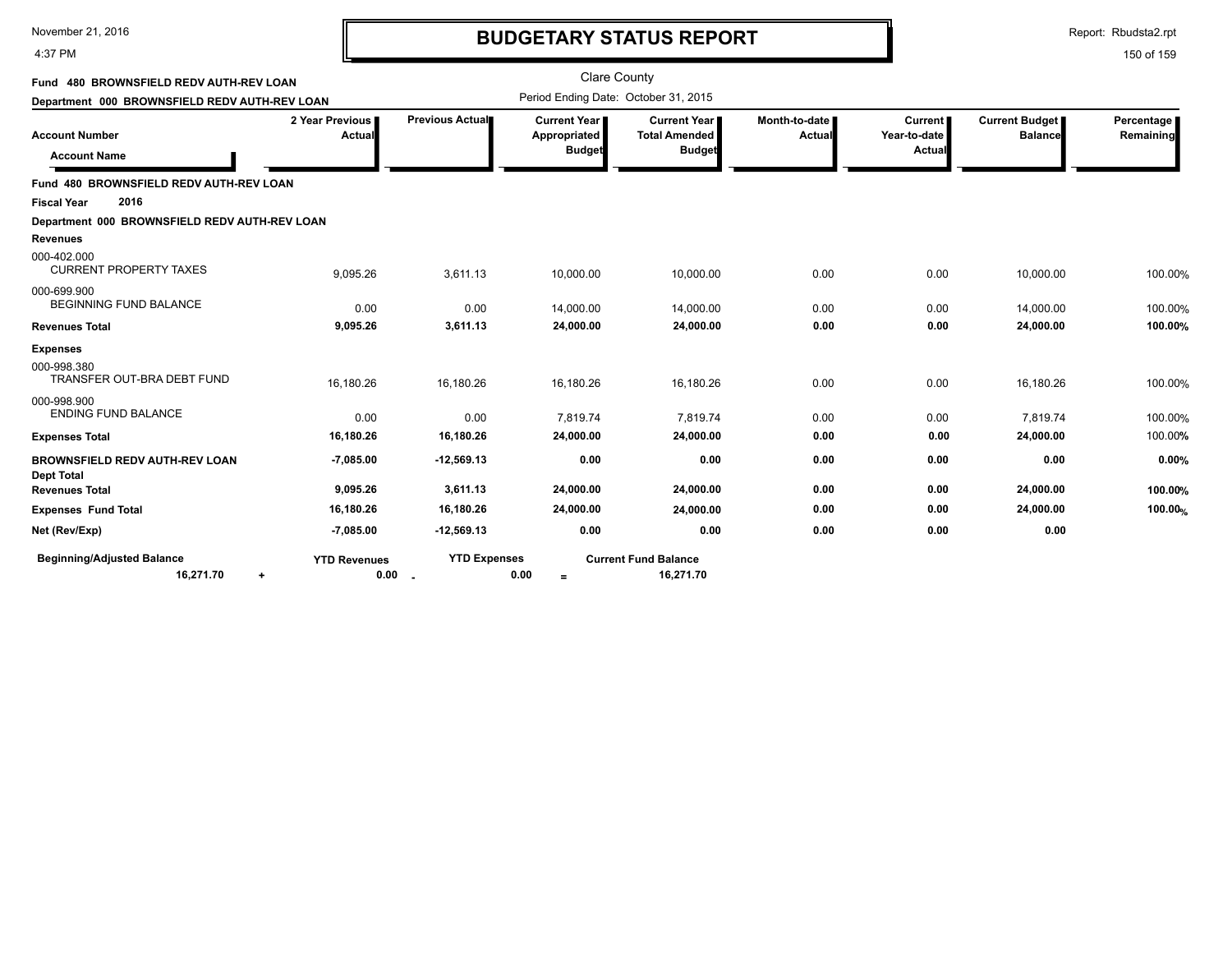# BUDGETARY STATUS REPORT

Clare County

Period Ending Date: October 31, 2015

**Fund 480 BROWNSFIELD REDV AUTH-REV LOAN**

**Department 000 BROWNSFIELD REDV AUTH-REV LOAN**

| Account Number / Account Name | 2 Year Previous Actual | Previous Actual | Current Year Appropriated Budget | Current Year Total Amended Budget | Month-to-date Actual | Current Year-to-date Actual | Current Budget Balance | Percentage Remaining |
|---|---|---|---|---|---|---|---|---|
| **Fund 480 BROWNSFIELD REDV AUTH-REV LOAN** | | | | | | | | |
| **Fiscal Year 2016** | | | | | | | | |
| **Department 000 BROWNSFIELD REDV AUTH-REV LOAN** | | | | | | | | |
| **Revenues** | | | | | | | | |
| 000-402.000 CURRENT PROPERTY TAXES | 9,095.26 | 3,611.13 | 10,000.00 | 10,000.00 | 0.00 | 0.00 | 10,000.00 | 100.00% |
| 000-699.900 BEGINNING FUND BALANCE | 0.00 | 0.00 | 14,000.00 | 14,000.00 | 0.00 | 0.00 | 14,000.00 | 100.00% |
| **Revenues Total** | **9,095.26** | **3,611.13** | **24,000.00** | **24,000.00** | **0.00** | **0.00** | **24,000.00** | **100.00%** |
| **Expenses** | | | | | | | | |
| 000-998.380 TRANSFER OUT-BRA DEBT FUND | 16,180.26 | 16,180.26 | 16,180.26 | 16,180.26 | 0.00 | 0.00 | 16,180.26 | 100.00% |
| 000-998.900 ENDING FUND BALANCE | 0.00 | 0.00 | 7,819.74 | 7,819.74 | 0.00 | 0.00 | 7,819.74 | 100.00% |
| **Expenses Total** | **16,180.26** | **16,180.26** | **24,000.00** | **24,000.00** | **0.00** | **0.00** | **24,000.00** | 100.00% |
| **BROWNSFIELD REDV AUTH-REV LOAN Dept Total** | **-7,085.00** | **-12,569.13** | **0.00** | **0.00** | **0.00** | **0.00** | **0.00** | **0.00%** |
| **Revenues Total** | **9,095.26** | **3,611.13** | **24,000.00** | **24,000.00** | **0.00** | **0.00** | **24,000.00** | **100.00%** |
| **Expenses Fund Total** | **16,180.26** | **16,180.26** | **24,000.00** | **24,000.00** | **0.00** | **0.00** | **24,000.00** | **100.00%** |
| **Net (Rev/Exp)** | **-7,085.00** | **-12,569.13** | **0.00** | **0.00** | **0.00** | **0.00** | **0.00** | |

| Beginning/Adjusted Balance | | YTD Revenues | | YTD Expenses | | Current Fund Balance |
|---|---|---|---|---|---|---|
| 16,271.70 | + | 0.00 | - | 0.00 | = | 16,271.70 |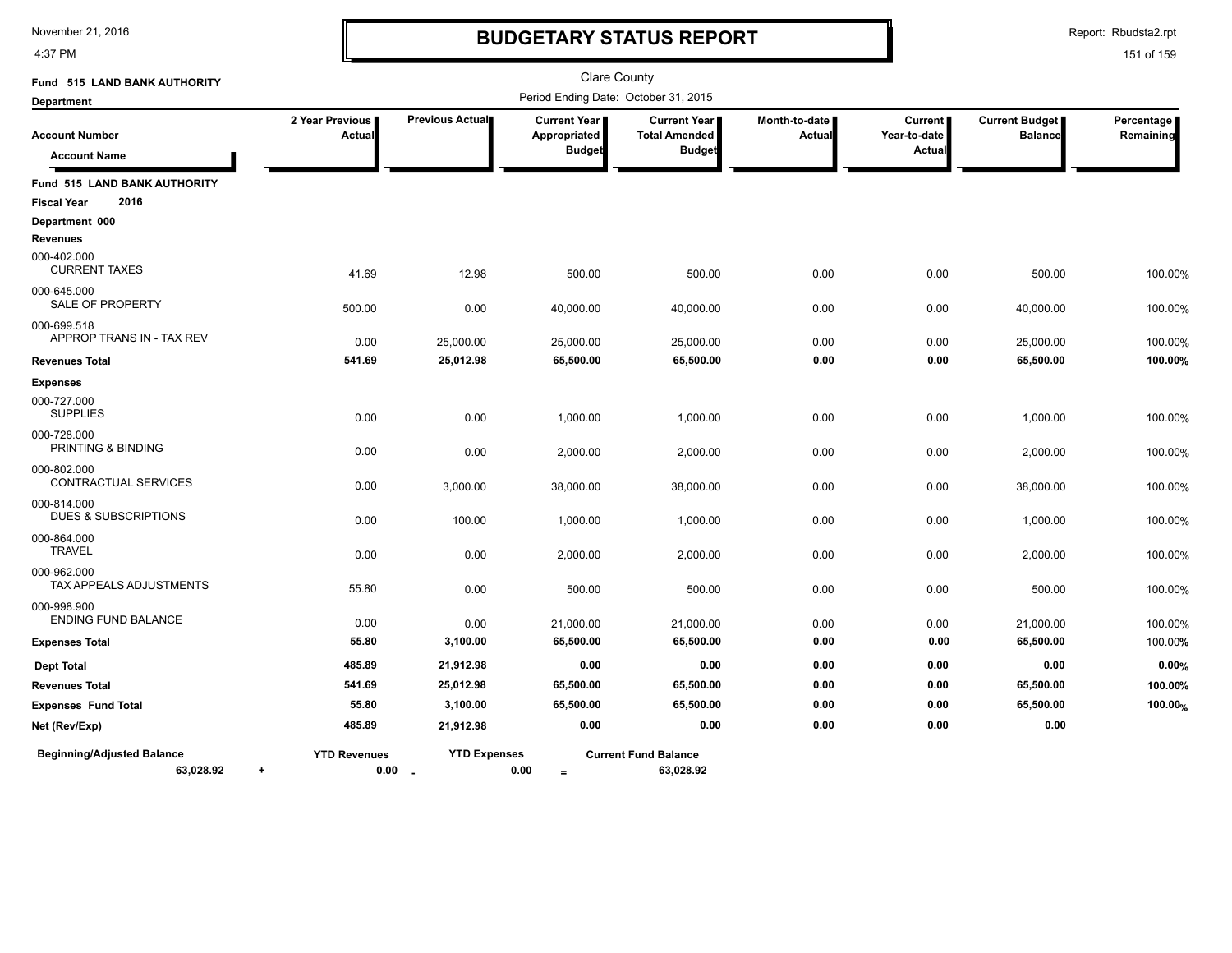# BUDGETARY STATUS REPORT

Clare County

Period Ending Date: October 31, 2015

**Fund 515 LAND BANK AUTHORITY**

**Department**

| Account Number / Account Name | 2 Year Previous Actual | Previous Actual | Current Year Appropriated Budget | Current Year Total Amended Budget | Month-to-date Actual | Current Year-to-date Actual | Current Budget Balance | Percentage Remaining |
|---|---|---|---|---|---|---|---|---|
| **Fund 515 LAND BANK AUTHORITY** | | | | | | | | |
| **Fiscal Year 2016** | | | | | | | | |
| **Department 000** | | | | | | | | |
| **Revenues** | | | | | | | | |
| 000-402.000 CURRENT TAXES | 41.69 | 12.98 | 500.00 | 500.00 | 0.00 | 0.00 | 500.00 | 100.00% |
| 000-645.000 SALE OF PROPERTY | 500.00 | 0.00 | 40,000.00 | 40,000.00 | 0.00 | 0.00 | 40,000.00 | 100.00% |
| 000-699.518 APPROP TRANS IN - TAX REV | 0.00 | 25,000.00 | 25,000.00 | 25,000.00 | 0.00 | 0.00 | 25,000.00 | 100.00% |
| **Revenues Total** | **541.69** | **25,012.98** | **65,500.00** | **65,500.00** | **0.00** | **0.00** | **65,500.00** | **100.00%** |
| **Expenses** | | | | | | | | |
| 000-727.000 SUPPLIES | 0.00 | 0.00 | 1,000.00 | 1,000.00 | 0.00 | 0.00 | 1,000.00 | 100.00% |
| 000-728.000 PRINTING & BINDING | 0.00 | 0.00 | 2,000.00 | 2,000.00 | 0.00 | 0.00 | 2,000.00 | 100.00% |
| 000-802.000 CONTRACTUAL SERVICES | 0.00 | 3,000.00 | 38,000.00 | 38,000.00 | 0.00 | 0.00 | 38,000.00 | 100.00% |
| 000-814.000 DUES & SUBSCRIPTIONS | 0.00 | 100.00 | 1,000.00 | 1,000.00 | 0.00 | 0.00 | 1,000.00 | 100.00% |
| 000-864.000 TRAVEL | 0.00 | 0.00 | 2,000.00 | 2,000.00 | 0.00 | 0.00 | 2,000.00 | 100.00% |
| 000-962.000 TAX APPEALS ADJUSTMENTS | 55.80 | 0.00 | 500.00 | 500.00 | 0.00 | 0.00 | 500.00 | 100.00% |
| 000-998.900 ENDING FUND BALANCE | 0.00 | 0.00 | 21,000.00 | 21,000.00 | 0.00 | 0.00 | 21,000.00 | 100.00% |
| **Expenses Total** | **55.80** | **3,100.00** | **65,500.00** | **65,500.00** | **0.00** | **0.00** | **65,500.00** | 100.00% |
| **Dept Total** | **485.89** | **21,912.98** | **0.00** | **0.00** | **0.00** | **0.00** | **0.00** | **0.00%** |
| **Revenues Total** | **541.69** | **25,012.98** | **65,500.00** | **65,500.00** | **0.00** | **0.00** | **65,500.00** | **100.00%** |
| **Expenses Fund Total** | **55.80** | **3,100.00** | **65,500.00** | **65,500.00** | **0.00** | **0.00** | **65,500.00** | **100.00%** |
| **Net (Rev/Exp)** | **485.89** | **21,912.98** | **0.00** | **0.00** | **0.00** | **0.00** | **0.00** | |

| Beginning/Adjusted Balance | | YTD Revenues | | YTD Expenses | | Current Fund Balance |
|---|---|---|---|---|---|---|
| **63,028.92** | + | **0.00** | - | **0.00** | = | **63,028.92** |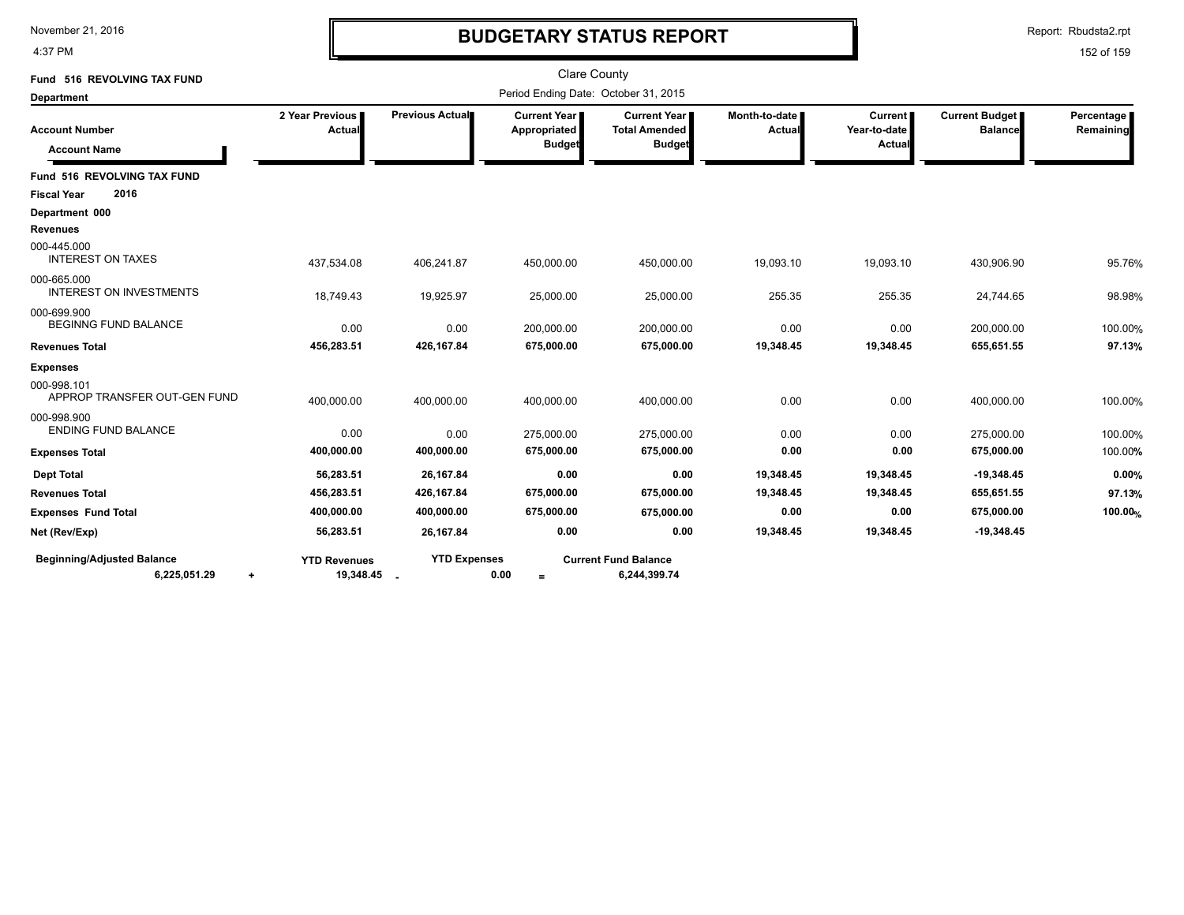# BUDGETARY STATUS REPORT

November 21, 2016
4:37 PM

Report: Rbudsta2.rpt

Clare County

Period Ending Date: October 31, 2015

**Fund 516 REVOLVING TAX FUND**

**Department**

| Account Number / Account Name | 2 Year Previous Actual | Previous Actual | Current Year Appropriated Budget | Current Year Total Amended Budget | Month-to-date Actual | Current Year-to-date Actual | Current Budget Balance | Percentage Remaining |
|---|---|---|---|---|---|---|---|---|
| **Fund 516 REVOLVING TAX FUND** | | | | | | | | |
| **Fiscal Year 2016** | | | | | | | | |
| **Department 000** | | | | | | | | |
| **Revenues** | | | | | | | | |
| 000-445.000 INTEREST ON TAXES | 437,534.08 | 406,241.87 | 450,000.00 | 450,000.00 | 19,093.10 | 19,093.10 | 430,906.90 | 95.76% |
| 000-665.000 INTEREST ON INVESTMENTS | 18,749.43 | 19,925.97 | 25,000.00 | 25,000.00 | 255.35 | 255.35 | 24,744.65 | 98.98% |
| 000-699.900 BEGINNG FUND BALANCE | 0.00 | 0.00 | 200,000.00 | 200,000.00 | 0.00 | 0.00 | 200,000.00 | 100.00% |
| **Revenues Total** | **456,283.51** | **426,167.84** | **675,000.00** | **675,000.00** | **19,348.45** | **19,348.45** | **655,651.55** | **97.13%** |
| **Expenses** | | | | | | | | |
| 000-998.101 APPROP TRANSFER OUT-GEN FUND | 400,000.00 | 400,000.00 | 400,000.00 | 400,000.00 | 0.00 | 0.00 | 400,000.00 | 100.00% |
| 000-998.900 ENDING FUND BALANCE | 0.00 | 0.00 | 275,000.00 | 275,000.00 | 0.00 | 0.00 | 275,000.00 | 100.00% |
| **Expenses Total** | **400,000.00** | **400,000.00** | **675,000.00** | **675,000.00** | **0.00** | **0.00** | **675,000.00** | 100.00% |
| **Dept Total** | **56,283.51** | **26,167.84** | **0.00** | **0.00** | **19,348.45** | **19,348.45** | **-19,348.45** | **0.00%** |
| **Revenues Total** | **456,283.51** | **426,167.84** | **675,000.00** | **675,000.00** | **19,348.45** | **19,348.45** | **655,651.55** | **97.13%** |
| **Expenses Fund Total** | **400,000.00** | **400,000.00** | **675,000.00** | **675,000.00** | **0.00** | **0.00** | **675,000.00** | **100.00%** |
| **Net (Rev/Exp)** | **56,283.51** | **26,167.84** | **0.00** | **0.00** | **19,348.45** | **19,348.45** | **-19,348.45** | |

| Beginning/Adjusted Balance | | YTD Revenues | | YTD Expenses | | Current Fund Balance |
|---|---|---|---|---|---|---|
| **6,225,051.29** | + | **19,348.45** | - | **0.00** | = | **6,244,399.74** |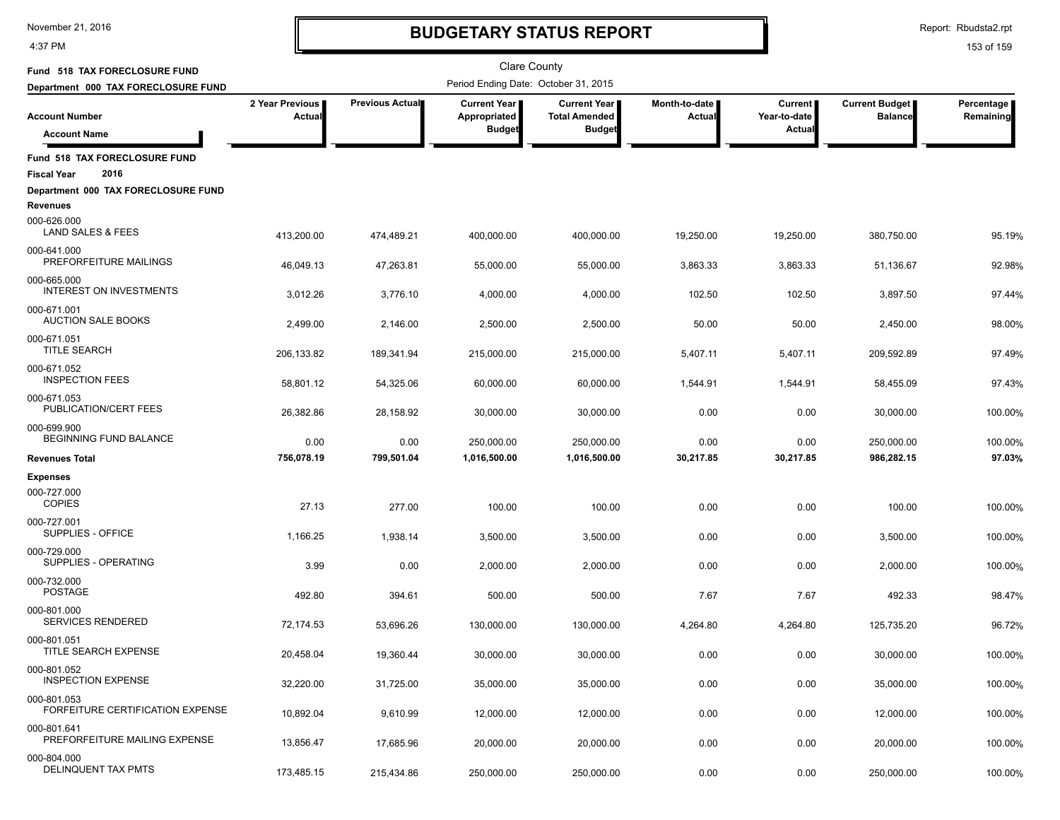# BUDGETARY STATUS REPORT

Clare County

**Fund 518 TAX FORECLOSURE FUND**

**Department 000 TAX FORECLOSURE FUND**

Period Ending Date: October 31, 2015

| Account Number / Account Name | 2 Year Previous Actual | Previous Actual | Current Year Appropriated Budget | Current Year Total Amended Budget | Month-to-date Actual | Current Year-to-date Actual | Current Budget Balance | Percentage Remaining |
|---|---|---|---|---|---|---|---|---|
| **Fund 518 TAX FORECLOSURE FUND** | | | | | | | | |
| **Fiscal Year 2016** | | | | | | | | |
| **Department 000 TAX FORECLOSURE FUND** | | | | | | | | |
| **Revenues** | | | | | | | | |
| 000-626.000 LAND SALES & FEES | 413,200.00 | 474,489.21 | 400,000.00 | 400,000.00 | 19,250.00 | 19,250.00 | 380,750.00 | 95.19% |
| 000-641.000 PREFORFEITURE MAILINGS | 46,049.13 | 47,263.81 | 55,000.00 | 55,000.00 | 3,863.33 | 3,863.33 | 51,136.67 | 92.98% |
| 000-665.000 INTEREST ON INVESTMENTS | 3,012.26 | 3,776.10 | 4,000.00 | 4,000.00 | 102.50 | 102.50 | 3,897.50 | 97.44% |
| 000-671.001 AUCTION SALE BOOKS | 2,499.00 | 2,146.00 | 2,500.00 | 2,500.00 | 50.00 | 50.00 | 2,450.00 | 98.00% |
| 000-671.051 TITLE SEARCH | 206,133.82 | 189,341.94 | 215,000.00 | 215,000.00 | 5,407.11 | 5,407.11 | 209,592.89 | 97.49% |
| 000-671.052 INSPECTION FEES | 58,801.12 | 54,325.06 | 60,000.00 | 60,000.00 | 1,544.91 | 1,544.91 | 58,455.09 | 97.43% |
| 000-671.053 PUBLICATION/CERT FEES | 26,382.86 | 28,158.92 | 30,000.00 | 30,000.00 | 0.00 | 0.00 | 30,000.00 | 100.00% |
| 000-699.900 BEGINNING FUND BALANCE | 0.00 | 0.00 | 250,000.00 | 250,000.00 | 0.00 | 0.00 | 250,000.00 | 100.00% |
| **Revenues Total** | **756,078.19** | **799,501.04** | **1,016,500.00** | **1,016,500.00** | **30,217.85** | **30,217.85** | **986,282.15** | **97.03%** |
| **Expenses** | | | | | | | | |
| 000-727.000 COPIES | 27.13 | 277.00 | 100.00 | 100.00 | 0.00 | 0.00 | 100.00 | 100.00% |
| 000-727.001 SUPPLIES - OFFICE | 1,166.25 | 1,938.14 | 3,500.00 | 3,500.00 | 0.00 | 0.00 | 3,500.00 | 100.00% |
| 000-729.000 SUPPLIES - OPERATING | 3.99 | 0.00 | 2,000.00 | 2,000.00 | 0.00 | 0.00 | 2,000.00 | 100.00% |
| 000-732.000 POSTAGE | 492.80 | 394.61 | 500.00 | 500.00 | 7.67 | 7.67 | 492.33 | 98.47% |
| 000-801.000 SERVICES RENDERED | 72,174.53 | 53,696.26 | 130,000.00 | 130,000.00 | 4,264.80 | 4,264.80 | 125,735.20 | 96.72% |
| 000-801.051 TITLE SEARCH EXPENSE | 20,458.04 | 19,360.44 | 30,000.00 | 30,000.00 | 0.00 | 0.00 | 30,000.00 | 100.00% |
| 000-801.052 INSPECTION EXPENSE | 32,220.00 | 31,725.00 | 35,000.00 | 35,000.00 | 0.00 | 0.00 | 35,000.00 | 100.00% |
| 000-801.053 FORFEITURE CERTIFICATION EXPENSE | 10,892.04 | 9,610.99 | 12,000.00 | 12,000.00 | 0.00 | 0.00 | 12,000.00 | 100.00% |
| 000-801.641 PREFORFEITURE MAILING EXPENSE | 13,856.47 | 17,685.96 | 20,000.00 | 20,000.00 | 0.00 | 0.00 | 20,000.00 | 100.00% |
| 000-804.000 DELINQUENT TAX PMTS | 173,485.15 | 215,434.86 | 250,000.00 | 250,000.00 | 0.00 | 0.00 | 250,000.00 | 100.00% |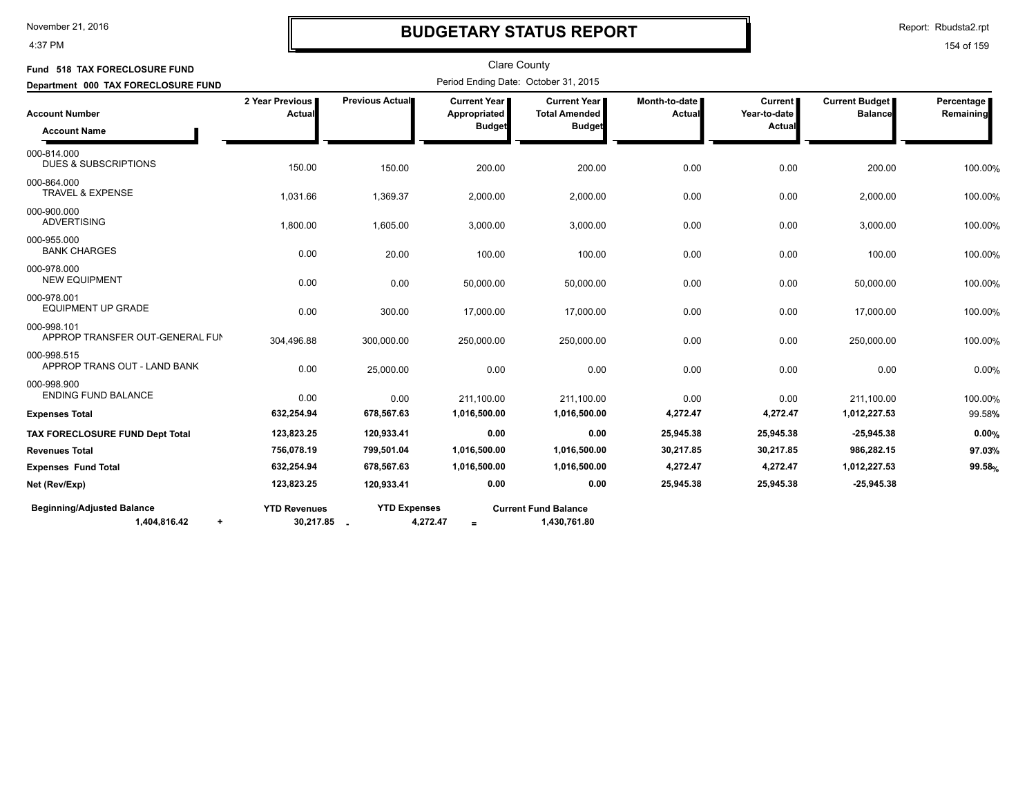# BUDGETARY STATUS REPORT

November 21, 2016
4:37 PM

Report: Rbudsta2.rpt

Clare County

**Fund 518 TAX FORECLOSURE FUND**

**Department 000 TAX FORECLOSURE FUND**

Period Ending Date: October 31, 2015

| Account Number / Account Name | 2 Year Previous Actual | Previous Actual | Current Year Appropriated Budget | Current Year Total Amended Budget | Month-to-date Actual | Current Year-to-date Actual | Current Budget Balance | Percentage Remaining |
|---|---|---|---|---|---|---|---|---|
| 000-814.000 DUES & SUBSCRIPTIONS | 150.00 | 150.00 | 200.00 | 200.00 | 0.00 | 0.00 | 200.00 | 100.00% |
| 000-864.000 TRAVEL & EXPENSE | 1,031.66 | 1,369.37 | 2,000.00 | 2,000.00 | 0.00 | 0.00 | 2,000.00 | 100.00% |
| 000-900.000 ADVERTISING | 1,800.00 | 1,605.00 | 3,000.00 | 3,000.00 | 0.00 | 0.00 | 3,000.00 | 100.00% |
| 000-955.000 BANK CHARGES | 0.00 | 20.00 | 100.00 | 100.00 | 0.00 | 0.00 | 100.00 | 100.00% |
| 000-978.000 NEW EQUIPMENT | 0.00 | 0.00 | 50,000.00 | 50,000.00 | 0.00 | 0.00 | 50,000.00 | 100.00% |
| 000-978.001 EQUIPMENT UP GRADE | 0.00 | 300.00 | 17,000.00 | 17,000.00 | 0.00 | 0.00 | 17,000.00 | 100.00% |
| 000-998.101 APPROP TRANSFER OUT-GENERAL FUN | 304,496.88 | 300,000.00 | 250,000.00 | 250,000.00 | 0.00 | 0.00 | 250,000.00 | 100.00% |
| 000-998.515 APPROP TRANS OUT - LAND BANK | 0.00 | 25,000.00 | 0.00 | 0.00 | 0.00 | 0.00 | 0.00 | 0.00% |
| 000-998.900 ENDING FUND BALANCE | 0.00 | 0.00 | 211,100.00 | 211,100.00 | 0.00 | 0.00 | 211,100.00 | 100.00% |
| **Expenses Total** | **632,254.94** | **678,567.63** | **1,016,500.00** | **1,016,500.00** | **4,272.47** | **4,272.47** | **1,012,227.53** | 99.58% |
| **TAX FORECLOSURE FUND Dept Total** | **123,823.25** | **120,933.41** | **0.00** | **0.00** | **25,945.38** | **25,945.38** | **-25,945.38** | **0.00%** |
| **Revenues Total** | **756,078.19** | **799,501.04** | **1,016,500.00** | **1,016,500.00** | **30,217.85** | **30,217.85** | **986,282.15** | **97.03%** |
| **Expenses Fund Total** | **632,254.94** | **678,567.63** | **1,016,500.00** | **1,016,500.00** | **4,272.47** | **4,272.47** | **1,012,227.53** | **99.58%** |
| **Net (Rev/Exp)** | **123,823.25** | **120,933.41** | **0.00** | **0.00** | **25,945.38** | **25,945.38** | **-25,945.38** | |

| Beginning/Adjusted Balance | | YTD Revenues | | YTD Expenses | | Current Fund Balance |
|---|---|---|---|---|---|---|
| 1,404,816.42 | + | 30,217.85 | - | 4,272.47 | = | 1,430,761.80 |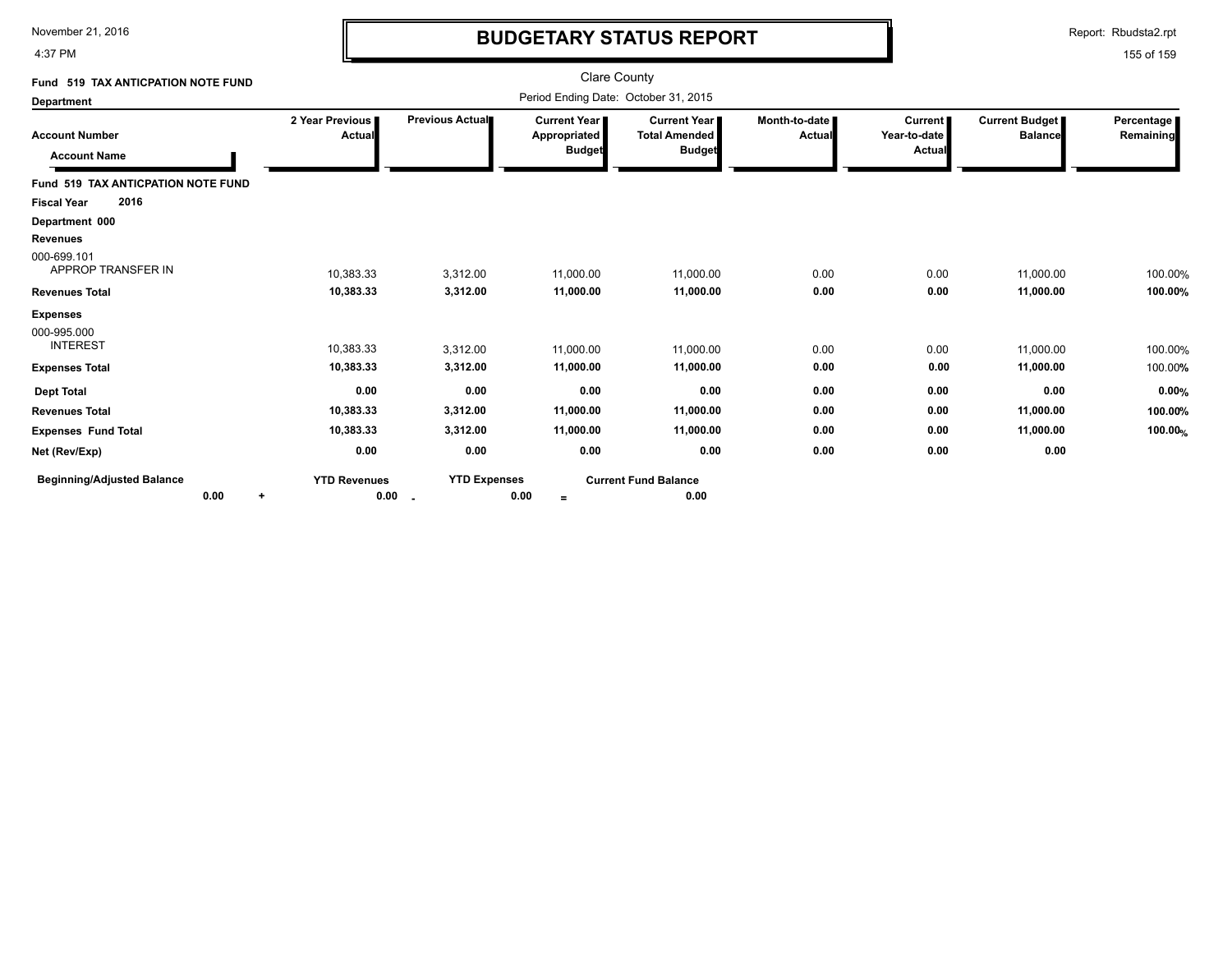# BUDGETARY STATUS REPORT

Clare County

Period Ending Date: October 31, 2015

**Fund 519 TAX ANTICPATION NOTE FUND**

**Department**

| Account Number / Account Name | 2 Year Previous Actual | Previous Actual | Current Year Appropriated Budget | Current Year Total Amended Budget | Month-to-date Actual | Current Year-to-date Actual | Current Budget Balance | Percentage Remaining |
|---|---|---|---|---|---|---|---|---|
| **Fund 519 TAX ANTICPATION NOTE FUND** | | | | | | | | |
| **Fiscal Year 2016** | | | | | | | | |
| **Department 000** | | | | | | | | |
| **Revenues** | | | | | | | | |
| 000-699.101 APPROP TRANSFER IN | 10,383.33 | 3,312.00 | 11,000.00 | 11,000.00 | 0.00 | 0.00 | 11,000.00 | 100.00% |
| **Revenues Total** | **10,383.33** | **3,312.00** | **11,000.00** | **11,000.00** | **0.00** | **0.00** | **11,000.00** | **100.00%** |
| **Expenses** | | | | | | | | |
| 000-995.000 INTEREST | 10,383.33 | 3,312.00 | 11,000.00 | 11,000.00 | 0.00 | 0.00 | 11,000.00 | 100.00% |
| **Expenses Total** | **10,383.33** | **3,312.00** | **11,000.00** | **11,000.00** | **0.00** | **0.00** | **11,000.00** | 100.00% |
| **Dept Total** | **0.00** | **0.00** | **0.00** | **0.00** | **0.00** | **0.00** | **0.00** | **0.00%** |
| **Revenues Total** | **10,383.33** | **3,312.00** | **11,000.00** | **11,000.00** | **0.00** | **0.00** | **11,000.00** | **100.00%** |
| **Expenses Fund Total** | **10,383.33** | **3,312.00** | **11,000.00** | **11,000.00** | **0.00** | **0.00** | **11,000.00** | **100.00%** |
| **Net (Rev/Exp)** | **0.00** | **0.00** | **0.00** | **0.00** | **0.00** | **0.00** | **0.00** | |

| Beginning/Adjusted Balance | | YTD Revenues | | YTD Expenses | | Current Fund Balance |
|---|---|---|---|---|---|---|
| 0.00 | + | 0.00 | - | 0.00 | = | 0.00 |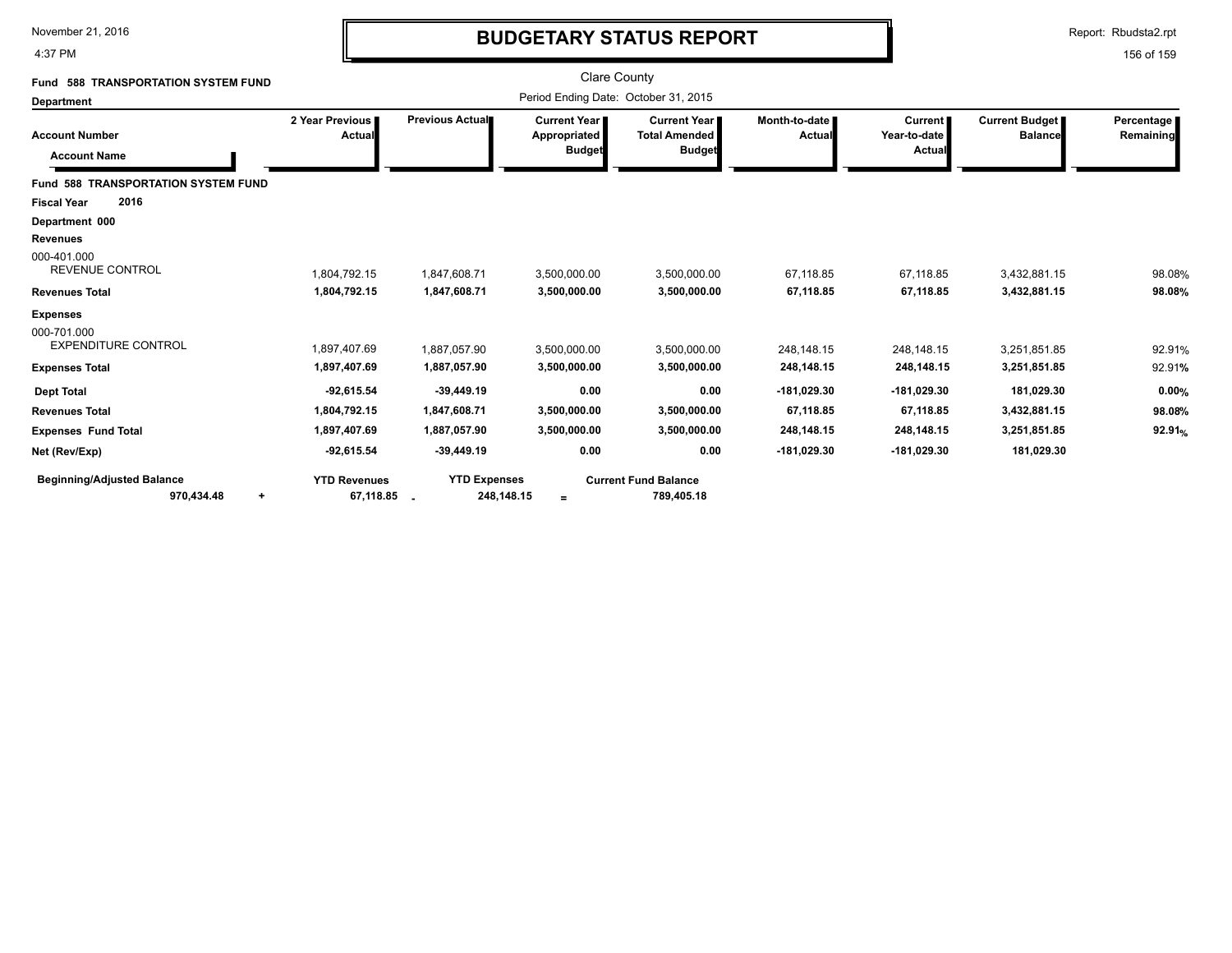# BUDGETARY STATUS REPORT

November 21, 2016
4:37 PM

Report: Rbudsta2.rpt

Clare County

**Fund 588 TRANSPORTATION SYSTEM FUND**

**Department**

Period Ending Date: October 31, 2015

| Account Number / Account Name | 2 Year Previous Actual | Previous Actual | Current Year Appropriated Budget | Current Year Total Amended Budget | Month-to-date Actual | Current Year-to-date Actual | Current Budget Balance | Percentage Remaining |
|---|---|---|---|---|---|---|---|---|
| **Fund 588 TRANSPORTATION SYSTEM FUND** | | | | | | | | |
| **Fiscal Year 2016** | | | | | | | | |
| **Department 000** | | | | | | | | |
| **Revenues** | | | | | | | | |
| 000-401.000 REVENUE CONTROL | 1,804,792.15 | 1,847,608.71 | 3,500,000.00 | 3,500,000.00 | 67,118.85 | 67,118.85 | 3,432,881.15 | 98.08% |
| **Revenues Total** | **1,804,792.15** | **1,847,608.71** | **3,500,000.00** | **3,500,000.00** | **67,118.85** | **67,118.85** | **3,432,881.15** | **98.08%** |
| **Expenses** | | | | | | | | |
| 000-701.000 EXPENDITURE CONTROL | 1,897,407.69 | 1,887,057.90 | 3,500,000.00 | 3,500,000.00 | 248,148.15 | 248,148.15 | 3,251,851.85 | 92.91% |
| **Expenses Total** | **1,897,407.69** | **1,887,057.90** | **3,500,000.00** | **3,500,000.00** | **248,148.15** | **248,148.15** | **3,251,851.85** | 92.91% |
| **Dept Total** | **-92,615.54** | **-39,449.19** | **0.00** | **0.00** | **-181,029.30** | **-181,029.30** | **181,029.30** | **0.00%** |
| **Revenues Total** | **1,804,792.15** | **1,847,608.71** | **3,500,000.00** | **3,500,000.00** | **67,118.85** | **67,118.85** | **3,432,881.15** | **98.08%** |
| **Expenses Fund Total** | **1,897,407.69** | **1,887,057.90** | **3,500,000.00** | **3,500,000.00** | **248,148.15** | **248,148.15** | **3,251,851.85** | **92.91%** |
| **Net (Rev/Exp)** | **-92,615.54** | **-39,449.19** | **0.00** | **0.00** | **-181,029.30** | **-181,029.30** | **181,029.30** | |

| Beginning/Adjusted Balance | | YTD Revenues | | YTD Expenses | | Current Fund Balance |
|---|---|---|---|---|---|---|
| **970,434.48** | + | **67,118.85** | - | **248,148.15** | = | **789,405.18** |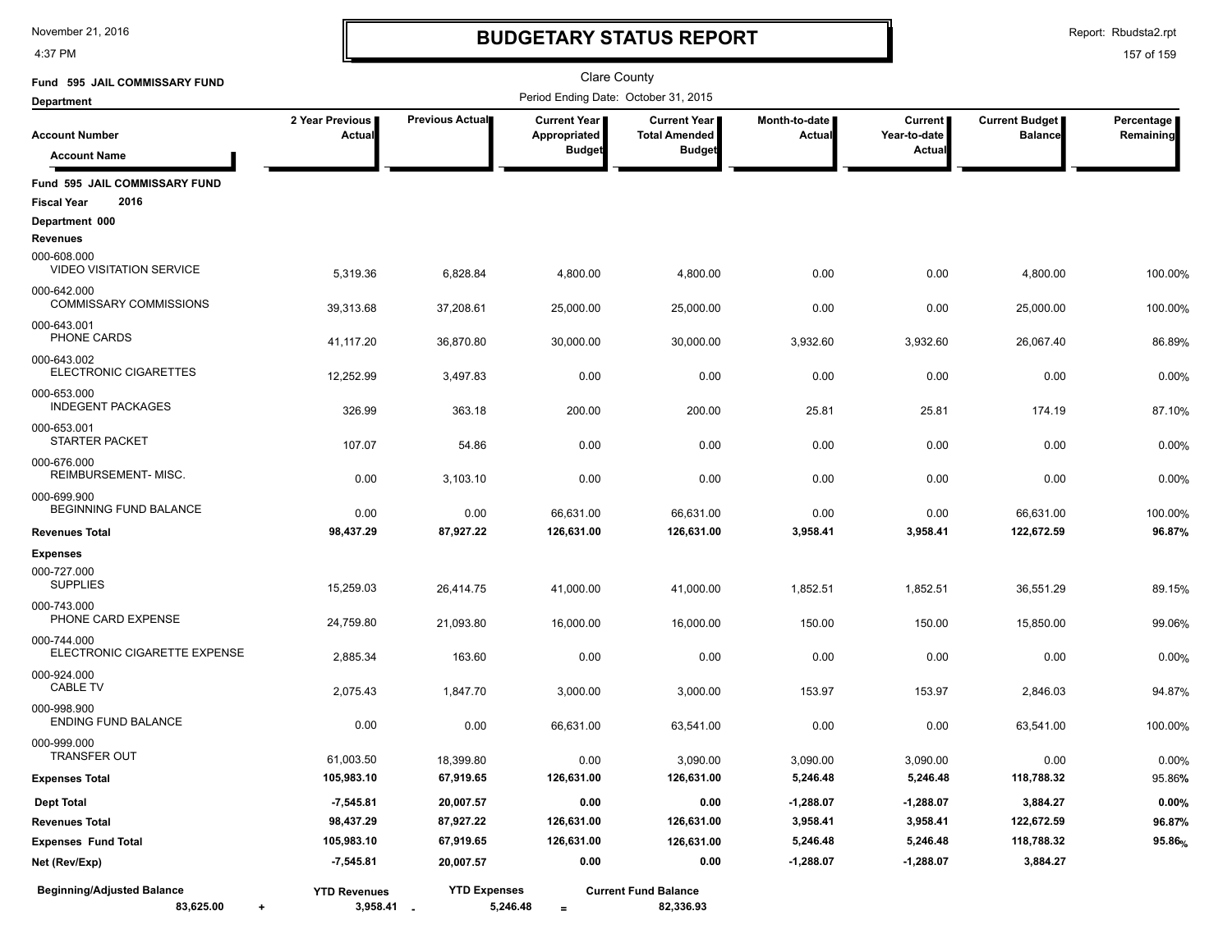# BUDGETARY STATUS REPORT

November 21, 2016
4:37 PM

Report: Rbudsta2.rpt

Clare County

Fund 595 JAIL COMMISSARY FUND

Department

Period Ending Date: October 31, 2015

| Account Number / Account Name | 2 Year Previous Actual | Previous Actual | Current Year Appropriated Budget | Current Year Total Amended Budget | Month-to-date Actual | Current Year-to-date Actual | Current Budget Balance | Percentage Remaining |
|---|---|---|---|---|---|---|---|---|
| **Fund 595 JAIL COMMISSARY FUND** | | | | | | | | |
| **Fiscal Year 2016** | | | | | | | | |
| **Department 000** | | | | | | | | |
| **Revenues** | | | | | | | | |
| 000-608.000 VIDEO VISITATION SERVICE | 5,319.36 | 6,828.84 | 4,800.00 | 4,800.00 | 0.00 | 0.00 | 4,800.00 | 100.00% |
| 000-642.000 COMMISSARY COMMISSIONS | 39,313.68 | 37,208.61 | 25,000.00 | 25,000.00 | 0.00 | 0.00 | 25,000.00 | 100.00% |
| 000-643.001 PHONE CARDS | 41,117.20 | 36,870.80 | 30,000.00 | 30,000.00 | 3,932.60 | 3,932.60 | 26,067.40 | 86.89% |
| 000-643.002 ELECTRONIC CIGARETTES | 12,252.99 | 3,497.83 | 0.00 | 0.00 | 0.00 | 0.00 | 0.00 | 0.00% |
| 000-653.000 INDEGENT PACKAGES | 326.99 | 363.18 | 200.00 | 200.00 | 25.81 | 25.81 | 174.19 | 87.10% |
| 000-653.001 STARTER PACKET | 107.07 | 54.86 | 0.00 | 0.00 | 0.00 | 0.00 | 0.00 | 0.00% |
| 000-676.000 REIMBURSEMENT- MISC. | 0.00 | 3,103.10 | 0.00 | 0.00 | 0.00 | 0.00 | 0.00 | 0.00% |
| 000-699.900 BEGINNING FUND BALANCE | 0.00 | 0.00 | 66,631.00 | 66,631.00 | 0.00 | 0.00 | 66,631.00 | 100.00% |
| **Revenues Total** | **98,437.29** | **87,927.22** | **126,631.00** | **126,631.00** | **3,958.41** | **3,958.41** | **122,672.59** | **96.87%** |
| **Expenses** | | | | | | | | |
| 000-727.000 SUPPLIES | 15,259.03 | 26,414.75 | 41,000.00 | 41,000.00 | 1,852.51 | 1,852.51 | 36,551.29 | 89.15% |
| 000-743.000 PHONE CARD EXPENSE | 24,759.80 | 21,093.80 | 16,000.00 | 16,000.00 | 150.00 | 150.00 | 15,850.00 | 99.06% |
| 000-744.000 ELECTRONIC CIGARETTE EXPENSE | 2,885.34 | 163.60 | 0.00 | 0.00 | 0.00 | 0.00 | 0.00 | 0.00% |
| 000-924.000 CABLE TV | 2,075.43 | 1,847.70 | 3,000.00 | 3,000.00 | 153.97 | 153.97 | 2,846.03 | 94.87% |
| 000-998.900 ENDING FUND BALANCE | 0.00 | 0.00 | 66,631.00 | 63,541.00 | 0.00 | 0.00 | 63,541.00 | 100.00% |
| 000-999.000 TRANSFER OUT | 61,003.50 | 18,399.80 | 0.00 | 3,090.00 | 3,090.00 | 3,090.00 | 0.00 | 0.00% |
| **Expenses Total** | **105,983.10** | **67,919.65** | **126,631.00** | **126,631.00** | **5,246.48** | **5,246.48** | **118,788.32** | 95.86% |
| **Dept Total** | **-7,545.81** | **20,007.57** | **0.00** | **0.00** | **-1,288.07** | **-1,288.07** | **3,884.27** | **0.00%** |
| **Revenues Total** | **98,437.29** | **87,927.22** | **126,631.00** | **126,631.00** | **3,958.41** | **3,958.41** | **122,672.59** | **96.87%** |
| **Expenses Fund Total** | **105,983.10** | **67,919.65** | **126,631.00** | **126,631.00** | **5,246.48** | **5,246.48** | **118,788.32** | **95.86%** |
| **Net (Rev/Exp)** | **-7,545.81** | **20,007.57** | **0.00** | **0.00** | **-1,288.07** | **-1,288.07** | **3,884.27** | |

| Beginning/Adjusted Balance | | YTD Revenues | | YTD Expenses | | Current Fund Balance |
|---|---|---|---|---|---|---|
| **83,625.00** | + | **3,958.41** | - | **5,246.48** | = | **82,336.93** |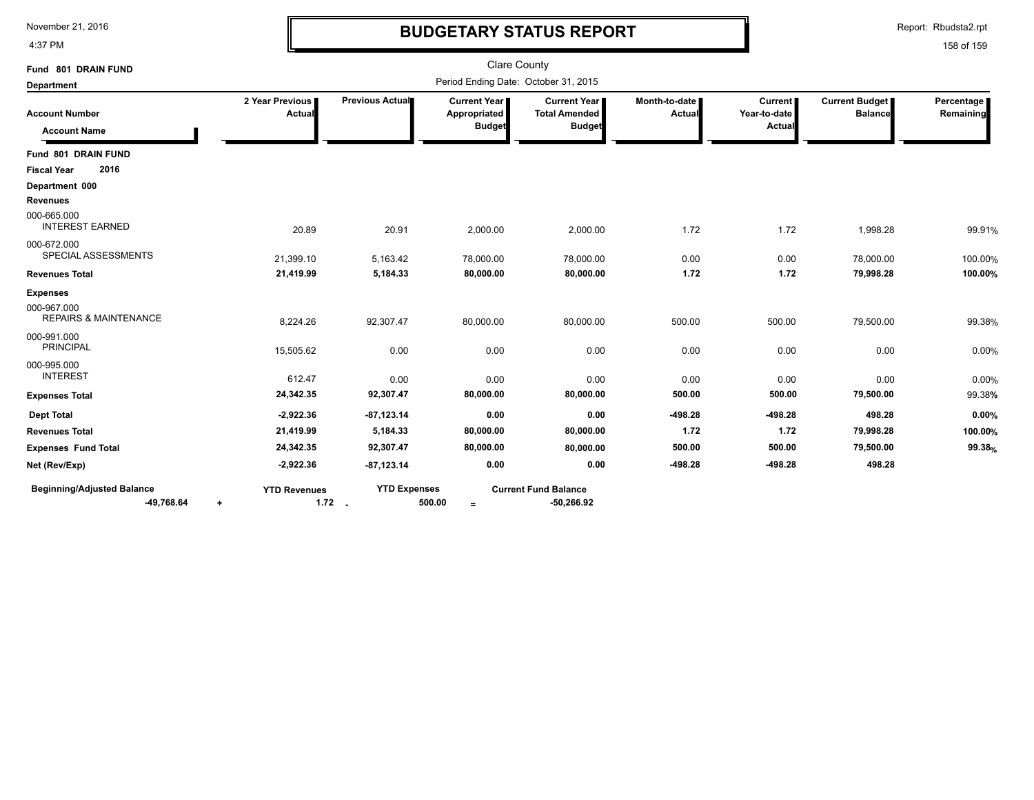# BUDGETARY STATUS REPORT

Clare County

Period Ending Date: October 31, 2015

**Fund 801 DRAIN FUND**

**Department**

| Account Number / Account Name | 2 Year Previous Actual | Previous Actual | Current Year Appropriated Budget | Current Year Total Amended Budget | Month-to-date Actual | Current Year-to-date Actual | Current Budget Balance | Percentage Remaining |
|---|---|---|---|---|---|---|---|---|
| **Fund 801 DRAIN FUND** | | | | | | | | |
| **Fiscal Year 2016** | | | | | | | | |
| **Department 000** | | | | | | | | |
| **Revenues** | | | | | | | | |
| 000-665.000 INTEREST EARNED | 20.89 | 20.91 | 2,000.00 | 2,000.00 | 1.72 | 1.72 | 1,998.28 | 99.91% |
| 000-672.000 SPECIAL ASSESSMENTS | 21,399.10 | 5,163.42 | 78,000.00 | 78,000.00 | 0.00 | 0.00 | 78,000.00 | 100.00% |
| **Revenues Total** | **21,419.99** | **5,184.33** | **80,000.00** | **80,000.00** | **1.72** | **1.72** | **79,998.28** | **100.00%** |
| **Expenses** | | | | | | | | |
| 000-967.000 REPAIRS & MAINTENANCE | 8,224.26 | 92,307.47 | 80,000.00 | 80,000.00 | 500.00 | 500.00 | 79,500.00 | 99.38% |
| 000-991.000 PRINCIPAL | 15,505.62 | 0.00 | 0.00 | 0.00 | 0.00 | 0.00 | 0.00 | 0.00% |
| 000-995.000 INTEREST | 612.47 | 0.00 | 0.00 | 0.00 | 0.00 | 0.00 | 0.00 | 0.00% |
| **Expenses Total** | **24,342.35** | **92,307.47** | **80,000.00** | **80,000.00** | **500.00** | **500.00** | **79,500.00** | 99.38% |
| **Dept Total** | **-2,922.36** | **-87,123.14** | **0.00** | **0.00** | **-498.28** | **-498.28** | **498.28** | **0.00%** |
| **Revenues Total** | **21,419.99** | **5,184.33** | **80,000.00** | **80,000.00** | **1.72** | **1.72** | **79,998.28** | **100.00%** |
| **Expenses Fund Total** | **24,342.35** | **92,307.47** | **80,000.00** | **80,000.00** | **500.00** | **500.00** | **79,500.00** | **99.38%** |
| **Net (Rev/Exp)** | **-2,922.36** | **-87,123.14** | **0.00** | **0.00** | **-498.28** | **-498.28** | **498.28** | |

| Beginning/Adjusted Balance | | YTD Revenues | | YTD Expenses | | Current Fund Balance |
|---|---|---|---|---|---|---|
| -49,768.64 | + | 1.72 | - | 500.00 | = | -50,266.92 |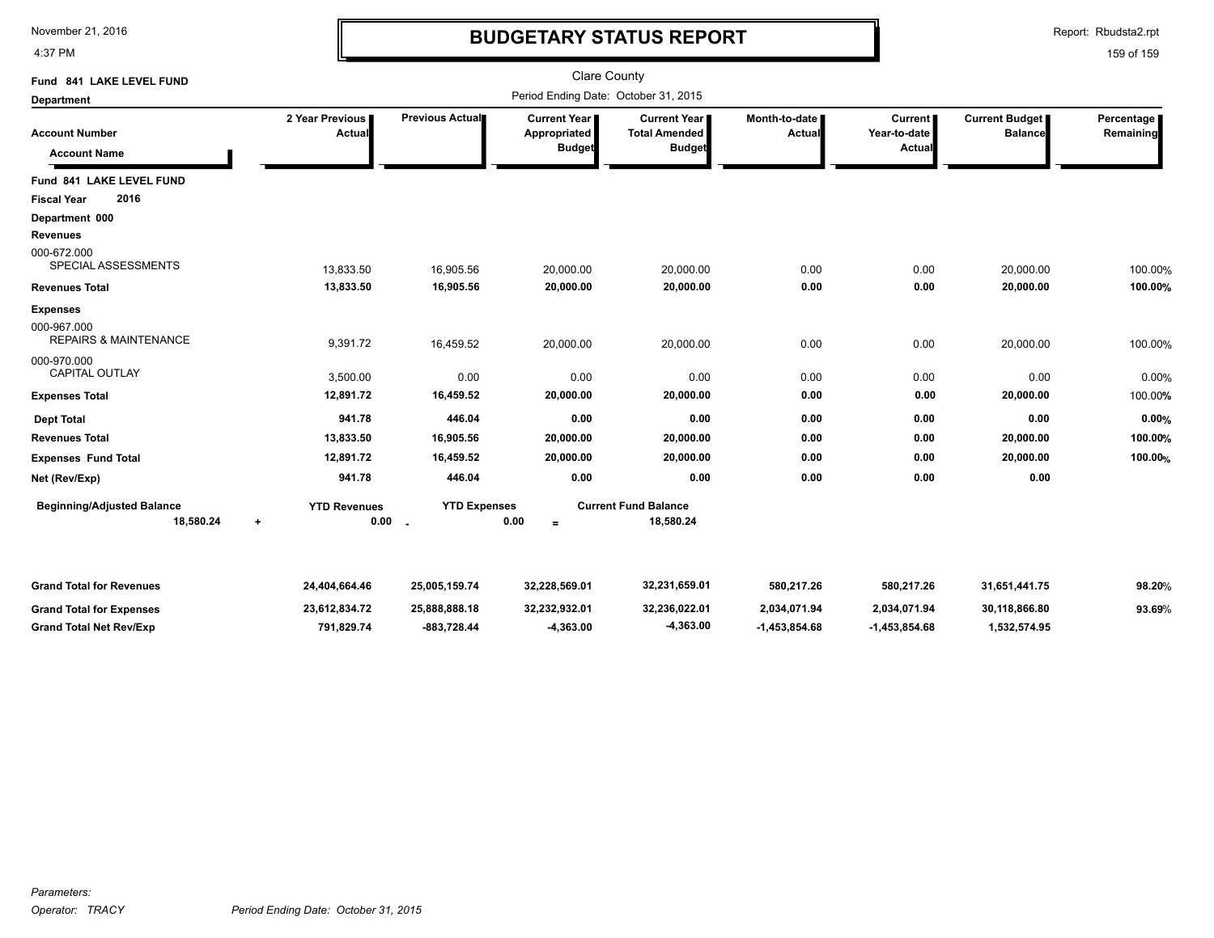November 21, 2016
4:37 PM

# BUDGETARY STATUS REPORT

Report: Rbudsta2.rpt

Clare County

Period Ending Date: October 31, 2015

**Fund 841 LAKE LEVEL FUND**

**Department**

| Account Number / Account Name | 2 Year Previous Actual | Previous Actual | Current Year Appropriated Budget | Current Year Total Amended Budget | Month-to-date Actual | Current Year-to-date Actual | Current Budget Balance | Percentage Remaining |
|---|---|---|---|---|---|---|---|---|
| **Fund 841 LAKE LEVEL FUND** | | | | | | | | |
| **Fiscal Year 2016** | | | | | | | | |
| **Department 000** | | | | | | | | |
| **Revenues** | | | | | | | | |
| 000-672.000 SPECIAL ASSESSMENTS | 13,833.50 | 16,905.56 | 20,000.00 | 20,000.00 | 0.00 | 0.00 | 20,000.00 | 100.00% |
| **Revenues Total** | **13,833.50** | **16,905.56** | **20,000.00** | **20,000.00** | **0.00** | **0.00** | **20,000.00** | **100.00%** |
| **Expenses** | | | | | | | | |
| 000-967.000 REPAIRS & MAINTENANCE | 9,391.72 | 16,459.52 | 20,000.00 | 20,000.00 | 0.00 | 0.00 | 20,000.00 | 100.00% |
| 000-970.000 CAPITAL OUTLAY | 3,500.00 | 0.00 | 0.00 | 0.00 | 0.00 | 0.00 | 0.00 | 0.00% |
| **Expenses Total** | **12,891.72** | **16,459.52** | **20,000.00** | **20,000.00** | **0.00** | **0.00** | **20,000.00** | 100.00% |
| **Dept Total** | **941.78** | **446.04** | **0.00** | **0.00** | **0.00** | **0.00** | **0.00** | **0.00%** |
| **Revenues Total** | **13,833.50** | **16,905.56** | **20,000.00** | **20,000.00** | **0.00** | **0.00** | **20,000.00** | **100.00%** |
| **Expenses Fund Total** | **12,891.72** | **16,459.52** | **20,000.00** | **20,000.00** | **0.00** | **0.00** | **20,000.00** | **100.00%** |
| **Net (Rev/Exp)** | **941.78** | **446.04** | **0.00** | **0.00** | **0.00** | **0.00** | **0.00** | |

| Beginning/Adjusted Balance | | YTD Revenues | | YTD Expenses | | Current Fund Balance |
|---|---|---|---|---|---|---|
| 18,580.24 | + | 0.00 | - | 0.00 | = | 18,580.24 |

| | 2 Year Previous Actual | Previous Actual | Current Year Appropriated Budget | Current Year Total Amended Budget | Month-to-date Actual | Current Year-to-date Actual | Current Budget Balance | Percentage Remaining |
|---|---|---|---|---|---|---|---|---|
| **Grand Total for Revenues** | **24,404,664.46** | **25,005,159.74** | **32,228,569.01** | **32,231,659.01** | **580,217.26** | **580,217.26** | **31,651,441.75** | **98.20%** |
| **Grand Total for Expenses** | **23,612,834.72** | **25,888,888.18** | **32,232,932.01** | **32,236,022.01** | **2,034,071.94** | **2,034,071.94** | **30,118,866.80** | **93.69%** |
| **Grand Total Net Rev/Exp** | **791,829.74** | **-883,728.44** | **-4,363.00** | **-4,363.00** | **-1,453,854.68** | **-1,453,854.68** | **1,532,574.95** | |

*Parameters:*

*Operator: TRACY* *Period Ending Date: October 31, 2015*